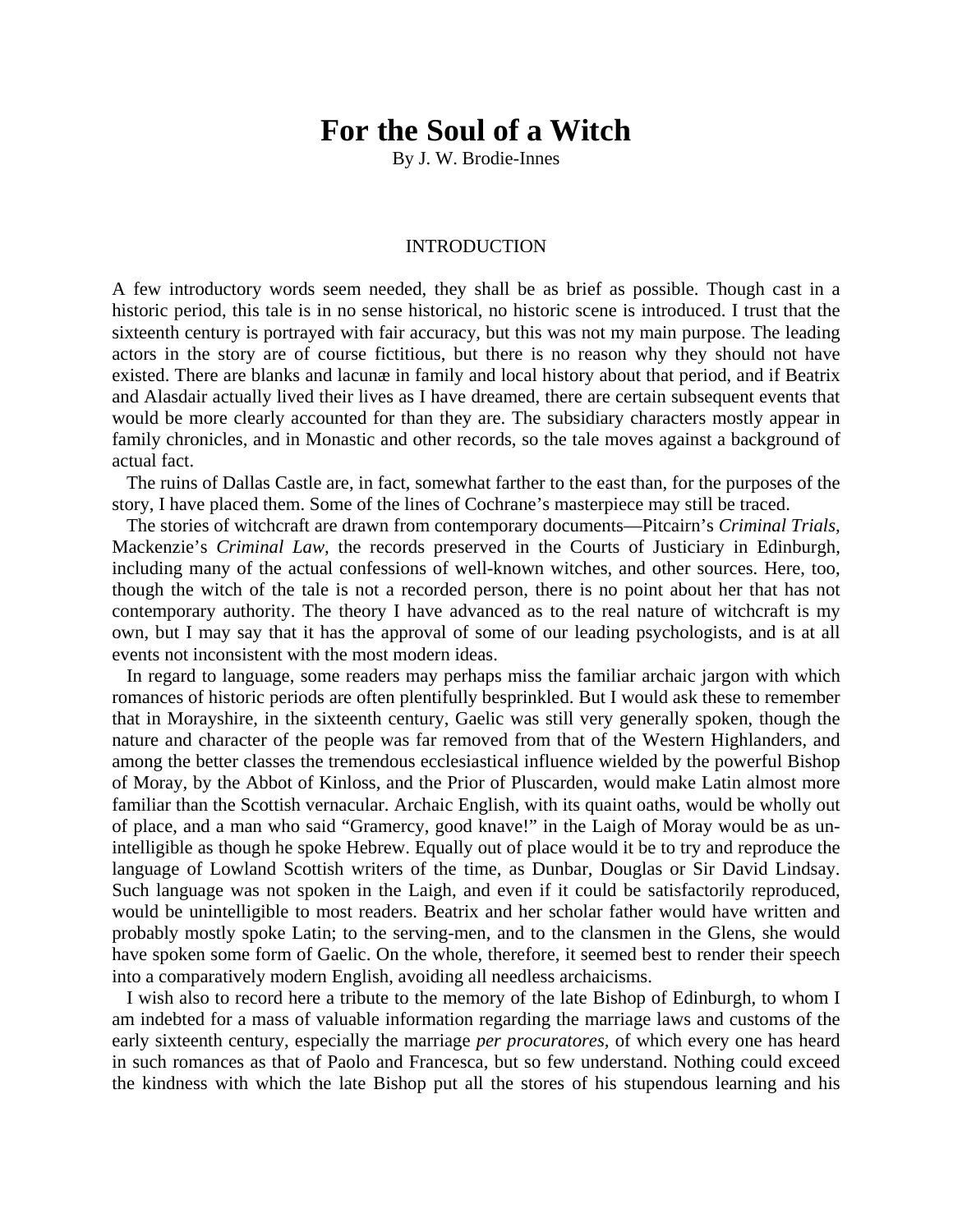# For the Soul of a Witch

By J. W. Brodie-Innes

## INTRODUCTION

A few introductory words seem needed, they shall be as brief as possible. Though cast in a historic period, this tale is in no sense historical, no historic scene is introduced. I trust that the sixteenth century is portrayed with fair accuracy, but this was not my main purpose. The leading actors in the story are of course fictitious, but there is no reason why they should not have existed. There are blanks and lacunæ in family and local history about that period, and if Beatrix and Alasdair actually lived their lives as I have dreamed, there are certain subsequent events that would be more clearly accounted for than they are. The subsidiary characters mostly appear in family chronicles, and in Monastic and other records, so the tale moves against a background of actual fact.

The ruins of Dallas Castle are, in fact, somewhat farther to the east than, for the purposes of the story, I have placed them. Some of the lines of Cochrane's masterpiece may still be traced.

The stories of witchcraft are drawn from contemporary documents—Pitcairn's *Criminal Trials*, Mackenzie's *Criminal Law*, the records preserved in the Courts of Justiciary in Edinburgh, including many of the actual confessions of well-known witches, and other sources. Here, too, though the witch of the tale is not a recorded person, there is no point about her that has not contemporary authority. The theory I have advanced as to the real nature of witchcraft is my own, but I may say that it has the approval of some of our leading psychologists, and is at all events not inconsistent with the most modern ideas.

In regard to language, some readers may perhaps miss the familiar archaic jargon with which romances of historic periods are often plentifully besprinkled. But I would ask these to remember that in Morayshire, in the sixteenth century, Gaelic was still very generally spoken, though the nature and character of the people was far removed from that of the Western Highlanders, and among the better classes the tremendous ecclesiastical influence wielded by the powerful Bishop of Moray, by the Abbot of Kinloss, and the Prior of Pluscarden, would make Latin almost more familiar than the Scottish vernacular. Archaic English, with its quaint oaths, would be wholly out of place, and a man who said "Gramercy, good knave!" in the Laigh of Moray would be as un-intelligible as though he spoke Hebrew. Equally out of place would it be to try and reproduce the language of Lowland Scottish writers of the time, as Dunbar, Douglas or Sir David Lindsay. Such language was not spoken in the Laigh, and even if it could be satisfactorily reproduced, would be unintelligible to most readers. Beatrix and her scholar father would have written and probably mostly spoke Latin; to the serving-men, and to the clansmen in the Glens, she would have spoken some form of Gaelic. On the whole, therefore, it seemed best to render their speech into a comparatively modern English, avoiding all needless archaicisms.

I wish also to record here a tribute to the memory of the late Bishop of Edinburgh, to whom I am indebted for a mass of valuable information regarding the marriage laws and customs of the early sixteenth century, especially the marriage *per procuratores*, of which every one has heard in such romances as that of Paolo and Francesca, but so few understand. Nothing could exceed the kindness with which the late Bishop put all the stores of his stupendous learning and his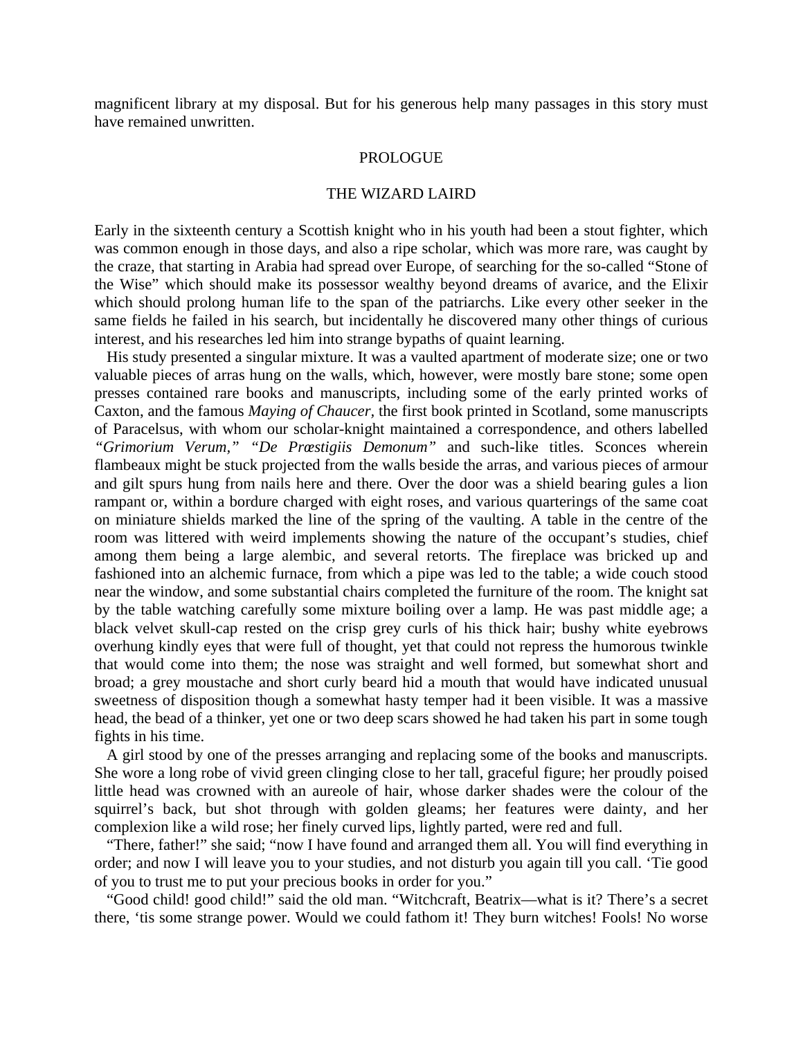magnificent library at my disposal. But for his generous help many passages in this story must have remained unwritten.

## PROLOGUE

## THE WIZARD LAIRD

Early in the sixteenth century a Scottish knight who in his youth had been a stout fighter, which was common enough in those days, and also a ripe scholar, which was more rare, was caught by the craze, that starting in Arabia had spread over Europe, of searching for the so-called "Stone of the Wise" which should make its possessor wealthy beyond dreams of avarice, and the Elixir which should prolong human life to the span of the patriarchs. Like every other seeker in the same fields he failed in his search, but incidentally he discovered many other things of curious interest, and his researches led him into strange bypaths of quaint learning.

His study presented a singular mixture. It was a vaulted apartment of moderate size; one or two valuable pieces of arras hung on the walls, which, however, were mostly bare stone; some open presses contained rare books and manuscripts, including some of the early printed works of Caxton, and the famous *Maying of Chaucer*, the first book printed in Scotland, some manuscripts of Paracelsus, with whom our scholar-knight maintained a correspondence, and others labelled *"Grimorium Verum," "De Prœstigiis Demonum"* and such-like titles. Sconces wherein flambeaux might be stuck projected from the walls beside the arras, and various pieces of armour and gilt spurs hung from nails here and there. Over the door was a shield bearing gules a lion rampant or, within a bordure charged with eight roses, and various quarterings of the same coat on miniature shields marked the line of the spring of the vaulting. A table in the centre of the room was littered with weird implements showing the nature of the occupant's studies, chief among them being a large alembic, and several retorts. The fireplace was bricked up and fashioned into an alchemic furnace, from which a pipe was led to the table; a wide couch stood near the window, and some substantial chairs completed the furniture of the room. The knight sat by the table watching carefully some mixture boiling over a lamp. He was past middle age; a black velvet skull-cap rested on the crisp grey curls of his thick hair; bushy white eyebrows overhung kindly eyes that were full of thought, yet that could not repress the humorous twinkle that would come into them; the nose was straight and well formed, but somewhat short and broad; a grey moustache and short curly beard hid a mouth that would have indicated unusual sweetness of disposition though a somewhat hasty temper had it been visible. It was a massive head, the bead of a thinker, yet one or two deep scars showed he had taken his part in some tough fights in his time.

A girl stood by one of the presses arranging and replacing some of the books and manuscripts. She wore a long robe of vivid green clinging close to her tall, graceful figure; her proudly poised little head was crowned with an aureole of hair, whose darker shades were the colour of the squirrel's back, but shot through with golden gleams; her features were dainty, and her complexion like a wild rose; her finely curved lips, lightly parted, were red and full.

"There, father!" she said; "now I have found and arranged them all. You will find everything in order; and now I will leave you to your studies, and not disturb you again till you call. 'Tie good of you to trust me to put your precious books in order for you."

"Good child! good child!" said the old man. "Witchcraft, Beatrix—what is it? There's a secret there, 'tis some strange power. Would we could fathom it! They burn witches! Fools! No worse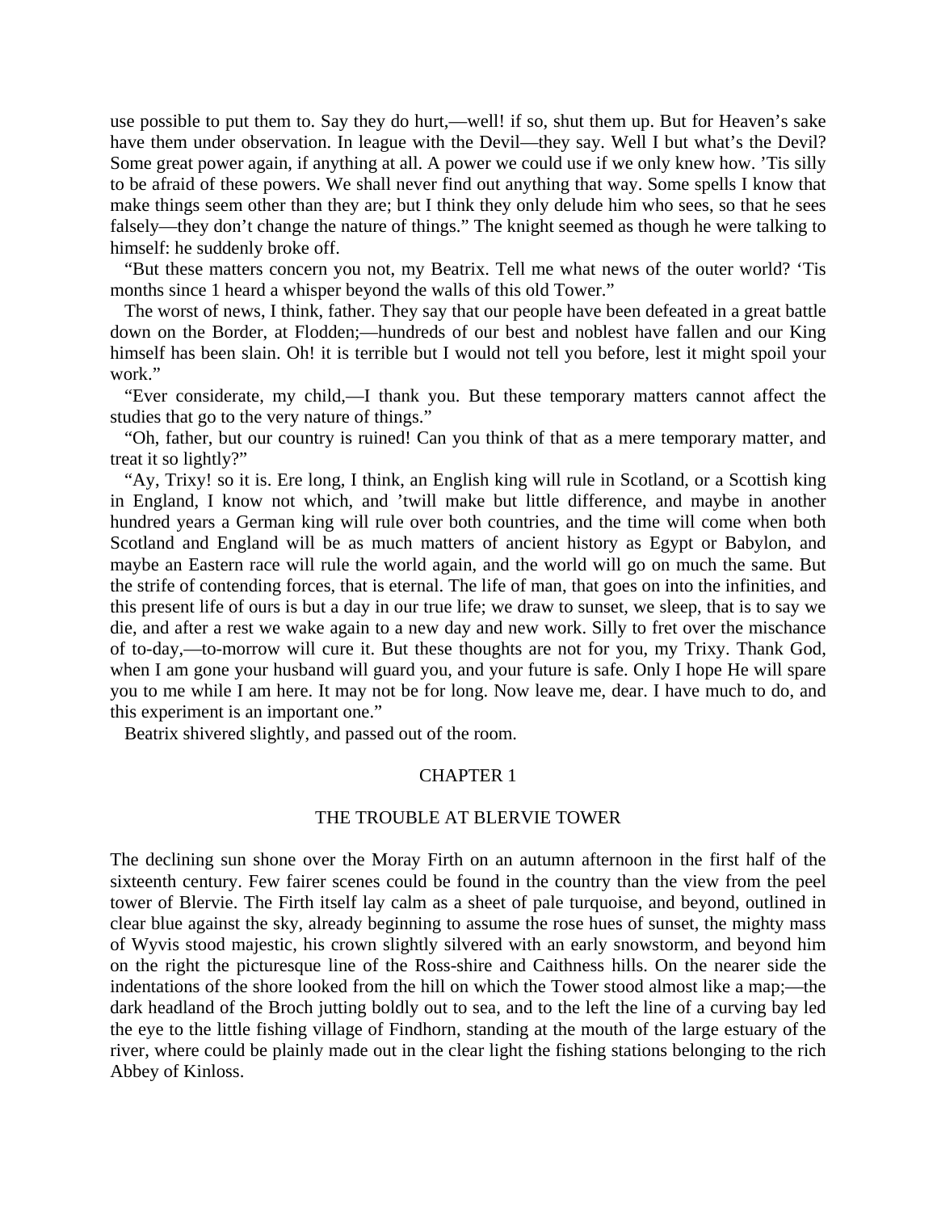use possible to put them to. Say they do hurt,—well! if so, shut them up. But for Heaven's sake have them under observation. In league with the Devil—they say. Well I but what's the Devil? Some great power again, if anything at all. A power we could use if we only knew how. 'Tis silly to be afraid of these powers. We shall never find out anything that way. Some spells I know that make things seem other than they are; but I think they only delude him who sees, so that he sees falsely—they don't change the nature of things." The knight seemed as though he were talking to himself: he suddenly broke off.

"But these matters concern you not, my Beatrix. Tell me what news of the outer world? 'Tis months since 1 heard a whisper beyond the walls of this old Tower."

The worst of news, I think, father. They say that our people have been defeated in a great battle down on the Border, at Flodden;—hundreds of our best and noblest have fallen and our King himself has been slain. Oh! it is terrible but I would not tell you before, lest it might spoil your work."

"Ever considerate, my child,—I thank you. But these temporary matters cannot affect the studies that go to the very nature of things."

"Oh, father, but our country is ruined! Can you think of that as a mere temporary matter, and treat it so lightly?"

"Ay, Trixy! so it is. Ere long, I think, an English king will rule in Scotland, or a Scottish king in England, I know not which, and 'twill make but little difference, and maybe in another hundred years a German king will rule over both countries, and the time will come when both Scotland and England will be as much matters of ancient history as Egypt or Babylon, and maybe an Eastern race will rule the world again, and the world will go on much the same. But the strife of contending forces, that is eternal. The life of man, that goes on into the infinities, and this present life of ours is but a day in our true life; we draw to sunset, we sleep, that is to say we die, and after a rest we wake again to a new day and new work. Silly to fret over the mischance of to-day,—to-morrow will cure it. But these thoughts are not for you, my Trixy. Thank God, when I am gone your husband will guard you, and your future is safe. Only I hope He will spare you to me while I am here. It may not be for long. Now leave me, dear. I have much to do, and this experiment is an important one."

Beatrix shivered slightly, and passed out of the room.

## CHAPTER 1

## THE TROUBLE AT BLERVIE TOWER

The declining sun shone over the Moray Firth on an autumn afternoon in the first half of the sixteenth century. Few fairer scenes could be found in the country than the view from the peel tower of Blervie. The Firth itself lay calm as a sheet of pale turquoise, and beyond, outlined in clear blue against the sky, already beginning to assume the rose hues of sunset, the mighty mass of Wyvis stood majestic, his crown slightly silvered with an early snowstorm, and beyond him on the right the picturesque line of the Ross-shire and Caithness hills. On the nearer side the indentations of the shore looked from the hill on which the Tower stood almost like a map;—the dark headland of the Broch jutting boldly out to sea, and to the left the line of a curving bay led the eye to the little fishing village of Findhorn, standing at the mouth of the large estuary of the river, where could be plainly made out in the clear light the fishing stations belonging to the rich Abbey of Kinloss.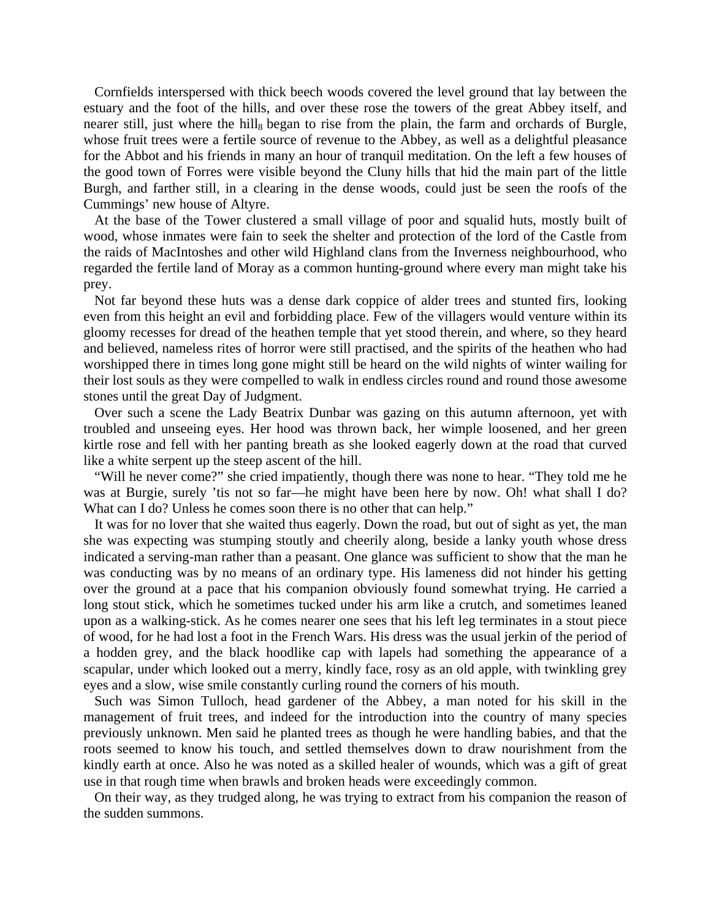Cornfields interspersed with thick beech woods covered the level ground that lay between the estuary and the foot of the hills, and over these rose the towers of the great Abbey itself, and nearer still, just where the hill[8] began to rise from the plain, the farm and orchards of Burgle, whose fruit trees were a fertile source of revenue to the Abbey, as well as a delightful pleasance for the Abbot and his friends in many an hour of tranquil meditation. On the left a few houses of the good town of Forres were visible beyond the Cluny hills that hid the main part of the little Burgh, and farther still, in a clearing in the dense woods, could just be seen the roofs of the Cummings' new house of Altyre.

At the base of the Tower clustered a small village of poor and squalid huts, mostly built of wood, whose inmates were fain to seek the shelter and protection of the lord of the Castle from the raids of MacIntoshes and other wild Highland clans from the Inverness neighbourhood, who regarded the fertile land of Moray as a common hunting-ground where every man might take his prey.

Not far beyond these huts was a dense dark coppice of alder trees and stunted firs, looking even from this height an evil and forbidding place. Few of the villagers would venture within its gloomy recesses for dread of the heathen temple that yet stood therein, and where, so they heard and believed, nameless rites of horror were still practised, and the spirits of the heathen who had worshipped there in times long gone might still be heard on the wild nights of winter wailing for their lost souls as they were compelled to walk in endless circles round and round those awesome stones until the great Day of Judgment.

Over such a scene the Lady Beatrix Dunbar was gazing on this autumn afternoon, yet with troubled and unseeing eyes. Her hood was thrown back, her wimple loosened, and her green kirtle rose and fell with her panting breath as she looked eagerly down at the road that curved like a white serpent up the steep ascent of the hill.

"Will he never come?" she cried impatiently, though there was none to hear. "They told me he was at Burgie, surely 'tis not so far—he might have been here by now. Oh! what shall I do? What can I do? Unless he comes soon there is no other that can help."

It was for no lover that she waited thus eagerly. Down the road, but out of sight as yet, the man she was expecting was stumping stoutly and cheerily along, beside a lanky youth whose dress indicated a serving-man rather than a peasant. One glance was sufficient to show that the man he was conducting was by no means of an ordinary type. His lameness did not hinder his getting over the ground at a pace that his companion obviously found somewhat trying. He carried a long stout stick, which he sometimes tucked under his arm like a crutch, and sometimes leaned upon as a walking-stick. As he comes nearer one sees that his left leg terminates in a stout piece of wood, for he had lost a foot in the French Wars. His dress was the usual jerkin of the period of a hodden grey, and the black hoodlike cap with lapels had something the appearance of a scapular, under which looked out a merry, kindly face, rosy as an old apple, with twinkling grey eyes and a slow, wise smile constantly curling round the corners of his mouth.

Such was Simon Tulloch, head gardener of the Abbey, a man noted for his skill in the management of fruit trees, and indeed for the introduction into the country of many species previously unknown. Men said he planted trees as though he were handling babies, and that the roots seemed to know his touch, and settled themselves down to draw nourishment from the kindly earth at once. Also he was noted as a skilled healer of wounds, which was a gift of great use in that rough time when brawls and broken heads were exceedingly common.

On their way, as they trudged along, he was trying to extract from his companion the reason of the sudden summons.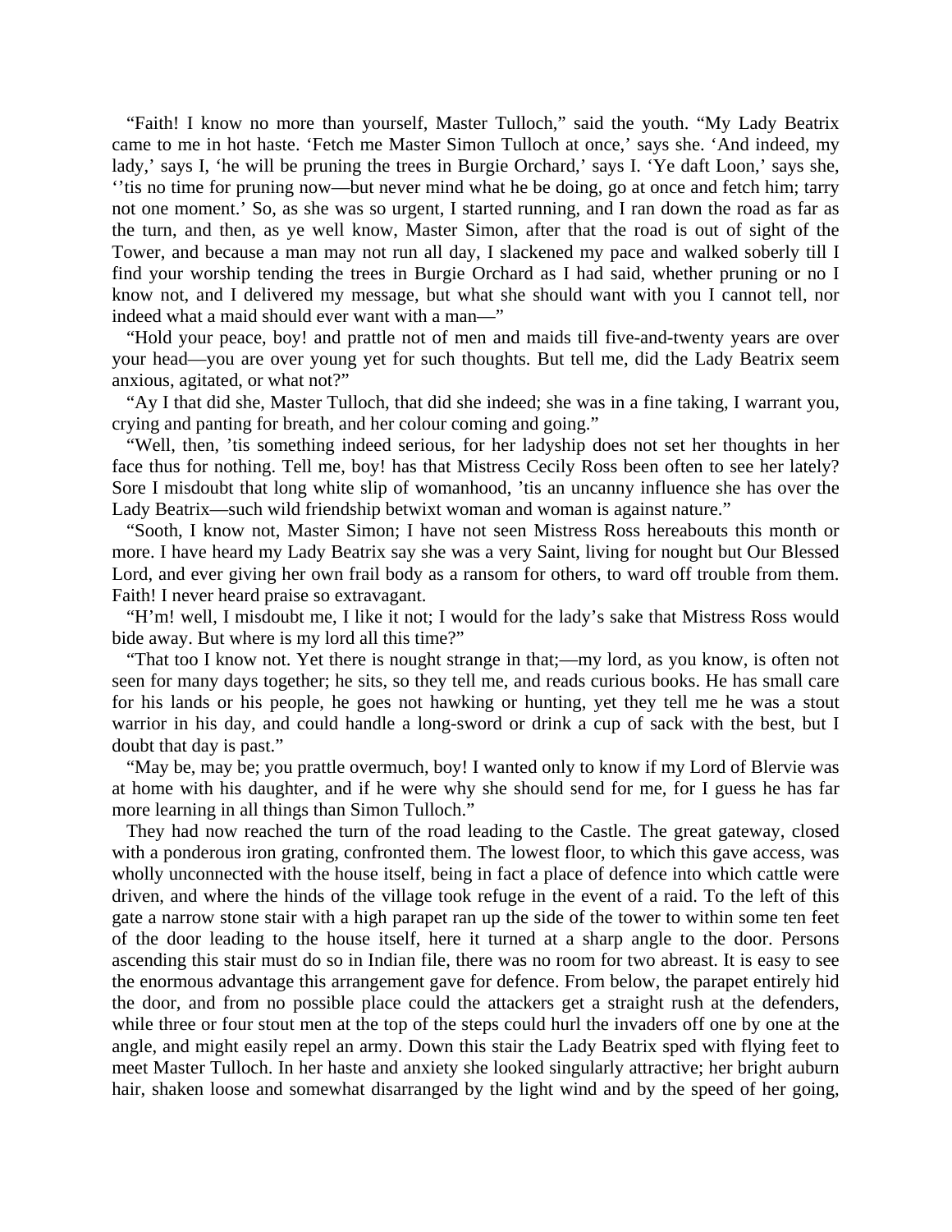"Faith! I know no more than yourself, Master Tulloch," said the youth. "My Lady Beatrix came to me in hot haste. 'Fetch me Master Simon Tulloch at once,' says she. 'And indeed, my lady,' says I, 'he will be pruning the trees in Burgie Orchard,' says I. 'Ye daft Loon,' says she, ''tis no time for pruning now—but never mind what he be doing, go at once and fetch him; tarry not one moment.' So, as she was so urgent, I started running, and I ran down the road as far as the turn, and then, as ye well know, Master Simon, after that the road is out of sight of the Tower, and because a man may not run all day, I slackened my pace and walked soberly till I find your worship tending the trees in Burgie Orchard as I had said, whether pruning or no I know not, and I delivered my message, but what she should want with you I cannot tell, nor indeed what a maid should ever want with a man—"

"Hold your peace, boy! and prattle not of men and maids till five-and-twenty years are over your head—you are over young yet for such thoughts. But tell me, did the Lady Beatrix seem anxious, agitated, or what not?"

"Ay I that did she, Master Tulloch, that did she indeed; she was in a fine taking, I warrant you, crying and panting for breath, and her colour coming and going."

"Well, then, 'tis something indeed serious, for her ladyship does not set her thoughts in her face thus for nothing. Tell me, boy! has that Mistress Cecily Ross been often to see her lately? Sore I misdoubt that long white slip of womanhood, 'tis an uncanny influence she has over the Lady Beatrix—such wild friendship betwixt woman and woman is against nature."

"Sooth, I know not, Master Simon; I have not seen Mistress Ross hereabouts this month or more. I have heard my Lady Beatrix say she was a very Saint, living for nought but Our Blessed Lord, and ever giving her own frail body as a ransom for others, to ward off trouble from them. Faith! I never heard praise so extravagant.

"H'm! well, I misdoubt me, I like it not; I would for the lady's sake that Mistress Ross would bide away. But where is my lord all this time?"

"That too I know not. Yet there is nought strange in that;—my lord, as you know, is often not seen for many days together; he sits, so they tell me, and reads curious books. He has small care for his lands or his people, he goes not hawking or hunting, yet they tell me he was a stout warrior in his day, and could handle a long-sword or drink a cup of sack with the best, but I doubt that day is past."

"May be, may be; you prattle overmuch, boy! I wanted only to know if my Lord of Blervie was at home with his daughter, and if he were why she should send for me, for I guess he has far more learning in all things than Simon Tulloch."

They had now reached the turn of the road leading to the Castle. The great gateway, closed with a ponderous iron grating, confronted them. The lowest floor, to which this gave access, was wholly unconnected with the house itself, being in fact a place of defence into which cattle were driven, and where the hinds of the village took refuge in the event of a raid. To the left of this gate a narrow stone stair with a high parapet ran up the side of the tower to within some ten feet of the door leading to the house itself, here it turned at a sharp angle to the door. Persons ascending this stair must do so in Indian file, there was no room for two abreast. It is easy to see the enormous advantage this arrangement gave for defence. From below, the parapet entirely hid the door, and from no possible place could the attackers get a straight rush at the defenders, while three or four stout men at the top of the steps could hurl the invaders off one by one at the angle, and might easily repel an army. Down this stair the Lady Beatrix sped with flying feet to meet Master Tulloch. In her haste and anxiety she looked singularly attractive; her bright auburn hair, shaken loose and somewhat disarranged by the light wind and by the speed of her going,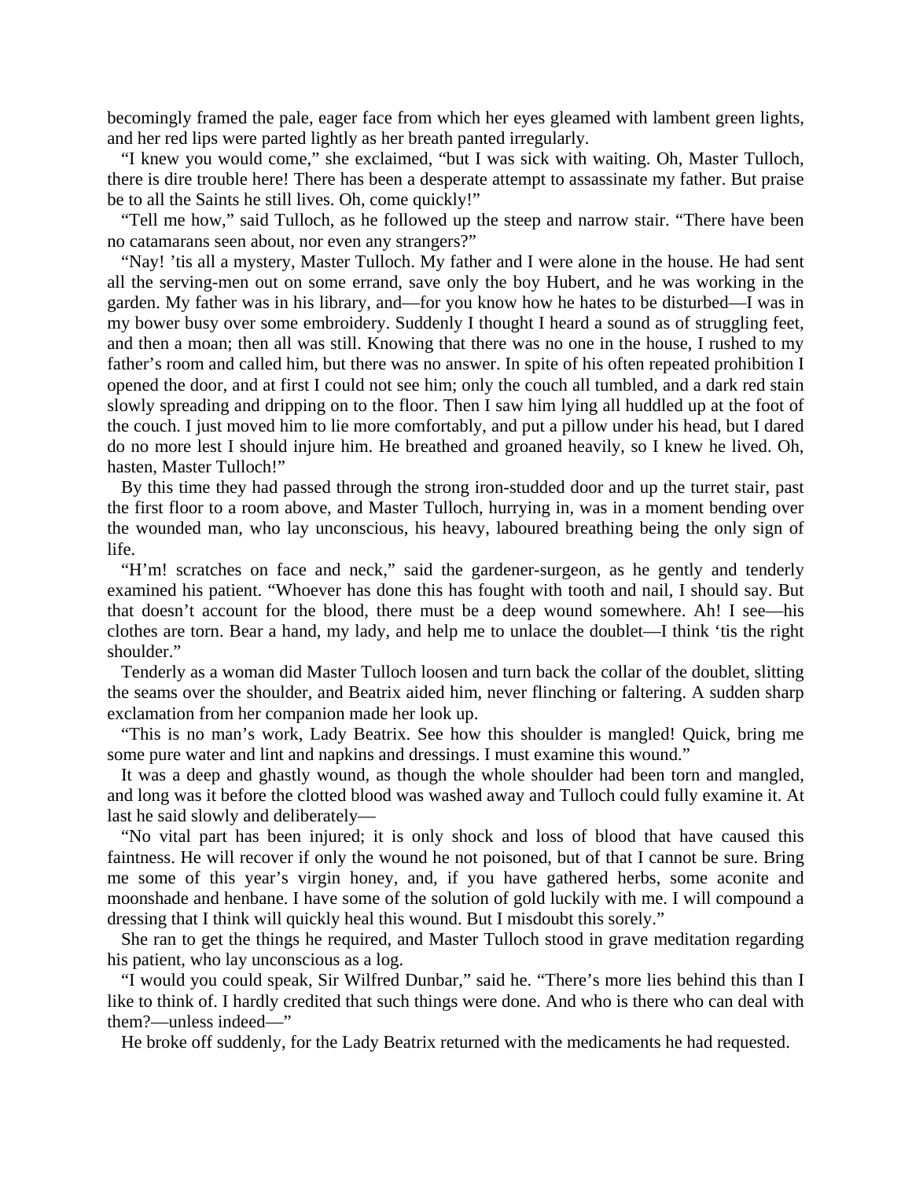becomingly framed the pale, eager face from which her eyes gleamed with lambent green lights, and her red lips were parted lightly as her breath panted irregularly.

"I knew you would come," she exclaimed, "but I was sick with waiting. Oh, Master Tulloch, there is dire trouble here! There has been a desperate attempt to assassinate my father. But praise be to all the Saints he still lives. Oh, come quickly!"

"Tell me how," said Tulloch, as he followed up the steep and narrow stair. "There have been no catamarans seen about, nor even any strangers?"

"Nay! 'tis all a mystery, Master Tulloch. My father and I were alone in the house. He had sent all the serving-men out on some errand, save only the boy Hubert, and he was working in the garden. My father was in his library, and—for you know how he hates to be disturbed—I was in my bower busy over some embroidery. Suddenly I thought I heard a sound as of struggling feet, and then a moan; then all was still. Knowing that there was no one in the house, I rushed to my father's room and called him, but there was no answer. In spite of his often repeated prohibition I opened the door, and at first I could not see him; only the couch all tumbled, and a dark red stain slowly spreading and dripping on to the floor. Then I saw him lying all huddled up at the foot of the couch. I just moved him to lie more comfortably, and put a pillow under his head, but I dared do no more lest I should injure him. He breathed and groaned heavily, so I knew he lived. Oh, hasten, Master Tulloch!"

By this time they had passed through the strong iron-studded door and up the turret stair, past the first floor to a room above, and Master Tulloch, hurrying in, was in a moment bending over the wounded man, who lay unconscious, his heavy, laboured breathing being the only sign of life.

"H'm! scratches on face and neck," said the gardener-surgeon, as he gently and tenderly examined his patient. "Whoever has done this has fought with tooth and nail, I should say. But that doesn't account for the blood, there must be a deep wound somewhere. Ah! I see—his clothes are torn. Bear a hand, my lady, and help me to unlace the doublet—I think 'tis the right shoulder."

Tenderly as a woman did Master Tulloch loosen and turn back the collar of the doublet, slitting the seams over the shoulder, and Beatrix aided him, never flinching or faltering. A sudden sharp exclamation from her companion made her look up.

"This is no man's work, Lady Beatrix. See how this shoulder is mangled! Quick, bring me some pure water and lint and napkins and dressings. I must examine this wound."

It was a deep and ghastly wound, as though the whole shoulder had been torn and mangled, and long was it before the clotted blood was washed away and Tulloch could fully examine it. At last he said slowly and deliberately—

"No vital part has been injured; it is only shock and loss of blood that have caused this faintness. He will recover if only the wound he not poisoned, but of that I cannot be sure. Bring me some of this year's virgin honey, and, if you have gathered herbs, some aconite and moonshade and henbane. I have some of the solution of gold luckily with me. I will compound a dressing that I think will quickly heal this wound. But I misdoubt this sorely."

She ran to get the things he required, and Master Tulloch stood in grave meditation regarding his patient, who lay unconscious as a log.

"I would you could speak, Sir Wilfred Dunbar," said he. "There's more lies behind this than I like to think of. I hardly credited that such things were done. And who is there who can deal with them?—unless indeed—"

He broke off suddenly, for the Lady Beatrix returned with the medicaments he had requested.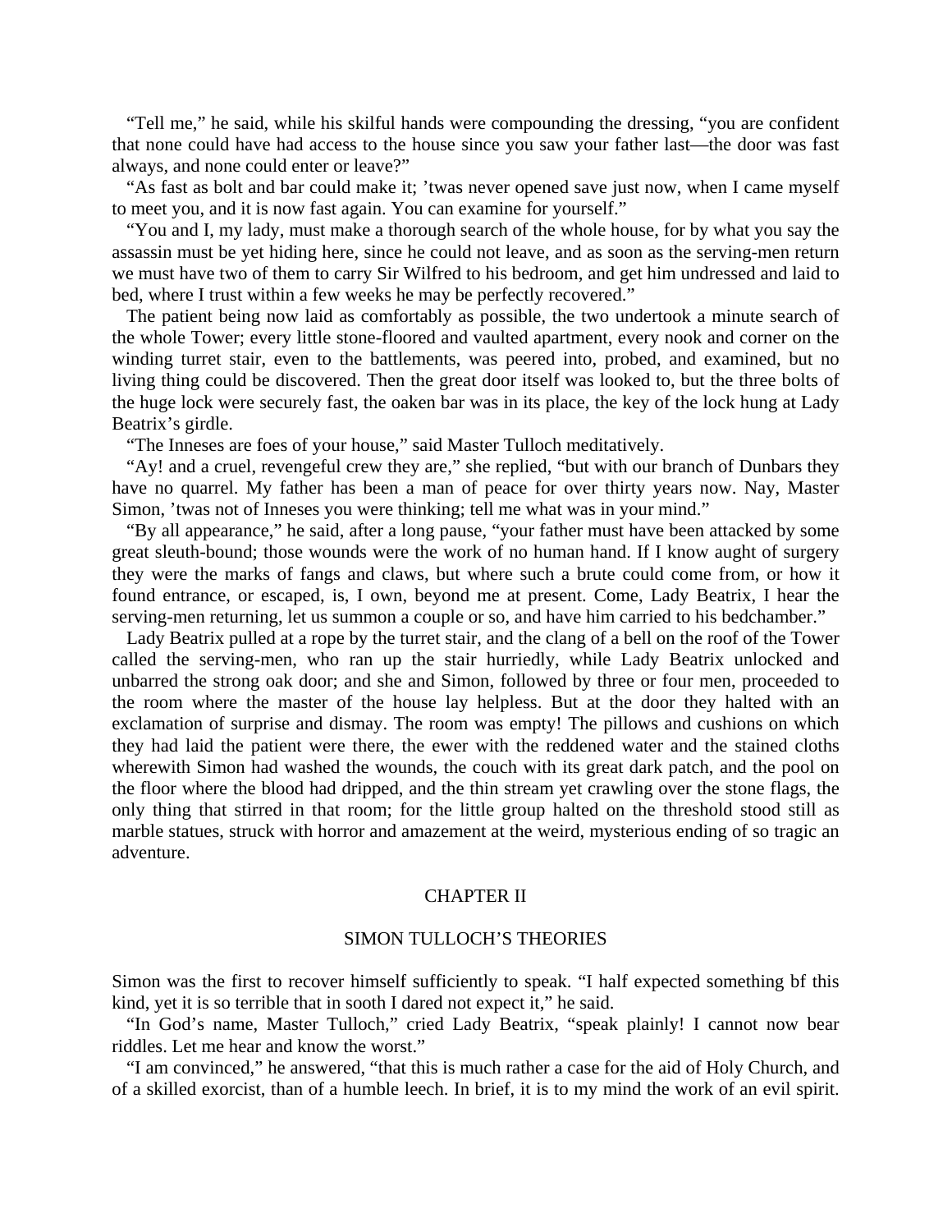"Tell me," he said, while his skilful hands were compounding the dressing, "you are confident that none could have had access to the house since you saw your father last—the door was fast always, and none could enter or leave?"

"As fast as bolt and bar could make it; 'twas never opened save just now, when I came myself to meet you, and it is now fast again. You can examine for yourself."

"You and I, my lady, must make a thorough search of the whole house, for by what you say the assassin must be yet hiding here, since he could not leave, and as soon as the serving-men return we must have two of them to carry Sir Wilfred to his bedroom, and get him undressed and laid to bed, where I trust within a few weeks he may be perfectly recovered."

The patient being now laid as comfortably as possible, the two undertook a minute search of the whole Tower; every little stone-floored and vaulted apartment, every nook and corner on the winding turret stair, even to the battlements, was peered into, probed, and examined, but no living thing could be discovered. Then the great door itself was looked to, but the three bolts of the huge lock were securely fast, the oaken bar was in its place, the key of the lock hung at Lady Beatrix's girdle.

"The Inneses are foes of your house," said Master Tulloch meditatively.

"Ay! and a cruel, revengeful crew they are," she replied, "but with our branch of Dunbars they have no quarrel. My father has been a man of peace for over thirty years now. Nay, Master Simon, 'twas not of Inneses you were thinking; tell me what was in your mind."

"By all appearance," he said, after a long pause, "your father must have been attacked by some great sleuth-bound; those wounds were the work of no human hand. If I know aught of surgery they were the marks of fangs and claws, but where such a brute could come from, or how it found entrance, or escaped, is, I own, beyond me at present. Come, Lady Beatrix, I hear the serving-men returning, let us summon a couple or so, and have him carried to his bedchamber."

Lady Beatrix pulled at a rope by the turret stair, and the clang of a bell on the roof of the Tower called the serving-men, who ran up the stair hurriedly, while Lady Beatrix unlocked and unbarred the strong oak door; and she and Simon, followed by three or four men, proceeded to the room where the master of the house lay helpless. But at the door they halted with an exclamation of surprise and dismay. The room was empty! The pillows and cushions on which they had laid the patient were there, the ewer with the reddened water and the stained cloths wherewith Simon had washed the wounds, the couch with its great dark patch, and the pool on the floor where the blood had dripped, and the thin stream yet crawling over the stone flags, the only thing that stirred in that room; for the little group halted on the threshold stood still as marble statues, struck with horror and amazement at the weird, mysterious ending of so tragic an adventure.

## CHAPTER II

### SIMON TULLOCH'S THEORIES

Simon was the first to recover himself sufficiently to speak. "I half expected something bf this kind, yet it is so terrible that in sooth I dared not expect it," he said.

"In God's name, Master Tulloch," cried Lady Beatrix, "speak plainly! I cannot now bear riddles. Let me hear and know the worst."

"I am convinced," he answered, "that this is much rather a case for the aid of Holy Church, and of a skilled exorcist, than of a humble leech. In brief, it is to my mind the work of an evil spirit.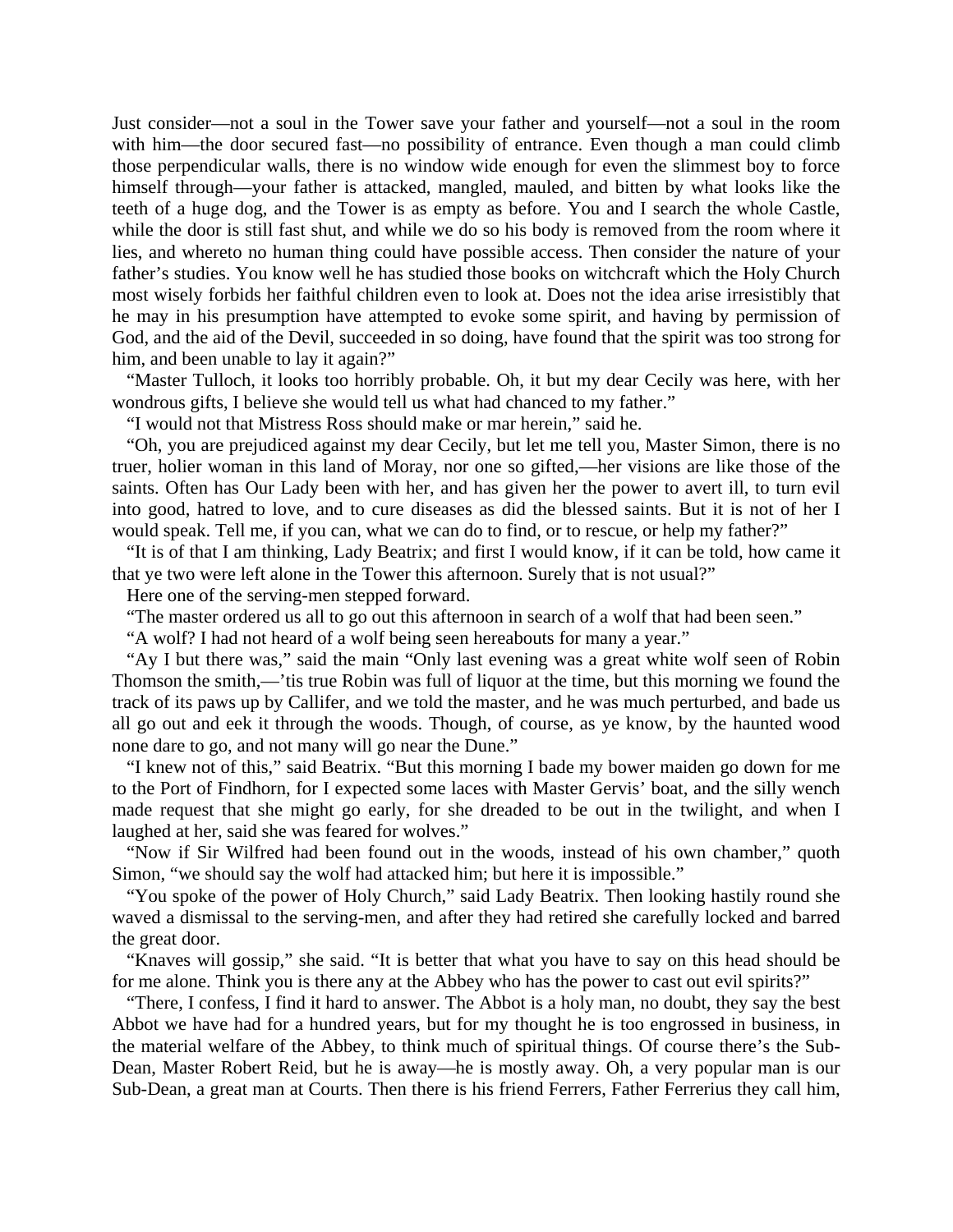Just consider—not a soul in the Tower save your father and yourself—not a soul in the room with him—the door secured fast—no possibility of entrance. Even though a man could climb those perpendicular walls, there is no window wide enough for even the slimmest boy to force himself through—your father is attacked, mangled, mauled, and bitten by what looks like the teeth of a huge dog, and the Tower is as empty as before. You and I search the whole Castle, while the door is still fast shut, and while we do so his body is removed from the room where it lies, and whereto no human thing could have possible access. Then consider the nature of your father's studies. You know well he has studied those books on witchcraft which the Holy Church most wisely forbids her faithful children even to look at. Does not the idea arise irresistibly that he may in his presumption have attempted to evoke some spirit, and having by permission of God, and the aid of the Devil, succeeded in so doing, have found that the spirit was too strong for him, and been unable to lay it again?"

"Master Tulloch, it looks too horribly probable. Oh, it but my dear Cecily was here, with her wondrous gifts, I believe she would tell us what had chanced to my father."

"I would not that Mistress Ross should make or mar herein," said he.

"Oh, you are prejudiced against my dear Cecily, but let me tell you, Master Simon, there is no truer, holier woman in this land of Moray, nor one so gifted,—her visions are like those of the saints. Often has Our Lady been with her, and has given her the power to avert ill, to turn evil into good, hatred to love, and to cure diseases as did the blessed saints. But it is not of her I would speak. Tell me, if you can, what we can do to find, or to rescue, or help my father?"

"It is of that I am thinking, Lady Beatrix; and first I would know, if it can be told, how came it that ye two were left alone in the Tower this afternoon. Surely that is not usual?"

Here one of the serving-men stepped forward.

"The master ordered us all to go out this afternoon in search of a wolf that had been seen."

"A wolf? I had not heard of a wolf being seen hereabouts for many a year."

"Ay I but there was," said the main "Only last evening was a great white wolf seen of Robin Thomson the smith,—'tis true Robin was full of liquor at the time, but this morning we found the track of its paws up by Callifer, and we told the master, and he was much perturbed, and bade us all go out and eek it through the woods. Though, of course, as ye know, by the haunted wood none dare to go, and not many will go near the Dune."

"I knew not of this," said Beatrix. "But this morning I bade my bower maiden go down for me to the Port of Findhorn, for I expected some laces with Master Gervis' boat, and the silly wench made request that she might go early, for she dreaded to be out in the twilight, and when I laughed at her, said she was feared for wolves."

"Now if Sir Wilfred had been found out in the woods, instead of his own chamber," quoth Simon, "we should say the wolf had attacked him; but here it is impossible."

"You spoke of the power of Holy Church," said Lady Beatrix. Then looking hastily round she waved a dismissal to the serving-men, and after they had retired she carefully locked and barred the great door.

"Knaves will gossip," she said. "It is better that what you have to say on this head should be for me alone. Think you is there any at the Abbey who has the power to cast out evil spirits?"

"There, I confess, I find it hard to answer. The Abbot is a holy man, no doubt, they say the best Abbot we have had for a hundred years, but for my thought he is too engrossed in business, in the material welfare of the Abbey, to think much of spiritual things. Of course there's the Sub-Dean, Master Robert Reid, but he is away—he is mostly away. Oh, a very popular man is our Sub-Dean, a great man at Courts. Then there is his friend Ferrers, Father Ferrerius they call him,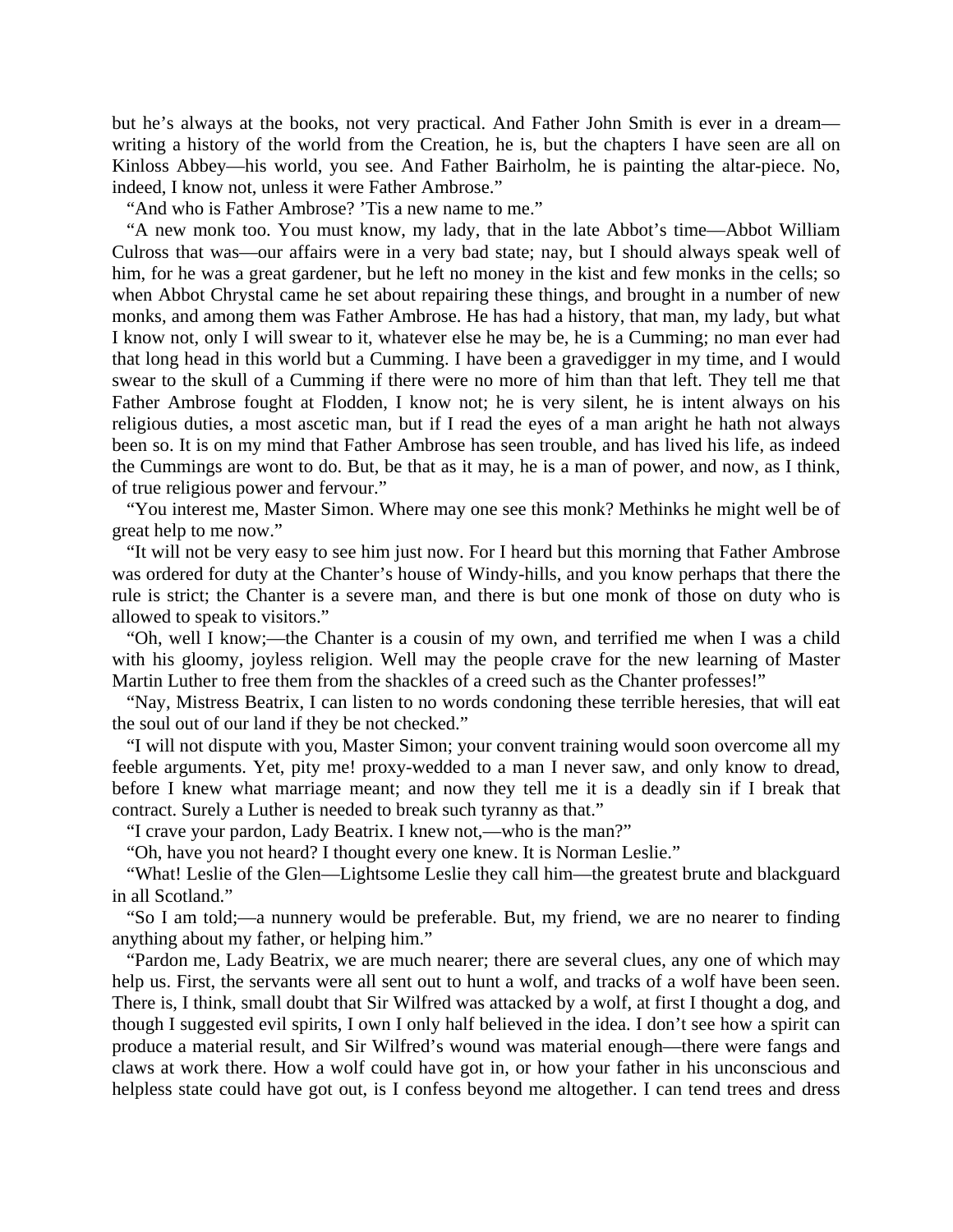but he's always at the books, not very practical. And Father John Smith is ever in a dream—writing a history of the world from the Creation, he is, but the chapters I have seen are all on Kinloss Abbey—his world, you see. And Father Bairholm, he is painting the altar-piece. No, indeed, I know not, unless it were Father Ambrose."

"And who is Father Ambrose? 'Tis a new name to me."

"A new monk too. You must know, my lady, that in the late Abbot's time—Abbot William Culross that was—our affairs were in a very bad state; nay, but I should always speak well of him, for he was a great gardener, but he left no money in the kist and few monks in the cells; so when Abbot Chrystal came he set about repairing these things, and brought in a number of new monks, and among them was Father Ambrose. He has had a history, that man, my lady, but what I know not, only I will swear to it, whatever else he may be, he is a Cumming; no man ever had that long head in this world but a Cumming. I have been a gravedigger in my time, and I would swear to the skull of a Cumming if there were no more of him than that left. They tell me that Father Ambrose fought at Flodden, I know not; he is very silent, he is intent always on his religious duties, a most ascetic man, but if I read the eyes of a man aright he hath not always been so. It is on my mind that Father Ambrose has seen trouble, and has lived his life, as indeed the Cummings are wont to do. But, be that as it may, he is a man of power, and now, as I think, of true religious power and fervour."

"You interest me, Master Simon. Where may one see this monk? Methinks he might well be of great help to me now."

"It will not be very easy to see him just now. For I heard but this morning that Father Ambrose was ordered for duty at the Chanter's house of Windy-hills, and you know perhaps that there the rule is strict; the Chanter is a severe man, and there is but one monk of those on duty who is allowed to speak to visitors."

"Oh, well I know;—the Chanter is a cousin of my own, and terrified me when I was a child with his gloomy, joyless religion. Well may the people crave for the new learning of Master Martin Luther to free them from the shackles of a creed such as the Chanter professes!"

"Nay, Mistress Beatrix, I can listen to no words condoning these terrible heresies, that will eat the soul out of our land if they be not checked."

"I will not dispute with you, Master Simon; your convent training would soon overcome all my feeble arguments. Yet, pity me! proxy-wedded to a man I never saw, and only know to dread, before I knew what marriage meant; and now they tell me it is a deadly sin if I break that contract. Surely a Luther is needed to break such tyranny as that."

"I crave your pardon, Lady Beatrix. I knew not,—who is the man?"

"Oh, have you not heard? I thought every one knew. It is Norman Leslie."

"What! Leslie of the Glen—Lightsome Leslie they call him—the greatest brute and blackguard in all Scotland."

"So I am told;—a nunnery would be preferable. But, my friend, we are no nearer to finding anything about my father, or helping him."

"Pardon me, Lady Beatrix, we are much nearer; there are several clues, any one of which may help us. First, the servants were all sent out to hunt a wolf, and tracks of a wolf have been seen. There is, I think, small doubt that Sir Wilfred was attacked by a wolf, at first I thought a dog, and though I suggested evil spirits, I own I only half believed in the idea. I don't see how a spirit can produce a material result, and Sir Wilfred's wound was material enough—there were fangs and claws at work there. How a wolf could have got in, or how your father in his unconscious and helpless state could have got out, is I confess beyond me altogether. I can tend trees and dress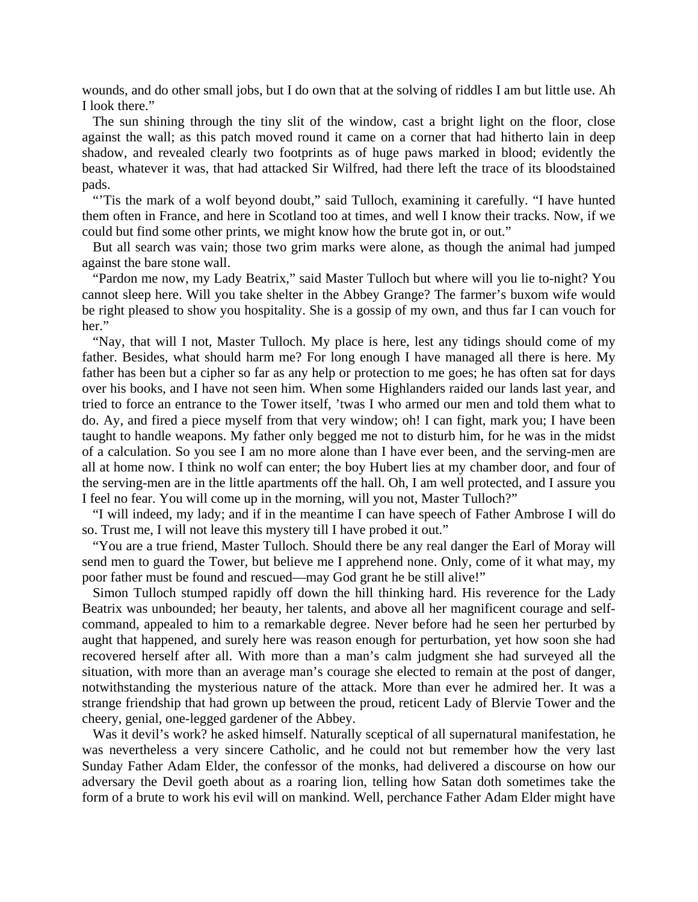wounds, and do other small jobs, but I do own that at the solving of riddles I am but little use. Ah I look there."

The sun shining through the tiny slit of the window, cast a bright light on the floor, close against the wall; as this patch moved round it came on a corner that had hitherto lain in deep shadow, and revealed clearly two footprints as of huge paws marked in blood; evidently the beast, whatever it was, that had attacked Sir Wilfred, had there left the trace of its bloodstained pads.

"'Tis the mark of a wolf beyond doubt," said Tulloch, examining it carefully. "I have hunted them often in France, and here in Scotland too at times, and well I know their tracks. Now, if we could but find some other prints, we might know how the brute got in, or out."

But all search was vain; those two grim marks were alone, as though the animal had jumped against the bare stone wall.

"Pardon me now, my Lady Beatrix," said Master Tulloch but where will you lie to-night? You cannot sleep here. Will you take shelter in the Abbey Grange? The farmer's buxom wife would be right pleased to show you hospitality. She is a gossip of my own, and thus far I can vouch for her."

"Nay, that will I not, Master Tulloch. My place is here, lest any tidings should come of my father. Besides, what should harm me? For long enough I have managed all there is here. My father has been but a cipher so far as any help or protection to me goes; he has often sat for days over his books, and I have not seen him. When some Highlanders raided our lands last year, and tried to force an entrance to the Tower itself, 'twas I who armed our men and told them what to do. Ay, and fired a piece myself from that very window; oh! I can fight, mark you; I have been taught to handle weapons. My father only begged me not to disturb him, for he was in the midst of a calculation. So you see I am no more alone than I have ever been, and the serving-men are all at home now. I think no wolf can enter; the boy Hubert lies at my chamber door, and four of the serving-men are in the little apartments off the hall. Oh, I am well protected, and I assure you I feel no fear. You will come up in the morning, will you not, Master Tulloch?"

"I will indeed, my lady; and if in the meantime I can have speech of Father Ambrose I will do so. Trust me, I will not leave this mystery till I have probed it out."

"You are a true friend, Master Tulloch. Should there be any real danger the Earl of Moray will send men to guard the Tower, but believe me I apprehend none. Only, come of it what may, my poor father must be found and rescued—may God grant he be still alive!"

Simon Tulloch stumped rapidly off down the hill thinking hard. His reverence for the Lady Beatrix was unbounded; her beauty, her talents, and above all her magnificent courage and self-command, appealed to him to a remarkable degree. Never before had he seen her perturbed by aught that happened, and surely here was reason enough for perturbation, yet how soon she had recovered herself after all. With more than a man's calm judgment she had surveyed all the situation, with more than an average man's courage she elected to remain at the post of danger, notwithstanding the mysterious nature of the attack. More than ever he admired her. It was a strange friendship that had grown up between the proud, reticent Lady of Blervie Tower and the cheery, genial, one-legged gardener of the Abbey.

Was it devil's work? he asked himself. Naturally sceptical of all supernatural manifestation, he was nevertheless a very sincere Catholic, and he could not but remember how the very last Sunday Father Adam Elder, the confessor of the monks, had delivered a discourse on how our adversary the Devil goeth about as a roaring lion, telling how Satan doth sometimes take the form of a brute to work his evil will on mankind. Well, perchance Father Adam Elder might have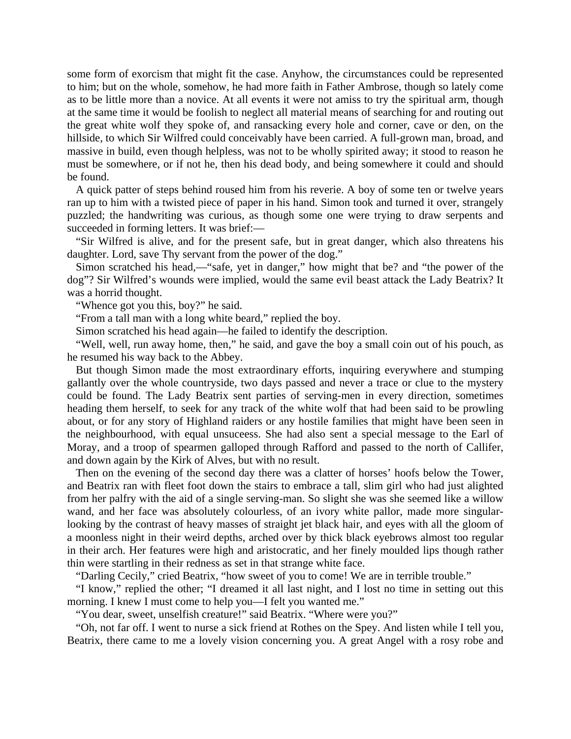some form of exorcism that might fit the case. Anyhow, the circumstances could be represented to him; but on the whole, somehow, he had more faith in Father Ambrose, though so lately come as to be little more than a novice. At all events it were not amiss to try the spiritual arm, though at the same time it would be foolish to neglect all material means of searching for and routing out the great white wolf they spoke of, and ransacking every hole and corner, cave or den, on the hillside, to which Sir Wilfred could conceivably have been carried. A full-grown man, broad, and massive in build, even though helpless, was not to be wholly spirited away; it stood to reason he must be somewhere, or if not he, then his dead body, and being somewhere it could and should be found.

A quick patter of steps behind roused him from his reverie. A boy of some ten or twelve years ran up to him with a twisted piece of paper in his hand. Simon took and turned it over, strangely puzzled; the handwriting was curious, as though some one were trying to draw serpents and succeeded in forming letters. It was brief:—

"Sir Wilfred is alive, and for the present safe, but in great danger, which also threatens his daughter. Lord, save Thy servant from the power of the dog."

Simon scratched his head,—"safe, yet in danger," how might that be? and "the power of the dog"? Sir Wilfred's wounds were implied, would the same evil beast attack the Lady Beatrix? It was a horrid thought.

"Whence got you this, boy?" he said.

"From a tall man with a long white beard," replied the boy.

Simon scratched his head again—he failed to identify the description.

"Well, well, run away home, then," he said, and gave the boy a small coin out of his pouch, as he resumed his way back to the Abbey.

But though Simon made the most extraordinary efforts, inquiring everywhere and stumping gallantly over the whole countryside, two days passed and never a trace or clue to the mystery could be found. The Lady Beatrix sent parties of serving-men in every direction, sometimes heading them herself, to seek for any track of the white wolf that had been said to be prowling about, or for any story of Highland raiders or any hostile families that might have been seen in the neighbourhood, with equal unsuceess. She had also sent a special message to the Earl of Moray, and a troop of spearmen galloped through Rafford and passed to the north of Callifer, and down again by the Kirk of Alves, but with no result.

Then on the evening of the second day there was a clatter of horses' hoofs below the Tower, and Beatrix ran with fleet foot down the stairs to embrace a tall, slim girl who had just alighted from her palfry with the aid of a single serving-man. So slight she was she seemed like a willow wand, and her face was absolutely colourless, of an ivory white pallor, made more singular-looking by the contrast of heavy masses of straight jet black hair, and eyes with all the gloom of a moonless night in their weird depths, arched over by thick black eyebrows almost too regular in their arch. Her features were high and aristocratic, and her finely moulded lips though rather thin were startling in their redness as set in that strange white face.

"Darling Cecily," cried Beatrix, "how sweet of you to come! We are in terrible trouble."

"I know," replied the other; "I dreamed it all last night, and I lost no time in setting out this morning. I knew I must come to help you—I felt you wanted me."

"You dear, sweet, unselfish creature!" said Beatrix. "Where were you?"

"Oh, not far off. I went to nurse a sick friend at Rothes on the Spey. And listen while I tell you, Beatrix, there came to me a lovely vision concerning you. A great Angel with a rosy robe and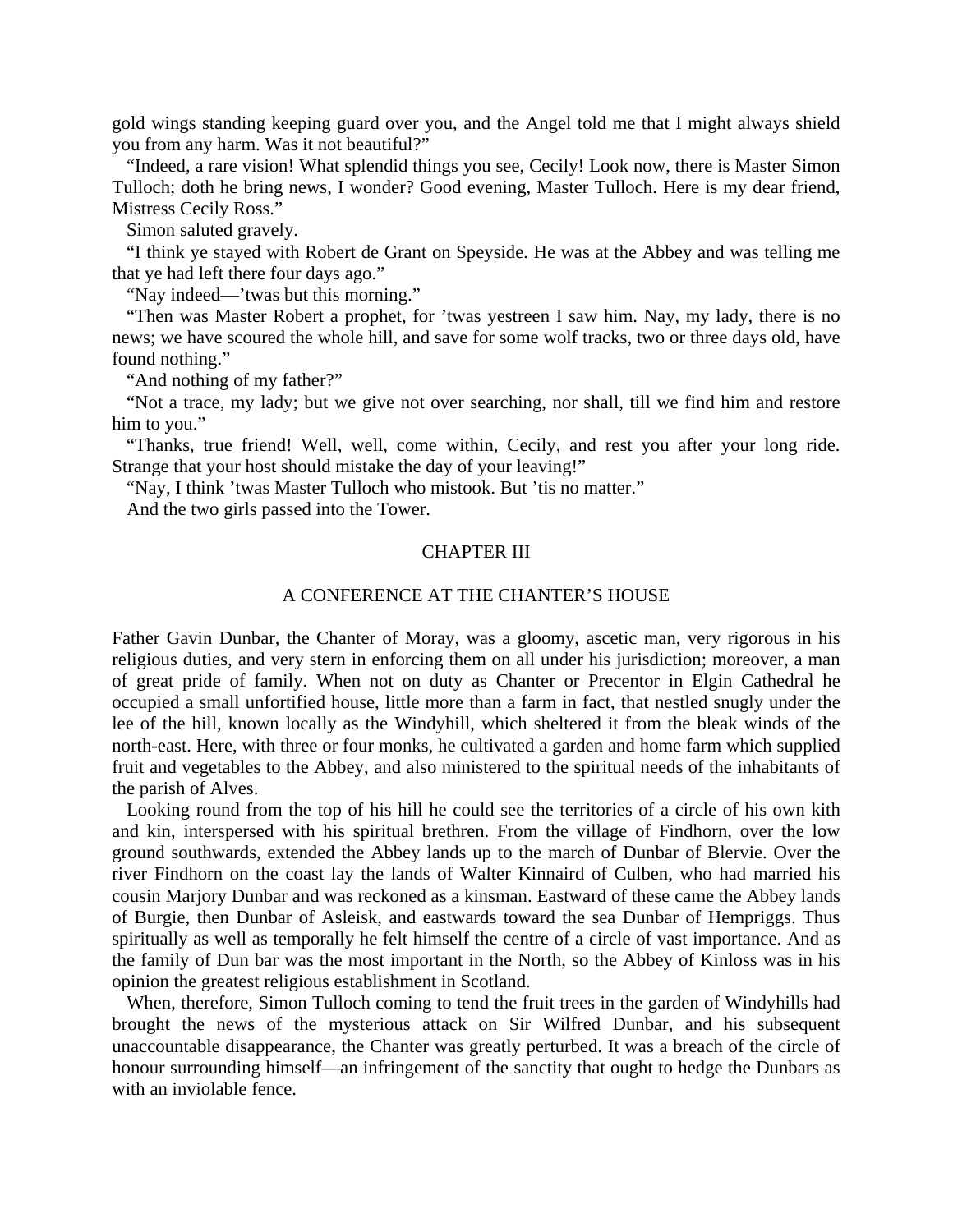gold wings standing keeping guard over you, and the Angel told me that I might always shield you from any harm. Was it not beautiful?"

"Indeed, a rare vision! What splendid things you see, Cecily! Look now, there is Master Simon Tulloch; doth he bring news, I wonder? Good evening, Master Tulloch. Here is my dear friend, Mistress Cecily Ross."

Simon saluted gravely.

"I think ye stayed with Robert de Grant on Speyside. He was at the Abbey and was telling me that ye had left there four days ago."

"Nay indeed—'twas but this morning."

"Then was Master Robert a prophet, for 'twas yestreen I saw him. Nay, my lady, there is no news; we have scoured the whole hill, and save for some wolf tracks, two or three days old, have found nothing."

"And nothing of my father?"

"Not a trace, my lady; but we give not over searching, nor shall, till we find him and restore him to you."

"Thanks, true friend! Well, well, come within, Cecily, and rest you after your long ride. Strange that your host should mistake the day of your leaving!"

"Nay, I think 'twas Master Tulloch who mistook. But 'tis no matter."

And the two girls passed into the Tower.

## CHAPTER III

### A CONFERENCE AT THE CHANTER'S HOUSE

Father Gavin Dunbar, the Chanter of Moray, was a gloomy, ascetic man, very rigorous in his religious duties, and very stern in enforcing them on all under his jurisdiction; moreover, a man of great pride of family. When not on duty as Chanter or Precentor in Elgin Cathedral he occupied a small unfortified house, little more than a farm in fact, that nestled snugly under the lee of the hill, known locally as the Windyhill, which sheltered it from the bleak winds of the north-east. Here, with three or four monks, he cultivated a garden and home farm which supplied fruit and vegetables to the Abbey, and also ministered to the spiritual needs of the inhabitants of the parish of Alves.

Looking round from the top of his hill he could see the territories of a circle of his own kith and kin, interspersed with his spiritual brethren. From the village of Findhorn, over the low ground southwards, extended the Abbey lands up to the march of Dunbar of Blervie. Over the river Findhorn on the coast lay the lands of Walter Kinnaird of Culben, who had married his cousin Marjory Dunbar and was reckoned as a kinsman. Eastward of these came the Abbey lands of Burgie, then Dunbar of Asleisk, and eastwards toward the sea Dunbar of Hempriggs. Thus spiritually as well as temporally he felt himself the centre of a circle of vast importance. And as the family of Dun bar was the most important in the North, so the Abbey of Kinloss was in his opinion the greatest religious establishment in Scotland.

When, therefore, Simon Tulloch coming to tend the fruit trees in the garden of Windyhills had brought the news of the mysterious attack on Sir Wilfred Dunbar, and his subsequent unaccountable disappearance, the Chanter was greatly perturbed. It was a breach of the circle of honour surrounding himself—an infringement of the sanctity that ought to hedge the Dunbars as with an inviolable fence.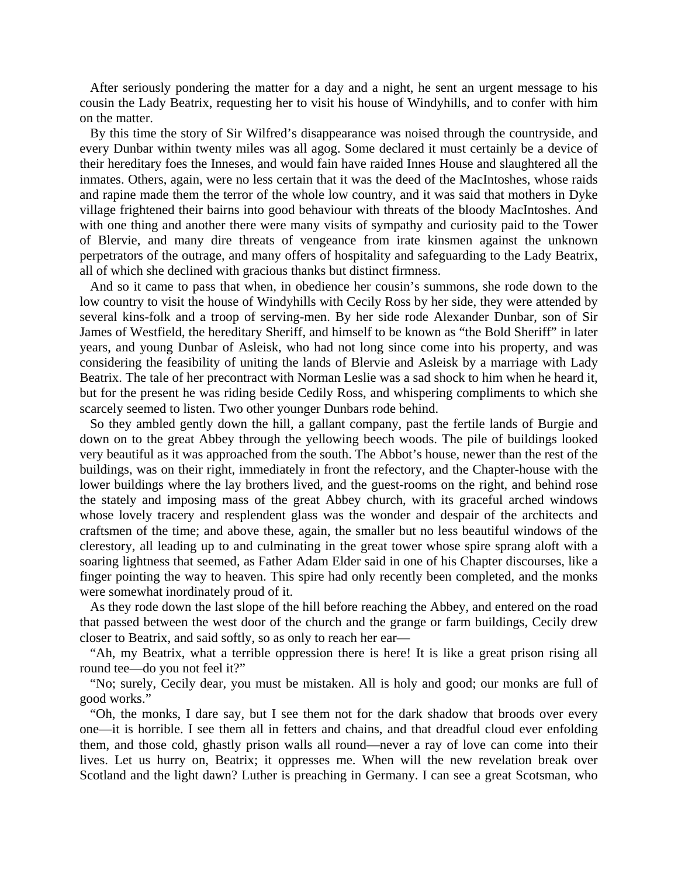After seriously pondering the matter for a day and a night, he sent an urgent message to his cousin the Lady Beatrix, requesting her to visit his house of Windyhills, and to confer with him on the matter.

By this time the story of Sir Wilfred's disappearance was noised through the countryside, and every Dunbar within twenty miles was all agog. Some declared it must certainly be a device of their hereditary foes the Inneses, and would fain have raided Innes House and slaughtered all the inmates. Others, again, were no less certain that it was the deed of the MacIntoshes, whose raids and rapine made them the terror of the whole low country, and it was said that mothers in Dyke village frightened their bairns into good behaviour with threats of the bloody MacIntoshes. And with one thing and another there were many visits of sympathy and curiosity paid to the Tower of Blervie, and many dire threats of vengeance from irate kinsmen against the unknown perpetrators of the outrage, and many offers of hospitality and safeguarding to the Lady Beatrix, all of which she declined with gracious thanks but distinct firmness.

And so it came to pass that when, in obedience her cousin's summons, she rode down to the low country to visit the house of Windyhills with Cecily Ross by her side, they were attended by several kins-folk and a troop of serving-men. By her side rode Alexander Dunbar, son of Sir James of Westfield, the hereditary Sheriff, and himself to be known as "the Bold Sheriff" in later years, and young Dunbar of Asleisk, who had not long since come into his property, and was considering the feasibility of uniting the lands of Blervie and Asleisk by a marriage with Lady Beatrix. The tale of her precontract with Norman Leslie was a sad shock to him when he heard it, but for the present he was riding beside Cedily Ross, and whispering compliments to which she scarcely seemed to listen. Two other younger Dunbars rode behind.

So they ambled gently down the hill, a gallant company, past the fertile lands of Burgie and down on to the great Abbey through the yellowing beech woods. The pile of buildings looked very beautiful as it was approached from the south. The Abbot's house, newer than the rest of the buildings, was on their right, immediately in front the refectory, and the Chapter-house with the lower buildings where the lay brothers lived, and the guest-rooms on the right, and behind rose the stately and imposing mass of the great Abbey church, with its graceful arched windows whose lovely tracery and resplendent glass was the wonder and despair of the architects and craftsmen of the time; and above these, again, the smaller but no less beautiful windows of the clerestory, all leading up to and culminating in the great tower whose spire sprang aloft with a soaring lightness that seemed, as Father Adam Elder said in one of his Chapter discourses, like a finger pointing the way to heaven. This spire had only recently been completed, and the monks were somewhat inordinately proud of it.

As they rode down the last slope of the hill before reaching the Abbey, and entered on the road that passed between the west door of the church and the grange or farm buildings, Cecily drew closer to Beatrix, and said softly, so as only to reach her ear—

"Ah, my Beatrix, what a terrible oppression there is here! It is like a great prison rising all round tee—do you not feel it?"

"No; surely, Cecily dear, you must be mistaken. All is holy and good; our monks are full of good works."

"Oh, the monks, I dare say, but I see them not for the dark shadow that broods over every one—it is horrible. I see them all in fetters and chains, and that dreadful cloud ever enfolding them, and those cold, ghastly prison walls all round—never a ray of love can come into their lives. Let us hurry on, Beatrix; it oppresses me. When will the new revelation break over Scotland and the light dawn? Luther is preaching in Germany. I can see a great Scotsman, who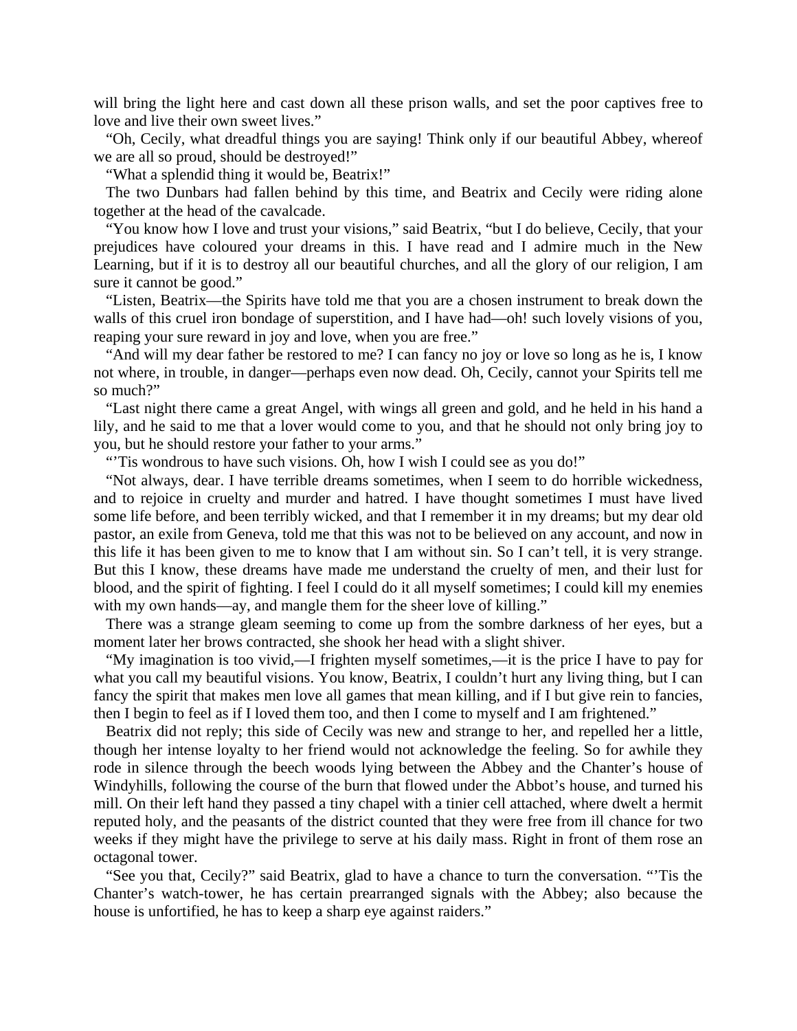will bring the light here and cast down all these prison walls, and set the poor captives free to love and live their own sweet lives."

"Oh, Cecily, what dreadful things you are saying! Think only if our beautiful Abbey, whereof we are all so proud, should be destroyed!"

"What a splendid thing it would be, Beatrix!"

The two Dunbars had fallen behind by this time, and Beatrix and Cecily were riding alone together at the head of the cavalcade.

"You know how I love and trust your visions," said Beatrix, "but I do believe, Cecily, that your prejudices have coloured your dreams in this. I have read and I admire much in the New Learning, but if it is to destroy all our beautiful churches, and all the glory of our religion, I am sure it cannot be good."

"Listen, Beatrix—the Spirits have told me that you are a chosen instrument to break down the walls of this cruel iron bondage of superstition, and I have had—oh! such lovely visions of you, reaping your sure reward in joy and love, when you are free."

"And will my dear father be restored to me? I can fancy no joy or love so long as he is, I know not where, in trouble, in danger—perhaps even now dead. Oh, Cecily, cannot your Spirits tell me so much?"

"Last night there came a great Angel, with wings all green and gold, and he held in his hand a lily, and he said to me that a lover would come to you, and that he should not only bring joy to you, but he should restore your father to your arms."

"'Tis wondrous to have such visions. Oh, how I wish I could see as you do!"

"Not always, dear. I have terrible dreams sometimes, when I seem to do horrible wickedness, and to rejoice in cruelty and murder and hatred. I have thought sometimes I must have lived some life before, and been terribly wicked, and that I remember it in my dreams; but my dear old pastor, an exile from Geneva, told me that this was not to be believed on any account, and now in this life it has been given to me to know that I am without sin. So I can't tell, it is very strange. But this I know, these dreams have made me understand the cruelty of men, and their lust for blood, and the spirit of fighting. I feel I could do it all myself sometimes; I could kill my enemies with my own hands—ay, and mangle them for the sheer love of killing."

There was a strange gleam seeming to come up from the sombre darkness of her eyes, but a moment later her brows contracted, she shook her head with a slight shiver.

"My imagination is too vivid,—I frighten myself sometimes,—it is the price I have to pay for what you call my beautiful visions. You know, Beatrix, I couldn't hurt any living thing, but I can fancy the spirit that makes men love all games that mean killing, and if I but give rein to fancies, then I begin to feel as if I loved them too, and then I come to myself and I am frightened."

Beatrix did not reply; this side of Cecily was new and strange to her, and repelled her a little, though her intense loyalty to her friend would not acknowledge the feeling. So for awhile they rode in silence through the beech woods lying between the Abbey and the Chanter's house of Windyhills, following the course of the burn that flowed under the Abbot's house, and turned his mill. On their left hand they passed a tiny chapel with a tinier cell attached, where dwelt a hermit reputed holy, and the peasants of the district counted that they were free from ill chance for two weeks if they might have the privilege to serve at his daily mass. Right in front of them rose an octagonal tower.

"See you that, Cecily?" said Beatrix, glad to have a chance to turn the conversation. "'Tis the Chanter's watch-tower, he has certain prearranged signals with the Abbey; also because the house is unfortified, he has to keep a sharp eye against raiders."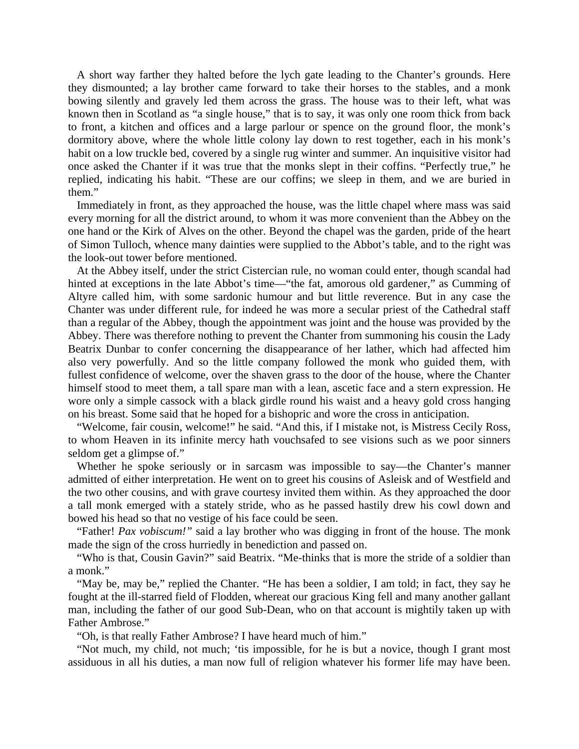A short way farther they halted before the lych gate leading to the Chanter's grounds. Here they dismounted; a lay brother came forward to take their horses to the stables, and a monk bowing silently and gravely led them across the grass. The house was to their left, what was known then in Scotland as "a single house," that is to say, it was only one room thick from back to front, a kitchen and offices and a large parlour or spence on the ground floor, the monk's dormitory above, where the whole little colony lay down to rest together, each in his monk's habit on a low truckle bed, covered by a single rug winter and summer. An inquisitive visitor had once asked the Chanter if it was true that the monks slept in their coffins. "Perfectly true," he replied, indicating his habit. "These are our coffins; we sleep in them, and we are buried in them."

Immediately in front, as they approached the house, was the little chapel where mass was said every morning for all the district around, to whom it was more convenient than the Abbey on the one hand or the Kirk of Alves on the other. Beyond the chapel was the garden, pride of the heart of Simon Tulloch, whence many dainties were supplied to the Abbot's table, and to the right was the look-out tower before mentioned.

At the Abbey itself, under the strict Cistercian rule, no woman could enter, though scandal had hinted at exceptions in the late Abbot's time—"the fat, amorous old gardener," as Cumming of Altyre called him, with some sardonic humour and but little reverence. But in any case the Chanter was under different rule, for indeed he was more a secular priest of the Cathedral staff than a regular of the Abbey, though the appointment was joint and the house was provided by the Abbey. There was therefore nothing to prevent the Chanter from summoning his cousin the Lady Beatrix Dunbar to confer concerning the disappearance of her lather, which had affected him also very powerfully. And so the little company followed the monk who guided them, with fullest confidence of welcome, over the shaven grass to the door of the house, where the Chanter himself stood to meet them, a tall spare man with a lean, ascetic face and a stern expression. He wore only a simple cassock with a black girdle round his waist and a heavy gold cross hanging on his breast. Some said that he hoped for a bishopric and wore the cross in anticipation.

"Welcome, fair cousin, welcome!" he said. "And this, if I mistake not, is Mistress Cecily Ross, to whom Heaven in its infinite mercy hath vouchsafed to see visions such as we poor sinners seldom get a glimpse of."

Whether he spoke seriously or in sarcasm was impossible to say—the Chanter's manner admitted of either interpretation. He went on to greet his cousins of Asleisk and of Westfield and the two other cousins, and with grave courtesy invited them within. As they approached the door a tall monk emerged with a stately stride, who as he passed hastily drew his cowl down and bowed his head so that no vestige of his face could be seen.

"Father! *Pax vobiscum!"* said a lay brother who was digging in front of the house. The monk made the sign of the cross hurriedly in benediction and passed on.

"Who is that, Cousin Gavin?" said Beatrix. "Me-thinks that is more the stride of a soldier than a monk."

"May be, may be," replied the Chanter. "He has been a soldier, I am told; in fact, they say he fought at the ill-starred field of Flodden, whereat our gracious King fell and many another gallant man, including the father of our good Sub-Dean, who on that account is mightily taken up with Father Ambrose."

"Oh, is that really Father Ambrose? I have heard much of him."

"Not much, my child, not much; 'tis impossible, for he is but a novice, though I grant most assiduous in all his duties, a man now full of religion whatever his former life may have been.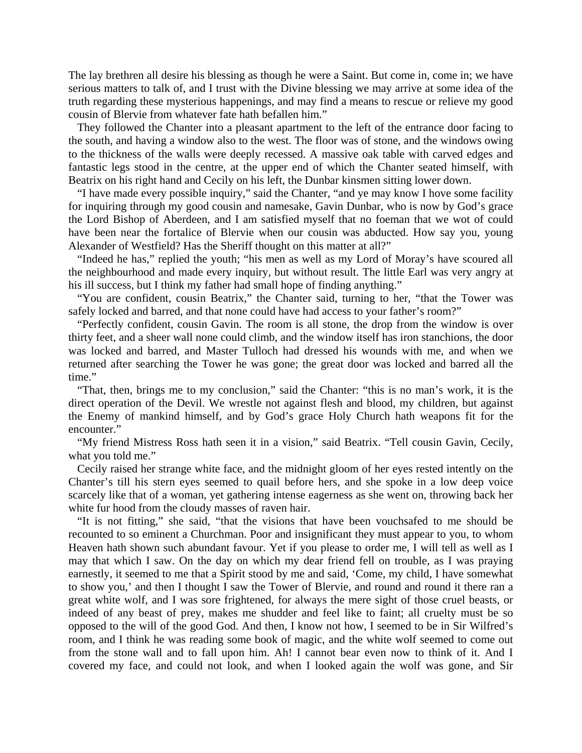The lay brethren all desire his blessing as though he were a Saint. But come in, come in; we have serious matters to talk of, and I trust with the Divine blessing we may arrive at some idea of the truth regarding these mysterious happenings, and may find a means to rescue or relieve my good cousin of Blervie from whatever fate hath befallen him."

They followed the Chanter into a pleasant apartment to the left of the entrance door facing to the south, and having a window also to the west. The floor was of stone, and the windows owing to the thickness of the walls were deeply recessed. A massive oak table with carved edges and fantastic legs stood in the centre, at the upper end of which the Chanter seated himself, with Beatrix on his right hand and Cecily on his left, the Dunbar kinsmen sitting lower down.

"I have made every possible inquiry," said the Chanter, "and ye may know I hove some facility for inquiring through my good cousin and namesake, Gavin Dunbar, who is now by God's grace the Lord Bishop of Aberdeen, and I am satisfied myself that no foeman that we wot of could have been near the fortalice of Blervie when our cousin was abducted. How say you, young Alexander of Westfield? Has the Sheriff thought on this matter at all?"

"Indeed he has," replied the youth; "his men as well as my Lord of Moray's have scoured all the neighbourhood and made every inquiry, but without result. The little Earl was very angry at his ill success, but I think my father had small hope of finding anything."

"You are confident, cousin Beatrix," the Chanter said, turning to her, "that the Tower was safely locked and barred, and that none could have had access to your father's room?"

"Perfectly confident, cousin Gavin. The room is all stone, the drop from the window is over thirty feet, and a sheer wall none could climb, and the window itself has iron stanchions, the door was locked and barred, and Master Tulloch had dressed his wounds with me, and when we returned after searching the Tower he was gone; the great door was locked and barred all the time."

"That, then, brings me to my conclusion," said the Chanter: "this is no man's work, it is the direct operation of the Devil. We wrestle not against flesh and blood, my children, but against the Enemy of mankind himself, and by God's grace Holy Church hath weapons fit for the encounter."

"My friend Mistress Ross hath seen it in a vision," said Beatrix. "Tell cousin Gavin, Cecily, what you told me."

Cecily raised her strange white face, and the midnight gloom of her eyes rested intently on the Chanter's till his stern eyes seemed to quail before hers, and she spoke in a low deep voice scarcely like that of a woman, yet gathering intense eagerness as she went on, throwing back her white fur hood from the cloudy masses of raven hair.

"It is not fitting," she said, "that the visions that have been vouchsafed to me should be recounted to so eminent a Churchman. Poor and insignificant they must appear to you, to whom Heaven hath shown such abundant favour. Yet if you please to order me, I will tell as well as I may that which I saw. On the day on which my dear friend fell on trouble, as I was praying earnestly, it seemed to me that a Spirit stood by me and said, 'Come, my child, I have somewhat to show you,' and then I thought I saw the Tower of Blervie, and round and round it there ran a great white wolf, and I was sore frightened, for always the mere sight of those cruel beasts, or indeed of any beast of prey, makes me shudder and feel like to faint; all cruelty must be so opposed to the will of the good God. And then, I know not how, I seemed to be in Sir Wilfred's room, and I think he was reading some book of magic, and the white wolf seemed to come out from the stone wall and to fall upon him. Ah! I cannot bear even now to think of it. And I covered my face, and could not look, and when I looked again the wolf was gone, and Sir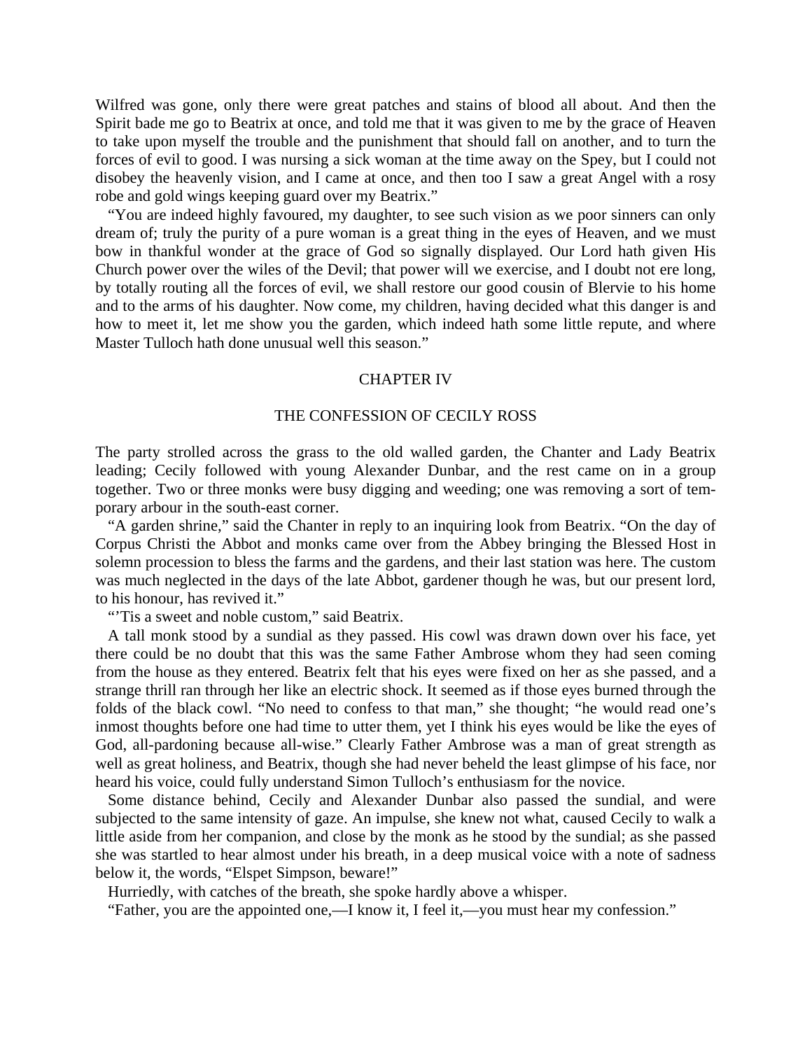Wilfred was gone, only there were great patches and stains of blood all about. And then the Spirit bade me go to Beatrix at once, and told me that it was given to me by the grace of Heaven to take upon myself the trouble and the punishment that should fall on another, and to turn the forces of evil to good. I was nursing a sick woman at the time away on the Spey, but I could not disobey the heavenly vision, and I came at once, and then too I saw a great Angel with a rosy robe and gold wings keeping guard over my Beatrix."

"You are indeed highly favoured, my daughter, to see such vision as we poor sinners can only dream of; truly the purity of a pure woman is a great thing in the eyes of Heaven, and we must bow in thankful wonder at the grace of God so signally displayed. Our Lord hath given His Church power over the wiles of the Devil; that power will we exercise, and I doubt not ere long, by totally routing all the forces of evil, we shall restore our good cousin of Blervie to his home and to the arms of his daughter. Now come, my children, having decided what this danger is and how to meet it, let me show you the garden, which indeed hath some little repute, and where Master Tulloch hath done unusual well this season."

## CHAPTER IV

### THE CONFESSION OF CECILY ROSS

The party strolled across the grass to the old walled garden, the Chanter and Lady Beatrix leading; Cecily followed with young Alexander Dunbar, and the rest came on in a group together. Two or three monks were busy digging and weeding; one was removing a sort of temporary arbour in the south-east corner.

"A garden shrine," said the Chanter in reply to an inquiring look from Beatrix. "On the day of Corpus Christi the Abbot and monks came over from the Abbey bringing the Blessed Host in solemn procession to bless the farms and the gardens, and their last station was here. The custom was much neglected in the days of the late Abbot, gardener though he was, but our present lord, to his honour, has revived it."

"'Tis a sweet and noble custom," said Beatrix.

A tall monk stood by a sundial as they passed. His cowl was drawn down over his face, yet there could be no doubt that this was the same Father Ambrose whom they had seen coming from the house as they entered. Beatrix felt that his eyes were fixed on her as she passed, and a strange thrill ran through her like an electric shock. It seemed as if those eyes burned through the folds of the black cowl. "No need to confess to that man," she thought; "he would read one's inmost thoughts before one had time to utter them, yet I think his eyes would be like the eyes of God, all-pardoning because all-wise." Clearly Father Ambrose was a man of great strength as well as great holiness, and Beatrix, though she had never beheld the least glimpse of his face, nor heard his voice, could fully understand Simon Tulloch's enthusiasm for the novice.

Some distance behind, Cecily and Alexander Dunbar also passed the sundial, and were subjected to the same intensity of gaze. An impulse, she knew not what, caused Cecily to walk a little aside from her companion, and close by the monk as he stood by the sundial; as she passed she was startled to hear almost under his breath, in a deep musical voice with a note of sadness below it, the words, "Elspet Simpson, beware!"

Hurriedly, with catches of the breath, she spoke hardly above a whisper.

"Father, you are the appointed one,—I know it, I feel it,—you must hear my confession."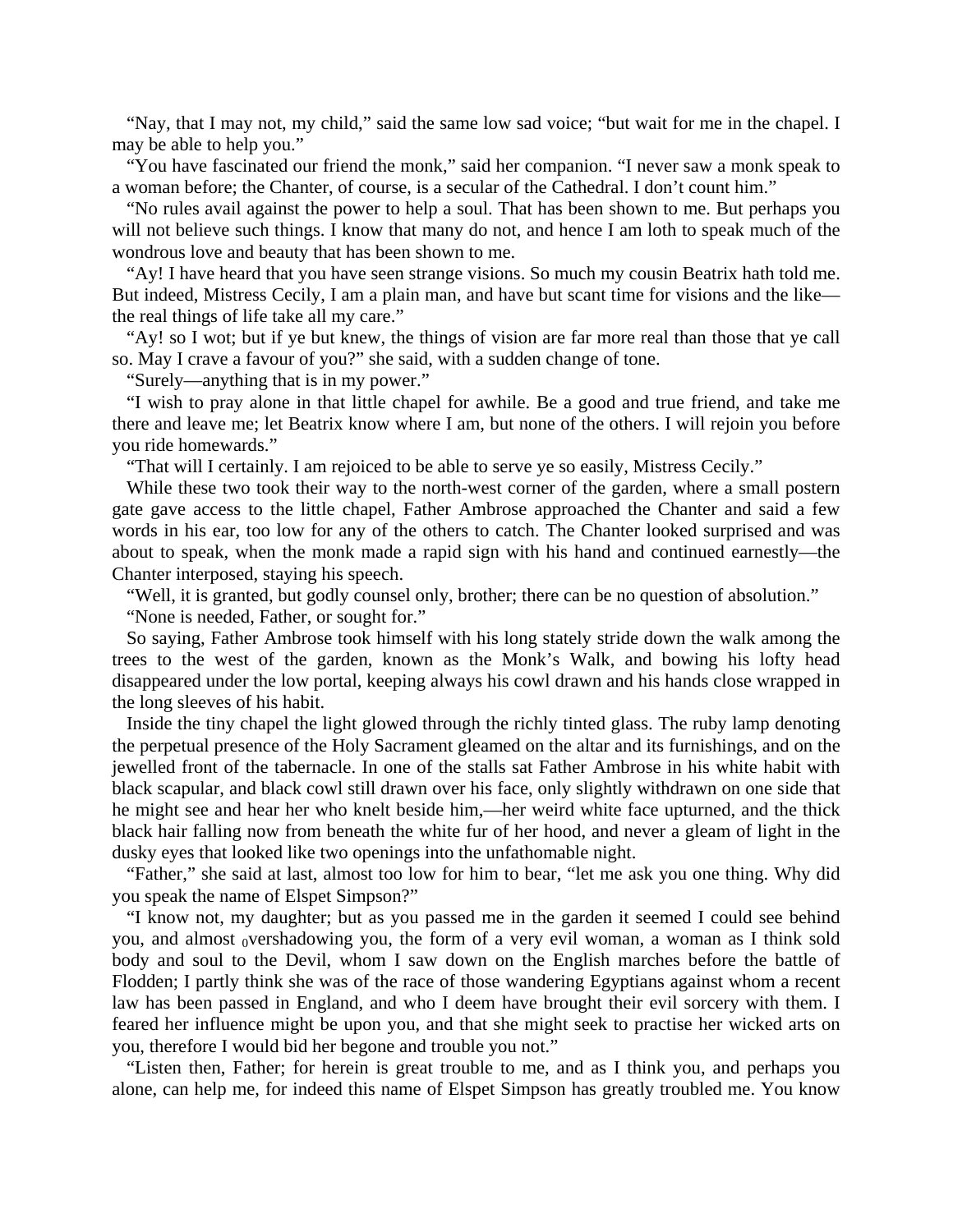"Nay, that I may not, my child," said the same low sad voice; "but wait for me in the chapel. I may be able to help you."

"You have fascinated our friend the monk," said her companion. "I never saw a monk speak to a woman before; the Chanter, of course, is a secular of the Cathedral. I don't count him."

"No rules avail against the power to help a soul. That has been shown to me. But perhaps you will not believe such things. I know that many do not, and hence I am loth to speak much of the wondrous love and beauty that has been shown to me.

"Ay! I have heard that you have seen strange visions. So much my cousin Beatrix hath told me. But indeed, Mistress Cecily, I am a plain man, and have but scant time for visions and the like—the real things of life take all my care."

"Ay! so I wot; but if ye but knew, the things of vision are far more real than those that ye call so. May I crave a favour of you?" she said, with a sudden change of tone.

"Surely—anything that is in my power."

"I wish to pray alone in that little chapel for awhile. Be a good and true friend, and take me there and leave me; let Beatrix know where I am, but none of the others. I will rejoin you before you ride homewards."

"That will I certainly. I am rejoiced to be able to serve ye so easily, Mistress Cecily."

While these two took their way to the north-west corner of the garden, where a small postern gate gave access to the little chapel, Father Ambrose approached the Chanter and said a few words in his ear, too low for any of the others to catch. The Chanter looked surprised and was about to speak, when the monk made a rapid sign with his hand and continued earnestly—the Chanter interposed, staying his speech.

"Well, it is granted, but godly counsel only, brother; there can be no question of absolution."

"None is needed, Father, or sought for."

So saying, Father Ambrose took himself with his long stately stride down the walk among the trees to the west of the garden, known as the Monk's Walk, and bowing his lofty head disappeared under the low portal, keeping always his cowl drawn and his hands close wrapped in the long sleeves of his habit.

Inside the tiny chapel the light glowed through the richly tinted glass. The ruby lamp denoting the perpetual presence of the Holy Sacrament gleamed on the altar and its furnishings, and on the jewelled front of the tabernacle. In one of the stalls sat Father Ambrose in his white habit with black scapular, and black cowl still drawn over his face, only slightly withdrawn on one side that he might see and hear her who knelt beside him,—her weird white face upturned, and the thick black hair falling now from beneath the white fur of her hood, and never a gleam of light in the dusky eyes that looked like two openings into the unfathomable night.

"Father," she said at last, almost too low for him to bear, "let me ask you one thing. Why did you speak the name of Elspet Simpson?"

"I know not, my daughter; but as you passed me in the garden it seemed I could see behind you, and almost $_0$vershadowing you, the form of a very evil woman, a woman as I think sold body and soul to the Devil, whom I saw down on the English marches before the battle of Flodden; I partly think she was of the race of those wandering Egyptians against whom a recent law has been passed in England, and who I deem have brought their evil sorcery with them. I feared her influence might be upon you, and that she might seek to practise her wicked arts on you, therefore I would bid her begone and trouble you not."

"Listen then, Father; for herein is great trouble to me, and as I think you, and perhaps you alone, can help me, for indeed this name of Elspet Simpson has greatly troubled me. You know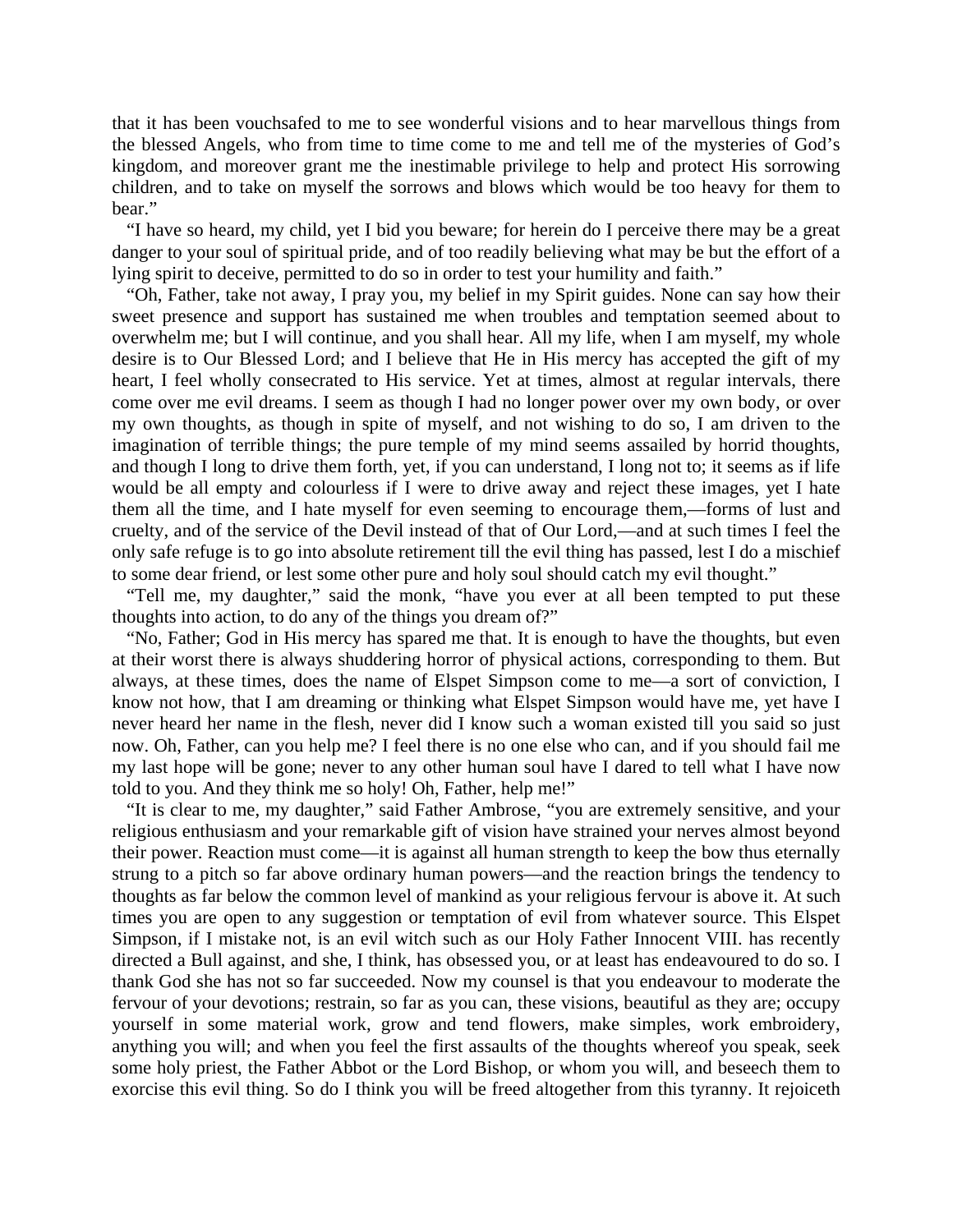that it has been vouchsafed to me to see wonderful visions and to hear marvellous things from the blessed Angels, who from time to time come to me and tell me of the mysteries of God's kingdom, and moreover grant me the inestimable privilege to help and protect His sorrowing children, and to take on myself the sorrows and blows which would be too heavy for them to bear."

"I have so heard, my child, yet I bid you beware; for herein do I perceive there may be a great danger to your soul of spiritual pride, and of too readily believing what may be but the effort of a lying spirit to deceive, permitted to do so in order to test your humility and faith."

"Oh, Father, take not away, I pray you, my belief in my Spirit guides. None can say how their sweet presence and support has sustained me when troubles and temptation seemed about to overwhelm me; but I will continue, and you shall hear. All my life, when I am myself, my whole desire is to Our Blessed Lord; and I believe that He in His mercy has accepted the gift of my heart, I feel wholly consecrated to His service. Yet at times, almost at regular intervals, there come over me evil dreams. I seem as though I had no longer power over my own body, or over my own thoughts, as though in spite of myself, and not wishing to do so, I am driven to the imagination of terrible things; the pure temple of my mind seems assailed by horrid thoughts, and though I long to drive them forth, yet, if you can understand, I long not to; it seems as if life would be all empty and colourless if I were to drive away and reject these images, yet I hate them all the time, and I hate myself for even seeming to encourage them,—forms of lust and cruelty, and of the service of the Devil instead of that of Our Lord,—and at such times I feel the only safe refuge is to go into absolute retirement till the evil thing has passed, lest I do a mischief to some dear friend, or lest some other pure and holy soul should catch my evil thought."

"Tell me, my daughter," said the monk, "have you ever at all been tempted to put these thoughts into action, to do any of the things you dream of?"

"No, Father; God in His mercy has spared me that. It is enough to have the thoughts, but even at their worst there is always shuddering horror of physical actions, corresponding to them. But always, at these times, does the name of Elspet Simpson come to me—a sort of conviction, I know not how, that I am dreaming or thinking what Elspet Simpson would have me, yet have I never heard her name in the flesh, never did I know such a woman existed till you said so just now. Oh, Father, can you help me? I feel there is no one else who can, and if you should fail me my last hope will be gone; never to any other human soul have I dared to tell what I have now told to you. And they think me so holy! Oh, Father, help me!"

"It is clear to me, my daughter," said Father Ambrose, "you are extremely sensitive, and your religious enthusiasm and your remarkable gift of vision have strained your nerves almost beyond their power. Reaction must come—it is against all human strength to keep the bow thus eternally strung to a pitch so far above ordinary human powers—and the reaction brings the tendency to thoughts as far below the common level of mankind as your religious fervour is above it. At such times you are open to any suggestion or temptation of evil from whatever source. This Elspet Simpson, if I mistake not, is an evil witch such as our Holy Father Innocent VIII. has recently directed a Bull against, and she, I think, has obsessed you, or at least has endeavoured to do so. I thank God she has not so far succeeded. Now my counsel is that you endeavour to moderate the fervour of your devotions; restrain, so far as you can, these visions, beautiful as they are; occupy yourself in some material work, grow and tend flowers, make simples, work embroidery, anything you will; and when you feel the first assaults of the thoughts whereof you speak, seek some holy priest, the Father Abbot or the Lord Bishop, or whom you will, and beseech them to exorcise this evil thing. So do I think you will be freed altogether from this tyranny. It rejoiceth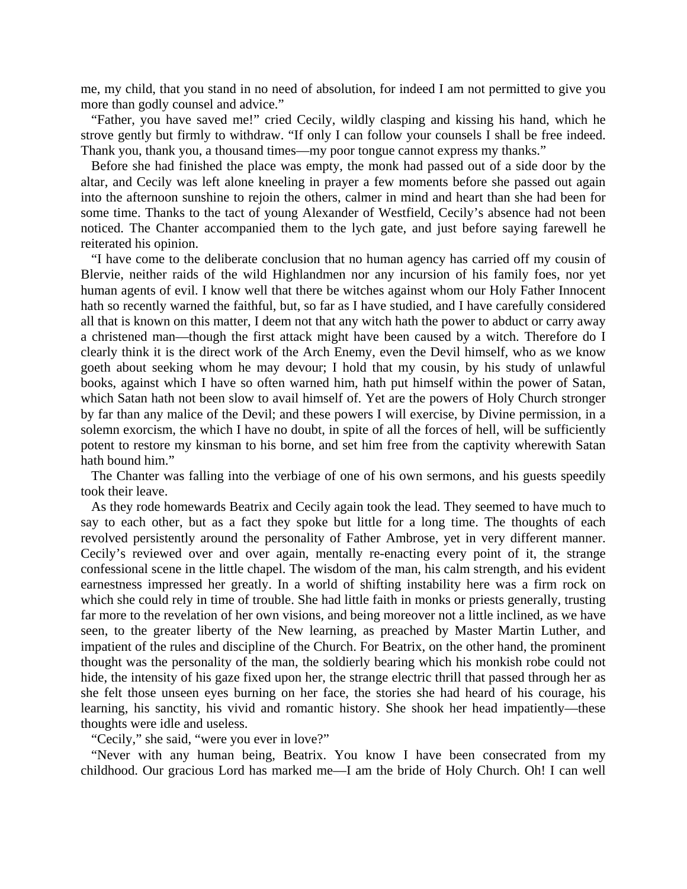me, my child, that you stand in no need of absolution, for indeed I am not permitted to give you more than godly counsel and advice."

"Father, you have saved me!" cried Cecily, wildly clasping and kissing his hand, which he strove gently but firmly to withdraw. "If only I can follow your counsels I shall be free indeed. Thank you, thank you, a thousand times—my poor tongue cannot express my thanks."

Before she had finished the place was empty, the monk had passed out of a side door by the altar, and Cecily was left alone kneeling in prayer a few moments before she passed out again into the afternoon sunshine to rejoin the others, calmer in mind and heart than she had been for some time. Thanks to the tact of young Alexander of Westfield, Cecily's absence had not been noticed. The Chanter accompanied them to the lych gate, and just before saying farewell he reiterated his opinion.

"I have come to the deliberate conclusion that no human agency has carried off my cousin of Blervie, neither raids of the wild Highlandmen nor any incursion of his family foes, nor yet human agents of evil. I know well that there be witches against whom our Holy Father Innocent hath so recently warned the faithful, but, so far as I have studied, and I have carefully considered all that is known on this matter, I deem not that any witch hath the power to abduct or carry away a christened man—though the first attack might have been caused by a witch. Therefore do I clearly think it is the direct work of the Arch Enemy, even the Devil himself, who as we know goeth about seeking whom he may devour; I hold that my cousin, by his study of unlawful books, against which I have so often warned him, hath put himself within the power of Satan, which Satan hath not been slow to avail himself of. Yet are the powers of Holy Church stronger by far than any malice of the Devil; and these powers I will exercise, by Divine permission, in a solemn exorcism, the which I have no doubt, in spite of all the forces of hell, will be sufficiently potent to restore my kinsman to his borne, and set him free from the captivity wherewith Satan hath bound him."

The Chanter was falling into the verbiage of one of his own sermons, and his guests speedily took their leave.

As they rode homewards Beatrix and Cecily again took the lead. They seemed to have much to say to each other, but as a fact they spoke but little for a long time. The thoughts of each revolved persistently around the personality of Father Ambrose, yet in very different manner. Cecily's reviewed over and over again, mentally re-enacting every point of it, the strange confessional scene in the little chapel. The wisdom of the man, his calm strength, and his evident earnestness impressed her greatly. In a world of shifting instability here was a firm rock on which she could rely in time of trouble. She had little faith in monks or priests generally, trusting far more to the revelation of her own visions, and being moreover not a little inclined, as we have seen, to the greater liberty of the New learning, as preached by Master Martin Luther, and impatient of the rules and discipline of the Church. For Beatrix, on the other hand, the prominent thought was the personality of the man, the soldierly bearing which his monkish robe could not hide, the intensity of his gaze fixed upon her, the strange electric thrill that passed through her as she felt those unseen eyes burning on her face, the stories she had heard of his courage, his learning, his sanctity, his vivid and romantic history. She shook her head impatiently—these thoughts were idle and useless.

"Cecily," she said, "were you ever in love?"

"Never with any human being, Beatrix. You know I have been consecrated from my childhood. Our gracious Lord has marked me—I am the bride of Holy Church. Oh! I can well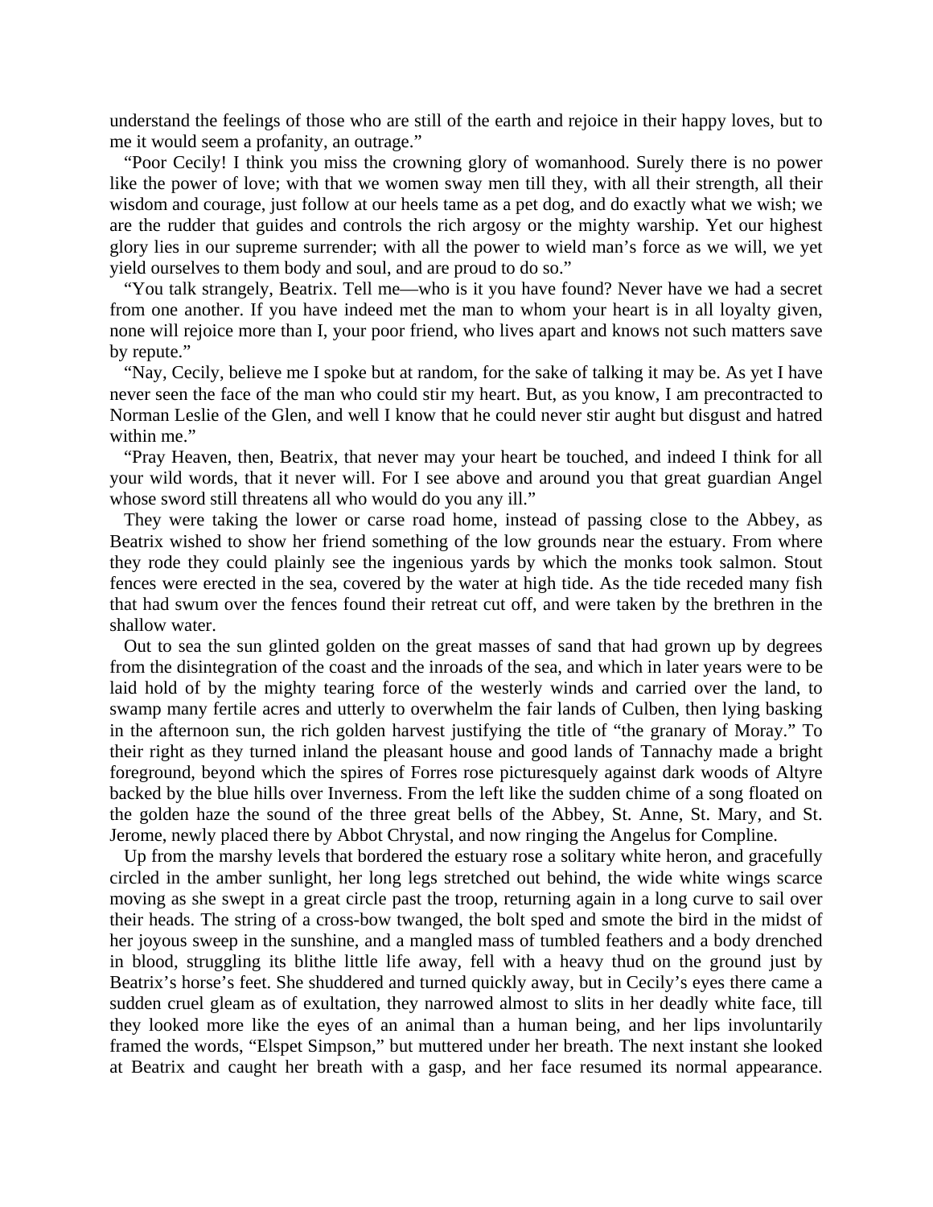understand the feelings of those who are still of the earth and rejoice in their happy loves, but to me it would seem a profanity, an outrage."

"Poor Cecily! I think you miss the crowning glory of womanhood. Surely there is no power like the power of love; with that we women sway men till they, with all their strength, all their wisdom and courage, just follow at our heels tame as a pet dog, and do exactly what we wish; we are the rudder that guides and controls the rich argosy or the mighty warship. Yet our highest glory lies in our supreme surrender; with all the power to wield man's force as we will, we yet yield ourselves to them body and soul, and are proud to do so."

"You talk strangely, Beatrix. Tell me—who is it you have found? Never have we had a secret from one another. If you have indeed met the man to whom your heart is in all loyalty given, none will rejoice more than I, your poor friend, who lives apart and knows not such matters save by repute."

"Nay, Cecily, believe me I spoke but at random, for the sake of talking it may be. As yet I have never seen the face of the man who could stir my heart. But, as you know, I am precontracted to Norman Leslie of the Glen, and well I know that he could never stir aught but disgust and hatred within me."

"Pray Heaven, then, Beatrix, that never may your heart be touched, and indeed I think for all your wild words, that it never will. For I see above and around you that great guardian Angel whose sword still threatens all who would do you any ill."

They were taking the lower or carse road home, instead of passing close to the Abbey, as Beatrix wished to show her friend something of the low grounds near the estuary. From where they rode they could plainly see the ingenious yards by which the monks took salmon. Stout fences were erected in the sea, covered by the water at high tide. As the tide receded many fish that had swum over the fences found their retreat cut off, and were taken by the brethren in the shallow water.

Out to sea the sun glinted golden on the great masses of sand that had grown up by degrees from the disintegration of the coast and the inroads of the sea, and which in later years were to be laid hold of by the mighty tearing force of the westerly winds and carried over the land, to swamp many fertile acres and utterly to overwhelm the fair lands of Culben, then lying basking in the afternoon sun, the rich golden harvest justifying the title of "the granary of Moray." To their right as they turned inland the pleasant house and good lands of Tannachy made a bright foreground, beyond which the spires of Forres rose picturesquely against dark woods of Altyre backed by the blue hills over Inverness. From the left like the sudden chime of a song floated on the golden haze the sound of the three great bells of the Abbey, St. Anne, St. Mary, and St. Jerome, newly placed there by Abbot Chrystal, and now ringing the Angelus for Compline.

Up from the marshy levels that bordered the estuary rose a solitary white heron, and gracefully circled in the amber sunlight, her long legs stretched out behind, the wide white wings scarce moving as she swept in a great circle past the troop, returning again in a long curve to sail over their heads. The string of a cross-bow twanged, the bolt sped and smote the bird in the midst of her joyous sweep in the sunshine, and a mangled mass of tumbled feathers and a body drenched in blood, struggling its blithe little life away, fell with a heavy thud on the ground just by Beatrix's horse's feet. She shuddered and turned quickly away, but in Cecily's eyes there came a sudden cruel gleam as of exultation, they narrowed almost to slits in her deadly white face, till they looked more like the eyes of an animal than a human being, and her lips involuntarily framed the words, "Elspet Simpson," but muttered under her breath. The next instant she looked at Beatrix and caught her breath with a gasp, and her face resumed its normal appearance.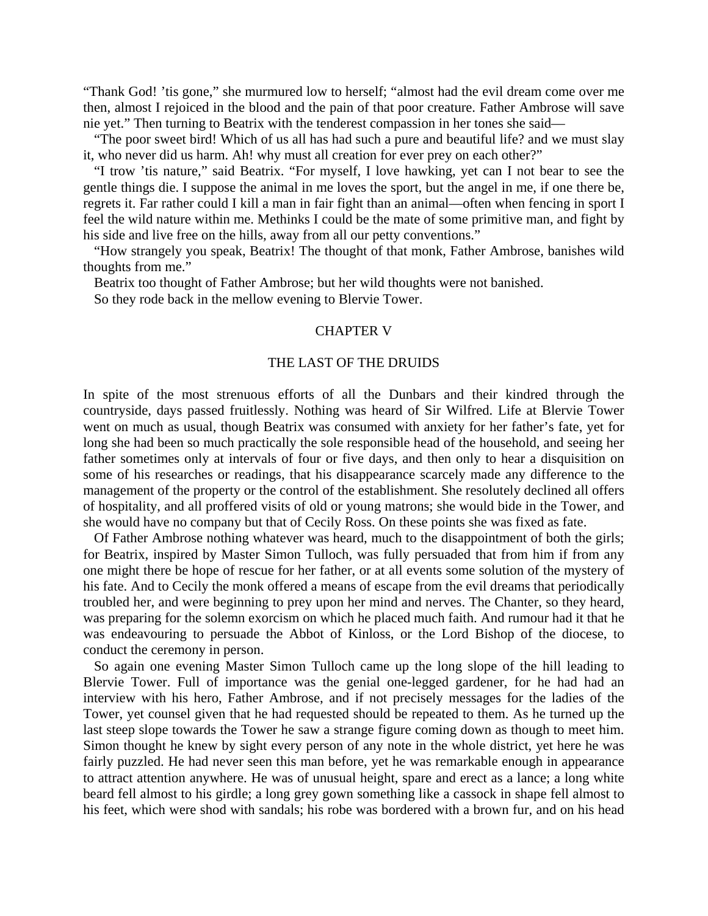"Thank God! 'tis gone," she murmured low to herself; "almost had the evil dream come over me then, almost I rejoiced in the blood and the pain of that poor creature. Father Ambrose will save nie yet." Then turning to Beatrix with the tenderest compassion in her tones she said—

"The poor sweet bird! Which of us all has had such a pure and beautiful life? and we must slay it, who never did us harm. Ah! why must all creation for ever prey on each other?"

"I trow 'tis nature," said Beatrix. "For myself, I love hawking, yet can I not bear to see the gentle things die. I suppose the animal in me loves the sport, but the angel in me, if one there be, regrets it. Far rather could I kill a man in fair fight than an animal—often when fencing in sport I feel the wild nature within me. Methinks I could be the mate of some primitive man, and fight by his side and live free on the hills, away from all our petty conventions."

"How strangely you speak, Beatrix! The thought of that monk, Father Ambrose, banishes wild thoughts from me."

Beatrix too thought of Father Ambrose; but her wild thoughts were not banished.

So they rode back in the mellow evening to Blervie Tower.

## CHAPTER V

### THE LAST OF THE DRUIDS

In spite of the most strenuous efforts of all the Dunbars and their kindred through the countryside, days passed fruitlessly. Nothing was heard of Sir Wilfred. Life at Blervie Tower went on much as usual, though Beatrix was consumed with anxiety for her father's fate, yet for long she had been so much practically the sole responsible head of the household, and seeing her father sometimes only at intervals of four or five days, and then only to hear a disquisition on some of his researches or readings, that his disappearance scarcely made any difference to the management of the property or the control of the establishment. She resolutely declined all offers of hospitality, and all proffered visits of old or young matrons; she would bide in the Tower, and she would have no company but that of Cecily Ross. On these points she was fixed as fate.

Of Father Ambrose nothing whatever was heard, much to the disappointment of both the girls; for Beatrix, inspired by Master Simon Tulloch, was fully persuaded that from him if from any one might there be hope of rescue for her father, or at all events some solution of the mystery of his fate. And to Cecily the monk offered a means of escape from the evil dreams that periodically troubled her, and were beginning to prey upon her mind and nerves. The Chanter, so they heard, was preparing for the solemn exorcism on which he placed much faith. And rumour had it that he was endeavouring to persuade the Abbot of Kinloss, or the Lord Bishop of the diocese, to conduct the ceremony in person.

So again one evening Master Simon Tulloch came up the long slope of the hill leading to Blervie Tower. Full of importance was the genial one-legged gardener, for he had had an interview with his hero, Father Ambrose, and if not precisely messages for the ladies of the Tower, yet counsel given that he had requested should be repeated to them. As he turned up the last steep slope towards the Tower he saw a strange figure coming down as though to meet him. Simon thought he knew by sight every person of any note in the whole district, yet here he was fairly puzzled. He had never seen this man before, yet he was remarkable enough in appearance to attract attention anywhere. He was of unusual height, spare and erect as a lance; a long white beard fell almost to his girdle; a long grey gown something like a cassock in shape fell almost to his feet, which were shod with sandals; his robe was bordered with a brown fur, and on his head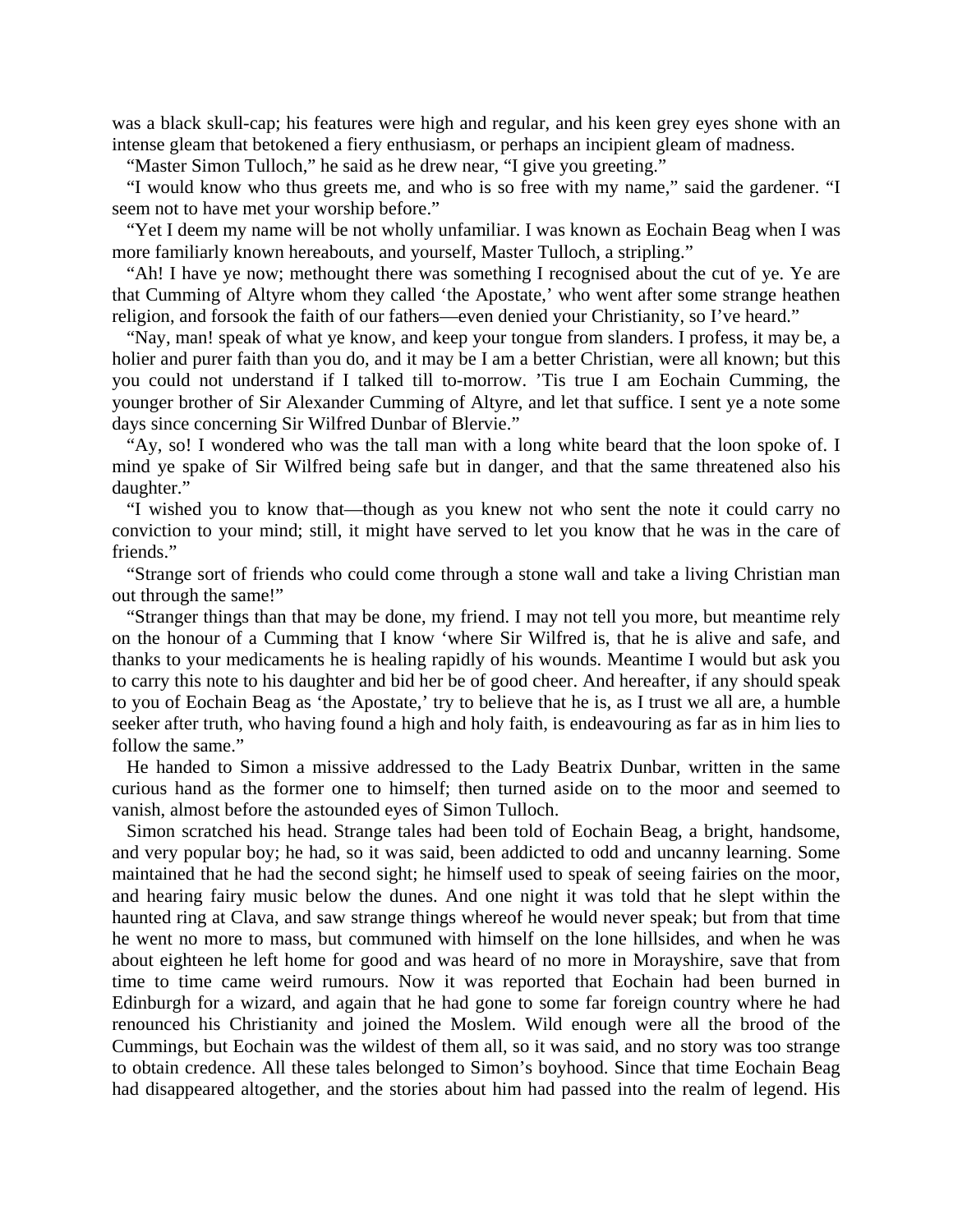was a black skull-cap; his features were high and regular, and his keen grey eyes shone with an intense gleam that betokened a fiery enthusiasm, or perhaps an incipient gleam of madness.

"Master Simon Tulloch," he said as he drew near, "I give you greeting."

"I would know who thus greets me, and who is so free with my name," said the gardener. "I seem not to have met your worship before."

"Yet I deem my name will be not wholly unfamiliar. I was known as Eochain Beag when I was more familiarly known hereabouts, and yourself, Master Tulloch, a stripling."

"Ah! I have ye now; methought there was something I recognised about the cut of ye. Ye are that Cumming of Altyre whom they called 'the Apostate,' who went after some strange heathen religion, and forsook the faith of our fathers—even denied your Christianity, so I've heard."

"Nay, man! speak of what ye know, and keep your tongue from slanders. I profess, it may be, a holier and purer faith than you do, and it may be I am a better Christian, were all known; but this you could not understand if I talked till to-morrow. 'Tis true I am Eochain Cumming, the younger brother of Sir Alexander Cumming of Altyre, and let that suffice. I sent ye a note some days since concerning Sir Wilfred Dunbar of Blervie."

"Ay, so! I wondered who was the tall man with a long white beard that the loon spoke of. I mind ye spake of Sir Wilfred being safe but in danger, and that the same threatened also his daughter."

"I wished you to know that—though as you knew not who sent the note it could carry no conviction to your mind; still, it might have served to let you know that he was in the care of friends."

"Strange sort of friends who could come through a stone wall and take a living Christian man out through the same!"

"Stranger things than that may be done, my friend. I may not tell you more, but meantime rely on the honour of a Cumming that I know 'where Sir Wilfred is, that he is alive and safe, and thanks to your medicaments he is healing rapidly of his wounds. Meantime I would but ask you to carry this note to his daughter and bid her be of good cheer. And hereafter, if any should speak to you of Eochain Beag as 'the Apostate,' try to believe that he is, as I trust we all are, a humble seeker after truth, who having found a high and holy faith, is endeavouring as far as in him lies to follow the same."

He handed to Simon a missive addressed to the Lady Beatrix Dunbar, written in the same curious hand as the former one to himself; then turned aside on to the moor and seemed to vanish, almost before the astounded eyes of Simon Tulloch.

Simon scratched his head. Strange tales had been told of Eochain Beag, a bright, handsome, and very popular boy; he had, so it was said, been addicted to odd and uncanny learning. Some maintained that he had the second sight; he himself used to speak of seeing fairies on the moor, and hearing fairy music below the dunes. And one night it was told that he slept within the haunted ring at Clava, and saw strange things whereof he would never speak; but from that time he went no more to mass, but communed with himself on the lone hillsides, and when he was about eighteen he left home for good and was heard of no more in Morayshire, save that from time to time came weird rumours. Now it was reported that Eochain had been burned in Edinburgh for a wizard, and again that he had gone to some far foreign country where he had renounced his Christianity and joined the Moslem. Wild enough were all the brood of the Cummings, but Eochain was the wildest of them all, so it was said, and no story was too strange to obtain credence. All these tales belonged to Simon's boyhood. Since that time Eochain Beag had disappeared altogether, and the stories about him had passed into the realm of legend. His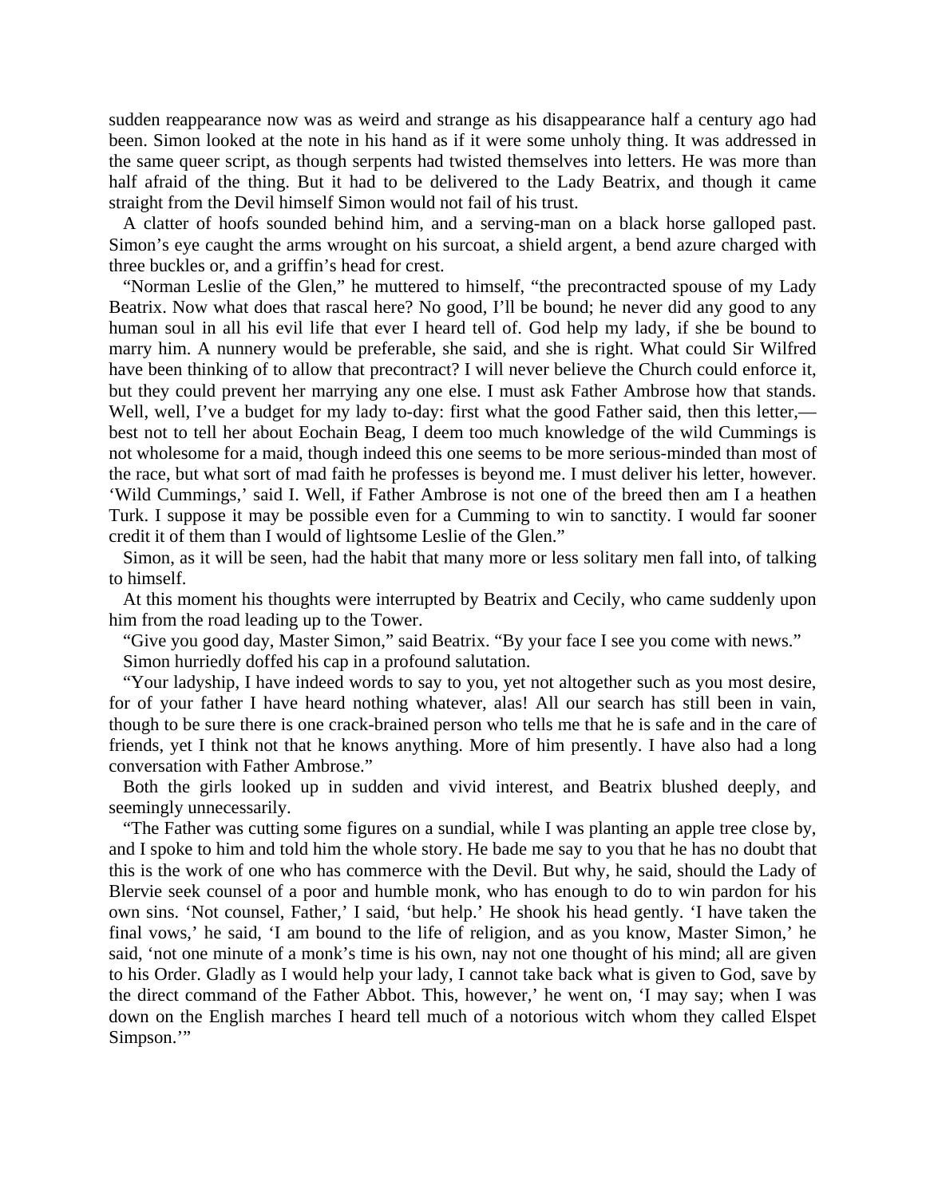sudden reappearance now was as weird and strange as his disappearance half a century ago had been. Simon looked at the note in his hand as if it were some unholy thing. It was addressed in the same queer script, as though serpents had twisted themselves into letters. He was more than half afraid of the thing. But it had to be delivered to the Lady Beatrix, and though it came straight from the Devil himself Simon would not fail of his trust.

A clatter of hoofs sounded behind him, and a serving-man on a black horse galloped past. Simon's eye caught the arms wrought on his surcoat, a shield argent, a bend azure charged with three buckles or, and a griffin's head for crest.

"Norman Leslie of the Glen," he muttered to himself, "the precontracted spouse of my Lady Beatrix. Now what does that rascal here? No good, I'll be bound; he never did any good to any human soul in all his evil life that ever I heard tell of. God help my lady, if she be bound to marry him. A nunnery would be preferable, she said, and she is right. What could Sir Wilfred have been thinking of to allow that precontract? I will never believe the Church could enforce it, but they could prevent her marrying any one else. I must ask Father Ambrose how that stands. Well, well, I've a budget for my lady to-day: first what the good Father said, then this letter,—best not to tell her about Eochain Beag, I deem too much knowledge of the wild Cummings is not wholesome for a maid, though indeed this one seems to be more serious-minded than most of the race, but what sort of mad faith he professes is beyond me. I must deliver his letter, however. 'Wild Cummings,' said I. Well, if Father Ambrose is not one of the breed then am I a heathen Turk. I suppose it may be possible even for a Cumming to win to sanctity. I would far sooner credit it of them than I would of lightsome Leslie of the Glen."

Simon, as it will be seen, had the habit that many more or less solitary men fall into, of talking to himself.

At this moment his thoughts were interrupted by Beatrix and Cecily, who came suddenly upon him from the road leading up to the Tower.

"Give you good day, Master Simon," said Beatrix. "By your face I see you come with news."

Simon hurriedly doffed his cap in a profound salutation.

"Your ladyship, I have indeed words to say to you, yet not altogether such as you most desire, for of your father I have heard nothing whatever, alas! All our search has still been in vain, though to be sure there is one crack-brained person who tells me that he is safe and in the care of friends, yet I think not that he knows anything. More of him presently. I have also had a long conversation with Father Ambrose."

Both the girls looked up in sudden and vivid interest, and Beatrix blushed deeply, and seemingly unnecessarily.

"The Father was cutting some figures on a sundial, while I was planting an apple tree close by, and I spoke to him and told him the whole story. He bade me say to you that he has no doubt that this is the work of one who has commerce with the Devil. But why, he said, should the Lady of Blervie seek counsel of a poor and humble monk, who has enough to do to win pardon for his own sins. 'Not counsel, Father,' I said, 'but help.' He shook his head gently. 'I have taken the final vows,' he said, 'I am bound to the life of religion, and as you know, Master Simon,' he said, 'not one minute of a monk's time is his own, nay not one thought of his mind; all are given to his Order. Gladly as I would help your lady, I cannot take back what is given to God, save by the direct command of the Father Abbot. This, however,' he went on, 'I may say; when I was down on the English marches I heard tell much of a notorious witch whom they called Elspet Simpson.'"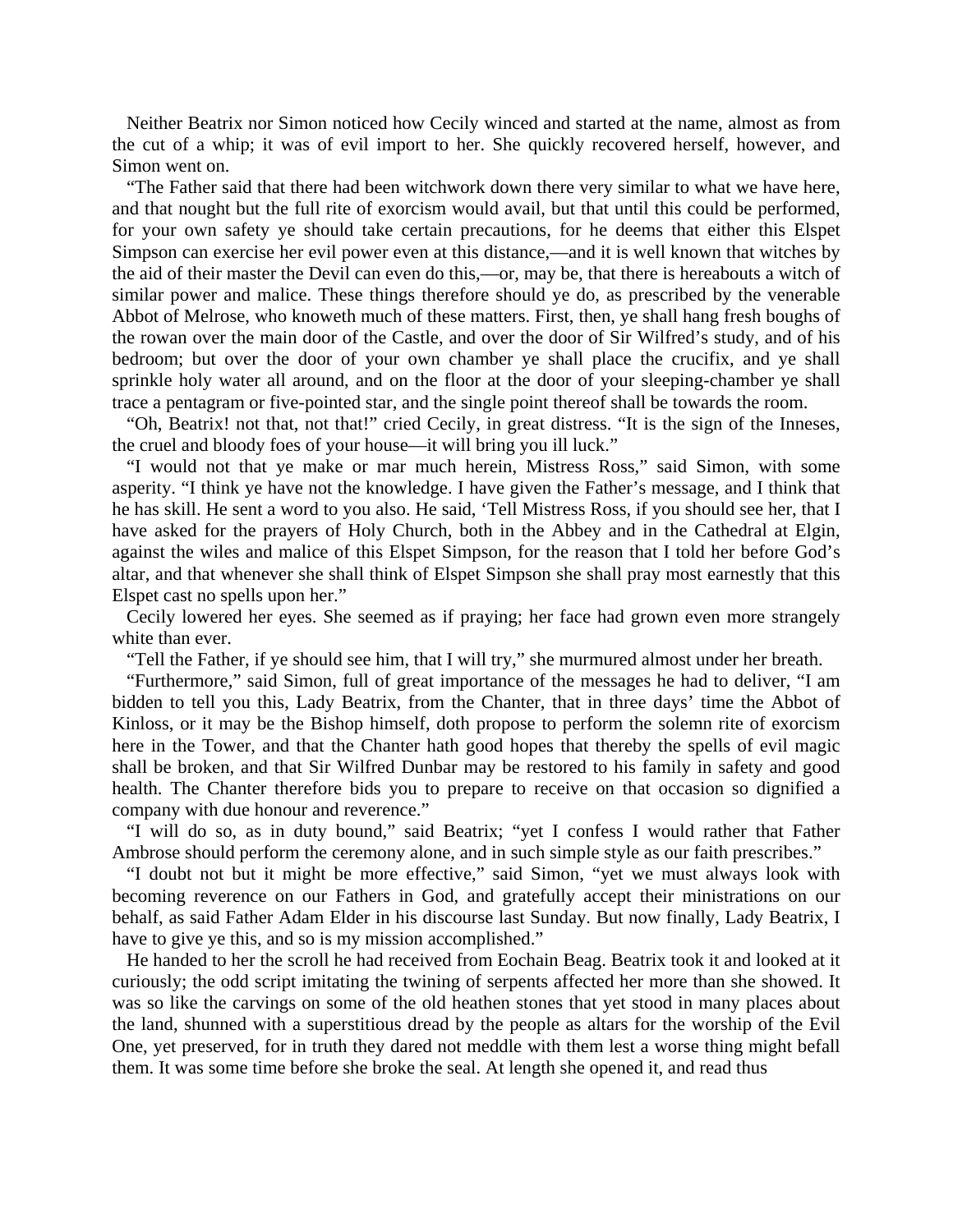Neither Beatrix nor Simon noticed how Cecily winced and started at the name, almost as from the cut of a whip; it was of evil import to her. She quickly recovered herself, however, and Simon went on.

"The Father said that there had been witchwork down there very similar to what we have here, and that nought but the full rite of exorcism would avail, but that until this could be performed, for your own safety ye should take certain precautions, for he deems that either this Elspet Simpson can exercise her evil power even at this distance,—and it is well known that witches by the aid of their master the Devil can even do this,—or, may be, that there is hereabouts a witch of similar power and malice. These things therefore should ye do, as prescribed by the venerable Abbot of Melrose, who knoweth much of these matters. First, then, ye shall hang fresh boughs of the rowan over the main door of the Castle, and over the door of Sir Wilfred's study, and of his bedroom; but over the door of your own chamber ye shall place the crucifix, and ye shall sprinkle holy water all around, and on the floor at the door of your sleeping-chamber ye shall trace a pentagram or five-pointed star, and the single point thereof shall be towards the room.

"Oh, Beatrix! not that, not that!" cried Cecily, in great distress. "It is the sign of the Inneses, the cruel and bloody foes of your house—it will bring you ill luck."

"I would not that ye make or mar much herein, Mistress Ross," said Simon, with some asperity. "I think ye have not the knowledge. I have given the Father's message, and I think that he has skill. He sent a word to you also. He said, 'Tell Mistress Ross, if you should see her, that I have asked for the prayers of Holy Church, both in the Abbey and in the Cathedral at Elgin, against the wiles and malice of this Elspet Simpson, for the reason that I told her before God's altar, and that whenever she shall think of Elspet Simpson she shall pray most earnestly that this Elspet cast no spells upon her."

Cecily lowered her eyes. She seemed as if praying; her face had grown even more strangely white than ever.

"Tell the Father, if ye should see him, that I will try," she murmured almost under her breath.

"Furthermore," said Simon, full of great importance of the messages he had to deliver, "I am bidden to tell you this, Lady Beatrix, from the Chanter, that in three days' time the Abbot of Kinloss, or it may be the Bishop himself, doth propose to perform the solemn rite of exorcism here in the Tower, and that the Chanter hath good hopes that thereby the spells of evil magic shall be broken, and that Sir Wilfred Dunbar may be restored to his family in safety and good health. The Chanter therefore bids you to prepare to receive on that occasion so dignified a company with due honour and reverence."

"I will do so, as in duty bound," said Beatrix; "yet I confess I would rather that Father Ambrose should perform the ceremony alone, and in such simple style as our faith prescribes."

"I doubt not but it might be more effective," said Simon, "yet we must always look with becoming reverence on our Fathers in God, and gratefully accept their ministrations on our behalf, as said Father Adam Elder in his discourse last Sunday. But now finally, Lady Beatrix, I have to give ye this, and so is my mission accomplished."

He handed to her the scroll he had received from Eochain Beag. Beatrix took it and looked at it curiously; the odd script imitating the twining of serpents affected her more than she showed. It was so like the carvings on some of the old heathen stones that yet stood in many places about the land, shunned with a superstitious dread by the people as altars for the worship of the Evil One, yet preserved, for in truth they dared not meddle with them lest a worse thing might befall them. It was some time before she broke the seal. At length she opened it, and read thus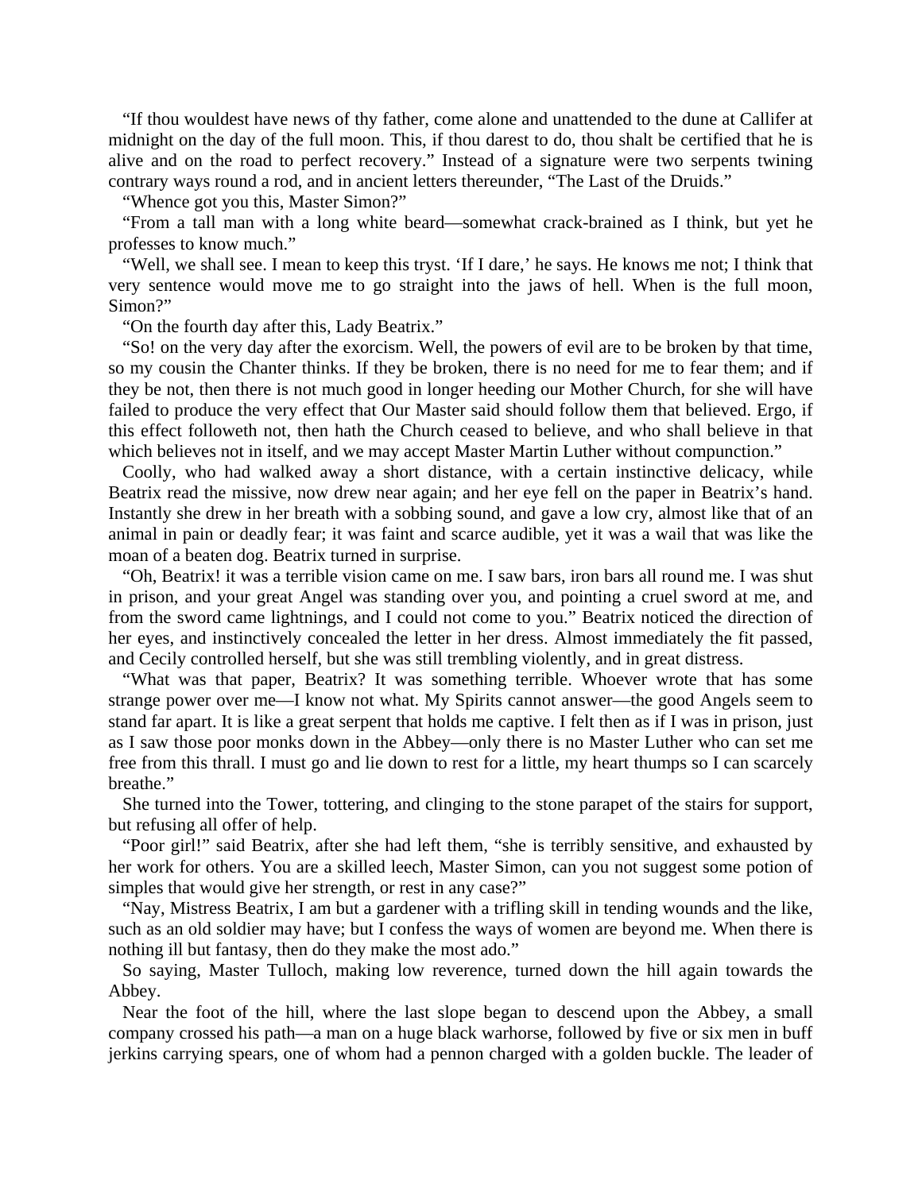"If thou wouldest have news of thy father, come alone and unattended to the dune at Callifer at midnight on the day of the full moon. This, if thou darest to do, thou shalt be certified that he is alive and on the road to perfect recovery." Instead of a signature were two serpents twining contrary ways round a rod, and in ancient letters thereunder, "The Last of the Druids."

"Whence got you this, Master Simon?"

"From a tall man with a long white beard—somewhat crack-brained as I think, but yet he professes to know much."

"Well, we shall see. I mean to keep this tryst. 'If I dare,' he says. He knows me not; I think that very sentence would move me to go straight into the jaws of hell. When is the full moon, Simon?"

"On the fourth day after this, Lady Beatrix."

"So! on the very day after the exorcism. Well, the powers of evil are to be broken by that time, so my cousin the Chanter thinks. If they be broken, there is no need for me to fear them; and if they be not, then there is not much good in longer heeding our Mother Church, for she will have failed to produce the very effect that Our Master said should follow them that believed. Ergo, if this effect followeth not, then hath the Church ceased to believe, and who shall believe in that which believes not in itself, and we may accept Master Martin Luther without compunction."

Coolly, who had walked away a short distance, with a certain instinctive delicacy, while Beatrix read the missive, now drew near again; and her eye fell on the paper in Beatrix's hand. Instantly she drew in her breath with a sobbing sound, and gave a low cry, almost like that of an animal in pain or deadly fear; it was faint and scarce audible, yet it was a wail that was like the moan of a beaten dog. Beatrix turned in surprise.

"Oh, Beatrix! it was a terrible vision came on me. I saw bars, iron bars all round me. I was shut in prison, and your great Angel was standing over you, and pointing a cruel sword at me, and from the sword came lightnings, and I could not come to you." Beatrix noticed the direction of her eyes, and instinctively concealed the letter in her dress. Almost immediately the fit passed, and Cecily controlled herself, but she was still trembling violently, and in great distress.

"What was that paper, Beatrix? It was something terrible. Whoever wrote that has some strange power over me—I know not what. My Spirits cannot answer—the good Angels seem to stand far apart. It is like a great serpent that holds me captive. I felt then as if I was in prison, just as I saw those poor monks down in the Abbey—only there is no Master Luther who can set me free from this thrall. I must go and lie down to rest for a little, my heart thumps so I can scarcely breathe."

She turned into the Tower, tottering, and clinging to the stone parapet of the stairs for support, but refusing all offer of help.

"Poor girl!" said Beatrix, after she had left them, "she is terribly sensitive, and exhausted by her work for others. You are a skilled leech, Master Simon, can you not suggest some potion of simples that would give her strength, or rest in any case?"

"Nay, Mistress Beatrix, I am but a gardener with a trifling skill in tending wounds and the like, such as an old soldier may have; but I confess the ways of women are beyond me. When there is nothing ill but fantasy, then do they make the most ado."

So saying, Master Tulloch, making low reverence, turned down the hill again towards the Abbey.

Near the foot of the hill, where the last slope began to descend upon the Abbey, a small company crossed his path—a man on a huge black warhorse, followed by five or six men in buff jerkins carrying spears, one of whom had a pennon charged with a golden buckle. The leader of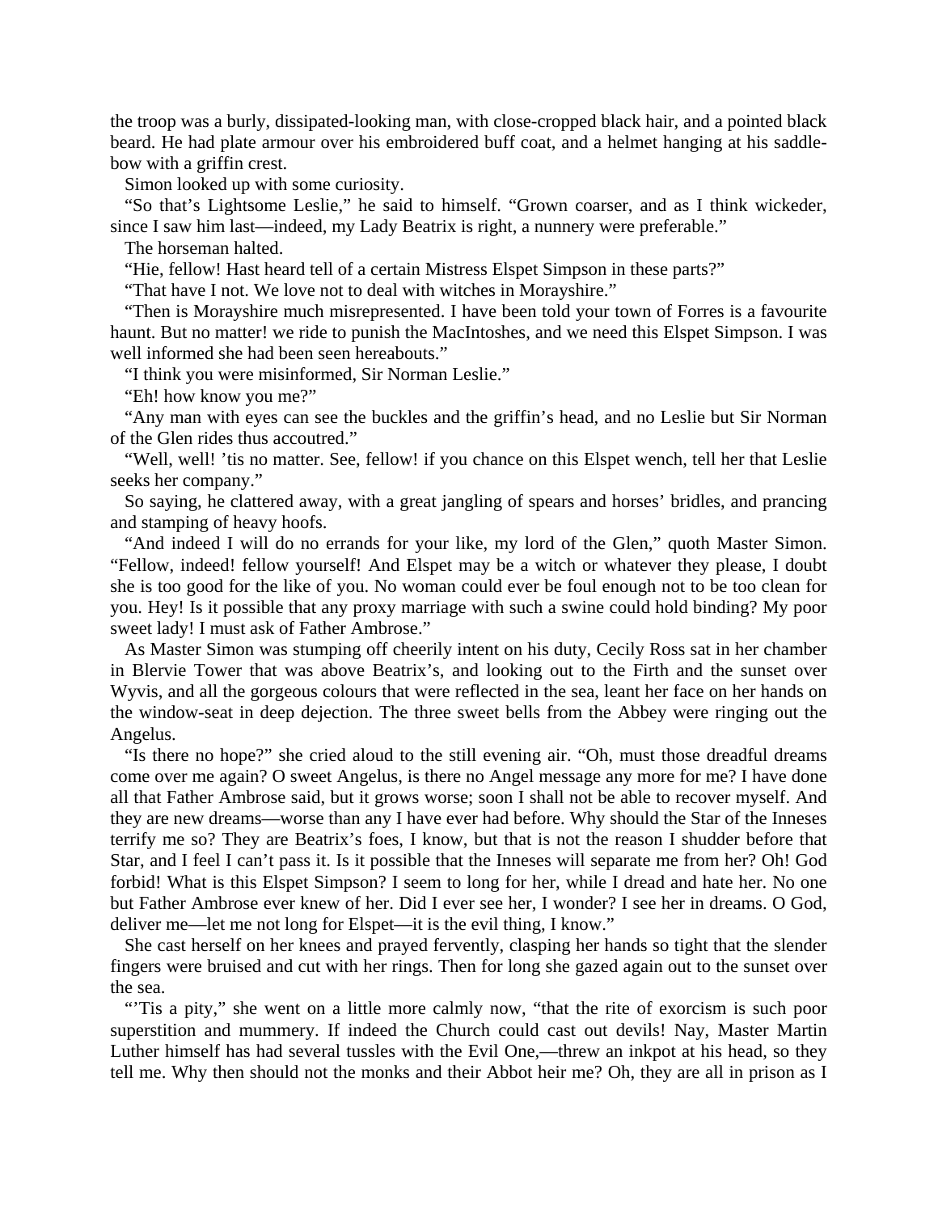the troop was a burly, dissipated-looking man, with close-cropped black hair, and a pointed black beard. He had plate armour over his embroidered buff coat, and a helmet hanging at his saddle-bow with a griffin crest.

Simon looked up with some curiosity.

"So that's Lightsome Leslie," he said to himself. "Grown coarser, and as I think wickeder, since I saw him last—indeed, my Lady Beatrix is right, a nunnery were preferable."

The horseman halted.

"Hie, fellow! Hast heard tell of a certain Mistress Elspet Simpson in these parts?"

"That have I not. We love not to deal with witches in Morayshire."

"Then is Morayshire much misrepresented. I have been told your town of Forres is a favourite haunt. But no matter! we ride to punish the MacIntoshes, and we need this Elspet Simpson. I was well informed she had been seen hereabouts."

"I think you were misinformed, Sir Norman Leslie."

"Eh! how know you me?"

"Any man with eyes can see the buckles and the griffin's head, and no Leslie but Sir Norman of the Glen rides thus accoutred."

"Well, well! 'tis no matter. See, fellow! if you chance on this Elspet wench, tell her that Leslie seeks her company."

So saying, he clattered away, with a great jangling of spears and horses' bridles, and prancing and stamping of heavy hoofs.

"And indeed I will do no errands for your like, my lord of the Glen," quoth Master Simon. "Fellow, indeed! fellow yourself! And Elspet may be a witch or whatever they please, I doubt she is too good for the like of you. No woman could ever be foul enough not to be too clean for you. Hey! Is it possible that any proxy marriage with such a swine could hold binding? My poor sweet lady! I must ask of Father Ambrose."

As Master Simon was stumping off cheerily intent on his duty, Cecily Ross sat in her chamber in Blervie Tower that was above Beatrix's, and looking out to the Firth and the sunset over Wyvis, and all the gorgeous colours that were reflected in the sea, leant her face on her hands on the window-seat in deep dejection. The three sweet bells from the Abbey were ringing out the Angelus.

"Is there no hope?" she cried aloud to the still evening air. "Oh, must those dreadful dreams come over me again? O sweet Angelus, is there no Angel message any more for me? I have done all that Father Ambrose said, but it grows worse; soon I shall not be able to recover myself. And they are new dreams—worse than any I have ever had before. Why should the Star of the Inneses terrify me so? They are Beatrix's foes, I know, but that is not the reason I shudder before that Star, and I feel I can't pass it. Is it possible that the Inneses will separate me from her? Oh! God forbid! What is this Elspet Simpson? I seem to long for her, while I dread and hate her. No one but Father Ambrose ever knew of her. Did I ever see her, I wonder? I see her in dreams. O God, deliver me—let me not long for Elspet—it is the evil thing, I know."

She cast herself on her knees and prayed fervently, clasping her hands so tight that the slender fingers were bruised and cut with her rings. Then for long she gazed again out to the sunset over the sea.

"'Tis a pity," she went on a little more calmly now, "that the rite of exorcism is such poor superstition and mummery. If indeed the Church could cast out devils! Nay, Master Martin Luther himself has had several tussles with the Evil One,—threw an inkpot at his head, so they tell me. Why then should not the monks and their Abbot heir me? Oh, they are all in prison as I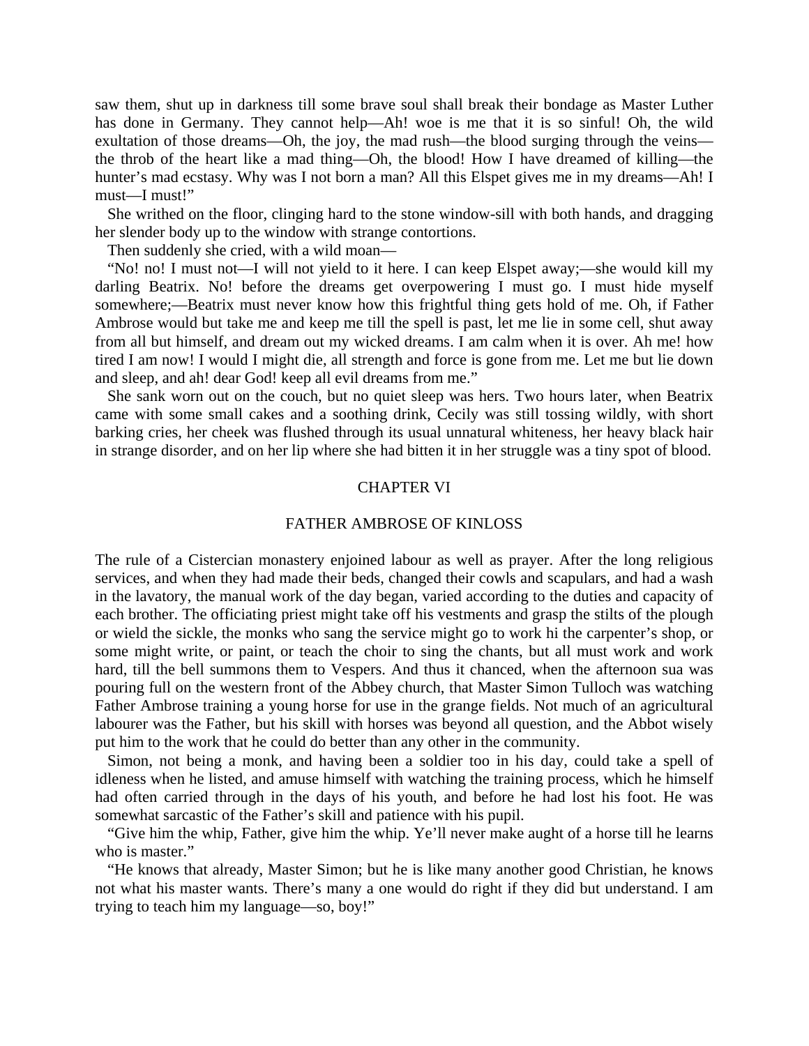saw them, shut up in darkness till some brave soul shall break their bondage as Master Luther has done in Germany. They cannot help—Ah! woe is me that it is so sinful! Oh, the wild exultation of those dreams—Oh, the joy, the mad rush—the blood surging through the veins—the throb of the heart like a mad thing—Oh, the blood! How I have dreamed of killing—the hunter's mad ecstasy. Why was I not born a man? All this Elspet gives me in my dreams—Ah! I must—I must!"

She writhed on the floor, clinging hard to the stone window-sill with both hands, and dragging her slender body up to the window with strange contortions.

Then suddenly she cried, with a wild moan—

"No! no! I must not—I will not yield to it here. I can keep Elspet away;—she would kill my darling Beatrix. No! before the dreams get overpowering I must go. I must hide myself somewhere;—Beatrix must never know how this frightful thing gets hold of me. Oh, if Father Ambrose would but take me and keep me till the spell is past, let me lie in some cell, shut away from all but himself, and dream out my wicked dreams. I am calm when it is over. Ah me! how tired I am now! I would I might die, all strength and force is gone from me. Let me but lie down and sleep, and ah! dear God! keep all evil dreams from me."

She sank worn out on the couch, but no quiet sleep was hers. Two hours later, when Beatrix came with some small cakes and a soothing drink, Cecily was still tossing wildly, with short barking cries, her cheek was flushed through its usual unnatural whiteness, her heavy black hair in strange disorder, and on her lip where she had bitten it in her struggle was a tiny spot of blood.

## CHAPTER VI

### FATHER AMBROSE OF KINLOSS

The rule of a Cistercian monastery enjoined labour as well as prayer. After the long religious services, and when they had made their beds, changed their cowls and scapulars, and had a wash in the lavatory, the manual work of the day began, varied according to the duties and capacity of each brother. The officiating priest might take off his vestments and grasp the stilts of the plough or wield the sickle, the monks who sang the service might go to work hi the carpenter's shop, or some might write, or paint, or teach the choir to sing the chants, but all must work and work hard, till the bell summons them to Vespers. And thus it chanced, when the afternoon sua was pouring full on the western front of the Abbey church, that Master Simon Tulloch was watching Father Ambrose training a young horse for use in the grange fields. Not much of an agricultural labourer was the Father, but his skill with horses was beyond all question, and the Abbot wisely put him to the work that he could do better than any other in the community.

Simon, not being a monk, and having been a soldier too in his day, could take a spell of idleness when he listed, and amuse himself with watching the training process, which he himself had often carried through in the days of his youth, and before he had lost his foot. He was somewhat sarcastic of the Father's skill and patience with his pupil.

"Give him the whip, Father, give him the whip. Ye'll never make aught of a horse till he learns who is master."

"He knows that already, Master Simon; but he is like many another good Christian, he knows not what his master wants. There's many a one would do right if they did but understand. I am trying to teach him my language—so, boy!"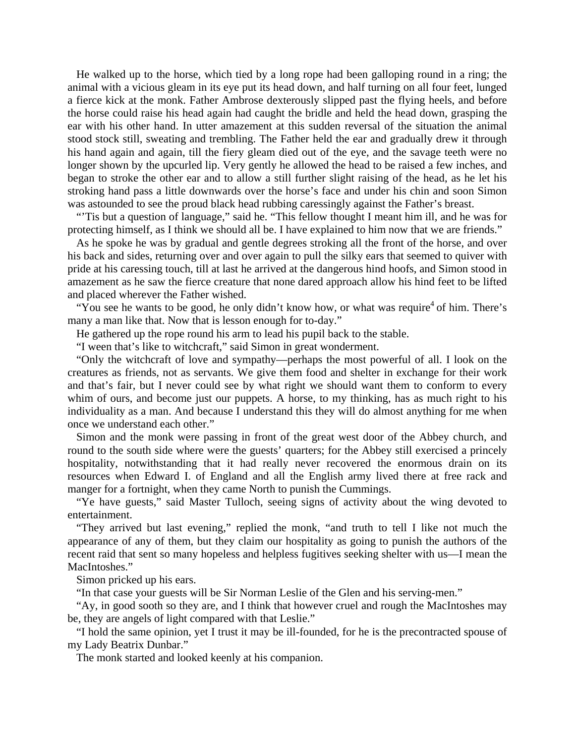He walked up to the horse, which tied by a long rope had been galloping round in a ring; the animal with a vicious gleam in its eye put its head down, and half turning on all four feet, lunged a fierce kick at the monk. Father Ambrose dexterously slipped past the flying heels, and before the horse could raise his head again had caught the bridle and held the head down, grasping the ear with his other hand. In utter amazement at this sudden reversal of the situation the animal stood stock still, sweating and trembling. The Father held the ear and gradually drew it through his hand again and again, till the fiery gleam died out of the eye, and the savage teeth were no longer shown by the upcurled lip. Very gently he allowed the head to be raised a few inches, and began to stroke the other ear and to allow a still further slight raising of the head, as he let his stroking hand pass a little downwards over the horse's face and under his chin and soon Simon was astounded to see the proud black head rubbing caressingly against the Father's breast.

"'Tis but a question of language," said he. "This fellow thought I meant him ill, and he was for protecting himself, as I think we should all be. I have explained to him now that we are friends."

As he spoke he was by gradual and gentle degrees stroking all the front of the horse, and over his back and sides, returning over and over again to pull the silky ears that seemed to quiver with pride at his caressing touch, till at last he arrived at the dangerous hind hoofs, and Simon stood in amazement as he saw the fierce creature that none dared approach allow his hind feet to be lifted and placed wherever the Father wished.

"You see he wants to be good, he only didn't know how, or what was require[4] of him. There's many a man like that. Now that is lesson enough for to-day."

He gathered up the rope round his arm to lead his pupil back to the stable.

"I ween that's like to witchcraft," said Simon in great wonderment.

"Only the witchcraft of love and sympathy—perhaps the most powerful of all. I look on the creatures as friends, not as servants. We give them food and shelter in exchange for their work and that's fair, but I never could see by what right we should want them to conform to every whim of ours, and become just our puppets. A horse, to my thinking, has as much right to his individuality as a man. And because I understand this they will do almost anything for me when once we understand each other."

Simon and the monk were passing in front of the great west door of the Abbey church, and round to the south side where were the guests' quarters; for the Abbey still exercised a princely hospitality, notwithstanding that it had really never recovered the enormous drain on its resources when Edward I. of England and all the English army lived there at free rack and manger for a fortnight, when they came North to punish the Cummings.

"Ye have guests," said Master Tulloch, seeing signs of activity about the wing devoted to entertainment.

"They arrived but last evening," replied the monk, "and truth to tell I like not much the appearance of any of them, but they claim our hospitality as going to punish the authors of the recent raid that sent so many hopeless and helpless fugitives seeking shelter with us—I mean the MacIntoshes."

Simon pricked up his ears.

"In that case your guests will be Sir Norman Leslie of the Glen and his serving-men."

"Ay, in good sooth so they are, and I think that however cruel and rough the MacIntoshes may be, they are angels of light compared with that Leslie."

"I hold the same opinion, yet I trust it may be ill-founded, for he is the precontracted spouse of my Lady Beatrix Dunbar."

The monk started and looked keenly at his companion.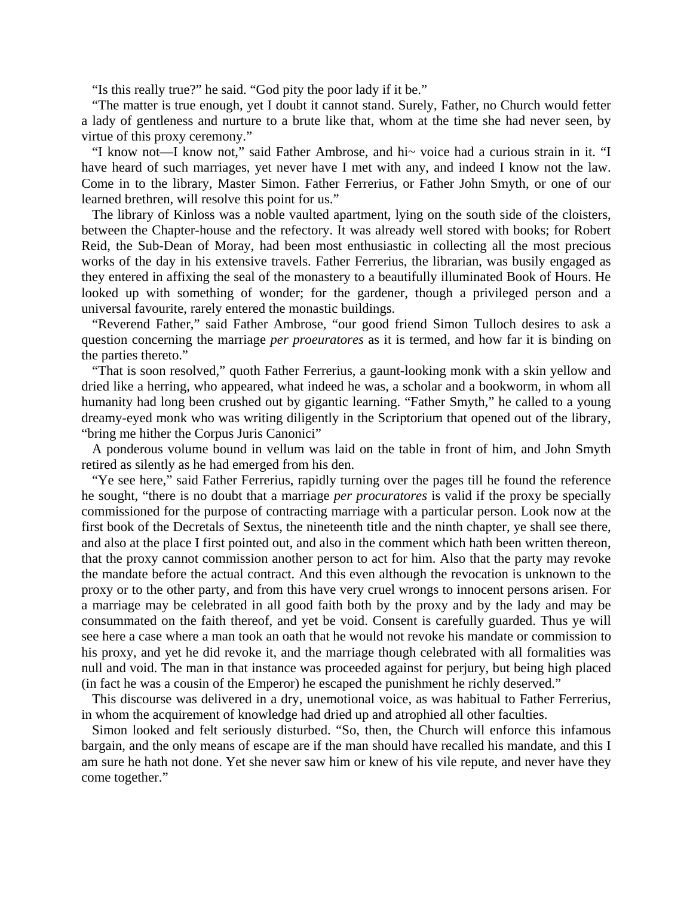"Is this really true?" he said. "God pity the poor lady if it be."

"The matter is true enough, yet I doubt it cannot stand. Surely, Father, no Church would fetter a lady of gentleness and nurture to a brute like that, whom at the time she had never seen, by virtue of this proxy ceremony."

"I know not—I know not," said Father Ambrose, and hi~ voice had a curious strain in it. "I have heard of such marriages, yet never have I met with any, and indeed I know not the law. Come in to the library, Master Simon. Father Ferrerius, or Father John Smyth, or one of our learned brethren, will resolve this point for us."

The library of Kinloss was a noble vaulted apartment, lying on the south side of the cloisters, between the Chapter-house and the refectory. It was already well stored with books; for Robert Reid, the Sub-Dean of Moray, had been most enthusiastic in collecting all the most precious works of the day in his extensive travels. Father Ferrerius, the librarian, was busily engaged as they entered in affixing the seal of the monastery to a beautifully illuminated Book of Hours. He looked up with something of wonder; for the gardener, though a privileged person and a universal favourite, rarely entered the monastic buildings.

"Reverend Father," said Father Ambrose, "our good friend Simon Tulloch desires to ask a question concerning the marriage *per proeuratores* as it is termed, and how far it is binding on the parties thereto."

"That is soon resolved," quoth Father Ferrerius, a gaunt-looking monk with a skin yellow and dried like a herring, who appeared, what indeed he was, a scholar and a bookworm, in whom all humanity had long been crushed out by gigantic learning. "Father Smyth," he called to a young dreamy-eyed monk who was writing diligently in the Scriptorium that opened out of the library, "bring me hither the Corpus Juris Canonici"

A ponderous volume bound in vellum was laid on the table in front of him, and John Smyth retired as silently as he had emerged from his den.

"Ye see here," said Father Ferrerius, rapidly turning over the pages till he found the reference he sought, "there is no doubt that a marriage *per procuratores* is valid if the proxy be specially commissioned for the purpose of contracting marriage with a particular person. Look now at the first book of the Decretals of Sextus, the nineteenth title and the ninth chapter, ye shall see there, and also at the place I first pointed out, and also in the comment which hath been written thereon, that the proxy cannot commission another person to act for him. Also that the party may revoke the mandate before the actual contract. And this even although the revocation is unknown to the proxy or to the other party, and from this have very cruel wrongs to innocent persons arisen. For a marriage may be celebrated in all good faith both by the proxy and by the lady and may be consummated on the faith thereof, and yet be void. Consent is carefully guarded. Thus ye will see here a case where a man took an oath that he would not revoke his mandate or commission to his proxy, and yet he did revoke it, and the marriage though celebrated with all formalities was null and void. The man in that instance was proceeded against for perjury, but being high placed (in fact he was a cousin of the Emperor) he escaped the punishment he richly deserved."

This discourse was delivered in a dry, unemotional voice, as was habitual to Father Ferrerius, in whom the acquirement of knowledge had dried up and atrophied all other faculties.

Simon looked and felt seriously disturbed. "So, then, the Church will enforce this infamous bargain, and the only means of escape are if the man should have recalled his mandate, and this I am sure he hath not done. Yet she never saw him or knew of his vile repute, and never have they come together."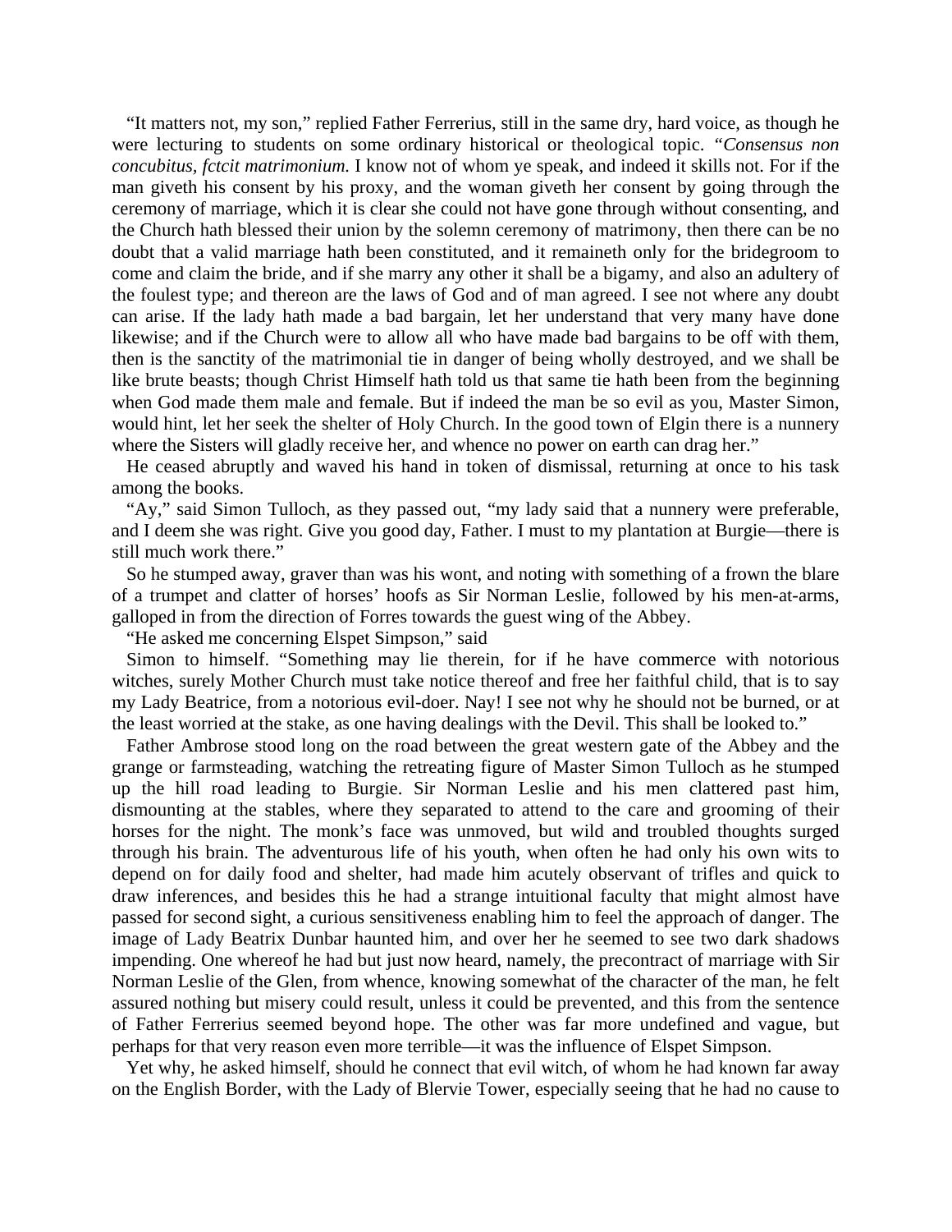"It matters not, my son," replied Father Ferrerius, still in the same dry, hard voice, as though he were lecturing to students on some ordinary historical or theological topic. "*Consensus non concubitus, fctcit matrimonium.* I know not of whom ye speak, and indeed it skills not. For if the man giveth his consent by his proxy, and the woman giveth her consent by going through the ceremony of marriage, which it is clear she could not have gone through without consenting, and the Church hath blessed their union by the solemn ceremony of matrimony, then there can be no doubt that a valid marriage hath been constituted, and it remaineth only for the bridegroom to come and claim the bride, and if she marry any other it shall be a bigamy, and also an adultery of the foulest type; and thereon are the laws of God and of man agreed. I see not where any doubt can arise. If the lady hath made a bad bargain, let her understand that very many have done likewise; and if the Church were to allow all who have made bad bargains to be off with them, then is the sanctity of the matrimonial tie in danger of being wholly destroyed, and we shall be like brute beasts; though Christ Himself hath told us that same tie hath been from the beginning when God made them male and female. But if indeed the man be so evil as you, Master Simon, would hint, let her seek the shelter of Holy Church. In the good town of Elgin there is a nunnery where the Sisters will gladly receive her, and whence no power on earth can drag her."

He ceased abruptly and waved his hand in token of dismissal, returning at once to his task among the books.

"Ay," said Simon Tulloch, as they passed out, "my lady said that a nunnery were preferable, and I deem she was right. Give you good day, Father. I must to my plantation at Burgie—there is still much work there."

So he stumped away, graver than was his wont, and noting with something of a frown the blare of a trumpet and clatter of horses' hoofs as Sir Norman Leslie, followed by his men-at-arms, galloped in from the direction of Forres towards the guest wing of the Abbey.

"He asked me concerning Elspet Simpson," said Simon to himself. "Something may lie therein, for if he have commerce with notorious witches, surely Mother Church must take notice thereof and free her faithful child, that is to say my Lady Beatrice, from a notorious evil-doer. Nay! I see not why he should not be burned, or at the least worried at the stake, as one having dealings with the Devil. This shall be looked to."

Father Ambrose stood long on the road between the great western gate of the Abbey and the grange or farmsteading, watching the retreating figure of Master Simon Tulloch as he stumped up the hill road leading to Burgie. Sir Norman Leslie and his men clattered past him, dismounting at the stables, where they separated to attend to the care and grooming of their horses for the night. The monk's face was unmoved, but wild and troubled thoughts surged through his brain. The adventurous life of his youth, when often he had only his own wits to depend on for daily food and shelter, had made him acutely observant of trifles and quick to draw inferences, and besides this he had a strange intuitional faculty that might almost have passed for second sight, a curious sensitiveness enabling him to feel the approach of danger. The image of Lady Beatrix Dunbar haunted him, and over her he seemed to see two dark shadows impending. One whereof he had but just now heard, namely, the precontract of marriage with Sir Norman Leslie of the Glen, from whence, knowing somewhat of the character of the man, he felt assured nothing but misery could result, unless it could be prevented, and this from the sentence of Father Ferrerius seemed beyond hope. The other was far more undefined and vague, but perhaps for that very reason even more terrible—it was the influence of Elspet Simpson.

Yet why, he asked himself, should he connect that evil witch, of whom he had known far away on the English Border, with the Lady of Blervie Tower, especially seeing that he had no cause to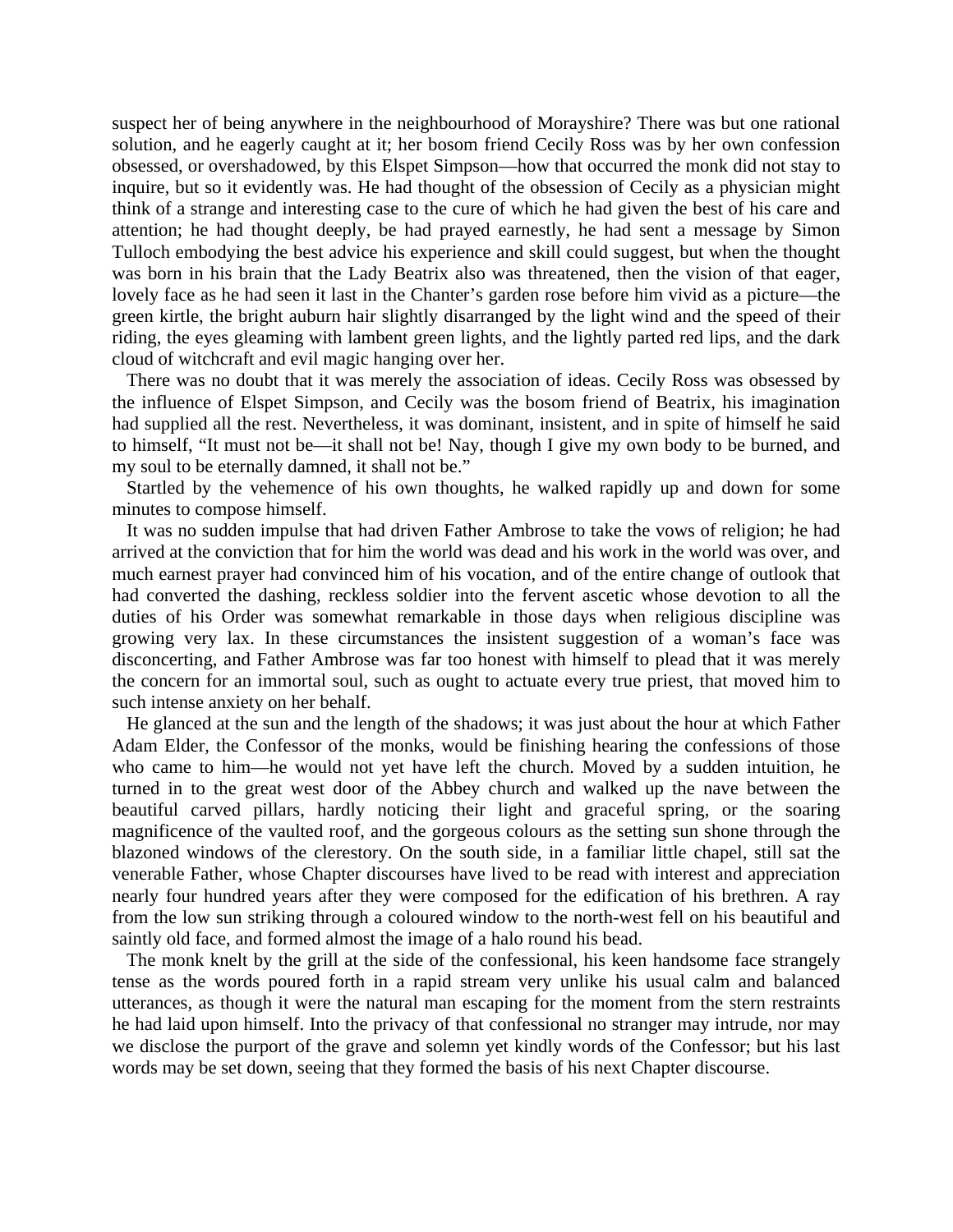suspect her of being anywhere in the neighbourhood of Morayshire? There was but one rational solution, and he eagerly caught at it; her bosom friend Cecily Ross was by her own confession obsessed, or overshadowed, by this Elspet Simpson—how that occurred the monk did not stay to inquire, but so it evidently was. He had thought of the obsession of Cecily as a physician might think of a strange and interesting case to the cure of which he had given the best of his care and attention; he had thought deeply, be had prayed earnestly, he had sent a message by Simon Tulloch embodying the best advice his experience and skill could suggest, but when the thought was born in his brain that the Lady Beatrix also was threatened, then the vision of that eager, lovely face as he had seen it last in the Chanter's garden rose before him vivid as a picture—the green kirtle, the bright auburn hair slightly disarranged by the light wind and the speed of their riding, the eyes gleaming with lambent green lights, and the lightly parted red lips, and the dark cloud of witchcraft and evil magic hanging over her.

There was no doubt that it was merely the association of ideas. Cecily Ross was obsessed by the influence of Elspet Simpson, and Cecily was the bosom friend of Beatrix, his imagination had supplied all the rest. Nevertheless, it was dominant, insistent, and in spite of himself he said to himself, "It must not be—it shall not be! Nay, though I give my own body to be burned, and my soul to be eternally damned, it shall not be."

Startled by the vehemence of his own thoughts, he walked rapidly up and down for some minutes to compose himself.

It was no sudden impulse that had driven Father Ambrose to take the vows of religion; he had arrived at the conviction that for him the world was dead and his work in the world was over, and much earnest prayer had convinced him of his vocation, and of the entire change of outlook that had converted the dashing, reckless soldier into the fervent ascetic whose devotion to all the duties of his Order was somewhat remarkable in those days when religious discipline was growing very lax. In these circumstances the insistent suggestion of a woman's face was disconcerting, and Father Ambrose was far too honest with himself to plead that it was merely the concern for an immortal soul, such as ought to actuate every true priest, that moved him to such intense anxiety on her behalf.

He glanced at the sun and the length of the shadows; it was just about the hour at which Father Adam Elder, the Confessor of the monks, would be finishing hearing the confessions of those who came to him—he would not yet have left the church. Moved by a sudden intuition, he turned in to the great west door of the Abbey church and walked up the nave between the beautiful carved pillars, hardly noticing their light and graceful spring, or the soaring magnificence of the vaulted roof, and the gorgeous colours as the setting sun shone through the blazoned windows of the clerestory. On the south side, in a familiar little chapel, still sat the venerable Father, whose Chapter discourses have lived to be read with interest and appreciation nearly four hundred years after they were composed for the edification of his brethren. A ray from the low sun striking through a coloured window to the north-west fell on his beautiful and saintly old face, and formed almost the image of a halo round his bead.

The monk knelt by the grill at the side of the confessional, his keen handsome face strangely tense as the words poured forth in a rapid stream very unlike his usual calm and balanced utterances, as though it were the natural man escaping for the moment from the stern restraints he had laid upon himself. Into the privacy of that confessional no stranger may intrude, nor may we disclose the purport of the grave and solemn yet kindly words of the Confessor; but his last words may be set down, seeing that they formed the basis of his next Chapter discourse.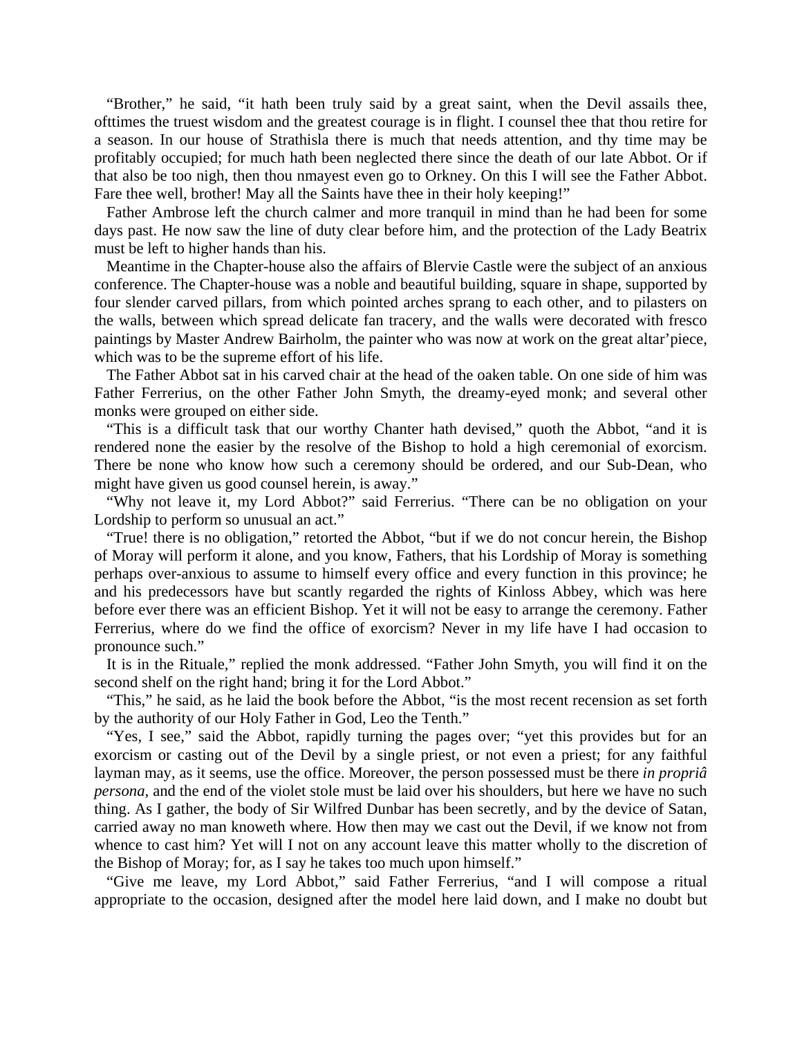"Brother," he said, "it hath been truly said by a great saint, when the Devil assails thee, ofttimes the truest wisdom and the greatest courage is in flight. I counsel thee that thou retire for a season. In our house of Strathisla there is much that needs attention, and thy time may be profitably occupied; for much hath been neglected there since the death of our late Abbot. Or if that also be too nigh, then thou nmayest even go to Orkney. On this I will see the Father Abbot. Fare thee well, brother! May all the Saints have thee in their holy keeping!"

Father Ambrose left the church calmer and more tranquil in mind than he had been for some days past. He now saw the line of duty clear before him, and the protection of the Lady Beatrix must be left to higher hands than his.

Meantime in the Chapter-house also the affairs of Blervie Castle were the subject of an anxious conference. The Chapter-house was a noble and beautiful building, square in shape, supported by four slender carved pillars, from which pointed arches sprang to each other, and to pilasters on the walls, between which spread delicate fan tracery, and the walls were decorated with fresco paintings by Master Andrew Bairholm, the painter who was now at work on the great altar'piece, which was to be the supreme effort of his life.

The Father Abbot sat in his carved chair at the head of the oaken table. On one side of him was Father Ferrerius, on the other Father John Smyth, the dreamy-eyed monk; and several other monks were grouped on either side.

"This is a difficult task that our worthy Chanter hath devised," quoth the Abbot, "and it is rendered none the easier by the resolve of the Bishop to hold a high ceremonial of exorcism. There be none who know how such a ceremony should be ordered, and our Sub-Dean, who might have given us good counsel herein, is away."

"Why not leave it, my Lord Abbot?" said Ferrerius. "There can be no obligation on your Lordship to perform so unusual an act."

"True! there is no obligation," retorted the Abbot, "but if we do not concur herein, the Bishop of Moray will perform it alone, and you know, Fathers, that his Lordship of Moray is something perhaps over-anxious to assume to himself every office and every function in this province; he and his predecessors have but scantly regarded the rights of Kinloss Abbey, which was here before ever there was an efficient Bishop. Yet it will not be easy to arrange the ceremony. Father Ferrerius, where do we find the office of exorcism? Never in my life have I had occasion to pronounce such."

It is in the Rituale," replied the monk addressed. "Father John Smyth, you will find it on the second shelf on the right hand; bring it for the Lord Abbot."

"This," he said, as he laid the book before the Abbot, "is the most recent recension as set forth by the authority of our Holy Father in God, Leo the Tenth."

"Yes, I see," said the Abbot, rapidly turning the pages over; "yet this provides but for an exorcism or casting out of the Devil by a single priest, or not even a priest; for any faithful layman may, as it seems, use the office. Moreover, the person possessed must be there *in propriâ persona,* and the end of the violet stole must be laid over his shoulders, but here we have no such thing. As I gather, the body of Sir Wilfred Dunbar has been secretly, and by the device of Satan, carried away no man knoweth where. How then may we cast out the Devil, if we know not from whence to cast him? Yet will I not on any account leave this matter wholly to the discretion of the Bishop of Moray; for, as I say he takes too much upon himself."

"Give me leave, my Lord Abbot," said Father Ferrerius, "and I will compose a ritual appropriate to the occasion, designed after the model here laid down, and I make no doubt but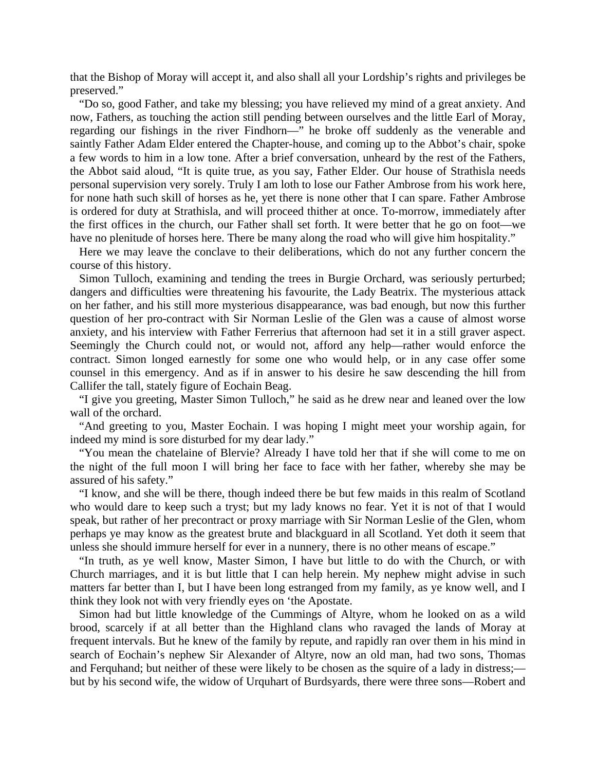that the Bishop of Moray will accept it, and also shall all your Lordship's rights and privileges be preserved."

"Do so, good Father, and take my blessing; you have relieved my mind of a great anxiety. And now, Fathers, as touching the action still pending between ourselves and the little Earl of Moray, regarding our fishings in the river Findhorn—" he broke off suddenly as the venerable and saintly Father Adam Elder entered the Chapter-house, and coming up to the Abbot's chair, spoke a few words to him in a low tone. After a brief conversation, unheard by the rest of the Fathers, the Abbot said aloud, "It is quite true, as you say, Father Elder. Our house of Strathisla needs personal supervision very sorely. Truly I am loth to lose our Father Ambrose from his work here, for none hath such skill of horses as he, yet there is none other that I can spare. Father Ambrose is ordered for duty at Strathisla, and will proceed thither at once. To-morrow, immediately after the first offices in the church, our Father shall set forth. It were better that he go on foot—we have no plenitude of horses here. There be many along the road who will give him hospitality."

Here we may leave the conclave to their deliberations, which do not any further concern the course of this history.

Simon Tulloch, examining and tending the trees in Burgie Orchard, was seriously perturbed; dangers and difficulties were threatening his favourite, the Lady Beatrix. The mysterious attack on her father, and his still more mysterious disappearance, was bad enough, but now this further question of her pro-contract with Sir Norman Leslie of the Glen was a cause of almost worse anxiety, and his interview with Father Ferrerius that afternoon had set it in a still graver aspect. Seemingly the Church could not, or would not, afford any help—rather would enforce the contract. Simon longed earnestly for some one who would help, or in any case offer some counsel in this emergency. And as if in answer to his desire he saw descending the hill from Callifer the tall, stately figure of Eochain Beag.

"I give you greeting, Master Simon Tulloch," he said as he drew near and leaned over the low wall of the orchard.

"And greeting to you, Master Eochain. I was hoping I might meet your worship again, for indeed my mind is sore disturbed for my dear lady."

"You mean the chatelaine of Blervie? Already I have told her that if she will come to me on the night of the full moon I will bring her face to face with her father, whereby she may be assured of his safety."

"I know, and she will be there, though indeed there be but few maids in this realm of Scotland who would dare to keep such a tryst; but my lady knows no fear. Yet it is not of that I would speak, but rather of her precontract or proxy marriage with Sir Norman Leslie of the Glen, whom perhaps ye may know as the greatest brute and blackguard in all Scotland. Yet doth it seem that unless she should immure herself for ever in a nunnery, there is no other means of escape."

"In truth, as ye well know, Master Simon, I have but little to do with the Church, or with Church marriages, and it is but little that I can help herein. My nephew might advise in such matters far better than I, but I have been long estranged from my family, as ye know well, and I think they look not with very friendly eyes on 'the Apostate.

Simon had but little knowledge of the Cummings of Altyre, whom he looked on as a wild brood, scarcely if at all better than the Highland clans who ravaged the lands of Moray at frequent intervals. But he knew of the family by repute, and rapidly ran over them in his mind in search of Eochain's nephew Sir Alexander of Altyre, now an old man, had two sons, Thomas and Ferquhand; but neither of these were likely to be chosen as the squire of a lady in distress;—but by his second wife, the widow of Urquhart of Burdsyards, there were three sons—Robert and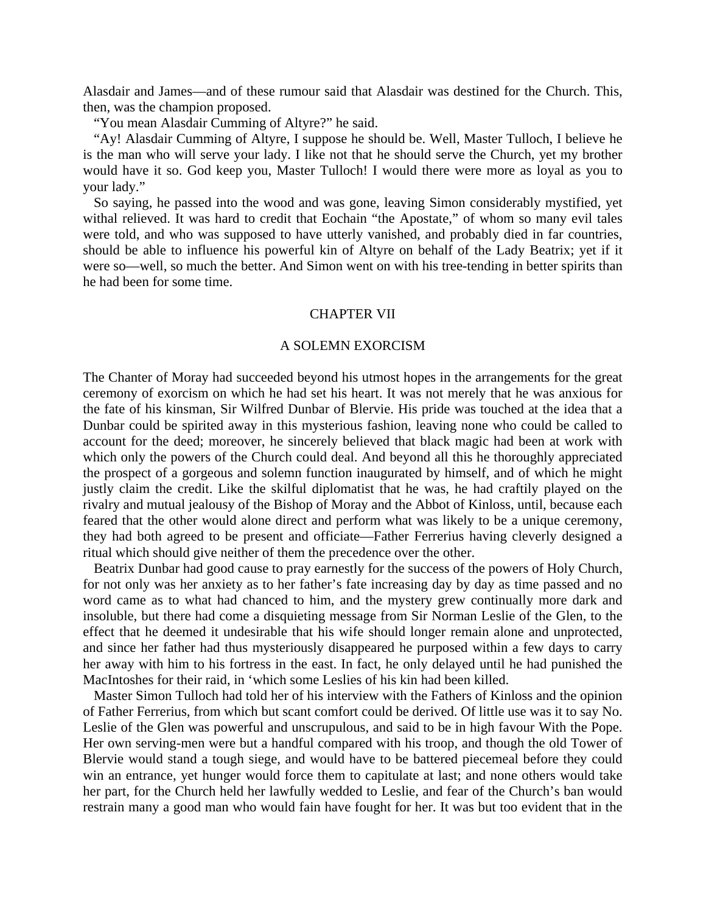Alasdair and James—and of these rumour said that Alasdair was destined for the Church. This, then, was the champion proposed.

"You mean Alasdair Cumming of Altyre?" he said.

"Ay! Alasdair Cumming of Altyre, I suppose he should be. Well, Master Tulloch, I believe he is the man who will serve your lady. I like not that he should serve the Church, yet my brother would have it so. God keep you, Master Tulloch! I would there were more as loyal as you to your lady."

So saying, he passed into the wood and was gone, leaving Simon considerably mystified, yet withal relieved. It was hard to credit that Eochain "the Apostate," of whom so many evil tales were told, and who was supposed to have utterly vanished, and probably died in far countries, should be able to influence his powerful kin of Altyre on behalf of the Lady Beatrix; yet if it were so—well, so much the better. And Simon went on with his tree-tending in better spirits than he had been for some time.

## CHAPTER VII

### A SOLEMN EXORCISM

The Chanter of Moray had succeeded beyond his utmost hopes in the arrangements for the great ceremony of exorcism on which he had set his heart. It was not merely that he was anxious for the fate of his kinsman, Sir Wilfred Dunbar of Blervie. His pride was touched at the idea that a Dunbar could be spirited away in this mysterious fashion, leaving none who could be called to account for the deed; moreover, he sincerely believed that black magic had been at work with which only the powers of the Church could deal. And beyond all this he thoroughly appreciated the prospect of a gorgeous and solemn function inaugurated by himself, and of which he might justly claim the credit. Like the skilful diplomatist that he was, he had craftily played on the rivalry and mutual jealousy of the Bishop of Moray and the Abbot of Kinloss, until, because each feared that the other would alone direct and perform what was likely to be a unique ceremony, they had both agreed to be present and officiate—Father Ferrerius having cleverly designed a ritual which should give neither of them the precedence over the other.

Beatrix Dunbar had good cause to pray earnestly for the success of the powers of Holy Church, for not only was her anxiety as to her father's fate increasing day by day as time passed and no word came as to what had chanced to him, and the mystery grew continually more dark and insoluble, but there had come a disquieting message from Sir Norman Leslie of the Glen, to the effect that he deemed it undesirable that his wife should longer remain alone and unprotected, and since her father had thus mysteriously disappeared he purposed within a few days to carry her away with him to his fortress in the east. In fact, he only delayed until he had punished the MacIntoshes for their raid, in 'which some Leslies of his kin had been killed.

Master Simon Tulloch had told her of his interview with the Fathers of Kinloss and the opinion of Father Ferrerius, from which but scant comfort could be derived. Of little use was it to say No. Leslie of the Glen was powerful and unscrupulous, and said to be in high favour With the Pope. Her own serving-men were but a handful compared with his troop, and though the old Tower of Blervie would stand a tough siege, and would have to be battered piecemeal before they could win an entrance, yet hunger would force them to capitulate at last; and none others would take her part, for the Church held her lawfully wedded to Leslie, and fear of the Church's ban would restrain many a good man who would fain have fought for her. It was but too evident that in the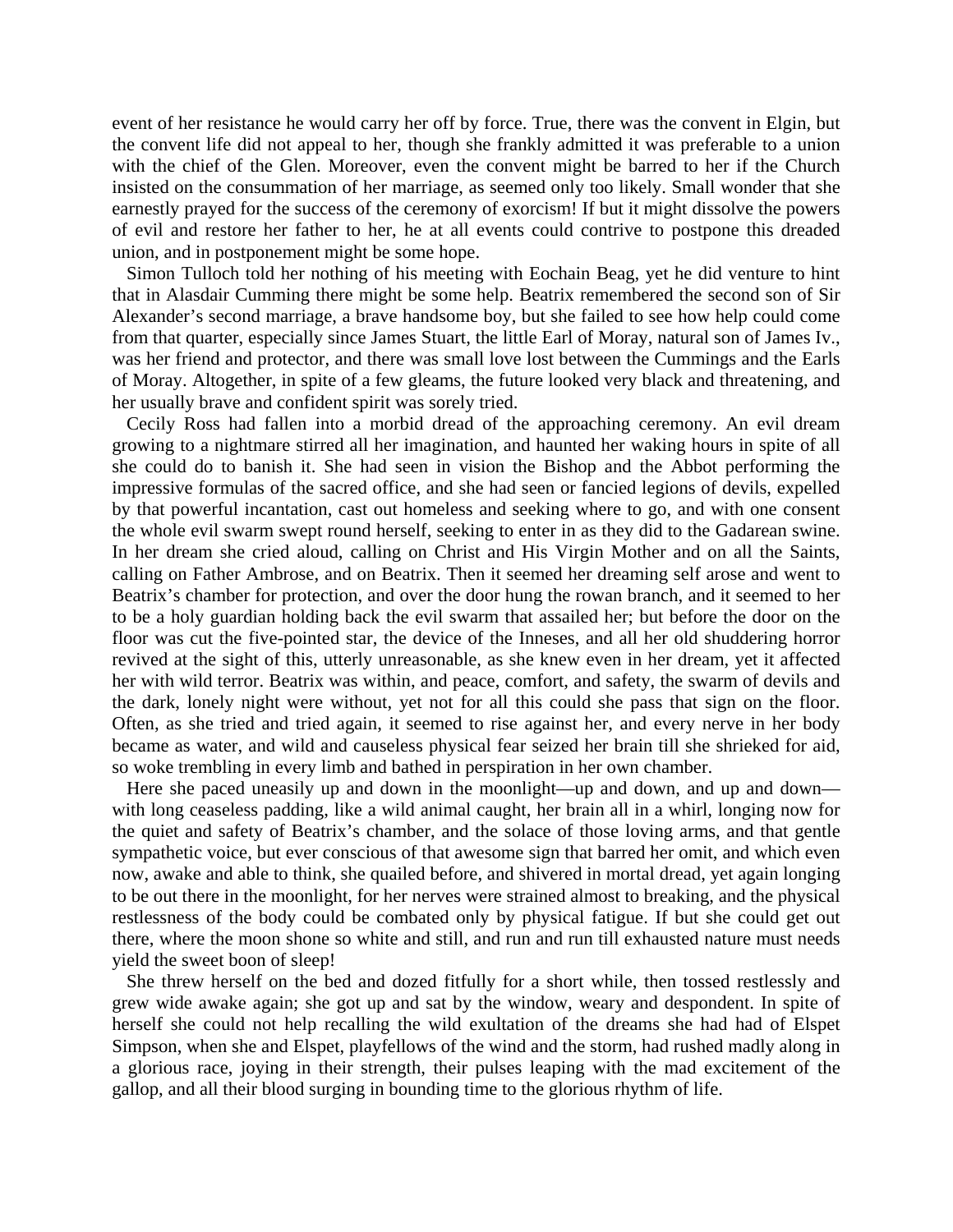event of her resistance he would carry her off by force. True, there was the convent in Elgin, but the convent life did not appeal to her, though she frankly admitted it was preferable to a union with the chief of the Glen. Moreover, even the convent might be barred to her if the Church insisted on the consummation of her marriage, as seemed only too likely. Small wonder that she earnestly prayed for the success of the ceremony of exorcism! If but it might dissolve the powers of evil and restore her father to her, he at all events could contrive to postpone this dreaded union, and in postponement might be some hope.

Simon Tulloch told her nothing of his meeting with Eochain Beag, yet he did venture to hint that in Alasdair Cumming there might be some help. Beatrix remembered the second son of Sir Alexander's second marriage, a brave handsome boy, but she failed to see how help could come from that quarter, especially since James Stuart, the little Earl of Moray, natural son of James Iv., was her friend and protector, and there was small love lost between the Cummings and the Earls of Moray. Altogether, in spite of a few gleams, the future looked very black and threatening, and her usually brave and confident spirit was sorely tried.

Cecily Ross had fallen into a morbid dread of the approaching ceremony. An evil dream growing to a nightmare stirred all her imagination, and haunted her waking hours in spite of all she could do to banish it. She had seen in vision the Bishop and the Abbot performing the impressive formulas of the sacred office, and she had seen or fancied legions of devils, expelled by that powerful incantation, cast out homeless and seeking where to go, and with one consent the whole evil swarm swept round herself, seeking to enter in as they did to the Gadarean swine. In her dream she cried aloud, calling on Christ and His Virgin Mother and on all the Saints, calling on Father Ambrose, and on Beatrix. Then it seemed her dreaming self arose and went to Beatrix's chamber for protection, and over the door hung the rowan branch, and it seemed to her to be a holy guardian holding back the evil swarm that assailed her; but before the door on the floor was cut the five-pointed star, the device of the Inneses, and all her old shuddering horror revived at the sight of this, utterly unreasonable, as she knew even in her dream, yet it affected her with wild terror. Beatrix was within, and peace, comfort, and safety, the swarm of devils and the dark, lonely night were without, yet not for all this could she pass that sign on the floor. Often, as she tried and tried again, it seemed to rise against her, and every nerve in her body became as water, and wild and causeless physical fear seized her brain till she shrieked for aid, so woke trembling in every limb and bathed in perspiration in her own chamber.

Here she paced uneasily up and down in the moonlight—up and down, and up and down—with long ceaseless padding, like a wild animal caught, her brain all in a whirl, longing now for the quiet and safety of Beatrix's chamber, and the solace of those loving arms, and that gentle sympathetic voice, but ever conscious of that awesome sign that barred her omit, and which even now, awake and able to think, she quailed before, and shivered in mortal dread, yet again longing to be out there in the moonlight, for her nerves were strained almost to breaking, and the physical restlessness of the body could be combated only by physical fatigue. If but she could get out there, where the moon shone so white and still, and run and run till exhausted nature must needs yield the sweet boon of sleep!

She threw herself on the bed and dozed fitfully for a short while, then tossed restlessly and grew wide awake again; she got up and sat by the window, weary and despondent. In spite of herself she could not help recalling the wild exultation of the dreams she had had of Elspet Simpson, when she and Elspet, playfellows of the wind and the storm, had rushed madly along in a glorious race, joying in their strength, their pulses leaping with the mad excitement of the gallop, and all their blood surging in bounding time to the glorious rhythm of life.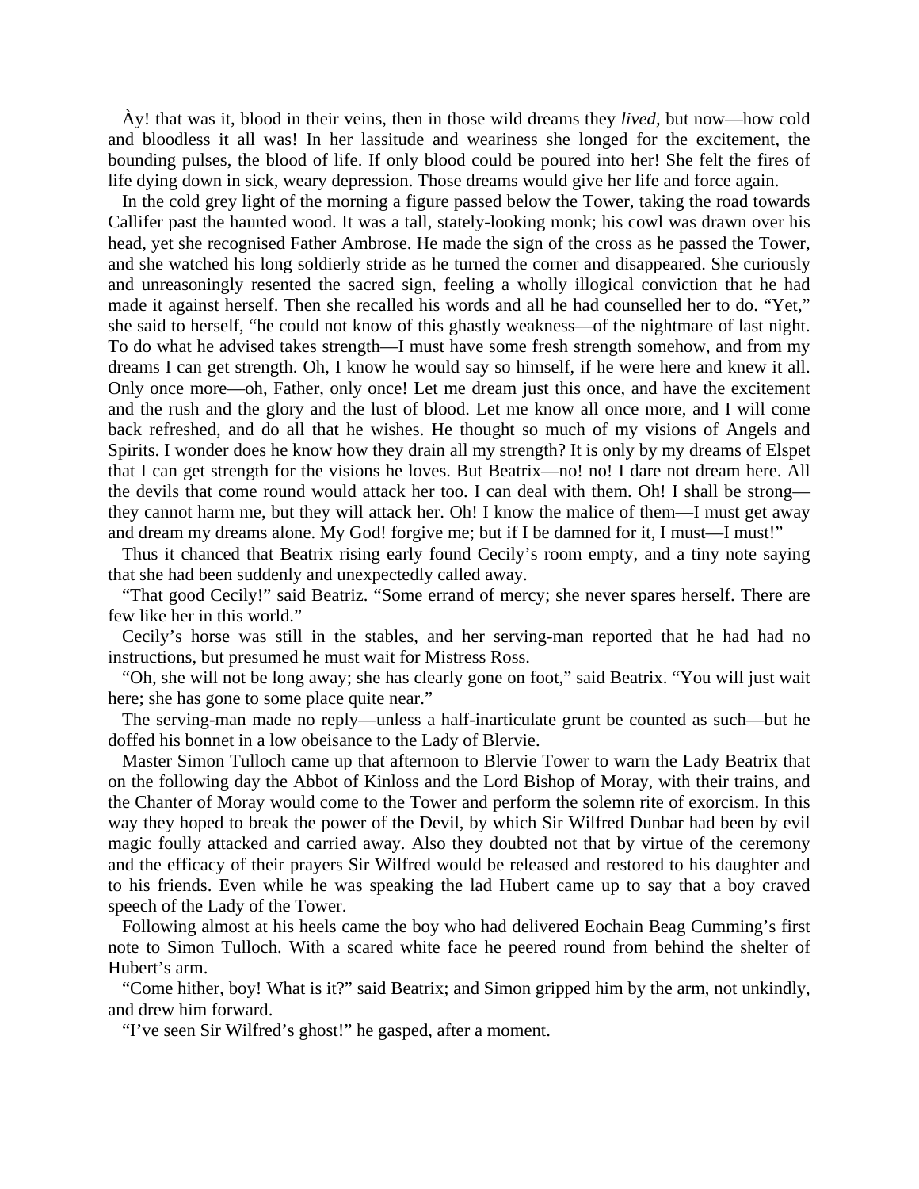Ày! that was it, blood in their veins, then in those wild dreams they *lived*, but now—how cold and bloodless it all was! In her lassitude and weariness she longed for the excitement, the bounding pulses, the blood of life. If only blood could be poured into her! She felt the fires of life dying down in sick, weary depression. Those dreams would give her life and force again.

In the cold grey light of the morning a figure passed below the Tower, taking the road towards Callifer past the haunted wood. It was a tall, stately-looking monk; his cowl was drawn over his head, yet she recognised Father Ambrose. He made the sign of the cross as he passed the Tower, and she watched his long soldierly stride as he turned the corner and disappeared. She curiously and unreasoningly resented the sacred sign, feeling a wholly illogical conviction that he had made it against herself. Then she recalled his words and all he had counselled her to do. "Yet," she said to herself, "he could not know of this ghastly weakness—of the nightmare of last night. To do what he advised takes strength—I must have some fresh strength somehow, and from my dreams I can get strength. Oh, I know he would say so himself, if he were here and knew it all. Only once more—oh, Father, only once! Let me dream just this once, and have the excitement and the rush and the glory and the lust of blood. Let me know all once more, and I will come back refreshed, and do all that he wishes. He thought so much of my visions of Angels and Spirits. I wonder does he know how they drain all my strength? It is only by my dreams of Elspet that I can get strength for the visions he loves. But Beatrix—no! no! I dare not dream here. All the devils that come round would attack her too. I can deal with them. Oh! I shall be strong—they cannot harm me, but they will attack her. Oh! I know the malice of them—I must get away and dream my dreams alone. My God! forgive me; but if I be damned for it, I must—I must!"

Thus it chanced that Beatrix rising early found Cecily's room empty, and a tiny note saying that she had been suddenly and unexpectedly called away.

"That good Cecily!" said Beatriz. "Some errand of mercy; she never spares herself. There are few like her in this world."

Cecily's horse was still in the stables, and her serving-man reported that he had had no instructions, but presumed he must wait for Mistress Ross.

"Oh, she will not be long away; she has clearly gone on foot," said Beatrix. "You will just wait here; she has gone to some place quite near."

The serving-man made no reply—unless a half-inarticulate grunt be counted as such—but he doffed his bonnet in a low obeisance to the Lady of Blervie.

Master Simon Tulloch came up that afternoon to Blervie Tower to warn the Lady Beatrix that on the following day the Abbot of Kinloss and the Lord Bishop of Moray, with their trains, and the Chanter of Moray would come to the Tower and perform the solemn rite of exorcism. In this way they hoped to break the power of the Devil, by which Sir Wilfred Dunbar had been by evil magic foully attacked and carried away. Also they doubted not that by virtue of the ceremony and the efficacy of their prayers Sir Wilfred would be released and restored to his daughter and to his friends. Even while he was speaking the lad Hubert came up to say that a boy craved speech of the Lady of the Tower.

Following almost at his heels came the boy who had delivered Eochain Beag Cumming's first note to Simon Tulloch. With a scared white face he peered round from behind the shelter of Hubert's arm.

"Come hither, boy! What is it?" said Beatrix; and Simon gripped him by the arm, not unkindly, and drew him forward.

"I've seen Sir Wilfred's ghost!" he gasped, after a moment.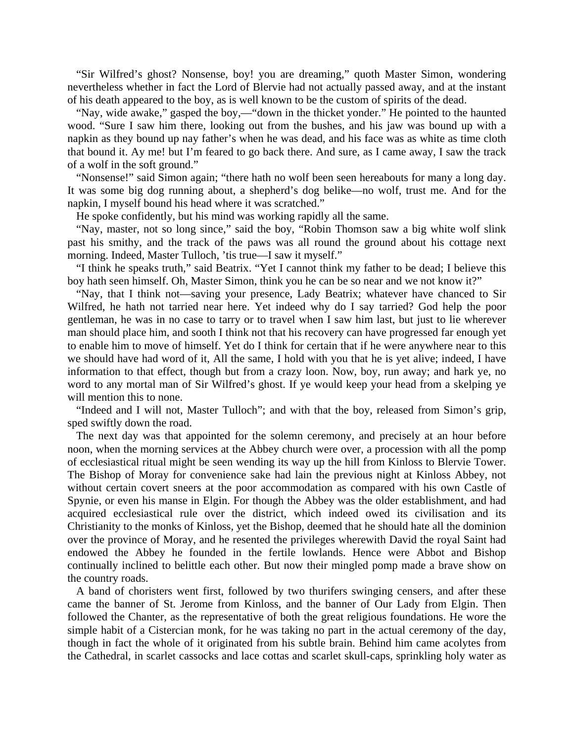"Sir Wilfred's ghost? Nonsense, boy! you are dreaming," quoth Master Simon, wondering nevertheless whether in fact the Lord of Blervie had not actually passed away, and at the instant of his death appeared to the boy, as is well known to be the custom of spirits of the dead.

"Nay, wide awake," gasped the boy,—"down in the thicket yonder." He pointed to the haunted wood. "Sure I saw him there, looking out from the bushes, and his jaw was bound up with a napkin as they bound up nay father's when he was dead, and his face was as white as time cloth that bound it. Ay me! but I'm feared to go back there. And sure, as I came away, I saw the track of a wolf in the soft ground."

"Nonsense!" said Simon again; "there hath no wolf been seen hereabouts for many a long day. It was some big dog running about, a shepherd's dog belike—no wolf, trust me. And for the napkin, I myself bound his head where it was scratched."

He spoke confidently, but his mind was working rapidly all the same.

"Nay, master, not so long since," said the boy, "Robin Thomson saw a big white wolf slink past his smithy, and the track of the paws was all round the ground about his cottage next morning. Indeed, Master Tulloch, 'tis true—I saw it myself."

"I think he speaks truth," said Beatrix. "Yet I cannot think my father to be dead; I believe this boy hath seen himself. Oh, Master Simon, think you he can be so near and we not know it?"

"Nay, that I think not—saving your presence, Lady Beatrix; whatever have chanced to Sir Wilfred, he hath not tarried near here. Yet indeed why do I say tarried? God help the poor gentleman, he was in no case to tarry or to travel when I saw him last, but just to lie wherever man should place him, and sooth I think not that his recovery can have progressed far enough yet to enable him to move of himself. Yet do I think for certain that if he were anywhere near to this we should have had word of it, All the same, I hold with you that he is yet alive; indeed, I have information to that effect, though but from a crazy loon. Now, boy, run away; and hark ye, no word to any mortal man of Sir Wilfred's ghost. If ye would keep your head from a skelping ye will mention this to none.

"Indeed and I will not, Master Tulloch"; and with that the boy, released from Simon's grip, sped swiftly down the road.

The next day was that appointed for the solemn ceremony, and precisely at an hour before noon, when the morning services at the Abbey church were over, a procession with all the pomp of ecclesiastical ritual might be seen wending its way up the hill from Kinloss to Blervie Tower. The Bishop of Moray for convenience sake had lain the previous night at Kinloss Abbey, not without certain covert sneers at the poor accommodation as compared with his own Castle of Spynie, or even his manse in Elgin. For though the Abbey was the older establishment, and had acquired ecclesiastical rule over the district, which indeed owed its civilisation and its Christianity to the monks of Kinloss, yet the Bishop, deemed that he should hate all the dominion over the province of Moray, and he resented the privileges wherewith David the royal Saint had endowed the Abbey he founded in the fertile lowlands. Hence were Abbot and Bishop continually inclined to belittle each other. But now their mingled pomp made a brave show on the country roads.

A band of choristers went first, followed by two thurifers swinging censers, and after these came the banner of St. Jerome from Kinloss, and the banner of Our Lady from Elgin. Then followed the Chanter, as the representative of both the great religious foundations. He wore the simple habit of a Cistercian monk, for he was taking no part in the actual ceremony of the day, though in fact the whole of it originated from his subtle brain. Behind him came acolytes from the Cathedral, in scarlet cassocks and lace cottas and scarlet skull-caps, sprinkling holy water as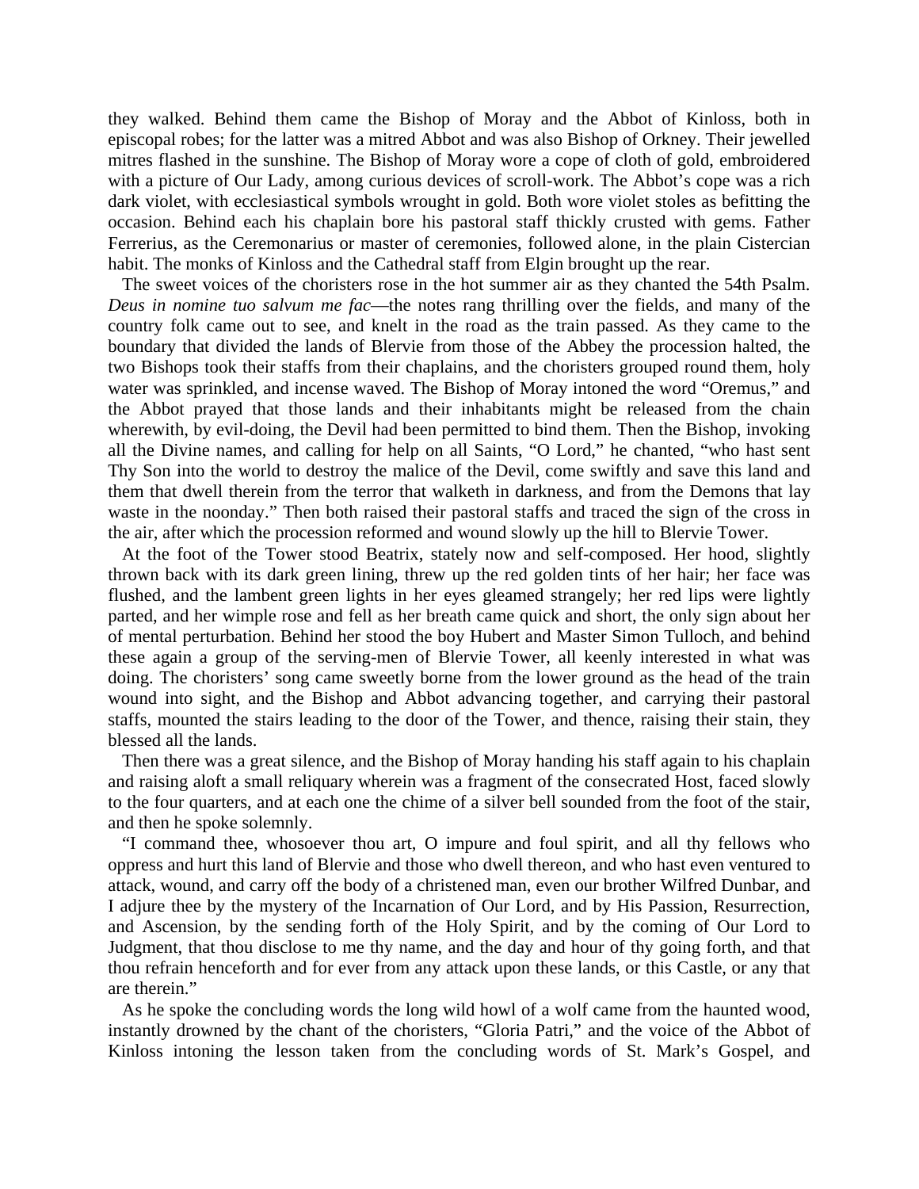they walked. Behind them came the Bishop of Moray and the Abbot of Kinloss, both in episcopal robes; for the latter was a mitred Abbot and was also Bishop of Orkney. Their jewelled mitres flashed in the sunshine. The Bishop of Moray wore a cope of cloth of gold, embroidered with a picture of Our Lady, among curious devices of scroll-work. The Abbot's cope was a rich dark violet, with ecclesiastical symbols wrought in gold. Both wore violet stoles as befitting the occasion. Behind each his chaplain bore his pastoral staff thickly crusted with gems. Father Ferrerius, as the Ceremonarius or master of ceremonies, followed alone, in the plain Cistercian habit. The monks of Kinloss and the Cathedral staff from Elgin brought up the rear.

The sweet voices of the choristers rose in the hot summer air as they chanted the 54th Psalm. *Deus in nomine tuo salvum me fac*—the notes rang thrilling over the fields, and many of the country folk came out to see, and knelt in the road as the train passed. As they came to the boundary that divided the lands of Blervie from those of the Abbey the procession halted, the two Bishops took their staffs from their chaplains, and the choristers grouped round them, holy water was sprinkled, and incense waved. The Bishop of Moray intoned the word "Oremus," and the Abbot prayed that those lands and their inhabitants might be released from the chain wherewith, by evil-doing, the Devil had been permitted to bind them. Then the Bishop, invoking all the Divine names, and calling for help on all Saints, "O Lord," he chanted, "who hast sent Thy Son into the world to destroy the malice of the Devil, come swiftly and save this land and them that dwell therein from the terror that walketh in darkness, and from the Demons that lay waste in the noonday." Then both raised their pastoral staffs and traced the sign of the cross in the air, after which the procession reformed and wound slowly up the hill to Blervie Tower.

At the foot of the Tower stood Beatrix, stately now and self-composed. Her hood, slightly thrown back with its dark green lining, threw up the red golden tints of her hair; her face was flushed, and the lambent green lights in her eyes gleamed strangely; her red lips were lightly parted, and her wimple rose and fell as her breath came quick and short, the only sign about her of mental perturbation. Behind her stood the boy Hubert and Master Simon Tulloch, and behind these again a group of the serving-men of Blervie Tower, all keenly interested in what was doing. The choristers' song came sweetly borne from the lower ground as the head of the train wound into sight, and the Bishop and Abbot advancing together, and carrying their pastoral staffs, mounted the stairs leading to the door of the Tower, and thence, raising their stain, they blessed all the lands.

Then there was a great silence, and the Bishop of Moray handing his staff again to his chaplain and raising aloft a small reliquary wherein was a fragment of the consecrated Host, faced slowly to the four quarters, and at each one the chime of a silver bell sounded from the foot of the stair, and then he spoke solemnly.

"I command thee, whosoever thou art, O impure and foul spirit, and all thy fellows who oppress and hurt this land of Blervie and those who dwell thereon, and who hast even ventured to attack, wound, and carry off the body of a christened man, even our brother Wilfred Dunbar, and I adjure thee by the mystery of the Incarnation of Our Lord, and by His Passion, Resurrection, and Ascension, by the sending forth of the Holy Spirit, and by the coming of Our Lord to Judgment, that thou disclose to me thy name, and the day and hour of thy going forth, and that thou refrain henceforth and for ever from any attack upon these lands, or this Castle, or any that are therein."

As he spoke the concluding words the long wild howl of a wolf came from the haunted wood, instantly drowned by the chant of the choristers, "Gloria Patri," and the voice of the Abbot of Kinloss intoning the lesson taken from the concluding words of St. Mark's Gospel, and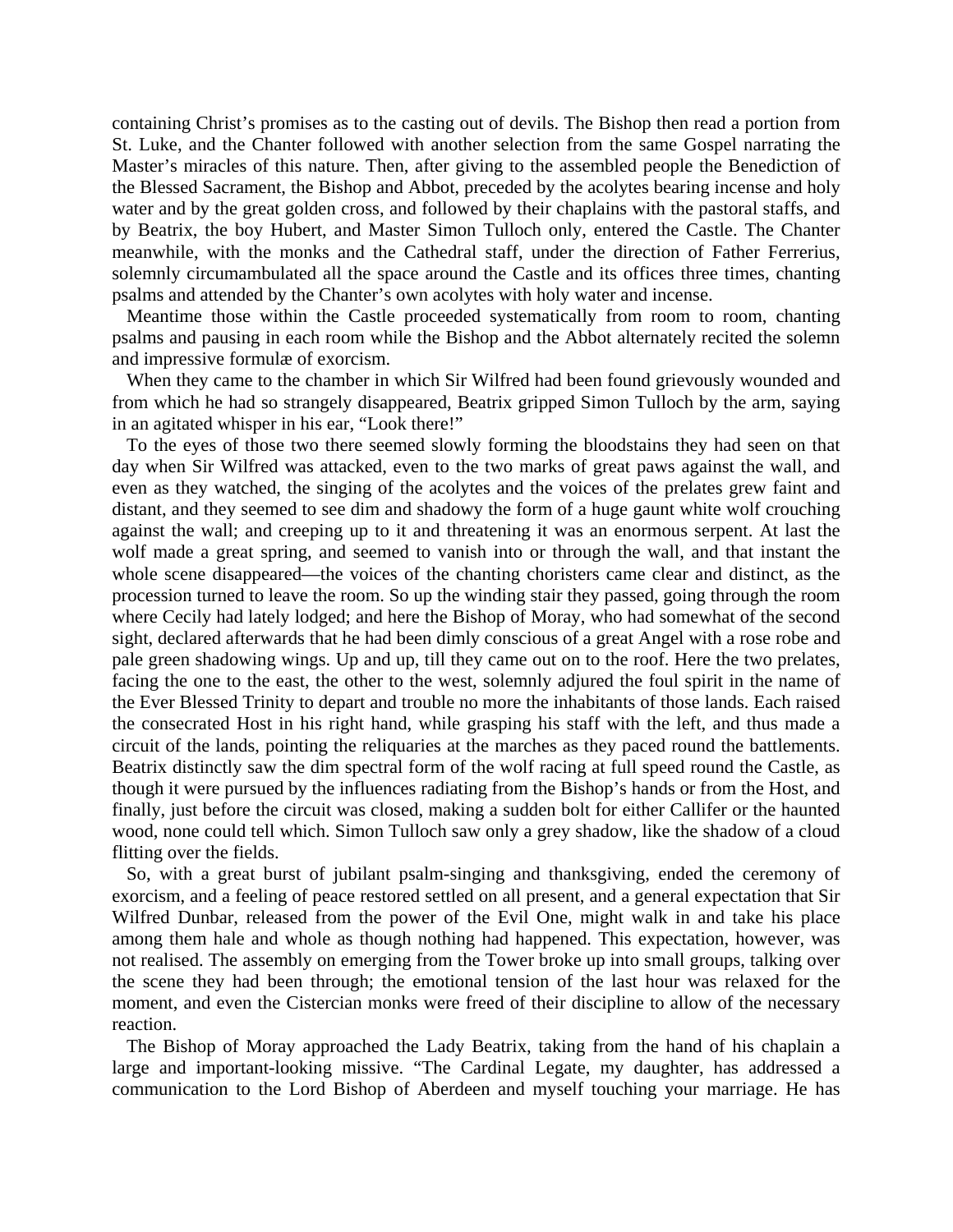containing Christ's promises as to the casting out of devils. The Bishop then read a portion from St. Luke, and the Chanter followed with another selection from the same Gospel narrating the Master's miracles of this nature. Then, after giving to the assembled people the Benediction of the Blessed Sacrament, the Bishop and Abbot, preceded by the acolytes bearing incense and holy water and by the great golden cross, and followed by their chaplains with the pastoral staffs, and by Beatrix, the boy Hubert, and Master Simon Tulloch only, entered the Castle. The Chanter meanwhile, with the monks and the Cathedral staff, under the direction of Father Ferrerius, solemnly circumambulated all the space around the Castle and its offices three times, chanting psalms and attended by the Chanter's own acolytes with holy water and incense.

Meantime those within the Castle proceeded systematically from room to room, chanting psalms and pausing in each room while the Bishop and the Abbot alternately recited the solemn and impressive formulæ of exorcism.

When they came to the chamber in which Sir Wilfred had been found grievously wounded and from which he had so strangely disappeared, Beatrix gripped Simon Tulloch by the arm, saying in an agitated whisper in his ear, "Look there!"

To the eyes of those two there seemed slowly forming the bloodstains they had seen on that day when Sir Wilfred was attacked, even to the two marks of great paws against the wall, and even as they watched, the singing of the acolytes and the voices of the prelates grew faint and distant, and they seemed to see dim and shadowy the form of a huge gaunt white wolf crouching against the wall; and creeping up to it and threatening it was an enormous serpent. At last the wolf made a great spring, and seemed to vanish into or through the wall, and that instant the whole scene disappeared—the voices of the chanting choristers came clear and distinct, as the procession turned to leave the room. So up the winding stair they passed, going through the room where Cecily had lately lodged; and here the Bishop of Moray, who had somewhat of the second sight, declared afterwards that he had been dimly conscious of a great Angel with a rose robe and pale green shadowing wings. Up and up, till they came out on to the roof. Here the two prelates, facing the one to the east, the other to the west, solemnly adjured the foul spirit in the name of the Ever Blessed Trinity to depart and trouble no more the inhabitants of those lands. Each raised the consecrated Host in his right hand, while grasping his staff with the left, and thus made a circuit of the lands, pointing the reliquaries at the marches as they paced round the battlements. Beatrix distinctly saw the dim spectral form of the wolf racing at full speed round the Castle, as though it were pursued by the influences radiating from the Bishop's hands or from the Host, and finally, just before the circuit was closed, making a sudden bolt for either Callifer or the haunted wood, none could tell which. Simon Tulloch saw only a grey shadow, like the shadow of a cloud flitting over the fields.

So, with a great burst of jubilant psalm-singing and thanksgiving, ended the ceremony of exorcism, and a feeling of peace restored settled on all present, and a general expectation that Sir Wilfred Dunbar, released from the power of the Evil One, might walk in and take his place among them hale and whole as though nothing had happened. This expectation, however, was not realised. The assembly on emerging from the Tower broke up into small groups, talking over the scene they had been through; the emotional tension of the last hour was relaxed for the moment, and even the Cistercian monks were freed of their discipline to allow of the necessary reaction.

The Bishop of Moray approached the Lady Beatrix, taking from the hand of his chaplain a large and important-looking missive. "The Cardinal Legate, my daughter, has addressed a communication to the Lord Bishop of Aberdeen and myself touching your marriage. He has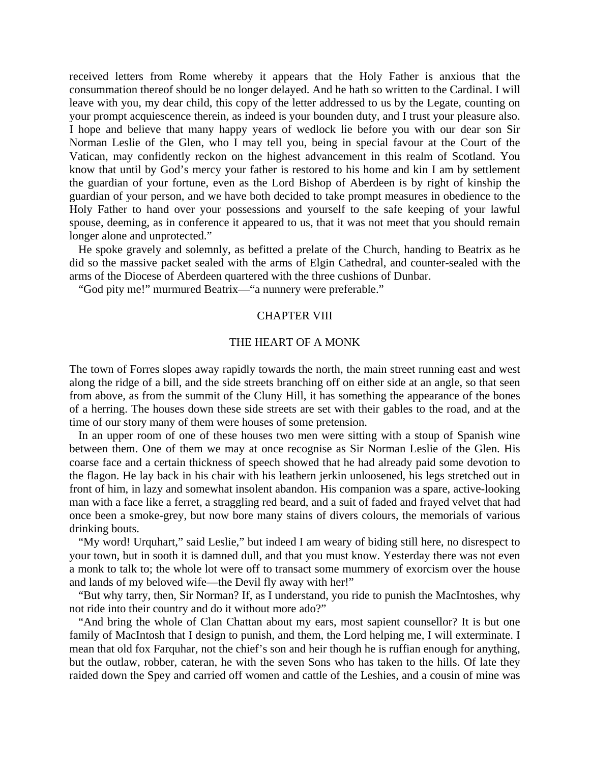received letters from Rome whereby it appears that the Holy Father is anxious that the consummation thereof should be no longer delayed. And he hath so written to the Cardinal. I will leave with you, my dear child, this copy of the letter addressed to us by the Legate, counting on your prompt acquiescence therein, as indeed is your bounden duty, and I trust your pleasure also. I hope and believe that many happy years of wedlock lie before you with our dear son Sir Norman Leslie of the Glen, who I may tell you, being in special favour at the Court of the Vatican, may confidently reckon on the highest advancement in this realm of Scotland. You know that until by God's mercy your father is restored to his home and kin I am by settlement the guardian of your fortune, even as the Lord Bishop of Aberdeen is by right of kinship the guardian of your person, and we have both decided to take prompt measures in obedience to the Holy Father to hand over your possessions and yourself to the safe keeping of your lawful spouse, deeming, as in conference it appeared to us, that it was not meet that you should remain longer alone and unprotected."

He spoke gravely and solemnly, as befitted a prelate of the Church, handing to Beatrix as he did so the massive packet sealed with the arms of Elgin Cathedral, and counter-sealed with the arms of the Diocese of Aberdeen quartered with the three cushions of Dunbar.

"God pity me!" murmured Beatrix—"a nunnery were preferable."

## CHAPTER VIII

### THE HEART OF A MONK

The town of Forres slopes away rapidly towards the north, the main street running east and west along the ridge of a bill, and the side streets branching off on either side at an angle, so that seen from above, as from the summit of the Cluny Hill, it has something the appearance of the bones of a herring. The houses down these side streets are set with their gables to the road, and at the time of our story many of them were houses of some pretension.

In an upper room of one of these houses two men were sitting with a stoup of Spanish wine between them. One of them we may at once recognise as Sir Norman Leslie of the Glen. His coarse face and a certain thickness of speech showed that he had already paid some devotion to the flagon. He lay back in his chair with his leathern jerkin unloosened, his legs stretched out in front of him, in lazy and somewhat insolent abandon. His companion was a spare, active-looking man with a face like a ferret, a straggling red beard, and a suit of faded and frayed velvet that had once been a smoke-grey, but now bore many stains of divers colours, the memorials of various drinking bouts.

"My word! Urquhart," said Leslie," but indeed I am weary of biding still here, no disrespect to your town, but in sooth it is damned dull, and that you must know. Yesterday there was not even a monk to talk to; the whole lot were off to transact some mummery of exorcism over the house and lands of my beloved wife—the Devil fly away with her!"

"But why tarry, then, Sir Norman? If, as I understand, you ride to punish the MacIntoshes, why not ride into their country and do it without more ado?"

"And bring the whole of Clan Chattan about my ears, most sapient counsellor? It is but one family of MacIntosh that I design to punish, and them, the Lord helping me, I will exterminate. I mean that old fox Farquhar, not the chief's son and heir though he is ruffian enough for anything, but the outlaw, robber, cateran, he with the seven Sons who has taken to the hills. Of late they raided down the Spey and carried off women and cattle of the Leshies, and a cousin of mine was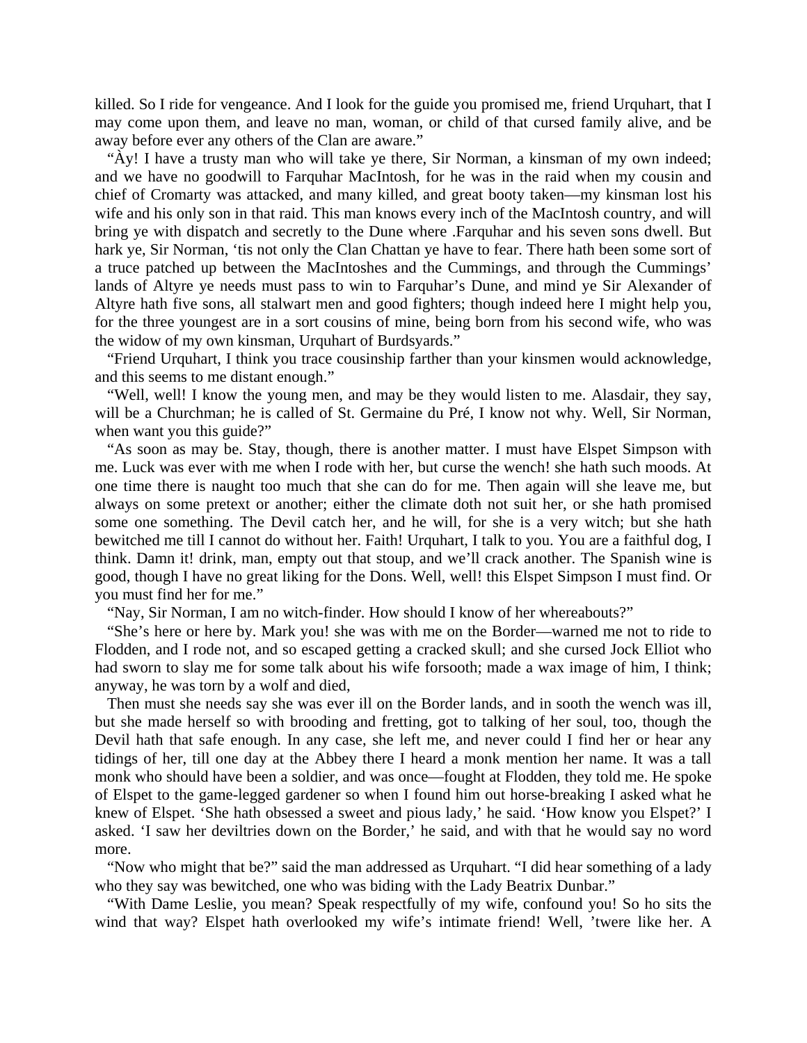killed. So I ride for vengeance. And I look for the guide you promised me, friend Urquhart, that I may come upon them, and leave no man, woman, or child of that cursed family alive, and be away before ever any others of the Clan are aware."

"Ày! I have a trusty man who will take ye there, Sir Norman, a kinsman of my own indeed; and we have no goodwill to Farquhar MacIntosh, for he was in the raid when my cousin and chief of Cromarty was attacked, and many killed, and great booty taken—my kinsman lost his wife and his only son in that raid. This man knows every inch of the MacIntosh country, and will bring ye with dispatch and secretly to the Dune where .Farquhar and his seven sons dwell. But hark ye, Sir Norman, 'tis not only the Clan Chattan ye have to fear. There hath been some sort of a truce patched up between the MacIntoshes and the Cummings, and through the Cummings' lands of Altyre ye needs must pass to win to Farquhar's Dune, and mind ye Sir Alexander of Altyre hath five sons, all stalwart men and good fighters; though indeed here I might help you, for the three youngest are in a sort cousins of mine, being born from his second wife, who was the widow of my own kinsman, Urquhart of Burdsyards."

"Friend Urquhart, I think you trace cousinship farther than your kinsmen would acknowledge, and this seems to me distant enough."

"Well, well! I know the young men, and may be they would listen to me. Alasdair, they say, will be a Churchman; he is called of St. Germaine du Pré, I know not why. Well, Sir Norman, when want you this guide?"

"As soon as may be. Stay, though, there is another matter. I must have Elspet Simpson with me. Luck was ever with me when I rode with her, but curse the wench! she hath such moods. At one time there is naught too much that she can do for me. Then again will she leave me, but always on some pretext or another; either the climate doth not suit her, or she hath promised some one something. The Devil catch her, and he will, for she is a very witch; but she hath bewitched me till I cannot do without her. Faith! Urquhart, I talk to you. You are a faithful dog, I think. Damn it! drink, man, empty out that stoup, and we'll crack another. The Spanish wine is good, though I have no great liking for the Dons. Well, well! this Elspet Simpson I must find. Or you must find her for me."

"Nay, Sir Norman, I am no witch-finder. How should I know of her whereabouts?"

"She's here or here by. Mark you! she was with me on the Border—warned me not to ride to Flodden, and I rode not, and so escaped getting a cracked skull; and she cursed Jock Elliot who had sworn to slay me for some talk about his wife forsooth; made a wax image of him, I think; anyway, he was torn by a wolf and died,

Then must she needs say she was ever ill on the Border lands, and in sooth the wench was ill, but she made herself so with brooding and fretting, got to talking of her soul, too, though the Devil hath that safe enough. In any case, she left me, and never could I find her or hear any tidings of her, till one day at the Abbey there I heard a monk mention her name. It was a tall monk who should have been a soldier, and was once—fought at Flodden, they told me. He spoke of Elspet to the game-legged gardener so when I found him out horse-breaking I asked what he knew of Elspet. 'She hath obsessed a sweet and pious lady,' he said. 'How know you Elspet?' I asked. 'I saw her deviltries down on the Border,' he said, and with that he would say no word more.

"Now who might that be?" said the man addressed as Urquhart. "I did hear something of a lady who they say was bewitched, one who was biding with the Lady Beatrix Dunbar."

"With Dame Leslie, you mean? Speak respectfully of my wife, confound you! So ho sits the wind that way? Elspet hath overlooked my wife's intimate friend! Well, 'twere like her. A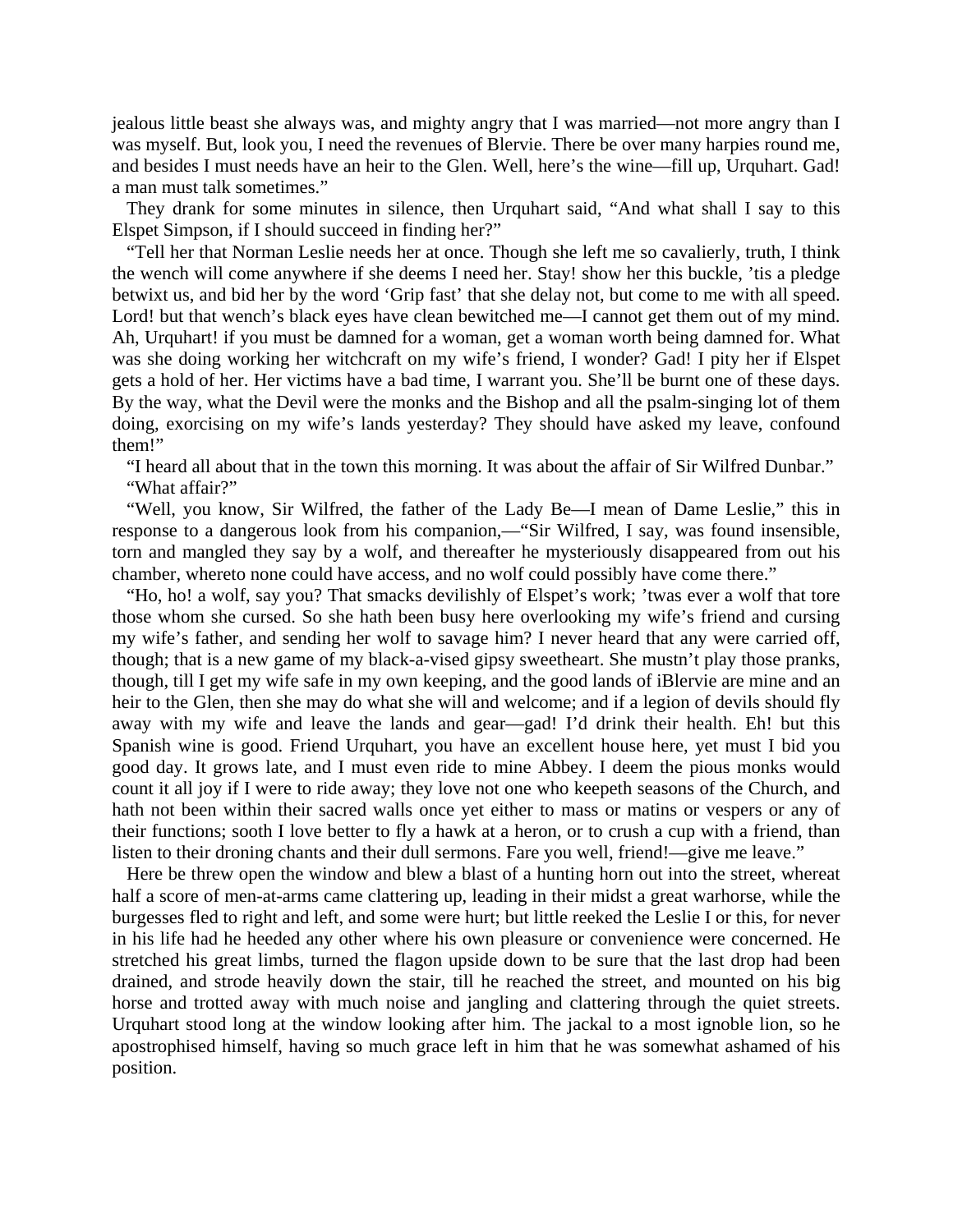jealous little beast she always was, and mighty angry that I was married—not more angry than I was myself. But, look you, I need the revenues of Blervie. There be over many harpies round me, and besides I must needs have an heir to the Glen. Well, here's the wine—fill up, Urquhart. Gad! a man must talk sometimes."

They drank for some minutes in silence, then Urquhart said, "And what shall I say to this Elspet Simpson, if I should succeed in finding her?"

"Tell her that Norman Leslie needs her at once. Though she left me so cavalierly, truth, I think the wench will come anywhere if she deems I need her. Stay! show her this buckle, 'tis a pledge betwixt us, and bid her by the word 'Grip fast' that she delay not, but come to me with all speed. Lord! but that wench's black eyes have clean bewitched me—I cannot get them out of my mind. Ah, Urquhart! if you must be damned for a woman, get a woman worth being damned for. What was she doing working her witchcraft on my wife's friend, I wonder? Gad! I pity her if Elspet gets a hold of her. Her victims have a bad time, I warrant you. She'll be burnt one of these days. By the way, what the Devil were the monks and the Bishop and all the psalm-singing lot of them doing, exorcising on my wife's lands yesterday? They should have asked my leave, confound them!"

"I heard all about that in the town this morning. It was about the affair of Sir Wilfred Dunbar."

"What affair?"

"Well, you know, Sir Wilfred, the father of the Lady Be—I mean of Dame Leslie," this in response to a dangerous look from his companion,—"Sir Wilfred, I say, was found insensible, torn and mangled they say by a wolf, and thereafter he mysteriously disappeared from out his chamber, whereto none could have access, and no wolf could possibly have come there."

"Ho, ho! a wolf, say you? That smacks devilishly of Elspet's work; 'twas ever a wolf that tore those whom she cursed. So she hath been busy here overlooking my wife's friend and cursing my wife's father, and sending her wolf to savage him? I never heard that any were carried off, though; that is a new game of my black-a-vised gipsy sweetheart. She mustn't play those pranks, though, till I get my wife safe in my own keeping, and the good lands of iBlervie are mine and an heir to the Glen, then she may do what she will and welcome; and if a legion of devils should fly away with my wife and leave the lands and gear—gad! I'd drink their health. Eh! but this Spanish wine is good. Friend Urquhart, you have an excellent house here, yet must I bid you good day. It grows late, and I must even ride to mine Abbey. I deem the pious monks would count it all joy if I were to ride away; they love not one who keepeth seasons of the Church, and hath not been within their sacred walls once yet either to mass or matins or vespers or any of their functions; sooth I love better to fly a hawk at a heron, or to crush a cup with a friend, than listen to their droning chants and their dull sermons. Fare you well, friend!—give me leave."

Here be threw open the window and blew a blast of a hunting horn out into the street, whereat half a score of men-at-arms came clattering up, leading in their midst a great warhorse, while the burgesses fled to right and left, and some were hurt; but little reeked the Leslie I or this, for never in his life had he heeded any other where his own pleasure or convenience were concerned. He stretched his great limbs, turned the flagon upside down to be sure that the last drop had been drained, and strode heavily down the stair, till he reached the street, and mounted on his big horse and trotted away with much noise and jangling and clattering through the quiet streets. Urquhart stood long at the window looking after him. The jackal to a most ignoble lion, so he apostrophised himself, having so much grace left in him that he was somewhat ashamed of his position.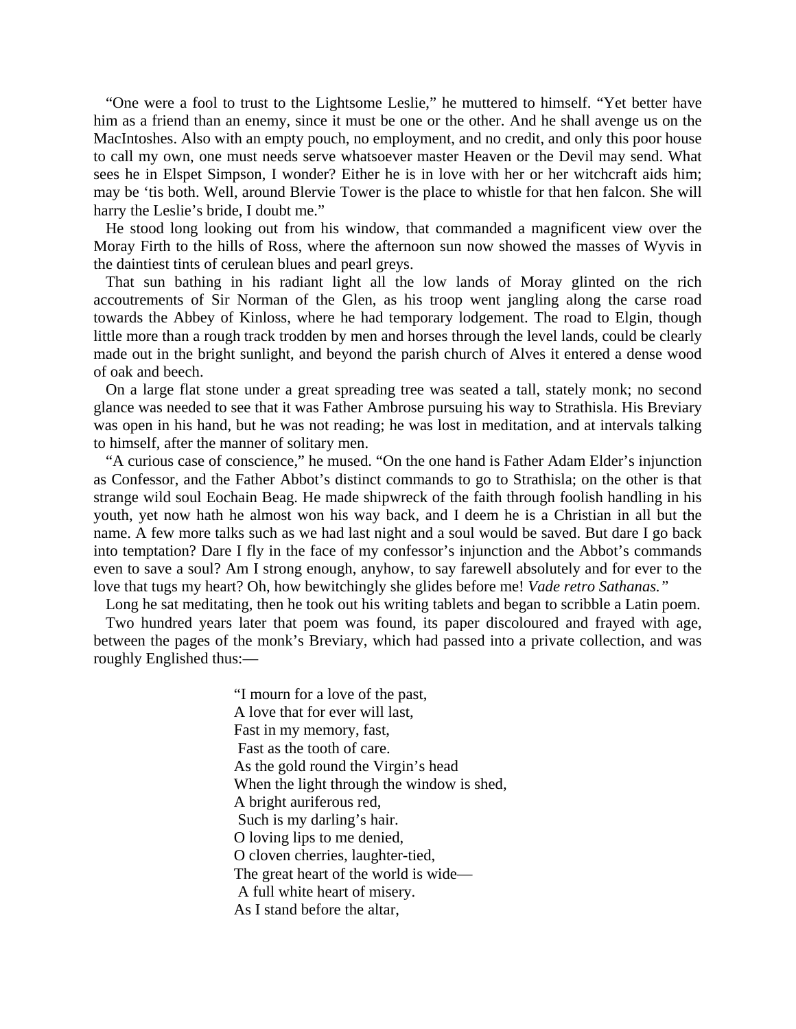"One were a fool to trust to the Lightsome Leslie," he muttered to himself. "Yet better have him as a friend than an enemy, since it must be one or the other. And he shall avenge us on the MacIntoshes. Also with an empty pouch, no employment, and no credit, and only this poor house to call my own, one must needs serve whatsoever master Heaven or the Devil may send. What sees he in Elspet Simpson, I wonder? Either he is in love with her or her witchcraft aids him; may be 'tis both. Well, around Blervie Tower is the place to whistle for that hen falcon. She will harry the Leslie's bride, I doubt me."

He stood long looking out from his window, that commanded a magnificent view over the Moray Firth to the hills of Ross, where the afternoon sun now showed the masses of Wyvis in the daintiest tints of cerulean blues and pearl greys.

That sun bathing in his radiant light all the low lands of Moray glinted on the rich accoutrements of Sir Norman of the Glen, as his troop went jangling along the carse road towards the Abbey of Kinloss, where he had temporary lodgement. The road to Elgin, though little more than a rough track trodden by men and horses through the level lands, could be clearly made out in the bright sunlight, and beyond the parish church of Alves it entered a dense wood of oak and beech.

On a large flat stone under a great spreading tree was seated a tall, stately monk; no second glance was needed to see that it was Father Ambrose pursuing his way to Strathisla. His Breviary was open in his hand, but he was not reading; he was lost in meditation, and at intervals talking to himself, after the manner of solitary men.

"A curious case of conscience," he mused. "On the one hand is Father Adam Elder's injunction as Confessor, and the Father Abbot's distinct commands to go to Strathisla; on the other is that strange wild soul Eochain Beag. He made shipwreck of the faith through foolish handling in his youth, yet now hath he almost won his way back, and I deem he is a Christian in all but the name. A few more talks such as we had last night and a soul would be saved. But dare I go back into temptation? Dare I fly in the face of my confessor's injunction and the Abbot's commands even to save a soul? Am I strong enough, anyhow, to say farewell absolutely and for ever to the love that tugs my heart? Oh, how bewitchingly she glides before me! *Vade retro Sathanas."*

Long he sat meditating, then he took out his writing tablets and began to scribble a Latin poem.

Two hundred years later that poem was found, its paper discoloured and frayed with age, between the pages of the monk's Breviary, which had passed into a private collection, and was roughly Englished thus:—

"I mourn for a love of the past,
A love that for ever will last,
Fast in my memory, fast,
 Fast as the tooth of care.
As the gold round the Virgin's head
When the light through the window is shed,
A bright auriferous red,
 Such is my darling's hair.
O loving lips to me denied,
O cloven cherries, laughter-tied,
The great heart of the world is wide—
 A full white heart of misery.
As I stand before the altar,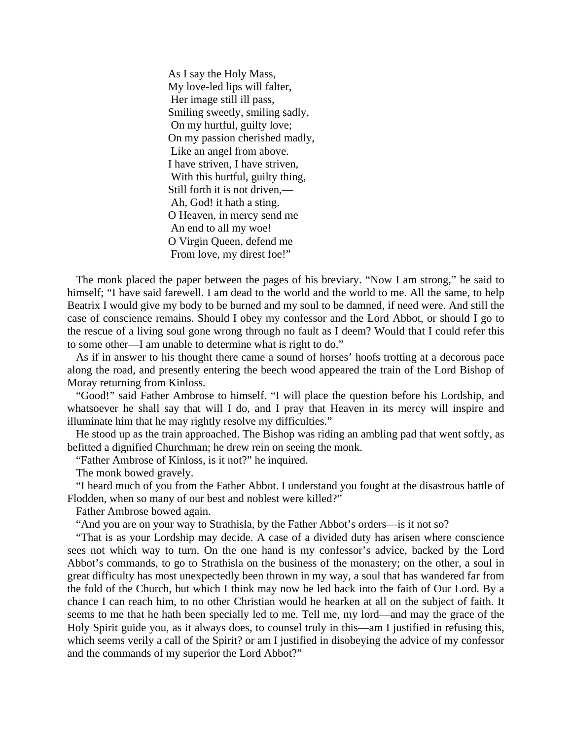As I say the Holy Mass,  
My love-led lips will falter,  
 Her image still ill pass,  
Smiling sweetly, smiling sadly,  
 On my hurtful, guilty love;  
On my passion cherished madly,  
 Like an angel from above.  
I have striven, I have striven,  
 With this hurtful, guilty thing,  
Still forth it is not driven,—  
 Ah, God! it hath a sting.  
O Heaven, in mercy send me  
 An end to all my woe!  
O Virgin Queen, defend me  
 From love, my direst foe!”

The monk placed the paper between the pages of his breviary. “Now I am strong,” he said to himself; “I have said farewell. I am dead to the world and the world to me. All the same, to help Beatrix I would give my body to be burned and my soul to be damned, if need were. And still the case of conscience remains. Should I obey my confessor and the Lord Abbot, or should I go to the rescue of a living soul gone wrong through no fault as I deem? Would that I could refer this to some other—I am unable to determine what is right to do.”

As if in answer to his thought there came a sound of horses’ hoofs trotting at a decorous pace along the road, and presently entering the beech wood appeared the train of the Lord Bishop of Moray returning from Kinloss.

“Good!” said Father Ambrose to himself. “I will place the question before his Lordship, and whatsoever he shall say that will I do, and I pray that Heaven in its mercy will inspire and illuminate him that he may rightly resolve my difficulties.”

He stood up as the train approached. The Bishop was riding an ambling pad that went softly, as befitted a dignified Churchman; he drew rein on seeing the monk.

“Father Ambrose of Kinloss, is it not?” he inquired.

The monk bowed gravely.

“I heard much of you from the Father Abbot. I understand you fought at the disastrous battle of Flodden, when so many of our best and noblest were killed?”

Father Ambrose bowed again.

“And you are on your way to Strathisla, by the Father Abbot’s orders—is it not so?

“That is as your Lordship may decide. A case of a divided duty has arisen where conscience sees not which way to turn. On the one hand is my confessor’s advice, backed by the Lord Abbot’s commands, to go to Strathisla on the business of the monastery; on the other, a soul in great difficulty has most unexpectedly been thrown in my way, a soul that has wandered far from the fold of the Church, but which I think may now be led back into the faith of Our Lord. By a chance I can reach him, to no other Christian would he hearken at all on the subject of faith. It seems to me that he hath been specially led to me. Tell me, my lord—and may the grace of the Holy Spirit guide you, as it always does, to counsel truly in this—am I justified in refusing this, which seems verily a call of the Spirit? or am I justified in disobeying the advice of my confessor and the commands of my superior the Lord Abbot?”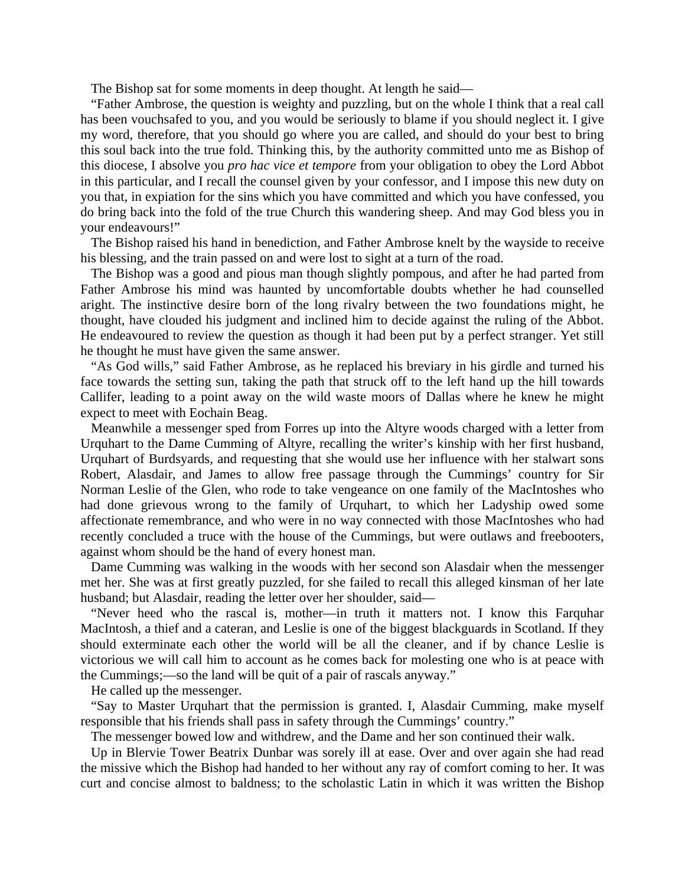The Bishop sat for some moments in deep thought. At length he said—

"Father Ambrose, the question is weighty and puzzling, but on the whole I think that a real call has been vouchsafed to you, and you would be seriously to blame if you should neglect it. I give my word, therefore, that you should go where you are called, and should do your best to bring this soul back into the true fold. Thinking this, by the authority committed unto me as Bishop of this diocese, I absolve you *pro hac vice et tempore* from your obligation to obey the Lord Abbot in this particular, and I recall the counsel given by your confessor, and I impose this new duty on you that, in expiation for the sins which you have committed and which you have confessed, you do bring back into the fold of the true Church this wandering sheep. And may God bless you in your endeavours!"

The Bishop raised his hand in benediction, and Father Ambrose knelt by the wayside to receive his blessing, and the train passed on and were lost to sight at a turn of the road.

The Bishop was a good and pious man though slightly pompous, and after he had parted from Father Ambrose his mind was haunted by uncomfortable doubts whether he had counselled aright. The instinctive desire born of the long rivalry between the two foundations might, he thought, have clouded his judgment and inclined him to decide against the ruling of the Abbot. He endeavoured to review the question as though it had been put by a perfect stranger. Yet still he thought he must have given the same answer.

"As God wills," said Father Ambrose, as he replaced his breviary in his girdle and turned his face towards the setting sun, taking the path that struck off to the left hand up the hill towards Callifer, leading to a point away on the wild waste moors of Dallas where he knew he might expect to meet with Eochain Beag.

Meanwhile a messenger sped from Forres up into the Altyre woods charged with a letter from Urquhart to the Dame Cumming of Altyre, recalling the writer's kinship with her first husband, Urquhart of Burdsyards, and requesting that she would use her influence with her stalwart sons Robert, Alasdair, and James to allow free passage through the Cummings' country for Sir Norman Leslie of the Glen, who rode to take vengeance on one family of the MacIntoshes who had done grievous wrong to the family of Urquhart, to which her Ladyship owed some affectionate remembrance, and who were in no way connected with those MacIntoshes who had recently concluded a truce with the house of the Cummings, but were outlaws and freebooters, against whom should be the hand of every honest man.

Dame Cumming was walking in the woods with her second son Alasdair when the messenger met her. She was at first greatly puzzled, for she failed to recall this alleged kinsman of her late husband; but Alasdair, reading the letter over her shoulder, said—

"Never heed who the rascal is, mother—in truth it matters not. I know this Farquhar MacIntosh, a thief and a cateran, and Leslie is one of the biggest blackguards in Scotland. If they should exterminate each other the world will be all the cleaner, and if by chance Leslie is victorious we will call him to account as he comes back for molesting one who is at peace with the Cummings;—so the land will be quit of a pair of rascals anyway."

He called up the messenger.

"Say to Master Urquhart that the permission is granted. I, Alasdair Cumming, make myself responsible that his friends shall pass in safety through the Cummings' country."

The messenger bowed low and withdrew, and the Dame and her son continued their walk.

Up in Blervie Tower Beatrix Dunbar was sorely ill at ease. Over and over again she had read the missive which the Bishop had handed to her without any ray of comfort coming to her. It was curt and concise almost to baldness; to the scholastic Latin in which it was written the Bishop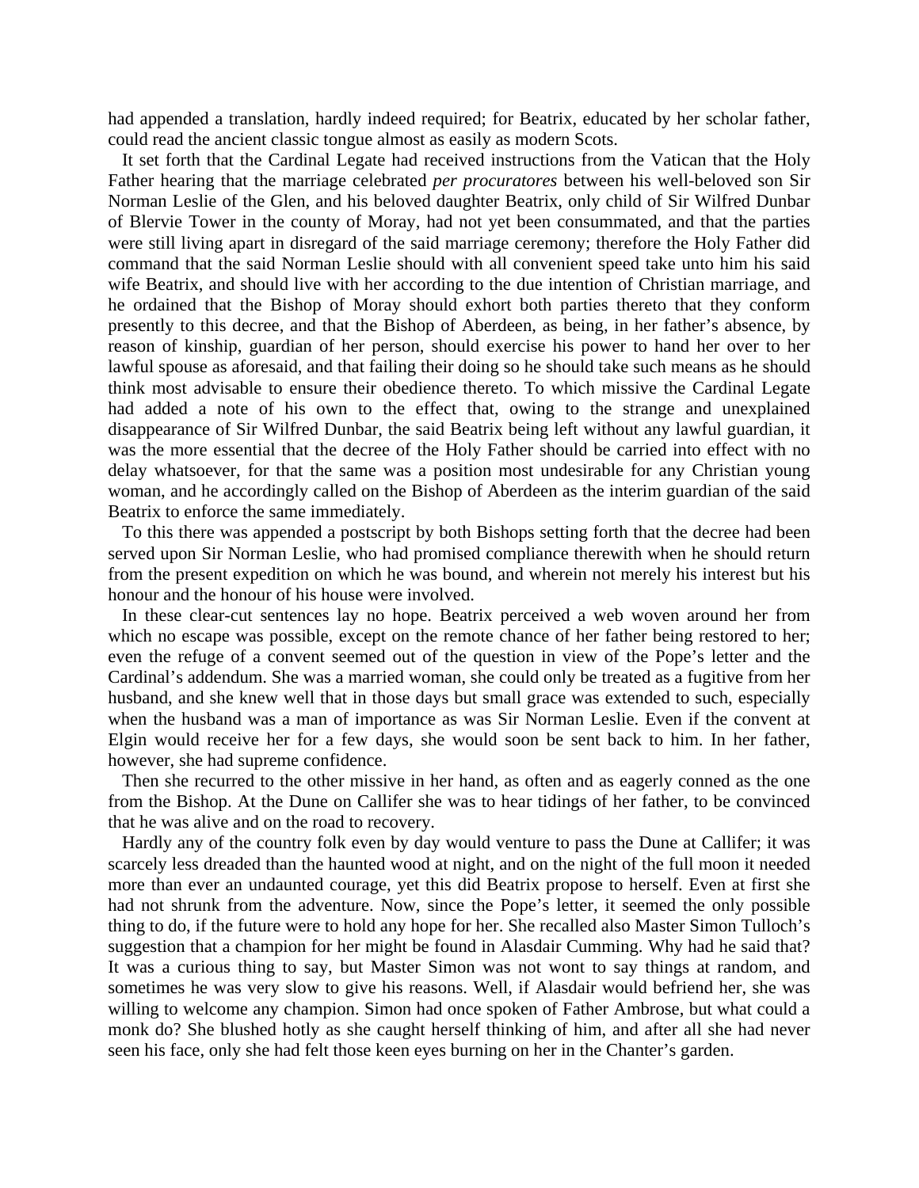had appended a translation, hardly indeed required; for Beatrix, educated by her scholar father, could read the ancient classic tongue almost as easily as modern Scots.

It set forth that the Cardinal Legate had received instructions from the Vatican that the Holy Father hearing that the marriage celebrated *per procuratores* between his well-beloved son Sir Norman Leslie of the Glen, and his beloved daughter Beatrix, only child of Sir Wilfred Dunbar of Blervie Tower in the county of Moray, had not yet been consummated, and that the parties were still living apart in disregard of the said marriage ceremony; therefore the Holy Father did command that the said Norman Leslie should with all convenient speed take unto him his said wife Beatrix, and should live with her according to the due intention of Christian marriage, and he ordained that the Bishop of Moray should exhort both parties thereto that they conform presently to this decree, and that the Bishop of Aberdeen, as being, in her father's absence, by reason of kinship, guardian of her person, should exercise his power to hand her over to her lawful spouse as aforesaid, and that failing their doing so he should take such means as he should think most advisable to ensure their obedience thereto. To which missive the Cardinal Legate had added a note of his own to the effect that, owing to the strange and unexplained disappearance of Sir Wilfred Dunbar, the said Beatrix being left without any lawful guardian, it was the more essential that the decree of the Holy Father should be carried into effect with no delay whatsoever, for that the same was a position most undesirable for any Christian young woman, and he accordingly called on the Bishop of Aberdeen as the interim guardian of the said Beatrix to enforce the same immediately.

To this there was appended a postscript by both Bishops setting forth that the decree had been served upon Sir Norman Leslie, who had promised compliance therewith when he should return from the present expedition on which he was bound, and wherein not merely his interest but his honour and the honour of his house were involved.

In these clear-cut sentences lay no hope. Beatrix perceived a web woven around her from which no escape was possible, except on the remote chance of her father being restored to her; even the refuge of a convent seemed out of the question in view of the Pope's letter and the Cardinal's addendum. She was a married woman, she could only be treated as a fugitive from her husband, and she knew well that in those days but small grace was extended to such, especially when the husband was a man of importance as was Sir Norman Leslie. Even if the convent at Elgin would receive her for a few days, she would soon be sent back to him. In her father, however, she had supreme confidence.

Then she recurred to the other missive in her hand, as often and as eagerly conned as the one from the Bishop. At the Dune on Callifer she was to hear tidings of her father, to be convinced that he was alive and on the road to recovery.

Hardly any of the country folk even by day would venture to pass the Dune at Callifer; it was scarcely less dreaded than the haunted wood at night, and on the night of the full moon it needed more than ever an undaunted courage, yet this did Beatrix propose to herself. Even at first she had not shrunk from the adventure. Now, since the Pope's letter, it seemed the only possible thing to do, if the future were to hold any hope for her. She recalled also Master Simon Tulloch's suggestion that a champion for her might be found in Alasdair Cumming. Why had he said that? It was a curious thing to say, but Master Simon was not wont to say things at random, and sometimes he was very slow to give his reasons. Well, if Alasdair would befriend her, she was willing to welcome any champion. Simon had once spoken of Father Ambrose, but what could a monk do? She blushed hotly as she caught herself thinking of him, and after all she had never seen his face, only she had felt those keen eyes burning on her in the Chanter's garden.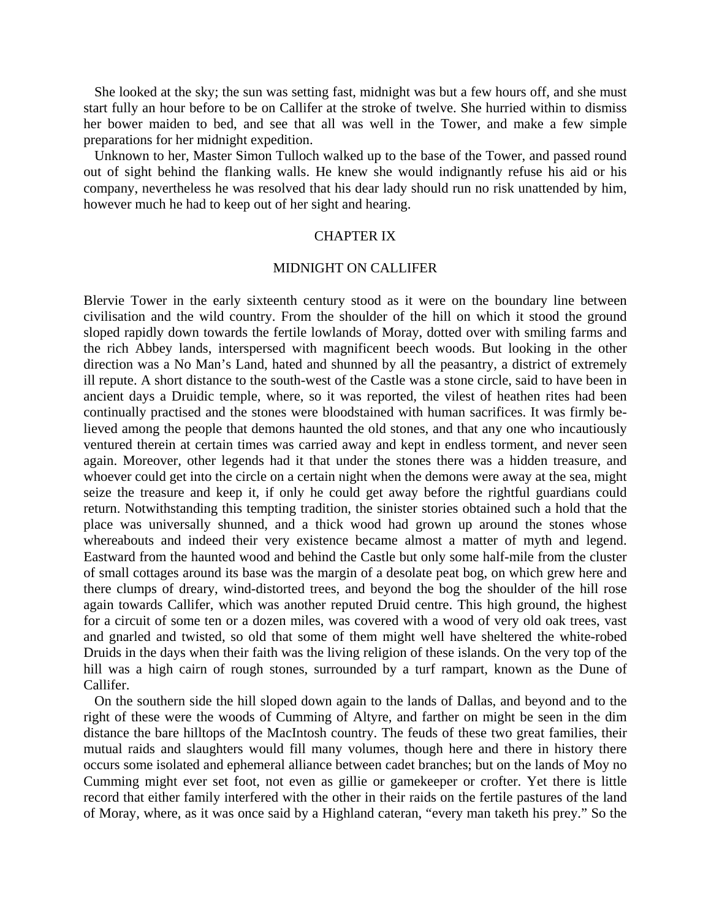She looked at the sky; the sun was setting fast, midnight was but a few hours off, and she must start fully an hour before to be on Callifer at the stroke of twelve. She hurried within to dismiss her bower maiden to bed, and see that all was well in the Tower, and make a few simple preparations for her midnight expedition.

Unknown to her, Master Simon Tulloch walked up to the base of the Tower, and passed round out of sight behind the flanking walls. He knew she would indignantly refuse his aid or his company, nevertheless he was resolved that his dear lady should run no risk unattended by him, however much he had to keep out of her sight and hearing.

## CHAPTER IX

## MIDNIGHT ON CALLIFER

Blervie Tower in the early sixteenth century stood as it were on the boundary line between civilisation and the wild country. From the shoulder of the hill on which it stood the ground sloped rapidly down towards the fertile lowlands of Moray, dotted over with smiling farms and the rich Abbey lands, interspersed with magnificent beech woods. But looking in the other direction was a No Man's Land, hated and shunned by all the peasantry, a district of extremely ill repute. A short distance to the south-west of the Castle was a stone circle, said to have been in ancient days a Druidic temple, where, so it was reported, the vilest of heathen rites had been continually practised and the stones were bloodstained with human sacrifices. It was firmly believed among the people that demons haunted the old stones, and that any one who incautiously ventured therein at certain times was carried away and kept in endless torment, and never seen again. Moreover, other legends had it that under the stones there was a hidden treasure, and whoever could get into the circle on a certain night when the demons were away at the sea, might seize the treasure and keep it, if only he could get away before the rightful guardians could return. Notwithstanding this tempting tradition, the sinister stories obtained such a hold that the place was universally shunned, and a thick wood had grown up around the stones whose whereabouts and indeed their very existence became almost a matter of myth and legend. Eastward from the haunted wood and behind the Castle but only some half-mile from the cluster of small cottages around its base was the margin of a desolate peat bog, on which grew here and there clumps of dreary, wind-distorted trees, and beyond the bog the shoulder of the hill rose again towards Callifer, which was another reputed Druid centre. This high ground, the highest for a circuit of some ten or a dozen miles, was covered with a wood of very old oak trees, vast and gnarled and twisted, so old that some of them might well have sheltered the white-robed Druids in the days when their faith was the living religion of these islands. On the very top of the hill was a high cairn of rough stones, surrounded by a turf rampart, known as the Dune of Callifer.

On the southern side the hill sloped down again to the lands of Dallas, and beyond and to the right of these were the woods of Cumming of Altyre, and farther on might be seen in the dim distance the bare hilltops of the MacIntosh country. The feuds of these two great families, their mutual raids and slaughters would fill many volumes, though here and there in history there occurs some isolated and ephemeral alliance between cadet branches; but on the lands of Moy no Cumming might ever set foot, not even as gillie or gamekeeper or crofter. Yet there is little record that either family interfered with the other in their raids on the fertile pastures of the land of Moray, where, as it was once said by a Highland cateran, "every man taketh his prey." So the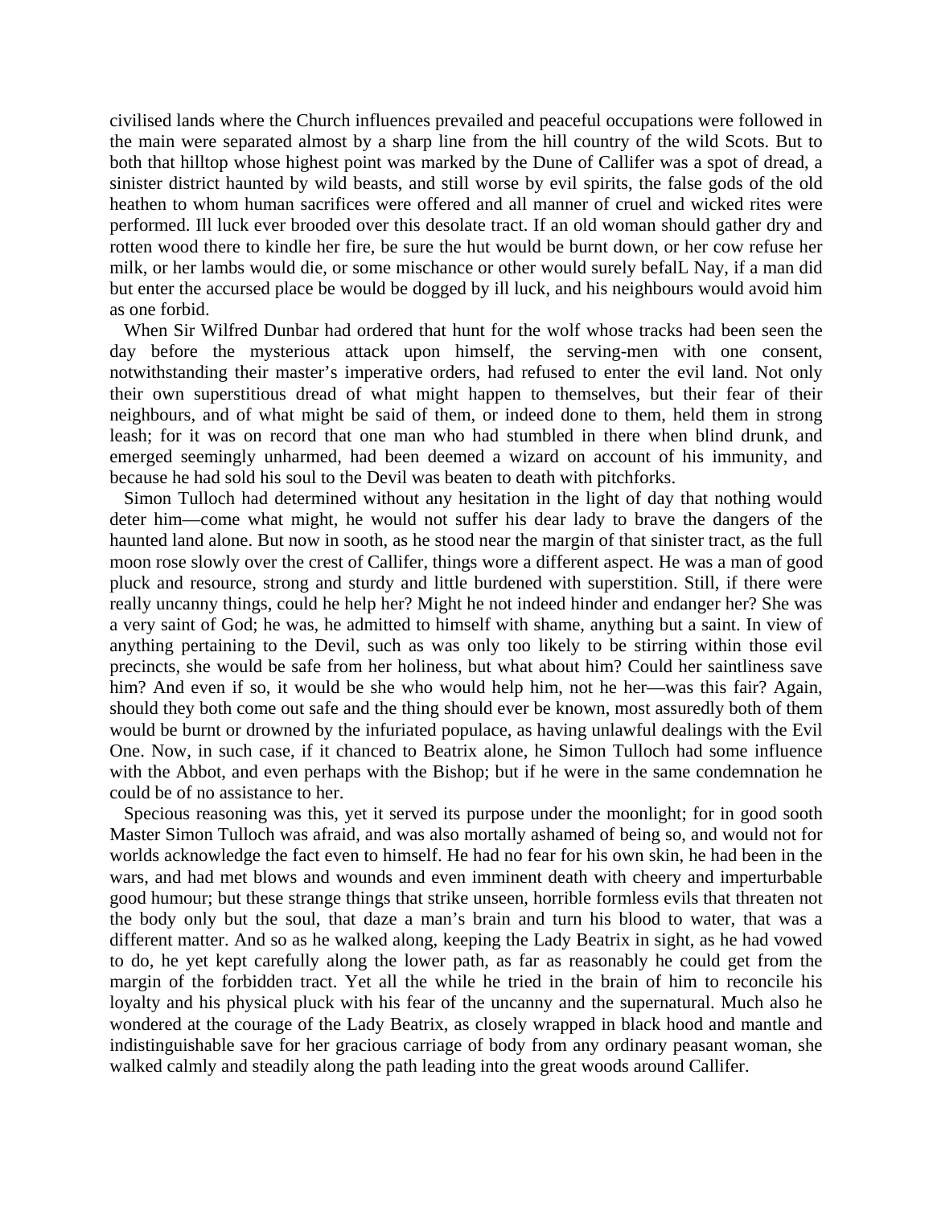civilised lands where the Church influences prevailed and peaceful occupations were followed in the main were separated almost by a sharp line from the hill country of the wild Scots. But to both that hilltop whose highest point was marked by the Dune of Callifer was a spot of dread, a sinister district haunted by wild beasts, and still worse by evil spirits, the false gods of the old heathen to whom human sacrifices were offered and all manner of cruel and wicked rites were performed. Ill luck ever brooded over this desolate tract. If an old woman should gather dry and rotten wood there to kindle her fire, be sure the hut would be burnt down, or her cow refuse her milk, or her lambs would die, or some mischance or other would surely befalL Nay, if a man did but enter the accursed place be would be dogged by ill luck, and his neighbours would avoid him as one forbid.

When Sir Wilfred Dunbar had ordered that hunt for the wolf whose tracks had been seen the day before the mysterious attack upon himself, the serving-men with one consent, notwithstanding their master's imperative orders, had refused to enter the evil land. Not only their own superstitious dread of what might happen to themselves, but their fear of their neighbours, and of what might be said of them, or indeed done to them, held them in strong leash; for it was on record that one man who had stumbled in there when blind drunk, and emerged seemingly unharmed, had been deemed a wizard on account of his immunity, and because he had sold his soul to the Devil was beaten to death with pitchforks.

Simon Tulloch had determined without any hesitation in the light of day that nothing would deter him—come what might, he would not suffer his dear lady to brave the dangers of the haunted land alone. But now in sooth, as he stood near the margin of that sinister tract, as the full moon rose slowly over the crest of Callifer, things wore a different aspect. He was a man of good pluck and resource, strong and sturdy and little burdened with superstition. Still, if there were really uncanny things, could he help her? Might he not indeed hinder and endanger her? She was a very saint of God; he was, he admitted to himself with shame, anything but a saint. In view of anything pertaining to the Devil, such as was only too likely to be stirring within those evil precincts, she would be safe from her holiness, but what about him? Could her saintliness save him? And even if so, it would be she who would help him, not he her—was this fair? Again, should they both come out safe and the thing should ever be known, most assuredly both of them would be burnt or drowned by the infuriated populace, as having unlawful dealings with the Evil One. Now, in such case, if it chanced to Beatrix alone, he Simon Tulloch had some influence with the Abbot, and even perhaps with the Bishop; but if he were in the same condemnation he could be of no assistance to her.

Specious reasoning was this, yet it served its purpose under the moonlight; for in good sooth Master Simon Tulloch was afraid, and was also mortally ashamed of being so, and would not for worlds acknowledge the fact even to himself. He had no fear for his own skin, he had been in the wars, and had met blows and wounds and even imminent death with cheery and imperturbable good humour; but these strange things that strike unseen, horrible formless evils that threaten not the body only but the soul, that daze a man's brain and turn his blood to water, that was a different matter. And so as he walked along, keeping the Lady Beatrix in sight, as he had vowed to do, he yet kept carefully along the lower path, as far as reasonably he could get from the margin of the forbidden tract. Yet all the while he tried in the brain of him to reconcile his loyalty and his physical pluck with his fear of the uncanny and the supernatural. Much also he wondered at the courage of the Lady Beatrix, as closely wrapped in black hood and mantle and indistinguishable save for her gracious carriage of body from any ordinary peasant woman, she walked calmly and steadily along the path leading into the great woods around Callifer.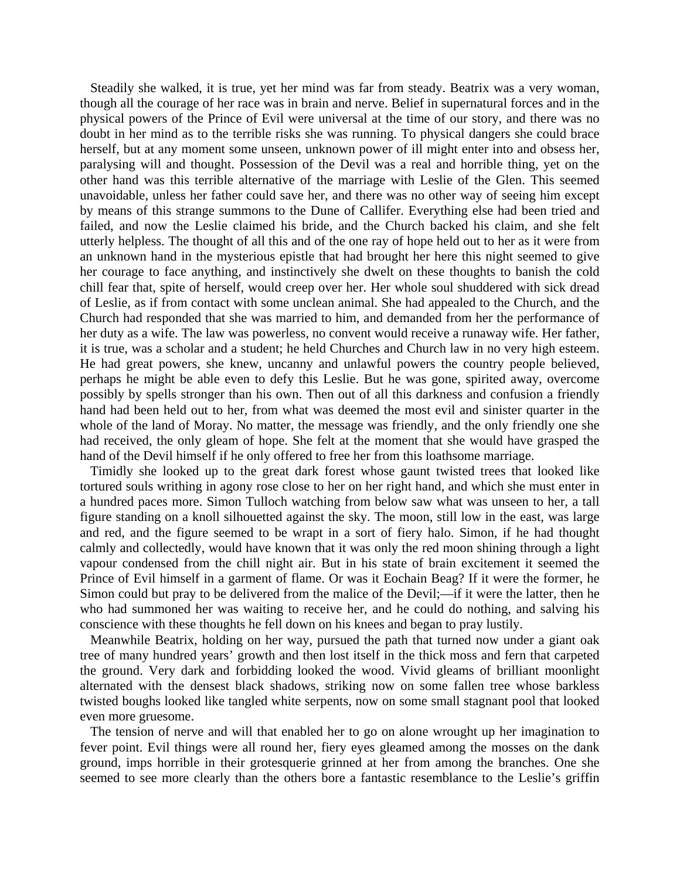Steadily she walked, it is true, yet her mind was far from steady. Beatrix was a very woman, though all the courage of her race was in brain and nerve. Belief in supernatural forces and in the physical powers of the Prince of Evil were universal at the time of our story, and there was no doubt in her mind as to the terrible risks she was running. To physical dangers she could brace herself, but at any moment some unseen, unknown power of ill might enter into and obsess her, paralysing will and thought. Possession of the Devil was a real and horrible thing, yet on the other hand was this terrible alternative of the marriage with Leslie of the Glen. This seemed unavoidable, unless her father could save her, and there was no other way of seeing him except by means of this strange summons to the Dune of Callifer. Everything else had been tried and failed, and now the Leslie claimed his bride, and the Church backed his claim, and she felt utterly helpless. The thought of all this and of the one ray of hope held out to her as it were from an unknown hand in the mysterious epistle that had brought her here this night seemed to give her courage to face anything, and instinctively she dwelt on these thoughts to banish the cold chill fear that, spite of herself, would creep over her. Her whole soul shuddered with sick dread of Leslie, as if from contact with some unclean animal. She had appealed to the Church, and the Church had responded that she was married to him, and demanded from her the performance of her duty as a wife. The law was powerless, no convent would receive a runaway wife. Her father, it is true, was a scholar and a student; he held Churches and Church law in no very high esteem. He had great powers, she knew, uncanny and unlawful powers the country people believed, perhaps he might be able even to defy this Leslie. But he was gone, spirited away, overcome possibly by spells stronger than his own. Then out of all this darkness and confusion a friendly hand had been held out to her, from what was deemed the most evil and sinister quarter in the whole of the land of Moray. No matter, the message was friendly, and the only friendly one she had received, the only gleam of hope. She felt at the moment that she would have grasped the hand of the Devil himself if he only offered to free her from this loathsome marriage.

Timidly she looked up to the great dark forest whose gaunt twisted trees that looked like tortured souls writhing in agony rose close to her on her right hand, and which she must enter in a hundred paces more. Simon Tulloch watching from below saw what was unseen to her, a tall figure standing on a knoll silhouetted against the sky. The moon, still low in the east, was large and red, and the figure seemed to be wrapt in a sort of fiery halo. Simon, if he had thought calmly and collectedly, would have known that it was only the red moon shining through a light vapour condensed from the chill night air. But in his state of brain excitement it seemed the Prince of Evil himself in a garment of flame. Or was it Eochain Beag? If it were the former, he Simon could but pray to be delivered from the malice of the Devil;—if it were the latter, then he who had summoned her was waiting to receive her, and he could do nothing, and salving his conscience with these thoughts he fell down on his knees and began to pray lustily.

Meanwhile Beatrix, holding on her way, pursued the path that turned now under a giant oak tree of many hundred years' growth and then lost itself in the thick moss and fern that carpeted the ground. Very dark and forbidding looked the wood. Vivid gleams of brilliant moonlight alternated with the densest black shadows, striking now on some fallen tree whose barkless twisted boughs looked like tangled white serpents, now on some small stagnant pool that looked even more gruesome.

The tension of nerve and will that enabled her to go on alone wrought up her imagination to fever point. Evil things were all round her, fiery eyes gleamed among the mosses on the dank ground, imps horrible in their grotesquerie grinned at her from among the branches. One she seemed to see more clearly than the others bore a fantastic resemblance to the Leslie's griffin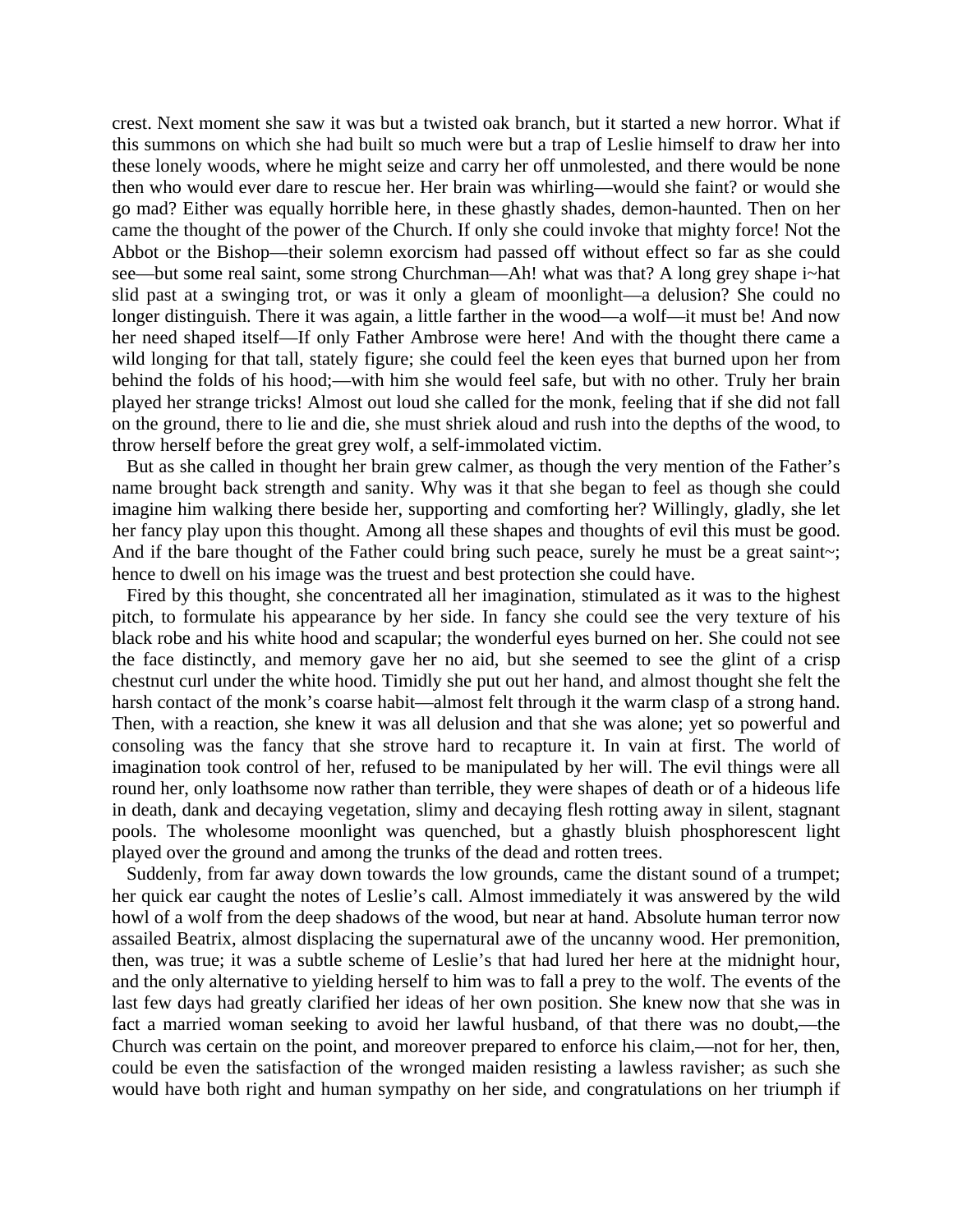crest. Next moment she saw it was but a twisted oak branch, but it started a new horror. What if this summons on which she had built so much were but a trap of Leslie himself to draw her into these lonely woods, where he might seize and carry her off unmolested, and there would be none then who would ever dare to rescue her. Her brain was whirling—would she faint? or would she go mad? Either was equally horrible here, in these ghastly shades, demon-haunted. Then on her came the thought of the power of the Church. If only she could invoke that mighty force! Not the Abbot or the Bishop—their solemn exorcism had passed off without effect so far as she could see—but some real saint, some strong Churchman—Ah! what was that? A long grey shape i~hat slid past at a swinging trot, or was it only a gleam of moonlight—a delusion? She could no longer distinguish. There it was again, a little farther in the wood—a wolf—it must be! And now her need shaped itself—If only Father Ambrose were here! And with the thought there came a wild longing for that tall, stately figure; she could feel the keen eyes that burned upon her from behind the folds of his hood;—with him she would feel safe, but with no other. Truly her brain played her strange tricks! Almost out loud she called for the monk, feeling that if she did not fall on the ground, there to lie and die, she must shriek aloud and rush into the depths of the wood, to throw herself before the great grey wolf, a self-immolated victim.

But as she called in thought her brain grew calmer, as though the very mention of the Father's name brought back strength and sanity. Why was it that she began to feel as though she could imagine him walking there beside her, supporting and comforting her? Willingly, gladly, she let her fancy play upon this thought. Among all these shapes and thoughts of evil this must be good. And if the bare thought of the Father could bring such peace, surely he must be a great saint~; hence to dwell on his image was the truest and best protection she could have.

Fired by this thought, she concentrated all her imagination, stimulated as it was to the highest pitch, to formulate his appearance by her side. In fancy she could see the very texture of his black robe and his white hood and scapular; the wonderful eyes burned on her. She could not see the face distinctly, and memory gave her no aid, but she seemed to see the glint of a crisp chestnut curl under the white hood. Timidly she put out her hand, and almost thought she felt the harsh contact of the monk's coarse habit—almost felt through it the warm clasp of a strong hand. Then, with a reaction, she knew it was all delusion and that she was alone; yet so powerful and consoling was the fancy that she strove hard to recapture it. In vain at first. The world of imagination took control of her, refused to be manipulated by her will. The evil things were all round her, only loathsome now rather than terrible, they were shapes of death or of a hideous life in death, dank and decaying vegetation, slimy and decaying flesh rotting away in silent, stagnant pools. The wholesome moonlight was quenched, but a ghastly bluish phosphorescent light played over the ground and among the trunks of the dead and rotten trees.

Suddenly, from far away down towards the low grounds, came the distant sound of a trumpet; her quick ear caught the notes of Leslie's call. Almost immediately it was answered by the wild howl of a wolf from the deep shadows of the wood, but near at hand. Absolute human terror now assailed Beatrix, almost displacing the supernatural awe of the uncanny wood. Her premonition, then, was true; it was a subtle scheme of Leslie's that had lured her here at the midnight hour, and the only alternative to yielding herself to him was to fall a prey to the wolf. The events of the last few days had greatly clarified her ideas of her own position. She knew now that she was in fact a married woman seeking to avoid her lawful husband, of that there was no doubt,—the Church was certain on the point, and moreover prepared to enforce his claim,—not for her, then, could be even the satisfaction of the wronged maiden resisting a lawless ravisher; as such she would have both right and human sympathy on her side, and congratulations on her triumph if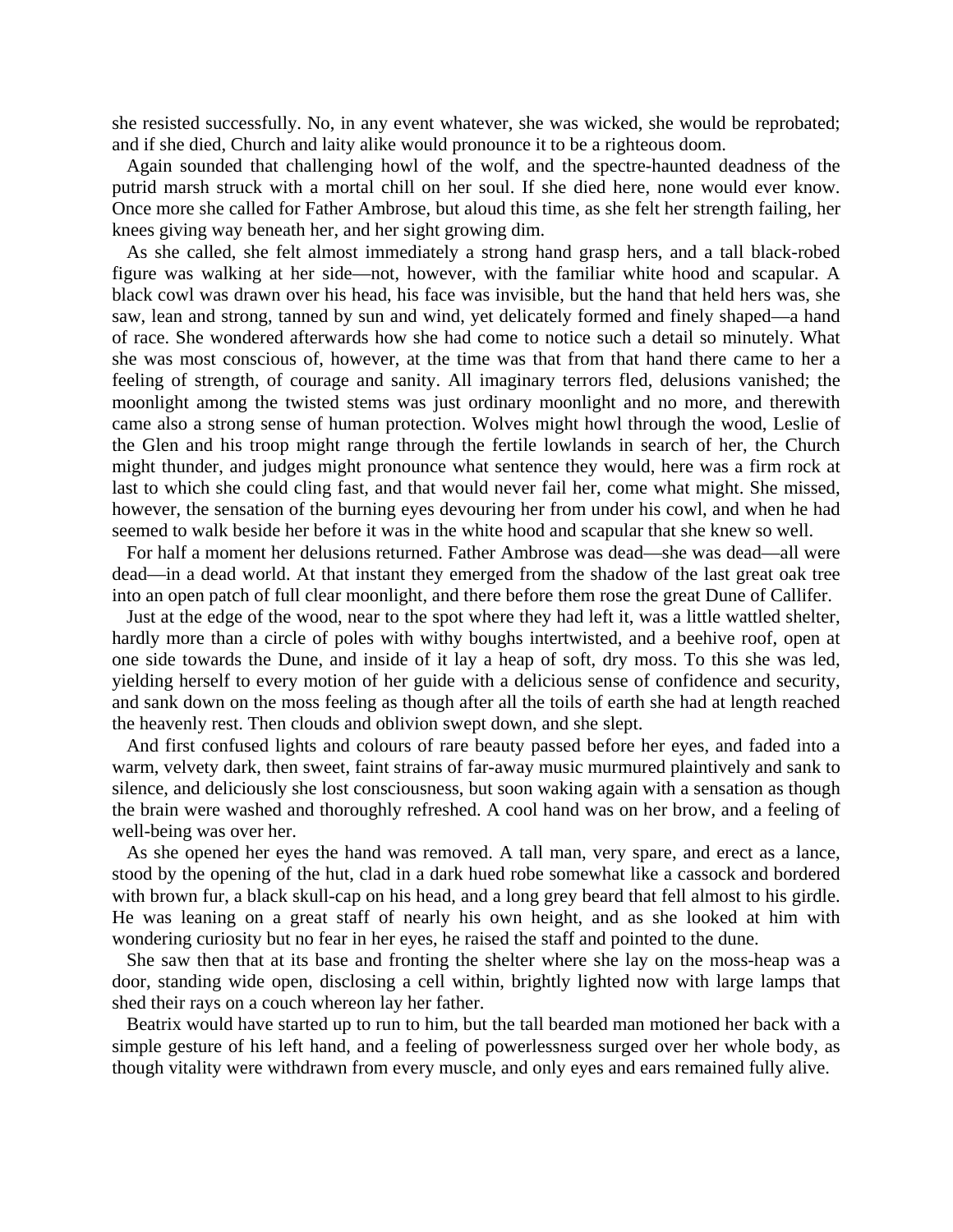she resisted successfully. No, in any event whatever, she was wicked, she would be reprobated; and if she died, Church and laity alike would pronounce it to be a righteous doom.

Again sounded that challenging howl of the wolf, and the spectre-haunted deadness of the putrid marsh struck with a mortal chill on her soul. If she died here, none would ever know. Once more she called for Father Ambrose, but aloud this time, as she felt her strength failing, her knees giving way beneath her, and her sight growing dim.

As she called, she felt almost immediately a strong hand grasp hers, and a tall black-robed figure was walking at her side—not, however, with the familiar white hood and scapular. A black cowl was drawn over his head, his face was invisible, but the hand that held hers was, she saw, lean and strong, tanned by sun and wind, yet delicately formed and finely shaped—a hand of race. She wondered afterwards how she had come to notice such a detail so minutely. What she was most conscious of, however, at the time was that from that hand there came to her a feeling of strength, of courage and sanity. All imaginary terrors fled, delusions vanished; the moonlight among the twisted stems was just ordinary moonlight and no more, and therewith came also a strong sense of human protection. Wolves might howl through the wood, Leslie of the Glen and his troop might range through the fertile lowlands in search of her, the Church might thunder, and judges might pronounce what sentence they would, here was a firm rock at last to which she could cling fast, and that would never fail her, come what might. She missed, however, the sensation of the burning eyes devouring her from under his cowl, and when he had seemed to walk beside her before it was in the white hood and scapular that she knew so well.

For half a moment her delusions returned. Father Ambrose was dead—she was dead—all were dead—in a dead world. At that instant they emerged from the shadow of the last great oak tree into an open patch of full clear moonlight, and there before them rose the great Dune of Callifer.

Just at the edge of the wood, near to the spot where they had left it, was a little wattled shelter, hardly more than a circle of poles with withy boughs intertwisted, and a beehive roof, open at one side towards the Dune, and inside of it lay a heap of soft, dry moss. To this she was led, yielding herself to every motion of her guide with a delicious sense of confidence and security, and sank down on the moss feeling as though after all the toils of earth she had at length reached the heavenly rest. Then clouds and oblivion swept down, and she slept.

And first confused lights and colours of rare beauty passed before her eyes, and faded into a warm, velvety dark, then sweet, faint strains of far-away music murmured plaintively and sank to silence, and deliciously she lost consciousness, but soon waking again with a sensation as though the brain were washed and thoroughly refreshed. A cool hand was on her brow, and a feeling of well-being was over her.

As she opened her eyes the hand was removed. A tall man, very spare, and erect as a lance, stood by the opening of the hut, clad in a dark hued robe somewhat like a cassock and bordered with brown fur, a black skull-cap on his head, and a long grey beard that fell almost to his girdle. He was leaning on a great staff of nearly his own height, and as she looked at him with wondering curiosity but no fear in her eyes, he raised the staff and pointed to the dune.

She saw then that at its base and fronting the shelter where she lay on the moss-heap was a door, standing wide open, disclosing a cell within, brightly lighted now with large lamps that shed their rays on a couch whereon lay her father.

Beatrix would have started up to run to him, but the tall bearded man motioned her back with a simple gesture of his left hand, and a feeling of powerlessness surged over her whole body, as though vitality were withdrawn from every muscle, and only eyes and ears remained fully alive.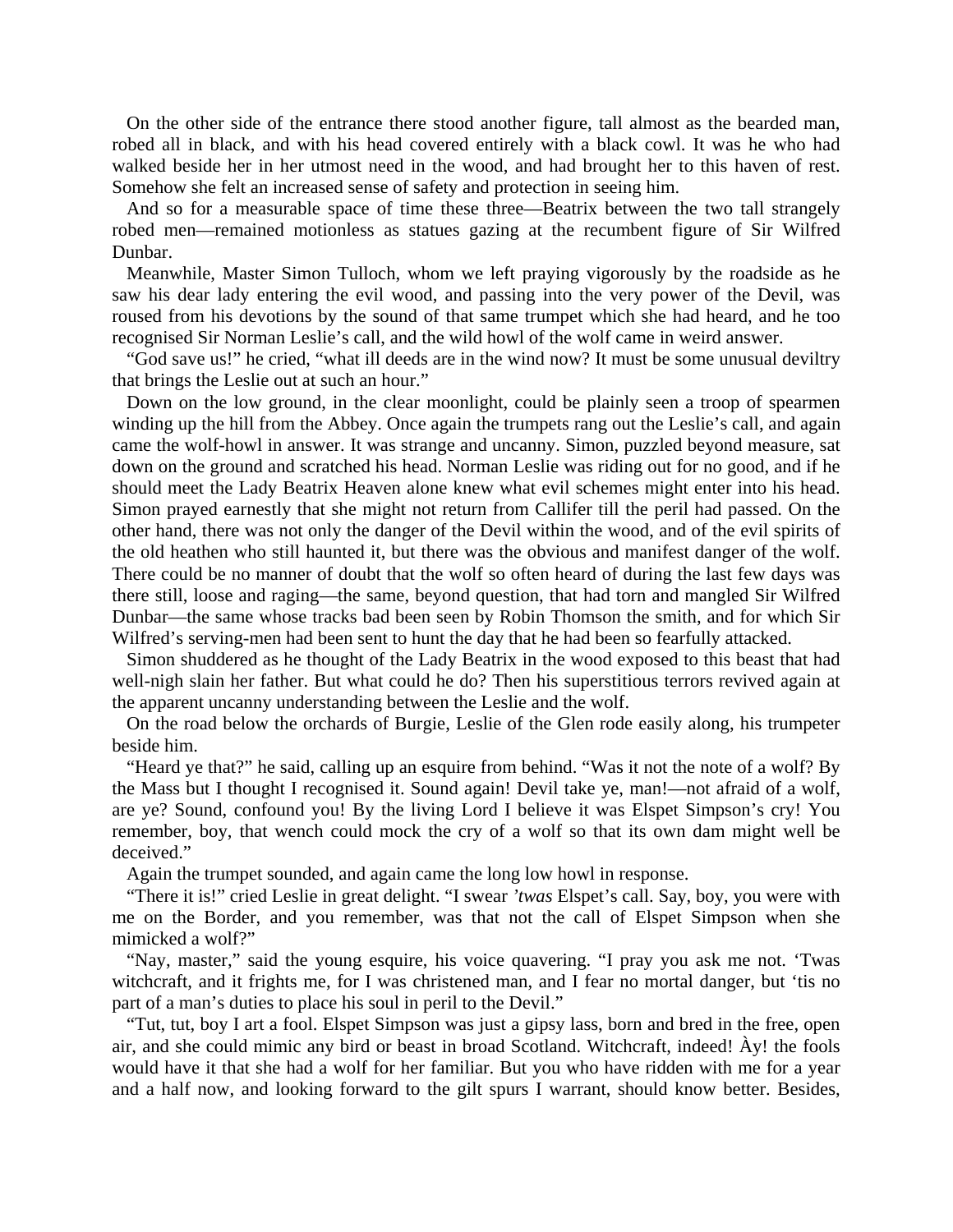On the other side of the entrance there stood another figure, tall almost as the bearded man, robed all in black, and with his head covered entirely with a black cowl. It was he who had walked beside her in her utmost need in the wood, and had brought her to this haven of rest. Somehow she felt an increased sense of safety and protection in seeing him.

And so for a measurable space of time these three—Beatrix between the two tall strangely robed men—remained motionless as statues gazing at the recumbent figure of Sir Wilfred Dunbar.

Meanwhile, Master Simon Tulloch, whom we left praying vigorously by the roadside as he saw his dear lady entering the evil wood, and passing into the very power of the Devil, was roused from his devotions by the sound of that same trumpet which she had heard, and he too recognised Sir Norman Leslie's call, and the wild howl of the wolf came in weird answer.

"God save us!" he cried, "what ill deeds are in the wind now? It must be some unusual deviltry that brings the Leslie out at such an hour."

Down on the low ground, in the clear moonlight, could be plainly seen a troop of spearmen winding up the hill from the Abbey. Once again the trumpets rang out the Leslie's call, and again came the wolf-howl in answer. It was strange and uncanny. Simon, puzzled beyond measure, sat down on the ground and scratched his head. Norman Leslie was riding out for no good, and if he should meet the Lady Beatrix Heaven alone knew what evil schemes might enter into his head. Simon prayed earnestly that she might not return from Callifer till the peril had passed. On the other hand, there was not only the danger of the Devil within the wood, and of the evil spirits of the old heathen who still haunted it, but there was the obvious and manifest danger of the wolf. There could be no manner of doubt that the wolf so often heard of during the last few days was there still, loose and raging—the same, beyond question, that had torn and mangled Sir Wilfred Dunbar—the same whose tracks bad been seen by Robin Thomson the smith, and for which Sir Wilfred's serving-men had been sent to hunt the day that he had been so fearfully attacked.

Simon shuddered as he thought of the Lady Beatrix in the wood exposed to this beast that had well-nigh slain her father. But what could he do? Then his superstitious terrors revived again at the apparent uncanny understanding between the Leslie and the wolf.

On the road below the orchards of Burgie, Leslie of the Glen rode easily along, his trumpeter beside him.

"Heard ye that?" he said, calling up an esquire from behind. "Was it not the note of a wolf? By the Mass but I thought I recognised it. Sound again! Devil take ye, man!—not afraid of a wolf, are ye? Sound, confound you! By the living Lord I believe it was Elspet Simpson's cry! You remember, boy, that wench could mock the cry of a wolf so that its own dam might well be deceived."

Again the trumpet sounded, and again came the long low howl in response.

"There it is!" cried Leslie in great delight. "I swear *'twas* Elspet's call. Say, boy, you were with me on the Border, and you remember, was that not the call of Elspet Simpson when she mimicked a wolf?"

"Nay, master," said the young esquire, his voice quavering. "I pray you ask me not. 'Twas witchcraft, and it frights me, for I was christened man, and I fear no mortal danger, but 'tis no part of a man's duties to place his soul in peril to the Devil."

"Tut, tut, boy I art a fool. Elspet Simpson was just a gipsy lass, born and bred in the free, open air, and she could mimic any bird or beast in broad Scotland. Witchcraft, indeed! Ày! the fools would have it that she had a wolf for her familiar. But you who have ridden with me for a year and a half now, and looking forward to the gilt spurs I warrant, should know better. Besides,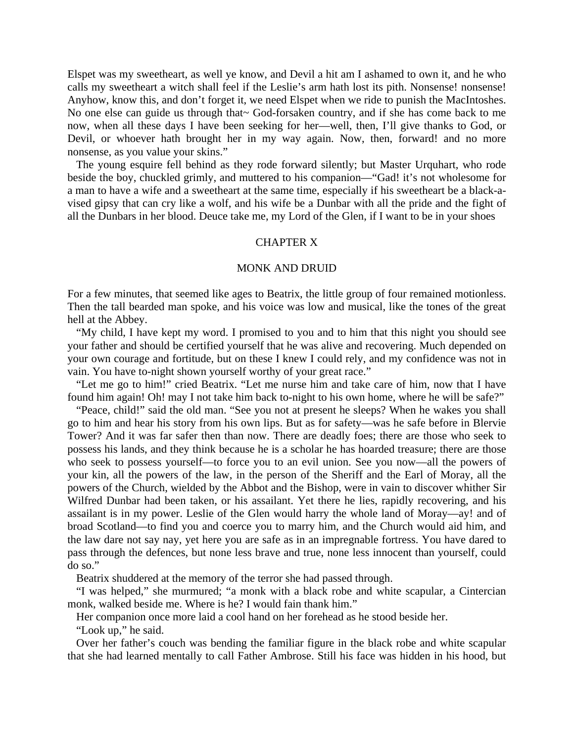Elspet was my sweetheart, as well ye know, and Devil a hit am I ashamed to own it, and he who calls my sweetheart a witch shall feel if the Leslie's arm hath lost its pith. Nonsense! nonsense! Anyhow, know this, and don't forget it, we need Elspet when we ride to punish the MacIntoshes. No one else can guide us through that~ God-forsaken country, and if she has come back to me now, when all these days I have been seeking for her—well, then, I'll give thanks to God, or Devil, or whoever hath brought her in my way again. Now, then, forward! and no more nonsense, as you value your skins."

The young esquire fell behind as they rode forward silently; but Master Urquhart, who rode beside the boy, chuckled grimly, and muttered to his companion—"Gad! it's not wholesome for a man to have a wife and a sweetheart at the same time, especially if his sweetheart be a black-a-vised gipsy that can cry like a wolf, and his wife be a Dunbar with all the pride and the fight of all the Dunbars in her blood. Deuce take me, my Lord of the Glen, if I want to be in your shoes

## CHAPTER X

### MONK AND DRUID

For a few minutes, that seemed like ages to Beatrix, the little group of four remained motionless. Then the tall bearded man spoke, and his voice was low and musical, like the tones of the great hell at the Abbey.

"My child, I have kept my word. I promised to you and to him that this night you should see your father and should be certified yourself that he was alive and recovering. Much depended on your own courage and fortitude, but on these I knew I could rely, and my confidence was not in vain. You have to-night shown yourself worthy of your great race."

"Let me go to him!" cried Beatrix. "Let me nurse him and take care of him, now that I have found him again! Oh! may I not take him back to-night to his own home, where he will be safe?"

"Peace, child!" said the old man. "See you not at present he sleeps? When he wakes you shall go to him and hear his story from his own lips. But as for safety—was he safe before in Blervie Tower? And it was far safer then than now. There are deadly foes; there are those who seek to possess his lands, and they think because he is a scholar he has hoarded treasure; there are those who seek to possess yourself—to force you to an evil union. See you now—all the powers of your kin, all the powers of the law, in the person of the Sheriff and the Earl of Moray, all the powers of the Church, wielded by the Abbot and the Bishop, were in vain to discover whither Sir Wilfred Dunbar had been taken, or his assailant. Yet there he lies, rapidly recovering, and his assailant is in my power. Leslie of the Glen would harry the whole land of Moray—ay! and of broad Scotland—to find you and coerce you to marry him, and the Church would aid him, and the law dare not say nay, yet here you are safe as in an impregnable fortress. You have dared to pass through the defences, but none less brave and true, none less innocent than yourself, could do so."

Beatrix shuddered at the memory of the terror she had passed through.

"I was helped," she murmured; "a monk with a black robe and white scapular, a Cintercian monk, walked beside me. Where is he? I would fain thank him."

Her companion once more laid a cool hand on her forehead as he stood beside her.

"Look up," he said.

Over her father's couch was bending the familiar figure in the black robe and white scapular that she had learned mentally to call Father Ambrose. Still his face was hidden in his hood, but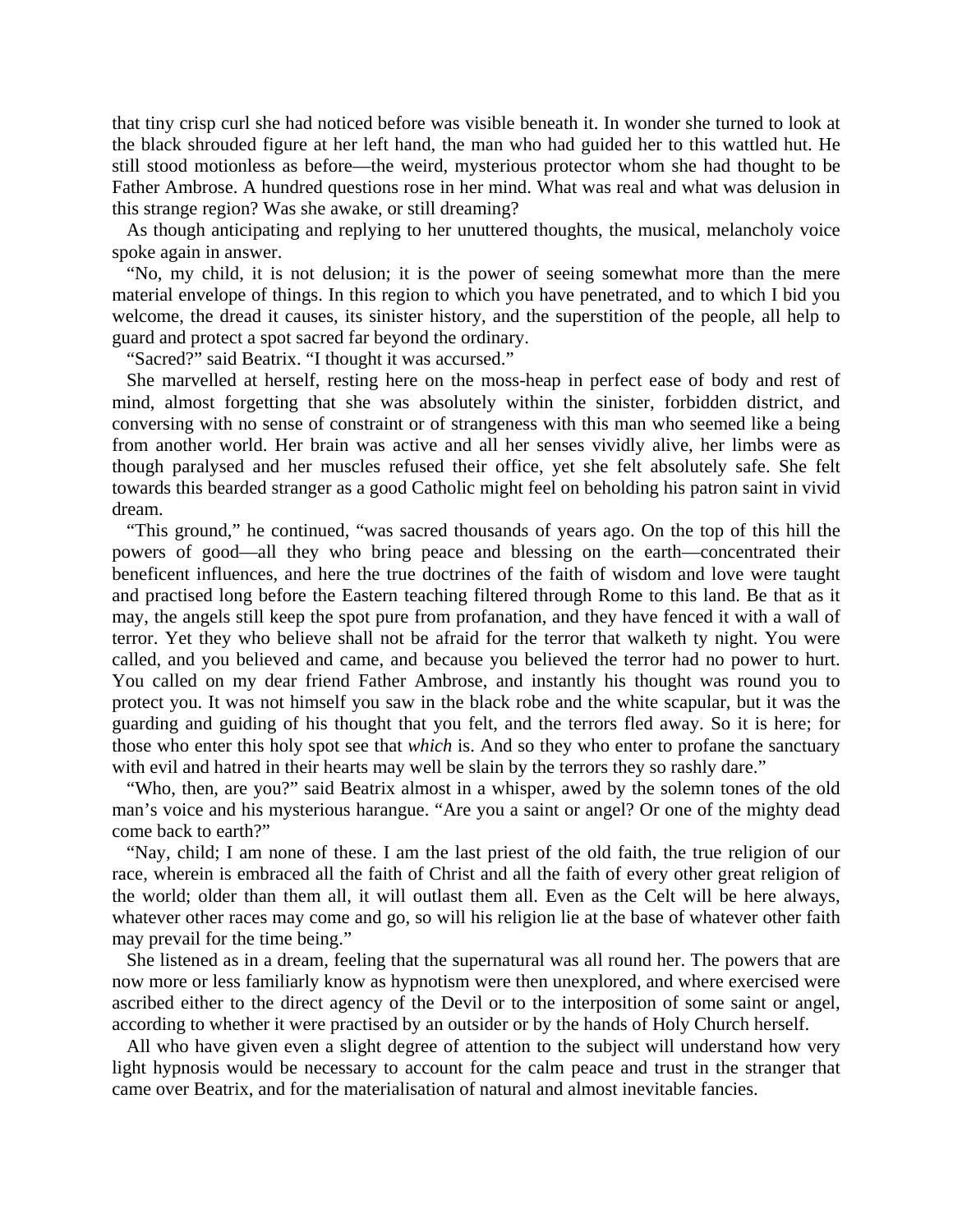that tiny crisp curl she had noticed before was visible beneath it. In wonder she turned to look at the black shrouded figure at her left hand, the man who had guided her to this wattled hut. He still stood motionless as before—the weird, mysterious protector whom she had thought to be Father Ambrose. A hundred questions rose in her mind. What was real and what was delusion in this strange region? Was she awake, or still dreaming?

As though anticipating and replying to her unuttered thoughts, the musical, melancholy voice spoke again in answer.

"No, my child, it is not delusion; it is the power of seeing somewhat more than the mere material envelope of things. In this region to which you have penetrated, and to which I bid you welcome, the dread it causes, its sinister history, and the superstition of the people, all help to guard and protect a spot sacred far beyond the ordinary.

"Sacred?" said Beatrix. "I thought it was accursed."

She marvelled at herself, resting here on the moss-heap in perfect ease of body and rest of mind, almost forgetting that she was absolutely within the sinister, forbidden district, and conversing with no sense of constraint or of strangeness with this man who seemed like a being from another world. Her brain was active and all her senses vividly alive, her limbs were as though paralysed and her muscles refused their office, yet she felt absolutely safe. She felt towards this bearded stranger as a good Catholic might feel on beholding his patron saint in vivid dream.

"This ground," he continued, "was sacred thousands of years ago. On the top of this hill the powers of good—all they who bring peace and blessing on the earth—concentrated their beneficent influences, and here the true doctrines of the faith of wisdom and love were taught and practised long before the Eastern teaching filtered through Rome to this land. Be that as it may, the angels still keep the spot pure from profanation, and they have fenced it with a wall of terror. Yet they who believe shall not be afraid for the terror that walketh ty night. You were called, and you believed and came, and because you believed the terror had no power to hurt. You called on my dear friend Father Ambrose, and instantly his thought was round you to protect you. It was not himself you saw in the black robe and the white scapular, but it was the guarding and guiding of his thought that you felt, and the terrors fled away. So it is here; for those who enter this holy spot see that *which* is. And so they who enter to profane the sanctuary with evil and hatred in their hearts may well be slain by the terrors they so rashly dare."

"Who, then, are you?" said Beatrix almost in a whisper, awed by the solemn tones of the old man's voice and his mysterious harangue. "Are you a saint or angel? Or one of the mighty dead come back to earth?"

"Nay, child; I am none of these. I am the last priest of the old faith, the true religion of our race, wherein is embraced all the faith of Christ and all the faith of every other great religion of the world; older than them all, it will outlast them all. Even as the Celt will be here always, whatever other races may come and go, so will his religion lie at the base of whatever other faith may prevail for the time being."

She listened as in a dream, feeling that the supernatural was all round her. The powers that are now more or less familiarly know as hypnotism were then unexplored, and where exercised were ascribed either to the direct agency of the Devil or to the interposition of some saint or angel, according to whether it were practised by an outsider or by the hands of Holy Church herself.

All who have given even a slight degree of attention to the subject will understand how very light hypnosis would be necessary to account for the calm peace and trust in the stranger that came over Beatrix, and for the materialisation of natural and almost inevitable fancies.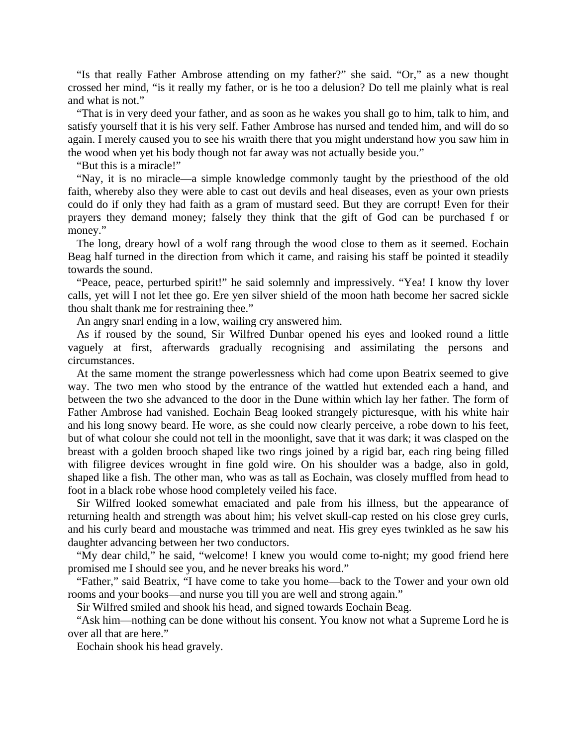"Is that really Father Ambrose attending on my father?" she said. "Or," as a new thought crossed her mind, "is it really my father, or is he too a delusion? Do tell me plainly what is real and what is not."

"That is in very deed your father, and as soon as he wakes you shall go to him, talk to him, and satisfy yourself that it is his very self. Father Ambrose has nursed and tended him, and will do so again. I merely caused you to see his wraith there that you might understand how you saw him in the wood when yet his body though not far away was not actually beside you."

"But this is a miracle!"

"Nay, it is no miracle—a simple knowledge commonly taught by the priesthood of the old faith, whereby also they were able to cast out devils and heal diseases, even as your own priests could do if only they had faith as a gram of mustard seed. But they are corrupt! Even for their prayers they demand money; falsely they think that the gift of God can be purchased f or money."

The long, dreary howl of a wolf rang through the wood close to them as it seemed. Eochain Beag half turned in the direction from which it came, and raising his staff be pointed it steadily towards the sound.

"Peace, peace, perturbed spirit!" he said solemnly and impressively. "Yea! I know thy lover calls, yet will I not let thee go. Ere yen silver shield of the moon hath become her sacred sickle thou shalt thank me for restraining thee."

An angry snarl ending in a low, wailing cry answered him.

As if roused by the sound, Sir Wilfred Dunbar opened his eyes and looked round a little vaguely at first, afterwards gradually recognising and assimilating the persons and circumstances.

At the same moment the strange powerlessness which had come upon Beatrix seemed to give way. The two men who stood by the entrance of the wattled hut extended each a hand, and between the two she advanced to the door in the Dune within which lay her father. The form of Father Ambrose had vanished. Eochain Beag looked strangely picturesque, with his white hair and his long snowy beard. He wore, as she could now clearly perceive, a robe down to his feet, but of what colour she could not tell in the moonlight, save that it was dark; it was clasped on the breast with a golden brooch shaped like two rings joined by a rigid bar, each ring being filled with filigree devices wrought in fine gold wire. On his shoulder was a badge, also in gold, shaped like a fish. The other man, who was as tall as Eochain, was closely muffled from head to foot in a black robe whose hood completely veiled his face.

Sir Wilfred looked somewhat emaciated and pale from his illness, but the appearance of returning health and strength was about him; his velvet skull-cap rested on his close grey curls, and his curly beard and moustache was trimmed and neat. His grey eyes twinkled as he saw his daughter advancing between her two conductors.

"My dear child," he said, "welcome! I knew you would come to-night; my good friend here promised me I should see you, and he never breaks his word."

"Father," said Beatrix, "I have come to take you home—back to the Tower and your own old rooms and your books—and nurse you till you are well and strong again."

Sir Wilfred smiled and shook his head, and signed towards Eochain Beag.

"Ask him—nothing can be done without his consent. You know not what a Supreme Lord he is over all that are here."

Eochain shook his head gravely.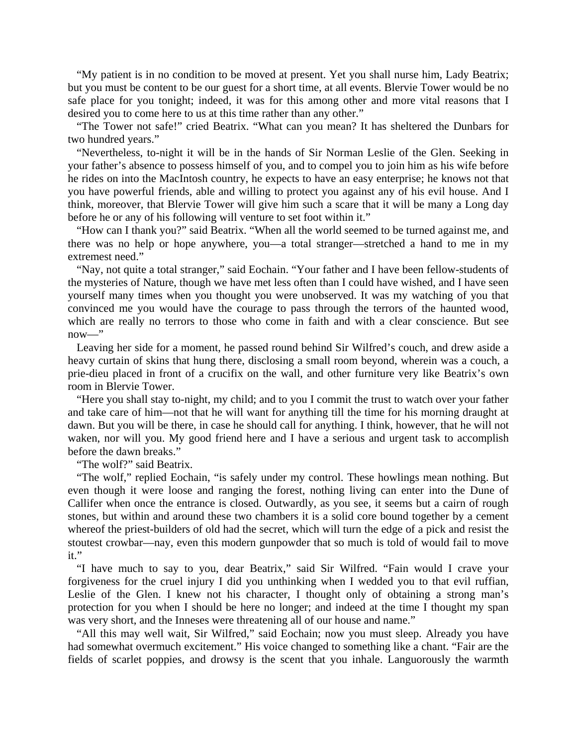"My patient is in no condition to be moved at present. Yet you shall nurse him, Lady Beatrix; but you must be content to be our guest for a short time, at all events. Blervie Tower would be no safe place for you tonight; indeed, it was for this among other and more vital reasons that I desired you to come here to us at this time rather than any other."

"The Tower not safe!" cried Beatrix. "What can you mean? It has sheltered the Dunbars for two hundred years."

"Nevertheless, to-night it will be in the hands of Sir Norman Leslie of the Glen. Seeking in your father's absence to possess himself of you, and to compel you to join him as his wife before he rides on into the MacIntosh country, he expects to have an easy enterprise; he knows not that you have powerful friends, able and willing to protect you against any of his evil house. And I think, moreover, that Blervie Tower will give him such a scare that it will be many a Long day before he or any of his following will venture to set foot within it."

"How can I thank you?" said Beatrix. "When all the world seemed to be turned against me, and there was no help or hope anywhere, you—a total stranger—stretched a hand to me in my extremest need."

"Nay, not quite a total stranger," said Eochain. "Your father and I have been fellow-students of the mysteries of Nature, though we have met less often than I could have wished, and I have seen yourself many times when you thought you were unobserved. It was my watching of you that convinced me you would have the courage to pass through the terrors of the haunted wood, which are really no terrors to those who come in faith and with a clear conscience. But see now—"

Leaving her side for a moment, he passed round behind Sir Wilfred's couch, and drew aside a heavy curtain of skins that hung there, disclosing a small room beyond, wherein was a couch, a prie-dieu placed in front of a crucifix on the wall, and other furniture very like Beatrix's own room in Blervie Tower.

"Here you shall stay to-night, my child; and to you I commit the trust to watch over your father and take care of him—not that he will want for anything till the time for his morning draught at dawn. But you will be there, in case he should call for anything. I think, however, that he will not waken, nor will you. My good friend here and I have a serious and urgent task to accomplish before the dawn breaks."

"The wolf?" said Beatrix.

"The wolf," replied Eochain, "is safely under my control. These howlings mean nothing. But even though it were loose and ranging the forest, nothing living can enter into the Dune of Callifer when once the entrance is closed. Outwardly, as you see, it seems but a cairn of rough stones, but within and around these two chambers it is a solid core bound together by a cement whereof the priest-builders of old had the secret, which will turn the edge of a pick and resist the stoutest crowbar—nay, even this modern gunpowder that so much is told of would fail to move it."

"I have much to say to you, dear Beatrix," said Sir Wilfred. "Fain would I crave your forgiveness for the cruel injury I did you unthinking when I wedded you to that evil ruffian, Leslie of the Glen. I knew not his character, I thought only of obtaining a strong man's protection for you when I should be here no longer; and indeed at the time I thought my span was very short, and the Inneses were threatening all of our house and name."

"All this may well wait, Sir Wilfred," said Eochain; now you must sleep. Already you have had somewhat overmuch excitement." His voice changed to something like a chant. "Fair are the fields of scarlet poppies, and drowsy is the scent that you inhale. Languorously the warmth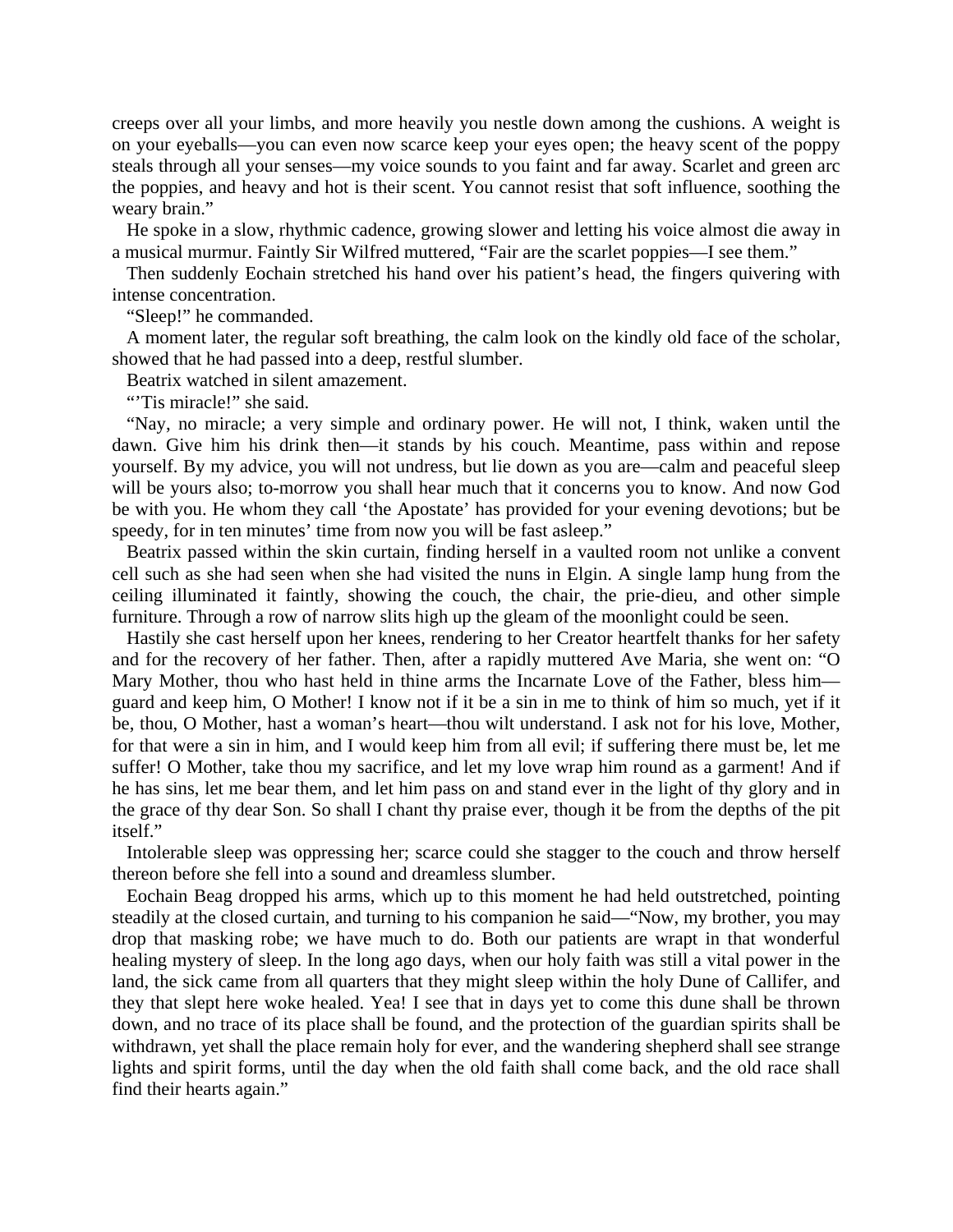creeps over all your limbs, and more heavily you nestle down among the cushions. A weight is on your eyeballs—you can even now scarce keep your eyes open; the heavy scent of the poppy steals through all your senses—my voice sounds to you faint and far away. Scarlet and green arc the poppies, and heavy and hot is their scent. You cannot resist that soft influence, soothing the weary brain."

He spoke in a slow, rhythmic cadence, growing slower and letting his voice almost die away in a musical murmur. Faintly Sir Wilfred muttered, "Fair are the scarlet poppies—I see them."

Then suddenly Eochain stretched his hand over his patient's head, the fingers quivering with intense concentration.

"Sleep!" he commanded.

A moment later, the regular soft breathing, the calm look on the kindly old face of the scholar, showed that he had passed into a deep, restful slumber.

Beatrix watched in silent amazement.

"'Tis miracle!" she said.

"Nay, no miracle; a very simple and ordinary power. He will not, I think, waken until the dawn. Give him his drink then—it stands by his couch. Meantime, pass within and repose yourself. By my advice, you will not undress, but lie down as you are—calm and peaceful sleep will be yours also; to-morrow you shall hear much that it concerns you to know. And now God be with you. He whom they call 'the Apostate' has provided for your evening devotions; but be speedy, for in ten minutes' time from now you will be fast asleep."

Beatrix passed within the skin curtain, finding herself in a vaulted room not unlike a convent cell such as she had seen when she had visited the nuns in Elgin. A single lamp hung from the ceiling illuminated it faintly, showing the couch, the chair, the prie-dieu, and other simple furniture. Through a row of narrow slits high up the gleam of the moonlight could be seen.

Hastily she cast herself upon her knees, rendering to her Creator heartfelt thanks for her safety and for the recovery of her father. Then, after a rapidly muttered Ave Maria, she went on: "O Mary Mother, thou who hast held in thine arms the Incarnate Love of the Father, bless him—guard and keep him, O Mother! I know not if it be a sin in me to think of him so much, yet if it be, thou, O Mother, hast a woman's heart—thou wilt understand. I ask not for his love, Mother, for that were a sin in him, and I would keep him from all evil; if suffering there must be, let me suffer! O Mother, take thou my sacrifice, and let my love wrap him round as a garment! And if he has sins, let me bear them, and let him pass on and stand ever in the light of thy glory and in the grace of thy dear Son. So shall I chant thy praise ever, though it be from the depths of the pit itself."

Intolerable sleep was oppressing her; scarce could she stagger to the couch and throw herself thereon before she fell into a sound and dreamless slumber.

Eochain Beag dropped his arms, which up to this moment he had held outstretched, pointing steadily at the closed curtain, and turning to his companion he said—"Now, my brother, you may drop that masking robe; we have much to do. Both our patients are wrapt in that wonderful healing mystery of sleep. In the long ago days, when our holy faith was still a vital power in the land, the sick came from all quarters that they might sleep within the holy Dune of Callifer, and they that slept here woke healed. Yea! I see that in days yet to come this dune shall be thrown down, and no trace of its place shall be found, and the protection of the guardian spirits shall be withdrawn, yet shall the place remain holy for ever, and the wandering shepherd shall see strange lights and spirit forms, until the day when the old faith shall come back, and the old race shall find their hearts again."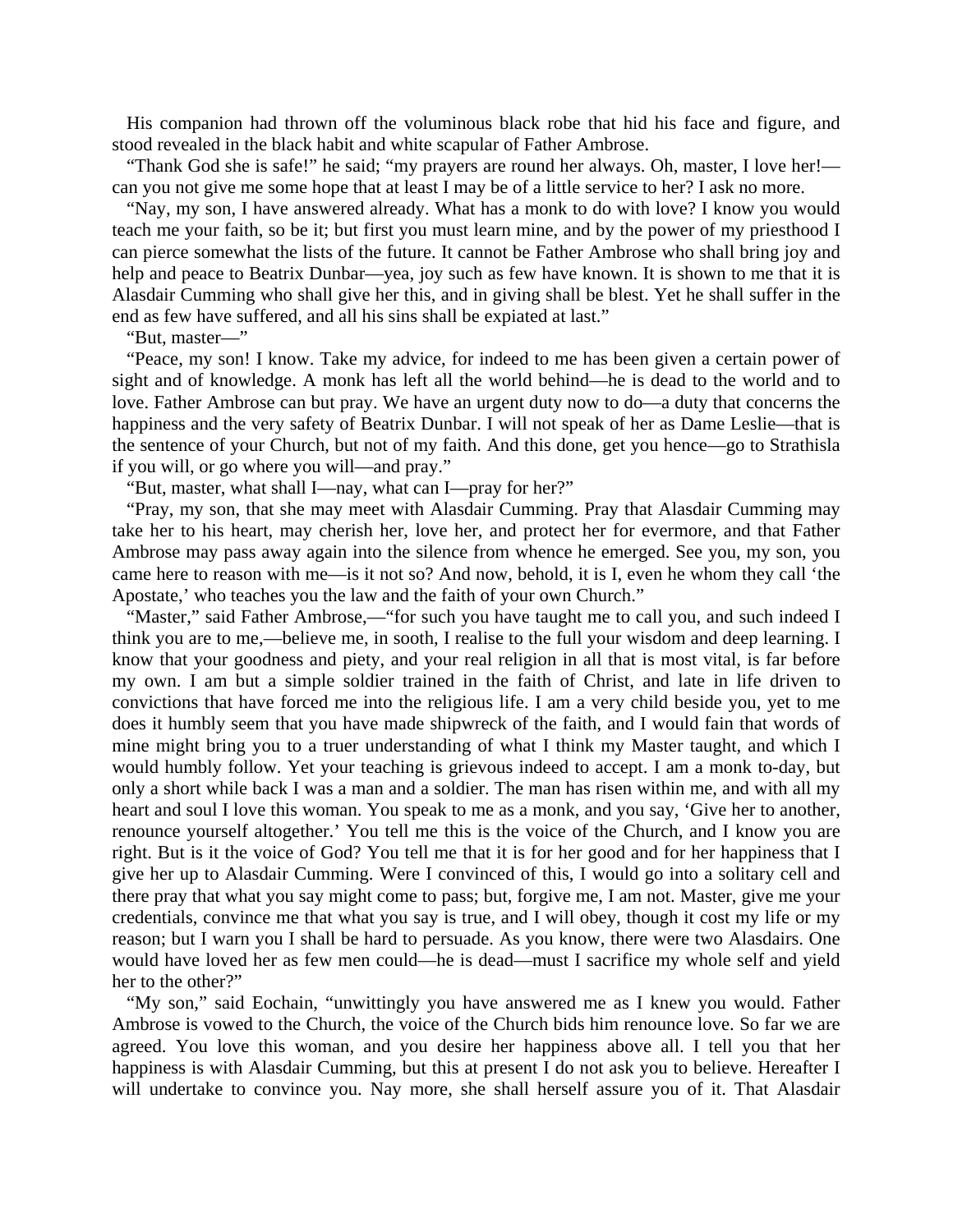His companion had thrown off the voluminous black robe that hid his face and figure, and stood revealed in the black habit and white scapular of Father Ambrose.

"Thank God she is safe!" he said; "my prayers are round her always. Oh, master, I love her!—can you not give me some hope that at least I may be of a little service to her? I ask no more.

"Nay, my son, I have answered already. What has a monk to do with love? I know you would teach me your faith, so be it; but first you must learn mine, and by the power of my priesthood I can pierce somewhat the lists of the future. It cannot be Father Ambrose who shall bring joy and help and peace to Beatrix Dunbar—yea, joy such as few have known. It is shown to me that it is Alasdair Cumming who shall give her this, and in giving shall be blest. Yet he shall suffer in the end as few have suffered, and all his sins shall be expiated at last."

"But, master—"

"Peace, my son! I know. Take my advice, for indeed to me has been given a certain power of sight and of knowledge. A monk has left all the world behind—he is dead to the world and to love. Father Ambrose can but pray. We have an urgent duty now to do—a duty that concerns the happiness and the very safety of Beatrix Dunbar. I will not speak of her as Dame Leslie—that is the sentence of your Church, but not of my faith. And this done, get you hence—go to Strathisla if you will, or go where you will—and pray."

"But, master, what shall I—nay, what can I—pray for her?"

"Pray, my son, that she may meet with Alasdair Cumming. Pray that Alasdair Cumming may take her to his heart, may cherish her, love her, and protect her for evermore, and that Father Ambrose may pass away again into the silence from whence he emerged. See you, my son, you came here to reason with me—is it not so? And now, behold, it is I, even he whom they call 'the Apostate,' who teaches you the law and the faith of your own Church."

"Master," said Father Ambrose,—"for such you have taught me to call you, and such indeed I think you are to me,—believe me, in sooth, I realise to the full your wisdom and deep learning. I know that your goodness and piety, and your real religion in all that is most vital, is far before my own. I am but a simple soldier trained in the faith of Christ, and late in life driven to convictions that have forced me into the religious life. I am a very child beside you, yet to me does it humbly seem that you have made shipwreck of the faith, and I would fain that words of mine might bring you to a truer understanding of what I think my Master taught, and which I would humbly follow. Yet your teaching is grievous indeed to accept. I am a monk to-day, but only a short while back I was a man and a soldier. The man has risen within me, and with all my heart and soul I love this woman. You speak to me as a monk, and you say, 'Give her to another, renounce yourself altogether.' You tell me this is the voice of the Church, and I know you are right. But is it the voice of God? You tell me that it is for her good and for her happiness that I give her up to Alasdair Cumming. Were I convinced of this, I would go into a solitary cell and there pray that what you say might come to pass; but, forgive me, I am not. Master, give me your credentials, convince me that what you say is true, and I will obey, though it cost my life or my reason; but I warn you I shall be hard to persuade. As you know, there were two Alasdairs. One would have loved her as few men could—he is dead—must I sacrifice my whole self and yield her to the other?"

"My son," said Eochain, "unwittingly you have answered me as I knew you would. Father Ambrose is vowed to the Church, the voice of the Church bids him renounce love. So far we are agreed. You love this woman, and you desire her happiness above all. I tell you that her happiness is with Alasdair Cumming, but this at present I do not ask you to believe. Hereafter I will undertake to convince you. Nay more, she shall herself assure you of it. That Alasdair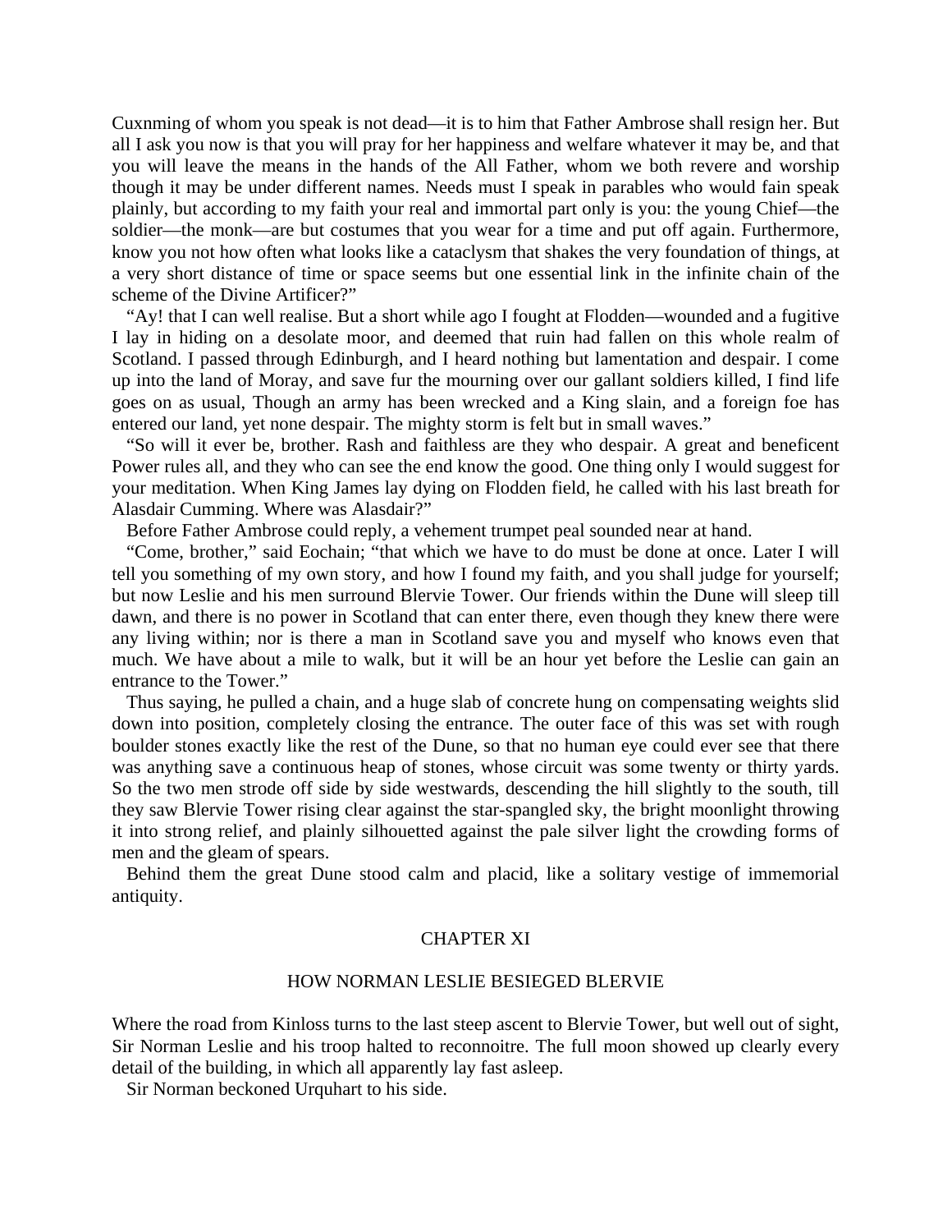Cuxnming of whom you speak is not dead—it is to him that Father Ambrose shall resign her. But all I ask you now is that you will pray for her happiness and welfare whatever it may be, and that you will leave the means in the hands of the All Father, whom we both revere and worship though it may be under different names. Needs must I speak in parables who would fain speak plainly, but according to my faith your real and immortal part only is you: the young Chief—the soldier—the monk—are but costumes that you wear for a time and put off again. Furthermore, know you not how often what looks like a cataclysm that shakes the very foundation of things, at a very short distance of time or space seems but one essential link in the infinite chain of the scheme of the Divine Artificer?"

"Ay! that I can well realise. But a short while ago I fought at Flodden—wounded and a fugitive I lay in hiding on a desolate moor, and deemed that ruin had fallen on this whole realm of Scotland. I passed through Edinburgh, and I heard nothing but lamentation and despair. I come up into the land of Moray, and save fur the mourning over our gallant soldiers killed, I find life goes on as usual, Though an army has been wrecked and a King slain, and a foreign foe has entered our land, yet none despair. The mighty storm is felt but in small waves."

"So will it ever be, brother. Rash and faithless are they who despair. A great and beneficent Power rules all, and they who can see the end know the good. One thing only I would suggest for your meditation. When King James lay dying on Flodden field, he called with his last breath for Alasdair Cumming. Where was Alasdair?"

Before Father Ambrose could reply, a vehement trumpet peal sounded near at hand.

"Come, brother," said Eochain; "that which we have to do must be done at once. Later I will tell you something of my own story, and how I found my faith, and you shall judge for yourself; but now Leslie and his men surround Blervie Tower. Our friends within the Dune will sleep till dawn, and there is no power in Scotland that can enter there, even though they knew there were any living within; nor is there a man in Scotland save you and myself who knows even that much. We have about a mile to walk, but it will be an hour yet before the Leslie can gain an entrance to the Tower."

Thus saying, he pulled a chain, and a huge slab of concrete hung on compensating weights slid down into position, completely closing the entrance. The outer face of this was set with rough boulder stones exactly like the rest of the Dune, so that no human eye could ever see that there was anything save a continuous heap of stones, whose circuit was some twenty or thirty yards. So the two men strode off side by side westwards, descending the hill slightly to the south, till they saw Blervie Tower rising clear against the star-spangled sky, the bright moonlight throwing it into strong relief, and plainly silhouetted against the pale silver light the crowding forms of men and the gleam of spears.

Behind them the great Dune stood calm and placid, like a solitary vestige of immemorial antiquity.

## CHAPTER XI

### HOW NORMAN LESLIE BESIEGED BLERVIE

Where the road from Kinloss turns to the last steep ascent to Blervie Tower, but well out of sight, Sir Norman Leslie and his troop halted to reconnoitre. The full moon showed up clearly every detail of the building, in which all apparently lay fast asleep.

Sir Norman beckoned Urquhart to his side.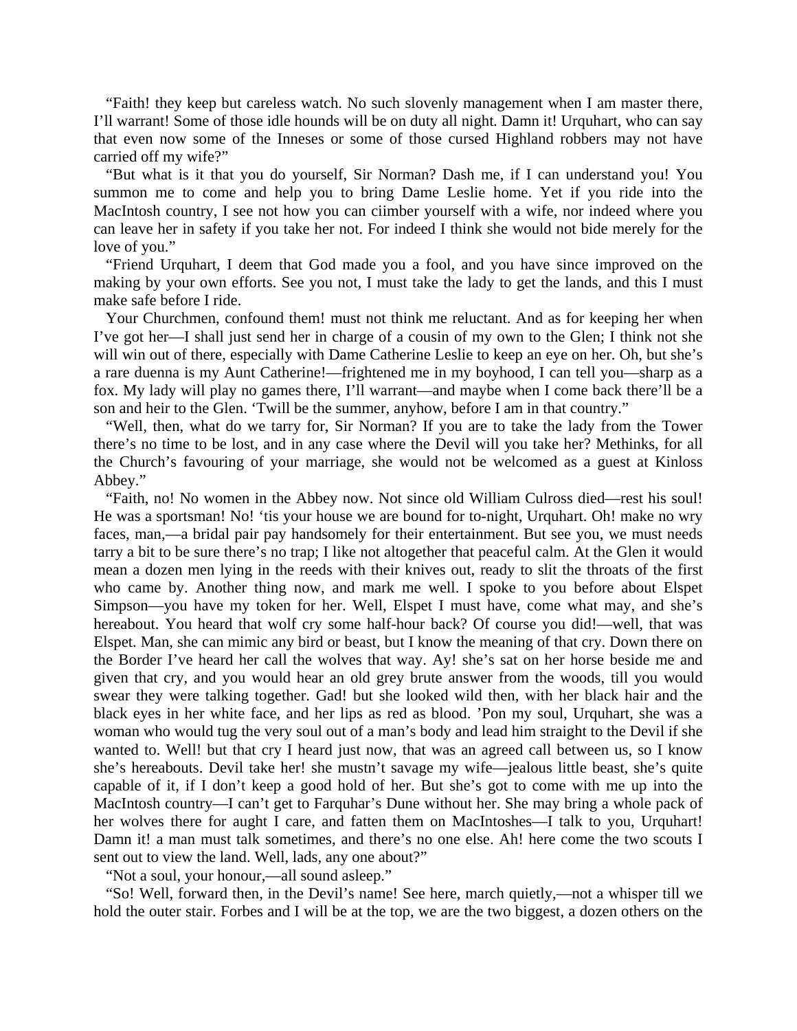"Faith! they keep but careless watch. No such slovenly management when I am master there, I'll warrant! Some of those idle hounds will be on duty all night. Damn it! Urquhart, who can say that even now some of the Inneses or some of those cursed Highland robbers may not have carried off my wife?"

"But what is it that you do yourself, Sir Norman? Dash me, if I can understand you! You summon me to come and help you to bring Dame Leslie home. Yet if you ride into the MacIntosh country, I see not how you can ciimber yourself with a wife, nor indeed where you can leave her in safety if you take her not. For indeed I think she would not bide merely for the love of you."

"Friend Urquhart, I deem that God made you a fool, and you have since improved on the making by your own efforts. See you not, I must take the lady to get the lands, and this I must make safe before I ride.

Your Churchmen, confound them! must not think me reluctant. And as for keeping her when I've got her—I shall just send her in charge of a cousin of my own to the Glen; I think not she will win out of there, especially with Dame Catherine Leslie to keep an eye on her. Oh, but she's a rare duenna is my Aunt Catherine!—frightened me in my boyhood, I can tell you—sharp as a fox. My lady will play no games there, I'll warrant—and maybe when I come back there'll be a son and heir to the Glen. 'Twill be the summer, anyhow, before I am in that country."

"Well, then, what do we tarry for, Sir Norman? If you are to take the lady from the Tower there's no time to be lost, and in any case where the Devil will you take her? Methinks, for all the Church's favouring of your marriage, she would not be welcomed as a guest at Kinloss Abbey."

"Faith, no! No women in the Abbey now. Not since old William Culross died—rest his soul! He was a sportsman! No! 'tis your house we are bound for to-night, Urquhart. Oh! make no wry faces, man,—a bridal pair pay handsomely for their entertainment. But see you, we must needs tarry a bit to be sure there's no trap; I like not altogether that peaceful calm. At the Glen it would mean a dozen men lying in the reeds with their knives out, ready to slit the throats of the first who came by. Another thing now, and mark me well. I spoke to you before about Elspet Simpson—you have my token for her. Well, Elspet I must have, come what may, and she's hereabout. You heard that wolf cry some half-hour back? Of course you did!—well, that was Elspet. Man, she can mimic any bird or beast, but I know the meaning of that cry. Down there on the Border I've heard her call the wolves that way. Ay! she's sat on her horse beside me and given that cry, and you would hear an old grey brute answer from the woods, till you would swear they were talking together. Gad! but she looked wild then, with her black hair and the black eyes in her white face, and her lips as red as blood. 'Pon my soul, Urquhart, she was a woman who would tug the very soul out of a man's body and lead him straight to the Devil if she wanted to. Well! but that cry I heard just now, that was an agreed call between us, so I know she's hereabouts. Devil take her! she mustn't savage my wife—jealous little beast, she's quite capable of it, if I don't keep a good hold of her. But she's got to come with me up into the MacIntosh country—I can't get to Farquhar's Dune without her. She may bring a whole pack of her wolves there for aught I care, and fatten them on MacIntoshes—I talk to you, Urquhart! Damn it! a man must talk sometimes, and there's no one else. Ah! here come the two scouts I sent out to view the land. Well, lads, any one about?"

"Not a soul, your honour,—all sound asleep."

"So! Well, forward then, in the Devil's name! See here, march quietly,—not a whisper till we hold the outer stair. Forbes and I will be at the top, we are the two biggest, a dozen others on the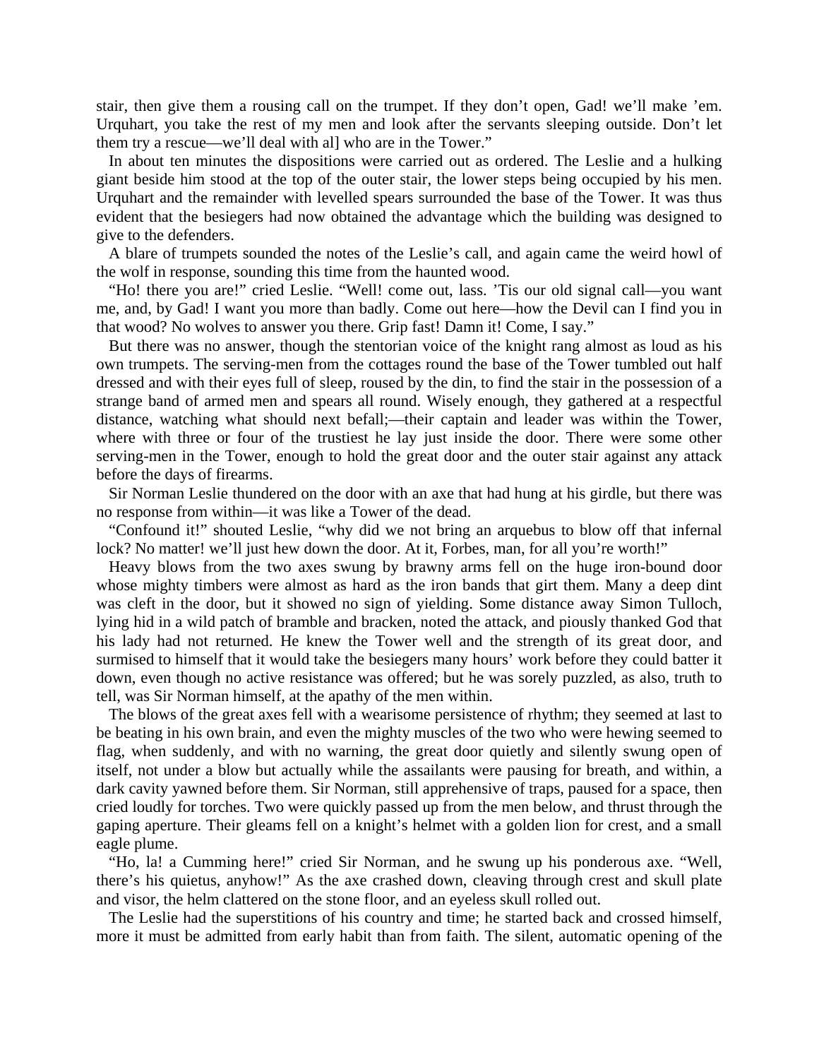stair, then give them a rousing call on the trumpet. If they don't open, Gad! we'll make 'em. Urquhart, you take the rest of my men and look after the servants sleeping outside. Don't let them try a rescue—we'll deal with al] who are in the Tower."

In about ten minutes the dispositions were carried out as ordered. The Leslie and a hulking giant beside him stood at the top of the outer stair, the lower steps being occupied by his men. Urquhart and the remainder with levelled spears surrounded the base of the Tower. It was thus evident that the besiegers had now obtained the advantage which the building was designed to give to the defenders.

A blare of trumpets sounded the notes of the Leslie's call, and again came the weird howl of the wolf in response, sounding this time from the haunted wood.

"Ho! there you are!" cried Leslie. "Well! come out, lass. 'Tis our old signal call—you want me, and, by Gad! I want you more than badly. Come out here—how the Devil can I find you in that wood? No wolves to answer you there. Grip fast! Damn it! Come, I say."

But there was no answer, though the stentorian voice of the knight rang almost as loud as his own trumpets. The serving-men from the cottages round the base of the Tower tumbled out half dressed and with their eyes full of sleep, roused by the din, to find the stair in the possession of a strange band of armed men and spears all round. Wisely enough, they gathered at a respectful distance, watching what should next befall;—their captain and leader was within the Tower, where with three or four of the trustiest he lay just inside the door. There were some other serving-men in the Tower, enough to hold the great door and the outer stair against any attack before the days of firearms.

Sir Norman Leslie thundered on the door with an axe that had hung at his girdle, but there was no response from within—it was like a Tower of the dead.

"Confound it!" shouted Leslie, "why did we not bring an arquebus to blow off that infernal lock? No matter! we'll just hew down the door. At it, Forbes, man, for all you're worth!"

Heavy blows from the two axes swung by brawny arms fell on the huge iron-bound door whose mighty timbers were almost as hard as the iron bands that girt them. Many a deep dint was cleft in the door, but it showed no sign of yielding. Some distance away Simon Tulloch, lying hid in a wild patch of bramble and bracken, noted the attack, and piously thanked God that his lady had not returned. He knew the Tower well and the strength of its great door, and surmised to himself that it would take the besiegers many hours' work before they could batter it down, even though no active resistance was offered; but he was sorely puzzled, as also, truth to tell, was Sir Norman himself, at the apathy of the men within.

The blows of the great axes fell with a wearisome persistence of rhythm; they seemed at last to be beating in his own brain, and even the mighty muscles of the two who were hewing seemed to flag, when suddenly, and with no warning, the great door quietly and silently swung open of itself, not under a blow but actually while the assailants were pausing for breath, and within, a dark cavity yawned before them. Sir Norman, still apprehensive of traps, paused for a space, then cried loudly for torches. Two were quickly passed up from the men below, and thrust through the gaping aperture. Their gleams fell on a knight's helmet with a golden lion for crest, and a small eagle plume.

"Ho, la! a Cumming here!" cried Sir Norman, and he swung up his ponderous axe. "Well, there's his quietus, anyhow!" As the axe crashed down, cleaving through crest and skull plate and visor, the helm clattered on the stone floor, and an eyeless skull rolled out.

The Leslie had the superstitions of his country and time; he started back and crossed himself, more it must be admitted from early habit than from faith. The silent, automatic opening of the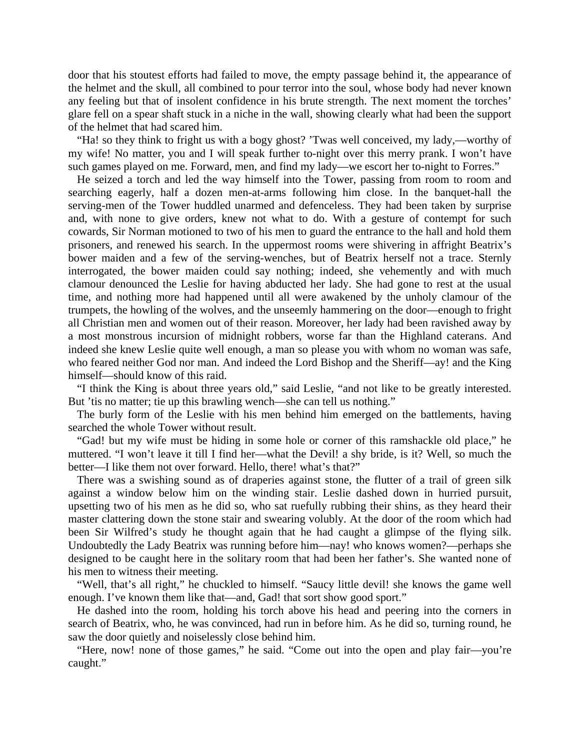door that his stoutest efforts had failed to move, the empty passage behind it, the appearance of the helmet and the skull, all combined to pour terror into the soul, whose body had never known any feeling but that of insolent confidence in his brute strength. The next moment the torches' glare fell on a spear shaft stuck in a niche in the wall, showing clearly what had been the support of the helmet that had scared him.

"Ha! so they think to fright us with a bogy ghost? 'Twas well conceived, my lady,—worthy of my wife! No matter, you and I will speak further to-night over this merry prank. I won't have such games played on me. Forward, men, and find my lady—we escort her to-night to Forres."

He seized a torch and led the way himself into the Tower, passing from room to room and searching eagerly, half a dozen men-at-arms following him close. In the banquet-hall the serving-men of the Tower huddled unarmed and defenceless. They had been taken by surprise and, with none to give orders, knew not what to do. With a gesture of contempt for such cowards, Sir Norman motioned to two of his men to guard the entrance to the hall and hold them prisoners, and renewed his search. In the uppermost rooms were shivering in affright Beatrix's bower maiden and a few of the serving-wenches, but of Beatrix herself not a trace. Sternly interrogated, the bower maiden could say nothing; indeed, she vehemently and with much clamour denounced the Leslie for having abducted her lady. She had gone to rest at the usual time, and nothing more had happened until all were awakened by the unholy clamour of the trumpets, the howling of the wolves, and the unseemly hammering on the door—enough to fright all Christian men and women out of their reason. Moreover, her lady had been ravished away by a most monstrous incursion of midnight robbers, worse far than the Highland caterans. And indeed she knew Leslie quite well enough, a man so please you with whom no woman was safe, who feared neither God nor man. And indeed the Lord Bishop and the Sheriff—ay! and the King himself—should know of this raid.

"I think the King is about three years old," said Leslie, "and not like to be greatly interested. But 'tis no matter; tie up this brawling wench—she can tell us nothing."

The burly form of the Leslie with his men behind him emerged on the battlements, having searched the whole Tower without result.

"Gad! but my wife must be hiding in some hole or corner of this ramshackle old place," he muttered. "I won't leave it till I find her—what the Devil! a shy bride, is it? Well, so much the better—I like them not over forward. Hello, there! what's that?"

There was a swishing sound as of draperies against stone, the flutter of a trail of green silk against a window below him on the winding stair. Leslie dashed down in hurried pursuit, upsetting two of his men as he did so, who sat ruefully rubbing their shins, as they heard their master clattering down the stone stair and swearing volubly. At the door of the room which had been Sir Wilfred's study he thought again that he had caught a glimpse of the flying silk. Undoubtedly the Lady Beatrix was running before him—nay! who knows women?—perhaps she designed to be caught here in the solitary room that had been her father's. She wanted none of his men to witness their meeting.

"Well, that's all right," he chuckled to himself. "Saucy little devil! she knows the game well enough. I've known them like that—and, Gad! that sort show good sport."

He dashed into the room, holding his torch above his head and peering into the corners in search of Beatrix, who, he was convinced, had run in before him. As he did so, turning round, he saw the door quietly and noiselessly close behind him.

"Here, now! none of those games," he said. "Come out into the open and play fair—you're caught."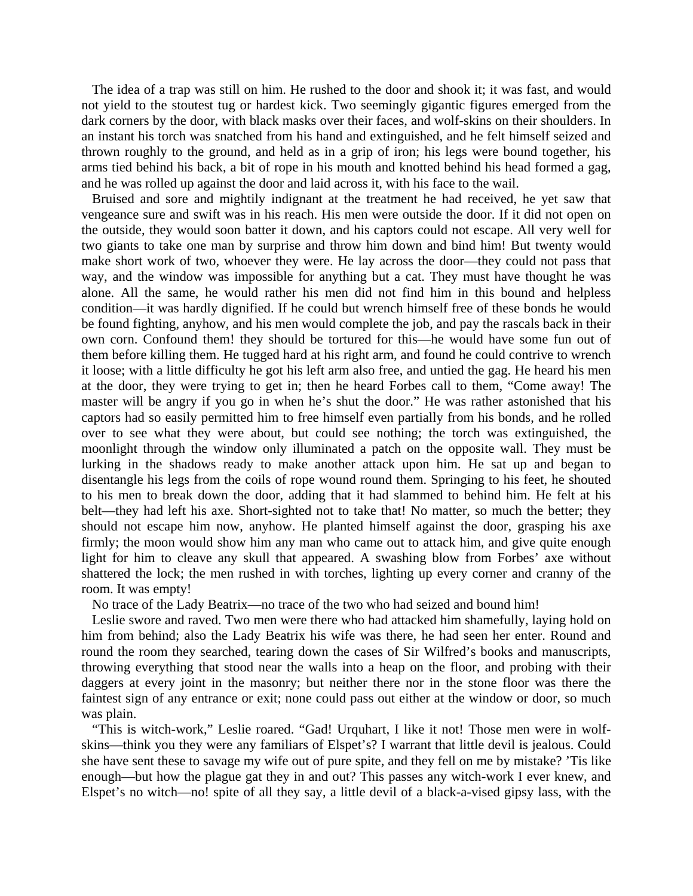The idea of a trap was still on him. He rushed to the door and shook it; it was fast, and would not yield to the stoutest tug or hardest kick. Two seemingly gigantic figures emerged from the dark corners by the door, with black masks over their faces, and wolf-skins on their shoulders. In an instant his torch was snatched from his hand and extinguished, and he felt himself seized and thrown roughly to the ground, and held as in a grip of iron; his legs were bound together, his arms tied behind his back, a bit of rope in his mouth and knotted behind his head formed a gag, and he was rolled up against the door and laid across it, with his face to the wall.

Bruised and sore and mightily indignant at the treatment he had received, he yet saw that vengeance sure and swift was in his reach. His men were outside the door. If it did not open on the outside, they would soon batter it down, and his captors could not escape. All very well for two giants to take one man by surprise and throw him down and bind him! But twenty would make short work of two, whoever they were. He lay across the door—they could not pass that way, and the window was impossible for anything but a cat. They must have thought he was alone. All the same, he would rather his men did not find him in this bound and helpless condition—it was hardly dignified. If he could but wrench himself free of these bonds he would be found fighting, anyhow, and his men would complete the job, and pay the rascals back in their own corn. Confound them! they should be tortured for this—he would have some fun out of them before killing them. He tugged hard at his right arm, and found he could contrive to wrench it loose; with a little difficulty he got his left arm also free, and untied the gag. He heard his men at the door, they were trying to get in; then he heard Forbes call to them, "Come away! The master will be angry if you go in when he's shut the door." He was rather astonished that his captors had so easily permitted him to free himself even partially from his bonds, and he rolled over to see what they were about, but could see nothing; the torch was extinguished, the moonlight through the window only illuminated a patch on the opposite wall. They must be lurking in the shadows ready to make another attack upon him. He sat up and began to disentangle his legs from the coils of rope wound round them. Springing to his feet, he shouted to his men to break down the door, adding that it had slammed to behind him. He felt at his belt—they had left his axe. Short-sighted not to take that! No matter, so much the better; they should not escape him now, anyhow. He planted himself against the door, grasping his axe firmly; the moon would show him any man who came out to attack him, and give quite enough light for him to cleave any skull that appeared. A swashing blow from Forbes' axe without shattered the lock; the men rushed in with torches, lighting up every corner and cranny of the room. It was empty!

No trace of the Lady Beatrix—no trace of the two who had seized and bound him!

Leslie swore and raved. Two men were there who had attacked him shamefully, laying hold on him from behind; also the Lady Beatrix his wife was there, he had seen her enter. Round and round the room they searched, tearing down the cases of Sir Wilfred's books and manuscripts, throwing everything that stood near the walls into a heap on the floor, and probing with their daggers at every joint in the masonry; but neither there nor in the stone floor was there the faintest sign of any entrance or exit; none could pass out either at the window or door, so much was plain.

"This is witch-work," Leslie roared. "Gad! Urquhart, I like it not! Those men were in wolf-skins—think you they were any familiars of Elspet's? I warrant that little devil is jealous. Could she have sent these to savage my wife out of pure spite, and they fell on me by mistake? 'Tis like enough—but how the plague gat they in and out? This passes any witch-work I ever knew, and Elspet's no witch—no! spite of all they say, a little devil of a black-a-vised gipsy lass, with the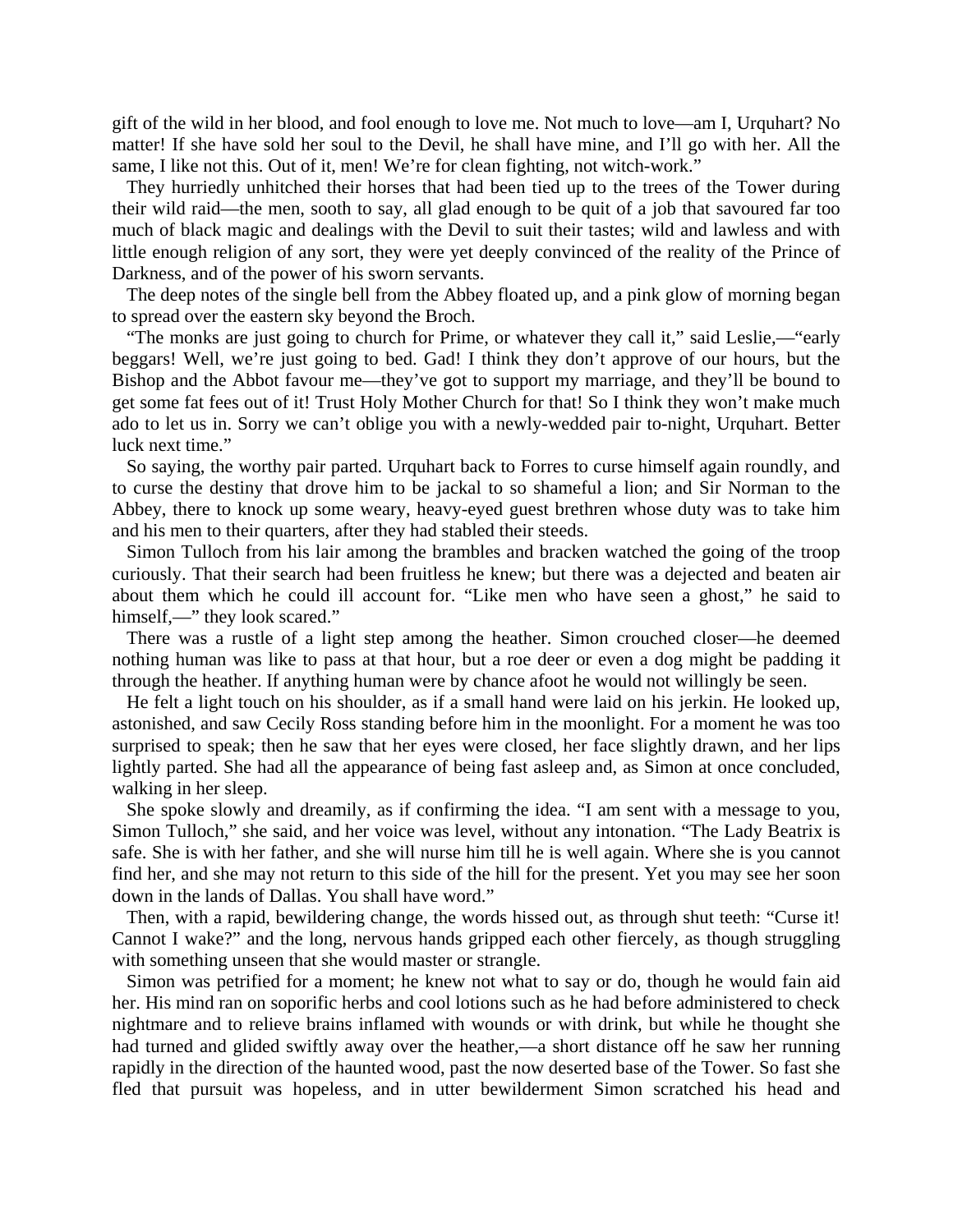gift of the wild in her blood, and fool enough to love me. Not much to love—am I, Urquhart? No matter! If she have sold her soul to the Devil, he shall have mine, and I'll go with her. All the same, I like not this. Out of it, men! We're for clean fighting, not witch-work."

They hurriedly unhitched their horses that had been tied up to the trees of the Tower during their wild raid—the men, sooth to say, all glad enough to be quit of a job that savoured far too much of black magic and dealings with the Devil to suit their tastes; wild and lawless and with little enough religion of any sort, they were yet deeply convinced of the reality of the Prince of Darkness, and of the power of his sworn servants.

The deep notes of the single bell from the Abbey floated up, and a pink glow of morning began to spread over the eastern sky beyond the Broch.

"The monks are just going to church for Prime, or whatever they call it," said Leslie,—"early beggars! Well, we're just going to bed. Gad! I think they don't approve of our hours, but the Bishop and the Abbot favour me—they've got to support my marriage, and they'll be bound to get some fat fees out of it! Trust Holy Mother Church for that! So I think they won't make much ado to let us in. Sorry we can't oblige you with a newly-wedded pair to-night, Urquhart. Better luck next time."

So saying, the worthy pair parted. Urquhart back to Forres to curse himself again roundly, and to curse the destiny that drove him to be jackal to so shameful a lion; and Sir Norman to the Abbey, there to knock up some weary, heavy-eyed guest brethren whose duty was to take him and his men to their quarters, after they had stabled their steeds.

Simon Tulloch from his lair among the brambles and bracken watched the going of the troop curiously. That their search had been fruitless he knew; but there was a dejected and beaten air about them which he could ill account for. "Like men who have seen a ghost," he said to himself,—" they look scared."

There was a rustle of a light step among the heather. Simon crouched closer—he deemed nothing human was like to pass at that hour, but a roe deer or even a dog might be padding it through the heather. If anything human were by chance afoot he would not willingly be seen.

He felt a light touch on his shoulder, as if a small hand were laid on his jerkin. He looked up, astonished, and saw Cecily Ross standing before him in the moonlight. For a moment he was too surprised to speak; then he saw that her eyes were closed, her face slightly drawn, and her lips lightly parted. She had all the appearance of being fast asleep and, as Simon at once concluded, walking in her sleep.

She spoke slowly and dreamily, as if confirming the idea. "I am sent with a message to you, Simon Tulloch," she said, and her voice was level, without any intonation. "The Lady Beatrix is safe. She is with her father, and she will nurse him till he is well again. Where she is you cannot find her, and she may not return to this side of the hill for the present. Yet you may see her soon down in the lands of Dallas. You shall have word."

Then, with a rapid, bewildering change, the words hissed out, as through shut teeth: "Curse it! Cannot I wake?" and the long, nervous hands gripped each other fiercely, as though struggling with something unseen that she would master or strangle.

Simon was petrified for a moment; he knew not what to say or do, though he would fain aid her. His mind ran on soporific herbs and cool lotions such as he had before administered to check nightmare and to relieve brains inflamed with wounds or with drink, but while he thought she had turned and glided swiftly away over the heather,—a short distance off he saw her running rapidly in the direction of the haunted wood, past the now deserted base of the Tower. So fast she fled that pursuit was hopeless, and in utter bewilderment Simon scratched his head and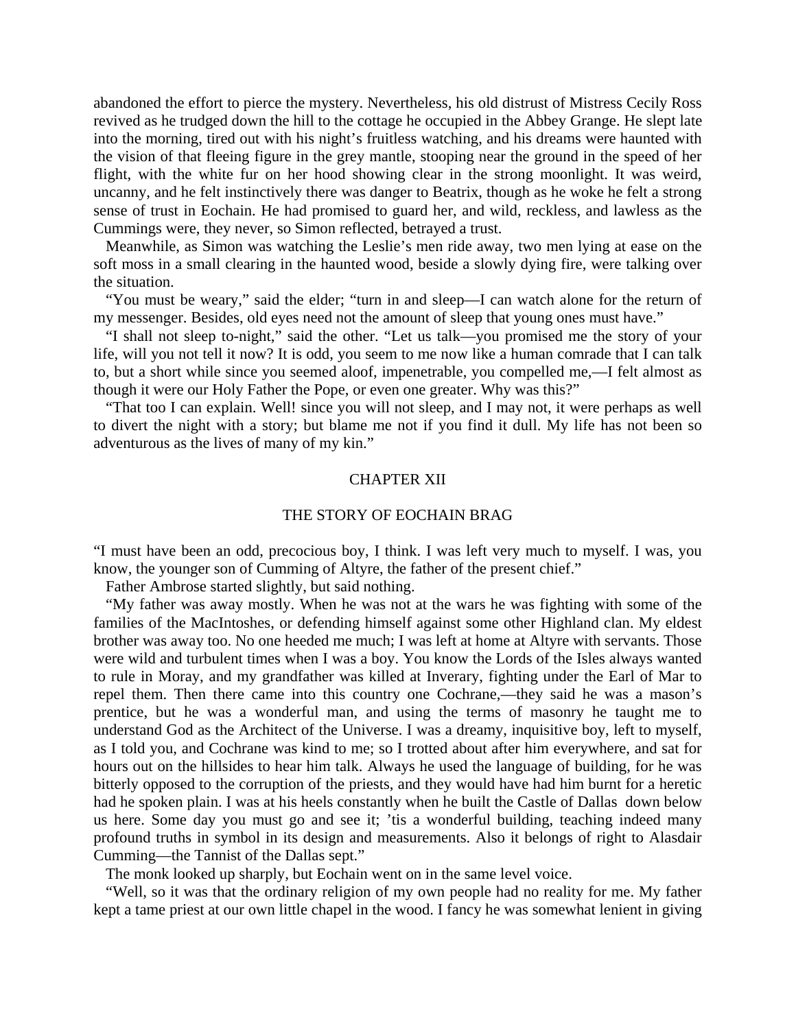abandoned the effort to pierce the mystery. Nevertheless, his old distrust of Mistress Cecily Ross revived as he trudged down the hill to the cottage he occupied in the Abbey Grange. He slept late into the morning, tired out with his night's fruitless watching, and his dreams were haunted with the vision of that fleeing figure in the grey mantle, stooping near the ground in the speed of her flight, with the white fur on her hood showing clear in the strong moonlight. It was weird, uncanny, and he felt instinctively there was danger to Beatrix, though as he woke he felt a strong sense of trust in Eochain. He had promised to guard her, and wild, reckless, and lawless as the Cummings were, they never, so Simon reflected, betrayed a trust.

Meanwhile, as Simon was watching the Leslie's men ride away, two men lying at ease on the soft moss in a small clearing in the haunted wood, beside a slowly dying fire, were talking over the situation.

"You must be weary," said the elder; "turn in and sleep—I can watch alone for the return of my messenger. Besides, old eyes need not the amount of sleep that young ones must have."

"I shall not sleep to-night," said the other. "Let us talk—you promised me the story of your life, will you not tell it now? It is odd, you seem to me now like a human comrade that I can talk to, but a short while since you seemed aloof, impenetrable, you compelled me,—I felt almost as though it were our Holy Father the Pope, or even one greater. Why was this?"

"That too I can explain. Well! since you will not sleep, and I may not, it were perhaps as well to divert the night with a story; but blame me not if you find it dull. My life has not been so adventurous as the lives of many of my kin."

## CHAPTER XII

### THE STORY OF EOCHAIN BRAG

"I must have been an odd, precocious boy, I think. I was left very much to myself. I was, you know, the younger son of Cumming of Altyre, the father of the present chief."

Father Ambrose started slightly, but said nothing.

"My father was away mostly. When he was not at the wars he was fighting with some of the families of the MacIntoshes, or defending himself against some other Highland clan. My eldest brother was away too. No one heeded me much; I was left at home at Altyre with servants. Those were wild and turbulent times when I was a boy. You know the Lords of the Isles always wanted to rule in Moray, and my grandfather was killed at Inverary, fighting under the Earl of Mar to repel them. Then there came into this country one Cochrane,—they said he was a mason's prentice, but he was a wonderful man, and using the terms of masonry he taught me to understand God as the Architect of the Universe. I was a dreamy, inquisitive boy, left to myself, as I told you, and Cochrane was kind to me; so I trotted about after him everywhere, and sat for hours out on the hillsides to hear him talk. Always he used the language of building, for he was bitterly opposed to the corruption of the priests, and they would have had him burnt for a heretic had he spoken plain. I was at his heels constantly when he built the Castle of Dallas down below us here. Some day you must go and see it; 'tis a wonderful building, teaching indeed many profound truths in symbol in its design and measurements. Also it belongs of right to Alasdair Cumming—the Tannist of the Dallas sept."

The monk looked up sharply, but Eochain went on in the same level voice.

"Well, so it was that the ordinary religion of my own people had no reality for me. My father kept a tame priest at our own little chapel in the wood. I fancy he was somewhat lenient in giving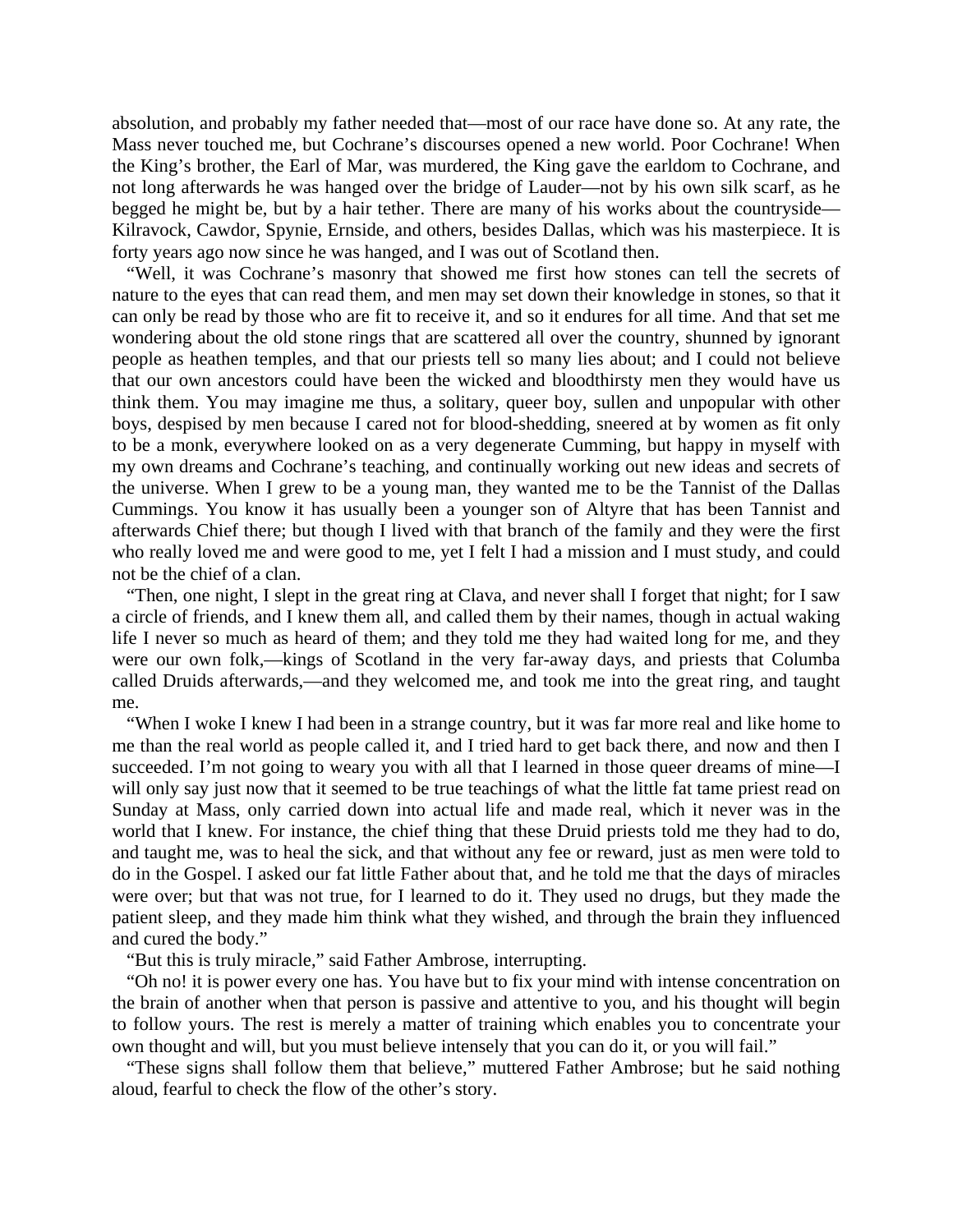absolution, and probably my father needed that—most of our race have done so. At any rate, the Mass never touched me, but Cochrane's discourses opened a new world. Poor Cochrane! When the King's brother, the Earl of Mar, was murdered, the King gave the earldom to Cochrane, and not long afterwards he was hanged over the bridge of Lauder—not by his own silk scarf, as he begged he might be, but by a hair tether. There are many of his works about the countryside—Kilravock, Cawdor, Spynie, Ernside, and others, besides Dallas, which was his masterpiece. It is forty years ago now since he was hanged, and I was out of Scotland then.

"Well, it was Cochrane's masonry that showed me first how stones can tell the secrets of nature to the eyes that can read them, and men may set down their knowledge in stones, so that it can only be read by those who are fit to receive it, and so it endures for all time. And that set me wondering about the old stone rings that are scattered all over the country, shunned by ignorant people as heathen temples, and that our priests tell so many lies about; and I could not believe that our own ancestors could have been the wicked and bloodthirsty men they would have us think them. You may imagine me thus, a solitary, queer boy, sullen and unpopular with other boys, despised by men because I cared not for blood-shedding, sneered at by women as fit only to be a monk, everywhere looked on as a very degenerate Cumming, but happy in myself with my own dreams and Cochrane's teaching, and continually working out new ideas and secrets of the universe. When I grew to be a young man, they wanted me to be the Tannist of the Dallas Cummings. You know it has usually been a younger son of Altyre that has been Tannist and afterwards Chief there; but though I lived with that branch of the family and they were the first who really loved me and were good to me, yet I felt I had a mission and I must study, and could not be the chief of a clan.

"Then, one night, I slept in the great ring at Clava, and never shall I forget that night; for I saw a circle of friends, and I knew them all, and called them by their names, though in actual waking life I never so much as heard of them; and they told me they had waited long for me, and they were our own folk,—kings of Scotland in the very far-away days, and priests that Columba called Druids afterwards,—and they welcomed me, and took me into the great ring, and taught me.

"When I woke I knew I had been in a strange country, but it was far more real and like home to me than the real world as people called it, and I tried hard to get back there, and now and then I succeeded. I'm not going to weary you with all that I learned in those queer dreams of mine—I will only say just now that it seemed to be true teachings of what the little fat tame priest read on Sunday at Mass, only carried down into actual life and made real, which it never was in the world that I knew. For instance, the chief thing that these Druid priests told me they had to do, and taught me, was to heal the sick, and that without any fee or reward, just as men were told to do in the Gospel. I asked our fat little Father about that, and he told me that the days of miracles were over; but that was not true, for I learned to do it. They used no drugs, but they made the patient sleep, and they made him think what they wished, and through the brain they influenced and cured the body."

"But this is truly miracle," said Father Ambrose, interrupting.

"Oh no! it is power every one has. You have but to fix your mind with intense concentration on the brain of another when that person is passive and attentive to you, and his thought will begin to follow yours. The rest is merely a matter of training which enables you to concentrate your own thought and will, but you must believe intensely that you can do it, or you will fail."

"These signs shall follow them that believe," muttered Father Ambrose; but he said nothing aloud, fearful to check the flow of the other's story.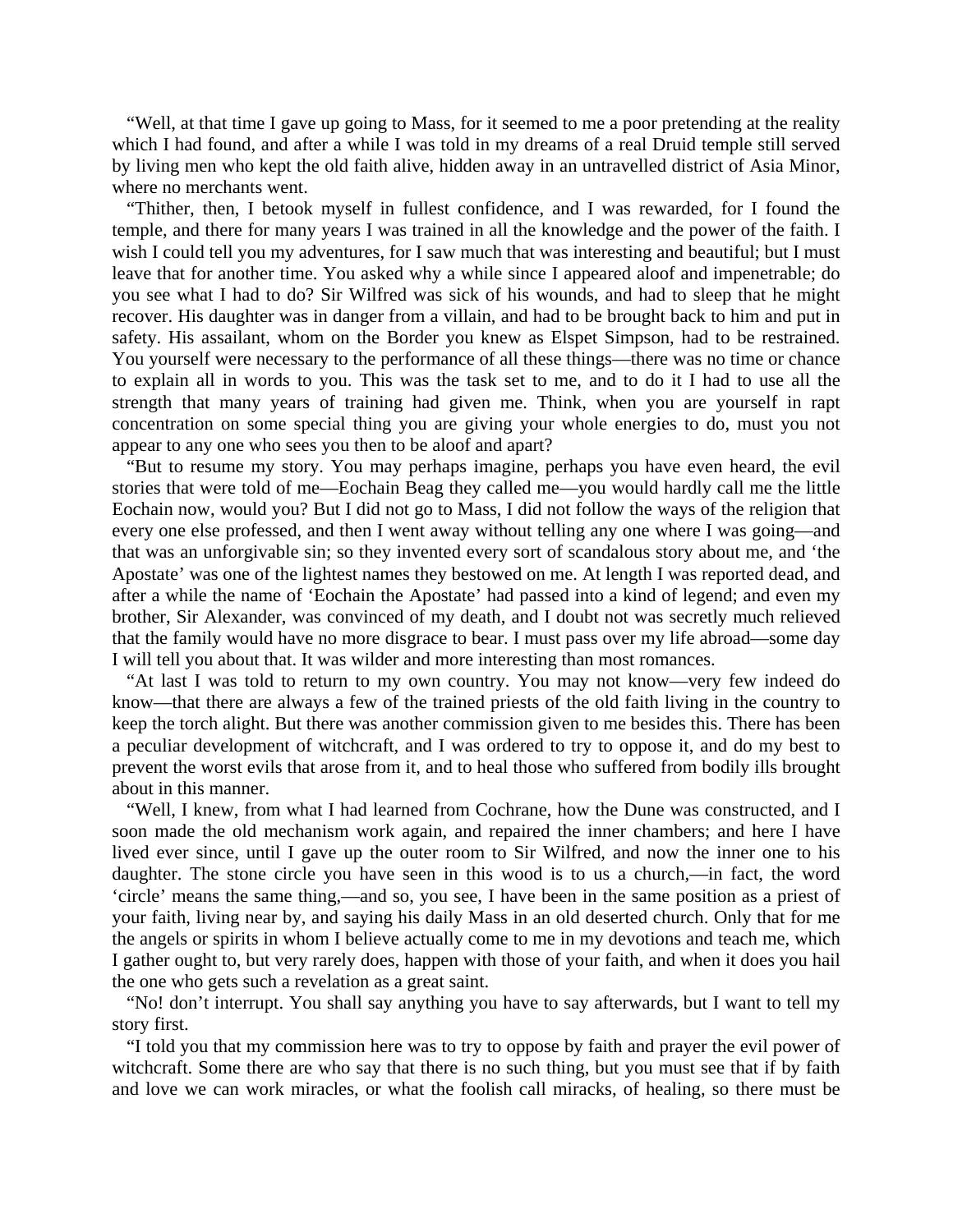"Well, at that time I gave up going to Mass, for it seemed to me a poor pretending at the reality which I had found, and after a while I was told in my dreams of a real Druid temple still served by living men who kept the old faith alive, hidden away in an untravelled district of Asia Minor, where no merchants went.

"Thither, then, I betook myself in fullest confidence, and I was rewarded, for I found the temple, and there for many years I was trained in all the knowledge and the power of the faith. I wish I could tell you my adventures, for I saw much that was interesting and beautiful; but I must leave that for another time. You asked why a while since I appeared aloof and impenetrable; do you see what I had to do? Sir Wilfred was sick of his wounds, and had to sleep that he might recover. His daughter was in danger from a villain, and had to be brought back to him and put in safety. His assailant, whom on the Border you knew as Elspet Simpson, had to be restrained. You yourself were necessary to the performance of all these things—there was no time or chance to explain all in words to you. This was the task set to me, and to do it I had to use all the strength that many years of training had given me. Think, when you are yourself in rapt concentration on some special thing you are giving your whole energies to do, must you not appear to any one who sees you then to be aloof and apart?

"But to resume my story. You may perhaps imagine, perhaps you have even heard, the evil stories that were told of me—Eochain Beag they called me—you would hardly call me the little Eochain now, would you? But I did not go to Mass, I did not follow the ways of the religion that every one else professed, and then I went away without telling any one where I was going—and that was an unforgivable sin; so they invented every sort of scandalous story about me, and 'the Apostate' was one of the lightest names they bestowed on me. At length I was reported dead, and after a while the name of 'Eochain the Apostate' had passed into a kind of legend; and even my brother, Sir Alexander, was convinced of my death, and I doubt not was secretly much relieved that the family would have no more disgrace to bear. I must pass over my life abroad—some day I will tell you about that. It was wilder and more interesting than most romances.

"At last I was told to return to my own country. You may not know—very few indeed do know—that there are always a few of the trained priests of the old faith living in the country to keep the torch alight. But there was another commission given to me besides this. There has been a peculiar development of witchcraft, and I was ordered to try to oppose it, and do my best to prevent the worst evils that arose from it, and to heal those who suffered from bodily ills brought about in this manner.

"Well, I knew, from what I had learned from Cochrane, how the Dune was constructed, and I soon made the old mechanism work again, and repaired the inner chambers; and here I have lived ever since, until I gave up the outer room to Sir Wilfred, and now the inner one to his daughter. The stone circle you have seen in this wood is to us a church,—in fact, the word 'circle' means the same thing,—and so, you see, I have been in the same position as a priest of your faith, living near by, and saying his daily Mass in an old deserted church. Only that for me the angels or spirits in whom I believe actually come to me in my devotions and teach me, which I gather ought to, but very rarely does, happen with those of your faith, and when it does you hail the one who gets such a revelation as a great saint.

"No! don't interrupt. You shall say anything you have to say afterwards, but I want to tell my story first.

"I told you that my commission here was to try to oppose by faith and prayer the evil power of witchcraft. Some there are who say that there is no such thing, but you must see that if by faith and love we can work miracles, or what the foolish call miracks, of healing, so there must be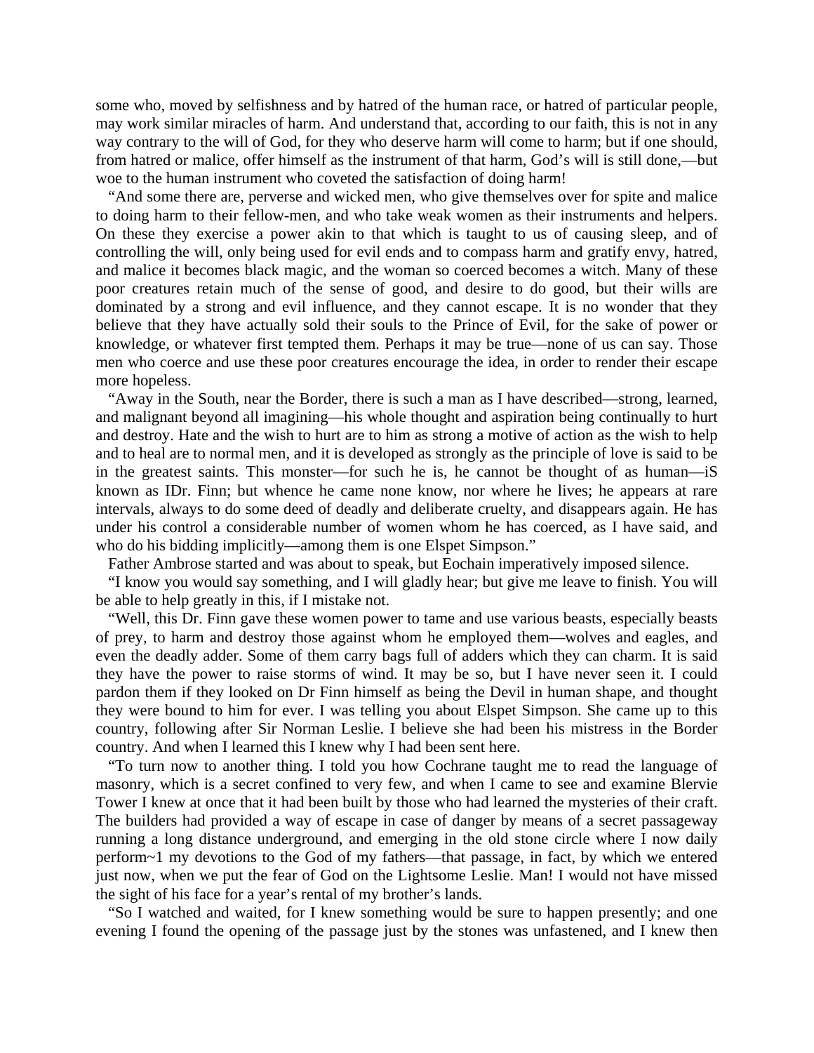some who, moved by selfishness and by hatred of the human race, or hatred of particular people, may work similar miracles of harm. And understand that, according to our faith, this is not in any way contrary to the will of God, for they who deserve harm will come to harm; but if one should, from hatred or malice, offer himself as the instrument of that harm, God's will is still done,—but woe to the human instrument who coveted the satisfaction of doing harm!

"And some there are, perverse and wicked men, who give themselves over for spite and malice to doing harm to their fellow-men, and who take weak women as their instruments and helpers. On these they exercise a power akin to that which is taught to us of causing sleep, and of controlling the will, only being used for evil ends and to compass harm and gratify envy, hatred, and malice it becomes black magic, and the woman so coerced becomes a witch. Many of these poor creatures retain much of the sense of good, and desire to do good, but their wills are dominated by a strong and evil influence, and they cannot escape. It is no wonder that they believe that they have actually sold their souls to the Prince of Evil, for the sake of power or knowledge, or whatever first tempted them. Perhaps it may be true—none of us can say. Those men who coerce and use these poor creatures encourage the idea, in order to render their escape more hopeless.

"Away in the South, near the Border, there is such a man as I have described—strong, learned, and malignant beyond all imagining—his whole thought and aspiration being continually to hurt and destroy. Hate and the wish to hurt are to him as strong a motive of action as the wish to help and to heal are to normal men, and it is developed as strongly as the principle of love is said to be in the greatest saints. This monster—for such he is, he cannot be thought of as human—iS known as IDr. Finn; but whence he came none know, nor where he lives; he appears at rare intervals, always to do some deed of deadly and deliberate cruelty, and disappears again. He has under his control a considerable number of women whom he has coerced, as I have said, and who do his bidding implicitly—among them is one Elspet Simpson."

Father Ambrose started and was about to speak, but Eochain imperatively imposed silence.

"I know you would say something, and I will gladly hear; but give me leave to finish. You will be able to help greatly in this, if I mistake not.

"Well, this Dr. Finn gave these women power to tame and use various beasts, especially beasts of prey, to harm and destroy those against whom he employed them—wolves and eagles, and even the deadly adder. Some of them carry bags full of adders which they can charm. It is said they have the power to raise storms of wind. It may be so, but I have never seen it. I could pardon them if they looked on Dr Finn himself as being the Devil in human shape, and thought they were bound to him for ever. I was telling you about Elspet Simpson. She came up to this country, following after Sir Norman Leslie. I believe she had been his mistress in the Border country. And when I learned this I knew why I had been sent here.

"To turn now to another thing. I told you how Cochrane taught me to read the language of masonry, which is a secret confined to very few, and when I came to see and examine Blervie Tower I knew at once that it had been built by those who had learned the mysteries of their craft. The builders had provided a way of escape in case of danger by means of a secret passageway running a long distance underground, and emerging in the old stone circle where I now daily perform~1 my devotions to the God of my fathers—that passage, in fact, by which we entered just now, when we put the fear of God on the Lightsome Leslie. Man! I would not have missed the sight of his face for a year's rental of my brother's lands.

"So I watched and waited, for I knew something would be sure to happen presently; and one evening I found the opening of the passage just by the stones was unfastened, and I knew then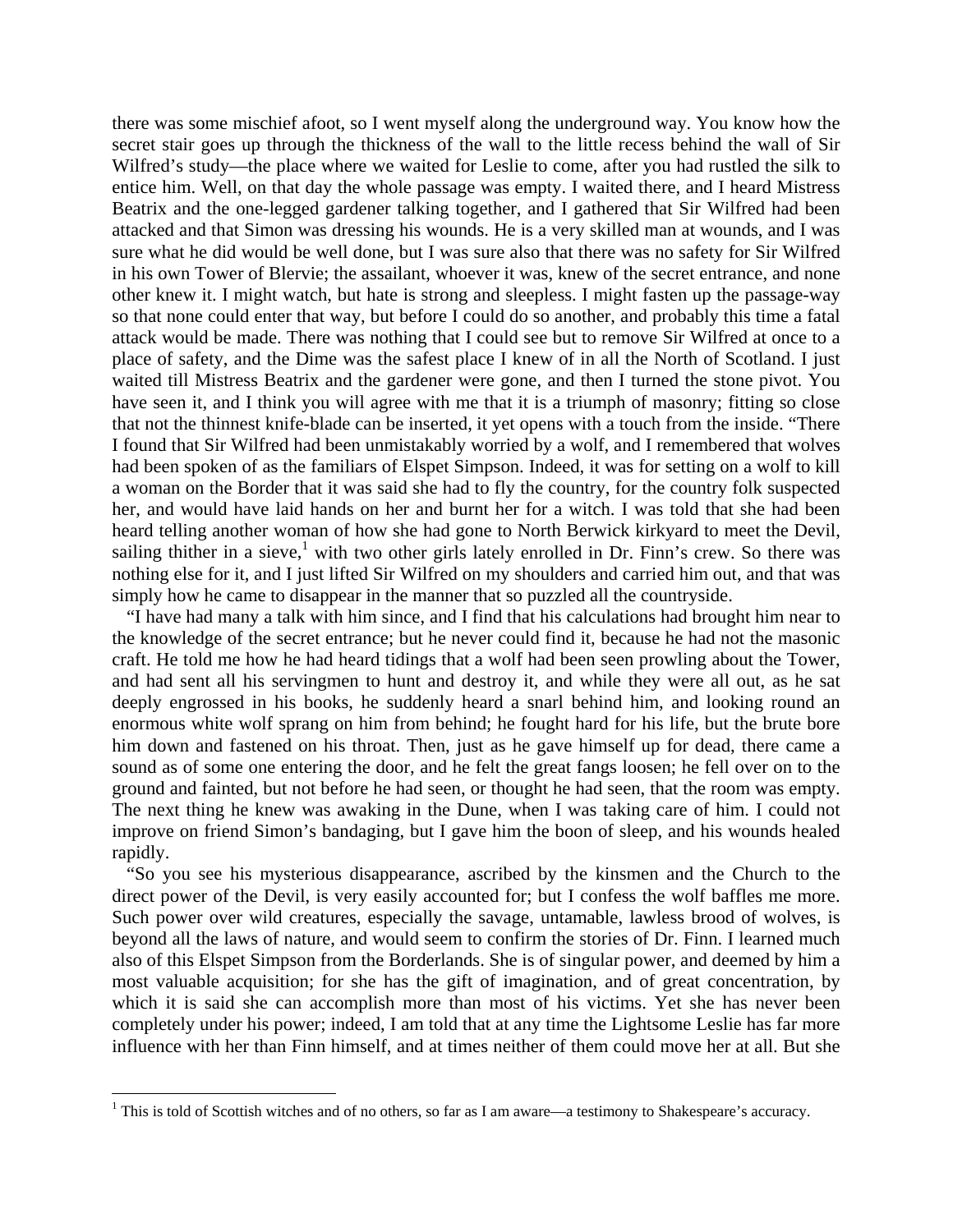there was some mischief afoot, so I went myself along the underground way. You know how the secret stair goes up through the thickness of the wall to the little recess behind the wall of Sir Wilfred's study—the place where we waited for Leslie to come, after you had rustled the silk to entice him. Well, on that day the whole passage was empty. I waited there, and I heard Mistress Beatrix and the one-legged gardener talking together, and I gathered that Sir Wilfred had been attacked and that Simon was dressing his wounds. He is a very skilled man at wounds, and I was sure what he did would be well done, but I was sure also that there was no safety for Sir Wilfred in his own Tower of Blervie; the assailant, whoever it was, knew of the secret entrance, and none other knew it. I might watch, but hate is strong and sleepless. I might fasten up the passage-way so that none could enter that way, but before I could do so another, and probably this time a fatal attack would be made. There was nothing that I could see but to remove Sir Wilfred at once to a place of safety, and the Dime was the safest place I knew of in all the North of Scotland. I just waited till Mistress Beatrix and the gardener were gone, and then I turned the stone pivot. You have seen it, and I think you will agree with me that it is a triumph of masonry; fitting so close that not the thinnest knife-blade can be inserted, it yet opens with a touch from the inside. "There I found that Sir Wilfred had been unmistakably worried by a wolf, and I remembered that wolves had been spoken of as the familiars of Elspet Simpson. Indeed, it was for setting on a wolf to kill a woman on the Border that it was said she had to fly the country, for the country folk suspected her, and would have laid hands on her and burnt her for a witch. I was told that she had been heard telling another woman of how she had gone to North Berwick kirkyard to meet the Devil, sailing thither in a sieve,[1] with two other girls lately enrolled in Dr. Finn's crew. So there was nothing else for it, and I just lifted Sir Wilfred on my shoulders and carried him out, and that was simply how he came to disappear in the manner that so puzzled all the countryside.

"I have had many a talk with him since, and I find that his calculations had brought him near to the knowledge of the secret entrance; but he never could find it, because he had not the masonic craft. He told me how he had heard tidings that a wolf had been seen prowling about the Tower, and had sent all his servingmen to hunt and destroy it, and while they were all out, as he sat deeply engrossed in his books, he suddenly heard a snarl behind him, and looking round an enormous white wolf sprang on him from behind; he fought hard for his life, but the brute bore him down and fastened on his throat. Then, just as he gave himself up for dead, there came a sound as of some one entering the door, and he felt the great fangs loosen; he fell over on to the ground and fainted, but not before he had seen, or thought he had seen, that the room was empty. The next thing he knew was awaking in the Dune, when I was taking care of him. I could not improve on friend Simon's bandaging, but I gave him the boon of sleep, and his wounds healed rapidly.

"So you see his mysterious disappearance, ascribed by the kinsmen and the Church to the direct power of the Devil, is very easily accounted for; but I confess the wolf baffles me more. Such power over wild creatures, especially the savage, untamable, lawless brood of wolves, is beyond all the laws of nature, and would seem to confirm the stories of Dr. Finn. I learned much also of this Elspet Simpson from the Borderlands. She is of singular power, and deemed by him a most valuable acquisition; for she has the gift of imagination, and of great concentration, by which it is said she can accomplish more than most of his victims. Yet she has never been completely under his power; indeed, I am told that at any time the Lightsome Leslie has far more influence with her than Finn himself, and at times neither of them could move her at all. But she

[1] This is told of Scottish witches and of no others, so far as I am aware—a testimony to Shakespeare's accuracy.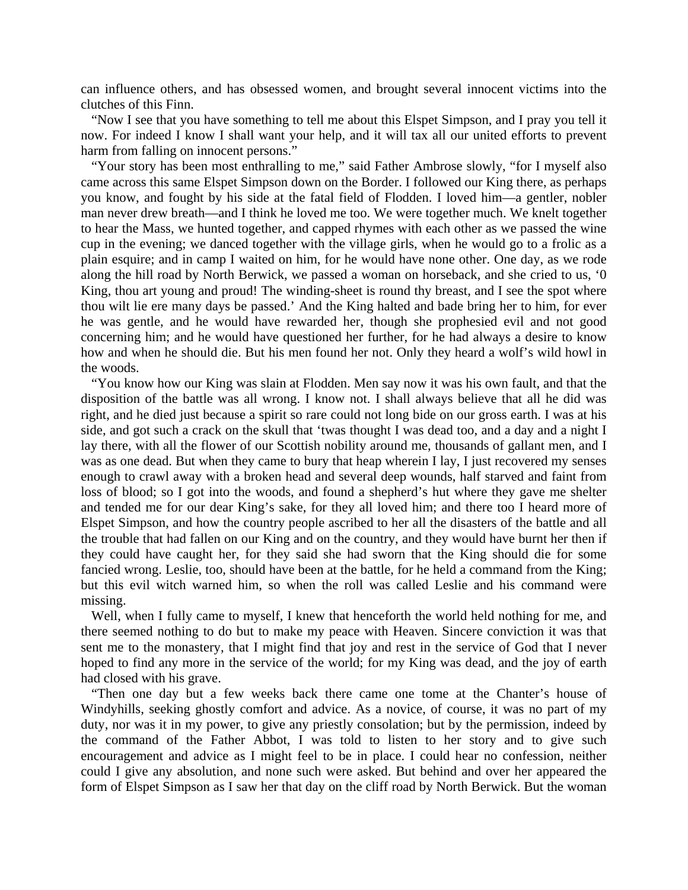can influence others, and has obsessed women, and brought several innocent victims into the clutches of this Finn.

"Now I see that you have something to tell me about this Elspet Simpson, and I pray you tell it now. For indeed I know I shall want your help, and it will tax all our united efforts to prevent harm from falling on innocent persons."

"Your story has been most enthralling to me," said Father Ambrose slowly, "for I myself also came across this same Elspet Simpson down on the Border. I followed our King there, as perhaps you know, and fought by his side at the fatal field of Flodden. I loved him—a gentler, nobler man never drew breath—and I think he loved me too. We were together much. We knelt together to hear the Mass, we hunted together, and capped rhymes with each other as we passed the wine cup in the evening; we danced together with the village girls, when he would go to a frolic as a plain esquire; and in camp I waited on him, for he would have none other. One day, as we rode along the hill road by North Berwick, we passed a woman on horseback, and she cried to us, '0 King, thou art young and proud! The winding-sheet is round thy breast, and I see the spot where thou wilt lie ere many days be passed.' And the King halted and bade bring her to him, for ever he was gentle, and he would have rewarded her, though she prophesied evil and not good concerning him; and he would have questioned her further, for he had always a desire to know how and when he should die. But his men found her not. Only they heard a wolf's wild howl in the woods.

"You know how our King was slain at Flodden. Men say now it was his own fault, and that the disposition of the battle was all wrong. I know not. I shall always believe that all he did was right, and he died just because a spirit so rare could not long bide on our gross earth. I was at his side, and got such a crack on the skull that 'twas thought I was dead too, and a day and a night I lay there, with all the flower of our Scottish nobility around me, thousands of gallant men, and I was as one dead. But when they came to bury that heap wherein I lay, I just recovered my senses enough to crawl away with a broken head and several deep wounds, half starved and faint from loss of blood; so I got into the woods, and found a shepherd's hut where they gave me shelter and tended me for our dear King's sake, for they all loved him; and there too I heard more of Elspet Simpson, and how the country people ascribed to her all the disasters of the battle and all the trouble that had fallen on our King and on the country, and they would have burnt her then if they could have caught her, for they said she had sworn that the King should die for some fancied wrong. Leslie, too, should have been at the battle, for he held a command from the King; but this evil witch warned him, so when the roll was called Leslie and his command were missing.

Well, when I fully came to myself, I knew that henceforth the world held nothing for me, and there seemed nothing to do but to make my peace with Heaven. Sincere conviction it was that sent me to the monastery, that I might find that joy and rest in the service of God that I never hoped to find any more in the service of the world; for my King was dead, and the joy of earth had closed with his grave.

"Then one day but a few weeks back there came one tome at the Chanter's house of Windyhills, seeking ghostly comfort and advice. As a novice, of course, it was no part of my duty, nor was it in my power, to give any priestly consolation; but by the permission, indeed by the command of the Father Abbot, I was told to listen to her story and to give such encouragement and advice as I might feel to be in place. I could hear no confession, neither could I give any absolution, and none such were asked. But behind and over her appeared the form of Elspet Simpson as I saw her that day on the cliff road by North Berwick. But the woman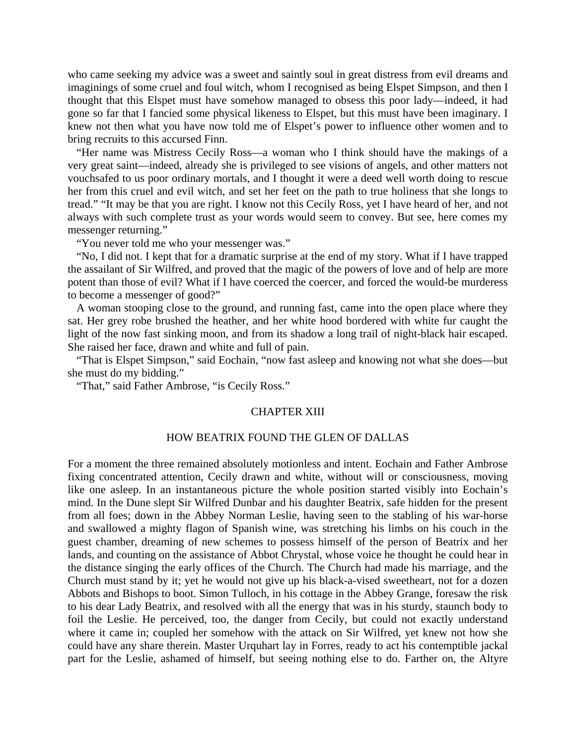who came seeking my advice was a sweet and saintly soul in great distress from evil dreams and imaginings of some cruel and foul witch, whom I recognised as being Elspet Simpson, and then I thought that this Elspet must have somehow managed to obsess this poor lady—indeed, it had gone so far that I fancied some physical likeness to Elspet, but this must have been imaginary. I knew not then what you have now told me of Elspet's power to influence other women and to bring recruits to this accursed Finn.

"Her name was Mistress Cecily Ross—a woman who I think should have the makings of a very great saint—indeed, already she is privileged to see visions of angels, and other matters not vouchsafed to us poor ordinary mortals, and I thought it were a deed well worth doing to rescue her from this cruel and evil witch, and set her feet on the path to true holiness that she longs to tread." "It may be that you are right. I know not this Cecily Ross, yet I have heard of her, and not always with such complete trust as your words would seem to convey. But see, here comes my messenger returning."

"You never told me who your messenger was."

"No, I did not. I kept that for a dramatic surprise at the end of my story. What if I have trapped the assailant of Sir Wilfred, and proved that the magic of the powers of love and of help are more potent than those of evil? What if I have coerced the coercer, and forced the would-be murderess to become a messenger of good?"

A woman stooping close to the ground, and running fast, came into the open place where they sat. Her grey robe brushed the heather, and her white hood bordered with white fur caught the light of the now fast sinking moon, and from its shadow a long trail of night-black hair escaped. She raised her face, drawn and white and full of pain.

"That is Elspet Simpson," said Eochain, "now fast asleep and knowing not what she does—but she must do my bidding."

"That," said Father Ambrose, "is Cecily Ross."

## CHAPTER XIII

### HOW BEATRIX FOUND THE GLEN OF DALLAS

For a moment the three remained absolutely motionless and intent. Eochain and Father Ambrose fixing concentrated attention, Cecily drawn and white, without will or consciousness, moving like one asleep. In an instantaneous picture the whole position started visibly into Eochain's mind. In the Dune slept Sir Wilfred Dunbar and his daughter Beatrix, safe hidden for the present from all foes; down in the Abbey Norman Leslie, having seen to the stabling of his war-horse and swallowed a mighty flagon of Spanish wine, was stretching his limbs on his couch in the guest chamber, dreaming of new schemes to possess himself of the person of Beatrix and her lands, and counting on the assistance of Abbot Chrystal, whose voice he thought he could hear in the distance singing the early offices of the Church. The Church had made his marriage, and the Church must stand by it; yet he would not give up his black-a-vised sweetheart, not for a dozen Abbots and Bishops to boot. Simon Tulloch, in his cottage in the Abbey Grange, foresaw the risk to his dear Lady Beatrix, and resolved with all the energy that was in his sturdy, staunch body to foil the Leslie. He perceived, too, the danger from Cecily, but could not exactly understand where it came in; coupled her somehow with the attack on Sir Wilfred, yet knew not how she could have any share therein. Master Urquhart lay in Forres, ready to act his contemptible jackal part for the Leslie, ashamed of himself, but seeing nothing else to do. Farther on, the Altyre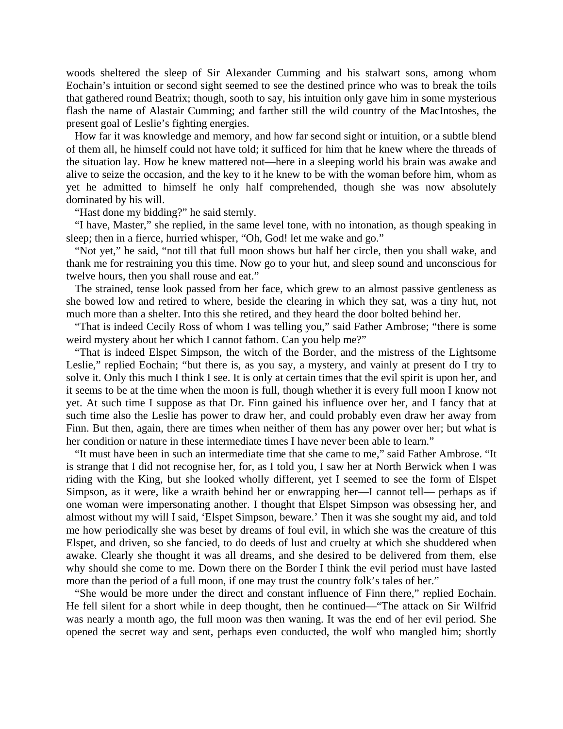woods sheltered the sleep of Sir Alexander Cumming and his stalwart sons, among whom Eochain's intuition or second sight seemed to see the destined prince who was to break the toils that gathered round Beatrix; though, sooth to say, his intuition only gave him in some mysterious flash the name of Alastair Cumming; and farther still the wild country of the MacIntoshes, the present goal of Leslie's fighting energies.

How far it was knowledge and memory, and how far second sight or intuition, or a subtle blend of them all, he himself could not have told; it sufficed for him that he knew where the threads of the situation lay. How he knew mattered not—here in a sleeping world his brain was awake and alive to seize the occasion, and the key to it he knew to be with the woman before him, whom as yet he admitted to himself he only half comprehended, though she was now absolutely dominated by his will.

"Hast done my bidding?" he said sternly.

"I have, Master," she replied, in the same level tone, with no intonation, as though speaking in sleep; then in a fierce, hurried whisper, "Oh, God! let me wake and go."

"Not yet," he said, "not till that full moon shows but half her circle, then you shall wake, and thank me for restraining you this time. Now go to your hut, and sleep sound and unconscious for twelve hours, then you shall rouse and eat."

The strained, tense look passed from her face, which grew to an almost passive gentleness as she bowed low and retired to where, beside the clearing in which they sat, was a tiny hut, not much more than a shelter. Into this she retired, and they heard the door bolted behind her.

"That is indeed Cecily Ross of whom I was telling you," said Father Ambrose; "there is some weird mystery about her which I cannot fathom. Can you help me?"

"That is indeed Elspet Simpson, the witch of the Border, and the mistress of the Lightsome Leslie," replied Eochain; "but there is, as you say, a mystery, and vainly at present do I try to solve it. Only this much I think I see. It is only at certain times that the evil spirit is upon her, and it seems to be at the time when the moon is full, though whether it is every full moon I know not yet. At such time I suppose as that Dr. Finn gained his influence over her, and I fancy that at such time also the Leslie has power to draw her, and could probably even draw her away from Finn. But then, again, there are times when neither of them has any power over her; but what is her condition or nature in these intermediate times I have never been able to learn."

"It must have been in such an intermediate time that she came to me," said Father Ambrose. "It is strange that I did not recognise her, for, as I told you, I saw her at North Berwick when I was riding with the King, but she looked wholly different, yet I seemed to see the form of Elspet Simpson, as it were, like a wraith behind her or enwrapping her—I cannot tell— perhaps as if one woman were impersonating another. I thought that Elspet Simpson was obsessing her, and almost without my will I said, 'Elspet Simpson, beware.' Then it was she sought my aid, and told me how periodically she was beset by dreams of foul evil, in which she was the creature of this Elspet, and driven, so she fancied, to do deeds of lust and cruelty at which she shuddered when awake. Clearly she thought it was all dreams, and she desired to be delivered from them, else why should she come to me. Down there on the Border I think the evil period must have lasted more than the period of a full moon, if one may trust the country folk's tales of her."

"She would be more under the direct and constant influence of Finn there," replied Eochain. He fell silent for a short while in deep thought, then he continued—"The attack on Sir Wilfrid was nearly a month ago, the full moon was then waning. It was the end of her evil period. She opened the secret way and sent, perhaps even conducted, the wolf who mangled him; shortly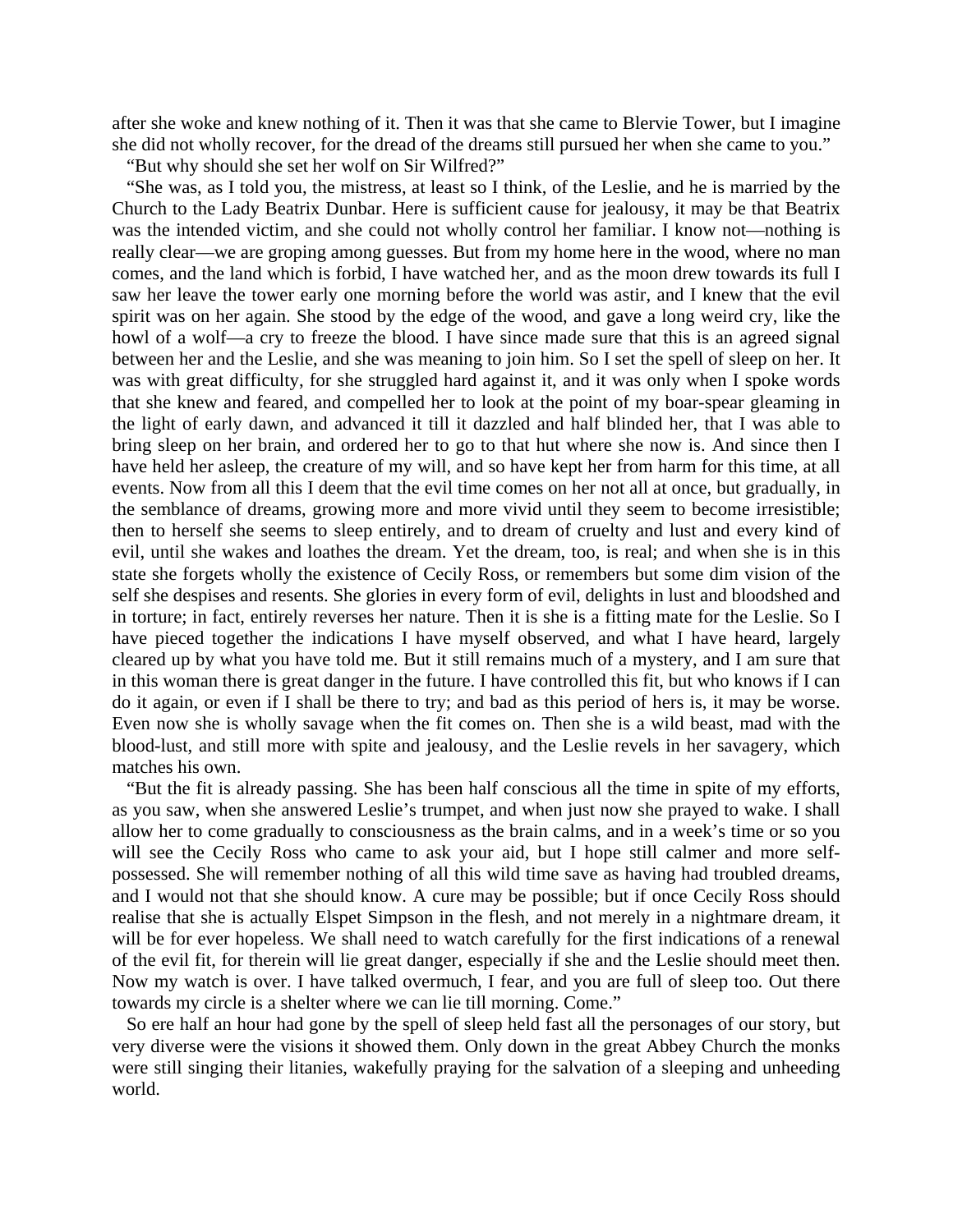after she woke and knew nothing of it. Then it was that she came to Blervie Tower, but I imagine she did not wholly recover, for the dread of the dreams still pursued her when she came to you."

"But why should she set her wolf on Sir Wilfred?"

"She was, as I told you, the mistress, at least so I think, of the Leslie, and he is married by the Church to the Lady Beatrix Dunbar. Here is sufficient cause for jealousy, it may be that Beatrix was the intended victim, and she could not wholly control her familiar. I know not—nothing is really clear—we are groping among guesses. But from my home here in the wood, where no man comes, and the land which is forbid, I have watched her, and as the moon drew towards its full I saw her leave the tower early one morning before the world was astir, and I knew that the evil spirit was on her again. She stood by the edge of the wood, and gave a long weird cry, like the howl of a wolf—a cry to freeze the blood. I have since made sure that this is an agreed signal between her and the Leslie, and she was meaning to join him. So I set the spell of sleep on her. It was with great difficulty, for she struggled hard against it, and it was only when I spoke words that she knew and feared, and compelled her to look at the point of my boar-spear gleaming in the light of early dawn, and advanced it till it dazzled and half blinded her, that I was able to bring sleep on her brain, and ordered her to go to that hut where she now is. And since then I have held her asleep, the creature of my will, and so have kept her from harm for this time, at all events. Now from all this I deem that the evil time comes on her not all at once, but gradually, in the semblance of dreams, growing more and more vivid until they seem to become irresistible; then to herself she seems to sleep entirely, and to dream of cruelty and lust and every kind of evil, until she wakes and loathes the dream. Yet the dream, too, is real; and when she is in this state she forgets wholly the existence of Cecily Ross, or remembers but some dim vision of the self she despises and resents. She glories in every form of evil, delights in lust and bloodshed and in torture; in fact, entirely reverses her nature. Then it is she is a fitting mate for the Leslie. So I have pieced together the indications I have myself observed, and what I have heard, largely cleared up by what you have told me. But it still remains much of a mystery, and I am sure that in this woman there is great danger in the future. I have controlled this fit, but who knows if I can do it again, or even if I shall be there to try; and bad as this period of hers is, it may be worse. Even now she is wholly savage when the fit comes on. Then she is a wild beast, mad with the blood-lust, and still more with spite and jealousy, and the Leslie revels in her savagery, which matches his own.

"But the fit is already passing. She has been half conscious all the time in spite of my efforts, as you saw, when she answered Leslie's trumpet, and when just now she prayed to wake. I shall allow her to come gradually to consciousness as the brain calms, and in a week's time or so you will see the Cecily Ross who came to ask your aid, but I hope still calmer and more self-possessed. She will remember nothing of all this wild time save as having had troubled dreams, and I would not that she should know. A cure may be possible; but if once Cecily Ross should realise that she is actually Elspet Simpson in the flesh, and not merely in a nightmare dream, it will be for ever hopeless. We shall need to watch carefully for the first indications of a renewal of the evil fit, for therein will lie great danger, especially if she and the Leslie should meet then. Now my watch is over. I have talked overmuch, I fear, and you are full of sleep too. Out there towards my circle is a shelter where we can lie till morning. Come."

So ere half an hour had gone by the spell of sleep held fast all the personages of our story, but very diverse were the visions it showed them. Only down in the great Abbey Church the monks were still singing their litanies, wakefully praying for the salvation of a sleeping and unheeding world.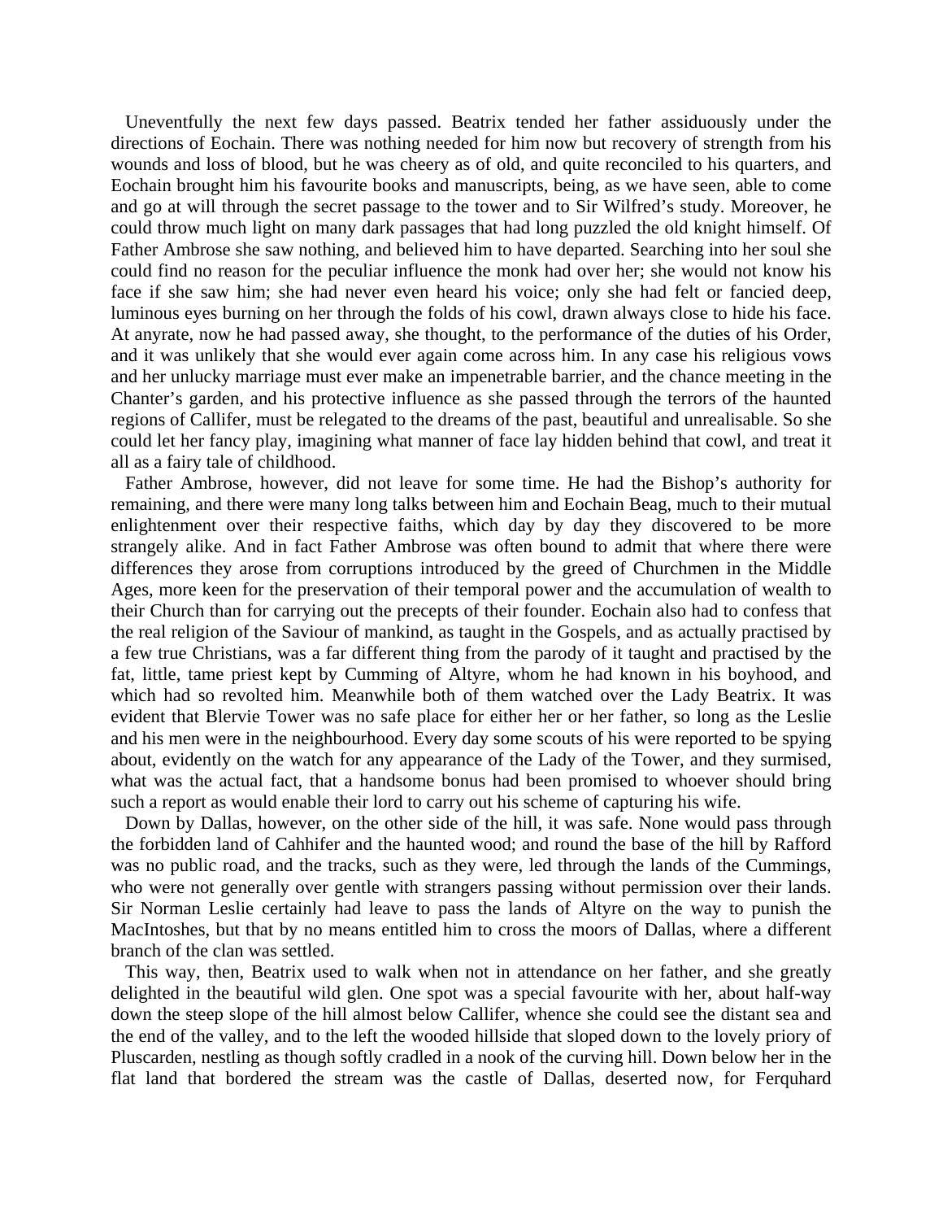Uneventfully the next few days passed. Beatrix tended her father assiduously under the directions of Eochain. There was nothing needed for him now but recovery of strength from his wounds and loss of blood, but he was cheery as of old, and quite reconciled to his quarters, and Eochain brought him his favourite books and manuscripts, being, as we have seen, able to come and go at will through the secret passage to the tower and to Sir Wilfred's study. Moreover, he could throw much light on many dark passages that had long puzzled the old knight himself. Of Father Ambrose she saw nothing, and believed him to have departed. Searching into her soul she could find no reason for the peculiar influence the monk had over her; she would not know his face if she saw him; she had never even heard his voice; only she had felt or fancied deep, luminous eyes burning on her through the folds of his cowl, drawn always close to hide his face. At anyrate, now he had passed away, she thought, to the performance of the duties of his Order, and it was unlikely that she would ever again come across him. In any case his religious vows and her unlucky marriage must ever make an impenetrable barrier, and the chance meeting in the Chanter's garden, and his protective influence as she passed through the terrors of the haunted regions of Callifer, must be relegated to the dreams of the past, beautiful and unrealisable. So she could let her fancy play, imagining what manner of face lay hidden behind that cowl, and treat it all as a fairy tale of childhood.

Father Ambrose, however, did not leave for some time. He had the Bishop's authority for remaining, and there were many long talks between him and Eochain Beag, much to their mutual enlightenment over their respective faiths, which day by day they discovered to be more strangely alike. And in fact Father Ambrose was often bound to admit that where there were differences they arose from corruptions introduced by the greed of Churchmen in the Middle Ages, more keen for the preservation of their temporal power and the accumulation of wealth to their Church than for carrying out the precepts of their founder. Eochain also had to confess that the real religion of the Saviour of mankind, as taught in the Gospels, and as actually practised by a few true Christians, was a far different thing from the parody of it taught and practised by the fat, little, tame priest kept by Cumming of Altyre, whom he had known in his boyhood, and which had so revolted him. Meanwhile both of them watched over the Lady Beatrix. It was evident that Blervie Tower was no safe place for either her or her father, so long as the Leslie and his men were in the neighbourhood. Every day some scouts of his were reported to be spying about, evidently on the watch for any appearance of the Lady of the Tower, and they surmised, what was the actual fact, that a handsome bonus had been promised to whoever should bring such a report as would enable their lord to carry out his scheme of capturing his wife.

Down by Dallas, however, on the other side of the hill, it was safe. None would pass through the forbidden land of Cahhifer and the haunted wood; and round the base of the hill by Rafford was no public road, and the tracks, such as they were, led through the lands of the Cummings, who were not generally over gentle with strangers passing without permission over their lands. Sir Norman Leslie certainly had leave to pass the lands of Altyre on the way to punish the MacIntoshes, but that by no means entitled him to cross the moors of Dallas, where a different branch of the clan was settled.

This way, then, Beatrix used to walk when not in attendance on her father, and she greatly delighted in the beautiful wild glen. One spot was a special favourite with her, about half-way down the steep slope of the hill almost below Callifer, whence she could see the distant sea and the end of the valley, and to the left the wooded hillside that sloped down to the lovely priory of Pluscarden, nestling as though softly cradled in a nook of the curving hill. Down below her in the flat land that bordered the stream was the castle of Dallas, deserted now, for Ferquhard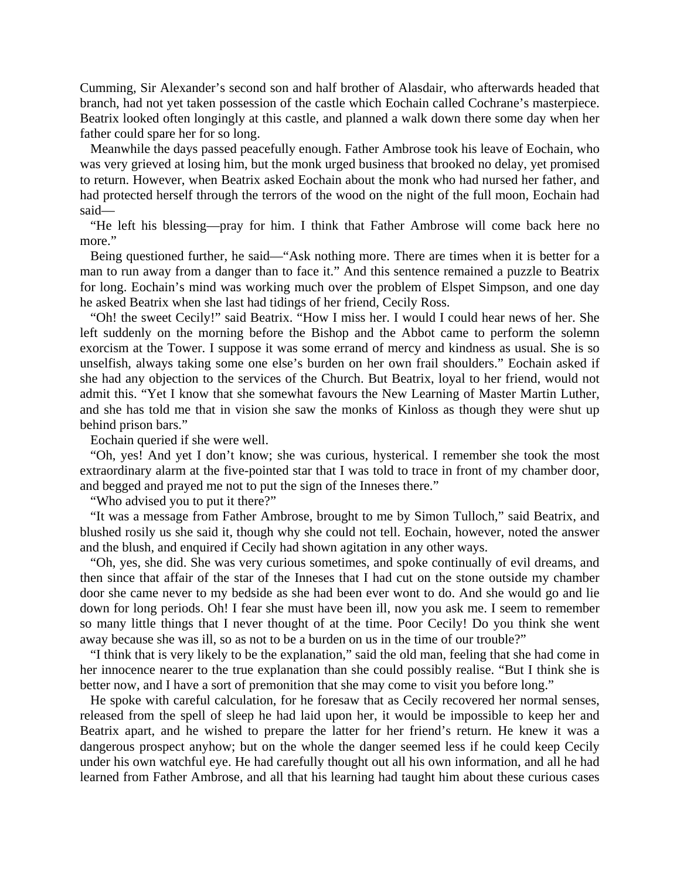Cumming, Sir Alexander's second son and half brother of Alasdair, who afterwards headed that branch, had not yet taken possession of the castle which Eochain called Cochrane's masterpiece. Beatrix looked often longingly at this castle, and planned a walk down there some day when her father could spare her for so long.

Meanwhile the days passed peacefully enough. Father Ambrose took his leave of Eochain, who was very grieved at losing him, but the monk urged business that brooked no delay, yet promised to return. However, when Beatrix asked Eochain about the monk who had nursed her father, and had protected herself through the terrors of the wood on the night of the full moon, Eochain had said—

"He left his blessing—pray for him. I think that Father Ambrose will come back here no more."

Being questioned further, he said—"Ask nothing more. There are times when it is better for a man to run away from a danger than to face it." And this sentence remained a puzzle to Beatrix for long. Eochain's mind was working much over the problem of Elspet Simpson, and one day he asked Beatrix when she last had tidings of her friend, Cecily Ross.

"Oh! the sweet Cecily!" said Beatrix. "How I miss her. I would I could hear news of her. She left suddenly on the morning before the Bishop and the Abbot came to perform the solemn exorcism at the Tower. I suppose it was some errand of mercy and kindness as usual. She is so unselfish, always taking some one else's burden on her own frail shoulders." Eochain asked if she had any objection to the services of the Church. But Beatrix, loyal to her friend, would not admit this. "Yet I know that she somewhat favours the New Learning of Master Martin Luther, and she has told me that in vision she saw the monks of Kinloss as though they were shut up behind prison bars."

Eochain queried if she were well.

"Oh, yes! And yet I don't know; she was curious, hysterical. I remember she took the most extraordinary alarm at the five-pointed star that I was told to trace in front of my chamber door, and begged and prayed me not to put the sign of the Inneses there."

"Who advised you to put it there?"

"It was a message from Father Ambrose, brought to me by Simon Tulloch," said Beatrix, and blushed rosily us she said it, though why she could not tell. Eochain, however, noted the answer and the blush, and enquired if Cecily had shown agitation in any other ways.

"Oh, yes, she did. She was very curious sometimes, and spoke continually of evil dreams, and then since that affair of the star of the Inneses that I had cut on the stone outside my chamber door she came never to my bedside as she had been ever wont to do. And she would go and lie down for long periods. Oh! I fear she must have been ill, now you ask me. I seem to remember so many little things that I never thought of at the time. Poor Cecily! Do you think she went away because she was ill, so as not to be a burden on us in the time of our trouble?"

"I think that is very likely to be the explanation," said the old man, feeling that she had come in her innocence nearer to the true explanation than she could possibly realise. "But I think she is better now, and I have a sort of premonition that she may come to visit you before long."

He spoke with careful calculation, for he foresaw that as Cecily recovered her normal senses, released from the spell of sleep he had laid upon her, it would be impossible to keep her and Beatrix apart, and he wished to prepare the latter for her friend's return. He knew it was a dangerous prospect anyhow; but on the whole the danger seemed less if he could keep Cecily under his own watchful eye. He had carefully thought out all his own information, and all he had learned from Father Ambrose, and all that his learning had taught him about these curious cases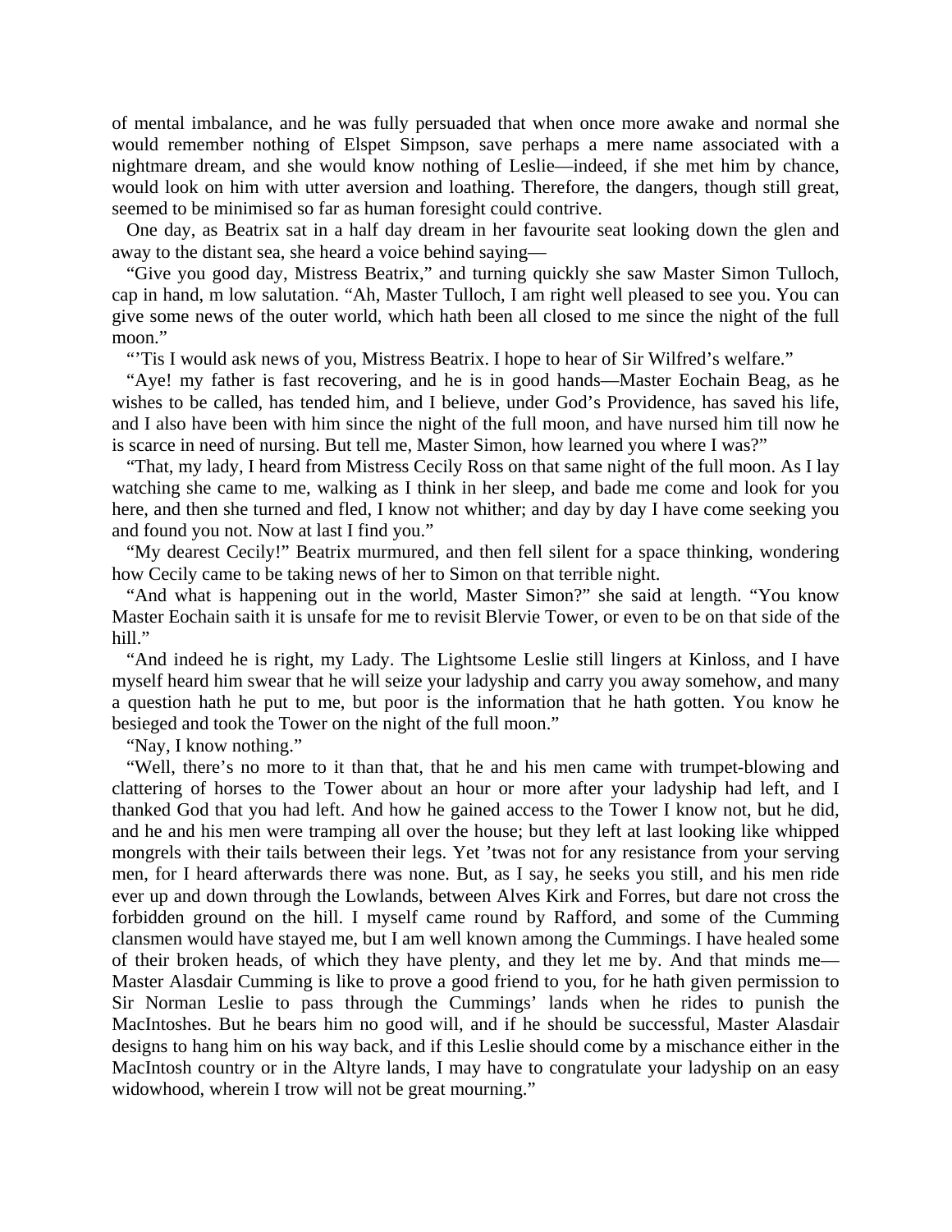of mental imbalance, and he was fully persuaded that when once more awake and normal she would remember nothing of Elspet Simpson, save perhaps a mere name associated with a nightmare dream, and she would know nothing of Leslie—indeed, if she met him by chance, would look on him with utter aversion and loathing. Therefore, the dangers, though still great, seemed to be minimised so far as human foresight could contrive.

One day, as Beatrix sat in a half day dream in her favourite seat looking down the glen and away to the distant sea, she heard a voice behind saying—

"Give you good day, Mistress Beatrix," and turning quickly she saw Master Simon Tulloch, cap in hand, m low salutation. "Ah, Master Tulloch, I am right well pleased to see you. You can give some news of the outer world, which hath been all closed to me since the night of the full moon."

"'Tis I would ask news of you, Mistress Beatrix. I hope to hear of Sir Wilfred's welfare."

"Aye! my father is fast recovering, and he is in good hands—Master Eochain Beag, as he wishes to be called, has tended him, and I believe, under God's Providence, has saved his life, and I also have been with him since the night of the full moon, and have nursed him till now he is scarce in need of nursing. But tell me, Master Simon, how learned you where I was?"

"That, my lady, I heard from Mistress Cecily Ross on that same night of the full moon. As I lay watching she came to me, walking as I think in her sleep, and bade me come and look for you here, and then she turned and fled, I know not whither; and day by day I have come seeking you and found you not. Now at last I find you."

"My dearest Cecily!" Beatrix murmured, and then fell silent for a space thinking, wondering how Cecily came to be taking news of her to Simon on that terrible night.

"And what is happening out in the world, Master Simon?" she said at length. "You know Master Eochain saith it is unsafe for me to revisit Blervie Tower, or even to be on that side of the hill."

"And indeed he is right, my Lady. The Lightsome Leslie still lingers at Kinloss, and I have myself heard him swear that he will seize your ladyship and carry you away somehow, and many a question hath he put to me, but poor is the information that he hath gotten. You know he besieged and took the Tower on the night of the full moon."

"Nay, I know nothing."

"Well, there's no more to it than that, that he and his men came with trumpet-blowing and clattering of horses to the Tower about an hour or more after your ladyship had left, and I thanked God that you had left. And how he gained access to the Tower I know not, but he did, and he and his men were tramping all over the house; but they left at last looking like whipped mongrels with their tails between their legs. Yet 'twas not for any resistance from your serving men, for I heard afterwards there was none. But, as I say, he seeks you still, and his men ride ever up and down through the Lowlands, between Alves Kirk and Forres, but dare not cross the forbidden ground on the hill. I myself came round by Rafford, and some of the Cumming clansmen would have stayed me, but I am well known among the Cummings. I have healed some of their broken heads, of which they have plenty, and they let me by. And that minds me—Master Alasdair Cumming is like to prove a good friend to you, for he hath given permission to Sir Norman Leslie to pass through the Cummings' lands when he rides to punish the MacIntoshes. But he bears him no good will, and if he should be successful, Master Alasdair designs to hang him on his way back, and if this Leslie should come by a mischance either in the MacIntosh country or in the Altyre lands, I may have to congratulate your ladyship on an easy widowhood, wherein I trow will not be great mourning."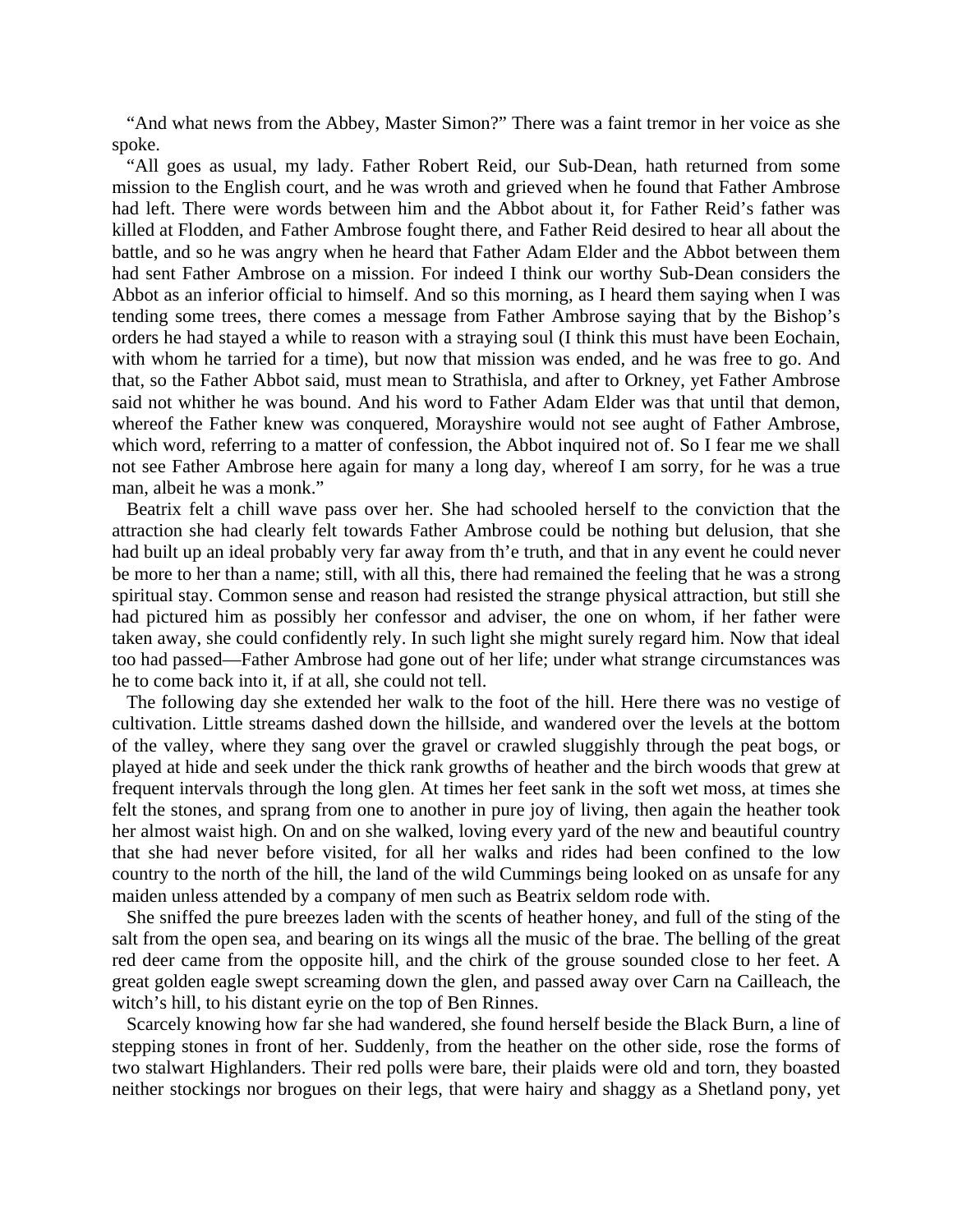"And what news from the Abbey, Master Simon?" There was a faint tremor in her voice as she spoke.

"All goes as usual, my lady. Father Robert Reid, our Sub-Dean, hath returned from some mission to the English court, and he was wroth and grieved when he found that Father Ambrose had left. There were words between him and the Abbot about it, for Father Reid's father was killed at Flodden, and Father Ambrose fought there, and Father Reid desired to hear all about the battle, and so he was angry when he heard that Father Adam Elder and the Abbot between them had sent Father Ambrose on a mission. For indeed I think our worthy Sub-Dean considers the Abbot as an inferior official to himself. And so this morning, as I heard them saying when I was tending some trees, there comes a message from Father Ambrose saying that by the Bishop's orders he had stayed a while to reason with a straying soul (I think this must have been Eochain, with whom he tarried for a time), but now that mission was ended, and he was free to go. And that, so the Father Abbot said, must mean to Strathisla, and after to Orkney, yet Father Ambrose said not whither he was bound. And his word to Father Adam Elder was that until that demon, whereof the Father knew was conquered, Morayshire would not see aught of Father Ambrose, which word, referring to a matter of confession, the Abbot inquired not of. So I fear me we shall not see Father Ambrose here again for many a long day, whereof I am sorry, for he was a true man, albeit he was a monk."

Beatrix felt a chill wave pass over her. She had schooled herself to the conviction that the attraction she had clearly felt towards Father Ambrose could be nothing but delusion, that she had built up an ideal probably very far away from th'e truth, and that in any event he could never be more to her than a name; still, with all this, there had remained the feeling that he was a strong spiritual stay. Common sense and reason had resisted the strange physical attraction, but still she had pictured him as possibly her confessor and adviser, the one on whom, if her father were taken away, she could confidently rely. In such light she might surely regard him. Now that ideal too had passed—Father Ambrose had gone out of her life; under what strange circumstances was he to come back into it, if at all, she could not tell.

The following day she extended her walk to the foot of the hill. Here there was no vestige of cultivation. Little streams dashed down the hillside, and wandered over the levels at the bottom of the valley, where they sang over the gravel or crawled sluggishly through the peat bogs, or played at hide and seek under the thick rank growths of heather and the birch woods that grew at frequent intervals through the long glen. At times her feet sank in the soft wet moss, at times she felt the stones, and sprang from one to another in pure joy of living, then again the heather took her almost waist high. On and on she walked, loving every yard of the new and beautiful country that she had never before visited, for all her walks and rides had been confined to the low country to the north of the hill, the land of the wild Cummings being looked on as unsafe for any maiden unless attended by a company of men such as Beatrix seldom rode with.

She sniffed the pure breezes laden with the scents of heather honey, and full of the sting of the salt from the open sea, and bearing on its wings all the music of the brae. The belling of the great red deer came from the opposite hill, and the chirk of the grouse sounded close to her feet. A great golden eagle swept screaming down the glen, and passed away over Carn na Cailleach, the witch's hill, to his distant eyrie on the top of Ben Rinnes.

Scarcely knowing how far she had wandered, she found herself beside the Black Burn, a line of stepping stones in front of her. Suddenly, from the heather on the other side, rose the forms of two stalwart Highlanders. Their red polls were bare, their plaids were old and torn, they boasted neither stockings nor brogues on their legs, that were hairy and shaggy as a Shetland pony, yet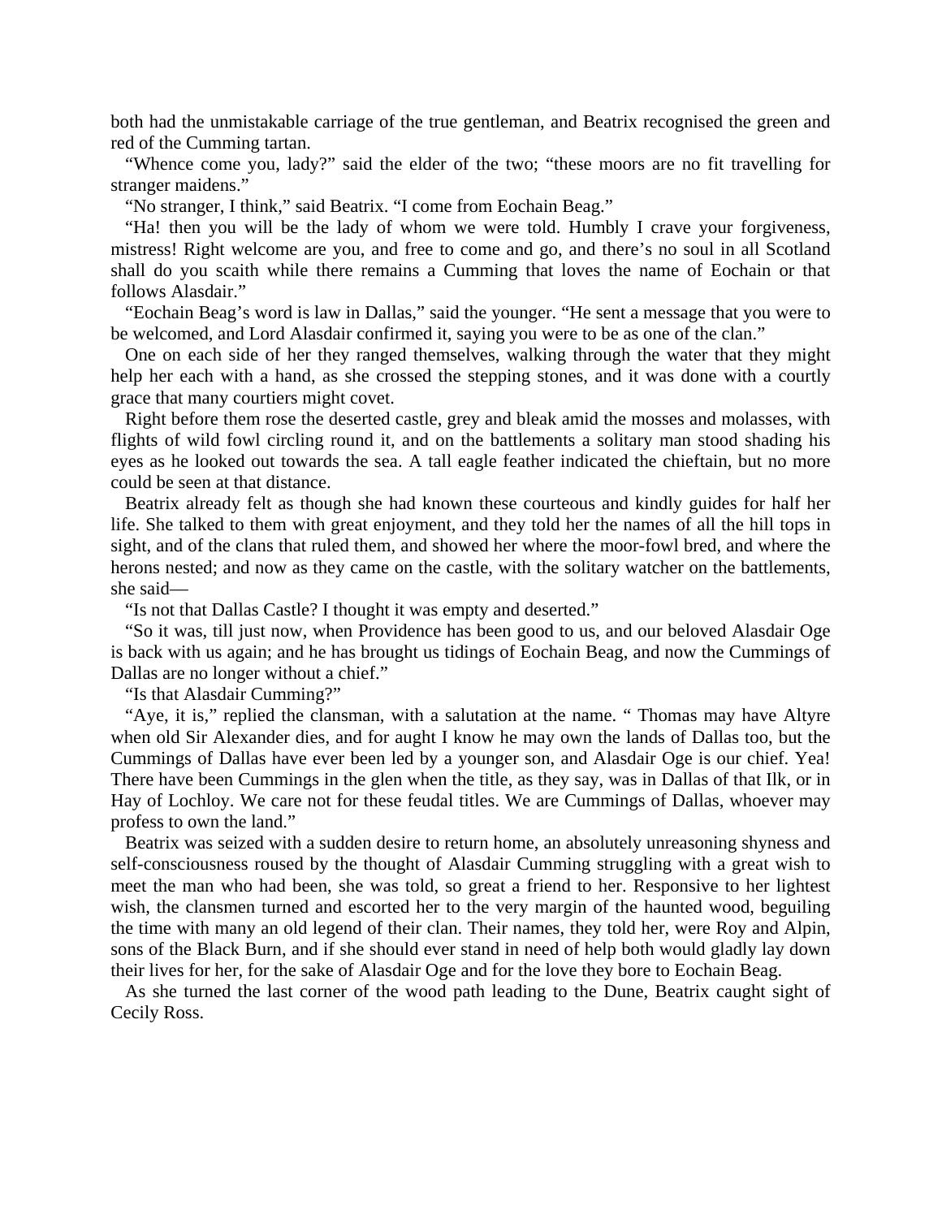both had the unmistakable carriage of the true gentleman, and Beatrix recognised the green and red of the Cumming tartan.

"Whence come you, lady?" said the elder of the two; "these moors are no fit travelling for stranger maidens."

"No stranger, I think," said Beatrix. "I come from Eochain Beag."

"Ha! then you will be the lady of whom we were told. Humbly I crave your forgiveness, mistress! Right welcome are you, and free to come and go, and there's no soul in all Scotland shall do you scaith while there remains a Cumming that loves the name of Eochain or that follows Alasdair."

"Eochain Beag's word is law in Dallas," said the younger. "He sent a message that you were to be welcomed, and Lord Alasdair confirmed it, saying you were to be as one of the clan."

One on each side of her they ranged themselves, walking through the water that they might help her each with a hand, as she crossed the stepping stones, and it was done with a courtly grace that many courtiers might covet.

Right before them rose the deserted castle, grey and bleak amid the mosses and molasses, with flights of wild fowl circling round it, and on the battlements a solitary man stood shading his eyes as he looked out towards the sea. A tall eagle feather indicated the chieftain, but no more could be seen at that distance.

Beatrix already felt as though she had known these courteous and kindly guides for half her life. She talked to them with great enjoyment, and they told her the names of all the hill tops in sight, and of the clans that ruled them, and showed her where the moor-fowl bred, and where the herons nested; and now as they came on the castle, with the solitary watcher on the battlements, she said—

"Is not that Dallas Castle? I thought it was empty and deserted."

"So it was, till just now, when Providence has been good to us, and our beloved Alasdair Oge is back with us again; and he has brought us tidings of Eochain Beag, and now the Cummings of Dallas are no longer without a chief."

"Is that Alasdair Cumming?"

"Aye, it is," replied the clansman, with a salutation at the name. " Thomas may have Altyre when old Sir Alexander dies, and for aught I know he may own the lands of Dallas too, but the Cummings of Dallas have ever been led by a younger son, and Alasdair Oge is our chief. Yea! There have been Cummings in the glen when the title, as they say, was in Dallas of that Ilk, or in Hay of Lochloy. We care not for these feudal titles. We are Cummings of Dallas, whoever may profess to own the land."

Beatrix was seized with a sudden desire to return home, an absolutely unreasoning shyness and self-consciousness roused by the thought of Alasdair Cumming struggling with a great wish to meet the man who had been, she was told, so great a friend to her. Responsive to her lightest wish, the clansmen turned and escorted her to the very margin of the haunted wood, beguiling the time with many an old legend of their clan. Their names, they told her, were Roy and Alpin, sons of the Black Burn, and if she should ever stand in need of help both would gladly lay down their lives for her, for the sake of Alasdair Oge and for the love they bore to Eochain Beag.

As she turned the last corner of the wood path leading to the Dune, Beatrix caught sight of Cecily Ross.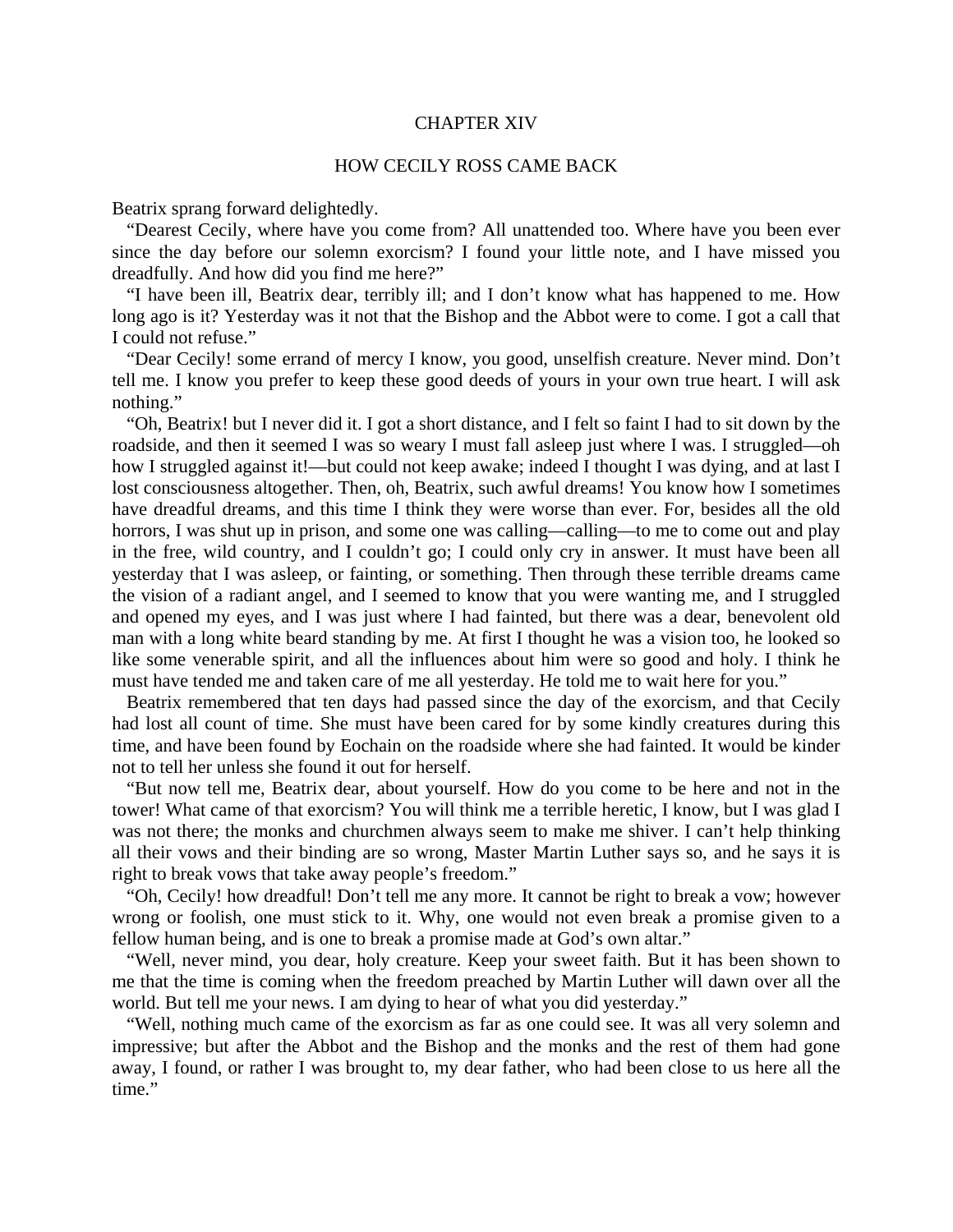## CHAPTER XIV

### HOW CECILY ROSS CAME BACK

Beatrix sprang forward delightedly.

"Dearest Cecily, where have you come from? All unattended too. Where have you been ever since the day before our solemn exorcism? I found your little note, and I have missed you dreadfully. And how did you find me here?"

"I have been ill, Beatrix dear, terribly ill; and I don't know what has happened to me. How long ago is it? Yesterday was it not that the Bishop and the Abbot were to come. I got a call that I could not refuse."

"Dear Cecily! some errand of mercy I know, you good, unselfish creature. Never mind. Don't tell me. I know you prefer to keep these good deeds of yours in your own true heart. I will ask nothing."

"Oh, Beatrix! but I never did it. I got a short distance, and I felt so faint I had to sit down by the roadside, and then it seemed I was so weary I must fall asleep just where I was. I struggled—oh how I struggled against it!—but could not keep awake; indeed I thought I was dying, and at last I lost consciousness altogether. Then, oh, Beatrix, such awful dreams! You know how I sometimes have dreadful dreams, and this time I think they were worse than ever. For, besides all the old horrors, I was shut up in prison, and some one was calling—calling—to me to come out and play in the free, wild country, and I couldn't go; I could only cry in answer. It must have been all yesterday that I was asleep, or fainting, or something. Then through these terrible dreams came the vision of a radiant angel, and I seemed to know that you were wanting me, and I struggled and opened my eyes, and I was just where I had fainted, but there was a dear, benevolent old man with a long white beard standing by me. At first I thought he was a vision too, he looked so like some venerable spirit, and all the influences about him were so good and holy. I think he must have tended me and taken care of me all yesterday. He told me to wait here for you."

Beatrix remembered that ten days had passed since the day of the exorcism, and that Cecily had lost all count of time. She must have been cared for by some kindly creatures during this time, and have been found by Eochain on the roadside where she had fainted. It would be kinder not to tell her unless she found it out for herself.

"But now tell me, Beatrix dear, about yourself. How do you come to be here and not in the tower! What came of that exorcism? You will think me a terrible heretic, I know, but I was glad I was not there; the monks and churchmen always seem to make me shiver. I can't help thinking all their vows and their binding are so wrong, Master Martin Luther says so, and he says it is right to break vows that take away people's freedom."

"Oh, Cecily! how dreadful! Don't tell me any more. It cannot be right to break a vow; however wrong or foolish, one must stick to it. Why, one would not even break a promise given to a fellow human being, and is one to break a promise made at God's own altar."

"Well, never mind, you dear, holy creature. Keep your sweet faith. But it has been shown to me that the time is coming when the freedom preached by Martin Luther will dawn over all the world. But tell me your news. I am dying to hear of what you did yesterday."

"Well, nothing much came of the exorcism as far as one could see. It was all very solemn and impressive; but after the Abbot and the Bishop and the monks and the rest of them had gone away, I found, or rather I was brought to, my dear father, who had been close to us here all the time."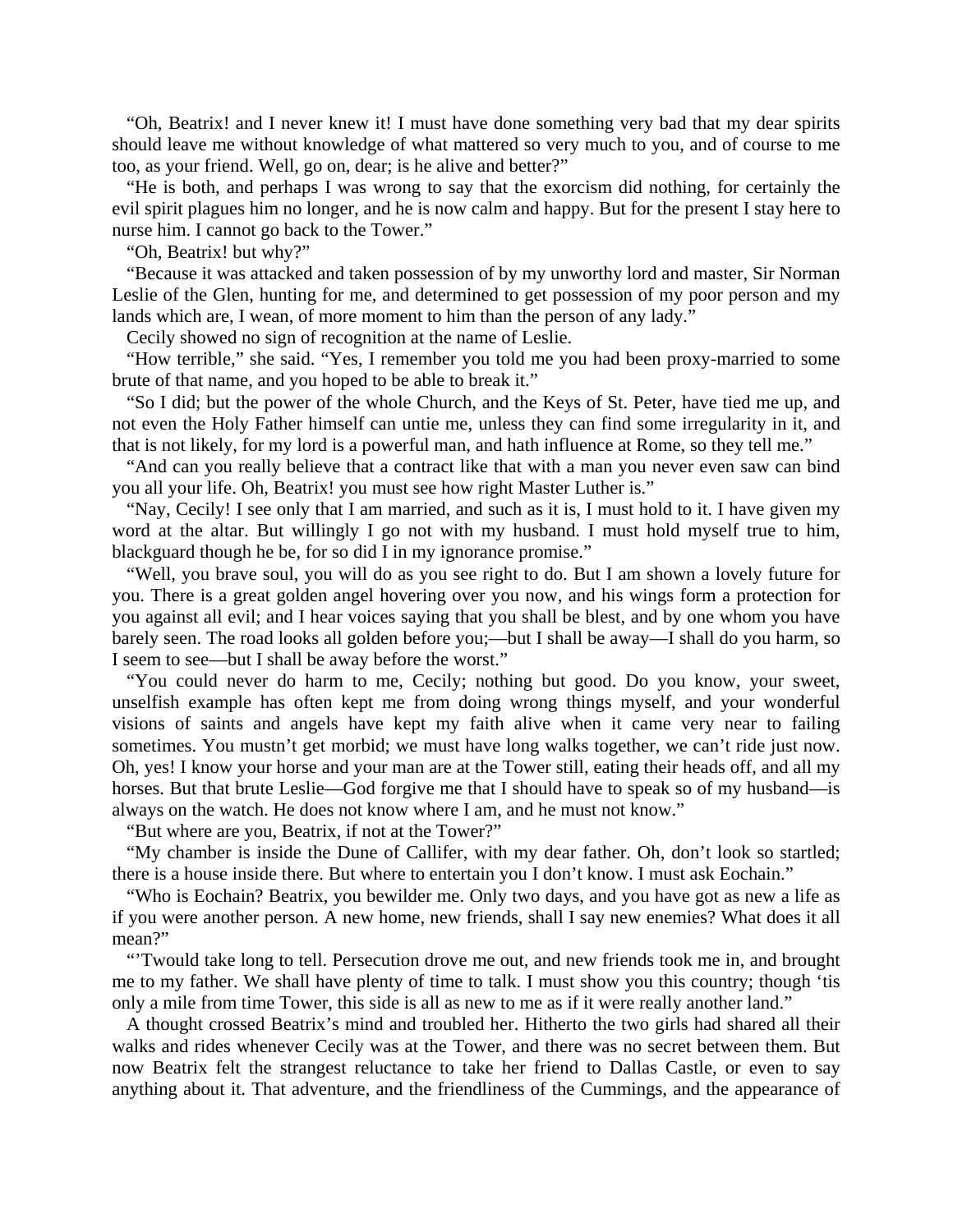"Oh, Beatrix! and I never knew it! I must have done something very bad that my dear spirits should leave me without knowledge of what mattered so very much to you, and of course to me too, as your friend. Well, go on, dear; is he alive and better?"

"He is both, and perhaps I was wrong to say that the exorcism did nothing, for certainly the evil spirit plagues him no longer, and he is now calm and happy. But for the present I stay here to nurse him. I cannot go back to the Tower."

"Oh, Beatrix! but why?"

"Because it was attacked and taken possession of by my unworthy lord and master, Sir Norman Leslie of the Glen, hunting for me, and determined to get possession of my poor person and my lands which are, I wean, of more moment to him than the person of any lady."

Cecily showed no sign of recognition at the name of Leslie.

"How terrible," she said. "Yes, I remember you told me you had been proxy-married to some brute of that name, and you hoped to be able to break it."

"So I did; but the power of the whole Church, and the Keys of St. Peter, have tied me up, and not even the Holy Father himself can untie me, unless they can find some irregularity in it, and that is not likely, for my lord is a powerful man, and hath influence at Rome, so they tell me."

"And can you really believe that a contract like that with a man you never even saw can bind you all your life. Oh, Beatrix! you must see how right Master Luther is."

"Nay, Cecily! I see only that I am married, and such as it is, I must hold to it. I have given my word at the altar. But willingly I go not with my husband. I must hold myself true to him, blackguard though he be, for so did I in my ignorance promise."

"Well, you brave soul, you will do as you see right to do. But I am shown a lovely future for you. There is a great golden angel hovering over you now, and his wings form a protection for you against all evil; and I hear voices saying that you shall be blest, and by one whom you have barely seen. The road looks all golden before you;—but I shall be away—I shall do you harm, so I seem to see—but I shall be away before the worst."

"You could never do harm to me, Cecily; nothing but good. Do you know, your sweet, unselfish example has often kept me from doing wrong things myself, and your wonderful visions of saints and angels have kept my faith alive when it came very near to failing sometimes. You mustn't get morbid; we must have long walks together, we can't ride just now. Oh, yes! I know your horse and your man are at the Tower still, eating their heads off, and all my horses. But that brute Leslie—God forgive me that I should have to speak so of my husband—is always on the watch. He does not know where I am, and he must not know."

"But where are you, Beatrix, if not at the Tower?"

"My chamber is inside the Dune of Callifer, with my dear father. Oh, don't look so startled; there is a house inside there. But where to entertain you I don't know. I must ask Eochain."

"Who is Eochain? Beatrix, you bewilder me. Only two days, and you have got as new a life as if you were another person. A new home, new friends, shall I say new enemies? What does it all mean?"

"'Twould take long to tell. Persecution drove me out, and new friends took me in, and brought me to my father. We shall have plenty of time to talk. I must show you this country; though 'tis only a mile from time Tower, this side is all as new to me as if it were really another land."

A thought crossed Beatrix's mind and troubled her. Hitherto the two girls had shared all their walks and rides whenever Cecily was at the Tower, and there was no secret between them. But now Beatrix felt the strangest reluctance to take her friend to Dallas Castle, or even to say anything about it. That adventure, and the friendliness of the Cummings, and the appearance of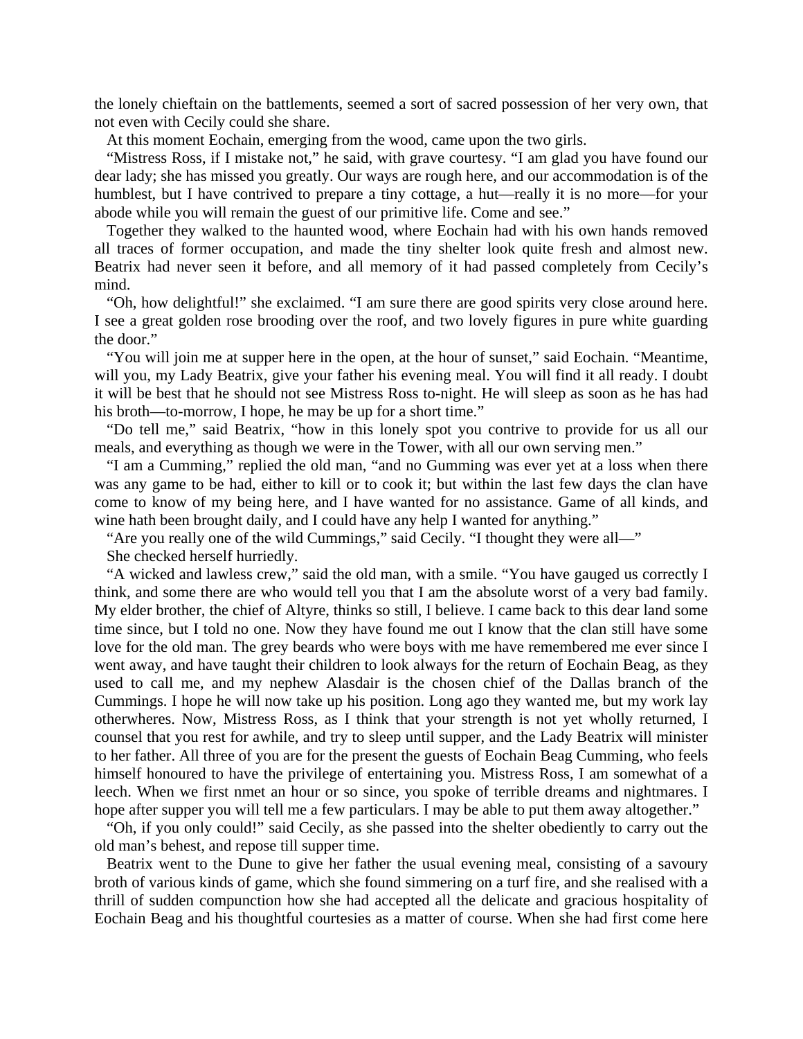the lonely chieftain on the battlements, seemed a sort of sacred possession of her very own, that not even with Cecily could she share.

At this moment Eochain, emerging from the wood, came upon the two girls.

"Mistress Ross, if I mistake not," he said, with grave courtesy. "I am glad you have found our dear lady; she has missed you greatly. Our ways are rough here, and our accommodation is of the humblest, but I have contrived to prepare a tiny cottage, a hut—really it is no more—for your abode while you will remain the guest of our primitive life. Come and see."

Together they walked to the haunted wood, where Eochain had with his own hands removed all traces of former occupation, and made the tiny shelter look quite fresh and almost new. Beatrix had never seen it before, and all memory of it had passed completely from Cecily's mind.

"Oh, how delightful!" she exclaimed. "I am sure there are good spirits very close around here. I see a great golden rose brooding over the roof, and two lovely figures in pure white guarding the door."

"You will join me at supper here in the open, at the hour of sunset," said Eochain. "Meantime, will you, my Lady Beatrix, give your father his evening meal. You will find it all ready. I doubt it will be best that he should not see Mistress Ross to-night. He will sleep as soon as he has had his broth—to-morrow, I hope, he may be up for a short time."

"Do tell me," said Beatrix, "how in this lonely spot you contrive to provide for us all our meals, and everything as though we were in the Tower, with all our own serving men."

"I am a Cumming," replied the old man, "and no Gumming was ever yet at a loss when there was any game to be had, either to kill or to cook it; but within the last few days the clan have come to know of my being here, and I have wanted for no assistance. Game of all kinds, and wine hath been brought daily, and I could have any help I wanted for anything."

"Are you really one of the wild Cummings," said Cecily. "I thought they were all—"

She checked herself hurriedly.

"A wicked and lawless crew," said the old man, with a smile. "You have gauged us correctly I think, and some there are who would tell you that I am the absolute worst of a very bad family. My elder brother, the chief of Altyre, thinks so still, I believe. I came back to this dear land some time since, but I told no one. Now they have found me out I know that the clan still have some love for the old man. The grey beards who were boys with me have remembered me ever since I went away, and have taught their children to look always for the return of Eochain Beag, as they used to call me, and my nephew Alasdair is the chosen chief of the Dallas branch of the Cummings. I hope he will now take up his position. Long ago they wanted me, but my work lay otherwheres. Now, Mistress Ross, as I think that your strength is not yet wholly returned, I counsel that you rest for awhile, and try to sleep until supper, and the Lady Beatrix will minister to her father. All three of you are for the present the guests of Eochain Beag Cumming, who feels himself honoured to have the privilege of entertaining you. Mistress Ross, I am somewhat of a leech. When we first nmet an hour or so since, you spoke of terrible dreams and nightmares. I hope after supper you will tell me a few particulars. I may be able to put them away altogether."

"Oh, if you only could!" said Cecily, as she passed into the shelter obediently to carry out the old man's behest, and repose till supper time.

Beatrix went to the Dune to give her father the usual evening meal, consisting of a savoury broth of various kinds of game, which she found simmering on a turf fire, and she realised with a thrill of sudden compunction how she had accepted all the delicate and gracious hospitality of Eochain Beag and his thoughtful courtesies as a matter of course. When she had first come here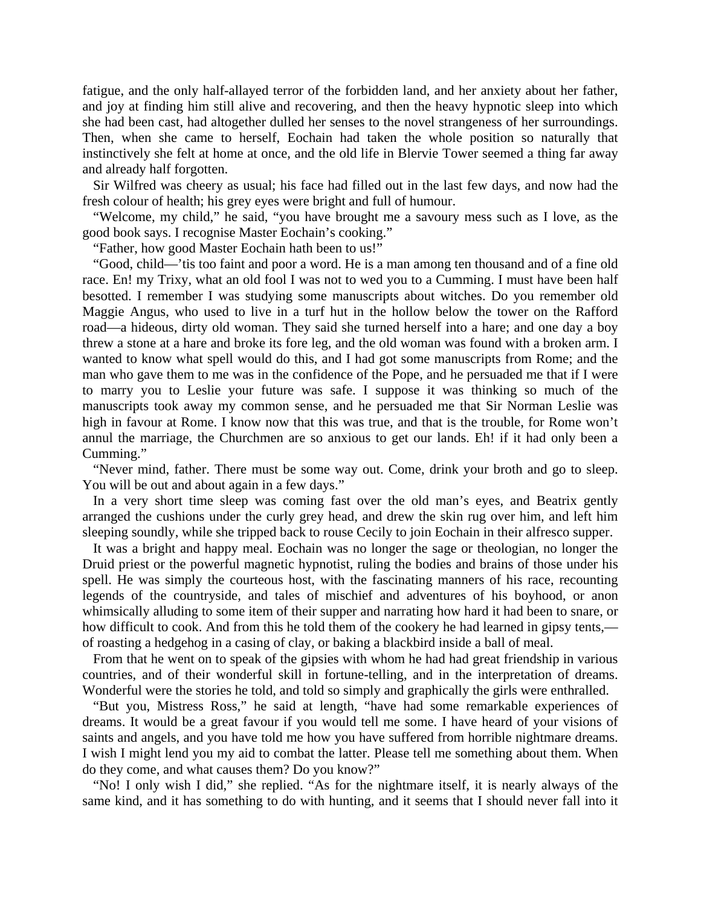fatigue, and the only half-allayed terror of the forbidden land, and her anxiety about her father, and joy at finding him still alive and recovering, and then the heavy hypnotic sleep into which she had been cast, had altogether dulled her senses to the novel strangeness of her surroundings. Then, when she came to herself, Eochain had taken the whole position so naturally that instinctively she felt at home at once, and the old life in Blervie Tower seemed a thing far away and already half forgotten.

Sir Wilfred was cheery as usual; his face had filled out in the last few days, and now had the fresh colour of health; his grey eyes were bright and full of humour.

"Welcome, my child," he said, "you have brought me a savoury mess such as I love, as the good book says. I recognise Master Eochain's cooking."

"Father, how good Master Eochain hath been to us!"

"Good, child—'tis too faint and poor a word. He is a man among ten thousand and of a fine old race. En! my Trixy, what an old fool I was not to wed you to a Cumming. I must have been half besotted. I remember I was studying some manuscripts about witches. Do you remember old Maggie Angus, who used to live in a turf hut in the hollow below the tower on the Rafford road—a hideous, dirty old woman. They said she turned herself into a hare; and one day a boy threw a stone at a hare and broke its fore leg, and the old woman was found with a broken arm. I wanted to know what spell would do this, and I had got some manuscripts from Rome; and the man who gave them to me was in the confidence of the Pope, and he persuaded me that if I were to marry you to Leslie your future was safe. I suppose it was thinking so much of the manuscripts took away my common sense, and he persuaded me that Sir Norman Leslie was high in favour at Rome. I know now that this was true, and that is the trouble, for Rome won't annul the marriage, the Churchmen are so anxious to get our lands. Eh! if it had only been a Cumming."

"Never mind, father. There must be some way out. Come, drink your broth and go to sleep. You will be out and about again in a few days."

In a very short time sleep was coming fast over the old man's eyes, and Beatrix gently arranged the cushions under the curly grey head, and drew the skin rug over him, and left him sleeping soundly, while she tripped back to rouse Cecily to join Eochain in their alfresco supper.

It was a bright and happy meal. Eochain was no longer the sage or theologian, no longer the Druid priest or the powerful magnetic hypnotist, ruling the bodies and brains of those under his spell. He was simply the courteous host, with the fascinating manners of his race, recounting legends of the countryside, and tales of mischief and adventures of his boyhood, or anon whimsically alluding to some item of their supper and narrating how hard it had been to snare, or how difficult to cook. And from this he told them of the cookery he had learned in gipsy tents,—of roasting a hedgehog in a casing of clay, or baking a blackbird inside a ball of meal.

From that he went on to speak of the gipsies with whom he had had great friendship in various countries, and of their wonderful skill in fortune-telling, and in the interpretation of dreams. Wonderful were the stories he told, and told so simply and graphically the girls were enthralled.

"But you, Mistress Ross," he said at length, "have had some remarkable experiences of dreams. It would be a great favour if you would tell me some. I have heard of your visions of saints and angels, and you have told me how you have suffered from horrible nightmare dreams. I wish I might lend you my aid to combat the latter. Please tell me something about them. When do they come, and what causes them? Do you know?"

"No! I only wish I did," she replied. "As for the nightmare itself, it is nearly always of the same kind, and it has something to do with hunting, and it seems that I should never fall into it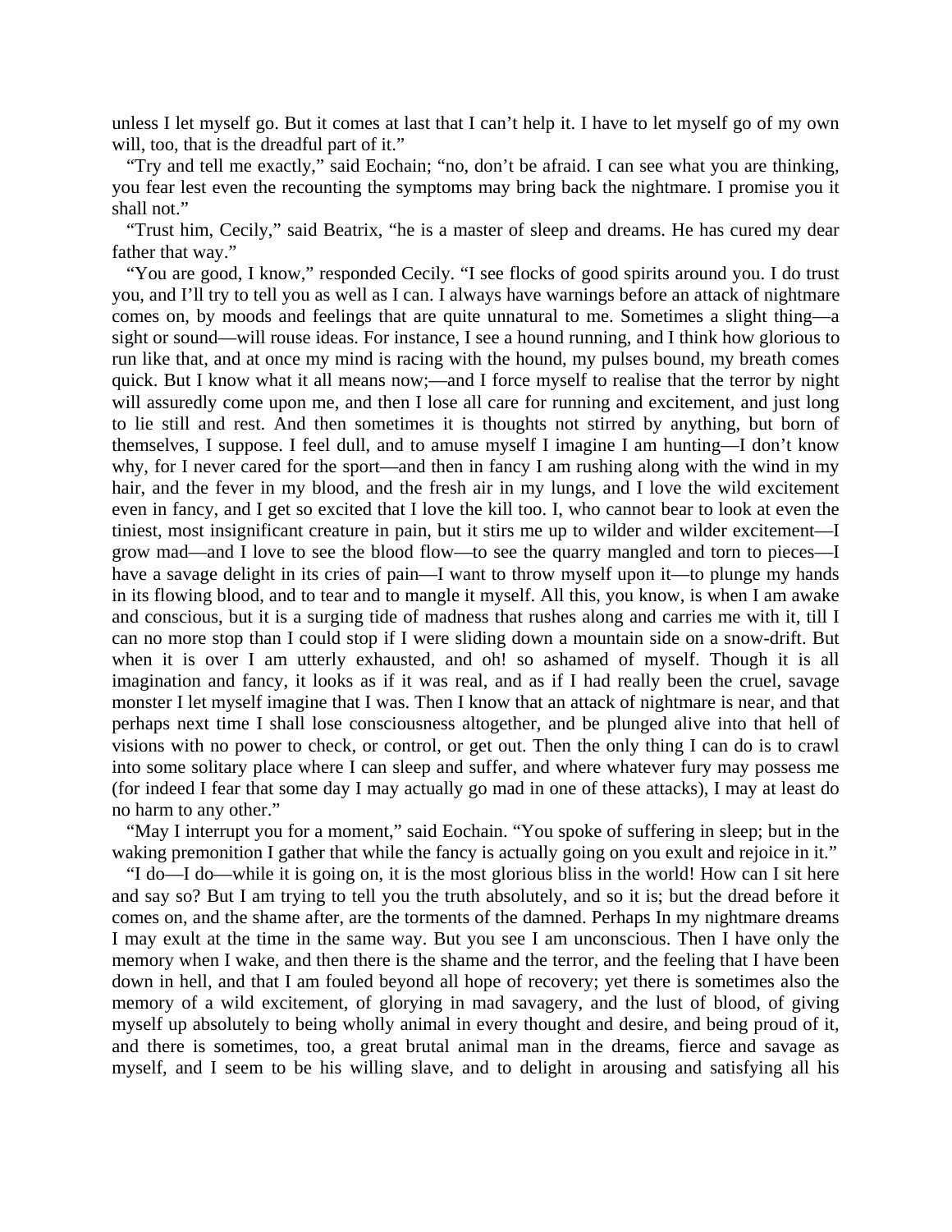unless I let myself go. But it comes at last that I can't help it. I have to let myself go of my own will, too, that is the dreadful part of it."

"Try and tell me exactly," said Eochain; "no, don't be afraid. I can see what you are thinking, you fear lest even the recounting the symptoms may bring back the nightmare. I promise you it shall not."

"Trust him, Cecily," said Beatrix, "he is a master of sleep and dreams. He has cured my dear father that way."

"You are good, I know," responded Cecily. "I see flocks of good spirits around you. I do trust you, and I'll try to tell you as well as I can. I always have warnings before an attack of nightmare comes on, by moods and feelings that are quite unnatural to me. Sometimes a slight thing—a sight or sound—will rouse ideas. For instance, I see a hound running, and I think how glorious to run like that, and at once my mind is racing with the hound, my pulses bound, my breath comes quick. But I know what it all means now;—and I force myself to realise that the terror by night will assuredly come upon me, and then I lose all care for running and excitement, and just long to lie still and rest. And then sometimes it is thoughts not stirred by anything, but born of themselves, I suppose. I feel dull, and to amuse myself I imagine I am hunting—I don't know why, for I never cared for the sport—and then in fancy I am rushing along with the wind in my hair, and the fever in my blood, and the fresh air in my lungs, and I love the wild excitement even in fancy, and I get so excited that I love the kill too. I, who cannot bear to look at even the tiniest, most insignificant creature in pain, but it stirs me up to wilder and wilder excitement—I grow mad—and I love to see the blood flow—to see the quarry mangled and torn to pieces—I have a savage delight in its cries of pain—I want to throw myself upon it—to plunge my hands in its flowing blood, and to tear and to mangle it myself. All this, you know, is when I am awake and conscious, but it is a surging tide of madness that rushes along and carries me with it, till I can no more stop than I could stop if I were sliding down a mountain side on a snow-drift. But when it is over I am utterly exhausted, and oh! so ashamed of myself. Though it is all imagination and fancy, it looks as if it was real, and as if I had really been the cruel, savage monster I let myself imagine that I was. Then I know that an attack of nightmare is near, and that perhaps next time I shall lose consciousness altogether, and be plunged alive into that hell of visions with no power to check, or control, or get out. Then the only thing I can do is to crawl into some solitary place where I can sleep and suffer, and where whatever fury may possess me (for indeed I fear that some day I may actually go mad in one of these attacks), I may at least do no harm to any other."

"May I interrupt you for a moment," said Eochain. "You spoke of suffering in sleep; but in the waking premonition I gather that while the fancy is actually going on you exult and rejoice in it."

"I do—I do—while it is going on, it is the most glorious bliss in the world! How can I sit here and say so? But I am trying to tell you the truth absolutely, and so it is; but the dread before it comes on, and the shame after, are the torments of the damned. Perhaps In my nightmare dreams I may exult at the time in the same way. But you see I am unconscious. Then I have only the memory when I wake, and then there is the shame and the terror, and the feeling that I have been down in hell, and that I am fouled beyond all hope of recovery; yet there is sometimes also the memory of a wild excitement, of glorying in mad savagery, and the lust of blood, of giving myself up absolutely to being wholly animal in every thought and desire, and being proud of it, and there is sometimes, too, a great brutal animal man in the dreams, fierce and savage as myself, and I seem to be his willing slave, and to delight in arousing and satisfying all his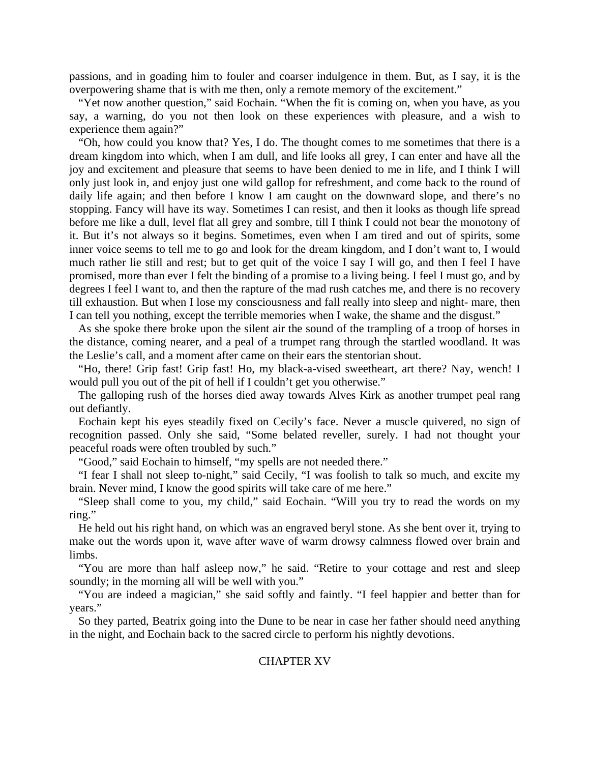passions, and in goading him to fouler and coarser indulgence in them. But, as I say, it is the overpowering shame that is with me then, only a remote memory of the excitement."

"Yet now another question," said Eochain. "When the fit is coming on, when you have, as you say, a warning, do you not then look on these experiences with pleasure, and a wish to experience them again?"

"Oh, how could you know that? Yes, I do. The thought comes to me sometimes that there is a dream kingdom into which, when I am dull, and life looks all grey, I can enter and have all the joy and excitement and pleasure that seems to have been denied to me in life, and I think I will only just look in, and enjoy just one wild gallop for refreshment, and come back to the round of daily life again; and then before I know I am caught on the downward slope, and there's no stopping. Fancy will have its way. Sometimes I can resist, and then it looks as though life spread before me like a dull, level flat all grey and sombre, till I think I could not bear the monotony of it. But it's not always so it begins. Sometimes, even when I am tired and out of spirits, some inner voice seems to tell me to go and look for the dream kingdom, and I don't want to, I would much rather lie still and rest; but to get quit of the voice I say I will go, and then I feel I have promised, more than ever I felt the binding of a promise to a living being. I feel I must go, and by degrees I feel I want to, and then the rapture of the mad rush catches me, and there is no recovery till exhaustion. But when I lose my consciousness and fall really into sleep and night- mare, then I can tell you nothing, except the terrible memories when I wake, the shame and the disgust."

As she spoke there broke upon the silent air the sound of the trampling of a troop of horses in the distance, coming nearer, and a peal of a trumpet rang through the startled woodland. It was the Leslie's call, and a moment after came on their ears the stentorian shout.

"Ho, there! Grip fast! Grip fast! Ho, my black-a-vised sweetheart, art there? Nay, wench! I would pull you out of the pit of hell if I couldn't get you otherwise."

The galloping rush of the horses died away towards Alves Kirk as another trumpet peal rang out defiantly.

Eochain kept his eyes steadily fixed on Cecily's face. Never a muscle quivered, no sign of recognition passed. Only she said, "Some belated reveller, surely. I had not thought your peaceful roads were often troubled by such."

"Good," said Eochain to himself, "my spells are not needed there."

"I fear I shall not sleep to-night," said Cecily, "I was foolish to talk so much, and excite my brain. Never mind, I know the good spirits will take care of me here."

"Sleep shall come to you, my child," said Eochain. "Will you try to read the words on my ring."

He held out his right hand, on which was an engraved beryl stone. As she bent over it, trying to make out the words upon it, wave after wave of warm drowsy calmness flowed over brain and limbs.

"You are more than half asleep now," he said. "Retire to your cottage and rest and sleep soundly; in the morning all will be well with you."

"You are indeed a magician," she said softly and faintly. "I feel happier and better than for years."

So they parted, Beatrix going into the Dune to be near in case her father should need anything in the night, and Eochain back to the sacred circle to perform his nightly devotions.

## CHAPTER XV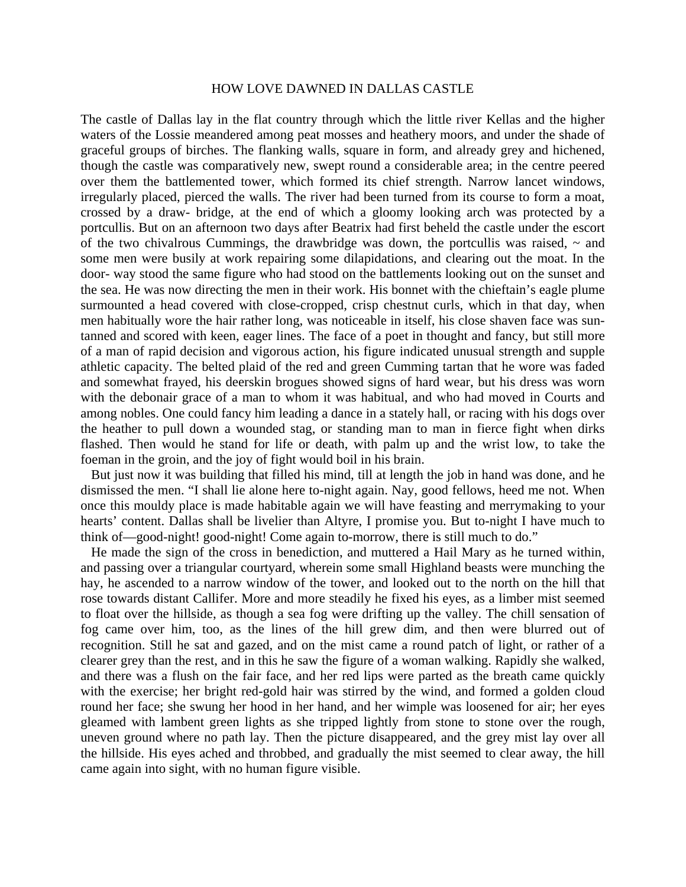## HOW LOVE DAWNED IN DALLAS CASTLE

The castle of Dallas lay in the flat country through which the little river Kellas and the higher waters of the Lossie meandered among peat mosses and heathery moors, and under the shade of graceful groups of birches. The flanking walls, square in form, and already grey and hichened, though the castle was comparatively new, swept round a considerable area; in the centre peered over them the battlemented tower, which formed its chief strength. Narrow lancet windows, irregularly placed, pierced the walls. The river had been turned from its course to form a moat, crossed by a draw- bridge, at the end of which a gloomy looking arch was protected by a portcullis. But on an afternoon two days after Beatrix had first beheld the castle under the escort of the two chivalrous Cummings, the drawbridge was down, the portcullis was raised, ~ and some men were busily at work repairing some dilapidations, and clearing out the moat. In the door- way stood the same figure who had stood on the battlements looking out on the sunset and the sea. He was now directing the men in their work. His bonnet with the chieftain's eagle plume surmounted a head covered with close-cropped, crisp chestnut curls, which in that day, when men habitually wore the hair rather long, was noticeable in itself, his close shaven face was sun-tanned and scored with keen, eager lines. The face of a poet in thought and fancy, but still more of a man of rapid decision and vigorous action, his figure indicated unusual strength and supple athletic capacity. The belted plaid of the red and green Cumming tartan that he wore was faded and somewhat frayed, his deerskin brogues showed signs of hard wear, but his dress was worn with the debonair grace of a man to whom it was habitual, and who had moved in Courts and among nobles. One could fancy him leading a dance in a stately hall, or racing with his dogs over the heather to pull down a wounded stag, or standing man to man in fierce fight when dirks flashed. Then would he stand for life or death, with palm up and the wrist low, to take the foeman in the groin, and the joy of fight would boil in his brain.

But just now it was building that filled his mind, till at length the job in hand was done, and he dismissed the men. "I shall lie alone here to-night again. Nay, good fellows, heed me not. When once this mouldy place is made habitable again we will have feasting and merrymaking to your hearts' content. Dallas shall be livelier than Altyre, I promise you. But to-night I have much to think of—good-night! good-night! Come again to-morrow, there is still much to do."

He made the sign of the cross in benediction, and muttered a Hail Mary as he turned within, and passing over a triangular courtyard, wherein some small Highland beasts were munching the hay, he ascended to a narrow window of the tower, and looked out to the north on the hill that rose towards distant Callifer. More and more steadily he fixed his eyes, as a limber mist seemed to float over the hillside, as though a sea fog were drifting up the valley. The chill sensation of fog came over him, too, as the lines of the hill grew dim, and then were blurred out of recognition. Still he sat and gazed, and on the mist came a round patch of light, or rather of a clearer grey than the rest, and in this he saw the figure of a woman walking. Rapidly she walked, and there was a flush on the fair face, and her red lips were parted as the breath came quickly with the exercise; her bright red-gold hair was stirred by the wind, and formed a golden cloud round her face; she swung her hood in her hand, and her wimple was loosened for air; her eyes gleamed with lambent green lights as she tripped lightly from stone to stone over the rough, uneven ground where no path lay. Then the picture disappeared, and the grey mist lay over all the hillside. His eyes ached and throbbed, and gradually the mist seemed to clear away, the hill came again into sight, with no human figure visible.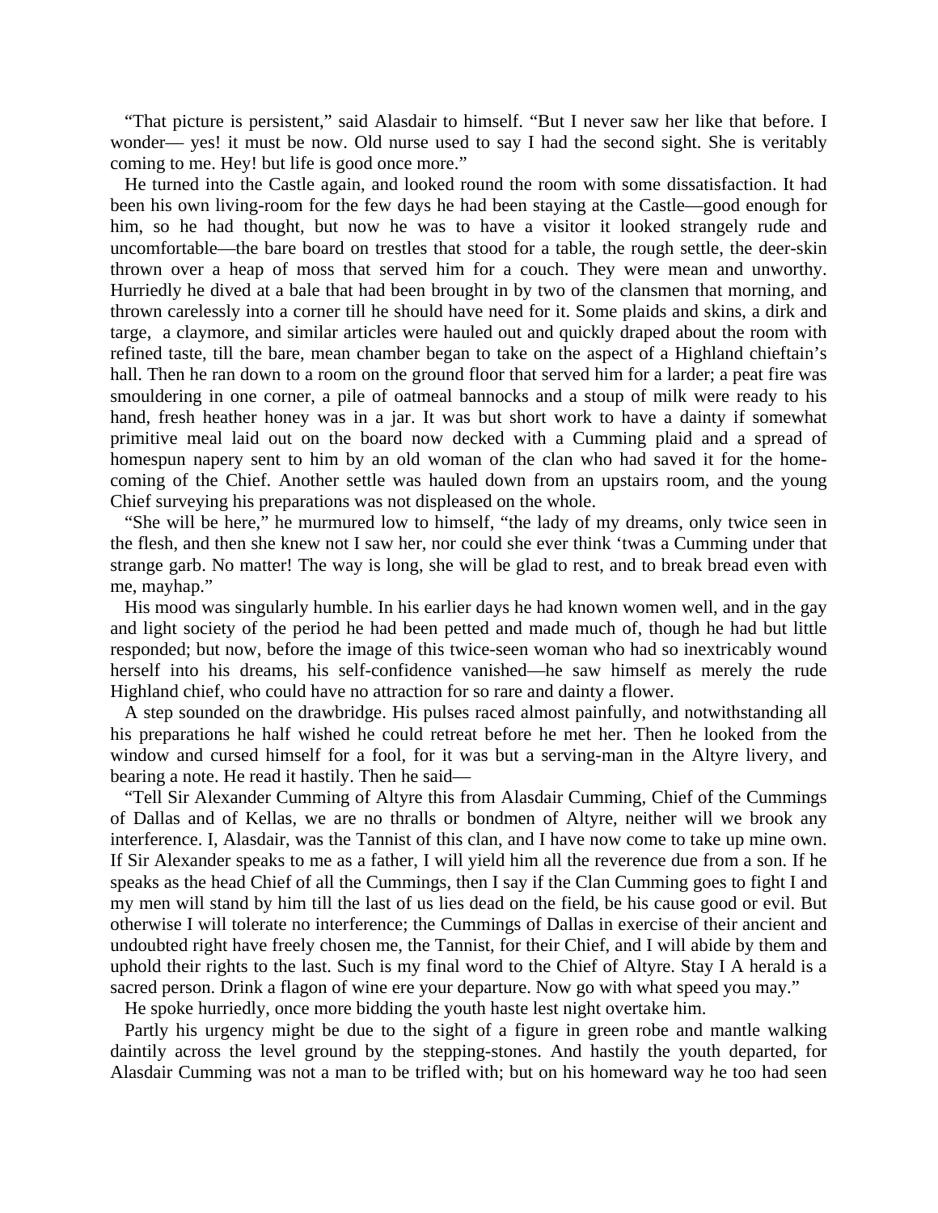"That picture is persistent," said Alasdair to himself. "But I never saw her like that before. I wonder— yes! it must be now. Old nurse used to say I had the second sight. She is veritably coming to me. Hey! but life is good once more."

He turned into the Castle again, and looked round the room with some dissatisfaction. It had been his own living-room for the few days he had been staying at the Castle—good enough for him, so he had thought, but now he was to have a visitor it looked strangely rude and uncomfortable—the bare board on trestles that stood for a table, the rough settle, the deer-skin thrown over a heap of moss that served him for a couch. They were mean and unworthy. Hurriedly he dived at a bale that had been brought in by two of the clansmen that morning, and thrown carelessly into a corner till he should have need for it. Some plaids and skins, a dirk and targe, a claymore, and similar articles were hauled out and quickly draped about the room with refined taste, till the bare, mean chamber began to take on the aspect of a Highland chieftain's hall. Then he ran down to a room on the ground floor that served him for a larder; a peat fire was smouldering in one corner, a pile of oatmeal bannocks and a stoup of milk were ready to his hand, fresh heather honey was in a jar. It was but short work to have a dainty if somewhat primitive meal laid out on the board now decked with a Cumming plaid and a spread of homespun napery sent to him by an old woman of the clan who had saved it for the home-coming of the Chief. Another settle was hauled down from an upstairs room, and the young Chief surveying his preparations was not displeased on the whole.

"She will be here," he murmured low to himself, "the lady of my dreams, only twice seen in the flesh, and then she knew not I saw her, nor could she ever think 'twas a Cumming under that strange garb. No matter! The way is long, she will be glad to rest, and to break bread even with me, mayhap."

His mood was singularly humble. In his earlier days he had known women well, and in the gay and light society of the period he had been petted and made much of, though he had but little responded; but now, before the image of this twice-seen woman who had so inextricably wound herself into his dreams, his self-confidence vanished—he saw himself as merely the rude Highland chief, who could have no attraction for so rare and dainty a flower.

A step sounded on the drawbridge. His pulses raced almost painfully, and notwithstanding all his preparations he half wished he could retreat before he met her. Then he looked from the window and cursed himself for a fool, for it was but a serving-man in the Altyre livery, and bearing a note. He read it hastily. Then he said—

"Tell Sir Alexander Cumming of Altyre this from Alasdair Cumming, Chief of the Cummings of Dallas and of Kellas, we are no thralls or bondmen of Altyre, neither will we brook any interference. I, Alasdair, was the Tannist of this clan, and I have now come to take up mine own. If Sir Alexander speaks to me as a father, I will yield him all the reverence due from a son. If he speaks as the head Chief of all the Cummings, then I say if the Clan Cumming goes to fight I and my men will stand by him till the last of us lies dead on the field, be his cause good or evil. But otherwise I will tolerate no interference; the Cummings of Dallas in exercise of their ancient and undoubted right have freely chosen me, the Tannist, for their Chief, and I will abide by them and uphold their rights to the last. Such is my final word to the Chief of Altyre. Stay I A herald is a sacred person. Drink a flagon of wine ere your departure. Now go with what speed you may."

He spoke hurriedly, once more bidding the youth haste lest night overtake him.

Partly his urgency might be due to the sight of a figure in green robe and mantle walking daintily across the level ground by the stepping-stones. And hastily the youth departed, for Alasdair Cumming was not a man to be trifled with; but on his homeward way he too had seen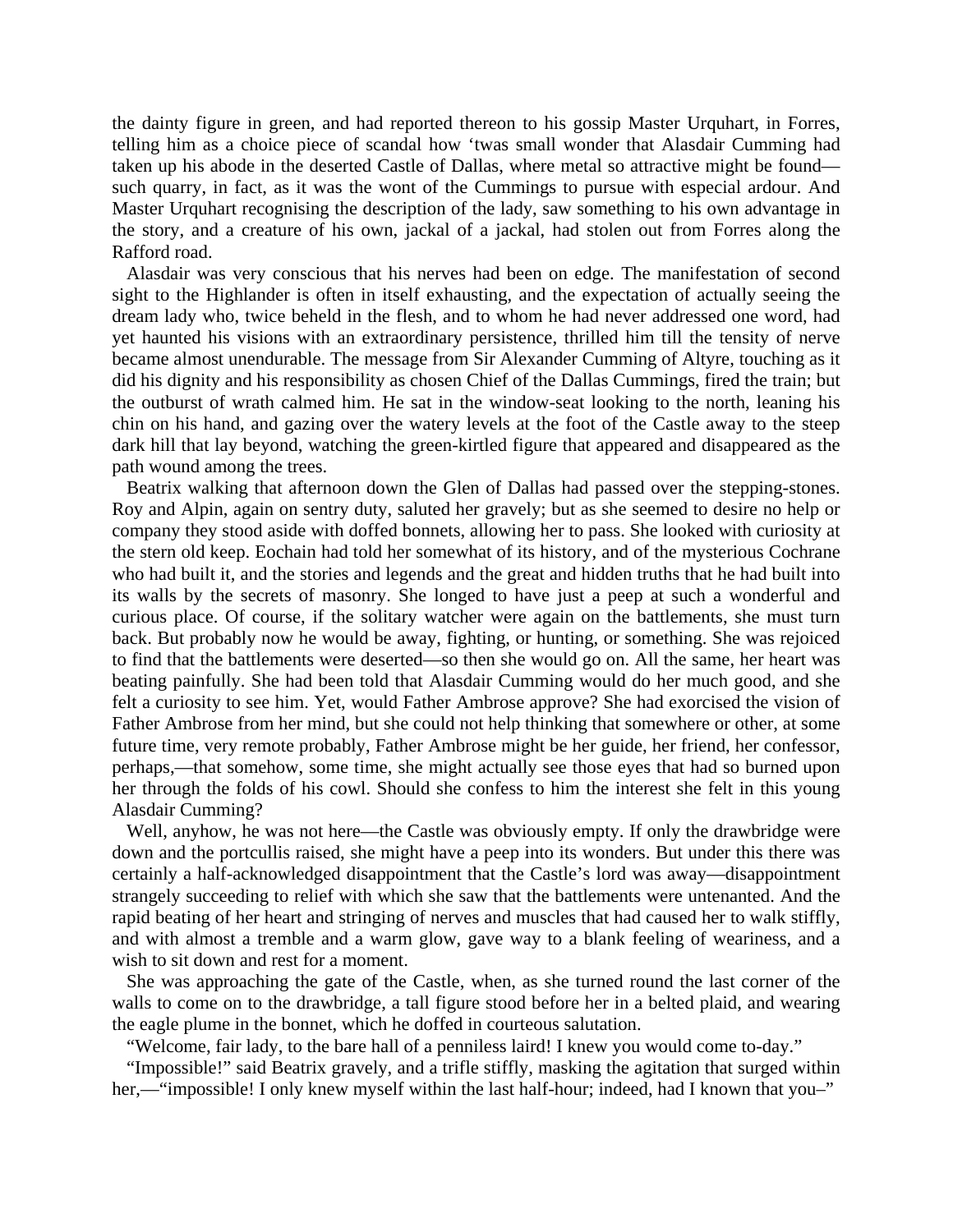the dainty figure in green, and had reported thereon to his gossip Master Urquhart, in Forres, telling him as a choice piece of scandal how 'twas small wonder that Alasdair Cumming had taken up his abode in the deserted Castle of Dallas, where metal so attractive might be found—such quarry, in fact, as it was the wont of the Cummings to pursue with especial ardour. And Master Urquhart recognising the description of the lady, saw something to his own advantage in the story, and a creature of his own, jackal of a jackal, had stolen out from Forres along the Rafford road.

Alasdair was very conscious that his nerves had been on edge. The manifestation of second sight to the Highlander is often in itself exhausting, and the expectation of actually seeing the dream lady who, twice beheld in the flesh, and to whom he had never addressed one word, had yet haunted his visions with an extraordinary persistence, thrilled him till the tensity of nerve became almost unendurable. The message from Sir Alexander Cumming of Altyre, touching as it did his dignity and his responsibility as chosen Chief of the Dallas Cummings, fired the train; but the outburst of wrath calmed him. He sat in the window-seat looking to the north, leaning his chin on his hand, and gazing over the watery levels at the foot of the Castle away to the steep dark hill that lay beyond, watching the green-kirtled figure that appeared and disappeared as the path wound among the trees.

Beatrix walking that afternoon down the Glen of Dallas had passed over the stepping-stones. Roy and Alpin, again on sentry duty, saluted her gravely; but as she seemed to desire no help or company they stood aside with doffed bonnets, allowing her to pass. She looked with curiosity at the stern old keep. Eochain had told her somewhat of its history, and of the mysterious Cochrane who had built it, and the stories and legends and the great and hidden truths that he had built into its walls by the secrets of masonry. She longed to have just a peep at such a wonderful and curious place. Of course, if the solitary watcher were again on the battlements, she must turn back. But probably now he would be away, fighting, or hunting, or something. She was rejoiced to find that the battlements were deserted—so then she would go on. All the same, her heart was beating painfully. She had been told that Alasdair Cumming would do her much good, and she felt a curiosity to see him. Yet, would Father Ambrose approve? She had exorcised the vision of Father Ambrose from her mind, but she could not help thinking that somewhere or other, at some future time, very remote probably, Father Ambrose might be her guide, her friend, her confessor, perhaps,—that somehow, some time, she might actually see those eyes that had so burned upon her through the folds of his cowl. Should she confess to him the interest she felt in this young Alasdair Cumming?

Well, anyhow, he was not here—the Castle was obviously empty. If only the drawbridge were down and the portcullis raised, she might have a peep into its wonders. But under this there was certainly a half-acknowledged disappointment that the Castle's lord was away—disappointment strangely succeeding to relief with which she saw that the battlements were untenanted. And the rapid beating of her heart and stringing of nerves and muscles that had caused her to walk stiffly, and with almost a tremble and a warm glow, gave way to a blank feeling of weariness, and a wish to sit down and rest for a moment.

She was approaching the gate of the Castle, when, as she turned round the last corner of the walls to come on to the drawbridge, a tall figure stood before her in a belted plaid, and wearing the eagle plume in the bonnet, which he doffed in courteous salutation.

"Welcome, fair lady, to the bare hall of a penniless laird! I knew you would come to-day."

"Impossible!" said Beatrix gravely, and a trifle stiffly, masking the agitation that surged within her,—"impossible! I only knew myself within the last half-hour; indeed, had I known that you–"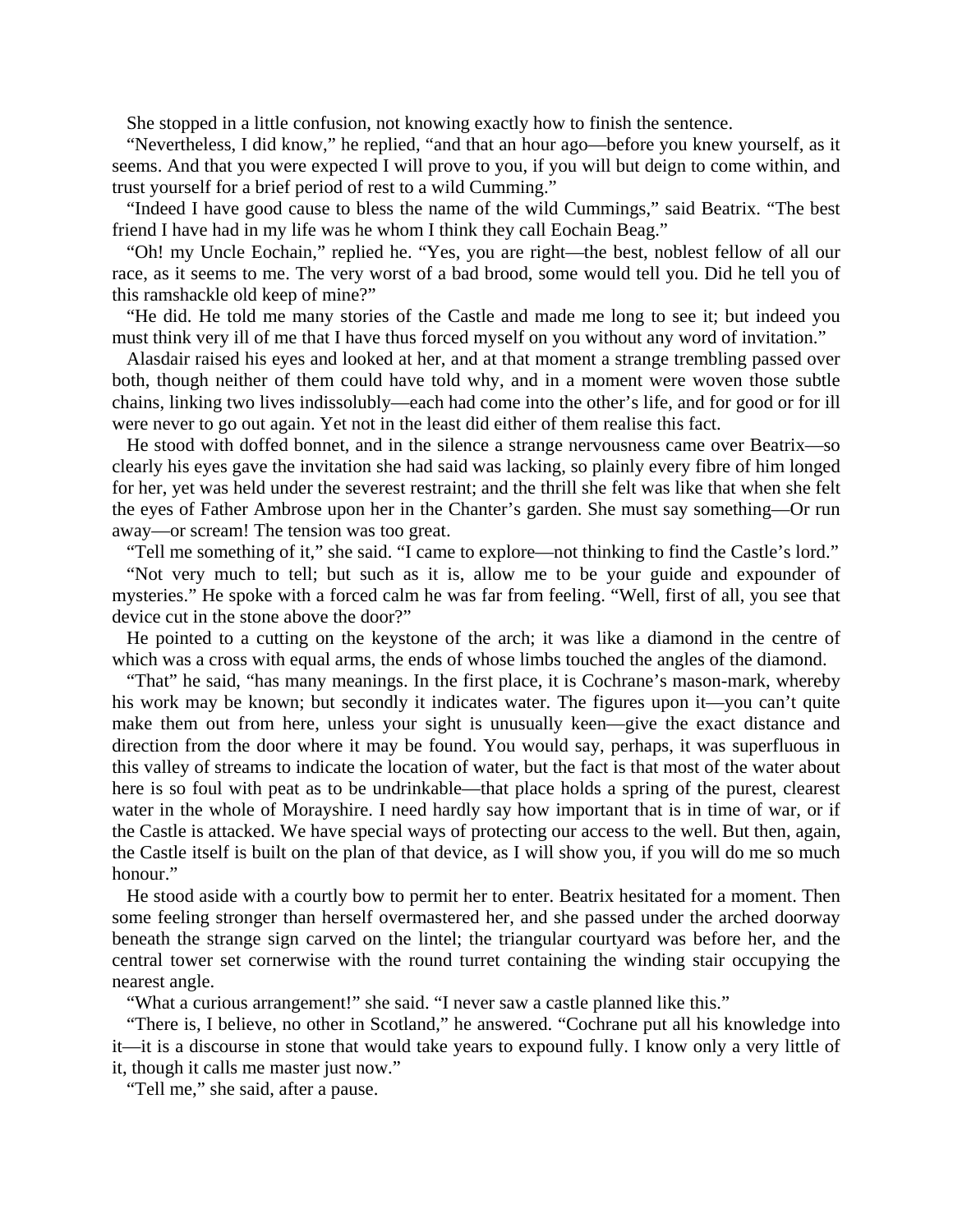She stopped in a little confusion, not knowing exactly how to finish the sentence.

"Nevertheless, I did know," he replied, "and that an hour ago—before you knew yourself, as it seems. And that you were expected I will prove to you, if you will but deign to come within, and trust yourself for a brief period of rest to a wild Cumming."

"Indeed I have good cause to bless the name of the wild Cummings," said Beatrix. "The best friend I have had in my life was he whom I think they call Eochain Beag."

"Oh! my Uncle Eochain," replied he. "Yes, you are right—the best, noblest fellow of all our race, as it seems to me. The very worst of a bad brood, some would tell you. Did he tell you of this ramshackle old keep of mine?"

"He did. He told me many stories of the Castle and made me long to see it; but indeed you must think very ill of me that I have thus forced myself on you without any word of invitation."

Alasdair raised his eyes and looked at her, and at that moment a strange trembling passed over both, though neither of them could have told why, and in a moment were woven those subtle chains, linking two lives indissolubly—each had come into the other's life, and for good or for ill were never to go out again. Yet not in the least did either of them realise this fact.

He stood with doffed bonnet, and in the silence a strange nervousness came over Beatrix—so clearly his eyes gave the invitation she had said was lacking, so plainly every fibre of him longed for her, yet was held under the severest restraint; and the thrill she felt was like that when she felt the eyes of Father Ambrose upon her in the Chanter's garden. She must say something—Or run away—or scream! The tension was too great.

"Tell me something of it," she said. "I came to explore—not thinking to find the Castle's lord."

"Not very much to tell; but such as it is, allow me to be your guide and expounder of mysteries." He spoke with a forced calm he was far from feeling. "Well, first of all, you see that device cut in the stone above the door?"

He pointed to a cutting on the keystone of the arch; it was like a diamond in the centre of which was a cross with equal arms, the ends of whose limbs touched the angles of the diamond.

"That" he said, "has many meanings. In the first place, it is Cochrane's mason-mark, whereby his work may be known; but secondly it indicates water. The figures upon it—you can't quite make them out from here, unless your sight is unusually keen—give the exact distance and direction from the door where it may be found. You would say, perhaps, it was superfluous in this valley of streams to indicate the location of water, but the fact is that most of the water about here is so foul with peat as to be undrinkable—that place holds a spring of the purest, clearest water in the whole of Morayshire. I need hardly say how important that is in time of war, or if the Castle is attacked. We have special ways of protecting our access to the well. But then, again, the Castle itself is built on the plan of that device, as I will show you, if you will do me so much honour."

He stood aside with a courtly bow to permit her to enter. Beatrix hesitated for a moment. Then some feeling stronger than herself overmastered her, and she passed under the arched doorway beneath the strange sign carved on the lintel; the triangular courtyard was before her, and the central tower set cornerwise with the round turret containing the winding stair occupying the nearest angle.

"What a curious arrangement!" she said. "I never saw a castle planned like this."

"There is, I believe, no other in Scotland," he answered. "Cochrane put all his knowledge into it—it is a discourse in stone that would take years to expound fully. I know only a very little of it, though it calls me master just now."

"Tell me," she said, after a pause.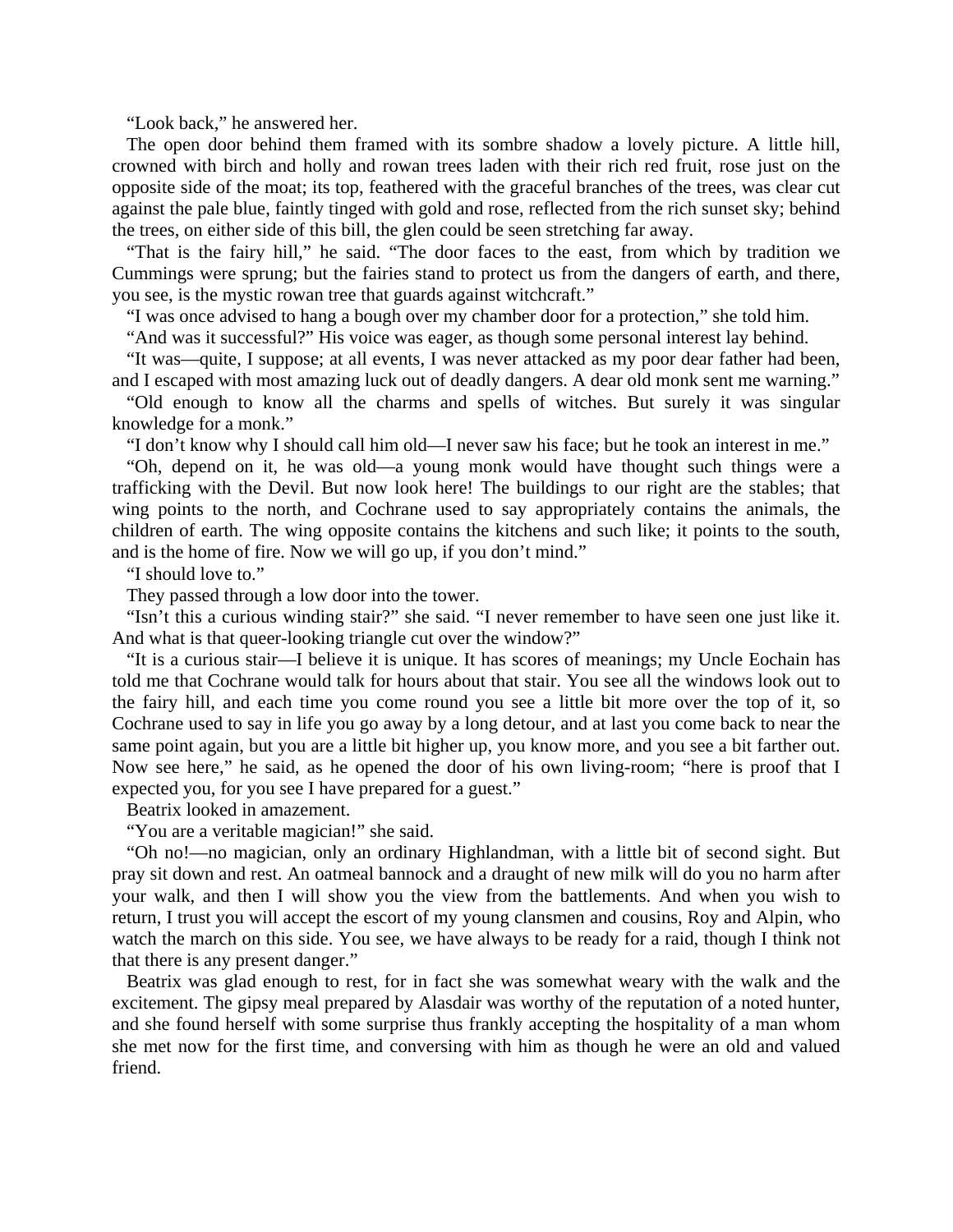“Look back,” he answered her.

The open door behind them framed with its sombre shadow a lovely picture. A little hill, crowned with birch and holly and rowan trees laden with their rich red fruit, rose just on the opposite side of the moat; its top, feathered with the graceful branches of the trees, was clear cut against the pale blue, faintly tinged with gold and rose, reflected from the rich sunset sky; behind the trees, on either side of this bill, the glen could be seen stretching far away.

“That is the fairy hill,” he said. “The door faces to the east, from which by tradition we Cummings were sprung; but the fairies stand to protect us from the dangers of earth, and there, you see, is the mystic rowan tree that guards against witchcraft.”

“I was once advised to hang a bough over my chamber door for a protection,” she told him.

“And was it successful?” His voice was eager, as though some personal interest lay behind.

“It was—quite, I suppose; at all events, I was never attacked as my poor dear father had been, and I escaped with most amazing luck out of deadly dangers. A dear old monk sent me warning.”

“Old enough to know all the charms and spells of witches. But surely it was singular knowledge for a monk.”

“I don’t know why I should call him old—I never saw his face; but he took an interest in me.”

“Oh, depend on it, he was old—a young monk would have thought such things were a trafficking with the Devil. But now look here! The buildings to our right are the stables; that wing points to the north, and Cochrane used to say appropriately contains the animals, the children of earth. The wing opposite contains the kitchens and such like; it points to the south, and is the home of fire. Now we will go up, if you don’t mind.”

“I should love to.”

They passed through a low door into the tower.

“Isn’t this a curious winding stair?” she said. “I never remember to have seen one just like it. And what is that queer-looking triangle cut over the window?”

“It is a curious stair—I believe it is unique. It has scores of meanings; my Uncle Eochain has told me that Cochrane would talk for hours about that stair. You see all the windows look out to the fairy hill, and each time you come round you see a little bit more over the top of it, so Cochrane used to say in life you go away by a long detour, and at last you come back to near the same point again, but you are a little bit higher up, you know more, and you see a bit farther out. Now see here,” he said, as he opened the door of his own living-room; “here is proof that I expected you, for you see I have prepared for a guest.”

Beatrix looked in amazement.

“You are a veritable magician!” she said.

“Oh no!—no magician, only an ordinary Highlandman, with a little bit of second sight. But pray sit down and rest. An oatmeal bannock and a draught of new milk will do you no harm after your walk, and then I will show you the view from the battlements. And when you wish to return, I trust you will accept the escort of my young clansmen and cousins, Roy and Alpin, who watch the march on this side. You see, we have always to be ready for a raid, though I think not that there is any present danger.”

Beatrix was glad enough to rest, for in fact she was somewhat weary with the walk and the excitement. The gipsy meal prepared by Alasdair was worthy of the reputation of a noted hunter, and she found herself with some surprise thus frankly accepting the hospitality of a man whom she met now for the first time, and conversing with him as though he were an old and valued friend.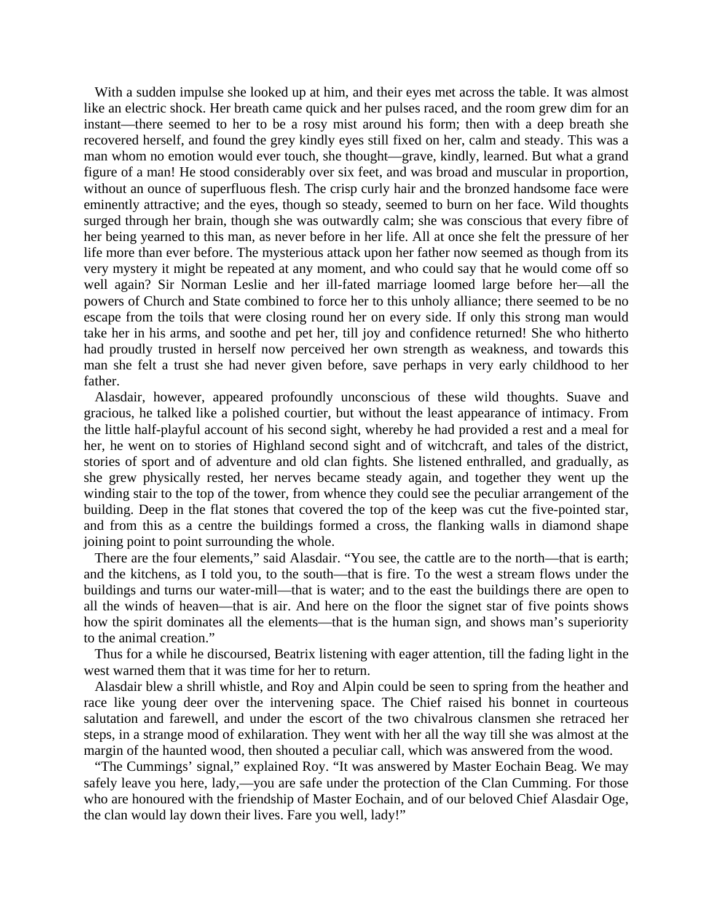With a sudden impulse she looked up at him, and their eyes met across the table. It was almost like an electric shock. Her breath came quick and her pulses raced, and the room grew dim for an instant—there seemed to her to be a rosy mist around his form; then with a deep breath she recovered herself, and found the grey kindly eyes still fixed on her, calm and steady. This was a man whom no emotion would ever touch, she thought—grave, kindly, learned. But what a grand figure of a man! He stood considerably over six feet, and was broad and muscular in proportion, without an ounce of superfluous flesh. The crisp curly hair and the bronzed handsome face were eminently attractive; and the eyes, though so steady, seemed to burn on her face. Wild thoughts surged through her brain, though she was outwardly calm; she was conscious that every fibre of her being yearned to this man, as never before in her life. All at once she felt the pressure of her life more than ever before. The mysterious attack upon her father now seemed as though from its very mystery it might be repeated at any moment, and who could say that he would come off so well again? Sir Norman Leslie and her ill-fated marriage loomed large before her—all the powers of Church and State combined to force her to this unholy alliance; there seemed to be no escape from the toils that were closing round her on every side. If only this strong man would take her in his arms, and soothe and pet her, till joy and confidence returned! She who hitherto had proudly trusted in herself now perceived her own strength as weakness, and towards this man she felt a trust she had never given before, save perhaps in very early childhood to her father.

Alasdair, however, appeared profoundly unconscious of these wild thoughts. Suave and gracious, he talked like a polished courtier, but without the least appearance of intimacy. From the little half-playful account of his second sight, whereby he had provided a rest and a meal for her, he went on to stories of Highland second sight and of witchcraft, and tales of the district, stories of sport and of adventure and old clan fights. She listened enthralled, and gradually, as she grew physically rested, her nerves became steady again, and together they went up the winding stair to the top of the tower, from whence they could see the peculiar arrangement of the building. Deep in the flat stones that covered the top of the keep was cut the five-pointed star, and from this as a centre the buildings formed a cross, the flanking walls in diamond shape joining point to point surrounding the whole.

There are the four elements," said Alasdair. "You see, the cattle are to the north—that is earth; and the kitchens, as I told you, to the south—that is fire. To the west a stream flows under the buildings and turns our water-mill—that is water; and to the east the buildings there are open to all the winds of heaven—that is air. And here on the floor the signet star of five points shows how the spirit dominates all the elements—that is the human sign, and shows man's superiority to the animal creation."

Thus for a while he discoursed, Beatrix listening with eager attention, till the fading light in the west warned them that it was time for her to return.

Alasdair blew a shrill whistle, and Roy and Alpin could be seen to spring from the heather and race like young deer over the intervening space. The Chief raised his bonnet in courteous salutation and farewell, and under the escort of the two chivalrous clansmen she retraced her steps, in a strange mood of exhilaration. They went with her all the way till she was almost at the margin of the haunted wood, then shouted a peculiar call, which was answered from the wood.

"The Cummings' signal," explained Roy. "It was answered by Master Eochain Beag. We may safely leave you here, lady,—you are safe under the protection of the Clan Cumming. For those who are honoured with the friendship of Master Eochain, and of our beloved Chief Alasdair Oge, the clan would lay down their lives. Fare you well, lady!"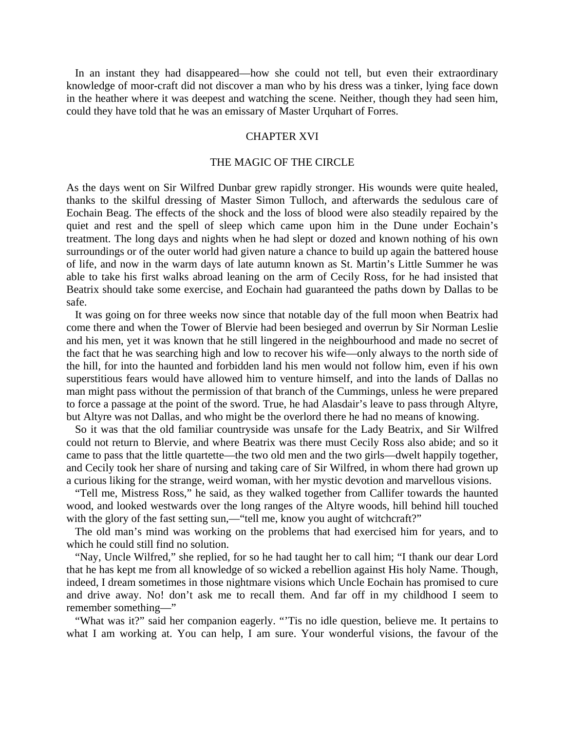In an instant they had disappeared—how she could not tell, but even their extraordinary knowledge of moor-craft did not discover a man who by his dress was a tinker, lying face down in the heather where it was deepest and watching the scene. Neither, though they had seen him, could they have told that he was an emissary of Master Urquhart of Forres.

## CHAPTER XVI

### THE MAGIC OF THE CIRCLE

As the days went on Sir Wilfred Dunbar grew rapidly stronger. His wounds were quite healed, thanks to the skilful dressing of Master Simon Tulloch, and afterwards the sedulous care of Eochain Beag. The effects of the shock and the loss of blood were also steadily repaired by the quiet and rest and the spell of sleep which came upon him in the Dune under Eochain's treatment. The long days and nights when he had slept or dozed and known nothing of his own surroundings or of the outer world had given nature a chance to build up again the battered house of life, and now in the warm days of late autumn known as St. Martin's Little Summer he was able to take his first walks abroad leaning on the arm of Cecily Ross, for he had insisted that Beatrix should take some exercise, and Eochain had guaranteed the paths down by Dallas to be safe.

It was going on for three weeks now since that notable day of the full moon when Beatrix had come there and when the Tower of Blervie had been besieged and overrun by Sir Norman Leslie and his men, yet it was known that he still lingered in the neighbourhood and made no secret of the fact that he was searching high and low to recover his wife—only always to the north side of the hill, for into the haunted and forbidden land his men would not follow him, even if his own superstitious fears would have allowed him to venture himself, and into the lands of Dallas no man might pass without the permission of that branch of the Cummings, unless he were prepared to force a passage at the point of the sword. True, he had Alasdair's leave to pass through Altyre, but Altyre was not Dallas, and who might be the overlord there he had no means of knowing.

So it was that the old familiar countryside was unsafe for the Lady Beatrix, and Sir Wilfred could not return to Blervie, and where Beatrix was there must Cecily Ross also abide; and so it came to pass that the little quartette—the two old men and the two girls—dwelt happily together, and Cecily took her share of nursing and taking care of Sir Wilfred, in whom there had grown up a curious liking for the strange, weird woman, with her mystic devotion and marvellous visions.

"Tell me, Mistress Ross," he said, as they walked together from Callifer towards the haunted wood, and looked westwards over the long ranges of the Altyre woods, hill behind hill touched with the glory of the fast setting sun,—"tell me, know you aught of witchcraft?"

The old man's mind was working on the problems that had exercised him for years, and to which he could still find no solution.

"Nay, Uncle Wilfred," she replied, for so he had taught her to call him; "I thank our dear Lord that he has kept me from all knowledge of so wicked a rebellion against His holy Name. Though, indeed, I dream sometimes in those nightmare visions which Uncle Eochain has promised to cure and drive away. No! don't ask me to recall them. And far off in my childhood I seem to remember something—"

"What was it?" said her companion eagerly. "'Tis no idle question, believe me. It pertains to what I am working at. You can help, I am sure. Your wonderful visions, the favour of the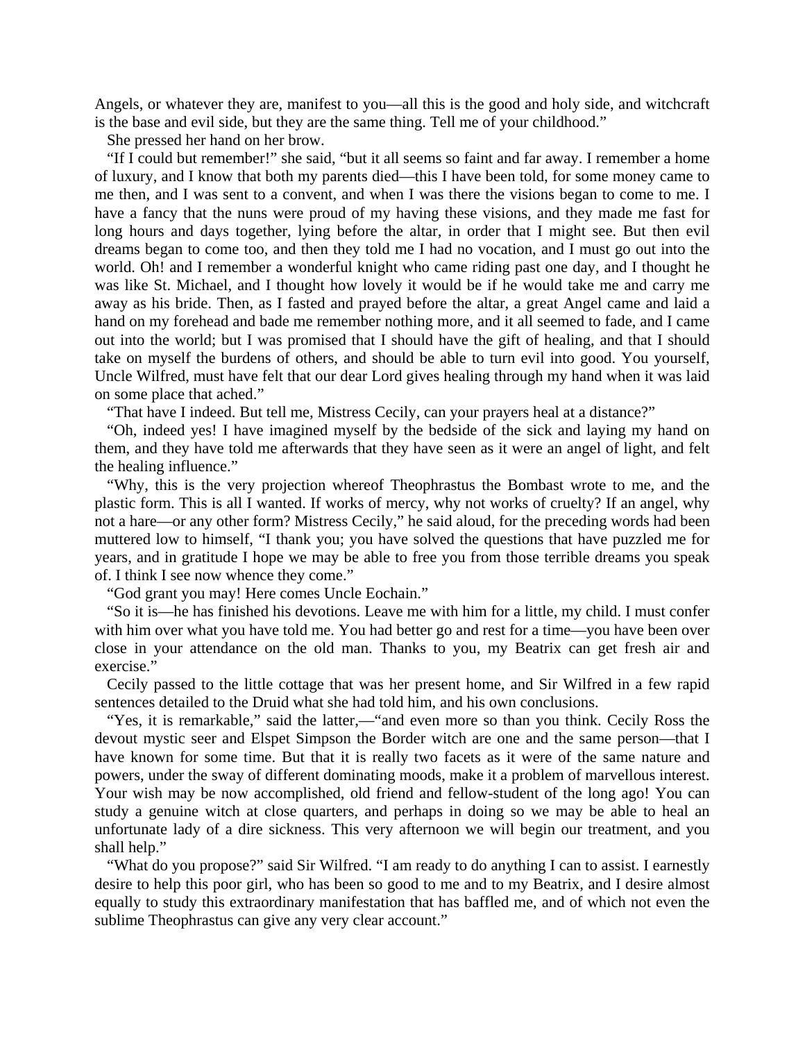Angels, or whatever they are, manifest to you—all this is the good and holy side, and witchcraft is the base and evil side, but they are the same thing. Tell me of your childhood."

She pressed her hand on her brow.

"If I could but remember!" she said, "but it all seems so faint and far away. I remember a home of luxury, and I know that both my parents died—this I have been told, for some money came to me then, and I was sent to a convent, and when I was there the visions began to come to me. I have a fancy that the nuns were proud of my having these visions, and they made me fast for long hours and days together, lying before the altar, in order that I might see. But then evil dreams began to come too, and then they told me I had no vocation, and I must go out into the world. Oh! and I remember a wonderful knight who came riding past one day, and I thought he was like St. Michael, and I thought how lovely it would be if he would take me and carry me away as his bride. Then, as I fasted and prayed before the altar, a great Angel came and laid a hand on my forehead and bade me remember nothing more, and it all seemed to fade, and I came out into the world; but I was promised that I should have the gift of healing, and that I should take on myself the burdens of others, and should be able to turn evil into good. You yourself, Uncle Wilfred, must have felt that our dear Lord gives healing through my hand when it was laid on some place that ached."

"That have I indeed. But tell me, Mistress Cecily, can your prayers heal at a distance?"

"Oh, indeed yes! I have imagined myself by the bedside of the sick and laying my hand on them, and they have told me afterwards that they have seen as it were an angel of light, and felt the healing influence."

"Why, this is the very projection whereof Theophrastus the Bombast wrote to me, and the plastic form. This is all I wanted. If works of mercy, why not works of cruelty? If an angel, why not a hare—or any other form? Mistress Cecily," he said aloud, for the preceding words had been muttered low to himself, "I thank you; you have solved the questions that have puzzled me for years, and in gratitude I hope we may be able to free you from those terrible dreams you speak of. I think I see now whence they come."

"God grant you may! Here comes Uncle Eochain."

"So it is—he has finished his devotions. Leave me with him for a little, my child. I must confer with him over what you have told me. You had better go and rest for a time—you have been over close in your attendance on the old man. Thanks to you, my Beatrix can get fresh air and exercise."

Cecily passed to the little cottage that was her present home, and Sir Wilfred in a few rapid sentences detailed to the Druid what she had told him, and his own conclusions.

"Yes, it is remarkable," said the latter,—"and even more so than you think. Cecily Ross the devout mystic seer and Elspet Simpson the Border witch are one and the same person—that I have known for some time. But that it is really two facets as it were of the same nature and powers, under the sway of different dominating moods, make it a problem of marvellous interest. Your wish may be now accomplished, old friend and fellow-student of the long ago! You can study a genuine witch at close quarters, and perhaps in doing so we may be able to heal an unfortunate lady of a dire sickness. This very afternoon we will begin our treatment, and you shall help."

"What do you propose?" said Sir Wilfred. "I am ready to do anything I can to assist. I earnestly desire to help this poor girl, who has been so good to me and to my Beatrix, and I desire almost equally to study this extraordinary manifestation that has baffled me, and of which not even the sublime Theophrastus can give any very clear account."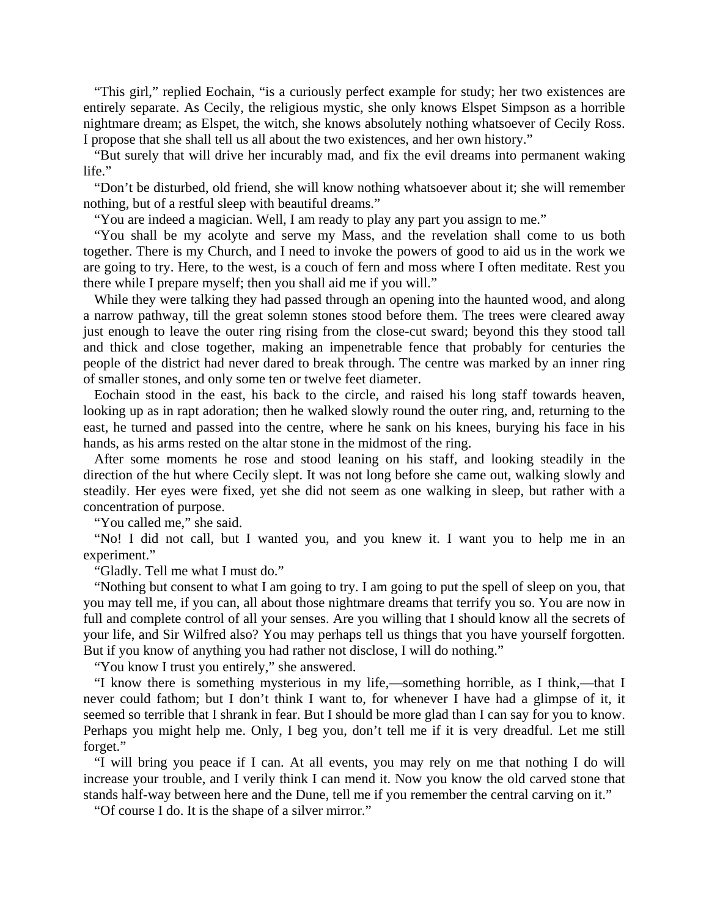"This girl," replied Eochain, "is a curiously perfect example for study; her two existences are entirely separate. As Cecily, the religious mystic, she only knows Elspet Simpson as a horrible nightmare dream; as Elspet, the witch, she knows absolutely nothing whatsoever of Cecily Ross. I propose that she shall tell us all about the two existences, and her own history."

"But surely that will drive her incurably mad, and fix the evil dreams into permanent waking life."

"Don't be disturbed, old friend, she will know nothing whatsoever about it; she will remember nothing, but of a restful sleep with beautiful dreams."

"You are indeed a magician. Well, I am ready to play any part you assign to me."

"You shall be my acolyte and serve my Mass, and the revelation shall come to us both together. There is my Church, and I need to invoke the powers of good to aid us in the work we are going to try. Here, to the west, is a couch of fern and moss where I often meditate. Rest you there while I prepare myself; then you shall aid me if you will."

While they were talking they had passed through an opening into the haunted wood, and along a narrow pathway, till the great solemn stones stood before them. The trees were cleared away just enough to leave the outer ring rising from the close-cut sward; beyond this they stood tall and thick and close together, making an impenetrable fence that probably for centuries the people of the district had never dared to break through. The centre was marked by an inner ring of smaller stones, and only some ten or twelve feet diameter.

Eochain stood in the east, his back to the circle, and raised his long staff towards heaven, looking up as in rapt adoration; then he walked slowly round the outer ring, and, returning to the east, he turned and passed into the centre, where he sank on his knees, burying his face in his hands, as his arms rested on the altar stone in the midmost of the ring.

After some moments he rose and stood leaning on his staff, and looking steadily in the direction of the hut where Cecily slept. It was not long before she came out, walking slowly and steadily. Her eyes were fixed, yet she did not seem as one walking in sleep, but rather with a concentration of purpose.

"You called me," she said.

"No! I did not call, but I wanted you, and you knew it. I want you to help me in an experiment."

"Gladly. Tell me what I must do."

"Nothing but consent to what I am going to try. I am going to put the spell of sleep on you, that you may tell me, if you can, all about those nightmare dreams that terrify you so. You are now in full and complete control of all your senses. Are you willing that I should know all the secrets of your life, and Sir Wilfred also? You may perhaps tell us things that you have yourself forgotten. But if you know of anything you had rather not disclose, I will do nothing."

"You know I trust you entirely," she answered.

"I know there is something mysterious in my life,—something horrible, as I think,—that I never could fathom; but I don't think I want to, for whenever I have had a glimpse of it, it seemed so terrible that I shrank in fear. But I should be more glad than I can say for you to know. Perhaps you might help me. Only, I beg you, don't tell me if it is very dreadful. Let me still forget."

"I will bring you peace if I can. At all events, you may rely on me that nothing I do will increase your trouble, and I verily think I can mend it. Now you know the old carved stone that stands half-way between here and the Dune, tell me if you remember the central carving on it."

"Of course I do. It is the shape of a silver mirror."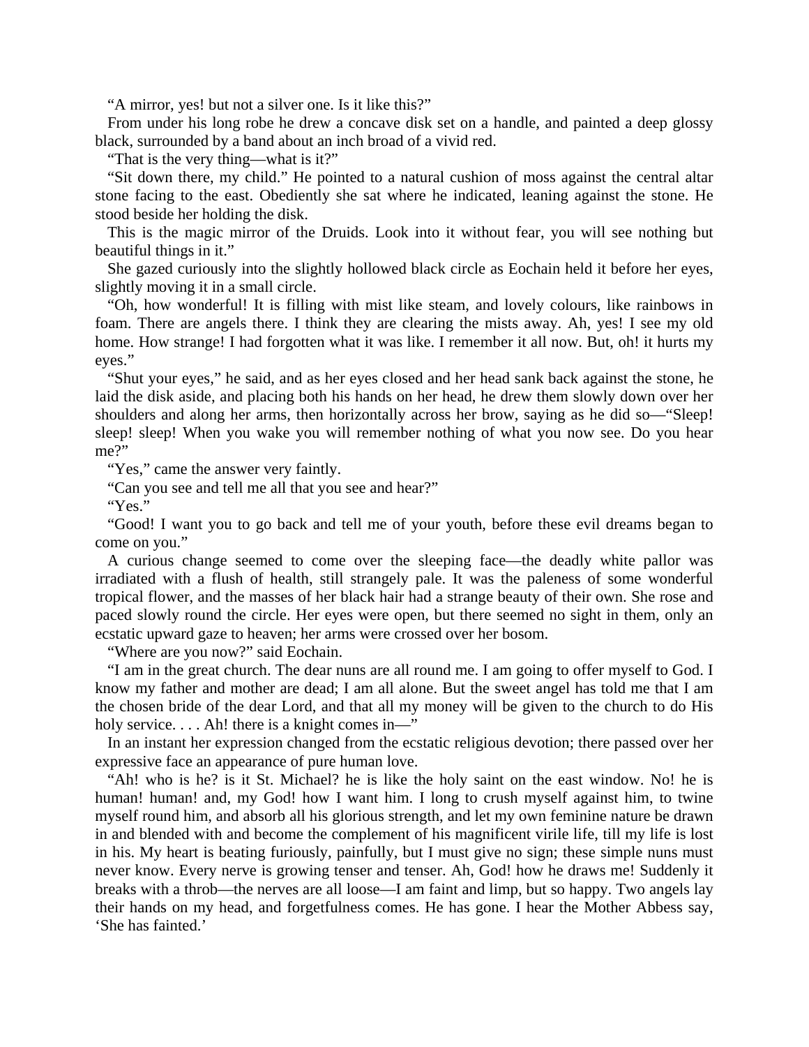"A mirror, yes! but not a silver one. Is it like this?"

From under his long robe he drew a concave disk set on a handle, and painted a deep glossy black, surrounded by a band about an inch broad of a vivid red.

"That is the very thing—what is it?"

"Sit down there, my child." He pointed to a natural cushion of moss against the central altar stone facing to the east. Obediently she sat where he indicated, leaning against the stone. He stood beside her holding the disk.

This is the magic mirror of the Druids. Look into it without fear, you will see nothing but beautiful things in it."

She gazed curiously into the slightly hollowed black circle as Eochain held it before her eyes, slightly moving it in a small circle.

"Oh, how wonderful! It is filling with mist like steam, and lovely colours, like rainbows in foam. There are angels there. I think they are clearing the mists away. Ah, yes! I see my old home. How strange! I had forgotten what it was like. I remember it all now. But, oh! it hurts my eyes."

"Shut your eyes," he said, and as her eyes closed and her head sank back against the stone, he laid the disk aside, and placing both his hands on her head, he drew them slowly down over her shoulders and along her arms, then horizontally across her brow, saying as he did so—"Sleep! sleep! sleep! When you wake you will remember nothing of what you now see. Do you hear me?"

"Yes," came the answer very faintly.

"Can you see and tell me all that you see and hear?"

"Yes."

"Good! I want you to go back and tell me of your youth, before these evil dreams began to come on you."

A curious change seemed to come over the sleeping face—the deadly white pallor was irradiated with a flush of health, still strangely pale. It was the paleness of some wonderful tropical flower, and the masses of her black hair had a strange beauty of their own. She rose and paced slowly round the circle. Her eyes were open, but there seemed no sight in them, only an ecstatic upward gaze to heaven; her arms were crossed over her bosom.

"Where are you now?" said Eochain.

"I am in the great church. The dear nuns are all round me. I am going to offer myself to God. I know my father and mother are dead; I am all alone. But the sweet angel has told me that I am the chosen bride of the dear Lord, and that all my money will be given to the church to do His holy service. . . . Ah! there is a knight comes in—"

In an instant her expression changed from the ecstatic religious devotion; there passed over her expressive face an appearance of pure human love.

"Ah! who is he? is it St. Michael? he is like the holy saint on the east window. No! he is human! human! and, my God! how I want him. I long to crush myself against him, to twine myself round him, and absorb all his glorious strength, and let my own feminine nature be drawn in and blended with and become the complement of his magnificent virile life, till my life is lost in his. My heart is beating furiously, painfully, but I must give no sign; these simple nuns must never know. Every nerve is growing tenser and tenser. Ah, God! how he draws me! Suddenly it breaks with a throb—the nerves are all loose—I am faint and limp, but so happy. Two angels lay their hands on my head, and forgetfulness comes. He has gone. I hear the Mother Abbess say, 'She has fainted.'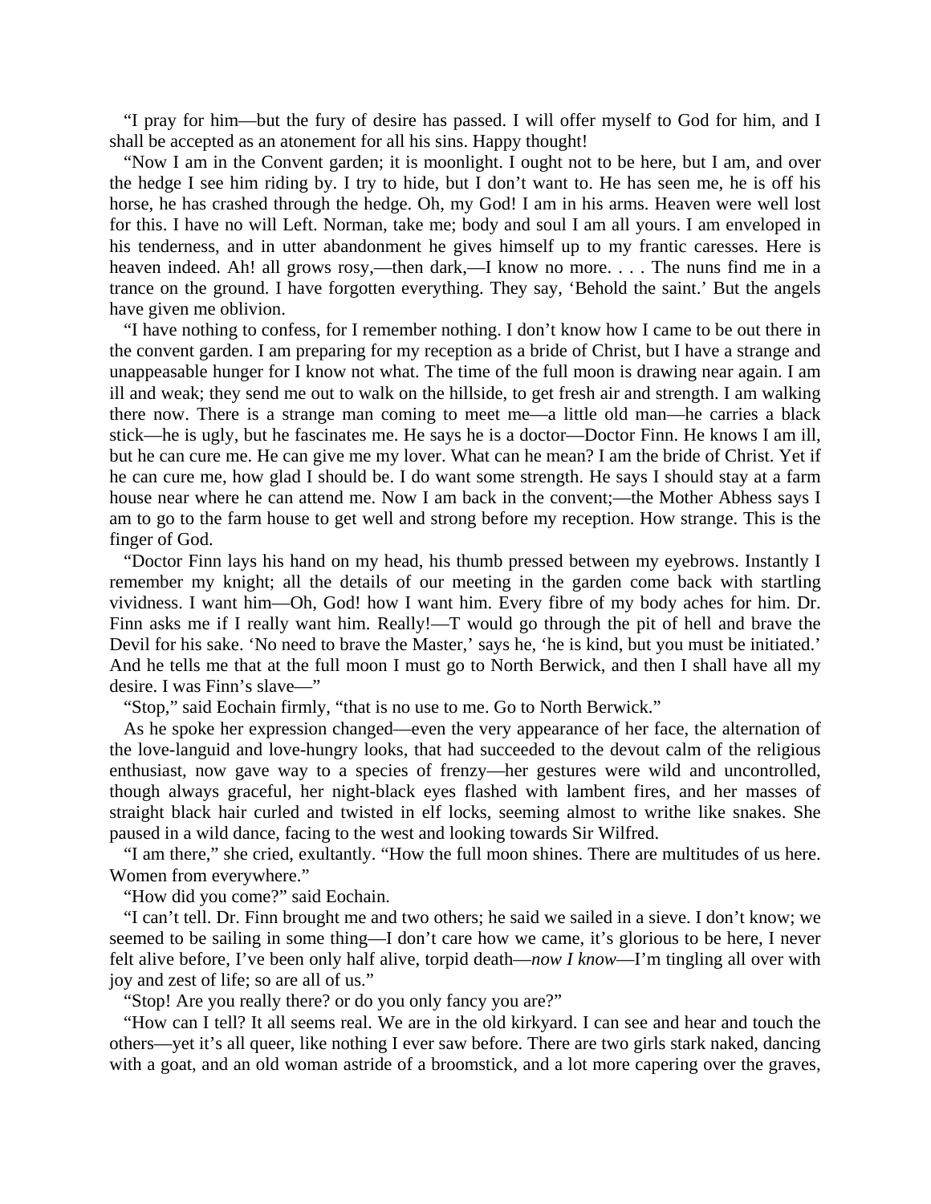"I pray for him—but the fury of desire has passed. I will offer myself to God for him, and I shall be accepted as an atonement for all his sins. Happy thought!

"Now I am in the Convent garden; it is moonlight. I ought not to be here, but I am, and over the hedge I see him riding by. I try to hide, but I don't want to. He has seen me, he is off his horse, he has crashed through the hedge. Oh, my God! I am in his arms. Heaven were well lost for this. I have no will Left. Norman, take me; body and soul I am all yours. I am enveloped in his tenderness, and in utter abandonment he gives himself up to my frantic caresses. Here is heaven indeed. Ah! all grows rosy,—then dark,—I know no more. . . . The nuns find me in a trance on the ground. I have forgotten everything. They say, 'Behold the saint.' But the angels have given me oblivion.

"I have nothing to confess, for I remember nothing. I don't know how I came to be out there in the convent garden. I am preparing for my reception as a bride of Christ, but I have a strange and unappeasable hunger for I know not what. The time of the full moon is drawing near again. I am ill and weak; they send me out to walk on the hillside, to get fresh air and strength. I am walking there now. There is a strange man coming to meet me—a little old man—he carries a black stick—he is ugly, but he fascinates me. He says he is a doctor—Doctor Finn. He knows I am ill, but he can cure me. He can give me my lover. What can he mean? I am the bride of Christ. Yet if he can cure me, how glad I should be. I do want some strength. He says I should stay at a farm house near where he can attend me. Now I am back in the convent;—the Mother Abbess says I am to go to the farm house to get well and strong before my reception. How strange. This is the finger of God.

"Doctor Finn lays his hand on my head, his thumb pressed between my eyebrows. Instantly I remember my knight; all the details of our meeting in the garden come back with startling vividness. I want him—Oh, God! how I want him. Every fibre of my body aches for him. Dr. Finn asks me if I really want him. Really!—T would go through the pit of hell and brave the Devil for his sake. 'No need to brave the Master,' says he, 'he is kind, but you must be initiated.' And he tells me that at the full moon I must go to North Berwick, and then I shall have all my desire. I was Finn's slave—"

"Stop," said Eochain firmly, "that is no use to me. Go to North Berwick."

As he spoke her expression changed—even the very appearance of her face, the alternation of the love-languid and love-hungry looks, that had succeeded to the devout calm of the religious enthusiast, now gave way to a species of frenzy—her gestures were wild and uncontrolled, though always graceful, her night-black eyes flashed with lambent fires, and her masses of straight black hair curled and twisted in elf locks, seeming almost to writhe like snakes. She paused in a wild dance, facing to the west and looking towards Sir Wilfred.

"I am there," she cried, exultantly. "How the full moon shines. There are multitudes of us here. Women from everywhere."

"How did you come?" said Eochain.

"I can't tell. Dr. Finn brought me and two others; he said we sailed in a sieve. I don't know; we seemed to be sailing in some thing—I don't care how we came, it's glorious to be here, I never felt alive before, I've been only half alive, torpid death—*now I know*—I'm tingling all over with joy and zest of life; so are all of us."

"Stop! Are you really there? or do you only fancy you are?"

"How can I tell? It all seems real. We are in the old kirkyard. I can see and hear and touch the others—yet it's all queer, like nothing I ever saw before. There are two girls stark naked, dancing with a goat, and an old woman astride of a broomstick, and a lot more capering over the graves,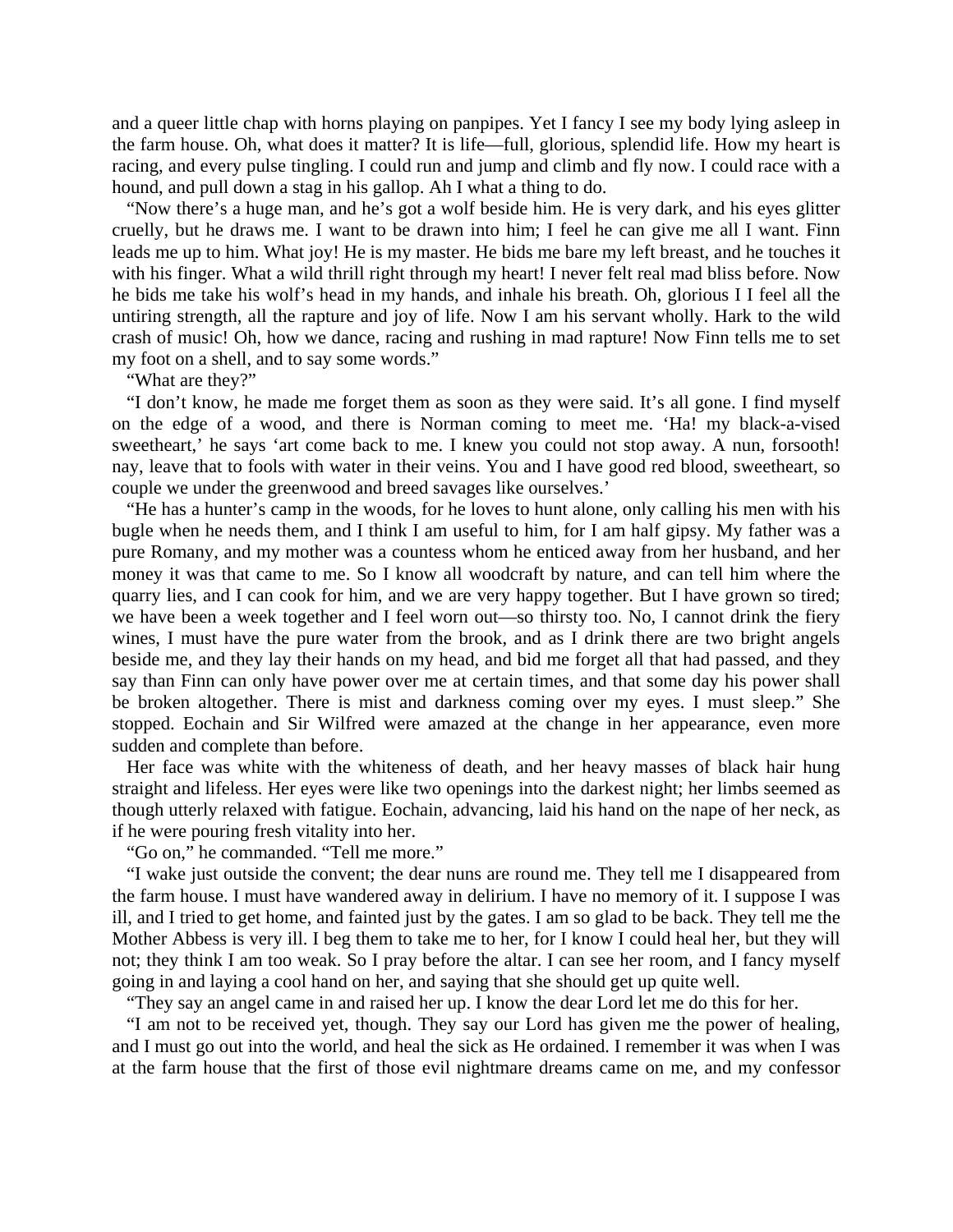and a queer little chap with horns playing on panpipes. Yet I fancy I see my body lying asleep in the farm house. Oh, what does it matter? It is life—full, glorious, splendid life. How my heart is racing, and every pulse tingling. I could run and jump and climb and fly now. I could race with a hound, and pull down a stag in his gallop. Ah I what a thing to do.

"Now there's a huge man, and he's got a wolf beside him. He is very dark, and his eyes glitter cruelly, but he draws me. I want to be drawn into him; I feel he can give me all I want. Finn leads me up to him. What joy! He is my master. He bids me bare my left breast, and he touches it with his finger. What a wild thrill right through my heart! I never felt real mad bliss before. Now he bids me take his wolf's head in my hands, and inhale his breath. Oh, glorious I I feel all the untiring strength, all the rapture and joy of life. Now I am his servant wholly. Hark to the wild crash of music! Oh, how we dance, racing and rushing in mad rapture! Now Finn tells me to set my foot on a shell, and to say some words."

"What are they?"

"I don't know, he made me forget them as soon as they were said. It's all gone. I find myself on the edge of a wood, and there is Norman coming to meet me. 'Ha! my black-a-vised sweetheart,' he says 'art come back to me. I knew you could not stop away. A nun, forsooth! nay, leave that to fools with water in their veins. You and I have good red blood, sweetheart, so couple we under the greenwood and breed savages like ourselves.'

"He has a hunter's camp in the woods, for he loves to hunt alone, only calling his men with his bugle when he needs them, and I think I am useful to him, for I am half gipsy. My father was a pure Romany, and my mother was a countess whom he enticed away from her husband, and her money it was that came to me. So I know all woodcraft by nature, and can tell him where the quarry lies, and I can cook for him, and we are very happy together. But I have grown so tired; we have been a week together and I feel worn out—so thirsty too. No, I cannot drink the fiery wines, I must have the pure water from the brook, and as I drink there are two bright angels beside me, and they lay their hands on my head, and bid me forget all that had passed, and they say than Finn can only have power over me at certain times, and that some day his power shall be broken altogether. There is mist and darkness coming over my eyes. I must sleep." She stopped. Eochain and Sir Wilfred were amazed at the change in her appearance, even more sudden and complete than before.

Her face was white with the whiteness of death, and her heavy masses of black hair hung straight and lifeless. Her eyes were like two openings into the darkest night; her limbs seemed as though utterly relaxed with fatigue. Eochain, advancing, laid his hand on the nape of her neck, as if he were pouring fresh vitality into her.

"Go on," he commanded. "Tell me more."

"I wake just outside the convent; the dear nuns are round me. They tell me I disappeared from the farm house. I must have wandered away in delirium. I have no memory of it. I suppose I was ill, and I tried to get home, and fainted just by the gates. I am so glad to be back. They tell me the Mother Abbess is very ill. I beg them to take me to her, for I know I could heal her, but they will not; they think I am too weak. So I pray before the altar. I can see her room, and I fancy myself going in and laying a cool hand on her, and saying that she should get up quite well.

"They say an angel came in and raised her up. I know the dear Lord let me do this for her.

"I am not to be received yet, though. They say our Lord has given me the power of healing, and I must go out into the world, and heal the sick as He ordained. I remember it was when I was at the farm house that the first of those evil nightmare dreams came on me, and my confessor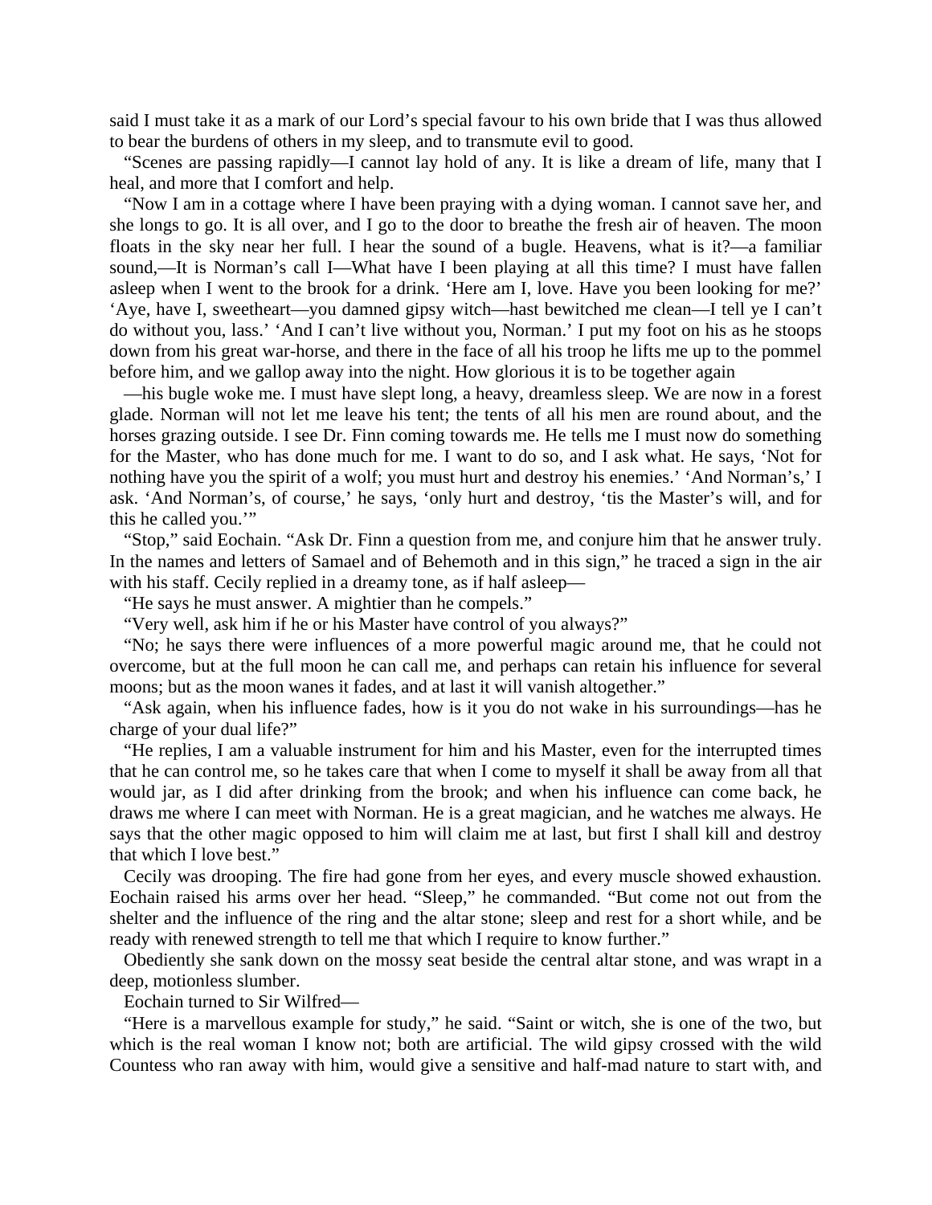said I must take it as a mark of our Lord's special favour to his own bride that I was thus allowed to bear the burdens of others in my sleep, and to transmute evil to good.

"Scenes are passing rapidly—I cannot lay hold of any. It is like a dream of life, many that I heal, and more that I comfort and help.

"Now I am in a cottage where I have been praying with a dying woman. I cannot save her, and she longs to go. It is all over, and I go to the door to breathe the fresh air of heaven. The moon floats in the sky near her full. I hear the sound of a bugle. Heavens, what is it?—a familiar sound,—It is Norman's call I—What have I been playing at all this time? I must have fallen asleep when I went to the brook for a drink. 'Here am I, love. Have you been looking for me?' 'Aye, have I, sweetheart—you damned gipsy witch—hast bewitched me clean—I tell ye I can't do without you, lass.' 'And I can't live without you, Norman.' I put my foot on his as he stoops down from his great war-horse, and there in the face of all his troop he lifts me up to the pommel before him, and we gallop away into the night. How glorious it is to be together again

—his bugle woke me. I must have slept long, a heavy, dreamless sleep. We are now in a forest glade. Norman will not let me leave his tent; the tents of all his men are round about, and the horses grazing outside. I see Dr. Finn coming towards me. He tells me I must now do something for the Master, who has done much for me. I want to do so, and I ask what. He says, 'Not for nothing have you the spirit of a wolf; you must hurt and destroy his enemies.' 'And Norman's,' I ask. 'And Norman's, of course,' he says, 'only hurt and destroy, 'tis the Master's will, and for this he called you.'"

"Stop," said Eochain. "Ask Dr. Finn a question from me, and conjure him that he answer truly. In the names and letters of Samael and of Behemoth and in this sign," he traced a sign in the air with his staff. Cecily replied in a dreamy tone, as if half asleep—

"He says he must answer. A mightier than he compels."

"Very well, ask him if he or his Master have control of you always?"

"No; he says there were influences of a more powerful magic around me, that he could not overcome, but at the full moon he can call me, and perhaps can retain his influence for several moons; but as the moon wanes it fades, and at last it will vanish altogether."

"Ask again, when his influence fades, how is it you do not wake in his surroundings—has he charge of your dual life?"

"He replies, I am a valuable instrument for him and his Master, even for the interrupted times that he can control me, so he takes care that when I come to myself it shall be away from all that would jar, as I did after drinking from the brook; and when his influence can come back, he draws me where I can meet with Norman. He is a great magician, and he watches me always. He says that the other magic opposed to him will claim me at last, but first I shall kill and destroy that which I love best."

Cecily was drooping. The fire had gone from her eyes, and every muscle showed exhaustion. Eochain raised his arms over her head. "Sleep," he commanded. "But come not out from the shelter and the influence of the ring and the altar stone; sleep and rest for a short while, and be ready with renewed strength to tell me that which I require to know further."

Obediently she sank down on the mossy seat beside the central altar stone, and was wrapt in a deep, motionless slumber.

Eochain turned to Sir Wilfred—

"Here is a marvellous example for study," he said. "Saint or witch, she is one of the two, but which is the real woman I know not; both are artificial. The wild gipsy crossed with the wild Countess who ran away with him, would give a sensitive and half-mad nature to start with, and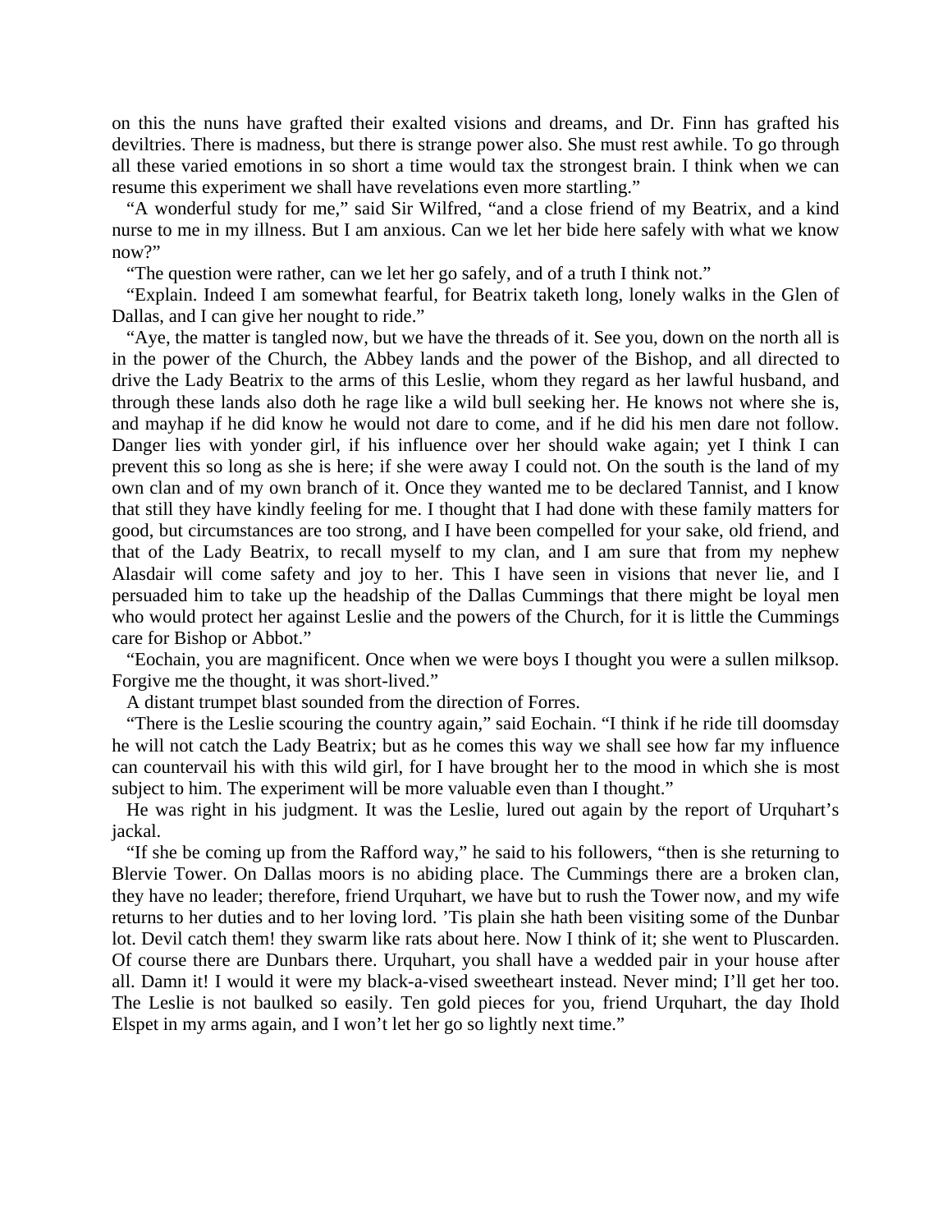on this the nuns have grafted their exalted visions and dreams, and Dr. Finn has grafted his deviltries. There is madness, but there is strange power also. She must rest awhile. To go through all these varied emotions in so short a time would tax the strongest brain. I think when we can resume this experiment we shall have revelations even more startling."

"A wonderful study for me," said Sir Wilfred, "and a close friend of my Beatrix, and a kind nurse to me in my illness. But I am anxious. Can we let her bide here safely with what we know now?"

"The question were rather, can we let her go safely, and of a truth I think not."

"Explain. Indeed I am somewhat fearful, for Beatrix taketh long, lonely walks in the Glen of Dallas, and I can give her nought to ride."

"Aye, the matter is tangled now, but we have the threads of it. See you, down on the north all is in the power of the Church, the Abbey lands and the power of the Bishop, and all directed to drive the Lady Beatrix to the arms of this Leslie, whom they regard as her lawful husband, and through these lands also doth he rage like a wild bull seeking her. He knows not where she is, and mayhap if he did know he would not dare to come, and if he did his men dare not follow. Danger lies with yonder girl, if his influence over her should wake again; yet I think I can prevent this so long as she is here; if she were away I could not. On the south is the land of my own clan and of my own branch of it. Once they wanted me to be declared Tannist, and I know that still they have kindly feeling for me. I thought that I had done with these family matters for good, but circumstances are too strong, and I have been compelled for your sake, old friend, and that of the Lady Beatrix, to recall myself to my clan, and I am sure that from my nephew Alasdair will come safety and joy to her. This I have seen in visions that never lie, and I persuaded him to take up the headship of the Dallas Cummings that there might be loyal men who would protect her against Leslie and the powers of the Church, for it is little the Cummings care for Bishop or Abbot."

"Eochain, you are magnificent. Once when we were boys I thought you were a sullen milksop. Forgive me the thought, it was short-lived."

A distant trumpet blast sounded from the direction of Forres.

"There is the Leslie scouring the country again," said Eochain. "I think if he ride till doomsday he will not catch the Lady Beatrix; but as he comes this way we shall see how far my influence can countervail his with this wild girl, for I have brought her to the mood in which she is most subject to him. The experiment will be more valuable even than I thought."

He was right in his judgment. It was the Leslie, lured out again by the report of Urquhart's jackal.

"If she be coming up from the Rafford way," he said to his followers, "then is she returning to Blervie Tower. On Dallas moors is no abiding place. The Cummings there are a broken clan, they have no leader; therefore, friend Urquhart, we have but to rush the Tower now, and my wife returns to her duties and to her loving lord. 'Tis plain she hath been visiting some of the Dunbar lot. Devil catch them! they swarm like rats about here. Now I think of it; she went to Pluscarden. Of course there are Dunbars there. Urquhart, you shall have a wedded pair in your house after all. Damn it! I would it were my black-a-vised sweetheart instead. Never mind; I'll get her too. The Leslie is not baulked so easily. Ten gold pieces for you, friend Urquhart, the day Ihold Elspet in my arms again, and I won't let her go so lightly next time."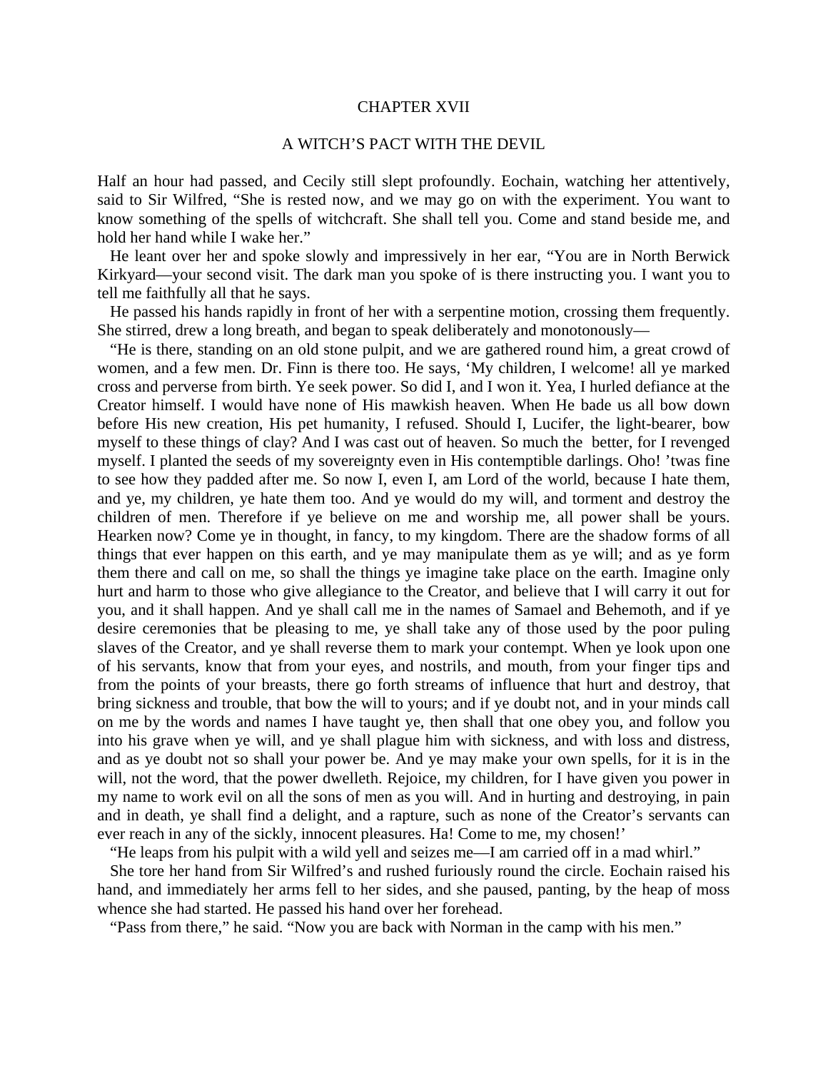## CHAPTER XVII

### A WITCH’S PACT WITH THE DEVIL

Half an hour had passed, and Cecily still slept profoundly. Eochain, watching her attentively, said to Sir Wilfred, “She is rested now, and we may go on with the experiment. You want to know something of the spells of witchcraft. She shall tell you. Come and stand beside me, and hold her hand while I wake her.”

He leant over her and spoke slowly and impressively in her ear, “You are in North Berwick Kirkyard—your second visit. The dark man you spoke of is there instructing you. I want you to tell me faithfully all that he says.

He passed his hands rapidly in front of her with a serpentine motion, crossing them frequently. She stirred, drew a long breath, and began to speak deliberately and monotonously—

“He is there, standing on an old stone pulpit, and we are gathered round him, a great crowd of women, and a few men. Dr. Finn is there too. He says, ‘My children, I welcome! all ye marked cross and perverse from birth. Ye seek power. So did I, and I won it. Yea, I hurled defiance at the Creator himself. I would have none of His mawkish heaven. When He bade us all bow down before His new creation, His pet humanity, I refused. Should I, Lucifer, the light-bearer, bow myself to these things of clay? And I was cast out of heaven. So much the better, for I revenged myself. I planted the seeds of my sovereignty even in His contemptible darlings. Oho! ’twas fine to see how they padded after me. So now I, even I, am Lord of the world, because I hate them, and ye, my children, ye hate them too. And ye would do my will, and torment and destroy the children of men. Therefore if ye believe on me and worship me, all power shall be yours. Hearken now? Come ye in thought, in fancy, to my kingdom. There are the shadow forms of all things that ever happen on this earth, and ye may manipulate them as ye will; and as ye form them there and call on me, so shall the things ye imagine take place on the earth. Imagine only hurt and harm to those who give allegiance to the Creator, and believe that I will carry it out for you, and it shall happen. And ye shall call me in the names of Samael and Behemoth, and if ye desire ceremonies that be pleasing to me, ye shall take any of those used by the poor puling slaves of the Creator, and ye shall reverse them to mark your contempt. When ye look upon one of his servants, know that from your eyes, and nostrils, and mouth, from your finger tips and from the points of your breasts, there go forth streams of influence that hurt and destroy, that bring sickness and trouble, that bow the will to yours; and if ye doubt not, and in your minds call on me by the words and names I have taught ye, then shall that one obey you, and follow you into his grave when ye will, and ye shall plague him with sickness, and with loss and distress, and as ye doubt not so shall your power be. And ye may make your own spells, for it is in the will, not the word, that the power dwelleth. Rejoice, my children, for I have given you power in my name to work evil on all the sons of men as you will. And in hurting and destroying, in pain and in death, ye shall find a delight, and a rapture, such as none of the Creator’s servants can ever reach in any of the sickly, innocent pleasures. Ha! Come to me, my chosen!’

“He leaps from his pulpit with a wild yell and seizes me—I am carried off in a mad whirl.”

She tore her hand from Sir Wilfred’s and rushed furiously round the circle. Eochain raised his hand, and immediately her arms fell to her sides, and she paused, panting, by the heap of moss whence she had started. He passed his hand over her forehead.

“Pass from there,” he said. “Now you are back with Norman in the camp with his men.”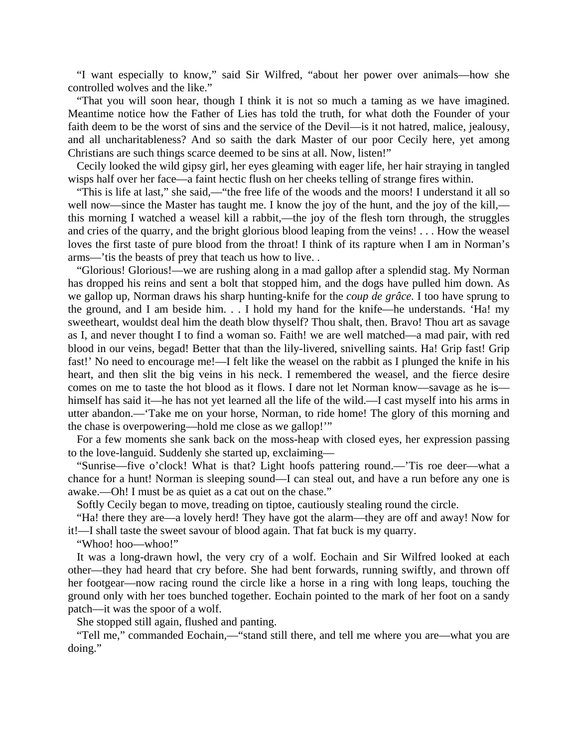"I want especially to know," said Sir Wilfred, "about her power over animals—how she controlled wolves and the like."

"That you will soon hear, though I think it is not so much a taming as we have imagined. Meantime notice how the Father of Lies has told the truth, for what doth the Founder of your faith deem to be the worst of sins and the service of the Devil—is it not hatred, malice, jealousy, and all uncharitableness? And so saith the dark Master of our poor Cecily here, yet among Christians are such things scarce deemed to be sins at all. Now, listen!"

Cecily looked the wild gipsy girl, her eyes gleaming with eager life, her hair straying in tangled wisps half over her face—a faint hectic flush on her cheeks telling of strange fires within.

"This is life at last," she said,—"the free life of the woods and the moors! I understand it all so well now—since the Master has taught me. I know the joy of the hunt, and the joy of the kill,—this morning I watched a weasel kill a rabbit,—the joy of the flesh torn through, the struggles and cries of the quarry, and the bright glorious blood leaping from the veins! . . . How the weasel loves the first taste of pure blood from the throat! I think of its rapture when I am in Norman's arms—'tis the beasts of prey that teach us how to live. .

"Glorious! Glorious!—we are rushing along in a mad gallop after a splendid stag. My Norman has dropped his reins and sent a bolt that stopped him, and the dogs have pulled him down. As we gallop up, Norman draws his sharp hunting-knife for the *coup de grâce*. I too have sprung to the ground, and I am beside him. . . I hold my hand for the knife—he understands. 'Ha! my sweetheart, wouldst deal him the death blow thyself? Thou shalt, then. Bravo! Thou art as savage as I, and never thought I to find a woman so. Faith! we are well matched—a mad pair, with red blood in our veins, begad! Better that than the lily-livered, snivelling saints. Ha! Grip fast! Grip fast!' No need to encourage me!—I felt like the weasel on the rabbit as I plunged the knife in his heart, and then slit the big veins in his neck. I remembered the weasel, and the fierce desire comes on me to taste the hot blood as it flows. I dare not let Norman know—savage as he is—himself has said it—he has not yet learned all the life of the wild.—I cast myself into his arms in utter abandon.—'Take me on your horse, Norman, to ride home! The glory of this morning and the chase is overpowering—hold me close as we gallop!'"

For a few moments she sank back on the moss-heap with closed eyes, her expression passing to the love-languid. Suddenly she started up, exclaiming—

"Sunrise—five o'clock! What is that? Light hoofs pattering round.—'Tis roe deer—what a chance for a hunt! Norman is sleeping sound—I can steal out, and have a run before any one is awake.—Oh! I must be as quiet as a cat out on the chase."

Softly Cecily began to move, treading on tiptoe, cautiously stealing round the circle.

"Ha! there they are—a lovely herd! They have got the alarm—they are off and away! Now for it!—I shall taste the sweet savour of blood again. That fat buck is my quarry.

"Whoo! hoo—whoo!"

It was a long-drawn howl, the very cry of a wolf. Eochain and Sir Wilfred looked at each other—they had heard that cry before. She had bent forwards, running swiftly, and thrown off her footgear—now racing round the circle like a horse in a ring with long leaps, touching the ground only with her toes bunched together. Eochain pointed to the mark of her foot on a sandy patch—it was the spoor of a wolf.

She stopped still again, flushed and panting.

"Tell me," commanded Eochain,—"stand still there, and tell me where you are—what you are doing."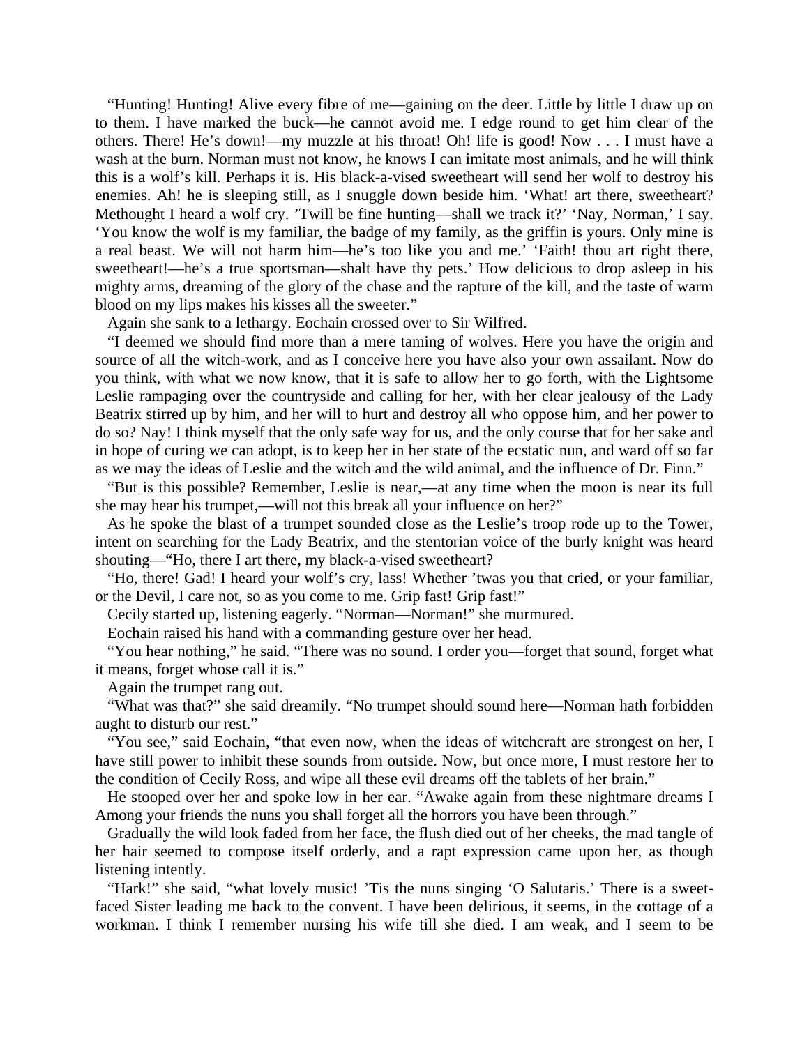"Hunting! Hunting! Alive every fibre of me—gaining on the deer. Little by little I draw up on to them. I have marked the buck—he cannot avoid me. I edge round to get him clear of the others. There! He's down!—my muzzle at his throat! Oh! life is good! Now . . . I must have a wash at the burn. Norman must not know, he knows I can imitate most animals, and he will think this is a wolf's kill. Perhaps it is. His black-a-vised sweetheart will send her wolf to destroy his enemies. Ah! he is sleeping still, as I snuggle down beside him. 'What! art there, sweetheart? Methought I heard a wolf cry. 'Twill be fine hunting—shall we track it?' 'Nay, Norman,' I say. 'You know the wolf is my familiar, the badge of my family, as the griffin is yours. Only mine is a real beast. We will not harm him—he's too like you and me.' 'Faith! thou art right there, sweetheart!—he's a true sportsman—shalt have thy pets.' How delicious to drop asleep in his mighty arms, dreaming of the glory of the chase and the rapture of the kill, and the taste of warm blood on my lips makes his kisses all the sweeter."

Again she sank to a lethargy. Eochain crossed over to Sir Wilfred.

"I deemed we should find more than a mere taming of wolves. Here you have the origin and source of all the witch-work, and as I conceive here you have also your own assailant. Now do you think, with what we now know, that it is safe to allow her to go forth, with the Lightsome Leslie rampaging over the countryside and calling for her, with her clear jealousy of the Lady Beatrix stirred up by him, and her will to hurt and destroy all who oppose him, and her power to do so? Nay! I think myself that the only safe way for us, and the only course that for her sake and in hope of curing we can adopt, is to keep her in her state of the ecstatic nun, and ward off so far as we may the ideas of Leslie and the witch and the wild animal, and the influence of Dr. Finn."

"But is this possible? Remember, Leslie is near,—at any time when the moon is near its full she may hear his trumpet,—will not this break all your influence on her?"

As he spoke the blast of a trumpet sounded close as the Leslie's troop rode up to the Tower, intent on searching for the Lady Beatrix, and the stentorian voice of the burly knight was heard shouting—"Ho, there I art there, my black-a-vised sweetheart?

"Ho, there! Gad! I heard your wolf's cry, lass! Whether 'twas you that cried, or your familiar, or the Devil, I care not, so as you come to me. Grip fast! Grip fast!"

Cecily started up, listening eagerly. "Norman—Norman!" she murmured.

Eochain raised his hand with a commanding gesture over her head.

"You hear nothing," he said. "There was no sound. I order you—forget that sound, forget what it means, forget whose call it is."

Again the trumpet rang out.

"What was that?" she said dreamily. "No trumpet should sound here—Norman hath forbidden aught to disturb our rest."

"You see," said Eochain, "that even now, when the ideas of witchcraft are strongest on her, I have still power to inhibit these sounds from outside. Now, but once more, I must restore her to the condition of Cecily Ross, and wipe all these evil dreams off the tablets of her brain."

He stooped over her and spoke low in her ear. "Awake again from these nightmare dreams I Among your friends the nuns you shall forget all the horrors you have been through."

Gradually the wild look faded from her face, the flush died out of her cheeks, the mad tangle of her hair seemed to compose itself orderly, and a rapt expression came upon her, as though listening intently.

"Hark!" she said, "what lovely music! 'Tis the nuns singing 'O Salutaris.' There is a sweet-faced Sister leading me back to the convent. I have been delirious, it seems, in the cottage of a workman. I think I remember nursing his wife till she died. I am weak, and I seem to be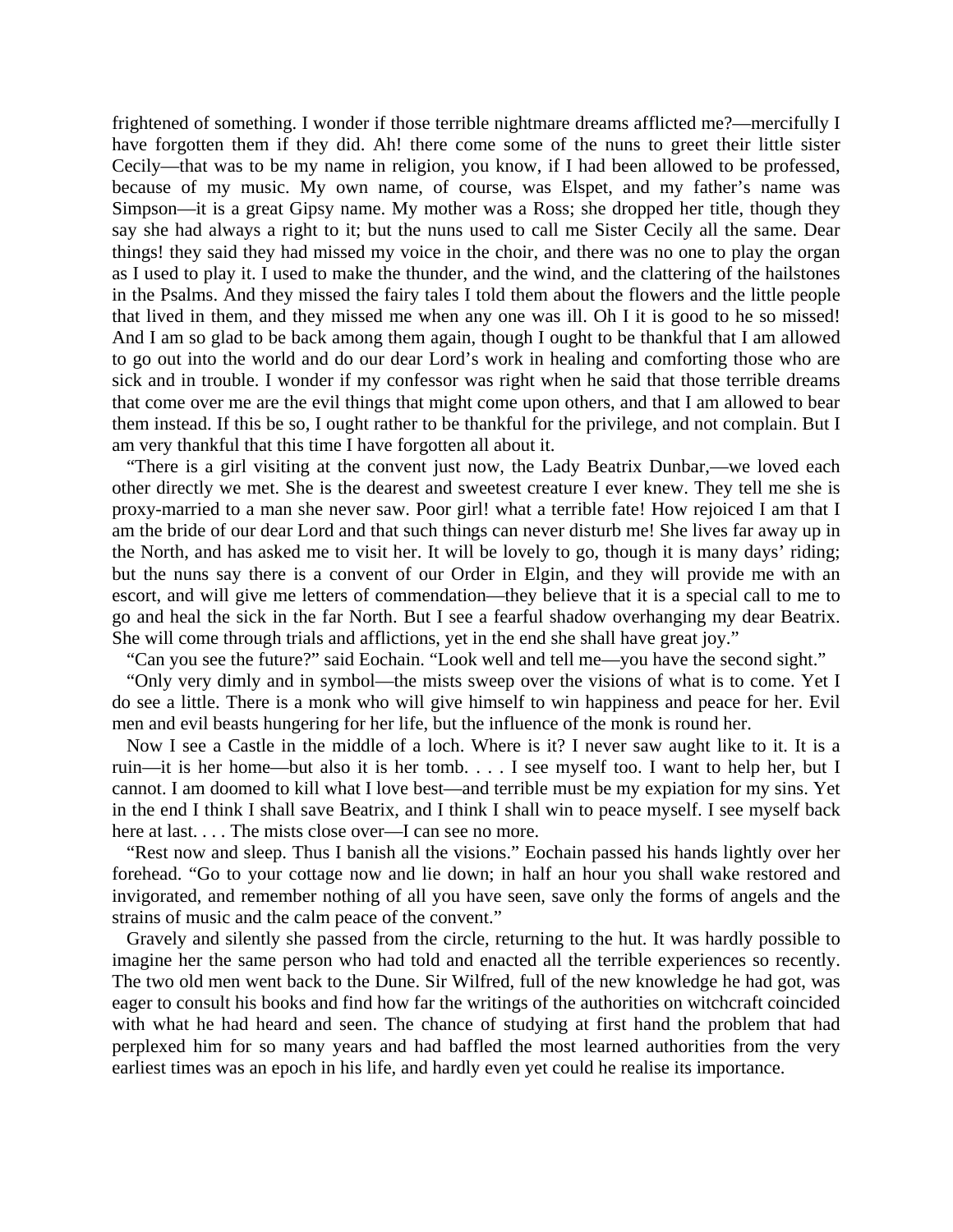frightened of something. I wonder if those terrible nightmare dreams afflicted me?—mercifully I have forgotten them if they did. Ah! there come some of the nuns to greet their little sister Cecily—that was to be my name in religion, you know, if I had been allowed to be professed, because of my music. My own name, of course, was Elspet, and my father's name was Simpson—it is a great Gipsy name. My mother was a Ross; she dropped her title, though they say she had always a right to it; but the nuns used to call me Sister Cecily all the same. Dear things! they said they had missed my voice in the choir, and there was no one to play the organ as I used to play it. I used to make the thunder, and the wind, and the clattering of the hailstones in the Psalms. And they missed the fairy tales I told them about the flowers and the little people that lived in them, and they missed me when any one was ill. Oh I it is good to he so missed! And I am so glad to be back among them again, though I ought to be thankful that I am allowed to go out into the world and do our dear Lord's work in healing and comforting those who are sick and in trouble. I wonder if my confessor was right when he said that those terrible dreams that come over me are the evil things that might come upon others, and that I am allowed to bear them instead. If this be so, I ought rather to be thankful for the privilege, and not complain. But I am very thankful that this time I have forgotten all about it.

"There is a girl visiting at the convent just now, the Lady Beatrix Dunbar,—we loved each other directly we met. She is the dearest and sweetest creature I ever knew. They tell me she is proxy-married to a man she never saw. Poor girl! what a terrible fate! How rejoiced I am that I am the bride of our dear Lord and that such things can never disturb me! She lives far away up in the North, and has asked me to visit her. It will be lovely to go, though it is many days' riding; but the nuns say there is a convent of our Order in Elgin, and they will provide me with an escort, and will give me letters of commendation—they believe that it is a special call to me to go and heal the sick in the far North. But I see a fearful shadow overhanging my dear Beatrix. She will come through trials and afflictions, yet in the end she shall have great joy."

"Can you see the future?" said Eochain. "Look well and tell me—you have the second sight."

"Only very dimly and in symbol—the mists sweep over the visions of what is to come. Yet I do see a little. There is a monk who will give himself to win happiness and peace for her. Evil men and evil beasts hungering for her life, but the influence of the monk is round her.

Now I see a Castle in the middle of a loch. Where is it? I never saw aught like to it. It is a ruin—it is her home—but also it is her tomb. . . . I see myself too. I want to help her, but I cannot. I am doomed to kill what I love best—and terrible must be my expiation for my sins. Yet in the end I think I shall save Beatrix, and I think I shall win to peace myself. I see myself back here at last. . . . The mists close over—I can see no more.

"Rest now and sleep. Thus I banish all the visions." Eochain passed his hands lightly over her forehead. "Go to your cottage now and lie down; in half an hour you shall wake restored and invigorated, and remember nothing of all you have seen, save only the forms of angels and the strains of music and the calm peace of the convent."

Gravely and silently she passed from the circle, returning to the hut. It was hardly possible to imagine her the same person who had told and enacted all the terrible experiences so recently. The two old men went back to the Dune. Sir Wilfred, full of the new knowledge he had got, was eager to consult his books and find how far the writings of the authorities on witchcraft coincided with what he had heard and seen. The chance of studying at first hand the problem that had perplexed him for so many years and had baffled the most learned authorities from the very earliest times was an epoch in his life, and hardly even yet could he realise its importance.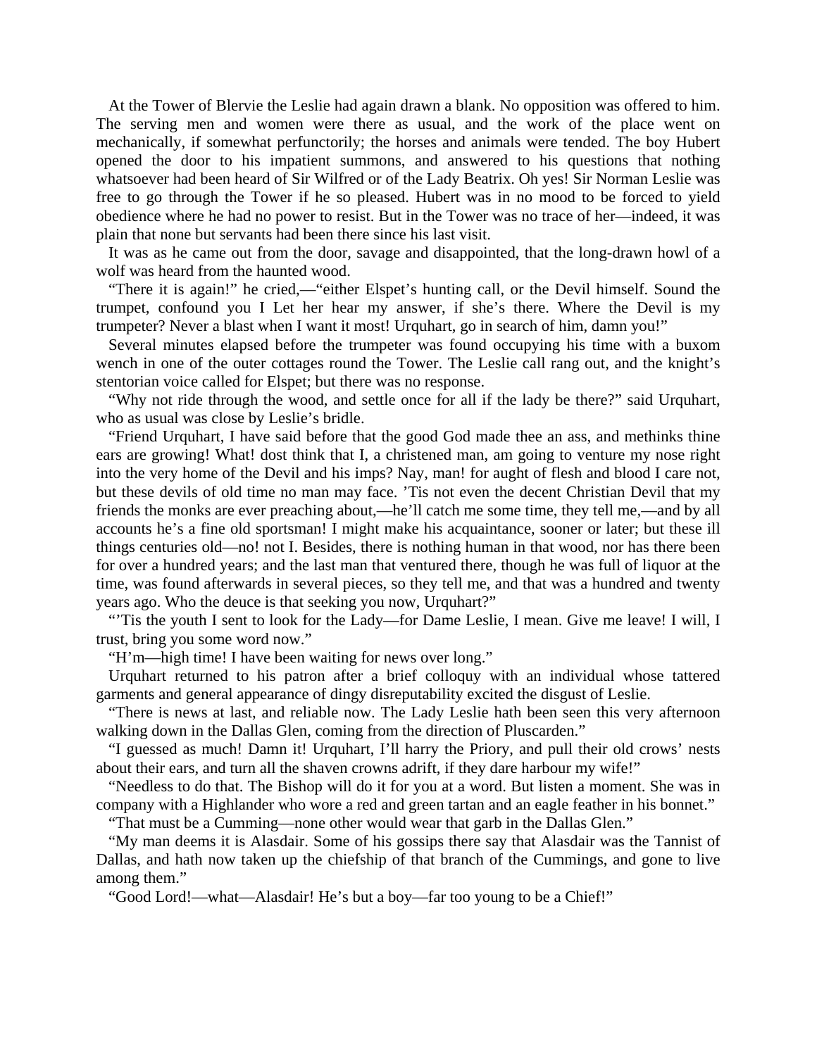At the Tower of Blervie the Leslie had again drawn a blank. No opposition was offered to him. The serving men and women were there as usual, and the work of the place went on mechanically, if somewhat perfunctorily; the horses and animals were tended. The boy Hubert opened the door to his impatient summons, and answered to his questions that nothing whatsoever had been heard of Sir Wilfred or of the Lady Beatrix. Oh yes! Sir Norman Leslie was free to go through the Tower if he so pleased. Hubert was in no mood to be forced to yield obedience where he had no power to resist. But in the Tower was no trace of her—indeed, it was plain that none but servants had been there since his last visit.

It was as he came out from the door, savage and disappointed, that the long-drawn howl of a wolf was heard from the haunted wood.

"There it is again!" he cried,—"either Elspet's hunting call, or the Devil himself. Sound the trumpet, confound you I Let her hear my answer, if she's there. Where the Devil is my trumpeter? Never a blast when I want it most! Urquhart, go in search of him, damn you!"

Several minutes elapsed before the trumpeter was found occupying his time with a buxom wench in one of the outer cottages round the Tower. The Leslie call rang out, and the knight's stentorian voice called for Elspet; but there was no response.

"Why not ride through the wood, and settle once for all if the lady be there?" said Urquhart, who as usual was close by Leslie's bridle.

"Friend Urquhart, I have said before that the good God made thee an ass, and methinks thine ears are growing! What! dost think that I, a christened man, am going to venture my nose right into the very home of the Devil and his imps? Nay, man! for aught of flesh and blood I care not, but these devils of old time no man may face. 'Tis not even the decent Christian Devil that my friends the monks are ever preaching about,—he'll catch me some time, they tell me,—and by all accounts he's a fine old sportsman! I might make his acquaintance, sooner or later; but these ill things centuries old—no! not I. Besides, there is nothing human in that wood, nor has there been for over a hundred years; and the last man that ventured there, though he was full of liquor at the time, was found afterwards in several pieces, so they tell me, and that was a hundred and twenty years ago. Who the deuce is that seeking you now, Urquhart?"

"'Tis the youth I sent to look for the Lady—for Dame Leslie, I mean. Give me leave! I will, I trust, bring you some word now."

"H'm—high time! I have been waiting for news over long."

Urquhart returned to his patron after a brief colloquy with an individual whose tattered garments and general appearance of dingy disreputability excited the disgust of Leslie.

"There is news at last, and reliable now. The Lady Leslie hath been seen this very afternoon walking down in the Dallas Glen, coming from the direction of Pluscarden."

"I guessed as much! Damn it! Urquhart, I'll harry the Priory, and pull their old crows' nests about their ears, and turn all the shaven crowns adrift, if they dare harbour my wife!"

"Needless to do that. The Bishop will do it for you at a word. But listen a moment. She was in company with a Highlander who wore a red and green tartan and an eagle feather in his bonnet."

"That must be a Cumming—none other would wear that garb in the Dallas Glen."

"My man deems it is Alasdair. Some of his gossips there say that Alasdair was the Tannist of Dallas, and hath now taken up the chiefship of that branch of the Cummings, and gone to live among them."

"Good Lord!—what—Alasdair! He's but a boy—far too young to be a Chief!"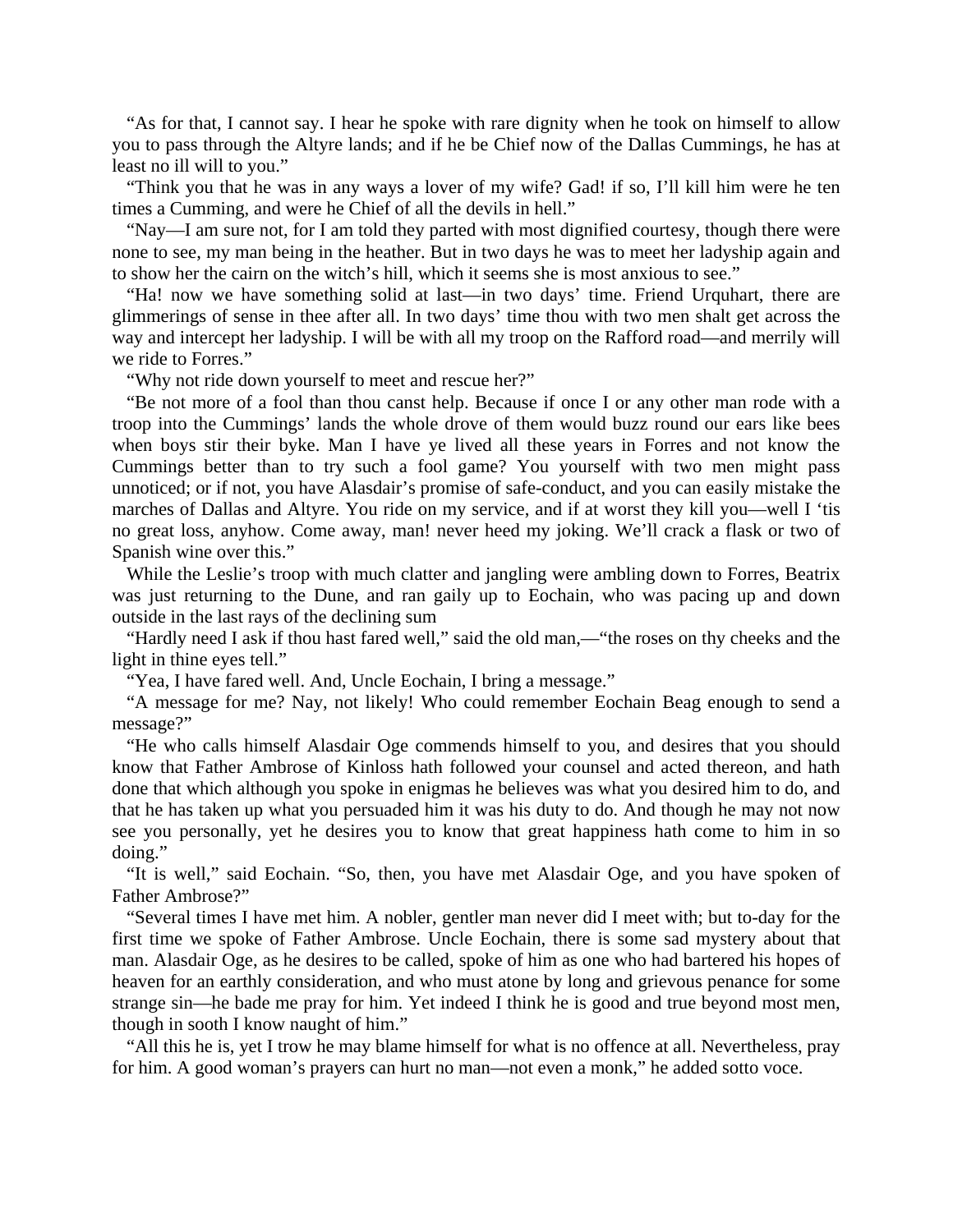"As for that, I cannot say. I hear he spoke with rare dignity when he took on himself to allow you to pass through the Altyre lands; and if he be Chief now of the Dallas Cummings, he has at least no ill will to you."

"Think you that he was in any ways a lover of my wife? Gad! if so, I'll kill him were he ten times a Cumming, and were he Chief of all the devils in hell."

"Nay—I am sure not, for I am told they parted with most dignified courtesy, though there were none to see, my man being in the heather. But in two days he was to meet her ladyship again and to show her the cairn on the witch's hill, which it seems she is most anxious to see."

"Ha! now we have something solid at last—in two days' time. Friend Urquhart, there are glimmerings of sense in thee after all. In two days' time thou with two men shalt get across the way and intercept her ladyship. I will be with all my troop on the Rafford road—and merrily will we ride to Forres."

"Why not ride down yourself to meet and rescue her?"

"Be not more of a fool than thou canst help. Because if once I or any other man rode with a troop into the Cummings' lands the whole drove of them would buzz round our ears like bees when boys stir their byke. Man I have ye lived all these years in Forres and not know the Cummings better than to try such a fool game? You yourself with two men might pass unnoticed; or if not, you have Alasdair's promise of safe-conduct, and you can easily mistake the marches of Dallas and Altyre. You ride on my service, and if at worst they kill you—well I 'tis no great loss, anyhow. Come away, man! never heed my joking. We'll crack a flask or two of Spanish wine over this."

While the Leslie's troop with much clatter and jangling were ambling down to Forres, Beatrix was just returning to the Dune, and ran gaily up to Eochain, who was pacing up and down outside in the last rays of the declining sum

"Hardly need I ask if thou hast fared well," said the old man,—"the roses on thy cheeks and the light in thine eyes tell."

"Yea, I have fared well. And, Uncle Eochain, I bring a message."

"A message for me? Nay, not likely! Who could remember Eochain Beag enough to send a message?"

"He who calls himself Alasdair Oge commends himself to you, and desires that you should know that Father Ambrose of Kinloss hath followed your counsel and acted thereon, and hath done that which although you spoke in enigmas he believes was what you desired him to do, and that he has taken up what you persuaded him it was his duty to do. And though he may not now see you personally, yet he desires you to know that great happiness hath come to him in so doing."

"It is well," said Eochain. "So, then, you have met Alasdair Oge, and you have spoken of Father Ambrose?"

"Several times I have met him. A nobler, gentler man never did I meet with; but to-day for the first time we spoke of Father Ambrose. Uncle Eochain, there is some sad mystery about that man. Alasdair Oge, as he desires to be called, spoke of him as one who had bartered his hopes of heaven for an earthly consideration, and who must atone by long and grievous penance for some strange sin—he bade me pray for him. Yet indeed I think he is good and true beyond most men, though in sooth I know naught of him."

"All this he is, yet I trow he may blame himself for what is no offence at all. Nevertheless, pray for him. A good woman's prayers can hurt no man—not even a monk," he added sotto voce.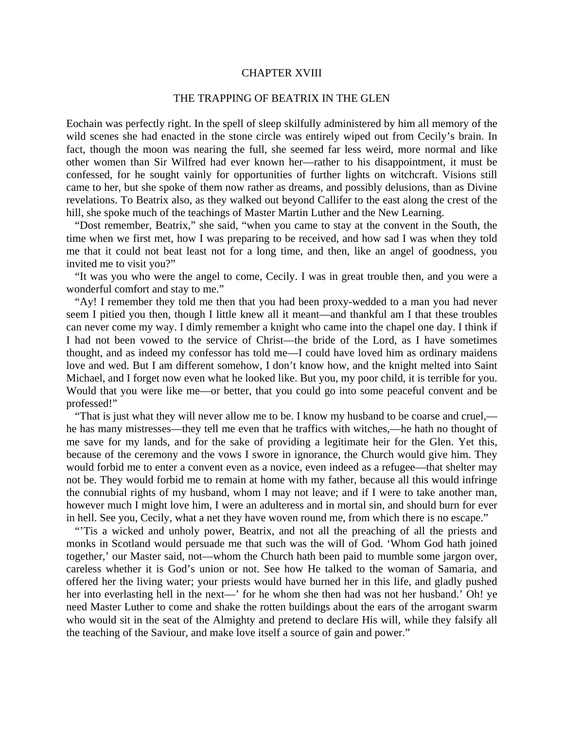## CHAPTER XVIII

### THE TRAPPING OF BEATRIX IN THE GLEN

Eochain was perfectly right. In the spell of sleep skilfully administered by him all memory of the wild scenes she had enacted in the stone circle was entirely wiped out from Cecily's brain. In fact, though the moon was nearing the full, she seemed far less weird, more normal and like other women than Sir Wilfred had ever known her—rather to his disappointment, it must be confessed, for he sought vainly for opportunities of further lights on witchcraft. Visions still came to her, but she spoke of them now rather as dreams, and possibly delusions, than as Divine revelations. To Beatrix also, as they walked out beyond Callifer to the east along the crest of the hill, she spoke much of the teachings of Master Martin Luther and the New Learning.

"Dost remember, Beatrix," she said, "when you came to stay at the convent in the South, the time when we first met, how I was preparing to be received, and how sad I was when they told me that it could not beat least not for a long time, and then, like an angel of goodness, you invited me to visit you?"

"It was you who were the angel to come, Cecily. I was in great trouble then, and you were a wonderful comfort and stay to me."

"Ay! I remember they told me then that you had been proxy-wedded to a man you had never seem I pitied you then, though I little knew all it meant—and thankful am I that these troubles can never come my way. I dimly remember a knight who came into the chapel one day. I think if I had not been vowed to the service of Christ—the bride of the Lord, as I have sometimes thought, and as indeed my confessor has told me—I could have loved him as ordinary maidens love and wed. But I am different somehow, I don't know how, and the knight melted into Saint Michael, and I forget now even what he looked like. But you, my poor child, it is terrible for you. Would that you were like me—or better, that you could go into some peaceful convent and be professed!"

"That is just what they will never allow me to be. I know my husband to be coarse and cruel,—he has many mistresses—they tell me even that he traffics with witches,—he hath no thought of me save for my lands, and for the sake of providing a legitimate heir for the Glen. Yet this, because of the ceremony and the vows I swore in ignorance, the Church would give him. They would forbid me to enter a convent even as a novice, even indeed as a refugee—that shelter may not be. They would forbid me to remain at home with my father, because all this would infringe the connubial rights of my husband, whom I may not leave; and if I were to take another man, however much I might love him, I were an adulteress and in mortal sin, and should burn for ever in hell. See you, Cecily, what a net they have woven round me, from which there is no escape."

"'Tis a wicked and unholy power, Beatrix, and not all the preaching of all the priests and monks in Scotland would persuade me that such was the will of God. 'Whom God hath joined together,' our Master said, not—whom the Church hath been paid to mumble some jargon over, careless whether it is God's union or not. See how He talked to the woman of Samaria, and offered her the living water; your priests would have burned her in this life, and gladly pushed her into everlasting hell in the next—' for he whom she then had was not her husband.' Oh! ye need Master Luther to come and shake the rotten buildings about the ears of the arrogant swarm who would sit in the seat of the Almighty and pretend to declare His will, while they falsify all the teaching of the Saviour, and make love itself a source of gain and power."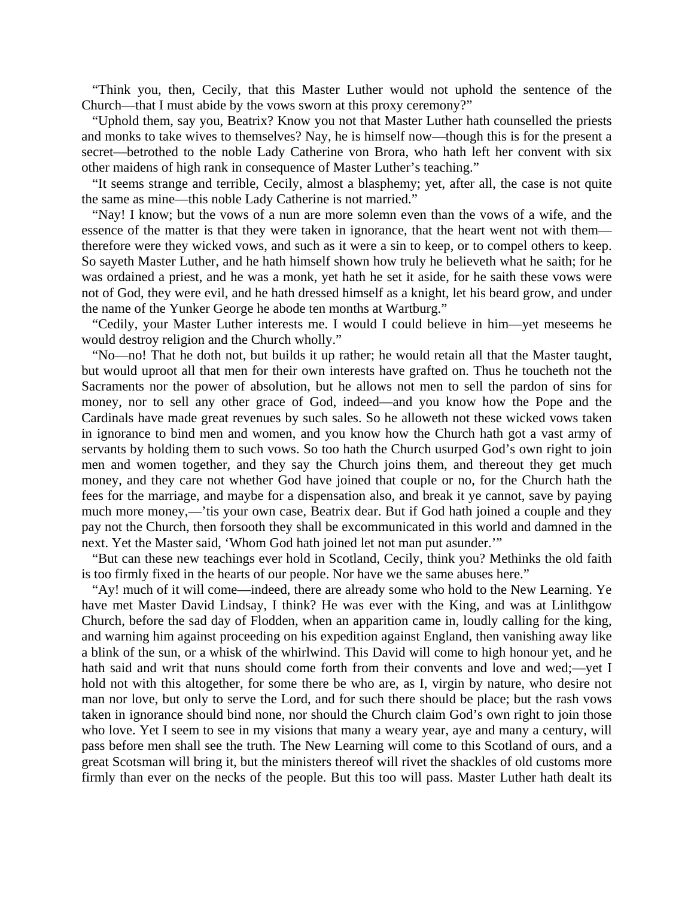"Think you, then, Cecily, that this Master Luther would not uphold the sentence of the Church—that I must abide by the vows sworn at this proxy ceremony?"

"Uphold them, say you, Beatrix? Know you not that Master Luther hath counselled the priests and monks to take wives to themselves? Nay, he is himself now—though this is for the present a secret—betrothed to the noble Lady Catherine von Brora, who hath left her convent with six other maidens of high rank in consequence of Master Luther's teaching."

"It seems strange and terrible, Cecily, almost a blasphemy; yet, after all, the case is not quite the same as mine—this noble Lady Catherine is not married."

"Nay! I know; but the vows of a nun are more solemn even than the vows of a wife, and the essence of the matter is that they were taken in ignorance, that the heart went not with them—therefore were they wicked vows, and such as it were a sin to keep, or to compel others to keep. So sayeth Master Luther, and he hath himself shown how truly he believeth what he saith; for he was ordained a priest, and he was a monk, yet hath he set it aside, for he saith these vows were not of God, they were evil, and he hath dressed himself as a knight, let his beard grow, and under the name of the Yunker George he abode ten months at Wartburg."

"Cedily, your Master Luther interests me. I would I could believe in him—yet meseems he would destroy religion and the Church wholly."

"No—no! That he doth not, but builds it up rather; he would retain all that the Master taught, but would uproot all that men for their own interests have grafted on. Thus he toucheth not the Sacraments nor the power of absolution, but he allows not men to sell the pardon of sins for money, nor to sell any other grace of God, indeed—and you know how the Pope and the Cardinals have made great revenues by such sales. So he alloweth not these wicked vows taken in ignorance to bind men and women, and you know how the Church hath got a vast army of servants by holding them to such vows. So too hath the Church usurped God's own right to join men and women together, and they say the Church joins them, and thereout they get much money, and they care not whether God have joined that couple or no, for the Church hath the fees for the marriage, and maybe for a dispensation also, and break it ye cannot, save by paying much more money,—'tis your own case, Beatrix dear. But if God hath joined a couple and they pay not the Church, then forsooth they shall be excommunicated in this world and damned in the next. Yet the Master said, 'Whom God hath joined let not man put asunder.'"

"But can these new teachings ever hold in Scotland, Cecily, think you? Methinks the old faith is too firmly fixed in the hearts of our people. Nor have we the same abuses here."

"Ay! much of it will come—indeed, there are already some who hold to the New Learning. Ye have met Master David Lindsay, I think? He was ever with the King, and was at Linlithgow Church, before the sad day of Flodden, when an apparition came in, loudly calling for the king, and warning him against proceeding on his expedition against England, then vanishing away like a blink of the sun, or a whisk of the whirlwind. This David will come to high honour yet, and he hath said and writ that nuns should come forth from their convents and love and wed;—yet I hold not with this altogether, for some there be who are, as I, virgin by nature, who desire not man nor love, but only to serve the Lord, and for such there should be place; but the rash vows taken in ignorance should bind none, nor should the Church claim God's own right to join those who love. Yet I seem to see in my visions that many a weary year, aye and many a century, will pass before men shall see the truth. The New Learning will come to this Scotland of ours, and a great Scotsman will bring it, but the ministers thereof will rivet the shackles of old customs more firmly than ever on the necks of the people. But this too will pass. Master Luther hath dealt its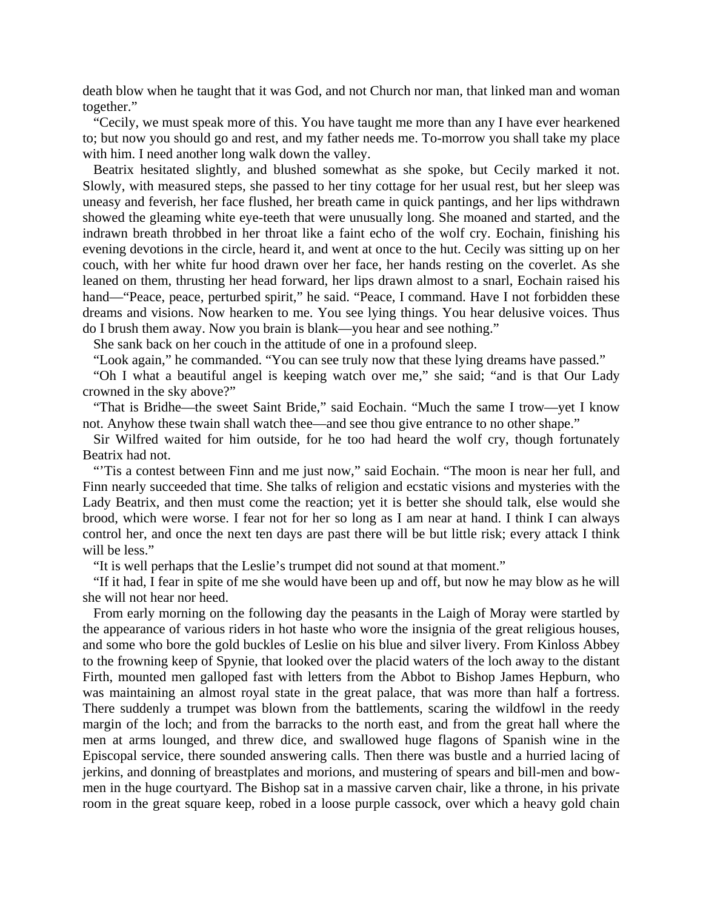death blow when he taught that it was God, and not Church nor man, that linked man and woman together."

"Cecily, we must speak more of this. You have taught me more than any I have ever hearkened to; but now you should go and rest, and my father needs me. To-morrow you shall take my place with him. I need another long walk down the valley.

Beatrix hesitated slightly, and blushed somewhat as she spoke, but Cecily marked it not. Slowly, with measured steps, she passed to her tiny cottage for her usual rest, but her sleep was uneasy and feverish, her face flushed, her breath came in quick pantings, and her lips withdrawn showed the gleaming white eye-teeth that were unusually long. She moaned and started, and the indrawn breath throbbed in her throat like a faint echo of the wolf cry. Eochain, finishing his evening devotions in the circle, heard it, and went at once to the hut. Cecily was sitting up on her couch, with her white fur hood drawn over her face, her hands resting on the coverlet. As she leaned on them, thrusting her head forward, her lips drawn almost to a snarl, Eochain raised his hand—"Peace, peace, perturbed spirit," he said. "Peace, I command. Have I not forbidden these dreams and visions. Now hearken to me. You see lying things. You hear delusive voices. Thus do I brush them away. Now you brain is blank—you hear and see nothing."

She sank back on her couch in the attitude of one in a profound sleep.

"Look again," he commanded. "You can see truly now that these lying dreams have passed."

"Oh I what a beautiful angel is keeping watch over me," she said; "and is that Our Lady crowned in the sky above?"

"That is Bridhe—the sweet Saint Bride," said Eochain. "Much the same I trow—yet I know not. Anyhow these twain shall watch thee—and see thou give entrance to no other shape."

Sir Wilfred waited for him outside, for he too had heard the wolf cry, though fortunately Beatrix had not.

"'Tis a contest between Finn and me just now," said Eochain. "The moon is near her full, and Finn nearly succeeded that time. She talks of religion and ecstatic visions and mysteries with the Lady Beatrix, and then must come the reaction; yet it is better she should talk, else would she brood, which were worse. I fear not for her so long as I am near at hand. I think I can always control her, and once the next ten days are past there will be but little risk; every attack I think will be less."

"It is well perhaps that the Leslie's trumpet did not sound at that moment."

"If it had, I fear in spite of me she would have been up and off, but now he may blow as he will she will not hear nor heed.

From early morning on the following day the peasants in the Laigh of Moray were startled by the appearance of various riders in hot haste who wore the insignia of the great religious houses, and some who bore the gold buckles of Leslie on his blue and silver livery. From Kinloss Abbey to the frowning keep of Spynie, that looked over the placid waters of the loch away to the distant Firth, mounted men galloped fast with letters from the Abbot to Bishop James Hepburn, who was maintaining an almost royal state in the great palace, that was more than half a fortress. There suddenly a trumpet was blown from the battlements, scaring the wildfowl in the reedy margin of the loch; and from the barracks to the north east, and from the great hall where the men at arms lounged, and threw dice, and swallowed huge flagons of Spanish wine in the Episcopal service, there sounded answering calls. Then there was bustle and a hurried lacing of jerkins, and donning of breastplates and morions, and mustering of spears and bill-men and bow-men in the huge courtyard. The Bishop sat in a massive carven chair, like a throne, in his private room in the great square keep, robed in a loose purple cassock, over which a heavy gold chain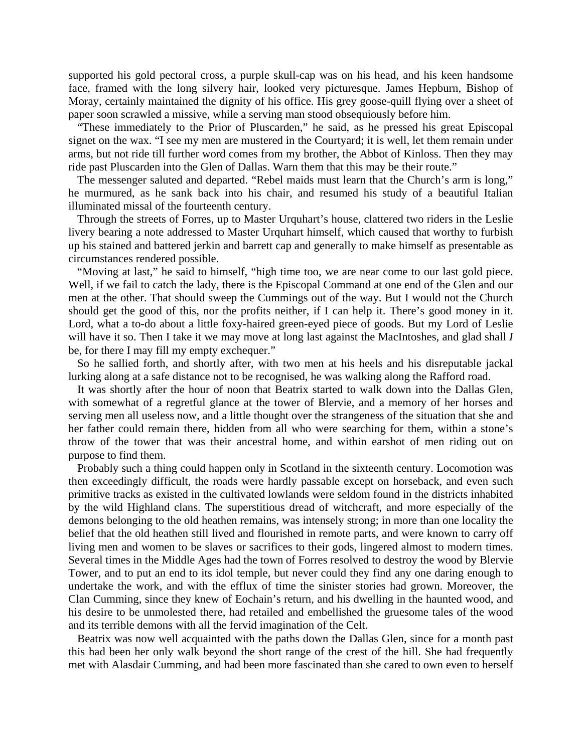supported his gold pectoral cross, a purple skull-cap was on his head, and his keen handsome face, framed with the long silvery hair, looked very picturesque. James Hepburn, Bishop of Moray, certainly maintained the dignity of his office. His grey goose-quill flying over a sheet of paper soon scrawled a missive, while a serving man stood obsequiously before him.

"These immediately to the Prior of Pluscarden," he said, as he pressed his great Episcopal signet on the wax. "I see my men are mustered in the Courtyard; it is well, let them remain under arms, but not ride till further word comes from my brother, the Abbot of Kinloss. Then they may ride past Pluscarden into the Glen of Dallas. Warn them that this may be their route."

The messenger saluted and departed. "Rebel maids must learn that the Church's arm is long," he murmured, as he sank back into his chair, and resumed his study of a beautiful Italian illuminated missal of the fourteenth century.

Through the streets of Forres, up to Master Urquhart's house, clattered two riders in the Leslie livery bearing a note addressed to Master Urquhart himself, which caused that worthy to furbish up his stained and battered jerkin and barrett cap and generally to make himself as presentable as circumstances rendered possible.

"Moving at last," he said to himself, "high time too, we are near come to our last gold piece. Well, if we fail to catch the lady, there is the Episcopal Command at one end of the Glen and our men at the other. That should sweep the Cummings out of the way. But I would not the Church should get the good of this, nor the profits neither, if I can help it. There's good money in it. Lord, what a to-do about a little foxy-haired green-eyed piece of goods. But my Lord of Leslie will have it so. Then I take it we may move at long last against the MacIntoshes, and glad shall *I* be, for there I may fill my empty exchequer."

So he sallied forth, and shortly after, with two men at his heels and his disreputable jackal lurking along at a safe distance not to be recognised, he was walking along the Rafford road.

It was shortly after the hour of noon that Beatrix started to walk down into the Dallas Glen, with somewhat of a regretful glance at the tower of Blervie, and a memory of her horses and serving men all useless now, and a little thought over the strangeness of the situation that she and her father could remain there, hidden from all who were searching for them, within a stone's throw of the tower that was their ancestral home, and within earshot of men riding out on purpose to find them.

Probably such a thing could happen only in Scotland in the sixteenth century. Locomotion was then exceedingly difficult, the roads were hardly passable except on horseback, and even such primitive tracks as existed in the cultivated lowlands were seldom found in the districts inhabited by the wild Highland clans. The superstitious dread of witchcraft, and more especially of the demons belonging to the old heathen remains, was intensely strong; in more than one locality the belief that the old heathen still lived and flourished in remote parts, and were known to carry off living men and women to be slaves or sacrifices to their gods, lingered almost to modern times. Several times in the Middle Ages had the town of Forres resolved to destroy the wood by Blervie Tower, and to put an end to its idol temple, but never could they find any one daring enough to undertake the work, and with the efflux of time the sinister stories had grown. Moreover, the Clan Cumming, since they knew of Eochain's return, and his dwelling in the haunted wood, and his desire to be unmolested there, had retailed and embellished the gruesome tales of the wood and its terrible demons with all the fervid imagination of the Celt.

Beatrix was now well acquainted with the paths down the Dallas Glen, since for a month past this had been her only walk beyond the short range of the crest of the hill. She had frequently met with Alasdair Cumming, and had been more fascinated than she cared to own even to herself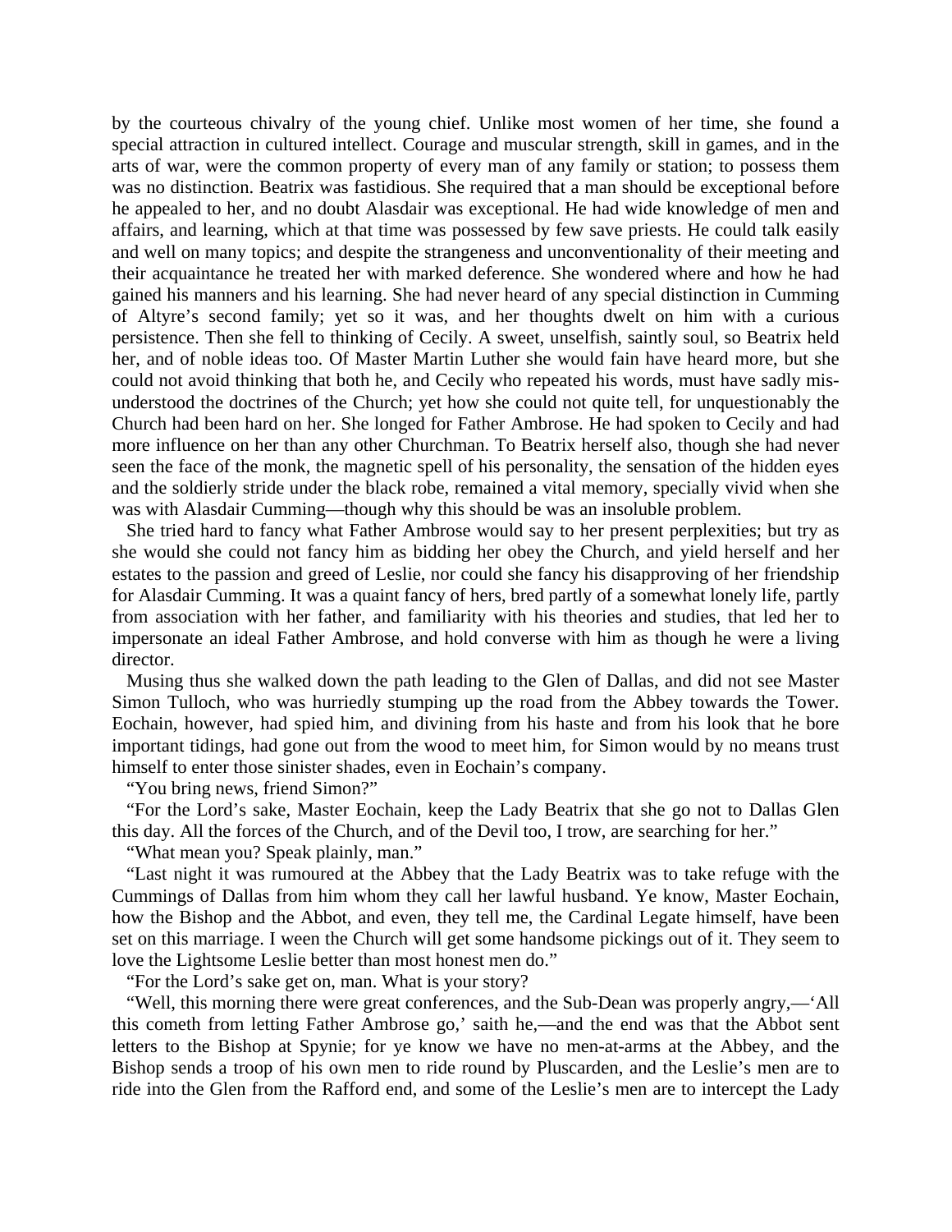by the courteous chivalry of the young chief. Unlike most women of her time, she found a special attraction in cultured intellect. Courage and muscular strength, skill in games, and in the arts of war, were the common property of every man of any family or station; to possess them was no distinction. Beatrix was fastidious. She required that a man should be exceptional before he appealed to her, and no doubt Alasdair was exceptional. He had wide knowledge of men and affairs, and learning, which at that time was possessed by few save priests. He could talk easily and well on many topics; and despite the strangeness and unconventionality of their meeting and their acquaintance he treated her with marked deference. She wondered where and how he had gained his manners and his learning. She had never heard of any special distinction in Cumming of Altyre's second family; yet so it was, and her thoughts dwelt on him with a curious persistence. Then she fell to thinking of Cecily. A sweet, unselfish, saintly soul, so Beatrix held her, and of noble ideas too. Of Master Martin Luther she would fain have heard more, but she could not avoid thinking that both he, and Cecily who repeated his words, must have sadly misunderstood the doctrines of the Church; yet how she could not quite tell, for unquestionably the Church had been hard on her. She longed for Father Ambrose. He had spoken to Cecily and had more influence on her than any other Churchman. To Beatrix herself also, though she had never seen the face of the monk, the magnetic spell of his personality, the sensation of the hidden eyes and the soldierly stride under the black robe, remained a vital memory, specially vivid when she was with Alasdair Cumming—though why this should be was an insoluble problem.

She tried hard to fancy what Father Ambrose would say to her present perplexities; but try as she would she could not fancy him as bidding her obey the Church, and yield herself and her estates to the passion and greed of Leslie, nor could she fancy his disapproving of her friendship for Alasdair Cumming. It was a quaint fancy of hers, bred partly of a somewhat lonely life, partly from association with her father, and familiarity with his theories and studies, that led her to impersonate an ideal Father Ambrose, and hold converse with him as though he were a living director.

Musing thus she walked down the path leading to the Glen of Dallas, and did not see Master Simon Tulloch, who was hurriedly stumping up the road from the Abbey towards the Tower. Eochain, however, had spied him, and divining from his haste and from his look that he bore important tidings, had gone out from the wood to meet him, for Simon would by no means trust himself to enter those sinister shades, even in Eochain's company.

"You bring news, friend Simon?"

"For the Lord's sake, Master Eochain, keep the Lady Beatrix that she go not to Dallas Glen this day. All the forces of the Church, and of the Devil too, I trow, are searching for her."

"What mean you? Speak plainly, man."

"Last night it was rumoured at the Abbey that the Lady Beatrix was to take refuge with the Cummings of Dallas from him whom they call her lawful husband. Ye know, Master Eochain, how the Bishop and the Abbot, and even, they tell me, the Cardinal Legate himself, have been set on this marriage. I ween the Church will get some handsome pickings out of it. They seem to love the Lightsome Leslie better than most honest men do."

"For the Lord's sake get on, man. What is your story?

"Well, this morning there were great conferences, and the Sub-Dean was properly angry,—'All this cometh from letting Father Ambrose go,' saith he,—and the end was that the Abbot sent letters to the Bishop at Spynie; for ye know we have no men-at-arms at the Abbey, and the Bishop sends a troop of his own men to ride round by Pluscarden, and the Leslie's men are to ride into the Glen from the Rafford end, and some of the Leslie's men are to intercept the Lady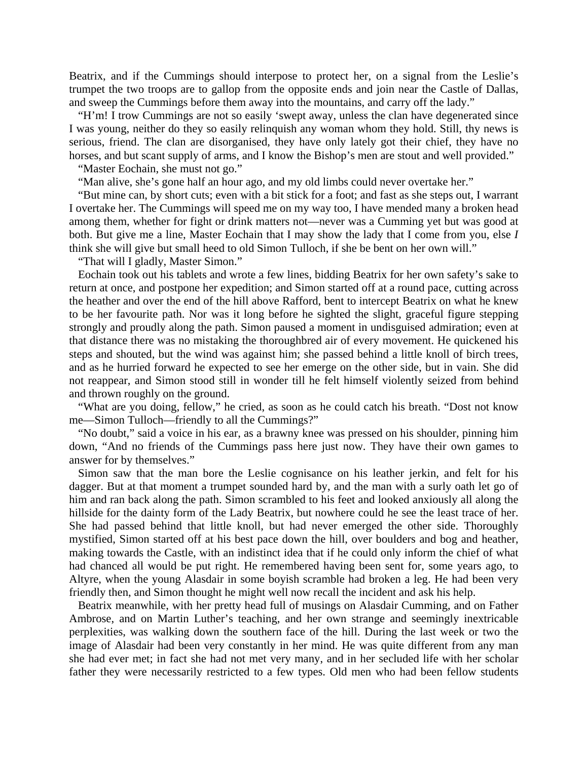Beatrix, and if the Cummings should interpose to protect her, on a signal from the Leslie's trumpet the two troops are to gallop from the opposite ends and join near the Castle of Dallas, and sweep the Cummings before them away into the mountains, and carry off the lady."

"H'm! I trow Cummings are not so easily 'swept away, unless the clan have degenerated since I was young, neither do they so easily relinquish any woman whom they hold. Still, thy news is serious, friend. The clan are disorganised, they have only lately got their chief, they have no horses, and but scant supply of arms, and I know the Bishop's men are stout and well provided."

"Master Eochain, she must not go."

"Man alive, she's gone half an hour ago, and my old limbs could never overtake her."

"But mine can, by short cuts; even with a bit stick for a foot; and fast as she steps out, I warrant I overtake her. The Cummings will speed me on my way too, I have mended many a broken head among them, whether for fight or drink matters not—never was a Cumming yet but was good at both. But give me a line, Master Eochain that I may show the lady that I come from you, else *I* think she will give but small heed to old Simon Tulloch, if she be bent on her own will."

"That will I gladly, Master Simon."

Eochain took out his tablets and wrote a few lines, bidding Beatrix for her own safety's sake to return at once, and postpone her expedition; and Simon started off at a round pace, cutting across the heather and over the end of the hill above Rafford, bent to intercept Beatrix on what he knew to be her favourite path. Nor was it long before he sighted the slight, graceful figure stepping strongly and proudly along the path. Simon paused a moment in undisguised admiration; even at that distance there was no mistaking the thoroughbred air of every movement. He quickened his steps and shouted, but the wind was against him; she passed behind a little knoll of birch trees, and as he hurried forward he expected to see her emerge on the other side, but in vain. She did not reappear, and Simon stood still in wonder till he felt himself violently seized from behind and thrown roughly on the ground.

"What are you doing, fellow," he cried, as soon as he could catch his breath. "Dost not know me—Simon Tulloch—friendly to all the Cummings?"

"No doubt," said a voice in his ear, as a brawny knee was pressed on his shoulder, pinning him down, "And no friends of the Cummings pass here just now. They have their own games to answer for by themselves."

Simon saw that the man bore the Leslie cognisance on his leather jerkin, and felt for his dagger. But at that moment a trumpet sounded hard by, and the man with a surly oath let go of him and ran back along the path. Simon scrambled to his feet and looked anxiously all along the hillside for the dainty form of the Lady Beatrix, but nowhere could he see the least trace of her. She had passed behind that little knoll, but had never emerged the other side. Thoroughly mystified, Simon started off at his best pace down the hill, over boulders and bog and heather, making towards the Castle, with an indistinct idea that if he could only inform the chief of what had chanced all would be put right. He remembered having been sent for, some years ago, to Altyre, when the young Alasdair in some boyish scramble had broken a leg. He had been very friendly then, and Simon thought he might well now recall the incident and ask his help.

Beatrix meanwhile, with her pretty head full of musings on Alasdair Cumming, and on Father Ambrose, and on Martin Luther's teaching, and her own strange and seemingly inextricable perplexities, was walking down the southern face of the hill. During the last week or two the image of Alasdair had been very constantly in her mind. He was quite different from any man she had ever met; in fact she had not met very many, and in her secluded life with her scholar father they were necessarily restricted to a few types. Old men who had been fellow students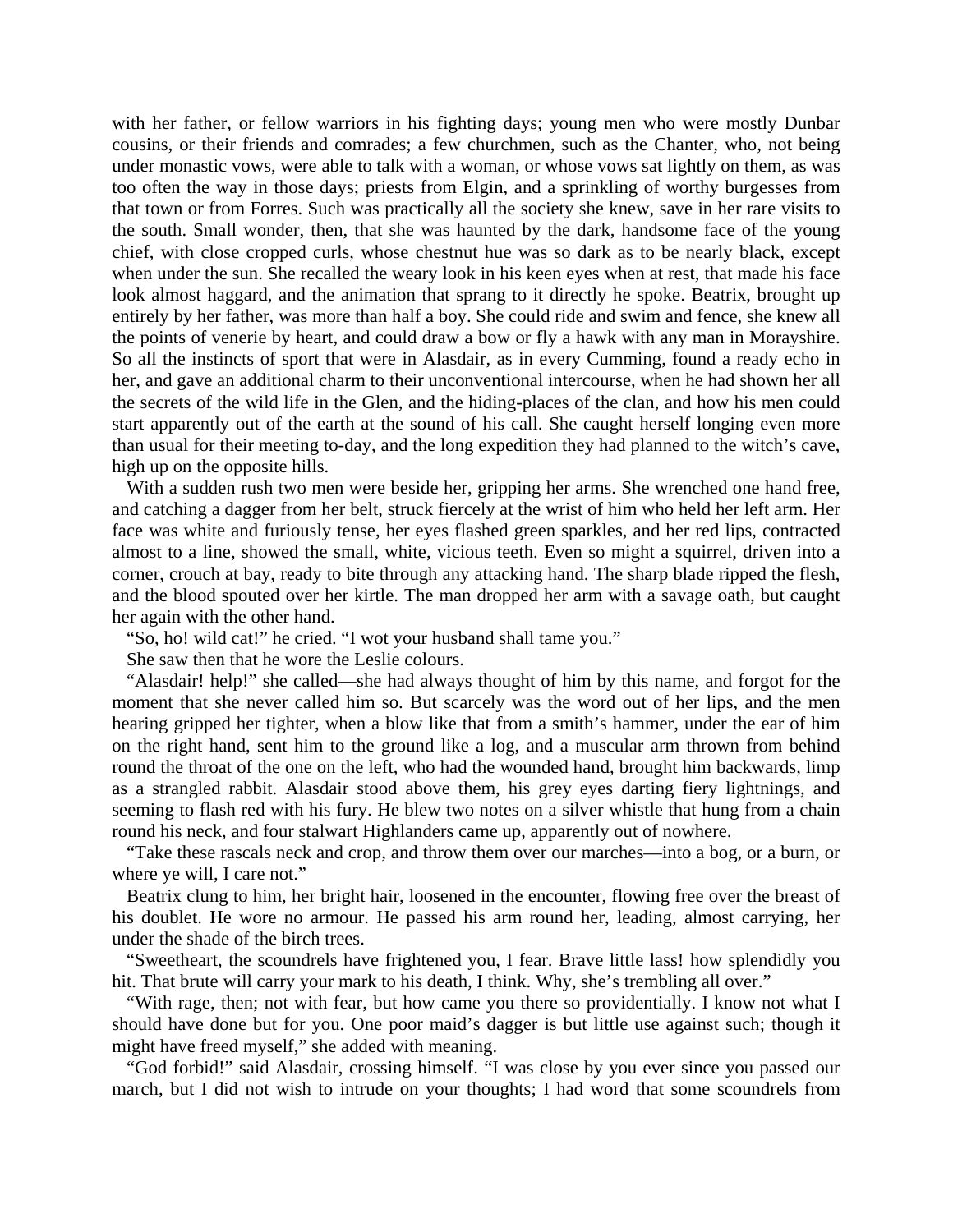with her father, or fellow warriors in his fighting days; young men who were mostly Dunbar cousins, or their friends and comrades; a few churchmen, such as the Chanter, who, not being under monastic vows, were able to talk with a woman, or whose vows sat lightly on them, as was too often the way in those days; priests from Elgin, and a sprinkling of worthy burgesses from that town or from Forres. Such was practically all the society she knew, save in her rare visits to the south. Small wonder, then, that she was haunted by the dark, handsome face of the young chief, with close cropped curls, whose chestnut hue was so dark as to be nearly black, except when under the sun. She recalled the weary look in his keen eyes when at rest, that made his face look almost haggard, and the animation that sprang to it directly he spoke. Beatrix, brought up entirely by her father, was more than half a boy. She could ride and swim and fence, she knew all the points of venerie by heart, and could draw a bow or fly a hawk with any man in Morayshire. So all the instincts of sport that were in Alasdair, as in every Cumming, found a ready echo in her, and gave an additional charm to their unconventional intercourse, when he had shown her all the secrets of the wild life in the Glen, and the hiding-places of the clan, and how his men could start apparently out of the earth at the sound of his call. She caught herself longing even more than usual for their meeting to-day, and the long expedition they had planned to the witch's cave, high up on the opposite hills.

With a sudden rush two men were beside her, gripping her arms. She wrenched one hand free, and catching a dagger from her belt, struck fiercely at the wrist of him who held her left arm. Her face was white and furiously tense, her eyes flashed green sparkles, and her red lips, contracted almost to a line, showed the small, white, vicious teeth. Even so might a squirrel, driven into a corner, crouch at bay, ready to bite through any attacking hand. The sharp blade ripped the flesh, and the blood spouted over her kirtle. The man dropped her arm with a savage oath, but caught her again with the other hand.

"So, ho! wild cat!" he cried. "I wot your husband shall tame you."

She saw then that he wore the Leslie colours.

"Alasdair! help!" she called—she had always thought of him by this name, and forgot for the moment that she never called him so. But scarcely was the word out of her lips, and the men hearing gripped her tighter, when a blow like that from a smith's hammer, under the ear of him on the right hand, sent him to the ground like a log, and a muscular arm thrown from behind round the throat of the one on the left, who had the wounded hand, brought him backwards, limp as a strangled rabbit. Alasdair stood above them, his grey eyes darting fiery lightnings, and seeming to flash red with his fury. He blew two notes on a silver whistle that hung from a chain round his neck, and four stalwart Highlanders came up, apparently out of nowhere.

"Take these rascals neck and crop, and throw them over our marches—into a bog, or a burn, or where ye will, I care not."

Beatrix clung to him, her bright hair, loosened in the encounter, flowing free over the breast of his doublet. He wore no armour. He passed his arm round her, leading, almost carrying, her under the shade of the birch trees.

"Sweetheart, the scoundrels have frightened you, I fear. Brave little lass! how splendidly you hit. That brute will carry your mark to his death, I think. Why, she's trembling all over."

"With rage, then; not with fear, but how came you there so providentially. I know not what I should have done but for you. One poor maid's dagger is but little use against such; though it might have freed myself," she added with meaning.

"God forbid!" said Alasdair, crossing himself. "I was close by you ever since you passed our march, but I did not wish to intrude on your thoughts; I had word that some scoundrels from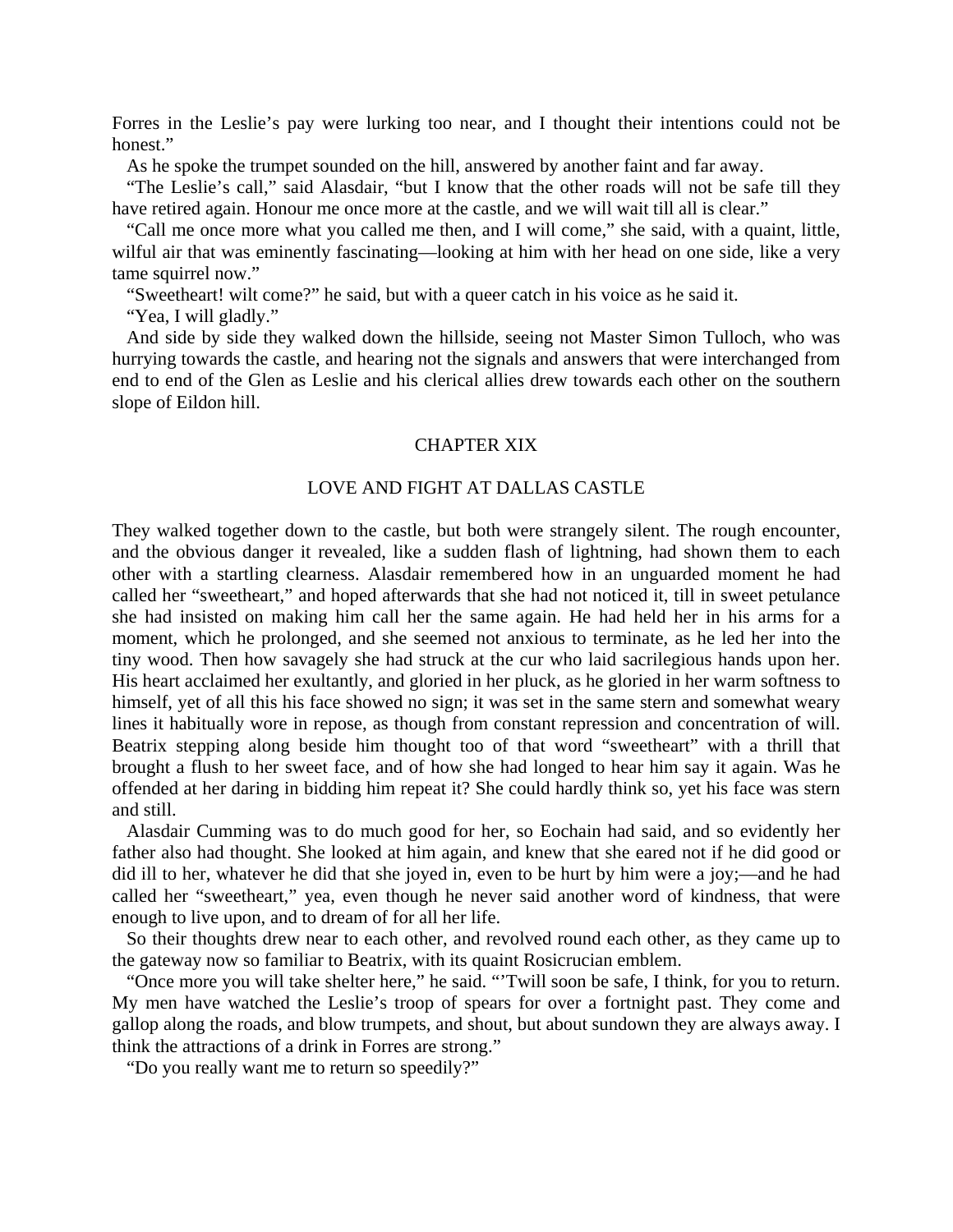Forres in the Leslie's pay were lurking too near, and I thought their intentions could not be honest."

As he spoke the trumpet sounded on the hill, answered by another faint and far away.

"The Leslie's call," said Alasdair, "but I know that the other roads will not be safe till they have retired again. Honour me once more at the castle, and we will wait till all is clear."

"Call me once more what you called me then, and I will come," she said, with a quaint, little, wilful air that was eminently fascinating—looking at him with her head on one side, like a very tame squirrel now."

"Sweetheart! wilt come?" he said, but with a queer catch in his voice as he said it.

"Yea, I will gladly."

And side by side they walked down the hillside, seeing not Master Simon Tulloch, who was hurrying towards the castle, and hearing not the signals and answers that were interchanged from end to end of the Glen as Leslie and his clerical allies drew towards each other on the southern slope of Eildon hill.

## CHAPTER XIX

### LOVE AND FIGHT AT DALLAS CASTLE

They walked together down to the castle, but both were strangely silent. The rough encounter, and the obvious danger it revealed, like a sudden flash of lightning, had shown them to each other with a startling clearness. Alasdair remembered how in an unguarded moment he had called her "sweetheart," and hoped afterwards that she had not noticed it, till in sweet petulance she had insisted on making him call her the same again. He had held her in his arms for a moment, which he prolonged, and she seemed not anxious to terminate, as he led her into the tiny wood. Then how savagely she had struck at the cur who laid sacrilegious hands upon her. His heart acclaimed her exultantly, and gloried in her pluck, as he gloried in her warm softness to himself, yet of all this his face showed no sign; it was set in the same stern and somewhat weary lines it habitually wore in repose, as though from constant repression and concentration of will. Beatrix stepping along beside him thought too of that word "sweetheart" with a thrill that brought a flush to her sweet face, and of how she had longed to hear him say it again. Was he offended at her daring in bidding him repeat it? She could hardly think so, yet his face was stern and still.

Alasdair Cumming was to do much good for her, so Eochain had said, and so evidently her father also had thought. She looked at him again, and knew that she eared not if he did good or did ill to her, whatever he did that she joyed in, even to be hurt by him were a joy;—and he had called her "sweetheart," yea, even though he never said another word of kindness, that were enough to live upon, and to dream of for all her life.

So their thoughts drew near to each other, and revolved round each other, as they came up to the gateway now so familiar to Beatrix, with its quaint Rosicrucian emblem.

"Once more you will take shelter here," he said. "'Twill soon be safe, I think, for you to return. My men have watched the Leslie's troop of spears for over a fortnight past. They come and gallop along the roads, and blow trumpets, and shout, but about sundown they are always away. I think the attractions of a drink in Forres are strong."

"Do you really want me to return so speedily?"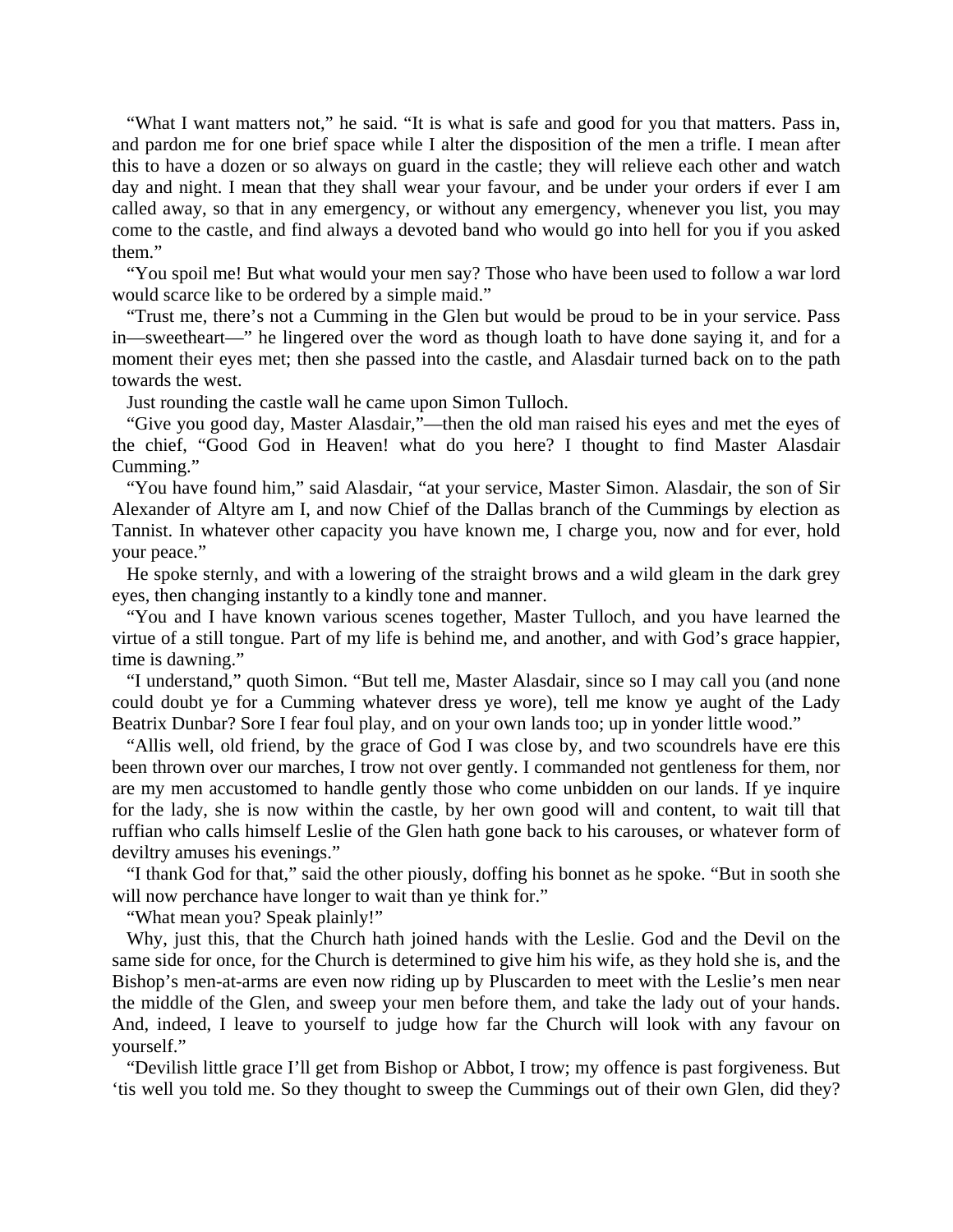"What I want matters not," he said. "It is what is safe and good for you that matters. Pass in, and pardon me for one brief space while I alter the disposition of the men a trifle. I mean after this to have a dozen or so always on guard in the castle; they will relieve each other and watch day and night. I mean that they shall wear your favour, and be under your orders if ever I am called away, so that in any emergency, or without any emergency, whenever you list, you may come to the castle, and find always a devoted band who would go into hell for you if you asked them."

"You spoil me! But what would your men say? Those who have been used to follow a war lord would scarce like to be ordered by a simple maid."

"Trust me, there's not a Cumming in the Glen but would be proud to be in your service. Pass in—sweetheart—" he lingered over the word as though loath to have done saying it, and for a moment their eyes met; then she passed into the castle, and Alasdair turned back on to the path towards the west.

Just rounding the castle wall he came upon Simon Tulloch.

"Give you good day, Master Alasdair,"—then the old man raised his eyes and met the eyes of the chief, "Good God in Heaven! what do you here? I thought to find Master Alasdair Cumming."

"You have found him," said Alasdair, "at your service, Master Simon. Alasdair, the son of Sir Alexander of Altyre am I, and now Chief of the Dallas branch of the Cummings by election as Tannist. In whatever other capacity you have known me, I charge you, now and for ever, hold your peace."

He spoke sternly, and with a lowering of the straight brows and a wild gleam in the dark grey eyes, then changing instantly to a kindly tone and manner.

"You and I have known various scenes together, Master Tulloch, and you have learned the virtue of a still tongue. Part of my life is behind me, and another, and with God's grace happier, time is dawning."

"I understand," quoth Simon. "But tell me, Master Alasdair, since so I may call you (and none could doubt ye for a Cumming whatever dress ye wore), tell me know ye aught of the Lady Beatrix Dunbar? Sore I fear foul play, and on your own lands too; up in yonder little wood."

"Allis well, old friend, by the grace of God I was close by, and two scoundrels have ere this been thrown over our marches, I trow not over gently. I commanded not gentleness for them, nor are my men accustomed to handle gently those who come unbidden on our lands. If ye inquire for the lady, she is now within the castle, by her own good will and content, to wait till that ruffian who calls himself Leslie of the Glen hath gone back to his carouses, or whatever form of deviltry amuses his evenings."

"I thank God for that," said the other piously, doffing his bonnet as he spoke. "But in sooth she will now perchance have longer to wait than ye think for."

"What mean you? Speak plainly!"

Why, just this, that the Church hath joined hands with the Leslie. God and the Devil on the same side for once, for the Church is determined to give him his wife, as they hold she is, and the Bishop's men-at-arms are even now riding up by Pluscarden to meet with the Leslie's men near the middle of the Glen, and sweep your men before them, and take the lady out of your hands. And, indeed, I leave to yourself to judge how far the Church will look with any favour on yourself."

"Devilish little grace I'll get from Bishop or Abbot, I trow; my offence is past forgiveness. But 'tis well you told me. So they thought to sweep the Cummings out of their own Glen, did they?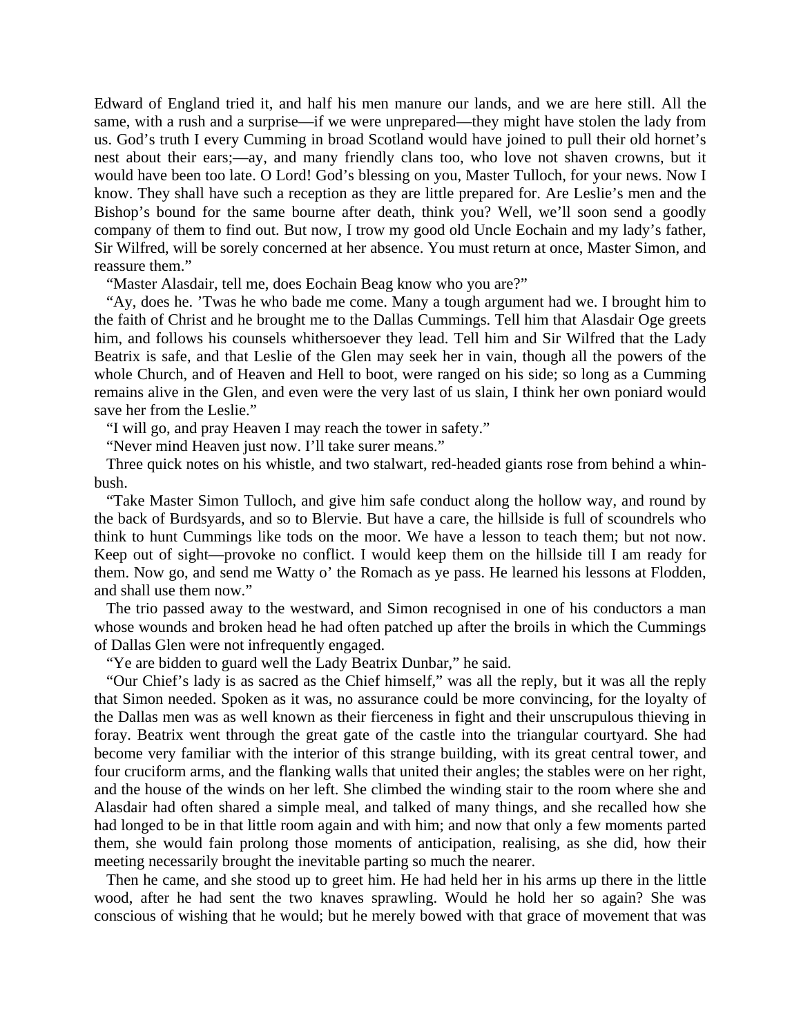Edward of England tried it, and half his men manure our lands, and we are here still. All the same, with a rush and a surprise—if we were unprepared—they might have stolen the lady from us. God's truth I every Cumming in broad Scotland would have joined to pull their old hornet's nest about their ears;—ay, and many friendly clans too, who love not shaven crowns, but it would have been too late. O Lord! God's blessing on you, Master Tulloch, for your news. Now I know. They shall have such a reception as they are little prepared for. Are Leslie's men and the Bishop's bound for the same bourne after death, think you? Well, we'll soon send a goodly company of them to find out. But now, I trow my good old Uncle Eochain and my lady's father, Sir Wilfred, will be sorely concerned at her absence. You must return at once, Master Simon, and reassure them."

"Master Alasdair, tell me, does Eochain Beag know who you are?"

"Ay, does he. 'Twas he who bade me come. Many a tough argument had we. I brought him to the faith of Christ and he brought me to the Dallas Cummings. Tell him that Alasdair Oge greets him, and follows his counsels whithersoever they lead. Tell him and Sir Wilfred that the Lady Beatrix is safe, and that Leslie of the Glen may seek her in vain, though all the powers of the whole Church, and of Heaven and Hell to boot, were ranged on his side; so long as a Cumming remains alive in the Glen, and even were the very last of us slain, I think her own poniard would save her from the Leslie."

"I will go, and pray Heaven I may reach the tower in safety."

"Never mind Heaven just now. I'll take surer means."

Three quick notes on his whistle, and two stalwart, red-headed giants rose from behind a whin-bush.

"Take Master Simon Tulloch, and give him safe conduct along the hollow way, and round by the back of Burdsyards, and so to Blervie. But have a care, the hillside is full of scoundrels who think to hunt Cummings like tods on the moor. We have a lesson to teach them; but not now. Keep out of sight—provoke no conflict. I would keep them on the hillside till I am ready for them. Now go, and send me Watty o' the Romach as ye pass. He learned his lessons at Flodden, and shall use them now."

The trio passed away to the westward, and Simon recognised in one of his conductors a man whose wounds and broken head he had often patched up after the broils in which the Cummings of Dallas Glen were not infrequently engaged.

"Ye are bidden to guard well the Lady Beatrix Dunbar," he said.

"Our Chief's lady is as sacred as the Chief himself," was all the reply, but it was all the reply that Simon needed. Spoken as it was, no assurance could be more convincing, for the loyalty of the Dallas men was as well known as their fierceness in fight and their unscrupulous thieving in foray. Beatrix went through the great gate of the castle into the triangular courtyard. She had become very familiar with the interior of this strange building, with its great central tower, and four cruciform arms, and the flanking walls that united their angles; the stables were on her right, and the house of the winds on her left. She climbed the winding stair to the room where she and Alasdair had often shared a simple meal, and talked of many things, and she recalled how she had longed to be in that little room again and with him; and now that only a few moments parted them, she would fain prolong those moments of anticipation, realising, as she did, how their meeting necessarily brought the inevitable parting so much the nearer.

Then he came, and she stood up to greet him. He had held her in his arms up there in the little wood, after he had sent the two knaves sprawling. Would he hold her so again? She was conscious of wishing that he would; but he merely bowed with that grace of movement that was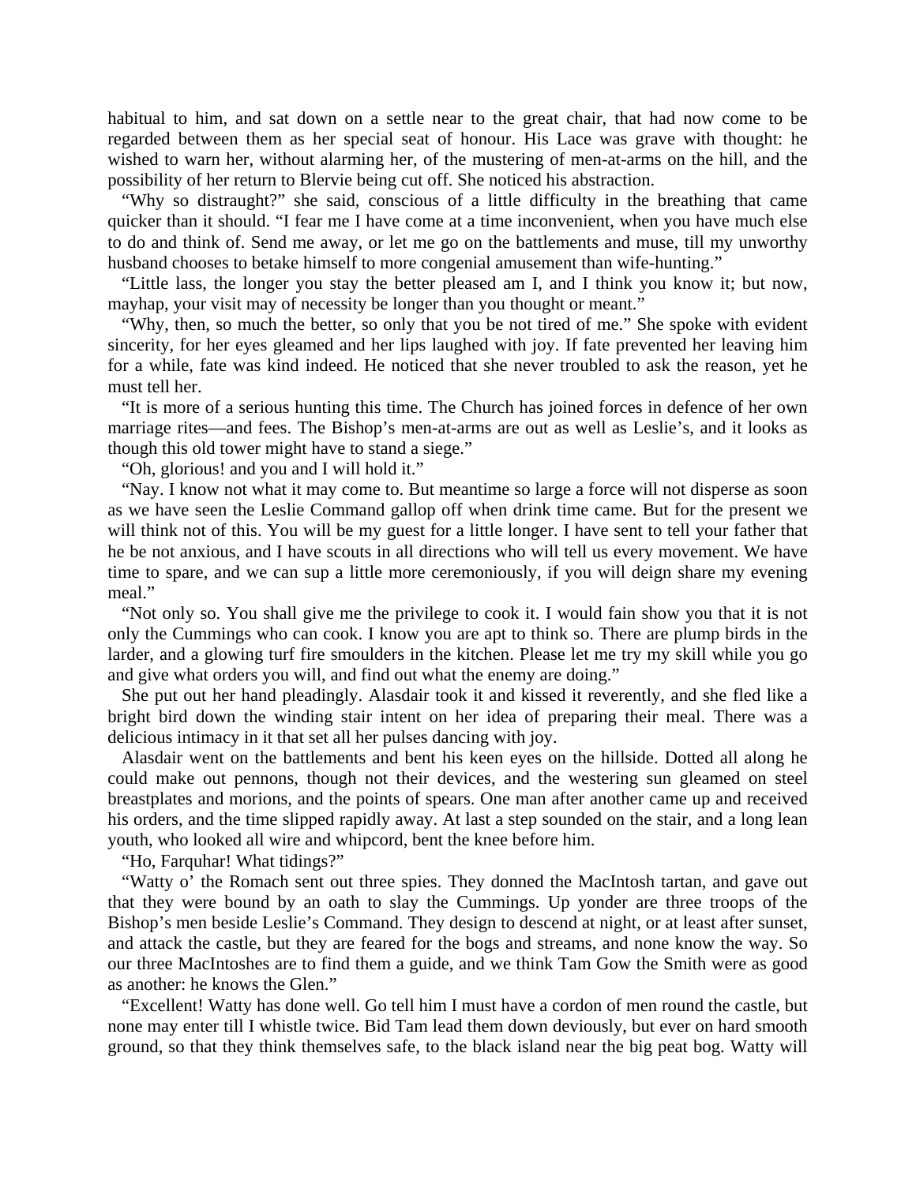habitual to him, and sat down on a settle near to the great chair, that had now come to be regarded between them as her special seat of honour. His Lace was grave with thought: he wished to warn her, without alarming her, of the mustering of men-at-arms on the hill, and the possibility of her return to Blervie being cut off. She noticed his abstraction.

"Why so distraught?" she said, conscious of a little difficulty in the breathing that came quicker than it should. "I fear me I have come at a time inconvenient, when you have much else to do and think of. Send me away, or let me go on the battlements and muse, till my unworthy husband chooses to betake himself to more congenial amusement than wife-hunting."

"Little lass, the longer you stay the better pleased am I, and I think you know it; but now, mayhap, your visit may of necessity be longer than you thought or meant."

"Why, then, so much the better, so only that you be not tired of me." She spoke with evident sincerity, for her eyes gleamed and her lips laughed with joy. If fate prevented her leaving him for a while, fate was kind indeed. He noticed that she never troubled to ask the reason, yet he must tell her.

"It is more of a serious hunting this time. The Church has joined forces in defence of her own marriage rites—and fees. The Bishop's men-at-arms are out as well as Leslie's, and it looks as though this old tower might have to stand a siege."

"Oh, glorious! and you and I will hold it."

"Nay. I know not what it may come to. But meantime so large a force will not disperse as soon as we have seen the Leslie Command gallop off when drink time came. But for the present we will think not of this. You will be my guest for a little longer. I have sent to tell your father that he be not anxious, and I have scouts in all directions who will tell us every movement. We have time to spare, and we can sup a little more ceremoniously, if you will deign share my evening meal."

"Not only so. You shall give me the privilege to cook it. I would fain show you that it is not only the Cummings who can cook. I know you are apt to think so. There are plump birds in the larder, and a glowing turf fire smoulders in the kitchen. Please let me try my skill while you go and give what orders you will, and find out what the enemy are doing."

She put out her hand pleadingly. Alasdair took it and kissed it reverently, and she fled like a bright bird down the winding stair intent on her idea of preparing their meal. There was a delicious intimacy in it that set all her pulses dancing with joy.

Alasdair went on the battlements and bent his keen eyes on the hillside. Dotted all along he could make out pennons, though not their devices, and the westering sun gleamed on steel breastplates and morions, and the points of spears. One man after another came up and received his orders, and the time slipped rapidly away. At last a step sounded on the stair, and a long lean youth, who looked all wire and whipcord, bent the knee before him.

"Ho, Farquhar! What tidings?"

"Watty o' the Romach sent out three spies. They donned the MacIntosh tartan, and gave out that they were bound by an oath to slay the Cummings. Up yonder are three troops of the Bishop's men beside Leslie's Command. They design to descend at night, or at least after sunset, and attack the castle, but they are feared for the bogs and streams, and none know the way. So our three MacIntoshes are to find them a guide, and we think Tam Gow the Smith were as good as another: he knows the Glen."

"Excellent! Watty has done well. Go tell him I must have a cordon of men round the castle, but none may enter till I whistle twice. Bid Tam lead them down deviously, but ever on hard smooth ground, so that they think themselves safe, to the black island near the big peat bog. Watty will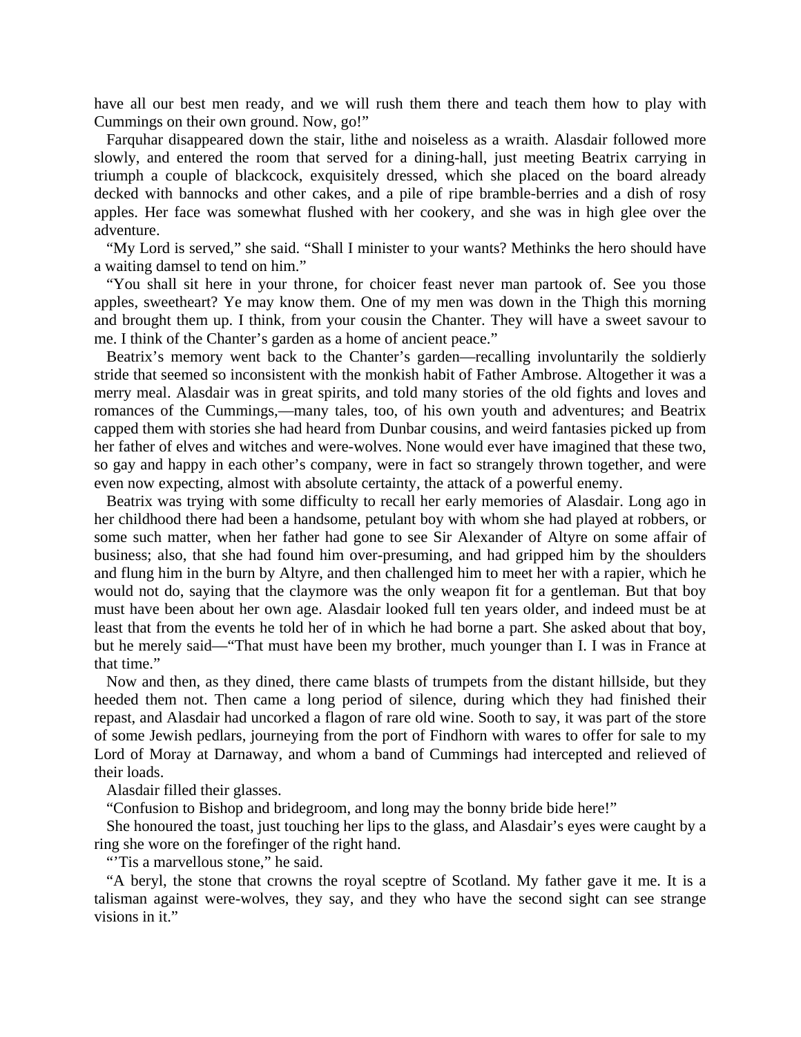have all our best men ready, and we will rush them there and teach them how to play with Cummings on their own ground. Now, go!"

Farquhar disappeared down the stair, lithe and noiseless as a wraith. Alasdair followed more slowly, and entered the room that served for a dining-hall, just meeting Beatrix carrying in triumph a couple of blackcock, exquisitely dressed, which she placed on the board already decked with bannocks and other cakes, and a pile of ripe bramble-berries and a dish of rosy apples. Her face was somewhat flushed with her cookery, and she was in high glee over the adventure.

"My Lord is served," she said. "Shall I minister to your wants? Methinks the hero should have a waiting damsel to tend on him."

"You shall sit here in your throne, for choicer feast never man partook of. See you those apples, sweetheart? Ye may know them. One of my men was down in the Thigh this morning and brought them up. I think, from your cousin the Chanter. They will have a sweet savour to me. I think of the Chanter's garden as a home of ancient peace."

Beatrix's memory went back to the Chanter's garden—recalling involuntarily the soldierly stride that seemed so inconsistent with the monkish habit of Father Ambrose. Altogether it was a merry meal. Alasdair was in great spirits, and told many stories of the old fights and loves and romances of the Cummings,—many tales, too, of his own youth and adventures; and Beatrix capped them with stories she had heard from Dunbar cousins, and weird fantasies picked up from her father of elves and witches and were-wolves. None would ever have imagined that these two, so gay and happy in each other's company, were in fact so strangely thrown together, and were even now expecting, almost with absolute certainty, the attack of a powerful enemy.

Beatrix was trying with some difficulty to recall her early memories of Alasdair. Long ago in her childhood there had been a handsome, petulant boy with whom she had played at robbers, or some such matter, when her father had gone to see Sir Alexander of Altyre on some affair of business; also, that she had found him over-presuming, and had gripped him by the shoulders and flung him in the burn by Altyre, and then challenged him to meet her with a rapier, which he would not do, saying that the claymore was the only weapon fit for a gentleman. But that boy must have been about her own age. Alasdair looked full ten years older, and indeed must be at least that from the events he told her of in which he had borne a part. She asked about that boy, but he merely said—"That must have been my brother, much younger than I. I was in France at that time."

Now and then, as they dined, there came blasts of trumpets from the distant hillside, but they heeded them not. Then came a long period of silence, during which they had finished their repast, and Alasdair had uncorked a flagon of rare old wine. Sooth to say, it was part of the store of some Jewish pedlars, journeying from the port of Findhorn with wares to offer for sale to my Lord of Moray at Darnaway, and whom a band of Cummings had intercepted and relieved of their loads.

Alasdair filled their glasses.

"Confusion to Bishop and bridegroom, and long may the bonny bride bide here!"

She honoured the toast, just touching her lips to the glass, and Alasdair's eyes were caught by a ring she wore on the forefinger of the right hand.

"'Tis a marvellous stone," he said.

"A beryl, the stone that crowns the royal sceptre of Scotland. My father gave it me. It is a talisman against were-wolves, they say, and they who have the second sight can see strange visions in it."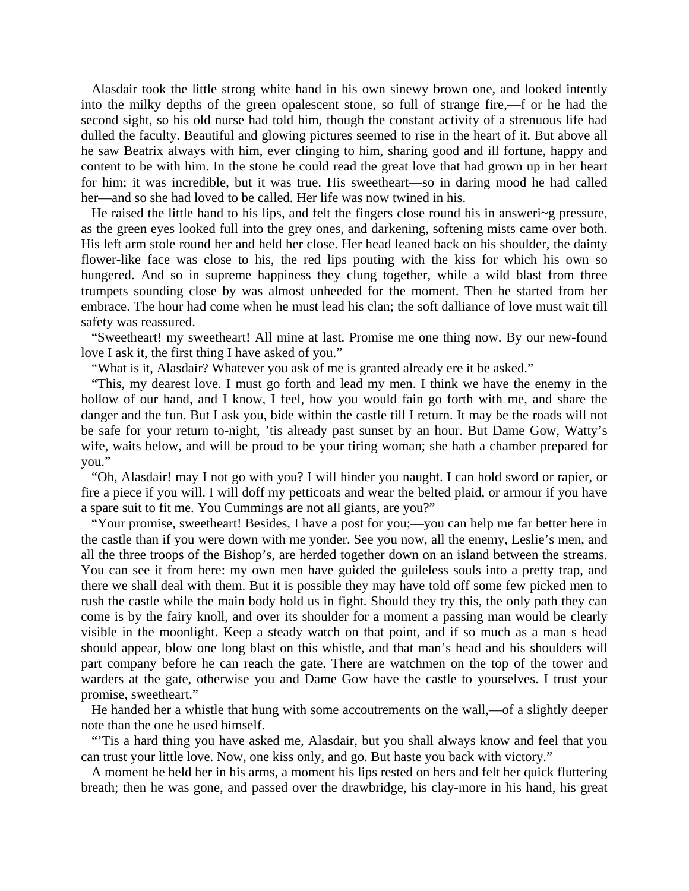Alasdair took the little strong white hand in his own sinewy brown one, and looked intently into the milky depths of the green opalescent stone, so full of strange fire,—f or he had the second sight, so his old nurse had told him, though the constant activity of a strenuous life had dulled the faculty. Beautiful and glowing pictures seemed to rise in the heart of it. But above all he saw Beatrix always with him, ever clinging to him, sharing good and ill fortune, happy and content to be with him. In the stone he could read the great love that had grown up in her heart for him; it was incredible, but it was true. His sweetheart—so in daring mood he had called her—and so she had loved to be called. Her life was now twined in his.

He raised the little hand to his lips, and felt the fingers close round his in answeri~g pressure, as the green eyes looked full into the grey ones, and darkening, softening mists came over both. His left arm stole round her and held her close. Her head leaned back on his shoulder, the dainty flower-like face was close to his, the red lips pouting with the kiss for which his own so hungered. And so in supreme happiness they clung together, while a wild blast from three trumpets sounding close by was almost unheeded for the moment. Then he started from her embrace. The hour had come when he must lead his clan; the soft dalliance of love must wait till safety was reassured.

"Sweetheart! my sweetheart! All mine at last. Promise me one thing now. By our new-found love I ask it, the first thing I have asked of you."

"What is it, Alasdair? Whatever you ask of me is granted already ere it be asked."

"This, my dearest love. I must go forth and lead my men. I think we have the enemy in the hollow of our hand, and I know, I feel, how you would fain go forth with me, and share the danger and the fun. But I ask you, bide within the castle till I return. It may be the roads will not be safe for your return to-night, 'tis already past sunset by an hour. But Dame Gow, Watty's wife, waits below, and will be proud to be your tiring woman; she hath a chamber prepared for you."

"Oh, Alasdair! may I not go with you? I will hinder you naught. I can hold sword or rapier, or fire a piece if you will. I will doff my petticoats and wear the belted plaid, or armour if you have a spare suit to fit me. You Cummings are not all giants, are you?"

"Your promise, sweetheart! Besides, I have a post for you;—you can help me far better here in the castle than if you were down with me yonder. See you now, all the enemy, Leslie's men, and all the three troops of the Bishop's, are herded together down on an island between the streams. You can see it from here: my own men have guided the guileless souls into a pretty trap, and there we shall deal with them. But it is possible they may have told off some few picked men to rush the castle while the main body hold us in fight. Should they try this, the only path they can come is by the fairy knoll, and over its shoulder for a moment a passing man would be clearly visible in the moonlight. Keep a steady watch on that point, and if so much as a man s head should appear, blow one long blast on this whistle, and that man's head and his shoulders will part company before he can reach the gate. There are watchmen on the top of the tower and warders at the gate, otherwise you and Dame Gow have the castle to yourselves. I trust your promise, sweetheart."

He handed her a whistle that hung with some accoutrements on the wall,—of a slightly deeper note than the one he used himself.

"'Tis a hard thing you have asked me, Alasdair, but you shall always know and feel that you can trust your little love. Now, one kiss only, and go. But haste you back with victory."

A moment he held her in his arms, a moment his lips rested on hers and felt her quick fluttering breath; then he was gone, and passed over the drawbridge, his clay-more in his hand, his great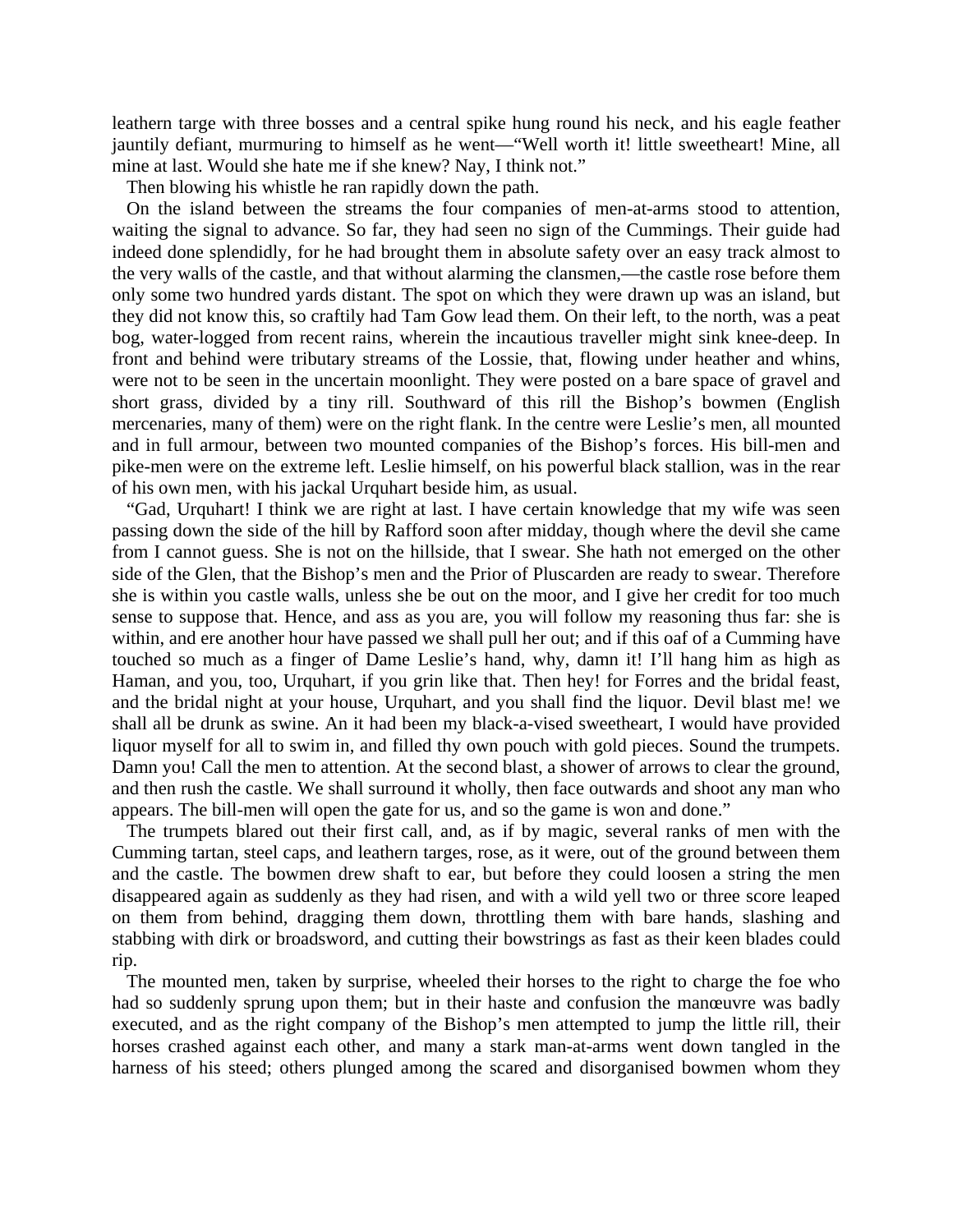leathern targe with three bosses and a central spike hung round his neck, and his eagle feather jauntily defiant, murmuring to himself as he went—"Well worth it! little sweetheart! Mine, all mine at last. Would she hate me if she knew? Nay, I think not."

Then blowing his whistle he ran rapidly down the path.

On the island between the streams the four companies of men-at-arms stood to attention, waiting the signal to advance. So far, they had seen no sign of the Cummings. Their guide had indeed done splendidly, for he had brought them in absolute safety over an easy track almost to the very walls of the castle, and that without alarming the clansmen,—the castle rose before them only some two hundred yards distant. The spot on which they were drawn up was an island, but they did not know this, so craftily had Tam Gow lead them. On their left, to the north, was a peat bog, water-logged from recent rains, wherein the incautious traveller might sink knee-deep. In front and behind were tributary streams of the Lossie, that, flowing under heather and whins, were not to be seen in the uncertain moonlight. They were posted on a bare space of gravel and short grass, divided by a tiny rill. Southward of this rill the Bishop's bowmen (English mercenaries, many of them) were on the right flank. In the centre were Leslie's men, all mounted and in full armour, between two mounted companies of the Bishop's forces. His bill-men and pike-men were on the extreme left. Leslie himself, on his powerful black stallion, was in the rear of his own men, with his jackal Urquhart beside him, as usual.

"Gad, Urquhart! I think we are right at last. I have certain knowledge that my wife was seen passing down the side of the hill by Rafford soon after midday, though where the devil she came from I cannot guess. She is not on the hillside, that I swear. She hath not emerged on the other side of the Glen, that the Bishop's men and the Prior of Pluscarden are ready to swear. Therefore she is within yon castle walls, unless she be out on the moor, and I give her credit for too much sense to suppose that. Hence, and ass as you are, you will follow my reasoning thus far: she is within, and ere another hour have passed we shall pull her out; and if this oaf of a Cumming have touched so much as a finger of Dame Leslie's hand, why, damn it! I'll hang him as high as Haman, and you, too, Urquhart, if you grin like that. Then hey! for Forres and the bridal feast, and the bridal night at your house, Urquhart, and you shall find the liquor. Devil blast me! we shall all be drunk as swine. An it had been my black-a-vised sweetheart, I would have provided liquor myself for all to swim in, and filled thy own pouch with gold pieces. Sound the trumpets. Damn you! Call the men to attention. At the second blast, a shower of arrows to clear the ground, and then rush the castle. We shall surround it wholly, then face outwards and shoot any man who appears. The bill-men will open the gate for us, and so the game is won and done."

The trumpets blared out their first call, and, as if by magic, several ranks of men with the Cumming tartan, steel caps, and leathern targes, rose, as it were, out of the ground between them and the castle. The bowmen drew shaft to ear, but before they could loosen a string the men disappeared again as suddenly as they had risen, and with a wild yell two or three score leaped on them from behind, dragging them down, throttling them with bare hands, slashing and stabbing with dirk or broadsword, and cutting their bowstrings as fast as their keen blades could rip.

The mounted men, taken by surprise, wheeled their horses to the right to charge the foe who had so suddenly sprung upon them; but in their haste and confusion the manœuvre was badly executed, and as the right company of the Bishop's men attempted to jump the little rill, their horses crashed against each other, and many a stark man-at-arms went down tangled in the harness of his steed; others plunged among the scared and disorganised bowmen whom they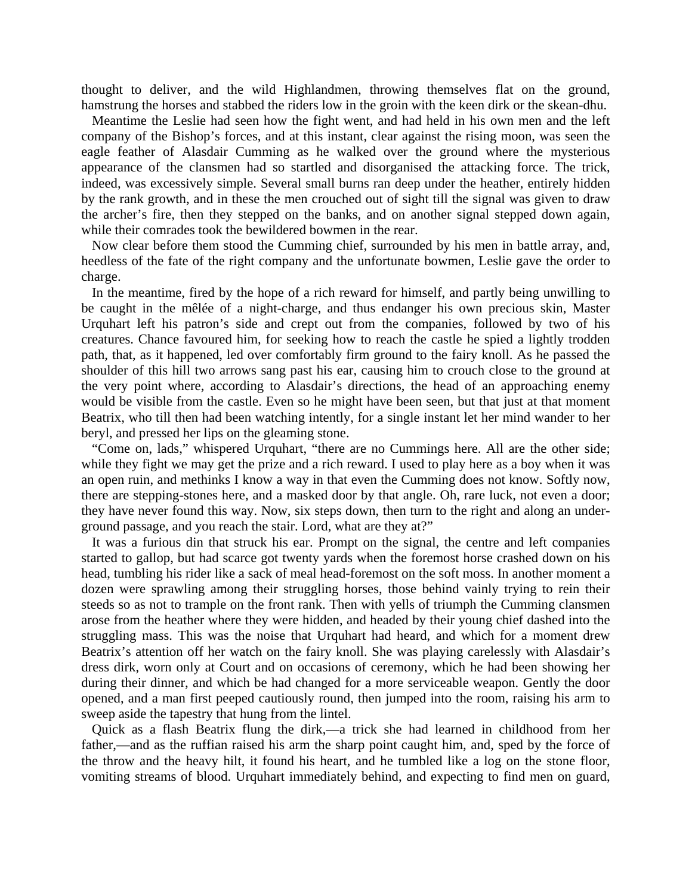thought to deliver, and the wild Highlandmen, throwing themselves flat on the ground, hamstrung the horses and stabbed the riders low in the groin with the keen dirk or the skean-dhu.

Meantime the Leslie had seen how the fight went, and had held in his own men and the left company of the Bishop's forces, and at this instant, clear against the rising moon, was seen the eagle feather of Alasdair Cumming as he walked over the ground where the mysterious appearance of the clansmen had so startled and disorganised the attacking force. The trick, indeed, was excessively simple. Several small burns ran deep under the heather, entirely hidden by the rank growth, and in these the men crouched out of sight till the signal was given to draw the archer's fire, then they stepped on the banks, and on another signal stepped down again, while their comrades took the bewildered bowmen in the rear.

Now clear before them stood the Cumming chief, surrounded by his men in battle array, and, heedless of the fate of the right company and the unfortunate bowmen, Leslie gave the order to charge.

In the meantime, fired by the hope of a rich reward for himself, and partly being unwilling to be caught in the mêlée of a night-charge, and thus endanger his own precious skin, Master Urquhart left his patron's side and crept out from the companies, followed by two of his creatures. Chance favoured him, for seeking how to reach the castle he spied a lightly trodden path, that, as it happened, led over comfortably firm ground to the fairy knoll. As he passed the shoulder of this hill two arrows sang past his ear, causing him to crouch close to the ground at the very point where, according to Alasdair's directions, the head of an approaching enemy would be visible from the castle. Even so he might have been seen, but that just at that moment Beatrix, who till then had been watching intently, for a single instant let her mind wander to her beryl, and pressed her lips on the gleaming stone.

"Come on, lads," whispered Urquhart, "there are no Cummings here. All are the other side; while they fight we may get the prize and a rich reward. I used to play here as a boy when it was an open ruin, and methinks I know a way in that even the Cumming does not know. Softly now, there are stepping-stones here, and a masked door by that angle. Oh, rare luck, not even a door; they have never found this way. Now, six steps down, then turn to the right and along an underground passage, and you reach the stair. Lord, what are they at?"

It was a furious din that struck his ear. Prompt on the signal, the centre and left companies started to gallop, but had scarce got twenty yards when the foremost horse crashed down on his head, tumbling his rider like a sack of meal head-foremost on the soft moss. In another moment a dozen were sprawling among their struggling horses, those behind vainly trying to rein their steeds so as not to trample on the front rank. Then with yells of triumph the Cumming clansmen arose from the heather where they were hidden, and headed by their young chief dashed into the struggling mass. This was the noise that Urquhart had heard, and which for a moment drew Beatrix's attention off her watch on the fairy knoll. She was playing carelessly with Alasdair's dress dirk, worn only at Court and on occasions of ceremony, which he had been showing her during their dinner, and which be had changed for a more serviceable weapon. Gently the door opened, and a man first peeped cautiously round, then jumped into the room, raising his arm to sweep aside the tapestry that hung from the lintel.

Quick as a flash Beatrix flung the dirk,—a trick she had learned in childhood from her father,—and as the ruffian raised his arm the sharp point caught him, and, sped by the force of the throw and the heavy hilt, it found his heart, and he tumbled like a log on the stone floor, vomiting streams of blood. Urquhart immediately behind, and expecting to find men on guard,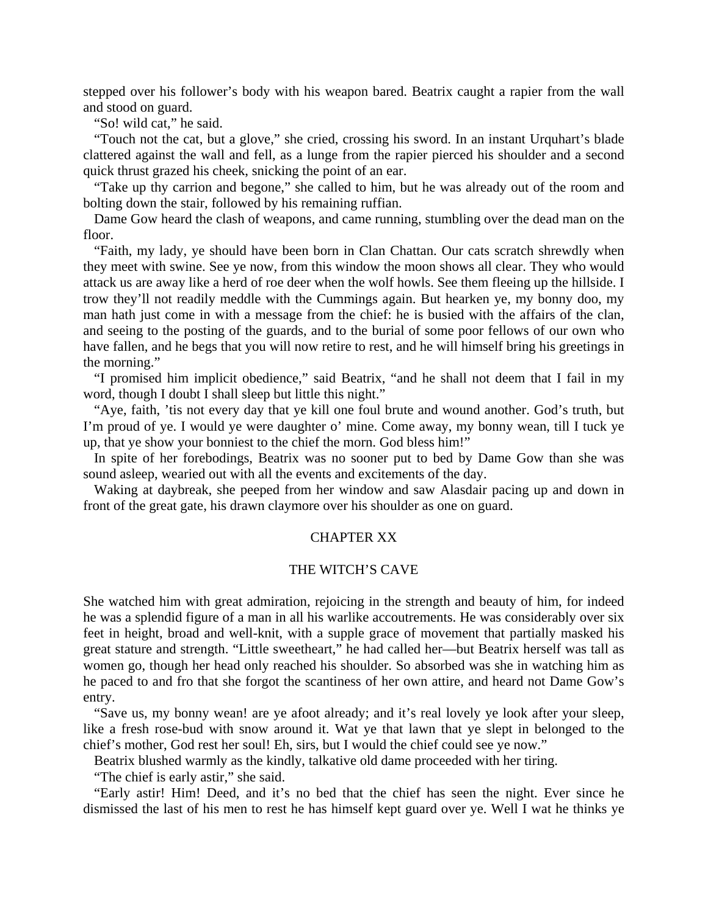stepped over his follower's body with his weapon bared. Beatrix caught a rapier from the wall and stood on guard.

"So! wild cat," he said.

"Touch not the cat, but a glove," she cried, crossing his sword. In an instant Urquhart's blade clattered against the wall and fell, as a lunge from the rapier pierced his shoulder and a second quick thrust grazed his cheek, snicking the point of an ear.

"Take up thy carrion and begone," she called to him, but he was already out of the room and bolting down the stair, followed by his remaining ruffian.

Dame Gow heard the clash of weapons, and came running, stumbling over the dead man on the floor.

"Faith, my lady, ye should have been born in Clan Chattan. Our cats scratch shrewdly when they meet with swine. See ye now, from this window the moon shows all clear. They who would attack us are away like a herd of roe deer when the wolf howls. See them fleeing up the hillside. I trow they'll not readily meddle with the Cummings again. But hearken ye, my bonny doo, my man hath just come in with a message from the chief: he is busied with the affairs of the clan, and seeing to the posting of the guards, and to the burial of some poor fellows of our own who have fallen, and he begs that you will now retire to rest, and he will himself bring his greetings in the morning."

"I promised him implicit obedience," said Beatrix, "and he shall not deem that I fail in my word, though I doubt I shall sleep but little this night."

"Aye, faith, 'tis not every day that ye kill one foul brute and wound another. God's truth, but I'm proud of ye. I would ye were daughter o' mine. Come away, my bonny wean, till I tuck ye up, that ye show your bonniest to the chief the morn. God bless him!"

In spite of her forebodings, Beatrix was no sooner put to bed by Dame Gow than she was sound asleep, wearied out with all the events and excitements of the day.

Waking at daybreak, she peeped from her window and saw Alasdair pacing up and down in front of the great gate, his drawn claymore over his shoulder as one on guard.

## CHAPTER XX

### THE WITCH'S CAVE

She watched him with great admiration, rejoicing in the strength and beauty of him, for indeed he was a splendid figure of a man in all his warlike accoutrements. He was considerably over six feet in height, broad and well-knit, with a supple grace of movement that partially masked his great stature and strength. "Little sweetheart," he had called her—but Beatrix herself was tall as women go, though her head only reached his shoulder. So absorbed was she in watching him as he paced to and fro that she forgot the scantiness of her own attire, and heard not Dame Gow's entry.

"Save us, my bonny wean! are ye afoot already; and it's real lovely ye look after your sleep, like a fresh rose-bud with snow around it. Wat ye that lawn that ye slept in belonged to the chief's mother, God rest her soul! Eh, sirs, but I would the chief could see ye now."

Beatrix blushed warmly as the kindly, talkative old dame proceeded with her tiring.

"The chief is early astir," she said.

"Early astir! Him! Deed, and it's no bed that the chief has seen the night. Ever since he dismissed the last of his men to rest he has himself kept guard over ye. Well I wat he thinks ye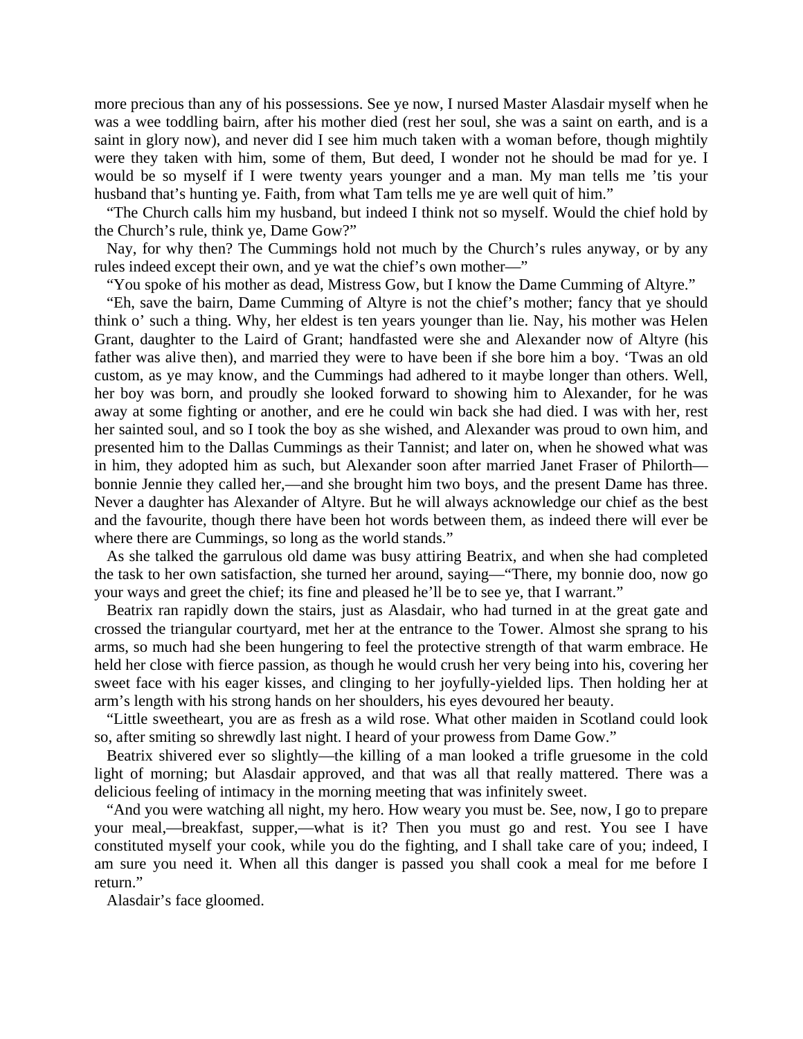more precious than any of his possessions. See ye now, I nursed Master Alasdair myself when he was a wee toddling bairn, after his mother died (rest her soul, she was a saint on earth, and is a saint in glory now), and never did I see him much taken with a woman before, though mightily were they taken with him, some of them, But deed, I wonder not he should be mad for ye. I would be so myself if I were twenty years younger and a man. My man tells me 'tis your husband that's hunting ye. Faith, from what Tam tells me ye are well quit of him."

"The Church calls him my husband, but indeed I think not so myself. Would the chief hold by the Church's rule, think ye, Dame Gow?"

Nay, for why then? The Cummings hold not much by the Church's rules anyway, or by any rules indeed except their own, and ye wat the chief's own mother—"

"You spoke of his mother as dead, Mistress Gow, but I know the Dame Cumming of Altyre."

"Eh, save the bairn, Dame Cumming of Altyre is not the chief's mother; fancy that ye should think o' such a thing. Why, her eldest is ten years younger than lie. Nay, his mother was Helen Grant, daughter to the Laird of Grant; handfasted were she and Alexander now of Altyre (his father was alive then), and married they were to have been if she bore him a boy. 'Twas an old custom, as ye may know, and the Cummings had adhered to it maybe longer than others. Well, her boy was born, and proudly she looked forward to showing him to Alexander, for he was away at some fighting or another, and ere he could win back she had died. I was with her, rest her sainted soul, and so I took the boy as she wished, and Alexander was proud to own him, and presented him to the Dallas Cummings as their Tannist; and later on, when he showed what was in him, they adopted him as such, but Alexander soon after married Janet Fraser of Philorth—bonnie Jennie they called her,—and she brought him two boys, and the present Dame has three. Never a daughter has Alexander of Altyre. But he will always acknowledge our chief as the best and the favourite, though there have been hot words between them, as indeed there will ever be where there are Cummings, so long as the world stands."

As she talked the garrulous old dame was busy attiring Beatrix, and when she had completed the task to her own satisfaction, she turned her around, saying—"There, my bonnie doo, now go your ways and greet the chief; its fine and pleased he'll be to see ye, that I warrant."

Beatrix ran rapidly down the stairs, just as Alasdair, who had turned in at the great gate and crossed the triangular courtyard, met her at the entrance to the Tower. Almost she sprang to his arms, so much had she been hungering to feel the protective strength of that warm embrace. He held her close with fierce passion, as though he would crush her very being into his, covering her sweet face with his eager kisses, and clinging to her joyfully-yielded lips. Then holding her at arm's length with his strong hands on her shoulders, his eyes devoured her beauty.

"Little sweetheart, you are as fresh as a wild rose. What other maiden in Scotland could look so, after smiting so shrewdly last night. I heard of your prowess from Dame Gow."

Beatrix shivered ever so slightly—the killing of a man looked a trifle gruesome in the cold light of morning; but Alasdair approved, and that was all that really mattered. There was a delicious feeling of intimacy in the morning meeting that was infinitely sweet.

"And you were watching all night, my hero. How weary you must be. See, now, I go to prepare your meal,—breakfast, supper,—what is it? Then you must go and rest. You see I have constituted myself your cook, while you do the fighting, and I shall take care of you; indeed, I am sure you need it. When all this danger is passed you shall cook a meal for me before I return."

Alasdair's face gloomed.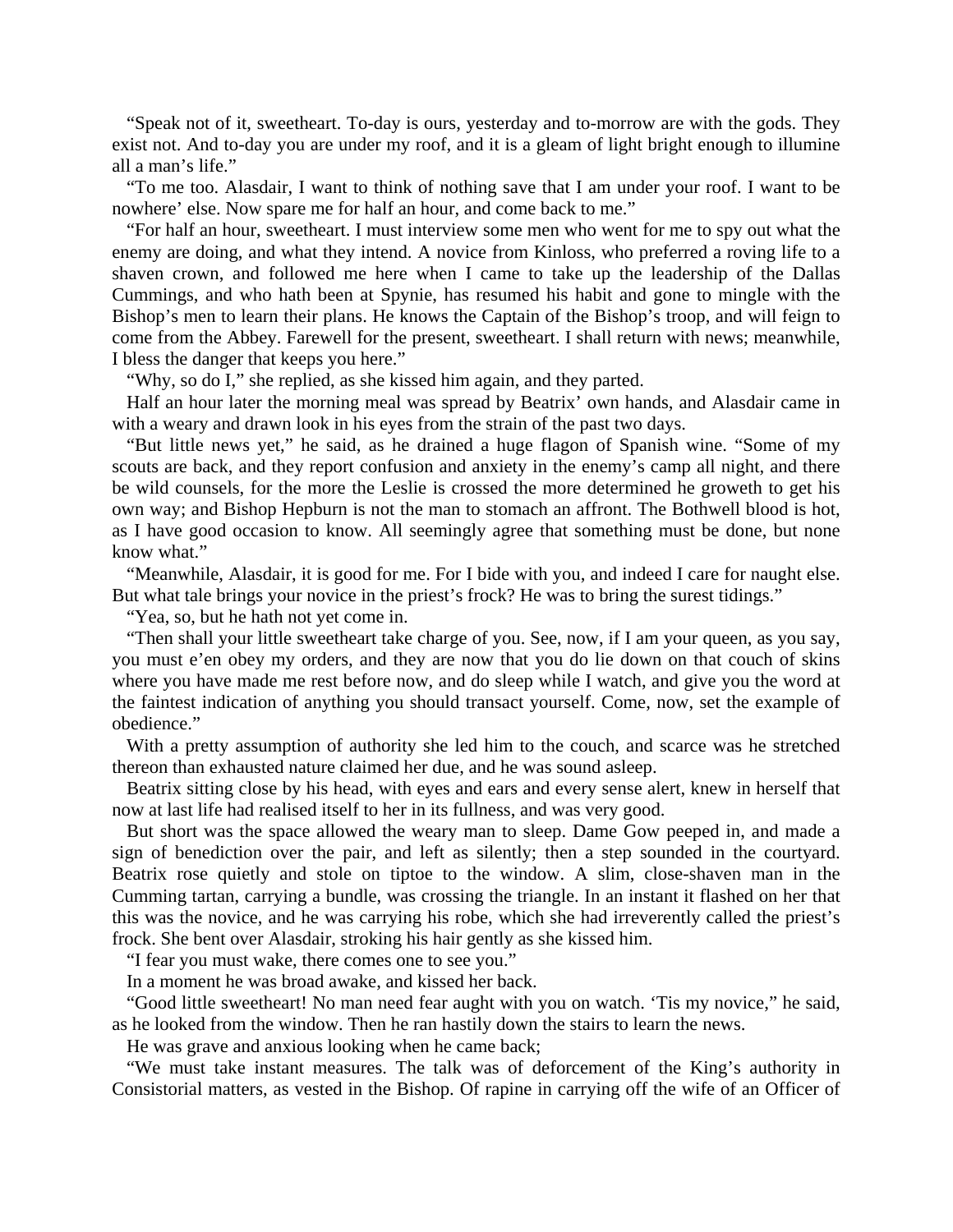"Speak not of it, sweetheart. To-day is ours, yesterday and to-morrow are with the gods. They exist not. And to-day you are under my roof, and it is a gleam of light bright enough to illumine all a man's life."

"To me too. Alasdair, I want to think of nothing save that I am under your roof. I want to be nowhere' else. Now spare me for half an hour, and come back to me."

"For half an hour, sweetheart. I must interview some men who went for me to spy out what the enemy are doing, and what they intend. A novice from Kinloss, who preferred a roving life to a shaven crown, and followed me here when I came to take up the leadership of the Dallas Cummings, and who hath been at Spynie, has resumed his habit and gone to mingle with the Bishop's men to learn their plans. He knows the Captain of the Bishop's troop, and will feign to come from the Abbey. Farewell for the present, sweetheart. I shall return with news; meanwhile, I bless the danger that keeps you here."

"Why, so do I," she replied, as she kissed him again, and they parted.

Half an hour later the morning meal was spread by Beatrix' own hands, and Alasdair came in with a weary and drawn look in his eyes from the strain of the past two days.

"But little news yet," he said, as he drained a huge flagon of Spanish wine. "Some of my scouts are back, and they report confusion and anxiety in the enemy's camp all night, and there be wild counsels, for the more the Leslie is crossed the more determined he groweth to get his own way; and Bishop Hepburn is not the man to stomach an affront. The Bothwell blood is hot, as I have good occasion to know. All seemingly agree that something must be done, but none know what."

"Meanwhile, Alasdair, it is good for me. For I bide with you, and indeed I care for naught else. But what tale brings your novice in the priest's frock? He was to bring the surest tidings."

"Yea, so, but he hath not yet come in.

"Then shall your little sweetheart take charge of you. See, now, if I am your queen, as you say, you must e'en obey my orders, and they are now that you do lie down on that couch of skins where you have made me rest before now, and do sleep while I watch, and give you the word at the faintest indication of anything you should transact yourself. Come, now, set the example of obedience."

With a pretty assumption of authority she led him to the couch, and scarce was he stretched thereon than exhausted nature claimed her due, and he was sound asleep.

Beatrix sitting close by his head, with eyes and ears and every sense alert, knew in herself that now at last life had realised itself to her in its fullness, and was very good.

But short was the space allowed the weary man to sleep. Dame Gow peeped in, and made a sign of benediction over the pair, and left as silently; then a step sounded in the courtyard. Beatrix rose quietly and stole on tiptoe to the window. A slim, close-shaven man in the Cumming tartan, carrying a bundle, was crossing the triangle. In an instant it flashed on her that this was the novice, and he was carrying his robe, which she had irreverently called the priest's frock. She bent over Alasdair, stroking his hair gently as she kissed him.

"I fear you must wake, there comes one to see you."

In a moment he was broad awake, and kissed her back.

"Good little sweetheart! No man need fear aught with you on watch. 'Tis my novice," he said, as he looked from the window. Then he ran hastily down the stairs to learn the news.

He was grave and anxious looking when he came back;

"We must take instant measures. The talk was of deforcement of the King's authority in Consistorial matters, as vested in the Bishop. Of rapine in carrying off the wife of an Officer of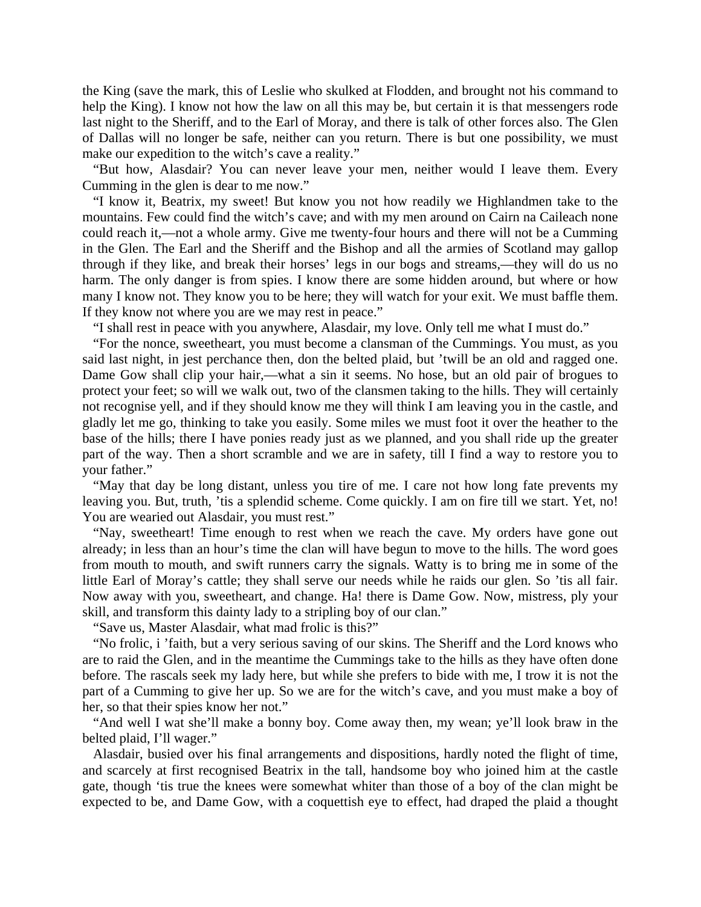the King (save the mark, this of Leslie who skulked at Flodden, and brought not his command to help the King). I know not how the law on all this may be, but certain it is that messengers rode last night to the Sheriff, and to the Earl of Moray, and there is talk of other forces also. The Glen of Dallas will no longer be safe, neither can you return. There is but one possibility, we must make our expedition to the witch's cave a reality."

"But how, Alasdair? You can never leave your men, neither would I leave them. Every Cumming in the glen is dear to me now."

"I know it, Beatrix, my sweet! But know you not how readily we Highlandmen take to the mountains. Few could find the witch's cave; and with my men around on Cairn na Caileach none could reach it,—not a whole army. Give me twenty-four hours and there will not be a Cumming in the Glen. The Earl and the Sheriff and the Bishop and all the armies of Scotland may gallop through if they like, and break their horses' legs in our bogs and streams,—they will do us no harm. The only danger is from spies. I know there are some hidden around, but where or how many I know not. They know you to be here; they will watch for your exit. We must baffle them. If they know not where you are we may rest in peace."

"I shall rest in peace with you anywhere, Alasdair, my love. Only tell me what I must do."

"For the nonce, sweetheart, you must become a clansman of the Cummings. You must, as you said last night, in jest perchance then, don the belted plaid, but 'twill be an old and ragged one. Dame Gow shall clip your hair,—what a sin it seems. No hose, but an old pair of brogues to protect your feet; so will we walk out, two of the clansmen taking to the hills. They will certainly not recognise yell, and if they should know me they will think I am leaving you in the castle, and gladly let me go, thinking to take you easily. Some miles we must foot it over the heather to the base of the hills; there I have ponies ready just as we planned, and you shall ride up the greater part of the way. Then a short scramble and we are in safety, till I find a way to restore you to your father."

"May that day be long distant, unless you tire of me. I care not how long fate prevents my leaving you. But, truth, 'tis a splendid scheme. Come quickly. I am on fire till we start. Yet, no! You are wearied out Alasdair, you must rest."

"Nay, sweetheart! Time enough to rest when we reach the cave. My orders have gone out already; in less than an hour's time the clan will have begun to move to the hills. The word goes from mouth to mouth, and swift runners carry the signals. Watty is to bring me in some of the little Earl of Moray's cattle; they shall serve our needs while he raids our glen. So 'tis all fair. Now away with you, sweetheart, and change. Ha! there is Dame Gow. Now, mistress, ply your skill, and transform this dainty lady to a stripling boy of our clan."

"Save us, Master Alasdair, what mad frolic is this?"

"No frolic, i 'faith, but a very serious saving of our skins. The Sheriff and the Lord knows who are to raid the Glen, and in the meantime the Cummings take to the hills as they have often done before. The rascals seek my lady here, but while she prefers to bide with me, I trow it is not the part of a Cumming to give her up. So we are for the witch's cave, and you must make a boy of her, so that their spies know her not."

"And well I wat she'll make a bonny boy. Come away then, my wean; ye'll look braw in the belted plaid, I'll wager."

Alasdair, busied over his final arrangements and dispositions, hardly noted the flight of time, and scarcely at first recognised Beatrix in the tall, handsome boy who joined him at the castle gate, though 'tis true the knees were somewhat whiter than those of a boy of the clan might be expected to be, and Dame Gow, with a coquettish eye to effect, had draped the plaid a thought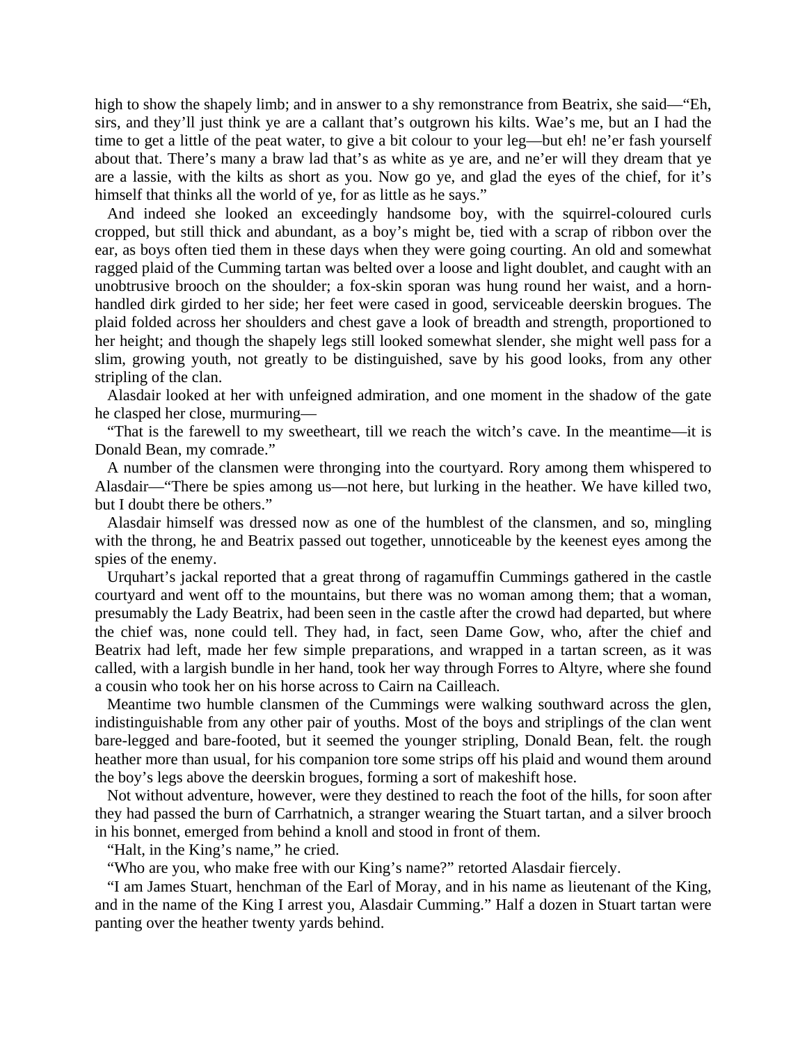high to show the shapely limb; and in answer to a shy remonstrance from Beatrix, she said—"Eh, sirs, and they'll just think ye are a callant that's outgrown his kilts. Wae's me, but an I had the time to get a little of the peat water, to give a bit colour to your leg—but eh! ne'er fash yourself about that. There's many a braw lad that's as white as ye are, and ne'er will they dream that ye are a lassie, with the kilts as short as you. Now go ye, and glad the eyes of the chief, for it's himself that thinks all the world of ye, for as little as he says."

And indeed she looked an exceedingly handsome boy, with the squirrel-coloured curls cropped, but still thick and abundant, as a boy's might be, tied with a scrap of ribbon over the ear, as boys often tied them in these days when they were going courting. An old and somewhat ragged plaid of the Cumming tartan was belted over a loose and light doublet, and caught with an unobtrusive brooch on the shoulder; a fox-skin sporan was hung round her waist, and a horn-handled dirk girded to her side; her feet were cased in good, serviceable deerskin brogues. The plaid folded across her shoulders and chest gave a look of breadth and strength, proportioned to her height; and though the shapely legs still looked somewhat slender, she might well pass for a slim, growing youth, not greatly to be distinguished, save by his good looks, from any other stripling of the clan.

Alasdair looked at her with unfeigned admiration, and one moment in the shadow of the gate he clasped her close, murmuring—

"That is the farewell to my sweetheart, till we reach the witch's cave. In the meantime—it is Donald Bean, my comrade."

A number of the clansmen were thronging into the courtyard. Rory among them whispered to Alasdair—"There be spies among us—not here, but lurking in the heather. We have killed two, but I doubt there be others."

Alasdair himself was dressed now as one of the humblest of the clansmen, and so, mingling with the throng, he and Beatrix passed out together, unnoticeable by the keenest eyes among the spies of the enemy.

Urquhart's jackal reported that a great throng of ragamuffin Cummings gathered in the castle courtyard and went off to the mountains, but there was no woman among them; that a woman, presumably the Lady Beatrix, had been seen in the castle after the crowd had departed, but where the chief was, none could tell. They had, in fact, seen Dame Gow, who, after the chief and Beatrix had left, made her few simple preparations, and wrapped in a tartan screen, as it was called, with a largish bundle in her hand, took her way through Forres to Altyre, where she found a cousin who took her on his horse across to Cairn na Cailleach.

Meantime two humble clansmen of the Cummings were walking southward across the glen, indistinguishable from any other pair of youths. Most of the boys and striplings of the clan went bare-legged and bare-footed, but it seemed the younger stripling, Donald Bean, felt. the rough heather more than usual, for his companion tore some strips off his plaid and wound them around the boy's legs above the deerskin brogues, forming a sort of makeshift hose.

Not without adventure, however, were they destined to reach the foot of the hills, for soon after they had passed the burn of Carrhatnich, a stranger wearing the Stuart tartan, and a silver brooch in his bonnet, emerged from behind a knoll and stood in front of them.

"Halt, in the King's name," he cried.

"Who are you, who make free with our King's name?" retorted Alasdair fiercely.

"I am James Stuart, henchman of the Earl of Moray, and in his name as lieutenant of the King, and in the name of the King I arrest you, Alasdair Cumming." Half a dozen in Stuart tartan were panting over the heather twenty yards behind.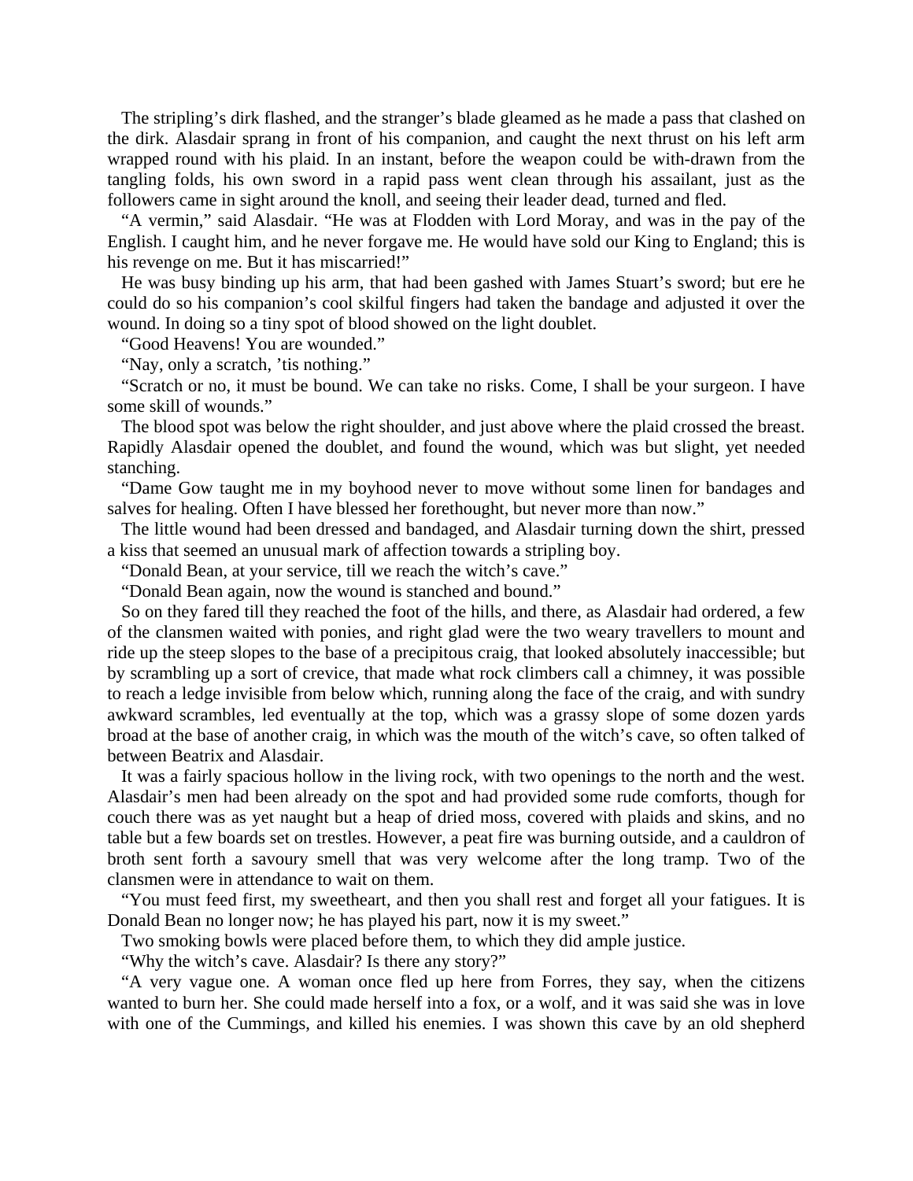The stripling's dirk flashed, and the stranger's blade gleamed as he made a pass that clashed on the dirk. Alasdair sprang in front of his companion, and caught the next thrust on his left arm wrapped round with his plaid. In an instant, before the weapon could be with-drawn from the tangling folds, his own sword in a rapid pass went clean through his assailant, just as the followers came in sight around the knoll, and seeing their leader dead, turned and fled.

"A vermin," said Alasdair. "He was at Flodden with Lord Moray, and was in the pay of the English. I caught him, and he never forgave me. He would have sold our King to England; this is his revenge on me. But it has miscarried!"

He was busy binding up his arm, that had been gashed with James Stuart's sword; but ere he could do so his companion's cool skilful fingers had taken the bandage and adjusted it over the wound. In doing so a tiny spot of blood showed on the light doublet.

"Good Heavens! You are wounded."

"Nay, only a scratch, 'tis nothing."

"Scratch or no, it must be bound. We can take no risks. Come, I shall be your surgeon. I have some skill of wounds."

The blood spot was below the right shoulder, and just above where the plaid crossed the breast. Rapidly Alasdair opened the doublet, and found the wound, which was but slight, yet needed stanching.

"Dame Gow taught me in my boyhood never to move without some linen for bandages and salves for healing. Often I have blessed her forethought, but never more than now."

The little wound had been dressed and bandaged, and Alasdair turning down the shirt, pressed a kiss that seemed an unusual mark of affection towards a stripling boy.

"Donald Bean, at your service, till we reach the witch's cave."

"Donald Bean again, now the wound is stanched and bound."

So on they fared till they reached the foot of the hills, and there, as Alasdair had ordered, a few of the clansmen waited with ponies, and right glad were the two weary travellers to mount and ride up the steep slopes to the base of a precipitous craig, that looked absolutely inaccessible; but by scrambling up a sort of crevice, that made what rock climbers call a chimney, it was possible to reach a ledge invisible from below which, running along the face of the craig, and with sundry awkward scrambles, led eventually at the top, which was a grassy slope of some dozen yards broad at the base of another craig, in which was the mouth of the witch's cave, so often talked of between Beatrix and Alasdair.

It was a fairly spacious hollow in the living rock, with two openings to the north and the west. Alasdair's men had been already on the spot and had provided some rude comforts, though for couch there was as yet naught but a heap of dried moss, covered with plaids and skins, and no table but a few boards set on trestles. However, a peat fire was burning outside, and a cauldron of broth sent forth a savoury smell that was very welcome after the long tramp. Two of the clansmen were in attendance to wait on them.

"You must feed first, my sweetheart, and then you shall rest and forget all your fatigues. It is Donald Bean no longer now; he has played his part, now it is my sweet."

Two smoking bowls were placed before them, to which they did ample justice.

"Why the witch's cave. Alasdair? Is there any story?"

"A very vague one. A woman once fled up here from Forres, they say, when the citizens wanted to burn her. She could made herself into a fox, or a wolf, and it was said she was in love with one of the Cummings, and killed his enemies. I was shown this cave by an old shepherd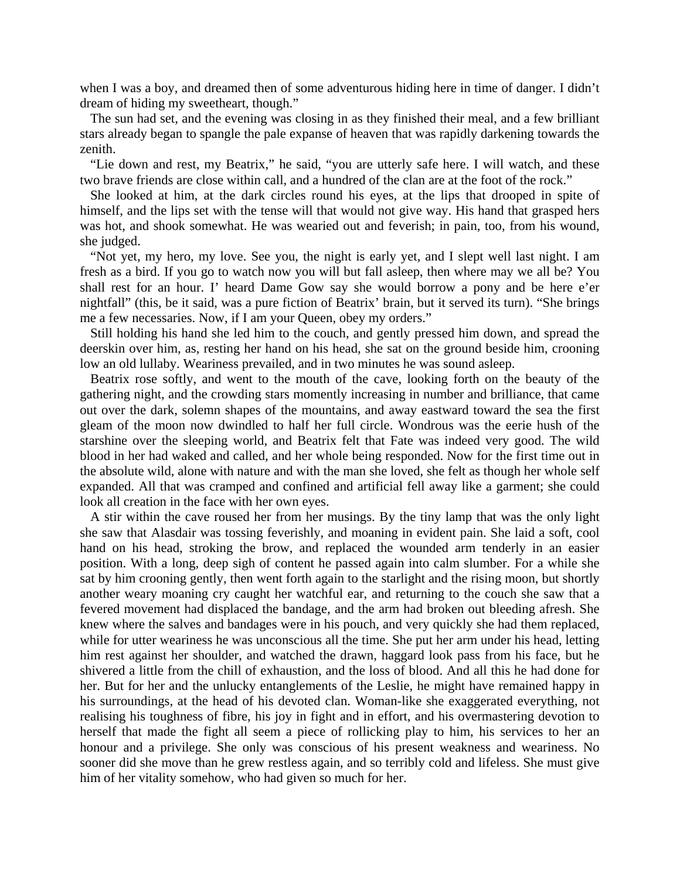when I was a boy, and dreamed then of some adventurous hiding here in time of danger. I didn't dream of hiding my sweetheart, though."

The sun had set, and the evening was closing in as they finished their meal, and a few brilliant stars already began to spangle the pale expanse of heaven that was rapidly darkening towards the zenith.

"Lie down and rest, my Beatrix," he said, "you are utterly safe here. I will watch, and these two brave friends are close within call, and a hundred of the clan are at the foot of the rock."

She looked at him, at the dark circles round his eyes, at the lips that drooped in spite of himself, and the lips set with the tense will that would not give way. His hand that grasped hers was hot, and shook somewhat. He was wearied out and feverish; in pain, too, from his wound, she judged.

"Not yet, my hero, my love. See you, the night is early yet, and I slept well last night. I am fresh as a bird. If you go to watch now you will but fall asleep, then where may we all be? You shall rest for an hour. I' heard Dame Gow say she would borrow a pony and be here e'er nightfall" (this, be it said, was a pure fiction of Beatrix' brain, but it served its turn). "She brings me a few necessaries. Now, if I am your Queen, obey my orders."

Still holding his hand she led him to the couch, and gently pressed him down, and spread the deerskin over him, as, resting her hand on his head, she sat on the ground beside him, crooning low an old lullaby. Weariness prevailed, and in two minutes he was sound asleep.

Beatrix rose softly, and went to the mouth of the cave, looking forth on the beauty of the gathering night, and the crowding stars momently increasing in number and brilliance, that came out over the dark, solemn shapes of the mountains, and away eastward toward the sea the first gleam of the moon now dwindled to half her full circle. Wondrous was the eerie hush of the starshine over the sleeping world, and Beatrix felt that Fate was indeed very good. The wild blood in her had waked and called, and her whole being responded. Now for the first time out in the absolute wild, alone with nature and with the man she loved, she felt as though her whole self expanded. All that was cramped and confined and artificial fell away like a garment; she could look all creation in the face with her own eyes.

A stir within the cave roused her from her musings. By the tiny lamp that was the only light she saw that Alasdair was tossing feverishly, and moaning in evident pain. She laid a soft, cool hand on his head, stroking the brow, and replaced the wounded arm tenderly in an easier position. With a long, deep sigh of content he passed again into calm slumber. For a while she sat by him crooning gently, then went forth again to the starlight and the rising moon, but shortly another weary moaning cry caught her watchful ear, and returning to the couch she saw that a fevered movement had displaced the bandage, and the arm had broken out bleeding afresh. She knew where the salves and bandages were in his pouch, and very quickly she had them replaced, while for utter weariness he was unconscious all the time. She put her arm under his head, letting him rest against her shoulder, and watched the drawn, haggard look pass from his face, but he shivered a little from the chill of exhaustion, and the loss of blood. And all this he had done for her. But for her and the unlucky entanglements of the Leslie, he might have remained happy in his surroundings, at the head of his devoted clan. Woman-like she exaggerated everything, not realising his toughness of fibre, his joy in fight and in effort, and his overmastering devotion to herself that made the fight all seem a piece of rollicking play to him, his services to her an honour and a privilege. She only was conscious of his present weakness and weariness. No sooner did she move than he grew restless again, and so terribly cold and lifeless. She must give him of her vitality somehow, who had given so much for her.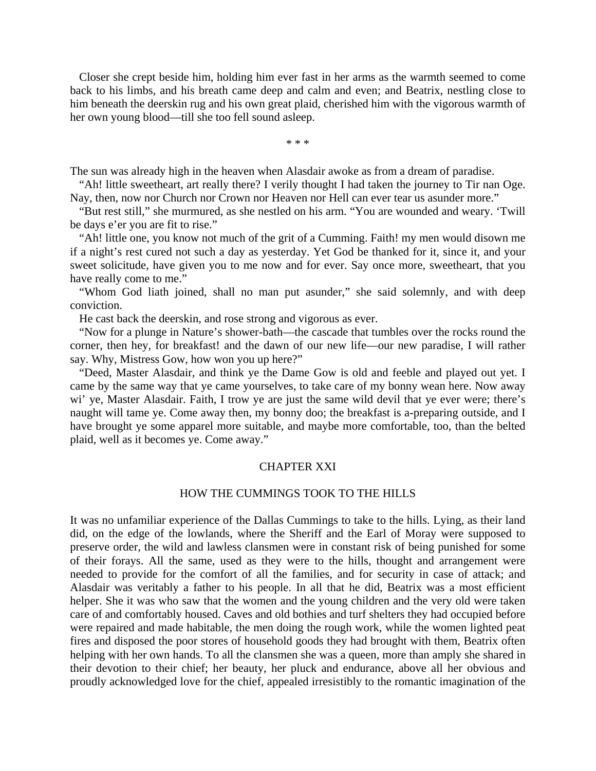Closer she crept beside him, holding him ever fast in her arms as the warmth seemed to come back to his limbs, and his breath came deep and calm and even; and Beatrix, nestling close to him beneath the deerskin rug and his own great plaid, cherished him with the vigorous warmth of her own young blood—till she too fell sound asleep.

\* \* \*

The sun was already high in the heaven when Alasdair awoke as from a dream of paradise.

"Ah! little sweetheart, art really there? I verily thought I had taken the journey to Tir nan Oge. Nay, then, now nor Church nor Crown nor Heaven nor Hell can ever tear us asunder more."

"But rest still," she murmured, as she nestled on his arm. "You are wounded and weary. 'Twill be days e'er you are fit to rise."

"Ah! little one, you know not much of the grit of a Cumming. Faith! my men would disown me if a night's rest cured not such a day as yesterday. Yet God be thanked for it, since it, and your sweet solicitude, have given you to me now and for ever. Say once more, sweetheart, that you have really come to me."

"Whom God liath joined, shall no man put asunder," she said solemnly, and with deep conviction.

He cast back the deerskin, and rose strong and vigorous as ever.

"Now for a plunge in Nature's shower-bath—the cascade that tumbles over the rocks round the corner, then hey, for breakfast! and the dawn of our new life—our new paradise, I will rather say. Why, Mistress Gow, how won you up here?"

"Deed, Master Alasdair, and think ye the Dame Gow is old and feeble and played out yet. I came by the same way that ye came yourselves, to take care of my bonny wean here. Now away wi' ye, Master Alasdair. Faith, I trow ye are just the same wild devil that ye ever were; there's naught will tame ye. Come away then, my bonny doo; the breakfast is a-preparing outside, and I have brought ye some apparel more suitable, and maybe more comfortable, too, than the belted plaid, well as it becomes ye. Come away."

## CHAPTER XXI

### HOW THE CUMMINGS TOOK TO THE HILLS

It was no unfamiliar experience of the Dallas Cummings to take to the hills. Lying, as their land did, on the edge of the lowlands, where the Sheriff and the Earl of Moray were supposed to preserve order, the wild and lawless clansmen were in constant risk of being punished for some of their forays. All the same, used as they were to the hills, thought and arrangement were needed to provide for the comfort of all the families, and for security in case of attack; and Alasdair was veritably a father to his people. In all that he did, Beatrix was a most efficient helper. She it was who saw that the women and the young children and the very old were taken care of and comfortably housed. Caves and old bothies and turf shelters they had occupied before were repaired and made habitable, the men doing the rough work, while the women lighted peat fires and disposed the poor stores of household goods they had brought with them, Beatrix often helping with her own hands. To all the clansmen she was a queen, more than amply she shared in their devotion to their chief; her beauty, her pluck and endurance, above all her obvious and proudly acknowledged love for the chief, appealed irresistibly to the romantic imagination of the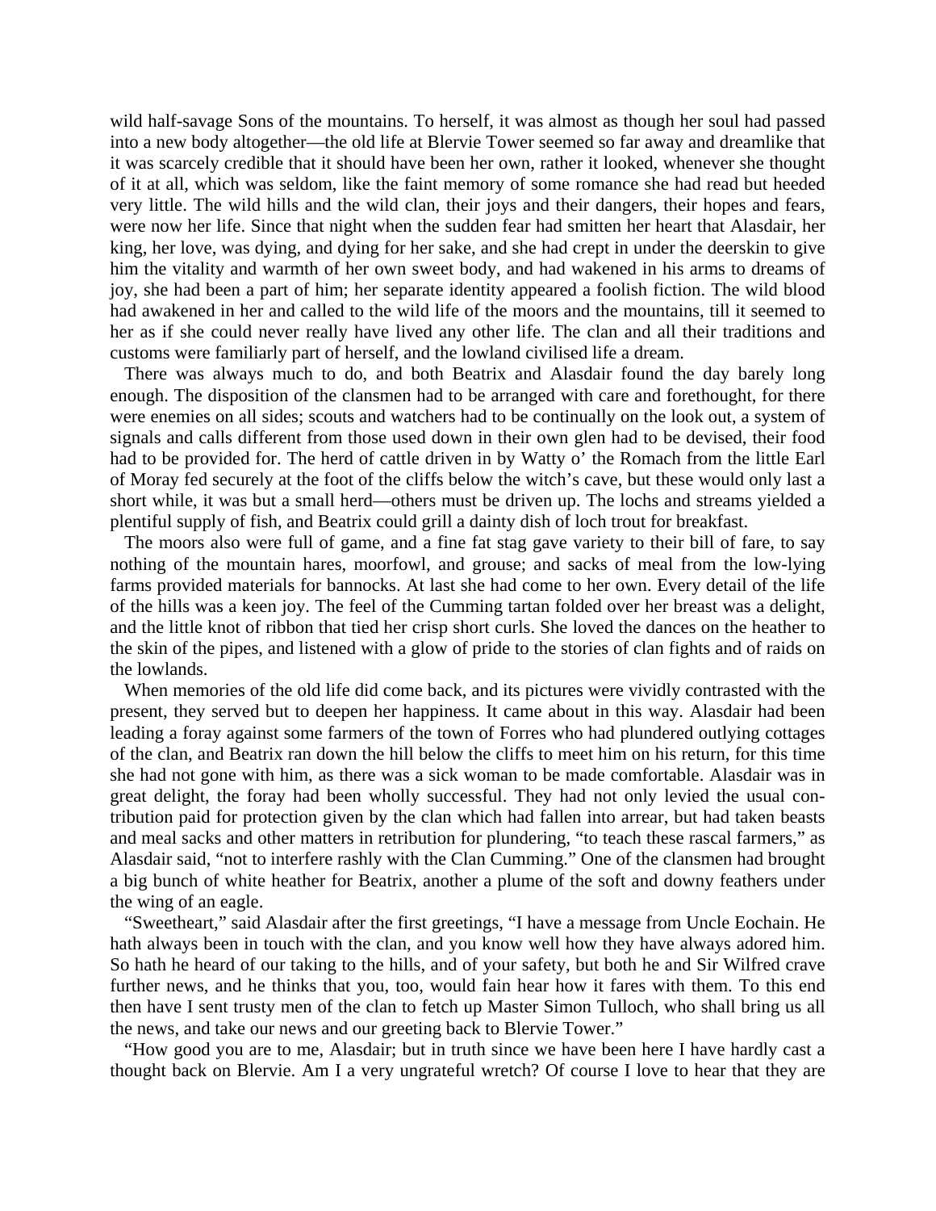wild half-savage Sons of the mountains. To herself, it was almost as though her soul had passed into a new body altogether—the old life at Blervie Tower seemed so far away and dreamlike that it was scarcely credible that it should have been her own, rather it looked, whenever she thought of it at all, which was seldom, like the faint memory of some romance she had read but heeded very little. The wild hills and the wild clan, their joys and their dangers, their hopes and fears, were now her life. Since that night when the sudden fear had smitten her heart that Alasdair, her king, her love, was dying, and dying for her sake, and she had crept in under the deerskin to give him the vitality and warmth of her own sweet body, and had wakened in his arms to dreams of joy, she had been a part of him; her separate identity appeared a foolish fiction. The wild blood had awakened in her and called to the wild life of the moors and the mountains, till it seemed to her as if she could never really have lived any other life. The clan and all their traditions and customs were familiarly part of herself, and the lowland civilised life a dream.

There was always much to do, and both Beatrix and Alasdair found the day barely long enough. The disposition of the clansmen had to be arranged with care and forethought, for there were enemies on all sides; scouts and watchers had to be continually on the look out, a system of signals and calls different from those used down in their own glen had to be devised, their food had to be provided for. The herd of cattle driven in by Watty o' the Romach from the little Earl of Moray fed securely at the foot of the cliffs below the witch's cave, but these would only last a short while, it was but a small herd—others must be driven up. The lochs and streams yielded a plentiful supply of fish, and Beatrix could grill a dainty dish of loch trout for breakfast.

The moors also were full of game, and a fine fat stag gave variety to their bill of fare, to say nothing of the mountain hares, moorfowl, and grouse; and sacks of meal from the low-lying farms provided materials for bannocks. At last she had come to her own. Every detail of the life of the hills was a keen joy. The feel of the Cumming tartan folded over her breast was a delight, and the little knot of ribbon that tied her crisp short curls. She loved the dances on the heather to the skin of the pipes, and listened with a glow of pride to the stories of clan fights and of raids on the lowlands.

When memories of the old life did come back, and its pictures were vividly contrasted with the present, they served but to deepen her happiness. It came about in this way. Alasdair had been leading a foray against some farmers of the town of Forres who had plundered outlying cottages of the clan, and Beatrix ran down the hill below the cliffs to meet him on his return, for this time she had not gone with him, as there was a sick woman to be made comfortable. Alasdair was in great delight, the foray had been wholly successful. They had not only levied the usual contribution paid for protection given by the clan which had fallen into arrear, but had taken beasts and meal sacks and other matters in retribution for plundering, "to teach these rascal farmers," as Alasdair said, "not to interfere rashly with the Clan Cumming." One of the clansmen had brought a big bunch of white heather for Beatrix, another a plume of the soft and downy feathers under the wing of an eagle.

"Sweetheart," said Alasdair after the first greetings, "I have a message from Uncle Eochain. He hath always been in touch with the clan, and you know well how they have always adored him. So hath he heard of our taking to the hills, and of your safety, but both he and Sir Wilfred crave further news, and he thinks that you, too, would fain hear how it fares with them. To this end then have I sent trusty men of the clan to fetch up Master Simon Tulloch, who shall bring us all the news, and take our news and our greeting back to Blervie Tower."

"How good you are to me, Alasdair; but in truth since we have been here I have hardly cast a thought back on Blervie. Am I a very ungrateful wretch? Of course I love to hear that they are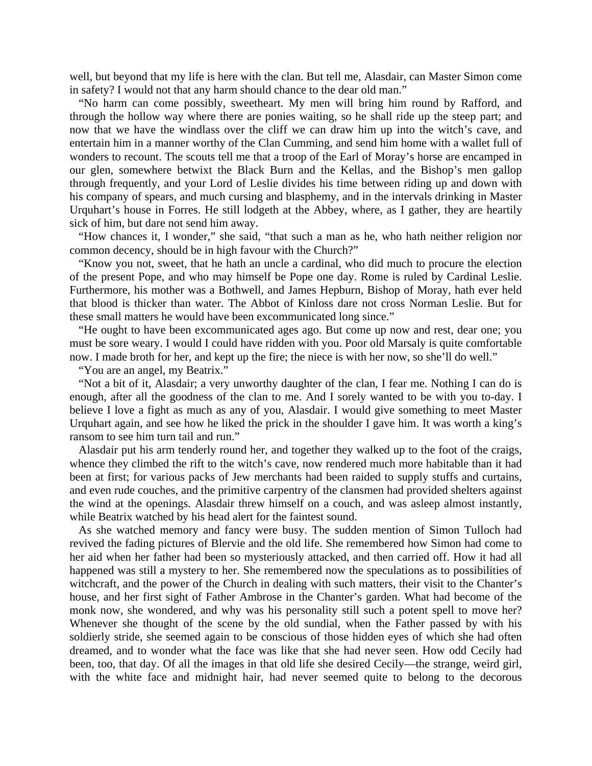well, but beyond that my life is here with the clan. But tell me, Alasdair, can Master Simon come in safety? I would not that any harm should chance to the dear old man."

"No harm can come possibly, sweetheart. My men will bring him round by Rafford, and through the hollow way where there are ponies waiting, so he shall ride up the steep part; and now that we have the windlass over the cliff we can draw him up into the witch's cave, and entertain him in a manner worthy of the Clan Cumming, and send him home with a wallet full of wonders to recount. The scouts tell me that a troop of the Earl of Moray's horse are encamped in our glen, somewhere betwixt the Black Burn and the Kellas, and the Bishop's men gallop through frequently, and your Lord of Leslie divides his time between riding up and down with his company of spears, and much cursing and blasphemy, and in the intervals drinking in Master Urquhart's house in Forres. He still lodgeth at the Abbey, where, as I gather, they are heartily sick of him, but dare not send him away.

"How chances it, I wonder," she said, "that such a man as he, who hath neither religion nor common decency, should be in high favour with the Church?"

"Know you not, sweet, that he hath an uncle a cardinal, who did much to procure the election of the present Pope, and who may himself be Pope one day. Rome is ruled by Cardinal Leslie. Furthermore, his mother was a Bothwell, and James Hepburn, Bishop of Moray, hath ever held that blood is thicker than water. The Abbot of Kinloss dare not cross Norman Leslie. But for these small matters he would have been excommunicated long since."

"He ought to have been excommunicated ages ago. But come up now and rest, dear one; you must be sore weary. I would I could have ridden with you. Poor old Marsaly is quite comfortable now. I made broth for her, and kept up the fire; the niece is with her now, so she'll do well."

"You are an angel, my Beatrix."

"Not a bit of it, Alasdair; a very unworthy daughter of the clan, I fear me. Nothing I can do is enough, after all the goodness of the clan to me. And I sorely wanted to be with you to-day. I believe I love a fight as much as any of you, Alasdair. I would give something to meet Master Urquhart again, and see how he liked the prick in the shoulder I gave him. It was worth a king's ransom to see him turn tail and run."

Alasdair put his arm tenderly round her, and together they walked up to the foot of the craigs, whence they climbed the rift to the witch's cave, now rendered much more habitable than it had been at first; for various packs of Jew merchants had been raided to supply stuffs and curtains, and even rude couches, and the primitive carpentry of the clansmen had provided shelters against the wind at the openings. Alasdair threw himself on a couch, and was asleep almost instantly, while Beatrix watched by his head alert for the faintest sound.

As she watched memory and fancy were busy. The sudden mention of Simon Tulloch had revived the fading pictures of Blervie and the old life. She remembered how Simon had come to her aid when her father had been so mysteriously attacked, and then carried off. How it had all happened was still a mystery to her. She remembered now the speculations as to possibilities of witchcraft, and the power of the Church in dealing with such matters, their visit to the Chanter's house, and her first sight of Father Ambrose in the Chanter's garden. What had become of the monk now, she wondered, and why was his personality still such a potent spell to move her? Whenever she thought of the scene by the old sundial, when the Father passed by with his soldierly stride, she seemed again to be conscious of those hidden eyes of which she had often dreamed, and to wonder what the face was like that she had never seen. How odd Cecily had been, too, that day. Of all the images in that old life she desired Cecily—the strange, weird girl, with the white face and midnight hair, had never seemed quite to belong to the decorous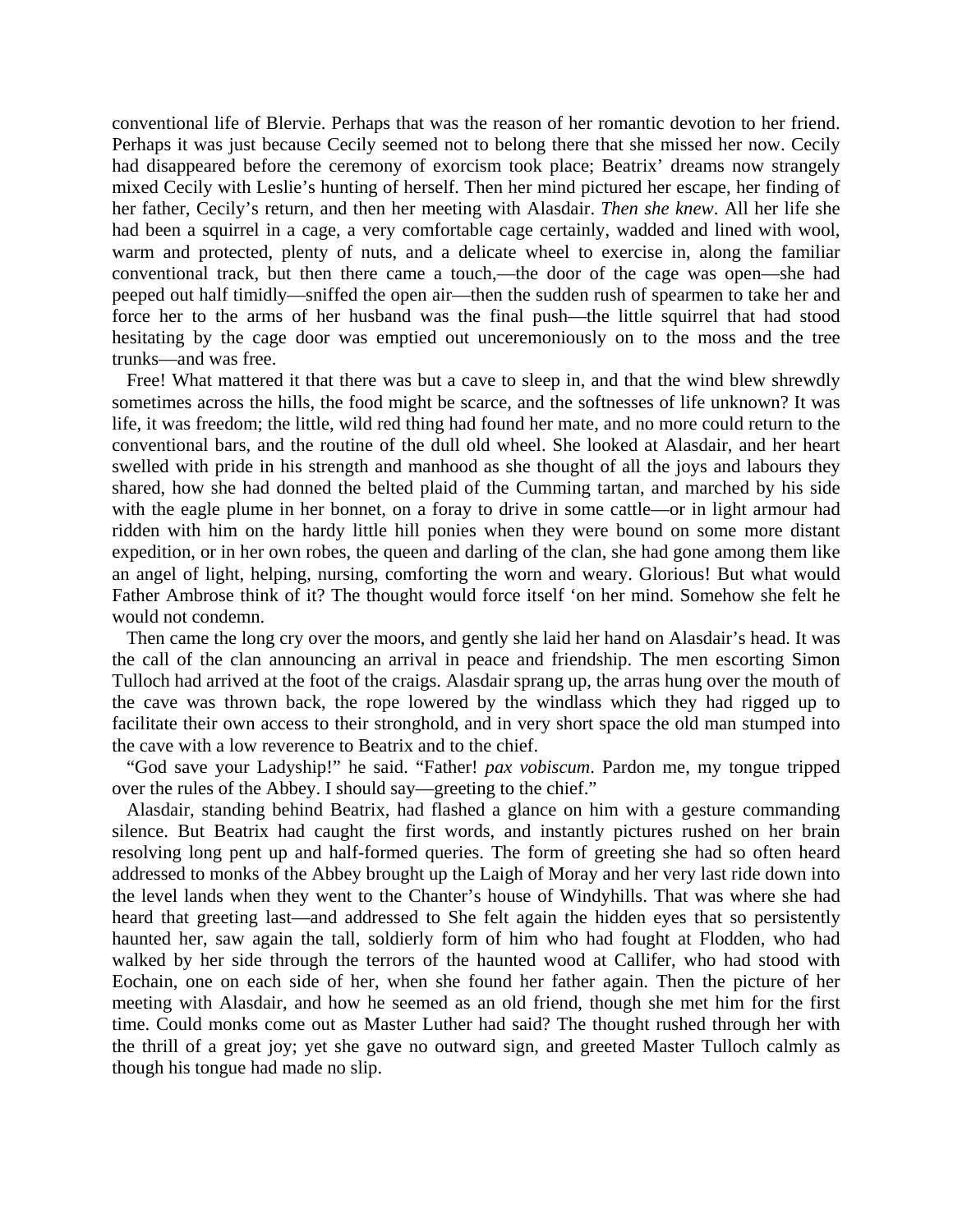conventional life of Blervie. Perhaps that was the reason of her romantic devotion to her friend. Perhaps it was just because Cecily seemed not to belong there that she missed her now. Cecily had disappeared before the ceremony of exorcism took place; Beatrix' dreams now strangely mixed Cecily with Leslie's hunting of herself. Then her mind pictured her escape, her finding of her father, Cecily's return, and then her meeting with Alasdair. *Then she knew*. All her life she had been a squirrel in a cage, a very comfortable cage certainly, wadded and lined with wool, warm and protected, plenty of nuts, and a delicate wheel to exercise in, along the familiar conventional track, but then there came a touch,—the door of the cage was open—she had peeped out half timidly—sniffed the open air—then the sudden rush of spearmen to take her and force her to the arms of her husband was the final push—the little squirrel that had stood hesitating by the cage door was emptied out unceremoniously on to the moss and the tree trunks—and was free.

Free! What mattered it that there was but a cave to sleep in, and that the wind blew shrewdly sometimes across the hills, the food might be scarce, and the softnesses of life unknown? It was life, it was freedom; the little, wild red thing had found her mate, and no more could return to the conventional bars, and the routine of the dull old wheel. She looked at Alasdair, and her heart swelled with pride in his strength and manhood as she thought of all the joys and labours they shared, how she had donned the belted plaid of the Cumming tartan, and marched by his side with the eagle plume in her bonnet, on a foray to drive in some cattle—or in light armour had ridden with him on the hardy little hill ponies when they were bound on some more distant expedition, or in her own robes, the queen and darling of the clan, she had gone among them like an angel of light, helping, nursing, comforting the worn and weary. Glorious! But what would Father Ambrose think of it? The thought would force itself 'on her mind. Somehow she felt he would not condemn.

Then came the long cry over the moors, and gently she laid her hand on Alasdair's head. It was the call of the clan announcing an arrival in peace and friendship. The men escorting Simon Tulloch had arrived at the foot of the craigs. Alasdair sprang up, the arras hung over the mouth of the cave was thrown back, the rope lowered by the windlass which they had rigged up to facilitate their own access to their stronghold, and in very short space the old man stumped into the cave with a low reverence to Beatrix and to the chief.

"God save your Ladyship!" he said. "Father! *pax vobiscum*. Pardon me, my tongue tripped over the rules of the Abbey. I should say—greeting to the chief."

Alasdair, standing behind Beatrix, had flashed a glance on him with a gesture commanding silence. But Beatrix had caught the first words, and instantly pictures rushed on her brain resolving long pent up and half-formed queries. The form of greeting she had so often heard addressed to monks of the Abbey brought up the Laigh of Moray and her very last ride down into the level lands when they went to the Chanter's house of Windyhills. That was where she had heard that greeting last—and addressed to She felt again the hidden eyes that so persistently haunted her, saw again the tall, soldierly form of him who had fought at Flodden, who had walked by her side through the terrors of the haunted wood at Callifer, who had stood with Eochain, one on each side of her, when she found her father again. Then the picture of her meeting with Alasdair, and how he seemed as an old friend, though she met him for the first time. Could monks come out as Master Luther had said? The thought rushed through her with the thrill of a great joy; yet she gave no outward sign, and greeted Master Tulloch calmly as though his tongue had made no slip.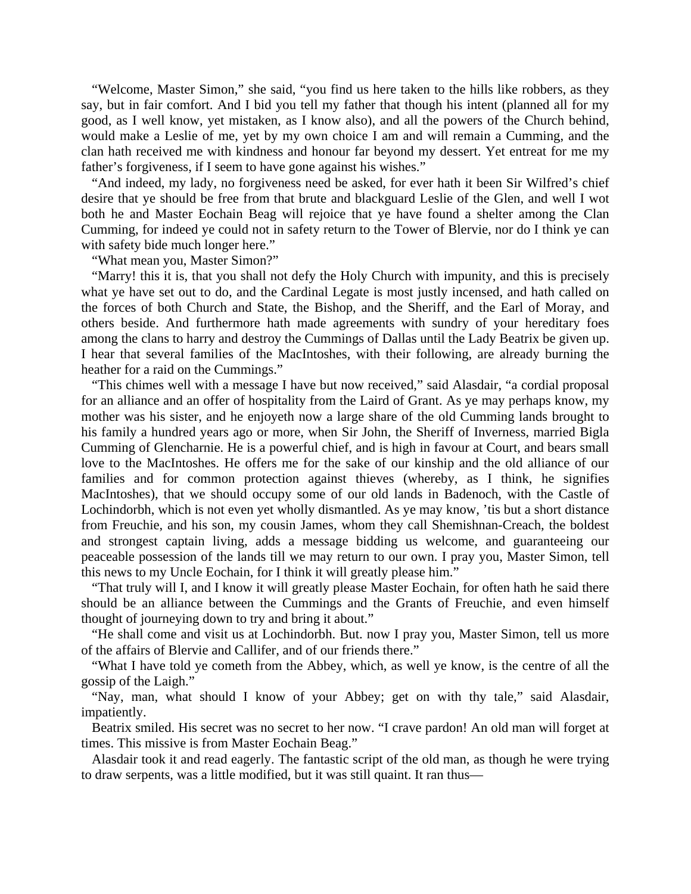"Welcome, Master Simon," she said, "you find us here taken to the hills like robbers, as they say, but in fair comfort. And I bid you tell my father that though his intent (planned all for my good, as I well know, yet mistaken, as I know also), and all the powers of the Church behind, would make a Leslie of me, yet by my own choice I am and will remain a Cumming, and the clan hath received me with kindness and honour far beyond my dessert. Yet entreat for me my father's forgiveness, if I seem to have gone against his wishes."

"And indeed, my lady, no forgiveness need be asked, for ever hath it been Sir Wilfred's chief desire that ye should be free from that brute and blackguard Leslie of the Glen, and well I wot both he and Master Eochain Beag will rejoice that ye have found a shelter among the Clan Cumming, for indeed ye could not in safety return to the Tower of Blervie, nor do I think ye can with safety bide much longer here."

"What mean you, Master Simon?"

"Marry! this it is, that you shall not defy the Holy Church with impunity, and this is precisely what ye have set out to do, and the Cardinal Legate is most justly incensed, and hath called on the forces of both Church and State, the Bishop, and the Sheriff, and the Earl of Moray, and others beside. And furthermore hath made agreements with sundry of your hereditary foes among the clans to harry and destroy the Cummings of Dallas until the Lady Beatrix be given up. I hear that several families of the MacIntoshes, with their following, are already burning the heather for a raid on the Cummings."

"This chimes well with a message I have but now received," said Alasdair, "a cordial proposal for an alliance and an offer of hospitality from the Laird of Grant. As ye may perhaps know, my mother was his sister, and he enjoyeth now a large share of the old Cumming lands brought to his family a hundred years ago or more, when Sir John, the Sheriff of Inverness, married Bigla Cumming of Glencharnie. He is a powerful chief, and is high in favour at Court, and bears small love to the MacIntoshes. He offers me for the sake of our kinship and the old alliance of our families and for common protection against thieves (whereby, as I think, he signifies MacIntoshes), that we should occupy some of our old lands in Badenoch, with the Castle of Lochindorbh, which is not even yet wholly dismantled. As ye may know, 'tis but a short distance from Freuchie, and his son, my cousin James, whom they call Shemishnan-Creach, the boldest and strongest captain living, adds a message bidding us welcome, and guaranteeing our peaceable possession of the lands till we may return to our own. I pray you, Master Simon, tell this news to my Uncle Eochain, for I think it will greatly please him."

"That truly will I, and I know it will greatly please Master Eochain, for often hath he said there should be an alliance between the Cummings and the Grants of Freuchie, and even himself thought of journeying down to try and bring it about."

"He shall come and visit us at Lochindorbh. But. now I pray you, Master Simon, tell us more of the affairs of Blervie and Callifer, and of our friends there."

"What I have told ye cometh from the Abbey, which, as well ye know, is the centre of all the gossip of the Laigh."

"Nay, man, what should I know of your Abbey; get on with thy tale," said Alasdair, impatiently.

Beatrix smiled. His secret was no secret to her now. "I crave pardon! An old man will forget at times. This missive is from Master Eochain Beag."

Alasdair took it and read eagerly. The fantastic script of the old man, as though he were trying to draw serpents, was a little modified, but it was still quaint. It ran thus—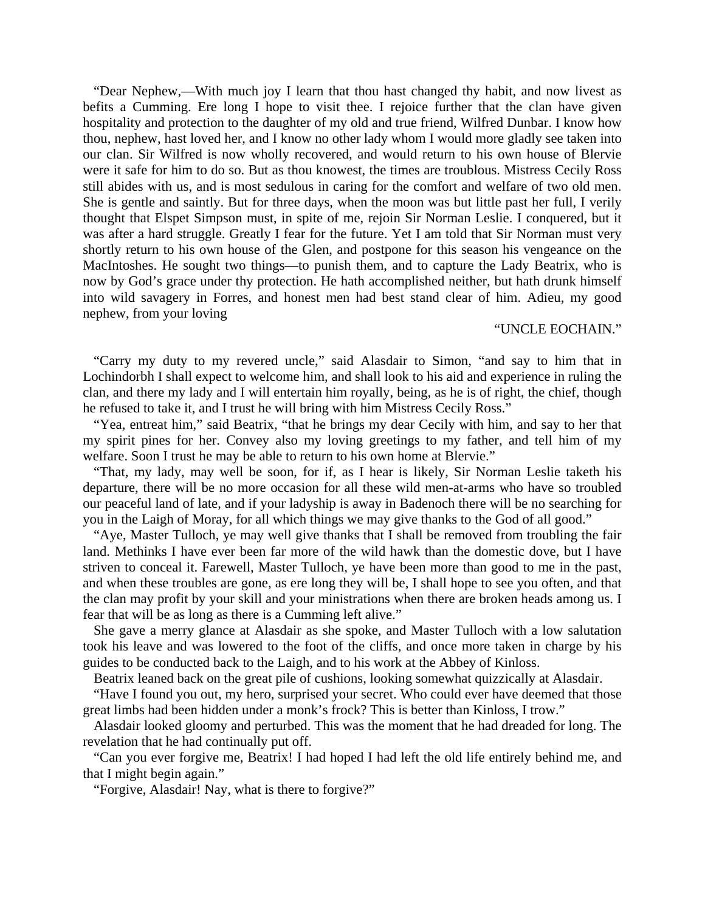"Dear Nephew,—With much joy I learn that thou hast changed thy habit, and now livest as befits a Cumming. Ere long I hope to visit thee. I rejoice further that the clan have given hospitality and protection to the daughter of my old and true friend, Wilfred Dunbar. I know how thou, nephew, hast loved her, and I know no other lady whom I would more gladly see taken into our clan. Sir Wilfred is now wholly recovered, and would return to his own house of Blervie were it safe for him to do so. But as thou knowest, the times are troublous. Mistress Cecily Ross still abides with us, and is most sedulous in caring for the comfort and welfare of two old men. She is gentle and saintly. But for three days, when the moon was but little past her full, I verily thought that Elspet Simpson must, in spite of me, rejoin Sir Norman Leslie. I conquered, but it was after a hard struggle. Greatly I fear for the future. Yet I am told that Sir Norman must very shortly return to his own house of the Glen, and postpone for this season his vengeance on the MacIntoshes. He sought two things—to punish them, and to capture the Lady Beatrix, who is now by God's grace under thy protection. He hath accomplished neither, but hath drunk himself into wild savagery in Forres, and honest men had best stand clear of him. Adieu, my good nephew, from your loving

"UNCLE EOCHAIN."

"Carry my duty to my revered uncle," said Alasdair to Simon, "and say to him that in Lochindorbh I shall expect to welcome him, and shall look to his aid and experience in ruling the clan, and there my lady and I will entertain him royally, being, as he is of right, the chief, though he refused to take it, and I trust he will bring with him Mistress Cecily Ross."

"Yea, entreat him," said Beatrix, "that he brings my dear Cecily with him, and say to her that my spirit pines for her. Convey also my loving greetings to my father, and tell him of my welfare. Soon I trust he may be able to return to his own home at Blervie."

"That, my lady, may well be soon, for if, as I hear is likely, Sir Norman Leslie taketh his departure, there will be no more occasion for all these wild men-at-arms who have so troubled our peaceful land of late, and if your ladyship is away in Badenoch there will be no searching for you in the Laigh of Moray, for all which things we may give thanks to the God of all good."

"Aye, Master Tulloch, ye may well give thanks that I shall be removed from troubling the fair land. Methinks I have ever been far more of the wild hawk than the domestic dove, but I have striven to conceal it. Farewell, Master Tulloch, ye have been more than good to me in the past, and when these troubles are gone, as ere long they will be, I shall hope to see you often, and that the clan may profit by your skill and your ministrations when there are broken heads among us. I fear that will be as long as there is a Cumming left alive."

She gave a merry glance at Alasdair as she spoke, and Master Tulloch with a low salutation took his leave and was lowered to the foot of the cliffs, and once more taken in charge by his guides to be conducted back to the Laigh, and to his work at the Abbey of Kinloss.

Beatrix leaned back on the great pile of cushions, looking somewhat quizzically at Alasdair.

"Have I found you out, my hero, surprised your secret. Who could ever have deemed that those great limbs had been hidden under a monk's frock? This is better than Kinloss, I trow."

Alasdair looked gloomy and perturbed. This was the moment that he had dreaded for long. The revelation that he had continually put off.

"Can you ever forgive me, Beatrix! I had hoped I had left the old life entirely behind me, and that I might begin again."

"Forgive, Alasdair! Nay, what is there to forgive?"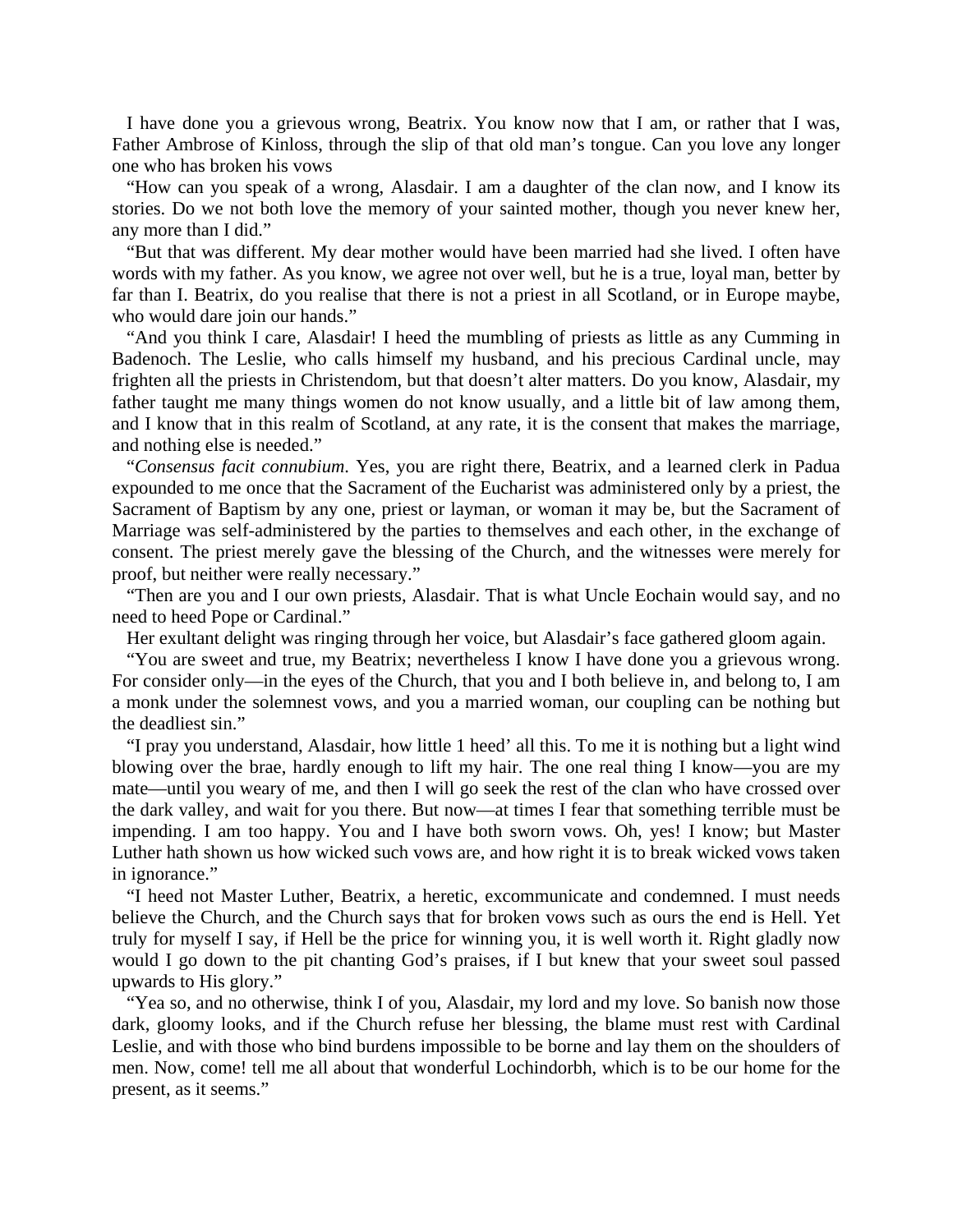I have done you a grievous wrong, Beatrix. You know now that I am, or rather that I was, Father Ambrose of Kinloss, through the slip of that old man's tongue. Can you love any longer one who has broken his vows

"How can you speak of a wrong, Alasdair. I am a daughter of the clan now, and I know its stories. Do we not both love the memory of your sainted mother, though you never knew her, any more than I did."

"But that was different. My dear mother would have been married had she lived. I often have words with my father. As you know, we agree not over well, but he is a true, loyal man, better by far than I. Beatrix, do you realise that there is not a priest in all Scotland, or in Europe maybe, who would dare join our hands."

"And you think I care, Alasdair! I heed the mumbling of priests as little as any Cumming in Badenoch. The Leslie, who calls himself my husband, and his precious Cardinal uncle, may frighten all the priests in Christendom, but that doesn't alter matters. Do you know, Alasdair, my father taught me many things women do not know usually, and a little bit of law among them, and I know that in this realm of Scotland, at any rate, it is the consent that makes the marriage, and nothing else is needed."

"*Consensus facit connubium*. Yes, you are right there, Beatrix, and a learned clerk in Padua expounded to me once that the Sacrament of the Eucharist was administered only by a priest, the Sacrament of Baptism by any one, priest or layman, or woman it may be, but the Sacrament of Marriage was self-administered by the parties to themselves and each other, in the exchange of consent. The priest merely gave the blessing of the Church, and the witnesses were merely for proof, but neither were really necessary."

"Then are you and I our own priests, Alasdair. That is what Uncle Eochain would say, and no need to heed Pope or Cardinal."

Her exultant delight was ringing through her voice, but Alasdair's face gathered gloom again.

"You are sweet and true, my Beatrix; nevertheless I know I have done you a grievous wrong. For consider only—in the eyes of the Church, that you and I both believe in, and belong to, I am a monk under the solemnest vows, and you a married woman, our coupling can be nothing but the deadliest sin."

"I pray you understand, Alasdair, how little 1 heed' all this. To me it is nothing but a light wind blowing over the brae, hardly enough to lift my hair. The one real thing I know—you are my mate—until you weary of me, and then I will go seek the rest of the clan who have crossed over the dark valley, and wait for you there. But now—at times I fear that something terrible must be impending. I am too happy. You and I have both sworn vows. Oh, yes! I know; but Master Luther hath shown us how wicked such vows are, and how right it is to break wicked vows taken in ignorance."

"I heed not Master Luther, Beatrix, a heretic, excommunicate and condemned. I must needs believe the Church, and the Church says that for broken vows such as ours the end is Hell. Yet truly for myself I say, if Hell be the price for winning you, it is well worth it. Right gladly now would I go down to the pit chanting God's praises, if I but knew that your sweet soul passed upwards to His glory."

"Yea so, and no otherwise, think I of you, Alasdair, my lord and my love. So banish now those dark, gloomy looks, and if the Church refuse her blessing, the blame must rest with Cardinal Leslie, and with those who bind burdens impossible to be borne and lay them on the shoulders of men. Now, come! tell me all about that wonderful Lochindorbh, which is to be our home for the present, as it seems."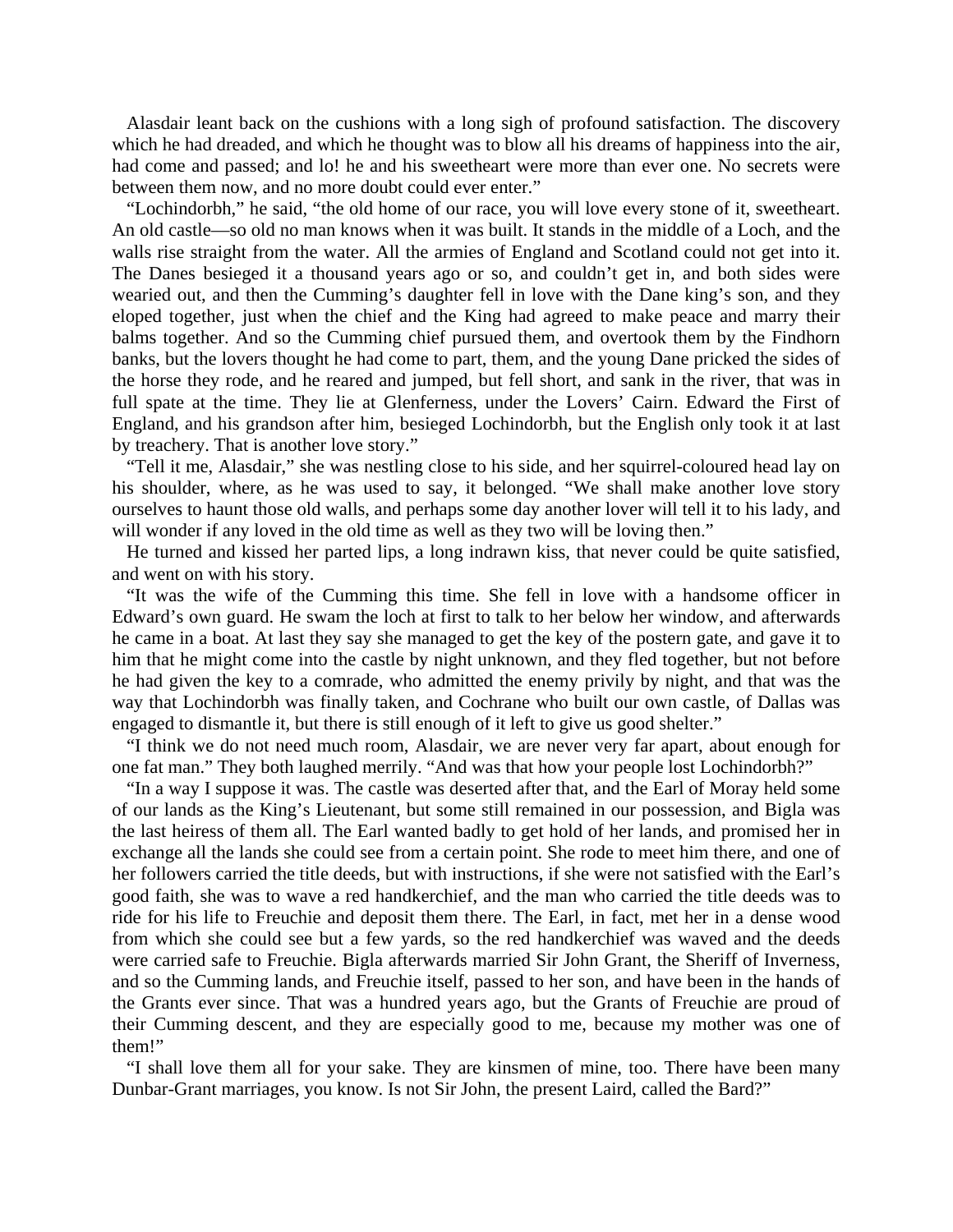Alasdair leant back on the cushions with a long sigh of profound satisfaction. The discovery which he had dreaded, and which he thought was to blow all his dreams of happiness into the air, had come and passed; and lo! he and his sweetheart were more than ever one. No secrets were between them now, and no more doubt could ever enter."

"Lochindorbh," he said, "the old home of our race, you will love every stone of it, sweetheart. An old castle—so old no man knows when it was built. It stands in the middle of a Loch, and the walls rise straight from the water. All the armies of England and Scotland could not get into it. The Danes besieged it a thousand years ago or so, and couldn't get in, and both sides were wearied out, and then the Cumming's daughter fell in love with the Dane king's son, and they eloped together, just when the chief and the King had agreed to make peace and marry their balms together. And so the Cumming chief pursued them, and overtook them by the Findhorn banks, but the lovers thought he had come to part, them, and the young Dane pricked the sides of the horse they rode, and he reared and jumped, but fell short, and sank in the river, that was in full spate at the time. They lie at Glenferness, under the Lovers' Cairn. Edward the First of England, and his grandson after him, besieged Lochindorbh, but the English only took it at last by treachery. That is another love story."

"Tell it me, Alasdair," she was nestling close to his side, and her squirrel-coloured head lay on his shoulder, where, as he was used to say, it belonged. "We shall make another love story ourselves to haunt those old walls, and perhaps some day another lover will tell it to his lady, and will wonder if any loved in the old time as well as they two will be loving then."

He turned and kissed her parted lips, a long indrawn kiss, that never could be quite satisfied, and went on with his story.

"It was the wife of the Cumming this time. She fell in love with a handsome officer in Edward's own guard. He swam the loch at first to talk to her below her window, and afterwards he came in a boat. At last they say she managed to get the key of the postern gate, and gave it to him that he might come into the castle by night unknown, and they fled together, but not before he had given the key to a comrade, who admitted the enemy privily by night, and that was the way that Lochindorbh was finally taken, and Cochrane who built our own castle, of Dallas was engaged to dismantle it, but there is still enough of it left to give us good shelter."

"I think we do not need much room, Alasdair, we are never very far apart, about enough for one fat man." They both laughed merrily. "And was that how your people lost Lochindorbh?"

"In a way I suppose it was. The castle was deserted after that, and the Earl of Moray held some of our lands as the King's Lieutenant, but some still remained in our possession, and Bigla was the last heiress of them all. The Earl wanted badly to get hold of her lands, and promised her in exchange all the lands she could see from a certain point. She rode to meet him there, and one of her followers carried the title deeds, but with instructions, if she were not satisfied with the Earl's good faith, she was to wave a red handkerchief, and the man who carried the title deeds was to ride for his life to Freuchie and deposit them there. The Earl, in fact, met her in a dense wood from which she could see but a few yards, so the red handkerchief was waved and the deeds were carried safe to Freuchie. Bigla afterwards married Sir John Grant, the Sheriff of Inverness, and so the Cumming lands, and Freuchie itself, passed to her son, and have been in the hands of the Grants ever since. That was a hundred years ago, but the Grants of Freuchie are proud of their Cumming descent, and they are especially good to me, because my mother was one of them!"

"I shall love them all for your sake. They are kinsmen of mine, too. There have been many Dunbar-Grant marriages, you know. Is not Sir John, the present Laird, called the Bard?"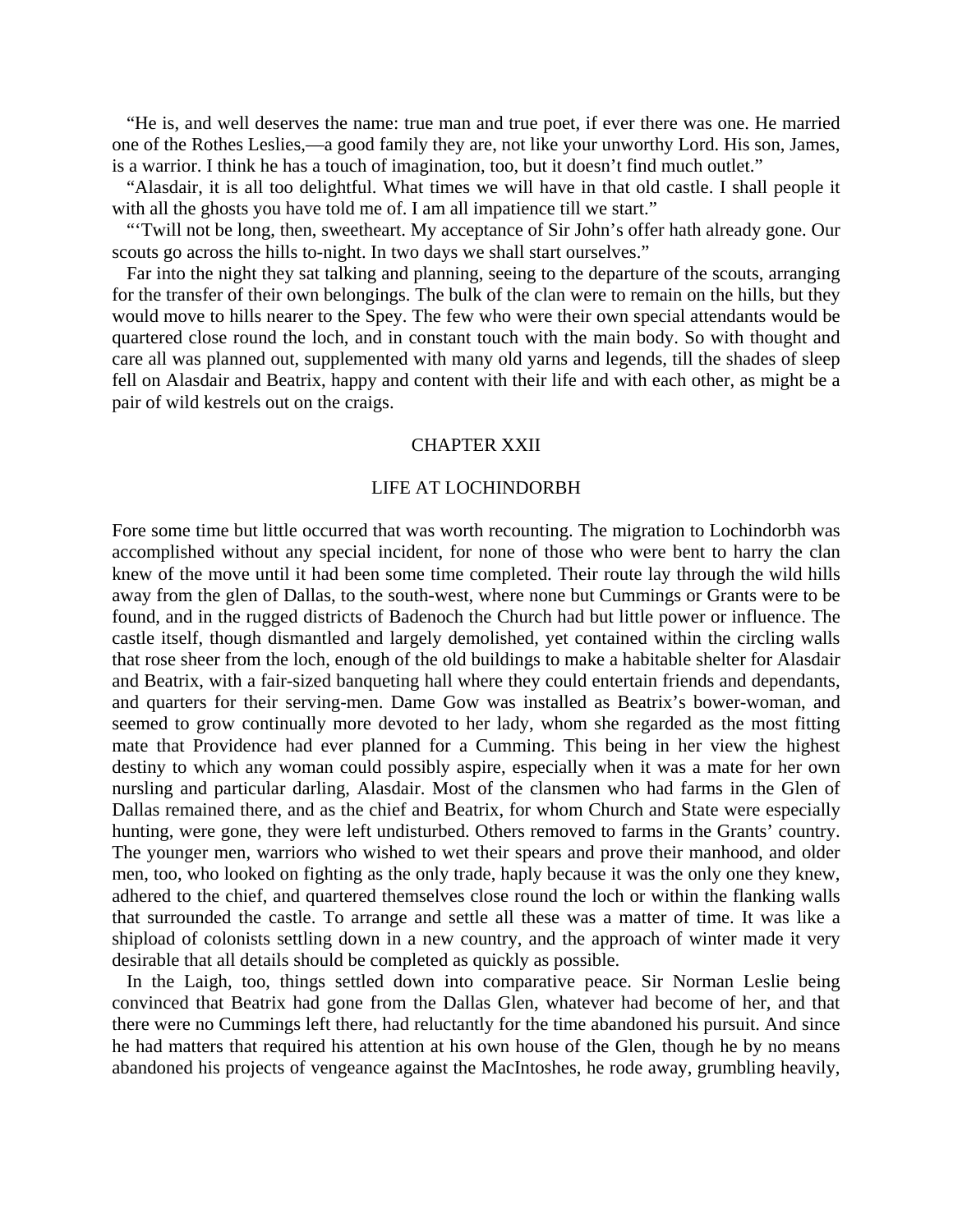"He is, and well deserves the name: true man and true poet, if ever there was one. He married one of the Rothes Leslies,—a good family they are, not like your unworthy Lord. His son, James, is a warrior. I think he has a touch of imagination, too, but it doesn't find much outlet."

"Alasdair, it is all too delightful. What times we will have in that old castle. I shall people it with all the ghosts you have told me of. I am all impatience till we start."

"'Twill not be long, then, sweetheart. My acceptance of Sir John's offer hath already gone. Our scouts go across the hills to-night. In two days we shall start ourselves."

Far into the night they sat talking and planning, seeing to the departure of the scouts, arranging for the transfer of their own belongings. The bulk of the clan were to remain on the hills, but they would move to hills nearer to the Spey. The few who were their own special attendants would be quartered close round the loch, and in constant touch with the main body. So with thought and care all was planned out, supplemented with many old yarns and legends, till the shades of sleep fell on Alasdair and Beatrix, happy and content with their life and with each other, as might be a pair of wild kestrels out on the craigs.

## CHAPTER XXII

### LIFE AT LOCHINDORBH

Fore some time but little occurred that was worth recounting. The migration to Lochindorbh was accomplished without any special incident, for none of those who were bent to harry the clan knew of the move until it had been some time completed. Their route lay through the wild hills away from the glen of Dallas, to the south-west, where none but Cummings or Grants were to be found, and in the rugged districts of Badenoch the Church had but little power or influence. The castle itself, though dismantled and largely demolished, yet contained within the circling walls that rose sheer from the loch, enough of the old buildings to make a habitable shelter for Alasdair and Beatrix, with a fair-sized banqueting hall where they could entertain friends and dependants, and quarters for their serving-men. Dame Gow was installed as Beatrix's bower-woman, and seemed to grow continually more devoted to her lady, whom she regarded as the most fitting mate that Providence had ever planned for a Cumming. This being in her view the highest destiny to which any woman could possibly aspire, especially when it was a mate for her own nursling and particular darling, Alasdair. Most of the clansmen who had farms in the Glen of Dallas remained there, and as the chief and Beatrix, for whom Church and State were especially hunting, were gone, they were left undisturbed. Others removed to farms in the Grants' country. The younger men, warriors who wished to wet their spears and prove their manhood, and older men, too, who looked on fighting as the only trade, haply because it was the only one they knew, adhered to the chief, and quartered themselves close round the loch or within the flanking walls that surrounded the castle. To arrange and settle all these was a matter of time. It was like a shipload of colonists settling down in a new country, and the approach of winter made it very desirable that all details should be completed as quickly as possible.

In the Laigh, too, things settled down into comparative peace. Sir Norman Leslie being convinced that Beatrix had gone from the Dallas Glen, whatever had become of her, and that there were no Cummings left there, had reluctantly for the time abandoned his pursuit. And since he had matters that required his attention at his own house of the Glen, though he by no means abandoned his projects of vengeance against the MacIntoshes, he rode away, grumbling heavily,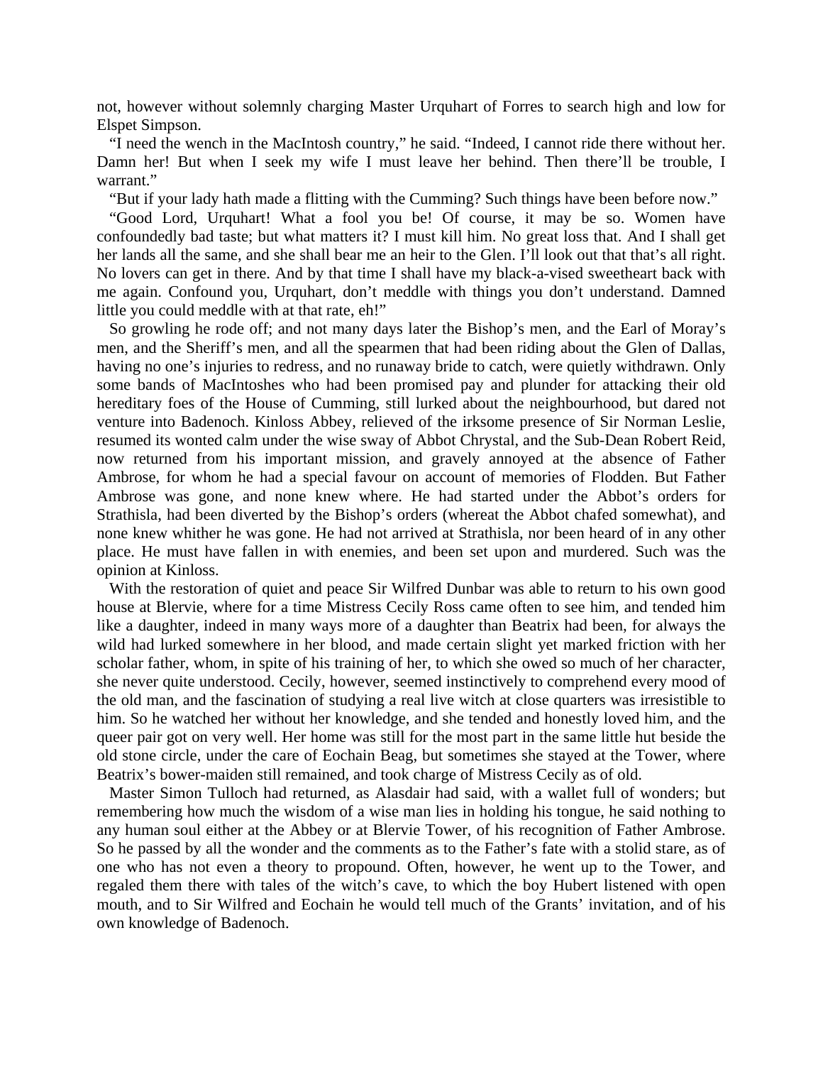not, however without solemnly charging Master Urquhart of Forres to search high and low for Elspet Simpson.

"I need the wench in the MacIntosh country," he said. "Indeed, I cannot ride there without her. Damn her! But when I seek my wife I must leave her behind. Then there'll be trouble, I warrant."

"But if your lady hath made a flitting with the Cumming? Such things have been before now."

"Good Lord, Urquhart! What a fool you be! Of course, it may be so. Women have confoundedly bad taste; but what matters it? I must kill him. No great loss that. And I shall get her lands all the same, and she shall bear me an heir to the Glen. I'll look out that that's all right. No lovers can get in there. And by that time I shall have my black-a-vised sweetheart back with me again. Confound you, Urquhart, don't meddle with things you don't understand. Damned little you could meddle with at that rate, eh!"

So growling he rode off; and not many days later the Bishop's men, and the Earl of Moray's men, and the Sheriff's men, and all the spearmen that had been riding about the Glen of Dallas, having no one's injuries to redress, and no runaway bride to catch, were quietly withdrawn. Only some bands of MacIntoshes who had been promised pay and plunder for attacking their old hereditary foes of the House of Cumming, still lurked about the neighbourhood, but dared not venture into Badenoch. Kinloss Abbey, relieved of the irksome presence of Sir Norman Leslie, resumed its wonted calm under the wise sway of Abbot Chrystal, and the Sub-Dean Robert Reid, now returned from his important mission, and gravely annoyed at the absence of Father Ambrose, for whom he had a special favour on account of memories of Flodden. But Father Ambrose was gone, and none knew where. He had started under the Abbot's orders for Strathisla, had been diverted by the Bishop's orders (whereat the Abbot chafed somewhat), and none knew whither he was gone. He had not arrived at Strathisla, nor been heard of in any other place. He must have fallen in with enemies, and been set upon and murdered. Such was the opinion at Kinloss.

With the restoration of quiet and peace Sir Wilfred Dunbar was able to return to his own good house at Blervie, where for a time Mistress Cecily Ross came often to see him, and tended him like a daughter, indeed in many ways more of a daughter than Beatrix had been, for always the wild had lurked somewhere in her blood, and made certain slight yet marked friction with her scholar father, whom, in spite of his training of her, to which she owed so much of her character, she never quite understood. Cecily, however, seemed instinctively to comprehend every mood of the old man, and the fascination of studying a real live witch at close quarters was irresistible to him. So he watched her without her knowledge, and she tended and honestly loved him, and the queer pair got on very well. Her home was still for the most part in the same little hut beside the old stone circle, under the care of Eochain Beag, but sometimes she stayed at the Tower, where Beatrix's bower-maiden still remained, and took charge of Mistress Cecily as of old.

Master Simon Tulloch had returned, as Alasdair had said, with a wallet full of wonders; but remembering how much the wisdom of a wise man lies in holding his tongue, he said nothing to any human soul either at the Abbey or at Blervie Tower, of his recognition of Father Ambrose. So he passed by all the wonder and the comments as to the Father's fate with a stolid stare, as of one who has not even a theory to propound. Often, however, he went up to the Tower, and regaled them there with tales of the witch's cave, to which the boy Hubert listened with open mouth, and to Sir Wilfred and Eochain he would tell much of the Grants' invitation, and of his own knowledge of Badenoch.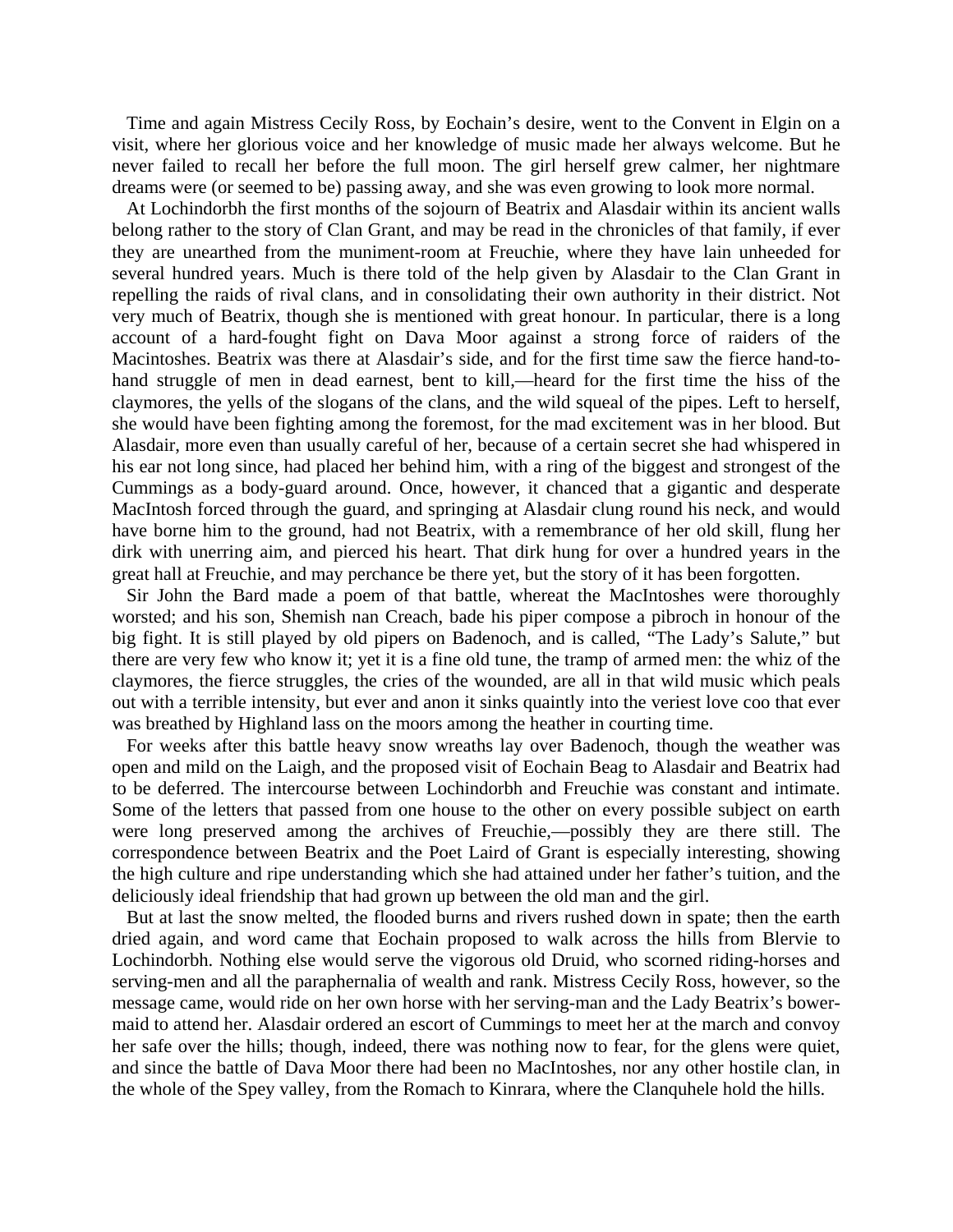Time and again Mistress Cecily Ross, by Eochain's desire, went to the Convent in Elgin on a visit, where her glorious voice and her knowledge of music made her always welcome. But he never failed to recall her before the full moon. The girl herself grew calmer, her nightmare dreams were (or seemed to be) passing away, and she was even growing to look more normal.

At Lochindorbh the first months of the sojourn of Beatrix and Alasdair within its ancient walls belong rather to the story of Clan Grant, and may be read in the chronicles of that family, if ever they are unearthed from the muniment-room at Freuchie, where they have lain unheeded for several hundred years. Much is there told of the help given by Alasdair to the Clan Grant in repelling the raids of rival clans, and in consolidating their own authority in their district. Not very much of Beatrix, though she is mentioned with great honour. In particular, there is a long account of a hard-fought fight on Dava Moor against a strong force of raiders of the Macintoshes. Beatrix was there at Alasdair's side, and for the first time saw the fierce hand-to-hand struggle of men in dead earnest, bent to kill,—heard for the first time the hiss of the claymores, the yells of the slogans of the clans, and the wild squeal of the pipes. Left to herself, she would have been fighting among the foremost, for the mad excitement was in her blood. But Alasdair, more even than usually careful of her, because of a certain secret she had whispered in his ear not long since, had placed her behind him, with a ring of the biggest and strongest of the Cummings as a body-guard around. Once, however, it chanced that a gigantic and desperate MacIntosh forced through the guard, and springing at Alasdair clung round his neck, and would have borne him to the ground, had not Beatrix, with a remembrance of her old skill, flung her dirk with unerring aim, and pierced his heart. That dirk hung for over a hundred years in the great hall at Freuchie, and may perchance be there yet, but the story of it has been forgotten.

Sir John the Bard made a poem of that battle, whereat the MacIntoshes were thoroughly worsted; and his son, Shemish nan Creach, bade his piper compose a pibroch in honour of the big fight. It is still played by old pipers on Badenoch, and is called, "The Lady's Salute," but there are very few who know it; yet it is a fine old tune, the tramp of armed men: the whiz of the claymores, the fierce struggles, the cries of the wounded, are all in that wild music which peals out with a terrible intensity, but ever and anon it sinks quaintly into the veriest love coo that ever was breathed by Highland lass on the moors among the heather in courting time.

For weeks after this battle heavy snow wreaths lay over Badenoch, though the weather was open and mild on the Laigh, and the proposed visit of Eochain Beag to Alasdair and Beatrix had to be deferred. The intercourse between Lochindorbh and Freuchie was constant and intimate. Some of the letters that passed from one house to the other on every possible subject on earth were long preserved among the archives of Freuchie,—possibly they are there still. The correspondence between Beatrix and the Poet Laird of Grant is especially interesting, showing the high culture and ripe understanding which she had attained under her father's tuition, and the deliciously ideal friendship that had grown up between the old man and the girl.

But at last the snow melted, the flooded burns and rivers rushed down in spate; then the earth dried again, and word came that Eochain proposed to walk across the hills from Blervie to Lochindorbh. Nothing else would serve the vigorous old Druid, who scorned riding-horses and serving-men and all the paraphernalia of wealth and rank. Mistress Cecily Ross, however, so the message came, would ride on her own horse with her serving-man and the Lady Beatrix's bower-maid to attend her. Alasdair ordered an escort of Cummings to meet her at the march and convoy her safe over the hills; though, indeed, there was nothing now to fear, for the glens were quiet, and since the battle of Dava Moor there had been no MacIntoshes, nor any other hostile clan, in the whole of the Spey valley, from the Romach to Kinrara, where the Clanquhele hold the hills.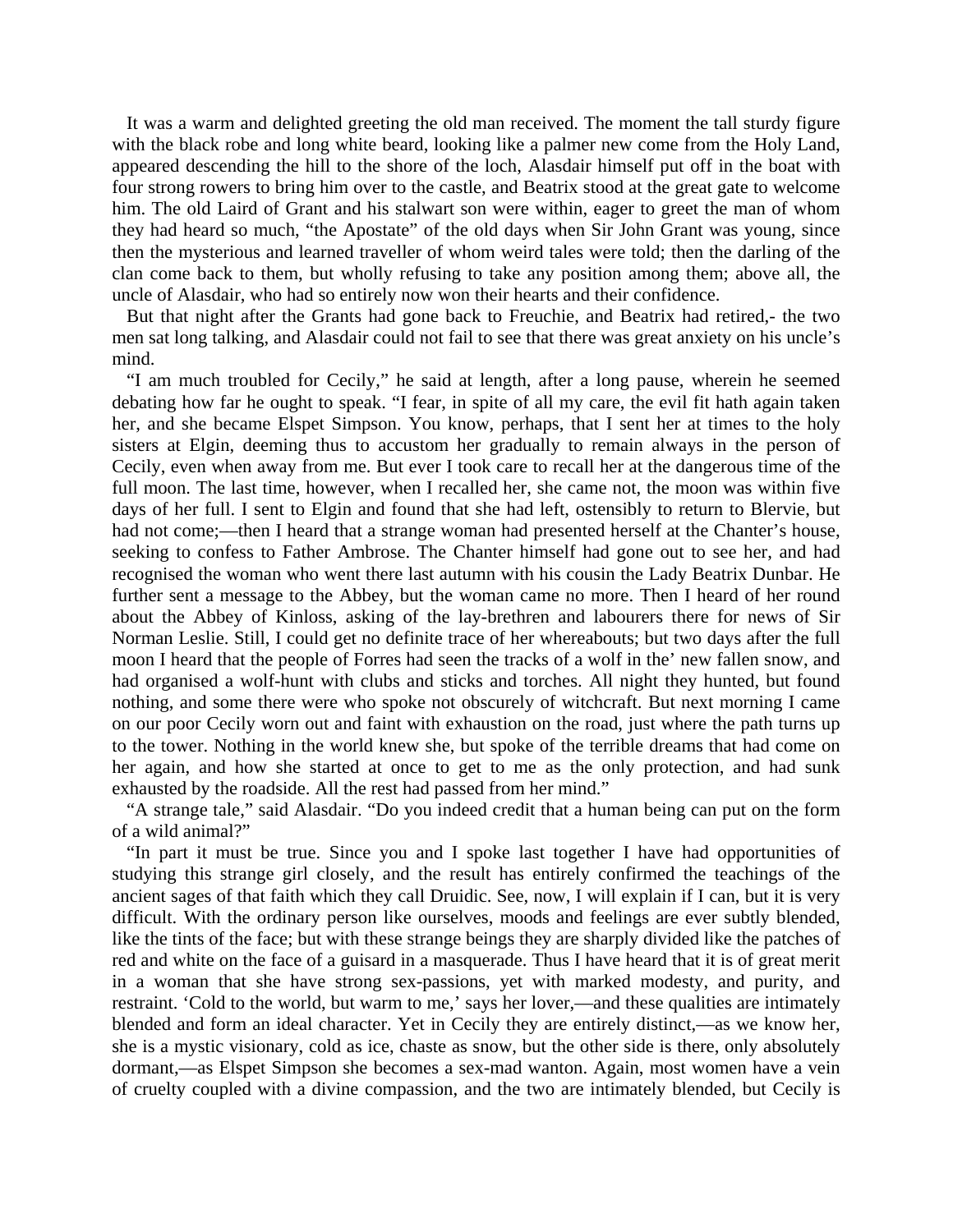It was a warm and delighted greeting the old man received. The moment the tall sturdy figure with the black robe and long white beard, looking like a palmer new come from the Holy Land, appeared descending the hill to the shore of the loch, Alasdair himself put off in the boat with four strong rowers to bring him over to the castle, and Beatrix stood at the great gate to welcome him. The old Laird of Grant and his stalwart son were within, eager to greet the man of whom they had heard so much, "the Apostate" of the old days when Sir John Grant was young, since then the mysterious and learned traveller of whom weird tales were told; then the darling of the clan come back to them, but wholly refusing to take any position among them; above all, the uncle of Alasdair, who had so entirely now won their hearts and their confidence.

But that night after the Grants had gone back to Freuchie, and Beatrix had retired,- the two men sat long talking, and Alasdair could not fail to see that there was great anxiety on his uncle's mind.

"I am much troubled for Cecily," he said at length, after a long pause, wherein he seemed debating how far he ought to speak. "I fear, in spite of all my care, the evil fit hath again taken her, and she became Elspet Simpson. You know, perhaps, that I sent her at times to the holy sisters at Elgin, deeming thus to accustom her gradually to remain always in the person of Cecily, even when away from me. But ever I took care to recall her at the dangerous time of the full moon. The last time, however, when I recalled her, she came not, the moon was within five days of her full. I sent to Elgin and found that she had left, ostensibly to return to Blervie, but had not come;—then I heard that a strange woman had presented herself at the Chanter's house, seeking to confess to Father Ambrose. The Chanter himself had gone out to see her, and had recognised the woman who went there last autumn with his cousin the Lady Beatrix Dunbar. He further sent a message to the Abbey, but the woman came no more. Then I heard of her round about the Abbey of Kinloss, asking of the lay-brethren and labourers there for news of Sir Norman Leslie. Still, I could get no definite trace of her whereabouts; but two days after the full moon I heard that the people of Forres had seen the tracks of a wolf in the' new fallen snow, and had organised a wolf-hunt with clubs and sticks and torches. All night they hunted, but found nothing, and some there were who spoke not obscurely of witchcraft. But next morning I came on our poor Cecily worn out and faint with exhaustion on the road, just where the path turns up to the tower. Nothing in the world knew she, but spoke of the terrible dreams that had come on her again, and how she started at once to get to me as the only protection, and had sunk exhausted by the roadside. All the rest had passed from her mind."

"A strange tale," said Alasdair. "Do you indeed credit that a human being can put on the form of a wild animal?"

"In part it must be true. Since you and I spoke last together I have had opportunities of studying this strange girl closely, and the result has entirely confirmed the teachings of the ancient sages of that faith which they call Druidic. See, now, I will explain if I can, but it is very difficult. With the ordinary person like ourselves, moods and feelings are ever subtly blended, like the tints of the face; but with these strange beings they are sharply divided like the patches of red and white on the face of a guisard in a masquerade. Thus I have heard that it is of great merit in a woman that she have strong sex-passions, yet with marked modesty, and purity, and restraint. 'Cold to the world, but warm to me,' says her lover,—and these qualities are intimately blended and form an ideal character. Yet in Cecily they are entirely distinct,—as we know her, she is a mystic visionary, cold as ice, chaste as snow, but the other side is there, only absolutely dormant,—as Elspet Simpson she becomes a sex-mad wanton. Again, most women have a vein of cruelty coupled with a divine compassion, and the two are intimately blended, but Cecily is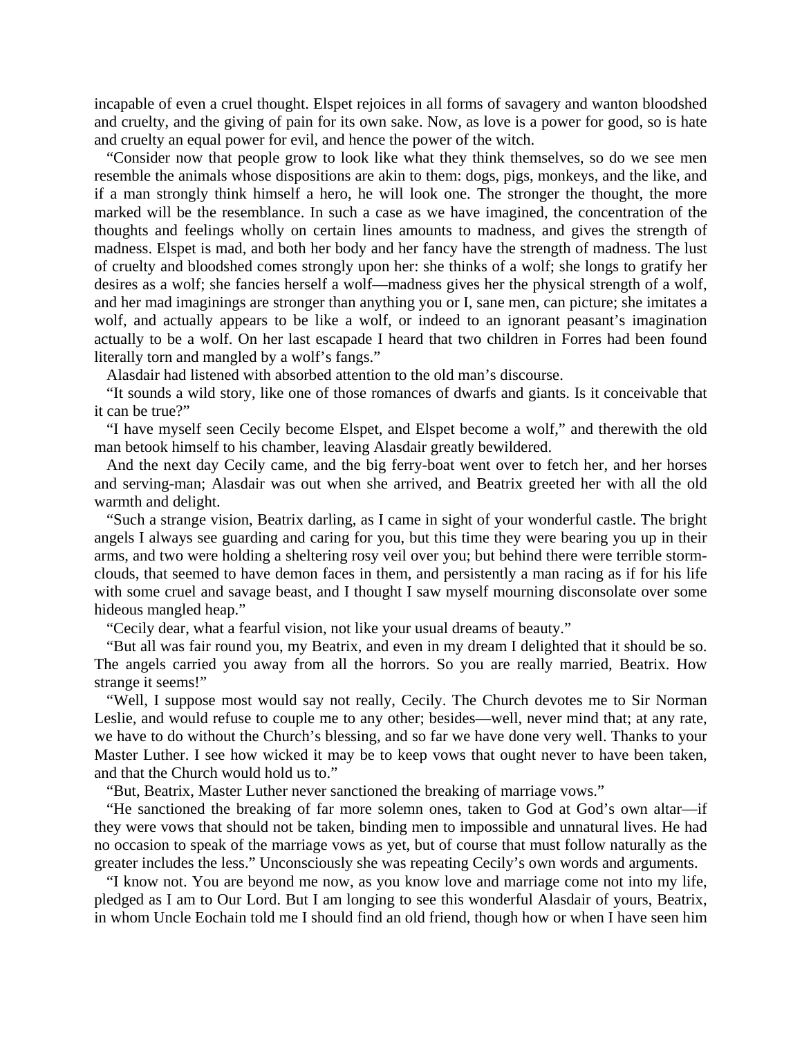incapable of even a cruel thought. Elspet rejoices in all forms of savagery and wanton bloodshed and cruelty, and the giving of pain for its own sake. Now, as love is a power for good, so is hate and cruelty an equal power for evil, and hence the power of the witch.

"Consider now that people grow to look like what they think themselves, so do we see men resemble the animals whose dispositions are akin to them: dogs, pigs, monkeys, and the like, and if a man strongly think himself a hero, he will look one. The stronger the thought, the more marked will be the resemblance. In such a case as we have imagined, the concentration of the thoughts and feelings wholly on certain lines amounts to madness, and gives the strength of madness. Elspet is mad, and both her body and her fancy have the strength of madness. The lust of cruelty and bloodshed comes strongly upon her: she thinks of a wolf; she longs to gratify her desires as a wolf; she fancies herself a wolf—madness gives her the physical strength of a wolf, and her mad imaginings are stronger than anything you or I, sane men, can picture; she imitates a wolf, and actually appears to be like a wolf, or indeed to an ignorant peasant's imagination actually to be a wolf. On her last escapade I heard that two children in Forres had been found literally torn and mangled by a wolf's fangs."

Alasdair had listened with absorbed attention to the old man's discourse.

"It sounds a wild story, like one of those romances of dwarfs and giants. Is it conceivable that it can be true?"

"I have myself seen Cecily become Elspet, and Elspet become a wolf," and therewith the old man betook himself to his chamber, leaving Alasdair greatly bewildered.

And the next day Cecily came, and the big ferry-boat went over to fetch her, and her horses and serving-man; Alasdair was out when she arrived, and Beatrix greeted her with all the old warmth and delight.

"Such a strange vision, Beatrix darling, as I came in sight of your wonderful castle. The bright angels I always see guarding and caring for you, but this time they were bearing you up in their arms, and two were holding a sheltering rosy veil over you; but behind there were terrible storm-clouds, that seemed to have demon faces in them, and persistently a man racing as if for his life with some cruel and savage beast, and I thought I saw myself mourning disconsolate over some hideous mangled heap."

"Cecily dear, what a fearful vision, not like your usual dreams of beauty."

"But all was fair round you, my Beatrix, and even in my dream I delighted that it should be so. The angels carried you away from all the horrors. So you are really married, Beatrix. How strange it seems!"

"Well, I suppose most would say not really, Cecily. The Church devotes me to Sir Norman Leslie, and would refuse to couple me to any other; besides—well, never mind that; at any rate, we have to do without the Church's blessing, and so far we have done very well. Thanks to your Master Luther. I see how wicked it may be to keep vows that ought never to have been taken, and that the Church would hold us to."

"But, Beatrix, Master Luther never sanctioned the breaking of marriage vows."

"He sanctioned the breaking of far more solemn ones, taken to God at God's own altar—if they were vows that should not be taken, binding men to impossible and unnatural lives. He had no occasion to speak of the marriage vows as yet, but of course that must follow naturally as the greater includes the less." Unconsciously she was repeating Cecily's own words and arguments.

"I know not. You are beyond me now, as you know love and marriage come not into my life, pledged as I am to Our Lord. But I am longing to see this wonderful Alasdair of yours, Beatrix, in whom Uncle Eochain told me I should find an old friend, though how or when I have seen him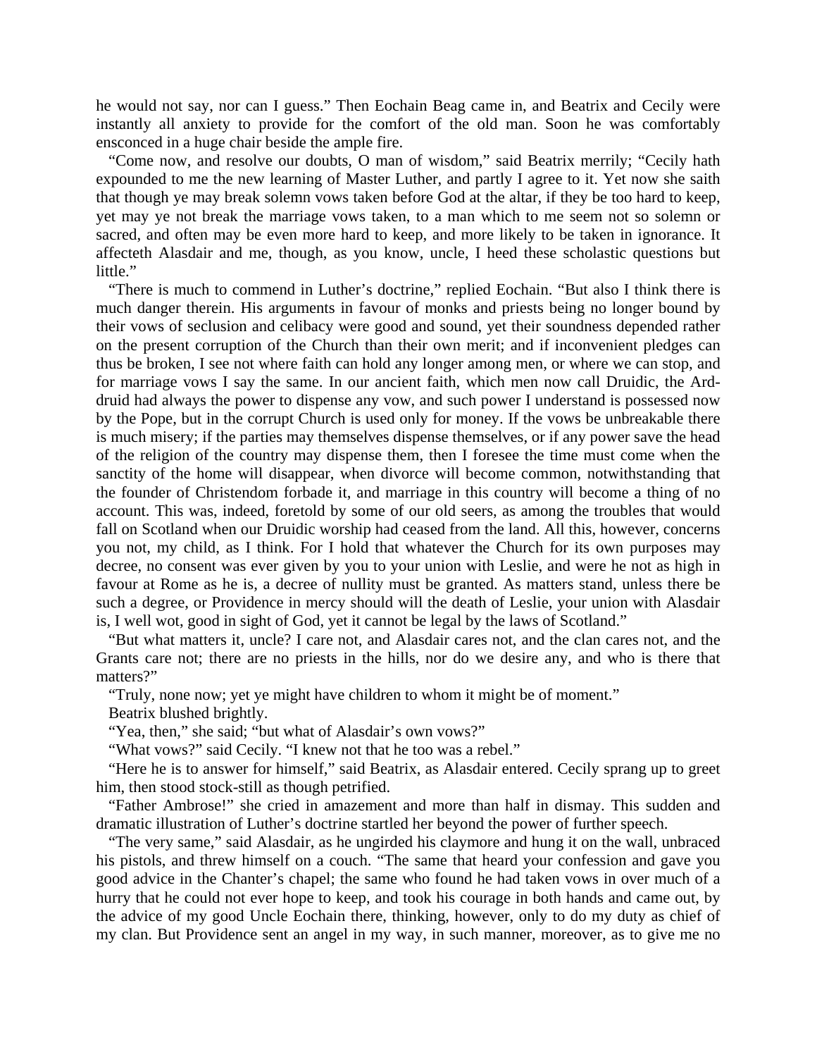he would not say, nor can I guess." Then Eochain Beag came in, and Beatrix and Cecily were instantly all anxiety to provide for the comfort of the old man. Soon he was comfortably ensconced in a huge chair beside the ample fire.

"Come now, and resolve our doubts, O man of wisdom," said Beatrix merrily; "Cecily hath expounded to me the new learning of Master Luther, and partly I agree to it. Yet now she saith that though ye may break solemn vows taken before God at the altar, if they be too hard to keep, yet may ye not break the marriage vows taken, to a man which to me seem not so solemn or sacred, and often may be even more hard to keep, and more likely to be taken in ignorance. It affecteth Alasdair and me, though, as you know, uncle, I heed these scholastic questions but little."

"There is much to commend in Luther's doctrine," replied Eochain. "But also I think there is much danger therein. His arguments in favour of monks and priests being no longer bound by their vows of seclusion and celibacy were good and sound, yet their soundness depended rather on the present corruption of the Church than their own merit; and if inconvenient pledges can thus be broken, I see not where faith can hold any longer among men, or where we can stop, and for marriage vows I say the same. In our ancient faith, which men now call Druidic, the Ard-druid had always the power to dispense any vow, and such power I understand is possessed now by the Pope, but in the corrupt Church is used only for money. If the vows be unbreakable there is much misery; if the parties may themselves dispense themselves, or if any power save the head of the religion of the country may dispense them, then I foresee the time must come when the sanctity of the home will disappear, when divorce will become common, notwithstanding that the founder of Christendom forbade it, and marriage in this country will become a thing of no account. This was, indeed, foretold by some of our old seers, as among the troubles that would fall on Scotland when our Druidic worship had ceased from the land. All this, however, concerns you not, my child, as I think. For I hold that whatever the Church for its own purposes may decree, no consent was ever given by you to your union with Leslie, and were he not as high in favour at Rome as he is, a decree of nullity must be granted. As matters stand, unless there be such a degree, or Providence in mercy should will the death of Leslie, your union with Alasdair is, I well wot, good in sight of God, yet it cannot be legal by the laws of Scotland."

"But what matters it, uncle? I care not, and Alasdair cares not, and the clan cares not, and the Grants care not; there are no priests in the hills, nor do we desire any, and who is there that matters?"

"Truly, none now; yet ye might have children to whom it might be of moment."

Beatrix blushed brightly.

"Yea, then," she said; "but what of Alasdair's own vows?"

"What vows?" said Cecily. "I knew not that he too was a rebel."

"Here he is to answer for himself," said Beatrix, as Alasdair entered. Cecily sprang up to greet him, then stood stock-still as though petrified.

"Father Ambrose!" she cried in amazement and more than half in dismay. This sudden and dramatic illustration of Luther's doctrine startled her beyond the power of further speech.

"The very same," said Alasdair, as he ungirded his claymore and hung it on the wall, unbraced his pistols, and threw himself on a couch. "The same that heard your confession and gave you good advice in the Chanter's chapel; the same who found he had taken vows in over much of a hurry that he could not ever hope to keep, and took his courage in both hands and came out, by the advice of my good Uncle Eochain there, thinking, however, only to do my duty as chief of my clan. But Providence sent an angel in my way, in such manner, moreover, as to give me no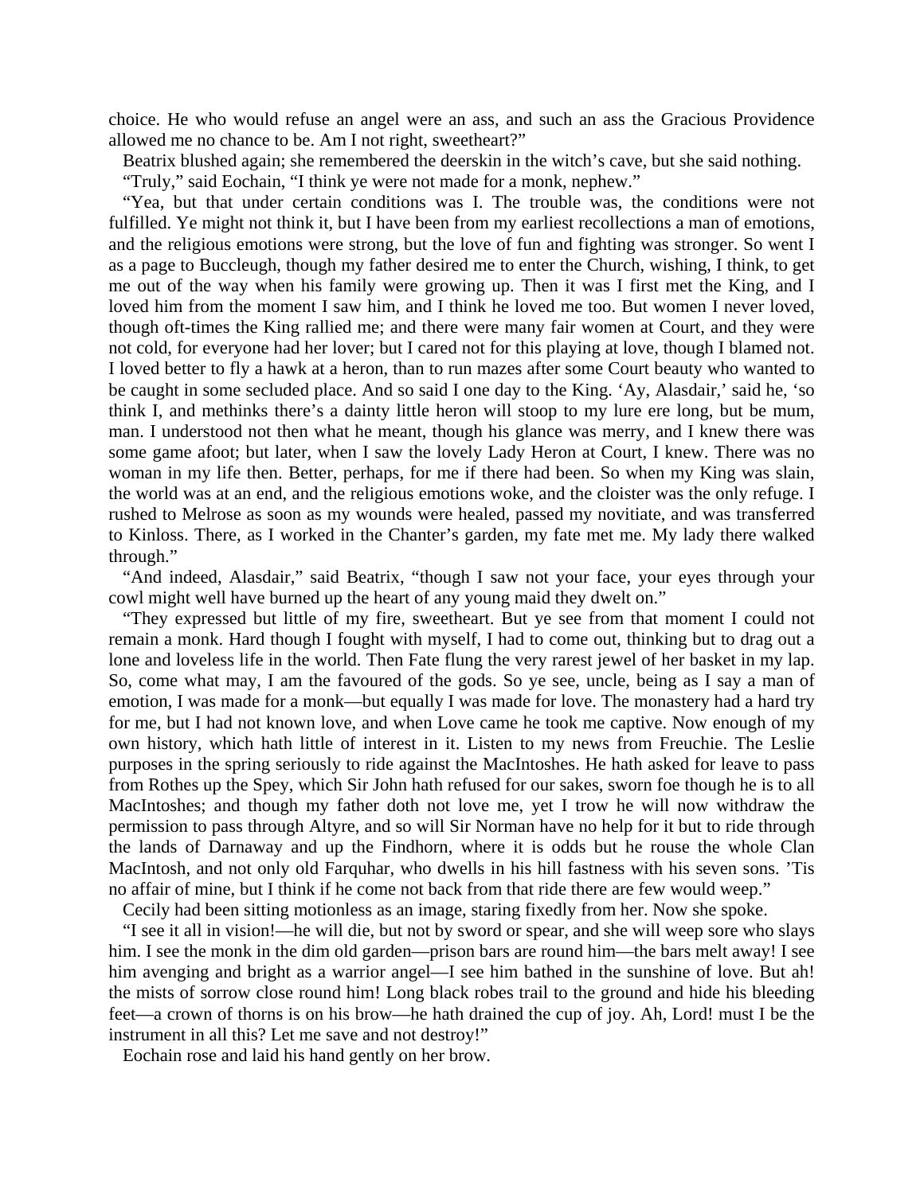choice. He who would refuse an angel were an ass, and such an ass the Gracious Providence allowed me no chance to be. Am I not right, sweetheart?"

Beatrix blushed again; she remembered the deerskin in the witch's cave, but she said nothing.

"Truly," said Eochain, "I think ye were not made for a monk, nephew."

"Yea, but that under certain conditions was I. The trouble was, the conditions were not fulfilled. Ye might not think it, but I have been from my earliest recollections a man of emotions, and the religious emotions were strong, but the love of fun and fighting was stronger. So went I as a page to Buccleugh, though my father desired me to enter the Church, wishing, I think, to get me out of the way when his family were growing up. Then it was I first met the King, and I loved him from the moment I saw him, and I think he loved me too. But women I never loved, though oft-times the King rallied me; and there were many fair women at Court, and they were not cold, for everyone had her lover; but I cared not for this playing at love, though I blamed not. I loved better to fly a hawk at a heron, than to run mazes after some Court beauty who wanted to be caught in some secluded place. And so said I one day to the King. 'Ay, Alasdair,' said he, 'so think I, and methinks there's a dainty little heron will stoop to my lure ere long, but be mum, man. I understood not then what he meant, though his glance was merry, and I knew there was some game afoot; but later, when I saw the lovely Lady Heron at Court, I knew. There was no woman in my life then. Better, perhaps, for me if there had been. So when my King was slain, the world was at an end, and the religious emotions woke, and the cloister was the only refuge. I rushed to Melrose as soon as my wounds were healed, passed my novitiate, and was transferred to Kinloss. There, as I worked in the Chanter's garden, my fate met me. My lady there walked through."

"And indeed, Alasdair," said Beatrix, "though I saw not your face, your eyes through your cowl might well have burned up the heart of any young maid they dwelt on."

"They expressed but little of my fire, sweetheart. But ye see from that moment I could not remain a monk. Hard though I fought with myself, I had to come out, thinking but to drag out a lone and loveless life in the world. Then Fate flung the very rarest jewel of her basket in my lap. So, come what may, I am the favoured of the gods. So ye see, uncle, being as I say a man of emotion, I was made for a monk—but equally I was made for love. The monastery had a hard try for me, but I had not known love, and when Love came he took me captive. Now enough of my own history, which hath little of interest in it. Listen to my news from Freuchie. The Leslie purposes in the spring seriously to ride against the MacIntoshes. He hath asked for leave to pass from Rothes up the Spey, which Sir John hath refused for our sakes, sworn foe though he is to all MacIntoshes; and though my father doth not love me, yet I trow he will now withdraw the permission to pass through Altyre, and so will Sir Norman have no help for it but to ride through the lands of Darnaway and up the Findhorn, where it is odds but he rouse the whole Clan MacIntosh, and not only old Farquhar, who dwells in his hill fastness with his seven sons. 'Tis no affair of mine, but I think if he come not back from that ride there are few would weep."

Cecily had been sitting motionless as an image, staring fixedly from her. Now she spoke.

"I see it all in vision!—he will die, but not by sword or spear, and she will weep sore who slays him. I see the monk in the dim old garden—prison bars are round him—the bars melt away! I see him avenging and bright as a warrior angel—I see him bathed in the sunshine of love. But ah! the mists of sorrow close round him! Long black robes trail to the ground and hide his bleeding feet—a crown of thorns is on his brow—he hath drained the cup of joy. Ah, Lord! must I be the instrument in all this? Let me save and not destroy!"

Eochain rose and laid his hand gently on her brow.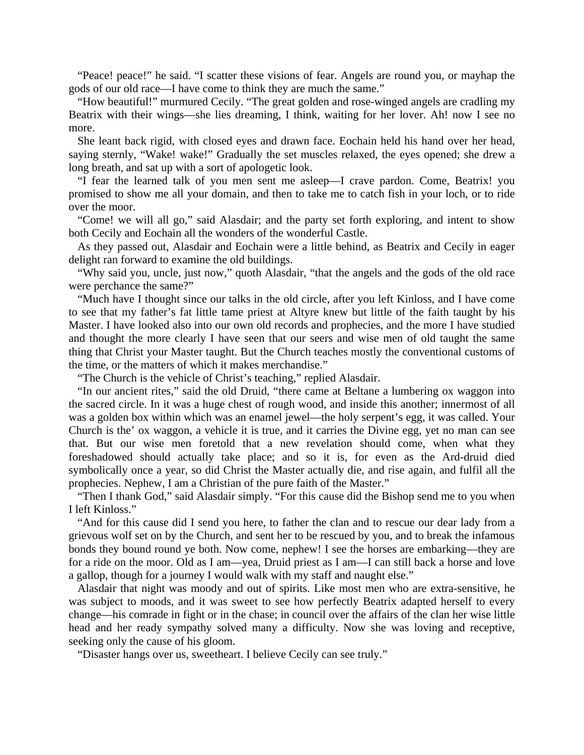"Peace! peace!" he said. "I scatter these visions of fear. Angels are round you, or mayhap the gods of our old race—I have come to think they are much the same."

"How beautiful!" murmured Cecily. "The great golden and rose-winged angels are cradling my Beatrix with their wings—she lies dreaming, I think, waiting for her lover. Ah! now I see no more.

She leant back rigid, with closed eyes and drawn face. Eochain held his hand over her head, saying sternly, "Wake! wake!" Gradually the set muscles relaxed, the eyes opened; she drew a long breath, and sat up with a sort of apologetic look.

"I fear the learned talk of you men sent me asleep—I crave pardon. Come, Beatrix! you promised to show me all your domain, and then to take me to catch fish in your loch, or to ride over the moor.

"Come! we will all go," said Alasdair; and the party set forth exploring, and intent to show both Cecily and Eochain all the wonders of the wonderful Castle.

As they passed out, Alasdair and Eochain were a little behind, as Beatrix and Cecily in eager delight ran forward to examine the old buildings.

"Why said you, uncle, just now," quoth Alasdair, "that the angels and the gods of the old race were perchance the same?"

"Much have I thought since our talks in the old circle, after you left Kinloss, and I have come to see that my father's fat little tame priest at Altyre knew but little of the faith taught by his Master. I have looked also into our own old records and prophecies, and the more I studied and thought the more clearly I have seen that our seers and wise men of old taught the same thing that Christ your Master taught. But the Church teaches mostly the conventional customs of the time, or the matters of which it makes merchandise."

"The Church is the vehicle of Christ's teaching," replied Alasdair.

"In our ancient rites," said the old Druid, "there came at Beltane a lumbering ox waggon into the sacred circle. In it was a huge chest of rough wood, and inside this another; innermost of all was a golden box within which was an enamel jewel—the holy serpent's egg, it was called. Your Church is the' ox waggon, a vehicle it is true, and it carries the Divine egg, yet no man can see that. But our wise men foretold that a new revelation should come, when what they foreshadowed should actually take place; and so it is, for even as the Ard-druid died symbolically once a year, so did Christ the Master actually die, and rise again, and fulfil all the prophecies. Nephew, I am a Christian of the pure faith of the Master."

"Then I thank God," said Alasdair simply. "For this cause did the Bishop send me to you when I left Kinloss."

"And for this cause did I send you here, to father the clan and to rescue our dear lady from a grievous wolf set on by the Church, and sent her to be rescued by you, and to break the infamous bonds they bound round ye both. Now come, nephew! I see the horses are embarking—they are for a ride on the moor. Old as I am—yea, Druid priest as I am—I can still back a horse and love a gallop, though for a journey I would walk with my staff and naught else."

Alasdair that night was moody and out of spirits. Like most men who are extra-sensitive, he was subject to moods, and it was sweet to see how perfectly Beatrix adapted herself to every change—his comrade in fight or in the chase; in council over the affairs of the clan her wise little head and her ready sympathy solved many a difficulty. Now she was loving and receptive, seeking only the cause of his gloom.

"Disaster hangs over us, sweetheart. I believe Cecily can see truly."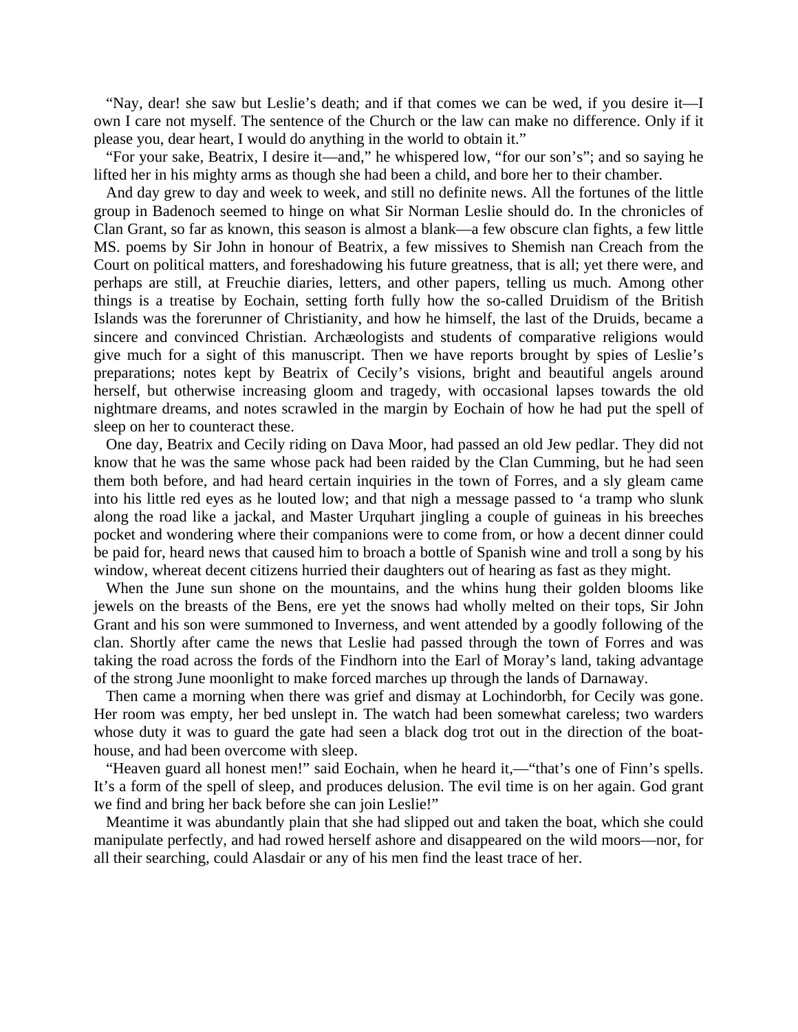"Nay, dear! she saw but Leslie's death; and if that comes we can be wed, if you desire it—I own I care not myself. The sentence of the Church or the law can make no difference. Only if it please you, dear heart, I would do anything in the world to obtain it."

"For your sake, Beatrix, I desire it—and," he whispered low, "for our son's"; and so saying he lifted her in his mighty arms as though she had been a child, and bore her to their chamber.

And day grew to day and week to week, and still no definite news. All the fortunes of the little group in Badenoch seemed to hinge on what Sir Norman Leslie should do. In the chronicles of Clan Grant, so far as known, this season is almost a blank—a few obscure clan fights, a few little MS. poems by Sir John in honour of Beatrix, a few missives to Shemish nan Creach from the Court on political matters, and foreshadowing his future greatness, that is all; yet there were, and perhaps are still, at Freuchie diaries, letters, and other papers, telling us much. Among other things is a treatise by Eochain, setting forth fully how the so-called Druidism of the British Islands was the forerunner of Christianity, and how he himself, the last of the Druids, became a sincere and convinced Christian. Archæologists and students of comparative religions would give much for a sight of this manuscript. Then we have reports brought by spies of Leslie's preparations; notes kept by Beatrix of Cecily's visions, bright and beautiful angels around herself, but otherwise increasing gloom and tragedy, with occasional lapses towards the old nightmare dreams, and notes scrawled in the margin by Eochain of how he had put the spell of sleep on her to counteract these.

One day, Beatrix and Cecily riding on Dava Moor, had passed an old Jew pedlar. They did not know that he was the same whose pack had been raided by the Clan Cumming, but he had seen them both before, and had heard certain inquiries in the town of Forres, and a sly gleam came into his little red eyes as he louted low; and that nigh a message passed to 'a tramp who slunk along the road like a jackal, and Master Urquhart jingling a couple of guineas in his breeches pocket and wondering where their companions were to come from, or how a decent dinner could be paid for, heard news that caused him to broach a bottle of Spanish wine and troll a song by his window, whereat decent citizens hurried their daughters out of hearing as fast as they might.

When the June sun shone on the mountains, and the whins hung their golden blooms like jewels on the breasts of the Bens, ere yet the snows had wholly melted on their tops, Sir John Grant and his son were summoned to Inverness, and went attended by a goodly following of the clan. Shortly after came the news that Leslie had passed through the town of Forres and was taking the road across the fords of the Findhorn into the Earl of Moray's land, taking advantage of the strong June moonlight to make forced marches up through the lands of Darnaway.

Then came a morning when there was grief and dismay at Lochindorbh, for Cecily was gone. Her room was empty, her bed unslept in. The watch had been somewhat careless; two warders whose duty it was to guard the gate had seen a black dog trot out in the direction of the boat-house, and had been overcome with sleep.

"Heaven guard all honest men!" said Eochain, when he heard it,—"that's one of Finn's spells. It's a form of the spell of sleep, and produces delusion. The evil time is on her again. God grant we find and bring her back before she can join Leslie!"

Meantime it was abundantly plain that she had slipped out and taken the boat, which she could manipulate perfectly, and had rowed herself ashore and disappeared on the wild moors—nor, for all their searching, could Alasdair or any of his men find the least trace of her.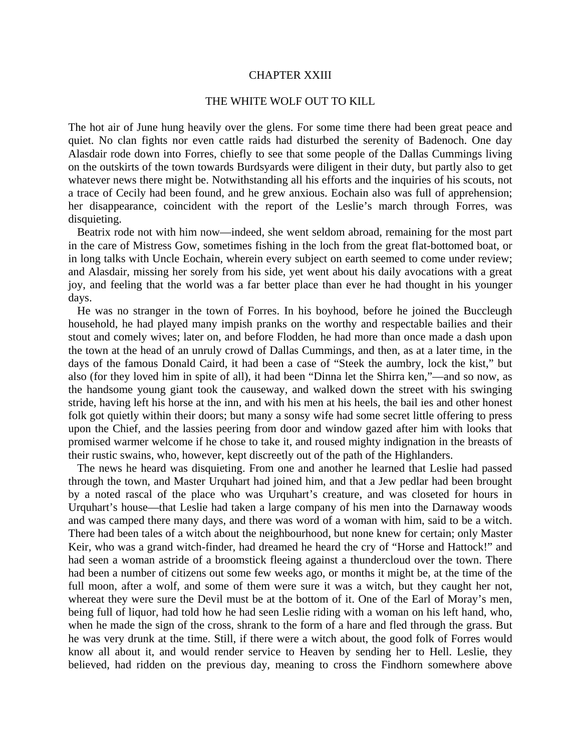# CHAPTER XXIII

## THE WHITE WOLF OUT TO KILL

The hot air of June hung heavily over the glens. For some time there had been great peace and quiet. No clan fights nor even cattle raids had disturbed the serenity of Badenoch. One day Alasdair rode down into Forres, chiefly to see that some people of the Dallas Cummings living on the outskirts of the town towards Burdsyards were diligent in their duty, but partly also to get whatever news there might be. Notwithstanding all his efforts and the inquiries of his scouts, not a trace of Cecily had been found, and he grew anxious. Eochain also was full of apprehension; her disappearance, coincident with the report of the Leslie's march through Forres, was disquieting.

Beatrix rode not with him now—indeed, she went seldom abroad, remaining for the most part in the care of Mistress Gow, sometimes fishing in the loch from the great flat-bottomed boat, or in long talks with Uncle Eochain, wherein every subject on earth seemed to come under review; and Alasdair, missing her sorely from his side, yet went about his daily avocations with a great joy, and feeling that the world was a far better place than ever he had thought in his younger days.

He was no stranger in the town of Forres. In his boyhood, before he joined the Buccleugh household, he had played many impish pranks on the worthy and respectable bailies and their stout and comely wives; later on, and before Flodden, he had more than once made a dash upon the town at the head of an unruly crowd of Dallas Cummings, and then, as at a later time, in the days of the famous Donald Caird, it had been a case of "Steek the aumbry, lock the kist," but also (for they loved him in spite of all), it had been "Dinna let the Shirra ken,"—and so now, as the handsome young giant took the causeway, and walked down the street with his swinging stride, having left his horse at the inn, and with his men at his heels, the bail ies and other honest folk got quietly within their doors; but many a sonsy wife had some secret little offering to press upon the Chief, and the lassies peering from door and window gazed after him with looks that promised warmer welcome if he chose to take it, and roused mighty indignation in the breasts of their rustic swains, who, however, kept discreetly out of the path of the Highlanders.

The news he heard was disquieting. From one and another he learned that Leslie had passed through the town, and Master Urquhart had joined him, and that a Jew pedlar had been brought by a noted rascal of the place who was Urquhart's creature, and was closeted for hours in Urquhart's house—that Leslie had taken a large company of his men into the Darnaway woods and was camped there many days, and there was word of a woman with him, said to be a witch. There had been tales of a witch about the neighbourhood, but none knew for certain; only Master Keir, who was a grand witch-finder, had dreamed he heard the cry of "Horse and Hattock!" and had seen a woman astride of a broomstick fleeing against a thundercloud over the town. There had been a number of citizens out some few weeks ago, or months it might be, at the time of the full moon, after a wolf, and some of them were sure it was a witch, but they caught her not, whereat they were sure the Devil must be at the bottom of it. One of the Earl of Moray's men, being full of liquor, had told how he had seen Leslie riding with a woman on his left hand, who, when he made the sign of the cross, shrank to the form of a hare and fled through the grass. But he was very drunk at the time. Still, if there were a witch about, the good folk of Forres would know all about it, and would render service to Heaven by sending her to Hell. Leslie, they believed, had ridden on the previous day, meaning to cross the Findhorn somewhere above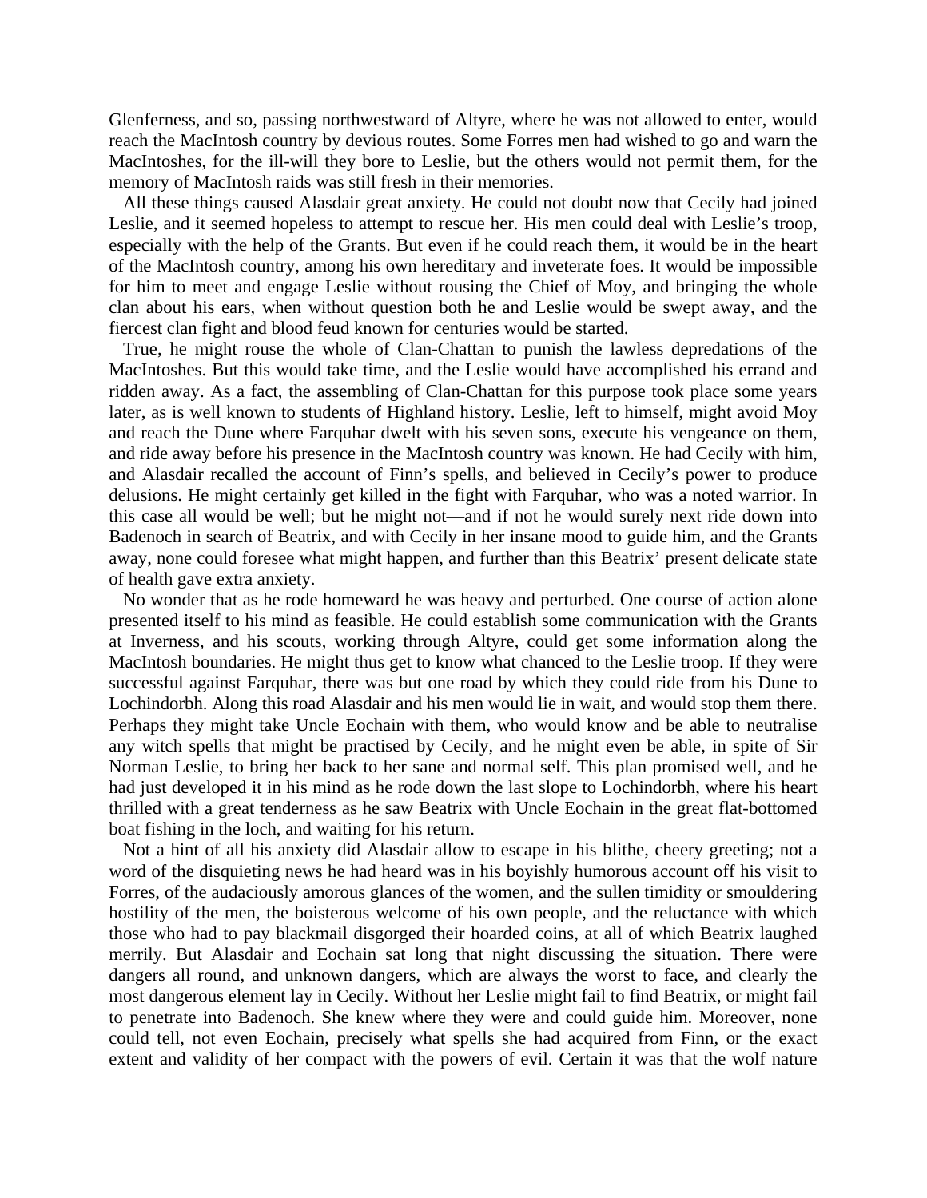Glenferness, and so, passing northwestward of Altyre, where he was not allowed to enter, would reach the MacIntosh country by devious routes. Some Forres men had wished to go and warn the MacIntoshes, for the ill-will they bore to Leslie, but the others would not permit them, for the memory of MacIntosh raids was still fresh in their memories.

All these things caused Alasdair great anxiety. He could not doubt now that Cecily had joined Leslie, and it seemed hopeless to attempt to rescue her. His men could deal with Leslie's troop, especially with the help of the Grants. But even if he could reach them, it would be in the heart of the MacIntosh country, among his own hereditary and inveterate foes. It would be impossible for him to meet and engage Leslie without rousing the Chief of Moy, and bringing the whole clan about his ears, when without question both he and Leslie would be swept away, and the fiercest clan fight and blood feud known for centuries would be started.

True, he might rouse the whole of Clan-Chattan to punish the lawless depredations of the MacIntoshes. But this would take time, and the Leslie would have accomplished his errand and ridden away. As a fact, the assembling of Clan-Chattan for this purpose took place some years later, as is well known to students of Highland history. Leslie, left to himself, might avoid Moy and reach the Dune where Farquhar dwelt with his seven sons, execute his vengeance on them, and ride away before his presence in the MacIntosh country was known. He had Cecily with him, and Alasdair recalled the account of Finn's spells, and believed in Cecily's power to produce delusions. He might certainly get killed in the fight with Farquhar, who was a noted warrior. In this case all would be well; but he might not—and if not he would surely next ride down into Badenoch in search of Beatrix, and with Cecily in her insane mood to guide him, and the Grants away, none could foresee what might happen, and further than this Beatrix' present delicate state of health gave extra anxiety.

No wonder that as he rode homeward he was heavy and perturbed. One course of action alone presented itself to his mind as feasible. He could establish some communication with the Grants at Inverness, and his scouts, working through Altyre, could get some information along the MacIntosh boundaries. He might thus get to know what chanced to the Leslie troop. If they were successful against Farquhar, there was but one road by which they could ride from his Dune to Lochindorbh. Along this road Alasdair and his men would lie in wait, and would stop them there. Perhaps they might take Uncle Eochain with them, who would know and be able to neutralise any witch spells that might be practised by Cecily, and he might even be able, in spite of Sir Norman Leslie, to bring her back to her sane and normal self. This plan promised well, and he had just developed it in his mind as he rode down the last slope to Lochindorbh, where his heart thrilled with a great tenderness as he saw Beatrix with Uncle Eochain in the great flat-bottomed boat fishing in the loch, and waiting for his return.

Not a hint of all his anxiety did Alasdair allow to escape in his blithe, cheery greeting; not a word of the disquieting news he had heard was in his boyishly humorous account off his visit to Forres, of the audaciously amorous glances of the women, and the sullen timidity or smouldering hostility of the men, the boisterous welcome of his own people, and the reluctance with which those who had to pay blackmail disgorged their hoarded coins, at all of which Beatrix laughed merrily. But Alasdair and Eochain sat long that night discussing the situation. There were dangers all round, and unknown dangers, which are always the worst to face, and clearly the most dangerous element lay in Cecily. Without her Leslie might fail to find Beatrix, or might fail to penetrate into Badenoch. She knew where they were and could guide him. Moreover, none could tell, not even Eochain, precisely what spells she had acquired from Finn, or the exact extent and validity of her compact with the powers of evil. Certain it was that the wolf nature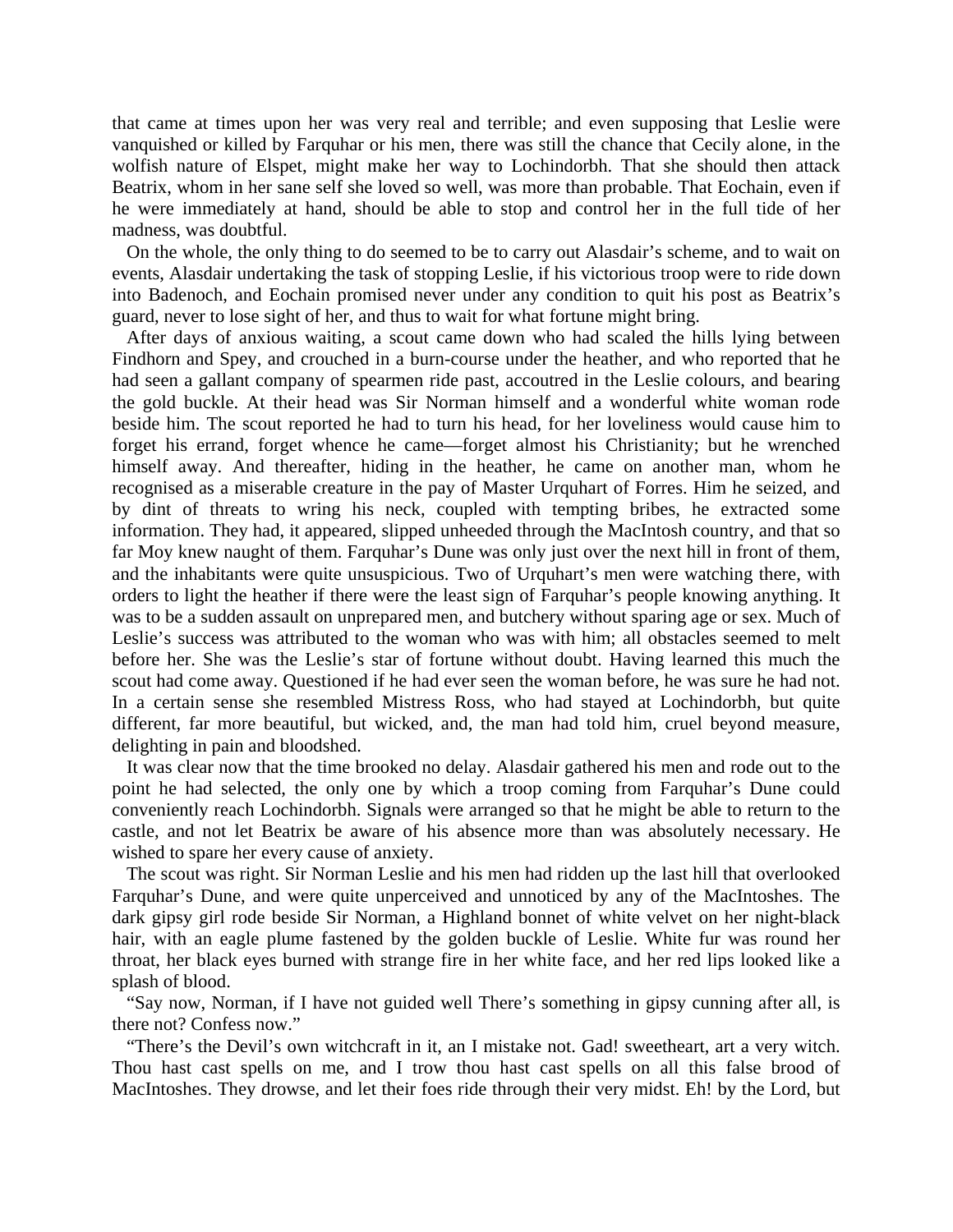that came at times upon her was very real and terrible; and even supposing that Leslie were vanquished or killed by Farquhar or his men, there was still the chance that Cecily alone, in the wolfish nature of Elspet, might make her way to Lochindorbh. That she should then attack Beatrix, whom in her sane self she loved so well, was more than probable. That Eochain, even if he were immediately at hand, should be able to stop and control her in the full tide of her madness, was doubtful.

On the whole, the only thing to do seemed to be to carry out Alasdair's scheme, and to wait on events, Alasdair undertaking the task of stopping Leslie, if his victorious troop were to ride down into Badenoch, and Eochain promised never under any condition to quit his post as Beatrix's guard, never to lose sight of her, and thus to wait for what fortune might bring.

After days of anxious waiting, a scout came down who had scaled the hills lying between Findhorn and Spey, and crouched in a burn-course under the heather, and who reported that he had seen a gallant company of spearmen ride past, accoutred in the Leslie colours, and bearing the gold buckle. At their head was Sir Norman himself and a wonderful white woman rode beside him. The scout reported he had to turn his head, for her loveliness would cause him to forget his errand, forget whence he came—forget almost his Christianity; but he wrenched himself away. And thereafter, hiding in the heather, he came on another man, whom he recognised as a miserable creature in the pay of Master Urquhart of Forres. Him he seized, and by dint of threats to wring his neck, coupled with tempting bribes, he extracted some information. They had, it appeared, slipped unheeded through the MacIntosh country, and that so far Moy knew naught of them. Farquhar's Dune was only just over the next hill in front of them, and the inhabitants were quite unsuspicious. Two of Urquhart's men were watching there, with orders to light the heather if there were the least sign of Farquhar's people knowing anything. It was to be a sudden assault on unprepared men, and butchery without sparing age or sex. Much of Leslie's success was attributed to the woman who was with him; all obstacles seemed to melt before her. She was the Leslie's star of fortune without doubt. Having learned this much the scout had come away. Questioned if he had ever seen the woman before, he was sure he had not. In a certain sense she resembled Mistress Ross, who had stayed at Lochindorbh, but quite different, far more beautiful, but wicked, and, the man had told him, cruel beyond measure, delighting in pain and bloodshed.

It was clear now that the time brooked no delay. Alasdair gathered his men and rode out to the point he had selected, the only one by which a troop coming from Farquhar's Dune could conveniently reach Lochindorbh. Signals were arranged so that he might be able to return to the castle, and not let Beatrix be aware of his absence more than was absolutely necessary. He wished to spare her every cause of anxiety.

The scout was right. Sir Norman Leslie and his men had ridden up the last hill that overlooked Farquhar's Dune, and were quite unperceived and unnoticed by any of the MacIntoshes. The dark gipsy girl rode beside Sir Norman, a Highland bonnet of white velvet on her night-black hair, with an eagle plume fastened by the golden buckle of Leslie. White fur was round her throat, her black eyes burned with strange fire in her white face, and her red lips looked like a splash of blood.

"Say now, Norman, if I have not guided well There's something in gipsy cunning after all, is there not? Confess now."

"There's the Devil's own witchcraft in it, an I mistake not. Gad! sweetheart, art a very witch. Thou hast cast spells on me, and I trow thou hast cast spells on all this false brood of MacIntoshes. They drowse, and let their foes ride through their very midst. Eh! by the Lord, but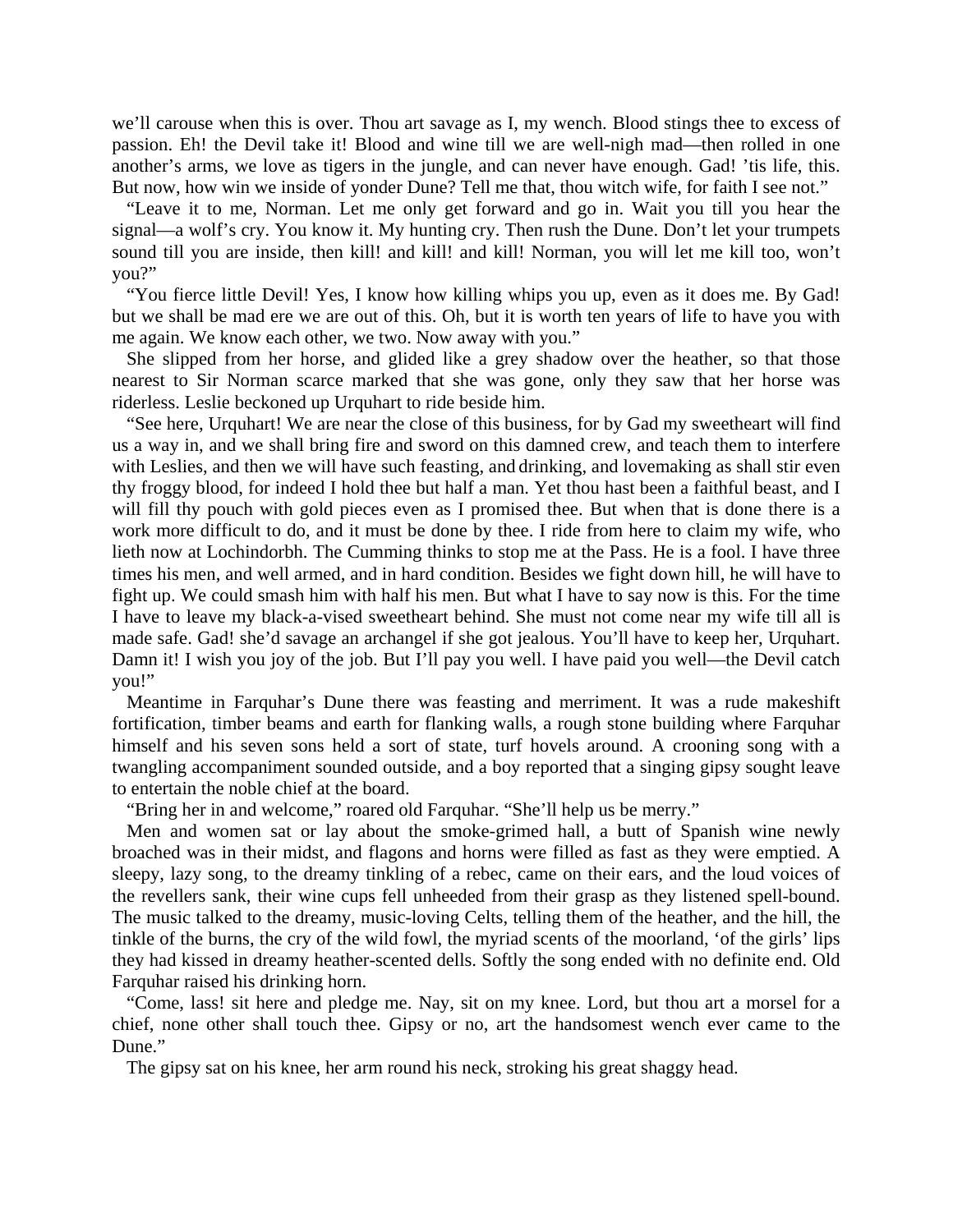we'll carouse when this is over. Thou art savage as I, my wench. Blood stings thee to excess of passion. Eh! the Devil take it! Blood and wine till we are well-nigh mad—then rolled in one another's arms, we love as tigers in the jungle, and can never have enough. Gad! 'tis life, this. But now, how win we inside of yonder Dune? Tell me that, thou witch wife, for faith I see not."

"Leave it to me, Norman. Let me only get forward and go in. Wait you till you hear the signal—a wolf's cry. You know it. My hunting cry. Then rush the Dune. Don't let your trumpets sound till you are inside, then kill! and kill! and kill! Norman, you will let me kill too, won't you?"

"You fierce little Devil! Yes, I know how killing whips you up, even as it does me. By Gad! but we shall be mad ere we are out of this. Oh, but it is worth ten years of life to have you with me again. We know each other, we two. Now away with you."

She slipped from her horse, and glided like a grey shadow over the heather, so that those nearest to Sir Norman scarce marked that she was gone, only they saw that her horse was riderless. Leslie beckoned up Urquhart to ride beside him.

"See here, Urquhart! We are near the close of this business, for by Gad my sweetheart will find us a way in, and we shall bring fire and sword on this damned crew, and teach them to interfere with Leslies, and then we will have such feasting, and drinking, and lovemaking as shall stir even thy froggy blood, for indeed I hold thee but half a man. Yet thou hast been a faithful beast, and I will fill thy pouch with gold pieces even as I promised thee. But when that is done there is a work more difficult to do, and it must be done by thee. I ride from here to claim my wife, who lieth now at Lochindorbh. The Cumming thinks to stop me at the Pass. He is a fool. I have three times his men, and well armed, and in hard condition. Besides we fight down hill, he will have to fight up. We could smash him with half his men. But what I have to say now is this. For the time I have to leave my black-a-vised sweetheart behind. She must not come near my wife till all is made safe. Gad! she'd savage an archangel if she got jealous. You'll have to keep her, Urquhart. Damn it! I wish you joy of the job. But I'll pay you well. I have paid you well—the Devil catch you!"

Meantime in Farquhar's Dune there was feasting and merriment. It was a rude makeshift fortification, timber beams and earth for flanking walls, a rough stone building where Farquhar himself and his seven sons held a sort of state, turf hovels around. A crooning song with a twangling accompaniment sounded outside, and a boy reported that a singing gipsy sought leave to entertain the noble chief at the board.

"Bring her in and welcome," roared old Farquhar. "She'll help us be merry."

Men and women sat or lay about the smoke-grimed hall, a butt of Spanish wine newly broached was in their midst, and flagons and horns were filled as fast as they were emptied. A sleepy, lazy song, to the dreamy tinkling of a rebec, came on their ears, and the loud voices of the revellers sank, their wine cups fell unheeded from their grasp as they listened spell-bound. The music talked to the dreamy, music-loving Celts, telling them of the heather, and the hill, the tinkle of the burns, the cry of the wild fowl, the myriad scents of the moorland, 'of the girls' lips they had kissed in dreamy heather-scented dells. Softly the song ended with no definite end. Old Farquhar raised his drinking horn.

"Come, lass! sit here and pledge me. Nay, sit on my knee. Lord, but thou art a morsel for a chief, none other shall touch thee. Gipsy or no, art the handsomest wench ever came to the Dune."

The gipsy sat on his knee, her arm round his neck, stroking his great shaggy head.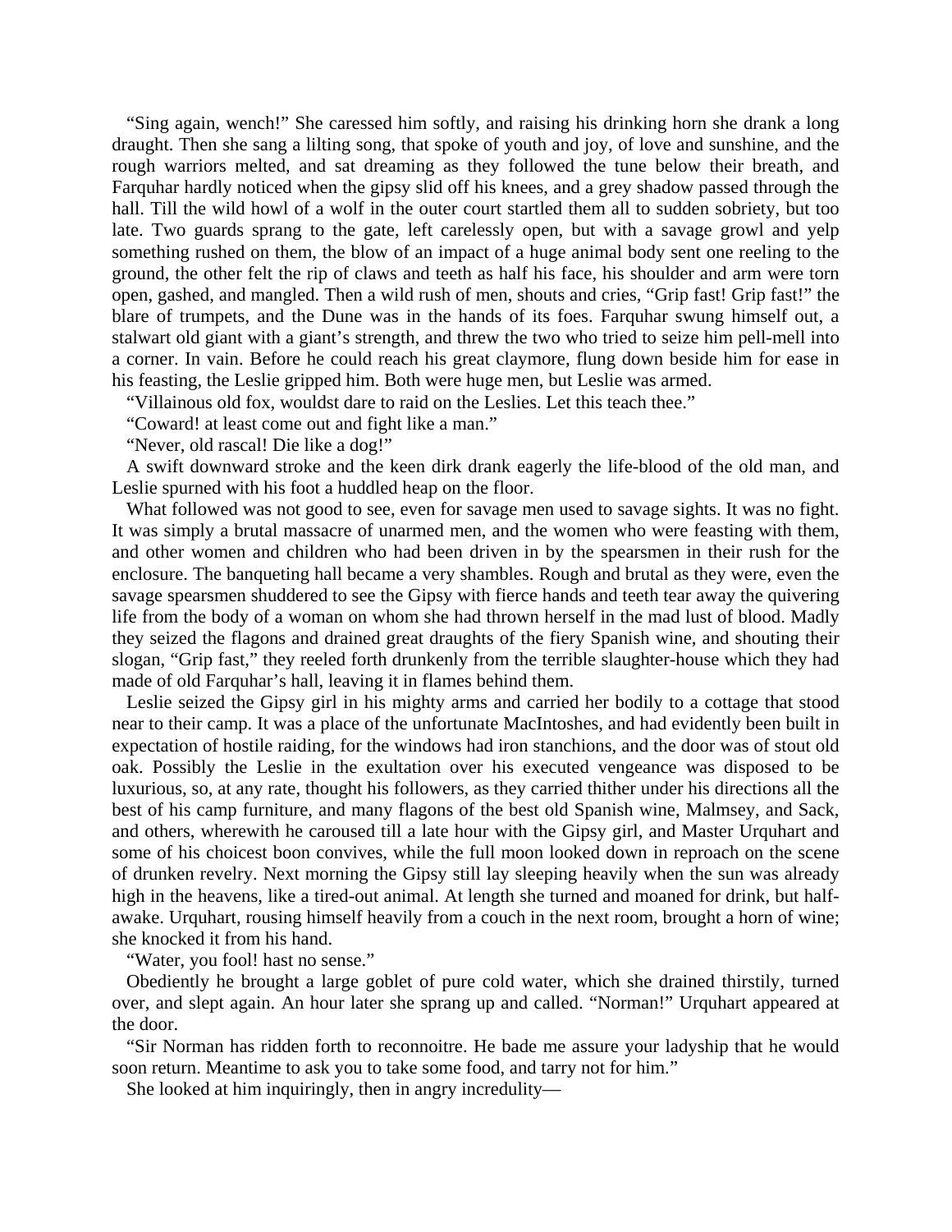"Sing again, wench!" She caressed him softly, and raising his drinking horn she drank a long draught. Then she sang a lilting song, that spoke of youth and joy, of love and sunshine, and the rough warriors melted, and sat dreaming as they followed the tune below their breath, and Farquhar hardly noticed when the gipsy slid off his knees, and a grey shadow passed through the hall. Till the wild howl of a wolf in the outer court startled them all to sudden sobriety, but too late. Two guards sprang to the gate, left carelessly open, but with a savage growl and yelp something rushed on them, the blow of an impact of a huge animal body sent one reeling to the ground, the other felt the rip of claws and teeth as half his face, his shoulder and arm were torn open, gashed, and mangled. Then a wild rush of men, shouts and cries, "Grip fast! Grip fast!" the blare of trumpets, and the Dune was in the hands of its foes. Farquhar swung himself out, a stalwart old giant with a giant's strength, and threw the two who tried to seize him pell-mell into a corner. In vain. Before he could reach his great claymore, flung down beside him for ease in his feasting, the Leslie gripped him. Both were huge men, but Leslie was armed.

"Villainous old fox, wouldst dare to raid on the Leslies. Let this teach thee."

"Coward! at least come out and fight like a man."

"Never, old rascal! Die like a dog!"

A swift downward stroke and the keen dirk drank eagerly the life-blood of the old man, and Leslie spurned with his foot a huddled heap on the floor.

What followed was not good to see, even for savage men used to savage sights. It was no fight. It was simply a brutal massacre of unarmed men, and the women who were feasting with them, and other women and children who had been driven in by the spearsmen in their rush for the enclosure. The banqueting hall became a very shambles. Rough and brutal as they were, even the savage spearsmen shuddered to see the Gipsy with fierce hands and teeth tear away the quivering life from the body of a woman on whom she had thrown herself in the mad lust of blood. Madly they seized the flagons and drained great draughts of the fiery Spanish wine, and shouting their slogan, "Grip fast," they reeled forth drunkenly from the terrible slaughter-house which they had made of old Farquhar's hall, leaving it in flames behind them.

Leslie seized the Gipsy girl in his mighty arms and carried her bodily to a cottage that stood near to their camp. It was a place of the unfortunate MacIntoshes, and had evidently been built in expectation of hostile raiding, for the windows had iron stanchions, and the door was of stout old oak. Possibly the Leslie in the exultation over his executed vengeance was disposed to be luxurious, so, at any rate, thought his followers, as they carried thither under his directions all the best of his camp furniture, and many flagons of the best old Spanish wine, Malmsey, and Sack, and others, wherewith he caroused till a late hour with the Gipsy girl, and Master Urquhart and some of his choicest boon convives, while the full moon looked down in reproach on the scene of drunken revelry. Next morning the Gipsy still lay sleeping heavily when the sun was already high in the heavens, like a tired-out animal. At length she turned and moaned for drink, but half-awake. Urquhart, rousing himself heavily from a couch in the next room, brought a horn of wine; she knocked it from his hand.

"Water, you fool! hast no sense."

Obediently he brought a large goblet of pure cold water, which she drained thirstily, turned over, and slept again. An hour later she sprang up and called. "Norman!" Urquhart appeared at the door.

"Sir Norman has ridden forth to reconnoitre. He bade me assure your ladyship that he would soon return. Meantime to ask you to take some food, and tarry not for him."

She looked at him inquiringly, then in angry incredulity—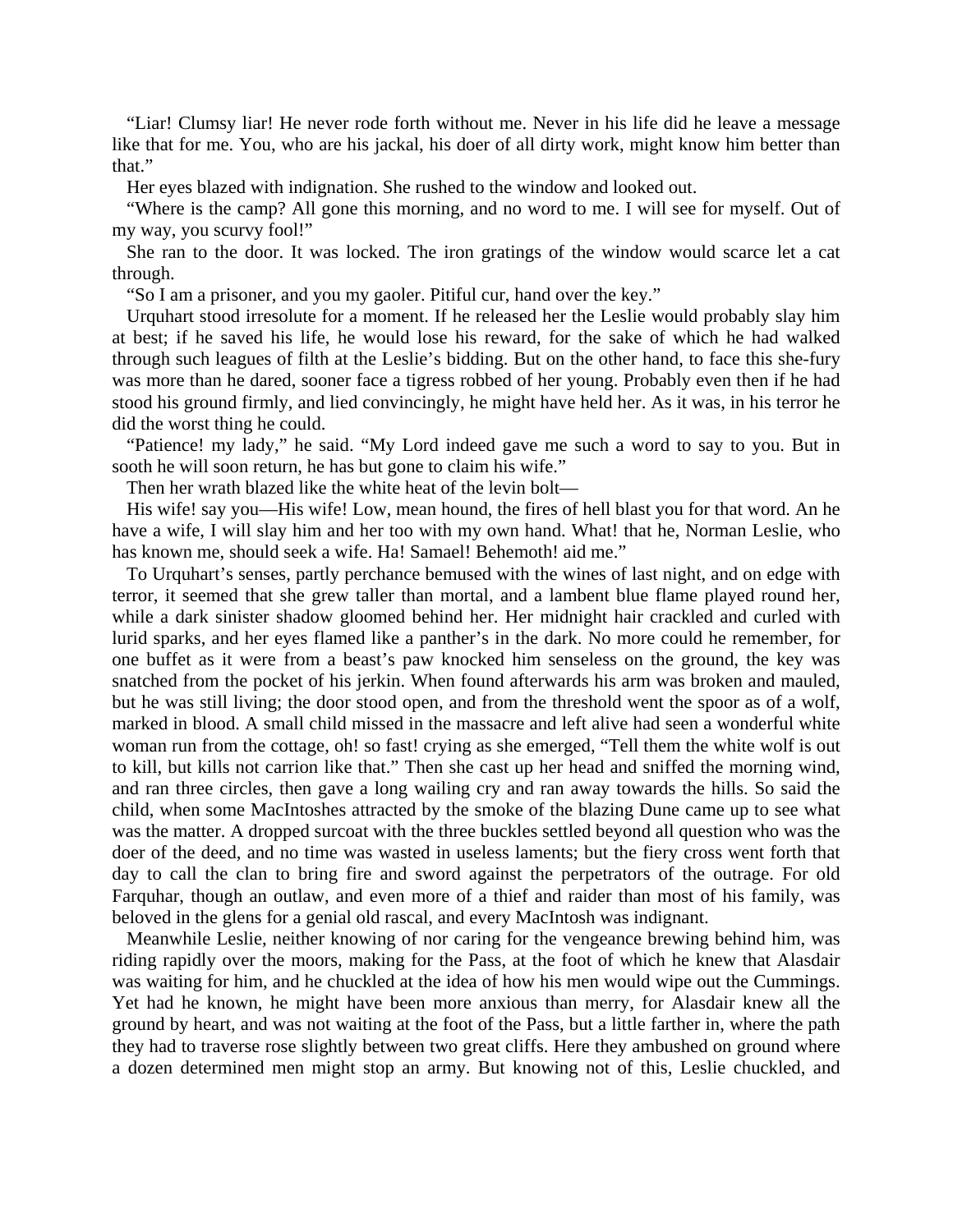"Liar! Clumsy liar! He never rode forth without me. Never in his life did he leave a message like that for me. You, who are his jackal, his doer of all dirty work, might know him better than that."

Her eyes blazed with indignation. She rushed to the window and looked out.

"Where is the camp? All gone this morning, and no word to me. I will see for myself. Out of my way, you scurvy fool!"

She ran to the door. It was locked. The iron gratings of the window would scarce let a cat through.

"So I am a prisoner, and you my gaoler. Pitiful cur, hand over the key."

Urquhart stood irresolute for a moment. If he released her the Leslie would probably slay him at best; if he saved his life, he would lose his reward, for the sake of which he had walked through such leagues of filth at the Leslie's bidding. But on the other hand, to face this she-fury was more than he dared, sooner face a tigress robbed of her young. Probably even then if he had stood his ground firmly, and lied convincingly, he might have held her. As it was, in his terror he did the worst thing he could.

"Patience! my lady," he said. "My Lord indeed gave me such a word to say to you. But in sooth he will soon return, he has but gone to claim his wife."

Then her wrath blazed like the white heat of the levin bolt—

His wife! say you—His wife! Low, mean hound, the fires of hell blast you for that word. An he have a wife, I will slay him and her too with my own hand. What! that he, Norman Leslie, who has known me, should seek a wife. Ha! Samael! Behemoth! aid me."

To Urquhart's senses, partly perchance bemused with the wines of last night, and on edge with terror, it seemed that she grew taller than mortal, and a lambent blue flame played round her, while a dark sinister shadow gloomed behind her. Her midnight hair crackled and curled with lurid sparks, and her eyes flamed like a panther's in the dark. No more could he remember, for one buffet as it were from a beast's paw knocked him senseless on the ground, the key was snatched from the pocket of his jerkin. When found afterwards his arm was broken and mauled, but he was still living; the door stood open, and from the threshold went the spoor as of a wolf, marked in blood. A small child missed in the massacre and left alive had seen a wonderful white woman run from the cottage, oh! so fast! crying as she emerged, "Tell them the white wolf is out to kill, but kills not carrion like that." Then she cast up her head and sniffed the morning wind, and ran three circles, then gave a long wailing cry and ran away towards the hills. So said the child, when some MacIntoshes attracted by the smoke of the blazing Dune came up to see what was the matter. A dropped surcoat with the three buckles settled beyond all question who was the doer of the deed, and no time was wasted in useless laments; but the fiery cross went forth that day to call the clan to bring fire and sword against the perpetrators of the outrage. For old Farquhar, though an outlaw, and even more of a thief and raider than most of his family, was beloved in the glens for a genial old rascal, and every MacIntosh was indignant.

Meanwhile Leslie, neither knowing of nor caring for the vengeance brewing behind him, was riding rapidly over the moors, making for the Pass, at the foot of which he knew that Alasdair was waiting for him, and he chuckled at the idea of how his men would wipe out the Cummings. Yet had he known, he might have been more anxious than merry, for Alasdair knew all the ground by heart, and was not waiting at the foot of the Pass, but a little farther in, where the path they had to traverse rose slightly between two great cliffs. Here they ambushed on ground where a dozen determined men might stop an army. But knowing not of this, Leslie chuckled, and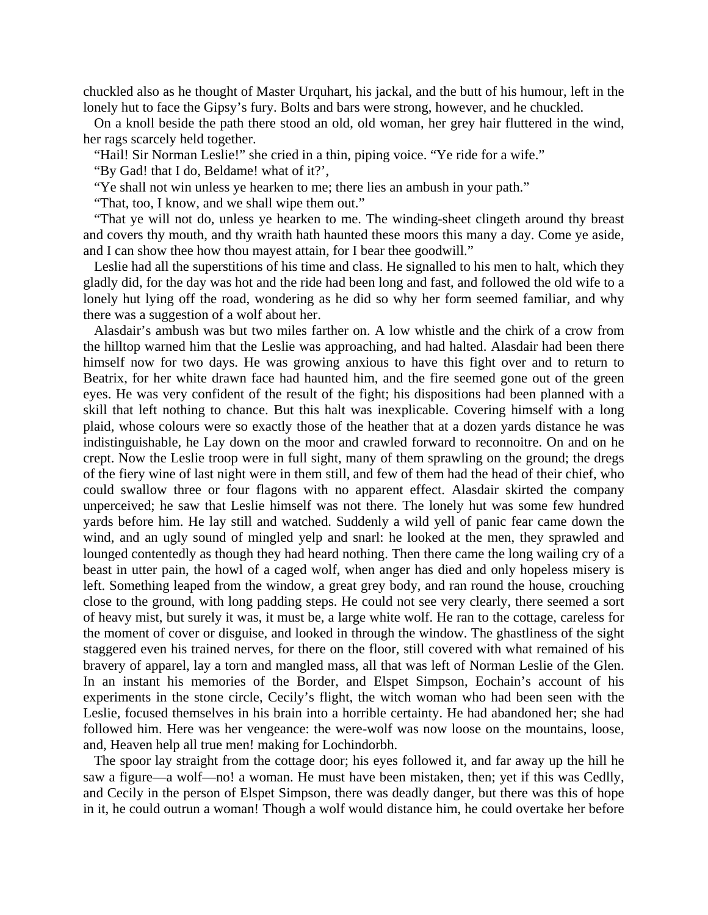chuckled also as he thought of Master Urquhart, his jackal, and the butt of his humour, left in the lonely hut to face the Gipsy's fury. Bolts and bars were strong, however, and he chuckled.

On a knoll beside the path there stood an old, old woman, her grey hair fluttered in the wind, her rags scarcely held together.

"Hail! Sir Norman Leslie!" she cried in a thin, piping voice. "Ye ride for a wife."

"By Gad! that I do, Beldame! what of it?',

"Ye shall not win unless ye hearken to me; there lies an ambush in your path."

"That, too, I know, and we shall wipe them out."

"That ye will not do, unless ye hearken to me. The winding-sheet clingeth around thy breast and covers thy mouth, and thy wraith hath haunted these moors this many a day. Come ye aside, and I can show thee how thou mayest attain, for I bear thee goodwill."

Leslie had all the superstitions of his time and class. He signalled to his men to halt, which they gladly did, for the day was hot and the ride had been long and fast, and followed the old wife to a lonely hut lying off the road, wondering as he did so why her form seemed familiar, and why there was a suggestion of a wolf about her.

Alasdair's ambush was but two miles farther on. A low whistle and the chirk of a crow from the hilltop warned him that the Leslie was approaching, and had halted. Alasdair had been there himself now for two days. He was growing anxious to have this fight over and to return to Beatrix, for her white drawn face had haunted him, and the fire seemed gone out of the green eyes. He was very confident of the result of the fight; his dispositions had been planned with a skill that left nothing to chance. But this halt was inexplicable. Covering himself with a long plaid, whose colours were so exactly those of the heather that at a dozen yards distance he was indistinguishable, he Lay down on the moor and crawled forward to reconnoitre. On and on he crept. Now the Leslie troop were in full sight, many of them sprawling on the ground; the dregs of the fiery wine of last night were in them still, and few of them had the head of their chief, who could swallow three or four flagons with no apparent effect. Alasdair skirted the company unperceived; he saw that Leslie himself was not there. The lonely hut was some few hundred yards before him. He lay still and watched. Suddenly a wild yell of panic fear came down the wind, and an ugly sound of mingled yelp and snarl: he looked at the men, they sprawled and lounged contentedly as though they had heard nothing. Then there came the long wailing cry of a beast in utter pain, the howl of a caged wolf, when anger has died and only hopeless misery is left. Something leaped from the window, a great grey body, and ran round the house, crouching close to the ground, with long padding steps. He could not see very clearly, there seemed a sort of heavy mist, but surely it was, it must be, a large white wolf. He ran to the cottage, careless for the moment of cover or disguise, and looked in through the window. The ghastliness of the sight staggered even his trained nerves, for there on the floor, still covered with what remained of his bravery of apparel, lay a torn and mangled mass, all that was left of Norman Leslie of the Glen. In an instant his memories of the Border, and Elspet Simpson, Eochain's account of his experiments in the stone circle, Cecily's flight, the witch woman who had been seen with the Leslie, focused themselves in his brain into a horrible certainty. He had abandoned her; she had followed him. Here was her vengeance: the were-wolf was now loose on the mountains, loose, and, Heaven help all true men! making for Lochindorbh.

The spoor lay straight from the cottage door; his eyes followed it, and far away up the hill he saw a figure—a wolf—no! a woman. He must have been mistaken, then; yet if this was Cedlly, and Cecily in the person of Elspet Simpson, there was deadly danger, but there was this of hope in it, he could outrun a woman! Though a wolf would distance him, he could overtake her before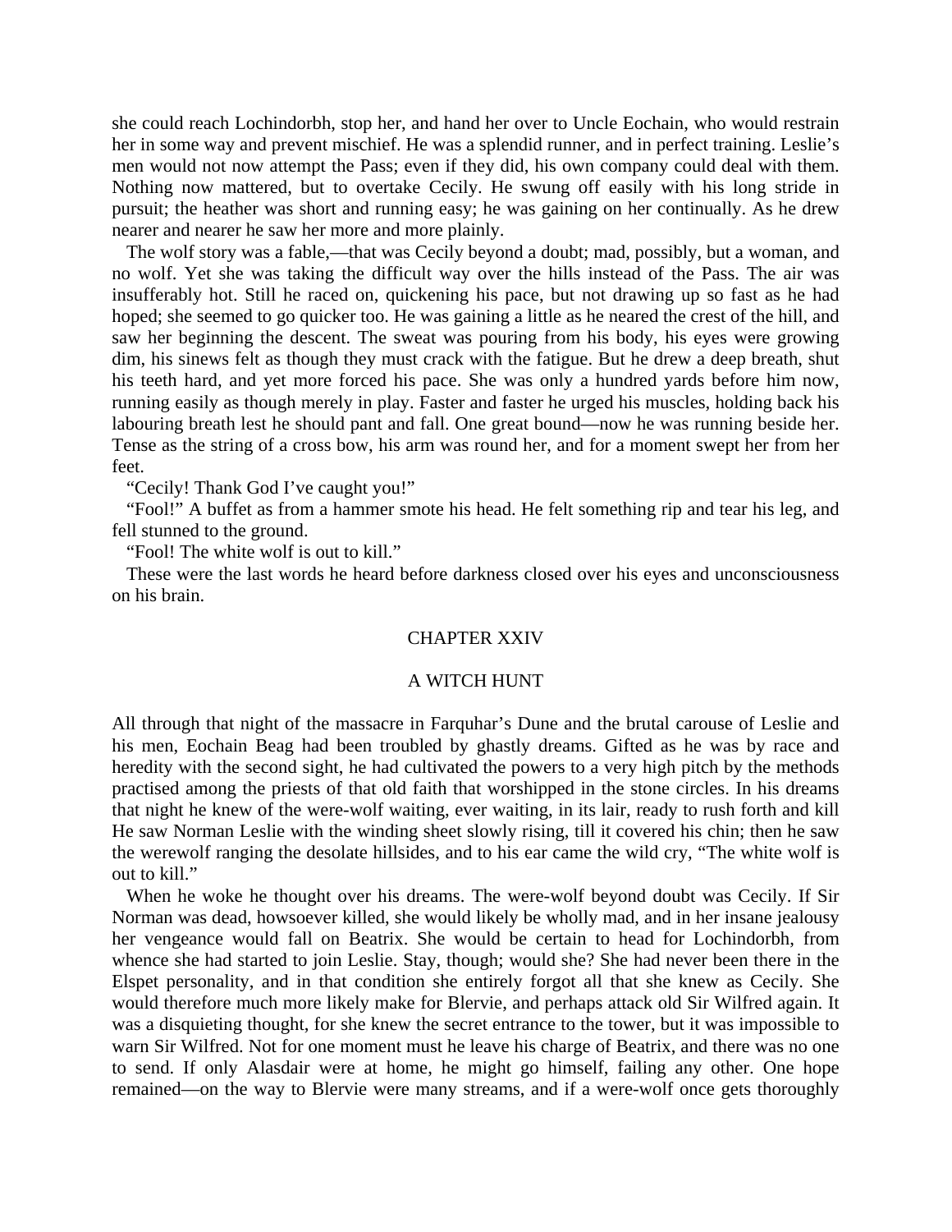she could reach Lochindorbh, stop her, and hand her over to Uncle Eochain, who would restrain her in some way and prevent mischief. He was a splendid runner, and in perfect training. Leslie's men would not now attempt the Pass; even if they did, his own company could deal with them. Nothing now mattered, but to overtake Cecily. He swung off easily with his long stride in pursuit; the heather was short and running easy; he was gaining on her continually. As he drew nearer and nearer he saw her more and more plainly.

The wolf story was a fable,—that was Cecily beyond a doubt; mad, possibly, but a woman, and no wolf. Yet she was taking the difficult way over the hills instead of the Pass. The air was insufferably hot. Still he raced on, quickening his pace, but not drawing up so fast as he had hoped; she seemed to go quicker too. He was gaining a little as he neared the crest of the hill, and saw her beginning the descent. The sweat was pouring from his body, his eyes were growing dim, his sinews felt as though they must crack with the fatigue. But he drew a deep breath, shut his teeth hard, and yet more forced his pace. She was only a hundred yards before him now, running easily as though merely in play. Faster and faster he urged his muscles, holding back his labouring breath lest he should pant and fall. One great bound—now he was running beside her. Tense as the string of a cross bow, his arm was round her, and for a moment swept her from her feet.

"Cecily! Thank God I've caught you!"

"Fool!" A buffet as from a hammer smote his head. He felt something rip and tear his leg, and fell stunned to the ground.

"Fool! The white wolf is out to kill."

These were the last words he heard before darkness closed over his eyes and unconsciousness on his brain.

## CHAPTER XXIV

## A WITCH HUNT

All through that night of the massacre in Farquhar's Dune and the brutal carouse of Leslie and his men, Eochain Beag had been troubled by ghastly dreams. Gifted as he was by race and heredity with the second sight, he had cultivated the powers to a very high pitch by the methods practised among the priests of that old faith that worshipped in the stone circles. In his dreams that night he knew of the were-wolf waiting, ever waiting, in its lair, ready to rush forth and kill He saw Norman Leslie with the winding sheet slowly rising, till it covered his chin; then he saw the werewolf ranging the desolate hillsides, and to his ear came the wild cry, "The white wolf is out to kill."

When he woke he thought over his dreams. The were-wolf beyond doubt was Cecily. If Sir Norman was dead, howsoever killed, she would likely be wholly mad, and in her insane jealousy her vengeance would fall on Beatrix. She would be certain to head for Lochindorbh, from whence she had started to join Leslie. Stay, though; would she? She had never been there in the Elspet personality, and in that condition she entirely forgot all that she knew as Cecily. She would therefore much more likely make for Blervie, and perhaps attack old Sir Wilfred again. It was a disquieting thought, for she knew the secret entrance to the tower, but it was impossible to warn Sir Wilfred. Not for one moment must he leave his charge of Beatrix, and there was no one to send. If only Alasdair were at home, he might go himself, failing any other. One hope remained—on the way to Blervie were many streams, and if a were-wolf once gets thoroughly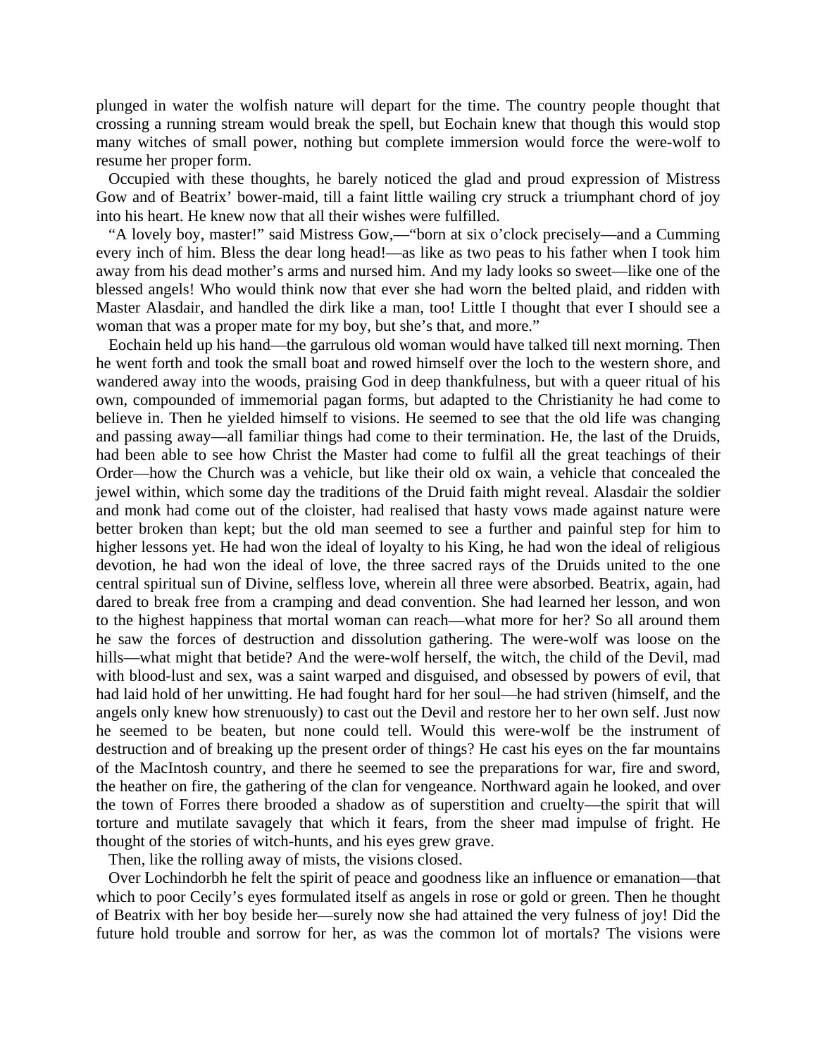plunged in water the wolfish nature will depart for the time. The country people thought that crossing a running stream would break the spell, but Eochain knew that though this would stop many witches of small power, nothing but complete immersion would force the were-wolf to resume her proper form.

Occupied with these thoughts, he barely noticed the glad and proud expression of Mistress Gow and of Beatrix' bower-maid, till a faint little wailing cry struck a triumphant chord of joy into his heart. He knew now that all their wishes were fulfilled.

"A lovely boy, master!" said Mistress Gow,—"born at six o'clock precisely—and a Cumming every inch of him. Bless the dear long head!—as like as two peas to his father when I took him away from his dead mother's arms and nursed him. And my lady looks so sweet—like one of the blessed angels! Who would think now that ever she had worn the belted plaid, and ridden with Master Alasdair, and handled the dirk like a man, too! Little I thought that ever I should see a woman that was a proper mate for my boy, but she's that, and more."

Eochain held up his hand—the garrulous old woman would have talked till next morning. Then he went forth and took the small boat and rowed himself over the loch to the western shore, and wandered away into the woods, praising God in deep thankfulness, but with a queer ritual of his own, compounded of immemorial pagan forms, but adapted to the Christianity he had come to believe in. Then he yielded himself to visions. He seemed to see that the old life was changing and passing away—all familiar things had come to their termination. He, the last of the Druids, had been able to see how Christ the Master had come to fulfil all the great teachings of their Order—how the Church was a vehicle, but like their old ox wain, a vehicle that concealed the jewel within, which some day the traditions of the Druid faith might reveal. Alasdair the soldier and monk had come out of the cloister, had realised that hasty vows made against nature were better broken than kept; but the old man seemed to see a further and painful step for him to higher lessons yet. He had won the ideal of loyalty to his King, he had won the ideal of religious devotion, he had won the ideal of love, the three sacred rays of the Druids united to the one central spiritual sun of Divine, selfless love, wherein all three were absorbed. Beatrix, again, had dared to break free from a cramping and dead convention. She had learned her lesson, and won to the highest happiness that mortal woman can reach—what more for her? So all around them he saw the forces of destruction and dissolution gathering. The were-wolf was loose on the hills—what might that betide? And the were-wolf herself, the witch, the child of the Devil, mad with blood-lust and sex, was a saint warped and disguised, and obsessed by powers of evil, that had laid hold of her unwitting. He had fought hard for her soul—he had striven (himself, and the angels only knew how strenuously) to cast out the Devil and restore her to her own self. Just now he seemed to be beaten, but none could tell. Would this were-wolf be the instrument of destruction and of breaking up the present order of things? He cast his eyes on the far mountains of the MacIntosh country, and there he seemed to see the preparations for war, fire and sword, the heather on fire, the gathering of the clan for vengeance. Northward again he looked, and over the town of Forres there brooded a shadow as of superstition and cruelty—the spirit that will torture and mutilate savagely that which it fears, from the sheer mad impulse of fright. He thought of the stories of witch-hunts, and his eyes grew grave.

Then, like the rolling away of mists, the visions closed.

Over Lochindorbh he felt the spirit of peace and goodness like an influence or emanation—that which to poor Cecily's eyes formulated itself as angels in rose or gold or green. Then he thought of Beatrix with her boy beside her—surely now she had attained the very fulness of joy! Did the future hold trouble and sorrow for her, as was the common lot of mortals? The visions were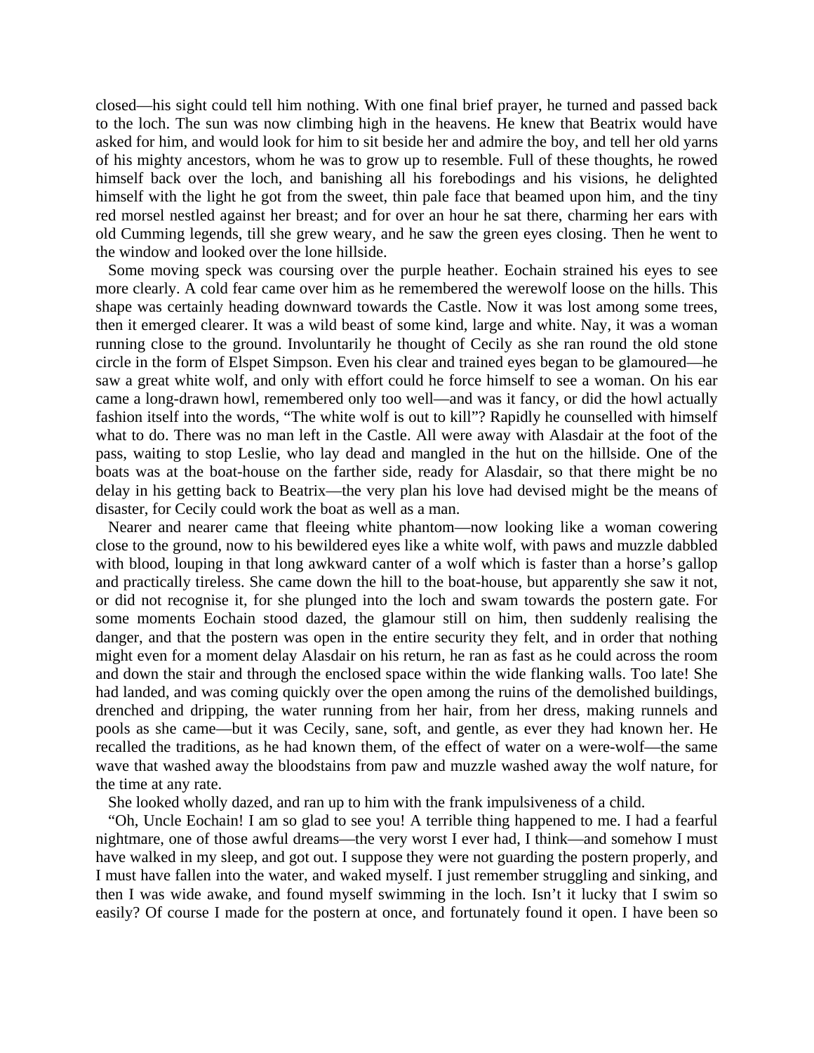closed—his sight could tell him nothing. With one final brief prayer, he turned and passed back to the loch. The sun was now climbing high in the heavens. He knew that Beatrix would have asked for him, and would look for him to sit beside her and admire the boy, and tell her old yarns of his mighty ancestors, whom he was to grow up to resemble. Full of these thoughts, he rowed himself back over the loch, and banishing all his forebodings and his visions, he delighted himself with the light he got from the sweet, thin pale face that beamed upon him, and the tiny red morsel nestled against her breast; and for over an hour he sat there, charming her ears with old Cumming legends, till she grew weary, and he saw the green eyes closing. Then he went to the window and looked over the lone hillside.

Some moving speck was coursing over the purple heather. Eochain strained his eyes to see more clearly. A cold fear came over him as he remembered the werewolf loose on the hills. This shape was certainly heading downward towards the Castle. Now it was lost among some trees, then it emerged clearer. It was a wild beast of some kind, large and white. Nay, it was a woman running close to the ground. Involuntarily he thought of Cecily as she ran round the old stone circle in the form of Elspet Simpson. Even his clear and trained eyes began to be glamoured—he saw a great white wolf, and only with effort could he force himself to see a woman. On his ear came a long-drawn howl, remembered only too well—and was it fancy, or did the howl actually fashion itself into the words, "The white wolf is out to kill"? Rapidly he counselled with himself what to do. There was no man left in the Castle. All were away with Alasdair at the foot of the pass, waiting to stop Leslie, who lay dead and mangled in the hut on the hillside. One of the boats was at the boat-house on the farther side, ready for Alasdair, so that there might be no delay in his getting back to Beatrix—the very plan his love had devised might be the means of disaster, for Cecily could work the boat as well as a man.

Nearer and nearer came that fleeing white phantom—now looking like a woman cowering close to the ground, now to his bewildered eyes like a white wolf, with paws and muzzle dabbled with blood, louping in that long awkward canter of a wolf which is faster than a horse's gallop and practically tireless. She came down the hill to the boat-house, but apparently she saw it not, or did not recognise it, for she plunged into the loch and swam towards the postern gate. For some moments Eochain stood dazed, the glamour still on him, then suddenly realising the danger, and that the postern was open in the entire security they felt, and in order that nothing might even for a moment delay Alasdair on his return, he ran as fast as he could across the room and down the stair and through the enclosed space within the wide flanking walls. Too late! She had landed, and was coming quickly over the open among the ruins of the demolished buildings, drenched and dripping, the water running from her hair, from her dress, making runnels and pools as she came—but it was Cecily, sane, soft, and gentle, as ever they had known her. He recalled the traditions, as he had known them, of the effect of water on a were-wolf—the same wave that washed away the bloodstains from paw and muzzle washed away the wolf nature, for the time at any rate.

She looked wholly dazed, and ran up to him with the frank impulsiveness of a child.

"Oh, Uncle Eochain! I am so glad to see you! A terrible thing happened to me. I had a fearful nightmare, one of those awful dreams—the very worst I ever had, I think—and somehow I must have walked in my sleep, and got out. I suppose they were not guarding the postern properly, and I must have fallen into the water, and waked myself. I just remember struggling and sinking, and then I was wide awake, and found myself swimming in the loch. Isn't it lucky that I swim so easily? Of course I made for the postern at once, and fortunately found it open. I have been so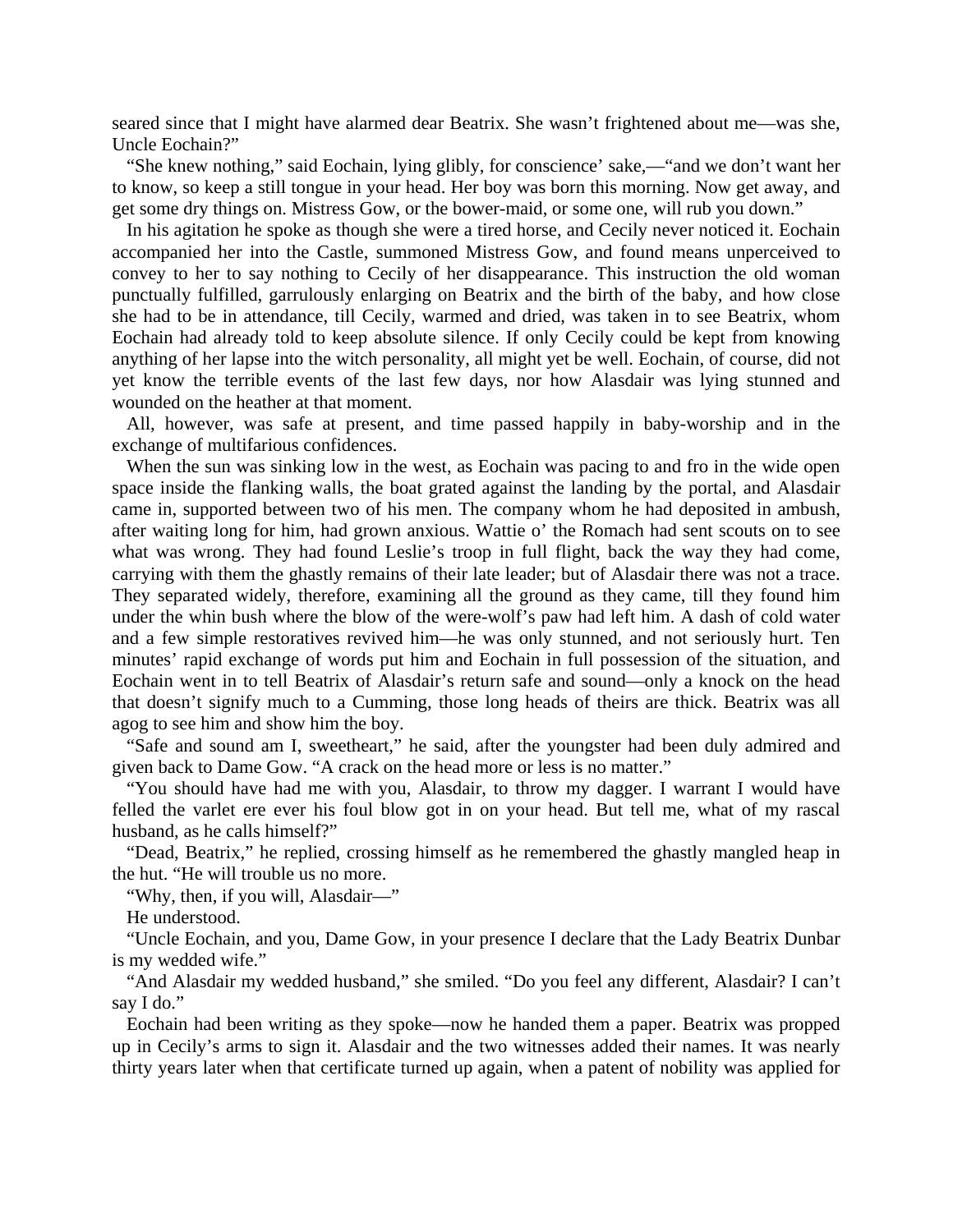seared since that I might have alarmed dear Beatrix. She wasn't frightened about me—was she, Uncle Eochain?"

"She knew nothing," said Eochain, lying glibly, for conscience' sake,—"and we don't want her to know, so keep a still tongue in your head. Her boy was born this morning. Now get away, and get some dry things on. Mistress Gow, or the bower-maid, or some one, will rub you down."

In his agitation he spoke as though she were a tired horse, and Cecily never noticed it. Eochain accompanied her into the Castle, summoned Mistress Gow, and found means unperceived to convey to her to say nothing to Cecily of her disappearance. This instruction the old woman punctually fulfilled, garrulously enlarging on Beatrix and the birth of the baby, and how close she had to be in attendance, till Cecily, warmed and dried, was taken in to see Beatrix, whom Eochain had already told to keep absolute silence. If only Cecily could be kept from knowing anything of her lapse into the witch personality, all might yet be well. Eochain, of course, did not yet know the terrible events of the last few days, nor how Alasdair was lying stunned and wounded on the heather at that moment.

All, however, was safe at present, and time passed happily in baby-worship and in the exchange of multifarious confidences.

When the sun was sinking low in the west, as Eochain was pacing to and fro in the wide open space inside the flanking walls, the boat grated against the landing by the portal, and Alasdair came in, supported between two of his men. The company whom he had deposited in ambush, after waiting long for him, had grown anxious. Wattie o' the Romach had sent scouts on to see what was wrong. They had found Leslie's troop in full flight, back the way they had come, carrying with them the ghastly remains of their late leader; but of Alasdair there was not a trace. They separated widely, therefore, examining all the ground as they came, till they found him under the whin bush where the blow of the were-wolf's paw had left him. A dash of cold water and a few simple restoratives revived him—he was only stunned, and not seriously hurt. Ten minutes' rapid exchange of words put him and Eochain in full possession of the situation, and Eochain went in to tell Beatrix of Alasdair's return safe and sound—only a knock on the head that doesn't signify much to a Cumming, those long heads of theirs are thick. Beatrix was all agog to see him and show him the boy.

"Safe and sound am I, sweetheart," he said, after the youngster had been duly admired and given back to Dame Gow. "A crack on the head more or less is no matter."

"You should have had me with you, Alasdair, to throw my dagger. I warrant I would have felled the varlet ere ever his foul blow got in on your head. But tell me, what of my rascal husband, as he calls himself?"

"Dead, Beatrix," he replied, crossing himself as he remembered the ghastly mangled heap in the hut. "He will trouble us no more.

"Why, then, if you will, Alasdair—"

He understood.

"Uncle Eochain, and you, Dame Gow, in your presence I declare that the Lady Beatrix Dunbar is my wedded wife."

"And Alasdair my wedded husband," she smiled. "Do you feel any different, Alasdair? I can't say I do."

Eochain had been writing as they spoke—now he handed them a paper. Beatrix was propped up in Cecily's arms to sign it. Alasdair and the two witnesses added their names. It was nearly thirty years later when that certificate turned up again, when a patent of nobility was applied for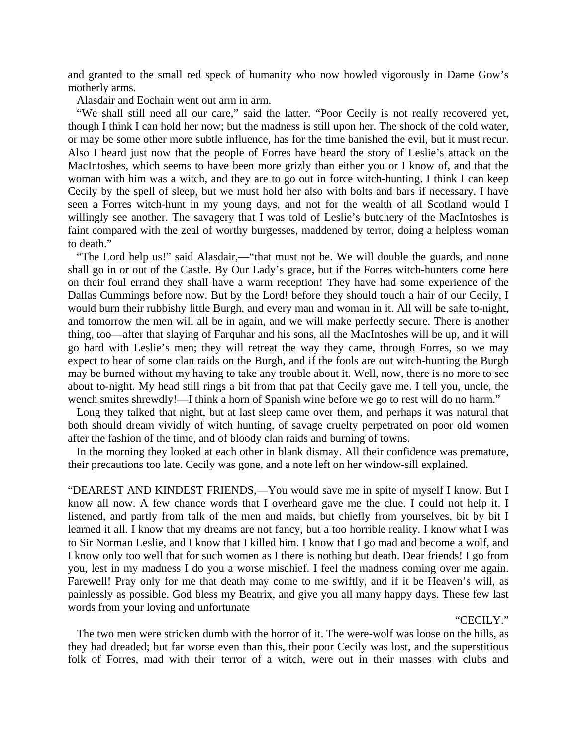and granted to the small red speck of humanity who now howled vigorously in Dame Gow's motherly arms.

Alasdair and Eochain went out arm in arm.

"We shall still need all our care," said the latter. "Poor Cecily is not really recovered yet, though I think I can hold her now; but the madness is still upon her. The shock of the cold water, or may be some other more subtle influence, has for the time banished the evil, but it must recur. Also I heard just now that the people of Forres have heard the story of Leslie's attack on the MacIntoshes, which seems to have been more grizly than either you or I know of, and that the woman with him was a witch, and they are to go out in force witch-hunting. I think I can keep Cecily by the spell of sleep, but we must hold her also with bolts and bars if necessary. I have seen a Forres witch-hunt in my young days, and not for the wealth of all Scotland would I willingly see another. The savagery that I was told of Leslie's butchery of the MacIntoshes is faint compared with the zeal of worthy burgesses, maddened by terror, doing a helpless woman to death."

"The Lord help us!" said Alasdair,—"that must not be. We will double the guards, and none shall go in or out of the Castle. By Our Lady's grace, but if the Forres witch-hunters come here on their foul errand they shall have a warm reception! They have had some experience of the Dallas Cummings before now. But by the Lord! before they should touch a hair of our Cecily, I would burn their rubbishy little Burgh, and every man and woman in it. All will be safe to-night, and tomorrow the men will all be in again, and we will make perfectly secure. There is another thing, too—after that slaying of Farquhar and his sons, all the MacIntoshes will be up, and it will go hard with Leslie's men; they will retreat the way they came, through Forres, so we may expect to hear of some clan raids on the Burgh, and if the fools are out witch-hunting the Burgh may be burned without my having to take any trouble about it. Well, now, there is no more to see about to-night. My head still rings a bit from that pat that Cecily gave me. I tell you, uncle, the wench smites shrewdly!—I think a horn of Spanish wine before we go to rest will do no harm."

Long they talked that night, but at last sleep came over them, and perhaps it was natural that both should dream vividly of witch hunting, of savage cruelty perpetrated on poor old women after the fashion of the time, and of bloody clan raids and burning of towns.

In the morning they looked at each other in blank dismay. All their confidence was premature, their precautions too late. Cecily was gone, and a note left on her window-sill explained.

"DEAREST AND KINDEST FRIENDS,—You would save me in spite of myself I know. But I know all now. A few chance words that I overheard gave me the clue. I could not help it. I listened, and partly from talk of the men and maids, but chiefly from yourselves, bit by bit I learned it all. I know that my dreams are not fancy, but a too horrible reality. I know what I was to Sir Norman Leslie, and I know that I killed him. I know that I go mad and become a wolf, and I know only too well that for such women as I there is nothing but death. Dear friends! I go from you, lest in my madness I do you a worse mischief. I feel the madness coming over me again. Farewell! Pray only for me that death may come to me swiftly, and if it be Heaven's will, as painlessly as possible. God bless my Beatrix, and give you all many happy days. These few last words from your loving and unfortunate

"CECILY."

The two men were stricken dumb with the horror of it. The were-wolf was loose on the hills, as they had dreaded; but far worse even than this, their poor Cecily was lost, and the superstitious folk of Forres, mad with their terror of a witch, were out in their masses with clubs and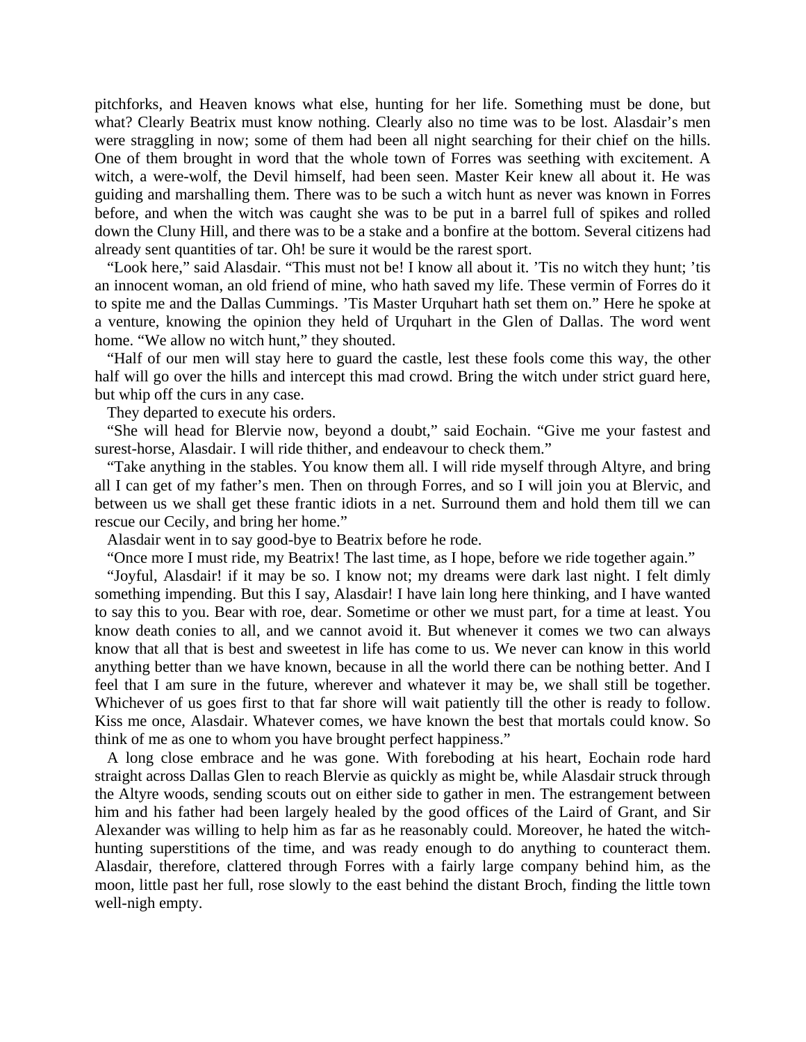pitchforks, and Heaven knows what else, hunting for her life. Something must be done, but what? Clearly Beatrix must know nothing. Clearly also no time was to be lost. Alasdair's men were straggling in now; some of them had been all night searching for their chief on the hills. One of them brought in word that the whole town of Forres was seething with excitement. A witch, a were-wolf, the Devil himself, had been seen. Master Keir knew all about it. He was guiding and marshalling them. There was to be such a witch hunt as never was known in Forres before, and when the witch was caught she was to be put in a barrel full of spikes and rolled down the Cluny Hill, and there was to be a stake and a bonfire at the bottom. Several citizens had already sent quantities of tar. Oh! be sure it would be the rarest sport.

"Look here," said Alasdair. "This must not be! I know all about it. 'Tis no witch they hunt; 'tis an innocent woman, an old friend of mine, who hath saved my life. These vermin of Forres do it to spite me and the Dallas Cummings. 'Tis Master Urquhart hath set them on." Here he spoke at a venture, knowing the opinion they held of Urquhart in the Glen of Dallas. The word went home. "We allow no witch hunt," they shouted.

"Half of our men will stay here to guard the castle, lest these fools come this way, the other half will go over the hills and intercept this mad crowd. Bring the witch under strict guard here, but whip off the curs in any case.

They departed to execute his orders.

"She will head for Blervie now, beyond a doubt," said Eochain. "Give me your fastest and surest-horse, Alasdair. I will ride thither, and endeavour to check them."

"Take anything in the stables. You know them all. I will ride myself through Altyre, and bring all I can get of my father's men. Then on through Forres, and so I will join you at Blervic, and between us we shall get these frantic idiots in a net. Surround them and hold them till we can rescue our Cecily, and bring her home."

Alasdair went in to say good-bye to Beatrix before he rode.

"Once more I must ride, my Beatrix! The last time, as I hope, before we ride together again."

"Joyful, Alasdair! if it may be so. I know not; my dreams were dark last night. I felt dimly something impending. But this I say, Alasdair! I have lain long here thinking, and I have wanted to say this to you. Bear with roe, dear. Sometime or other we must part, for a time at least. You know death conies to all, and we cannot avoid it. But whenever it comes we two can always know that all that is best and sweetest in life has come to us. We never can know in this world anything better than we have known, because in all the world there can be nothing better. And I feel that I am sure in the future, wherever and whatever it may be, we shall still be together. Whichever of us goes first to that far shore will wait patiently till the other is ready to follow. Kiss me once, Alasdair. Whatever comes, we have known the best that mortals could know. So think of me as one to whom you have brought perfect happiness."

A long close embrace and he was gone. With foreboding at his heart, Eochain rode hard straight across Dallas Glen to reach Blervie as quickly as might be, while Alasdair struck through the Altyre woods, sending scouts out on either side to gather in men. The estrangement between him and his father had been largely healed by the good offices of the Laird of Grant, and Sir Alexander was willing to help him as far as he reasonably could. Moreover, he hated the witch-hunting superstitions of the time, and was ready enough to do anything to counteract them. Alasdair, therefore, clattered through Forres with a fairly large company behind him, as the moon, little past her full, rose slowly to the east behind the distant Broch, finding the little town well-nigh empty.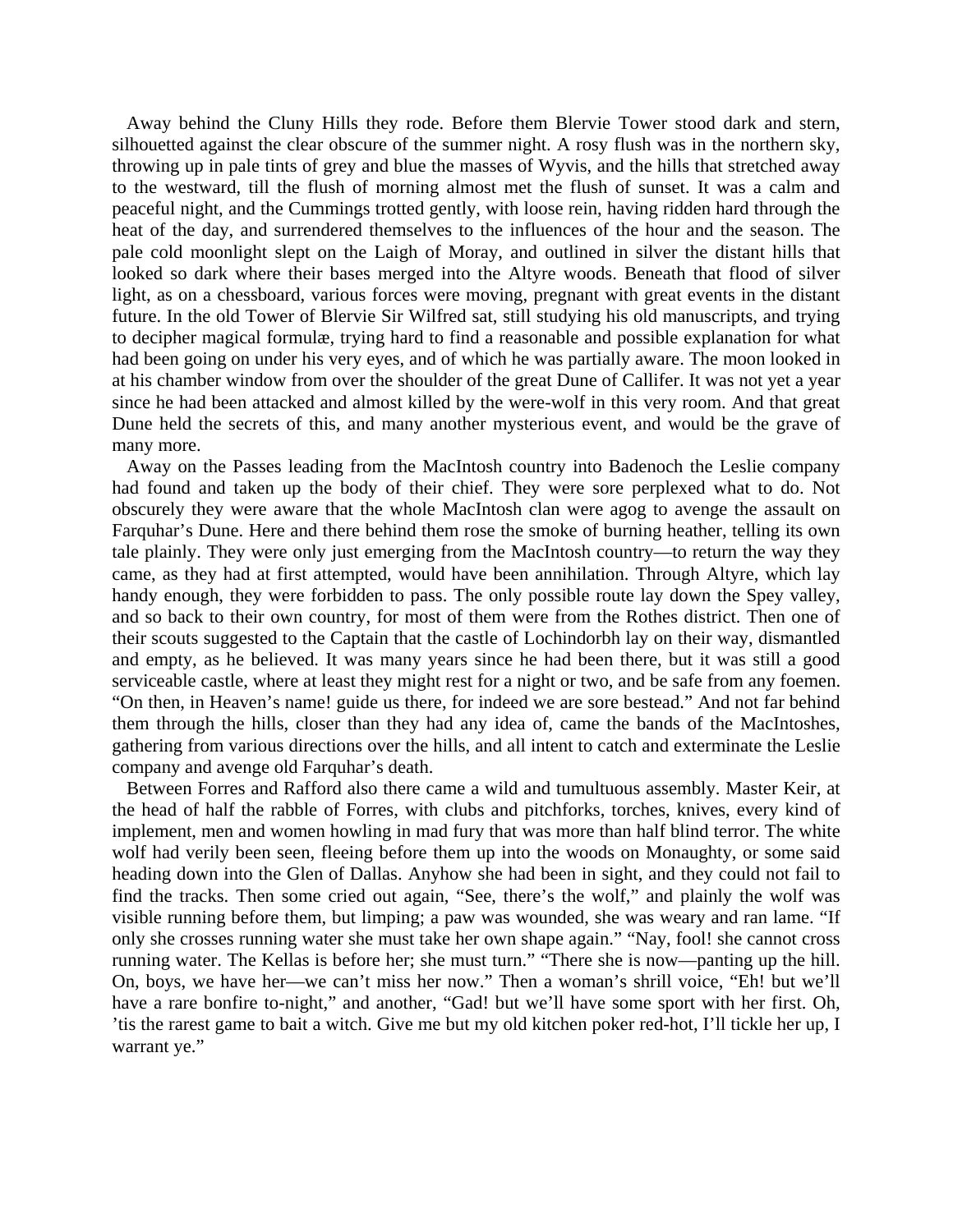Away behind the Cluny Hills they rode. Before them Blervie Tower stood dark and stern, silhouetted against the clear obscure of the summer night. A rosy flush was in the northern sky, throwing up in pale tints of grey and blue the masses of Wyvis, and the hills that stretched away to the westward, till the flush of morning almost met the flush of sunset. It was a calm and peaceful night, and the Cummings trotted gently, with loose rein, having ridden hard through the heat of the day, and surrendered themselves to the influences of the hour and the season. The pale cold moonlight slept on the Laigh of Moray, and outlined in silver the distant hills that looked so dark where their bases merged into the Altyre woods. Beneath that flood of silver light, as on a chessboard, various forces were moving, pregnant with great events in the distant future. In the old Tower of Blervie Sir Wilfred sat, still studying his old manuscripts, and trying to decipher magical formulæ, trying hard to find a reasonable and possible explanation for what had been going on under his very eyes, and of which he was partially aware. The moon looked in at his chamber window from over the shoulder of the great Dune of Callifer. It was not yet a year since he had been attacked and almost killed by the were-wolf in this very room. And that great Dune held the secrets of this, and many another mysterious event, and would be the grave of many more.

Away on the Passes leading from the MacIntosh country into Badenoch the Leslie company had found and taken up the body of their chief. They were sore perplexed what to do. Not obscurely they were aware that the whole MacIntosh clan were agog to avenge the assault on Farquhar's Dune. Here and there behind them rose the smoke of burning heather, telling its own tale plainly. They were only just emerging from the MacIntosh country—to return the way they came, as they had at first attempted, would have been annihilation. Through Altyre, which lay handy enough, they were forbidden to pass. The only possible route lay down the Spey valley, and so back to their own country, for most of them were from the Rothes district. Then one of their scouts suggested to the Captain that the castle of Lochindorbh lay on their way, dismantled and empty, as he believed. It was many years since he had been there, but it was still a good serviceable castle, where at least they might rest for a night or two, and be safe from any foemen. "On then, in Heaven's name! guide us there, for indeed we are sore bestead." And not far behind them through the hills, closer than they had any idea of, came the bands of the MacIntoshes, gathering from various directions over the hills, and all intent to catch and exterminate the Leslie company and avenge old Farquhar's death.

Between Forres and Rafford also there came a wild and tumultuous assembly. Master Keir, at the head of half the rabble of Forres, with clubs and pitchforks, torches, knives, every kind of implement, men and women howling in mad fury that was more than half blind terror. The white wolf had verily been seen, fleeing before them up into the woods on Monaughty, or some said heading down into the Glen of Dallas. Anyhow she had been in sight, and they could not fail to find the tracks. Then some cried out again, "See, there's the wolf," and plainly the wolf was visible running before them, but limping; a paw was wounded, she was weary and ran lame. "If only she crosses running water she must take her own shape again." "Nay, fool! she cannot cross running water. The Kellas is before her; she must turn." "There she is now—panting up the hill. On, boys, we have her—we can't miss her now." Then a woman's shrill voice, "Eh! but we'll have a rare bonfire to-night," and another, "Gad! but we'll have some sport with her first. Oh, 'tis the rarest game to bait a witch. Give me but my old kitchen poker red-hot, I'll tickle her up, I warrant ye."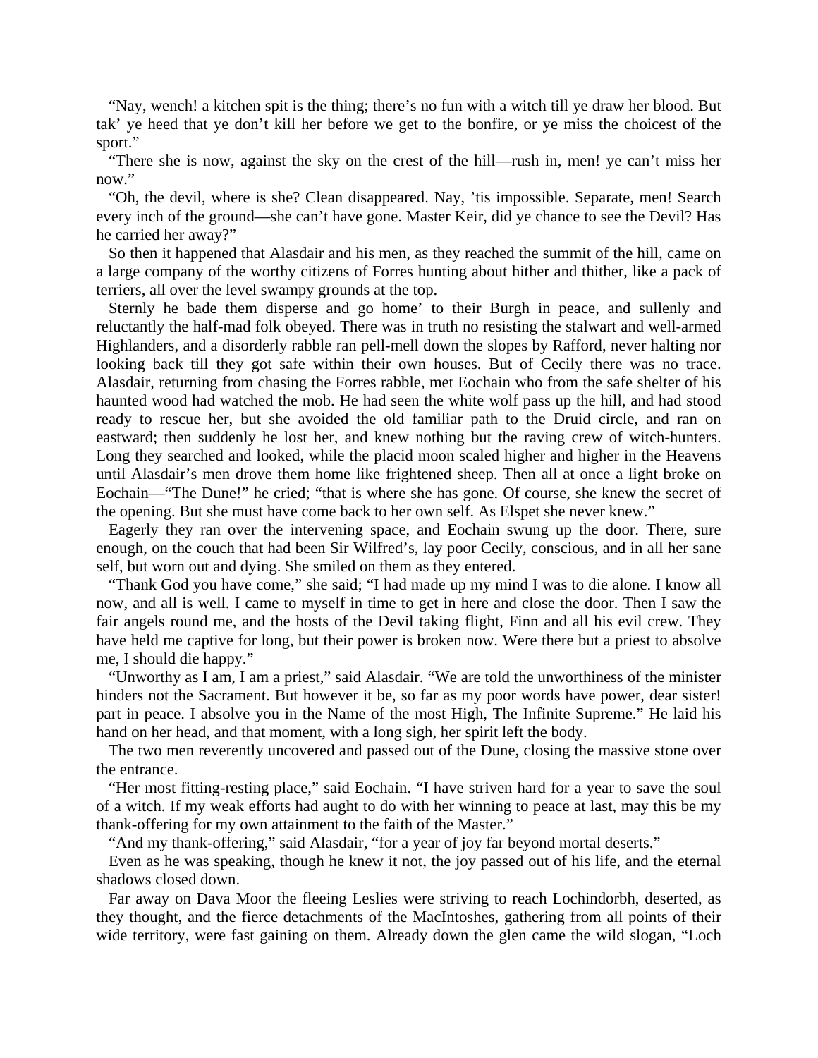"Nay, wench! a kitchen spit is the thing; there's no fun with a witch till ye draw her blood. But tak' ye heed that ye don't kill her before we get to the bonfire, or ye miss the choicest of the sport."

"There she is now, against the sky on the crest of the hill—rush in, men! ye can't miss her now."

"Oh, the devil, where is she? Clean disappeared. Nay, 'tis impossible. Separate, men! Search every inch of the ground—she can't have gone. Master Keir, did ye chance to see the Devil? Has he carried her away?"

So then it happened that Alasdair and his men, as they reached the summit of the hill, came on a large company of the worthy citizens of Forres hunting about hither and thither, like a pack of terriers, all over the level swampy grounds at the top.

Sternly he bade them disperse and go home' to their Burgh in peace, and sullenly and reluctantly the half-mad folk obeyed. There was in truth no resisting the stalwart and well-armed Highlanders, and a disorderly rabble ran pell-mell down the slopes by Rafford, never halting nor looking back till they got safe within their own houses. But of Cecily there was no trace. Alasdair, returning from chasing the Forres rabble, met Eochain who from the safe shelter of his haunted wood had watched the mob. He had seen the white wolf pass up the hill, and had stood ready to rescue her, but she avoided the old familiar path to the Druid circle, and ran on eastward; then suddenly he lost her, and knew nothing but the raving crew of witch-hunters. Long they searched and looked, while the placid moon scaled higher and higher in the Heavens until Alasdair's men drove them home like frightened sheep. Then all at once a light broke on Eochain—"The Dune!" he cried; "that is where she has gone. Of course, she knew the secret of the opening. But she must have come back to her own self. As Elspet she never knew."

Eagerly they ran over the intervening space, and Eochain swung up the door. There, sure enough, on the couch that had been Sir Wilfred's, lay poor Cecily, conscious, and in all her sane self, but worn out and dying. She smiled on them as they entered.

"Thank God you have come," she said; "I had made up my mind I was to die alone. I know all now, and all is well. I came to myself in time to get in here and close the door. Then I saw the fair angels round me, and the hosts of the Devil taking flight, Finn and all his evil crew. They have held me captive for long, but their power is broken now. Were there but a priest to absolve me, I should die happy."

"Unworthy as I am, I am a priest," said Alasdair. "We are told the unworthiness of the minister hinders not the Sacrament. But however it be, so far as my poor words have power, dear sister! part in peace. I absolve you in the Name of the most High, The Infinite Supreme." He laid his hand on her head, and that moment, with a long sigh, her spirit left the body.

The two men reverently uncovered and passed out of the Dune, closing the massive stone over the entrance.

"Her most fitting-resting place," said Eochain. "I have striven hard for a year to save the soul of a witch. If my weak efforts had aught to do with her winning to peace at last, may this be my thank-offering for my own attainment to the faith of the Master."

"And my thank-offering," said Alasdair, "for a year of joy far beyond mortal deserts."

Even as he was speaking, though he knew it not, the joy passed out of his life, and the eternal shadows closed down.

Far away on Dava Moor the fleeing Leslies were striving to reach Lochindorbh, deserted, as they thought, and the fierce detachments of the MacIntoshes, gathering from all points of their wide territory, were fast gaining on them. Already down the glen came the wild slogan, "Loch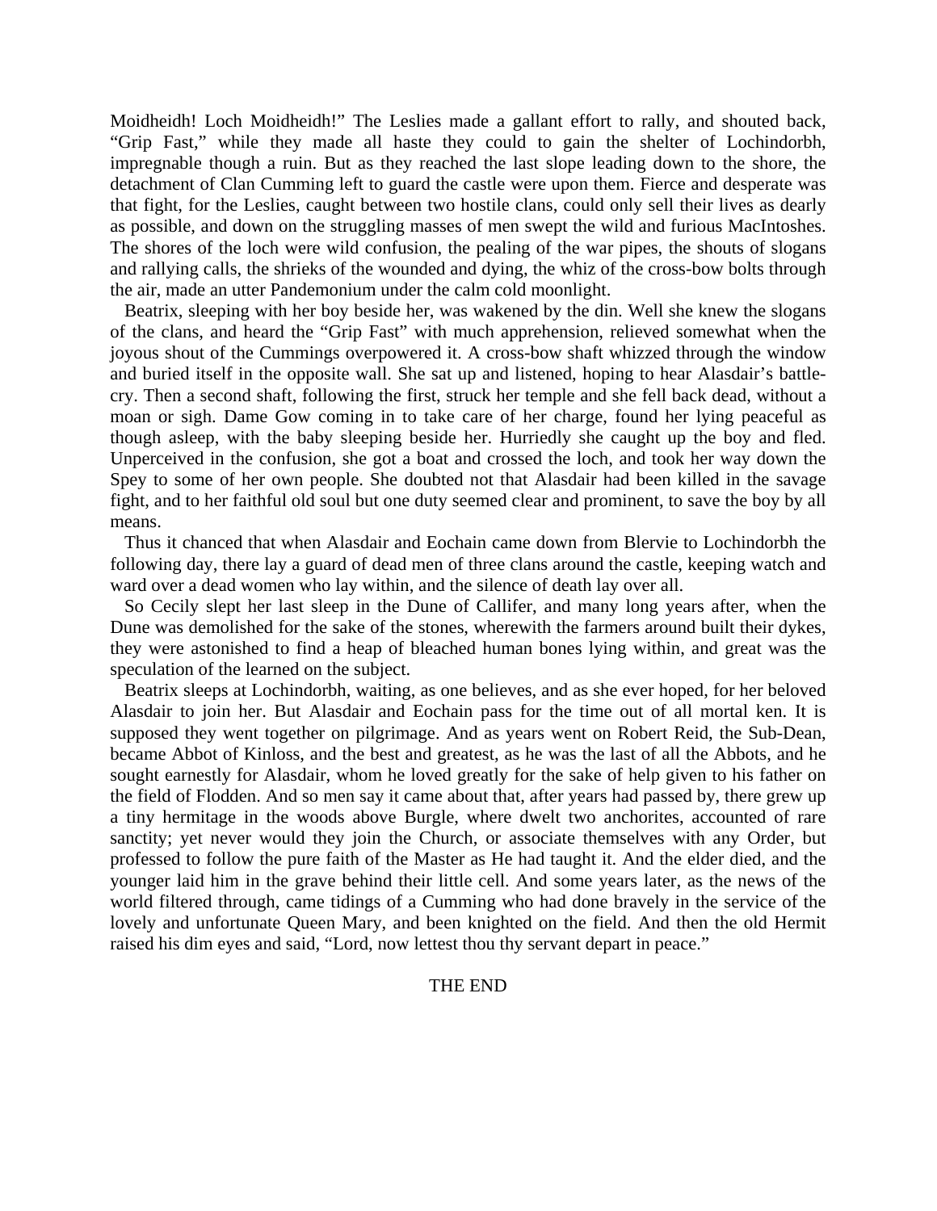Moidheidh! Loch Moidheidh!" The Leslies made a gallant effort to rally, and shouted back, "Grip Fast," while they made all haste they could to gain the shelter of Lochindorbh, impregnable though a ruin. But as they reached the last slope leading down to the shore, the detachment of Clan Cumming left to guard the castle were upon them. Fierce and desperate was that fight, for the Leslies, caught between two hostile clans, could only sell their lives as dearly as possible, and down on the struggling masses of men swept the wild and furious MacIntoshes. The shores of the loch were wild confusion, the pealing of the war pipes, the shouts of slogans and rallying calls, the shrieks of the wounded and dying, the whiz of the cross-bow bolts through the air, made an utter Pandemonium under the calm cold moonlight.

Beatrix, sleeping with her boy beside her, was wakened by the din. Well she knew the slogans of the clans, and heard the "Grip Fast" with much apprehension, relieved somewhat when the joyous shout of the Cummings overpowered it. A cross-bow shaft whizzed through the window and buried itself in the opposite wall. She sat up and listened, hoping to hear Alasdair's battle-cry. Then a second shaft, following the first, struck her temple and she fell back dead, without a moan or sigh. Dame Gow coming in to take care of her charge, found her lying peaceful as though asleep, with the baby sleeping beside her. Hurriedly she caught up the boy and fled. Unperceived in the confusion, she got a boat and crossed the loch, and took her way down the Spey to some of her own people. She doubted not that Alasdair had been killed in the savage fight, and to her faithful old soul but one duty seemed clear and prominent, to save the boy by all means.

Thus it chanced that when Alasdair and Eochain came down from Blervie to Lochindorbh the following day, there lay a guard of dead men of three clans around the castle, keeping watch and ward over a dead women who lay within, and the silence of death lay over all.

So Cecily slept her last sleep in the Dune of Callifer, and many long years after, when the Dune was demolished for the sake of the stones, wherewith the farmers around built their dykes, they were astonished to find a heap of bleached human bones lying within, and great was the speculation of the learned on the subject.

Beatrix sleeps at Lochindorbh, waiting, as one believes, and as she ever hoped, for her beloved Alasdair to join her. But Alasdair and Eochain pass for the time out of all mortal ken. It is supposed they went together on pilgrimage. And as years went on Robert Reid, the Sub-Dean, became Abbot of Kinloss, and the best and greatest, as he was the last of all the Abbots, and he sought earnestly for Alasdair, whom he loved greatly for the sake of help given to his father on the field of Flodden. And so men say it came about that, after years had passed by, there grew up a tiny hermitage in the woods above Burgle, where dwelt two anchorites, accounted of rare sanctity; yet never would they join the Church, or associate themselves with any Order, but professed to follow the pure faith of the Master as He had taught it. And the elder died, and the younger laid him in the grave behind their little cell. And some years later, as the news of the world filtered through, came tidings of a Cumming who had done bravely in the service of the lovely and unfortunate Queen Mary, and been knighted on the field. And then the old Hermit raised his dim eyes and said, "Lord, now lettest thou thy servant depart in peace."

THE END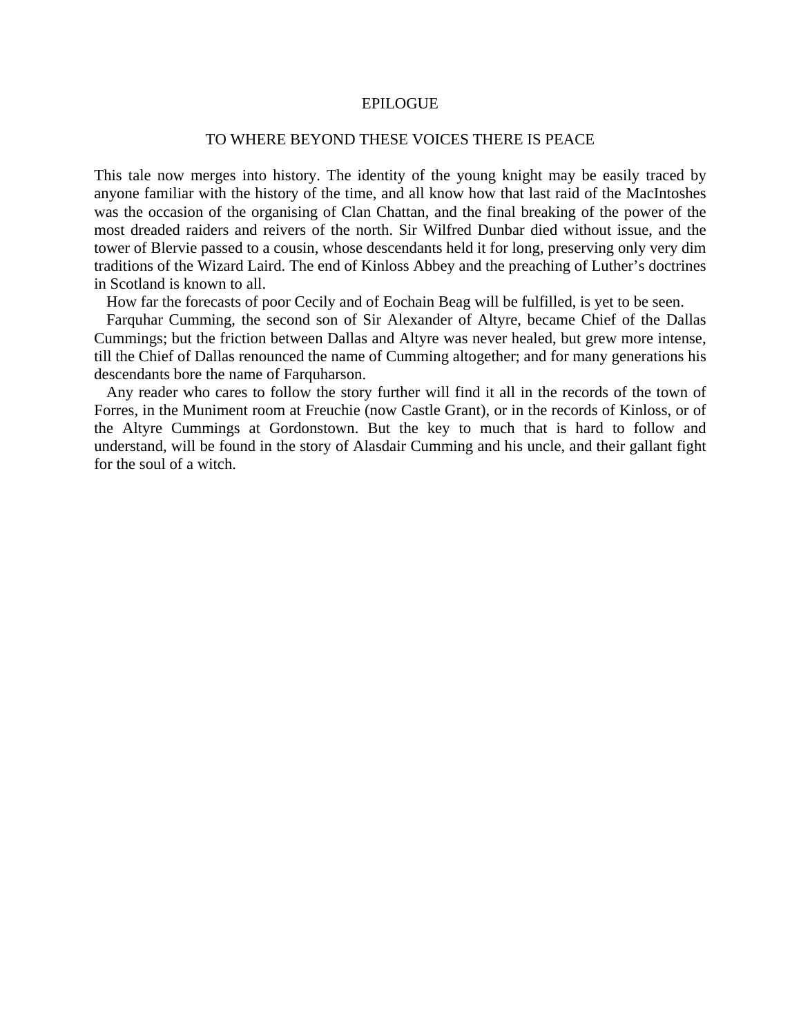# EPILOGUE

## TO WHERE BEYOND THESE VOICES THERE IS PEACE

This tale now merges into history. The identity of the young knight may be easily traced by anyone familiar with the history of the time, and all know how that last raid of the MacIntoshes was the occasion of the organising of Clan Chattan, and the final breaking of the power of the most dreaded raiders and reivers of the north. Sir Wilfred Dunbar died without issue, and the tower of Blervie passed to a cousin, whose descendants held it for long, preserving only very dim traditions of the Wizard Laird. The end of Kinloss Abbey and the preaching of Luther's doctrines in Scotland is known to all.

How far the forecasts of poor Cecily and of Eochain Beag will be fulfilled, is yet to be seen.

Farquhar Cumming, the second son of Sir Alexander of Altyre, became Chief of the Dallas Cummings; but the friction between Dallas and Altyre was never healed, but grew more intense, till the Chief of Dallas renounced the name of Cumming altogether; and for many generations his descendants bore the name of Farquharson.

Any reader who cares to follow the story further will find it all in the records of the town of Forres, in the Muniment room at Freuchie (now Castle Grant), or in the records of Kinloss, or of the Altyre Cummings at Gordonstown. But the key to much that is hard to follow and understand, will be found in the story of Alasdair Cumming and his uncle, and their gallant fight for the soul of a witch.